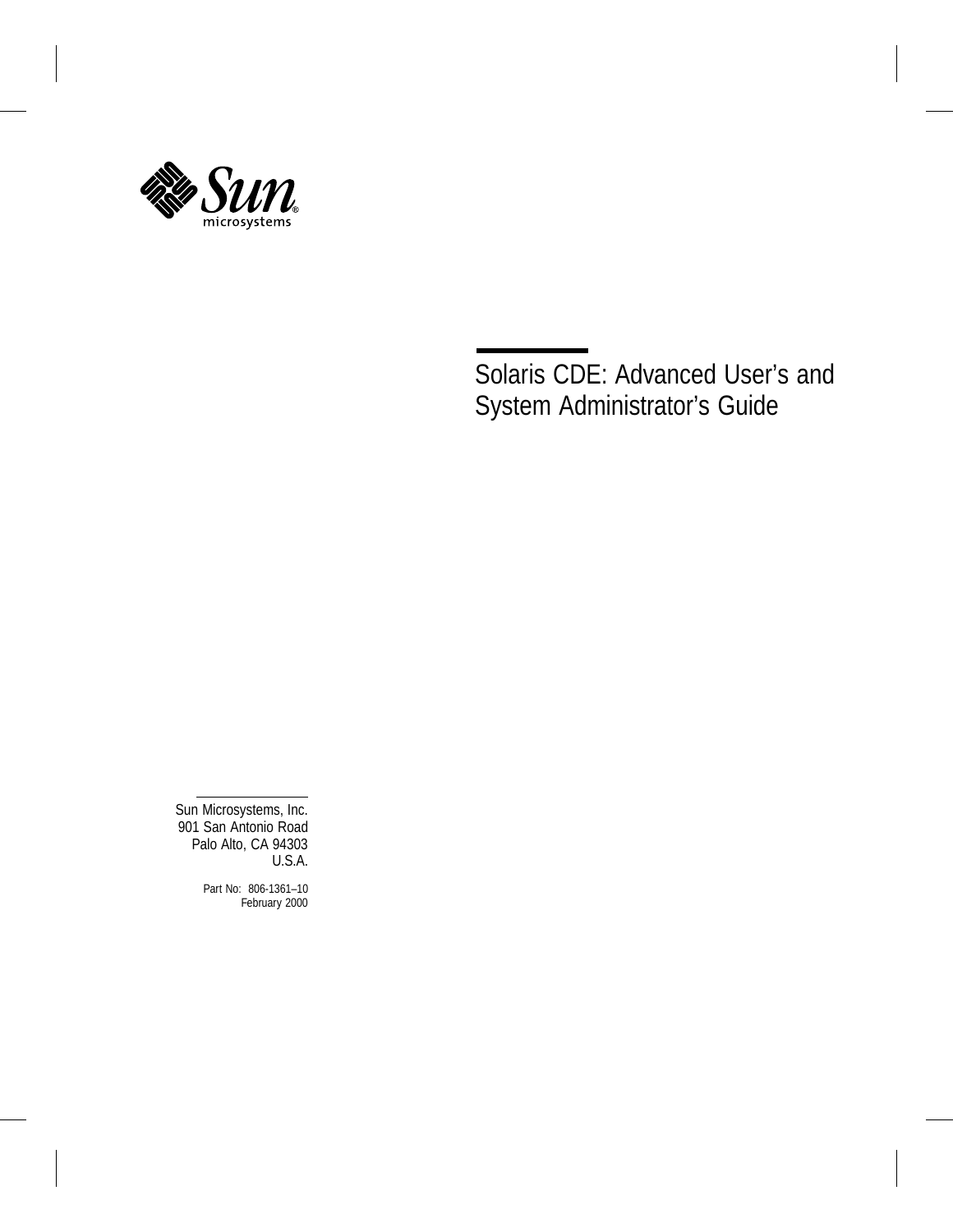Sun microsystems

# Solaris CDE: Advanced User's and System Administrator's Guide

Sun Microsystems, Inc.
901 San Antonio Road
Palo Alto, CA 94303
U.S.A.

Part No: 806-1361–10
February 2000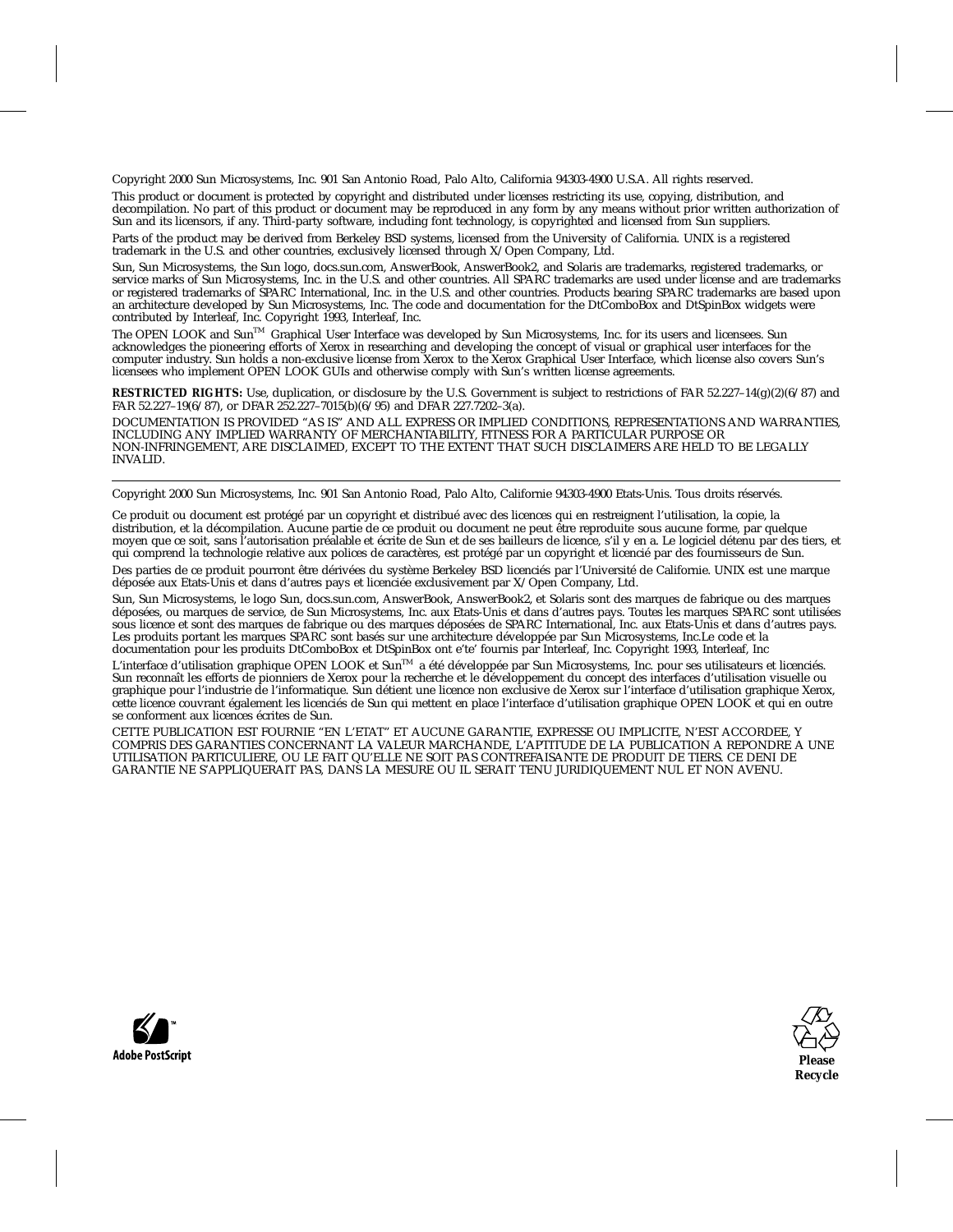Copyright 2000 Sun Microsystems, Inc. 901 San Antonio Road, Palo Alto, California 94303-4900 U.S.A. All rights reserved.

This product or document is protected by copyright and distributed under licenses restricting its use, copying, distribution, and decompilation. No part of this product or document may be reproduced in any form by any means without prior written authorization of Sun and its licensors, if any. Third-party software, including font technology, is copyrighted and licensed from Sun suppliers.

Parts of the product may be derived from Berkeley BSD systems, licensed from the University of California. UNIX is a registered trademark in the U.S. and other countries, exclusively licensed through X/Open Company, Ltd.

Sun, Sun Microsystems, the Sun logo, docs.sun.com, AnswerBook, AnswerBook2, and Solaris are trademarks, registered trademarks, or service marks of Sun Microsystems, Inc. in the U.S. and other countries. All SPARC trademarks are used under license and are trademarks or registered trademarks of SPARC International, Inc. in the U.S. and other countries. Products bearing SPARC trademarks are based upon an architecture developed by Sun Microsystems, Inc. The code and documentation for the DtComboBox and DtSpinBox widgets were contributed by Interleaf, Inc. Copyright 1993, Interleaf, Inc.

The OPEN LOOK and Sun™ Graphical User Interface was developed by Sun Microsystems, Inc. for its users and licensees. Sun acknowledges the pioneering efforts of Xerox in researching and developing the concept of visual or graphical user interfaces for the computer industry. Sun holds a non-exclusive license from Xerox to the Xerox Graphical User Interface, which license also covers Sun's licensees who implement OPEN LOOK GUIs and otherwise comply with Sun's written license agreements.

**RESTRICTED RIGHTS:** Use, duplication, or disclosure by the U.S. Government is subject to restrictions of FAR 52.227–14(g)(2)(6/87) and FAR 52.227–19(6/87), or DFAR 252.227–7015(b)(6/95) and DFAR 227.7202–3(a).

DOCUMENTATION IS PROVIDED "AS IS" AND ALL EXPRESS OR IMPLIED CONDITIONS, REPRESENTATIONS AND WARRANTIES, INCLUDING ANY IMPLIED WARRANTY OF MERCHANTABILITY, FITNESS FOR A PARTICULAR PURPOSE OR NON-INFRINGEMENT, ARE DISCLAIMED, EXCEPT TO THE EXTENT THAT SUCH DISCLAIMERS ARE HELD TO BE LEGALLY INVALID.

---

Copyright 2000 Sun Microsystems, Inc. 901 San Antonio Road, Palo Alto, Californie 94303-4900 Etats-Unis. Tous droits réservés.

Ce produit ou document est protégé par un copyright et distribué avec des licences qui en restreignent l'utilisation, la copie, la distribution, et la décompilation. Aucune partie de ce produit ou document ne peut être reproduite sous aucune forme, par quelque moyen que ce soit, sans l'autorisation préalable et écrite de Sun et de ses bailleurs de licence, s'il y en a. Le logiciel détenu par des tiers, et qui comprend la technologie relative aux polices de caractères, est protégé par un copyright et licencié par des fournisseurs de Sun.

Des parties de ce produit pourront être dérivées du système Berkeley BSD licenciés par l'Université de Californie. UNIX est une marque déposée aux Etats-Unis et dans d'autres pays et licenciée exclusivement par X/Open Company, Ltd.

Sun, Sun Microsystems, le logo Sun, docs.sun.com, AnswerBook, AnswerBook2, et Solaris sont des marques de fabrique ou des marques déposées, ou marques de service, de Sun Microsystems, Inc. aux Etats-Unis et dans d'autres pays. Toutes les marques SPARC sont utilisées sous licence et sont des marques de fabrique ou des marques déposées de SPARC International, Inc. aux Etats-Unis et dans d'autres pays. Les produits portant les marques SPARC sont basés sur une architecture développée par Sun Microsystems, Inc.Le code et la documentation pour les produits DtComboBox et DtSpinBox ont e'te' fournis par Interleaf, Inc. Copyright 1993, Interleaf, Inc

L'interface d'utilisation graphique OPEN LOOK et Sun™ a été développée par Sun Microsystems, Inc. pour ses utilisateurs et licenciés. Sun reconnaît les efforts de pionniers de Xerox pour la recherche et le développement du concept des interfaces d'utilisation visuelle ou graphique pour l'industrie de l'informatique. Sun détient une licence non exclusive de Xerox sur l'interface d'utilisation graphique Xerox, cette licence couvrant également les licenciés de Sun qui mettent en place l'interface d'utilisation graphique OPEN LOOK et qui en outre se conforment aux licences écrites de Sun.

CETTE PUBLICATION EST FOURNIE "EN L'ETAT" ET AUCUNE GARANTIE, EXPRESSE OU IMPLICITE, N'EST ACCORDEE, Y COMPRIS DES GARANTIES CONCERNANT LA VALEUR MARCHANDE, L'APTITUDE DE LA PUBLICATION A REPONDRE A UNE UTILISATION PARTICULIERE, OU LE FAIT QU'ELLE NE SOIT PAS CONTREFAISANTE DE PRODUIT DE TIERS. CE DENI DE GARANTIE NE S'APPLIQUERAIT PAS, DANS LA MESURE OU IL SERAIT TENU JURIDIQUEMENT NUL ET NON AVENU.

Adobe PostScript

**Please Recycle**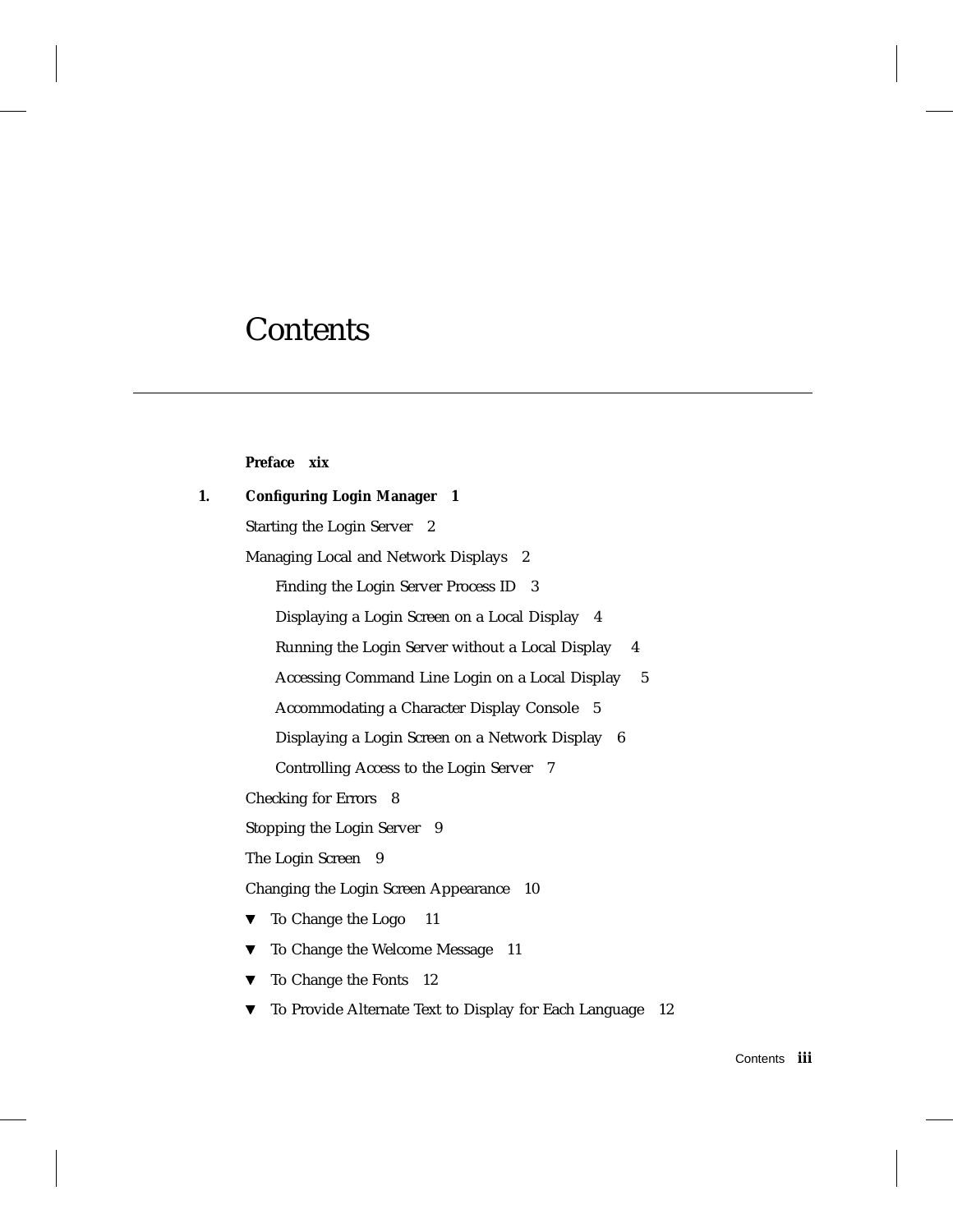# Contents

**Preface xix**

**1. Configuring Login Manager 1**

Starting the Login Server 2

Managing Local and Network Displays 2

- Finding the Login Server Process ID 3
- Displaying a Login Screen on a Local Display 4
- Running the Login Server without a Local Display 4
- Accessing Command Line Login on a Local Display 5
- Accommodating a Character Display Console 5
- Displaying a Login Screen on a Network Display 6
- Controlling Access to the Login Server 7

Checking for Errors 8

Stopping the Login Server 9

The Login Screen 9

Changing the Login Screen Appearance 10

▼ To Change the Logo 11

▼ To Change the Welcome Message 11

▼ To Change the Fonts 12

▼ To Provide Alternate Text to Display for Each Language 12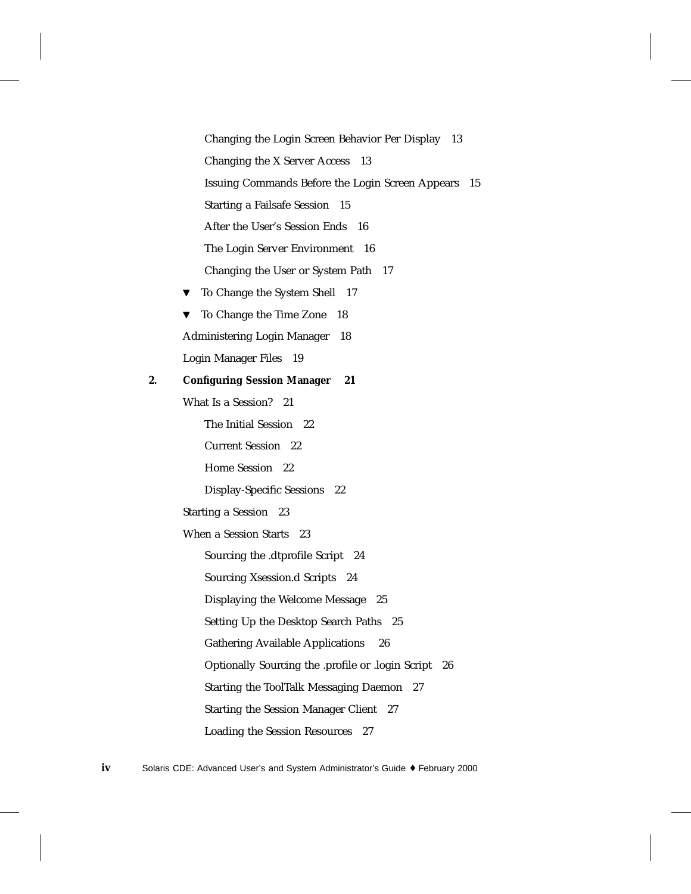Changing the Login Screen Behavior Per Display 13

Changing the X Server Access 13

Issuing Commands Before the Login Screen Appears 15

Starting a Failsafe Session 15

After the User's Session Ends 16

The Login Server Environment 16

Changing the User or System Path 17

▼ To Change the System Shell 17

▼ To Change the Time Zone 18

Administering Login Manager 18

Login Manager Files 19

**2. Configuring Session Manager 21**

What Is a Session? 21

The Initial Session 22

Current Session 22

Home Session 22

Display-Specific Sessions 22

Starting a Session 23

When a Session Starts 23

Sourcing the .dtprofile Script 24

Sourcing Xsession.d Scripts 24

Displaying the Welcome Message 25

Setting Up the Desktop Search Paths 25

Gathering Available Applications 26

Optionally Sourcing the .profile or .login Script 26

Starting the ToolTalk Messaging Daemon 27

Starting the Session Manager Client 27

Loading the Session Resources 27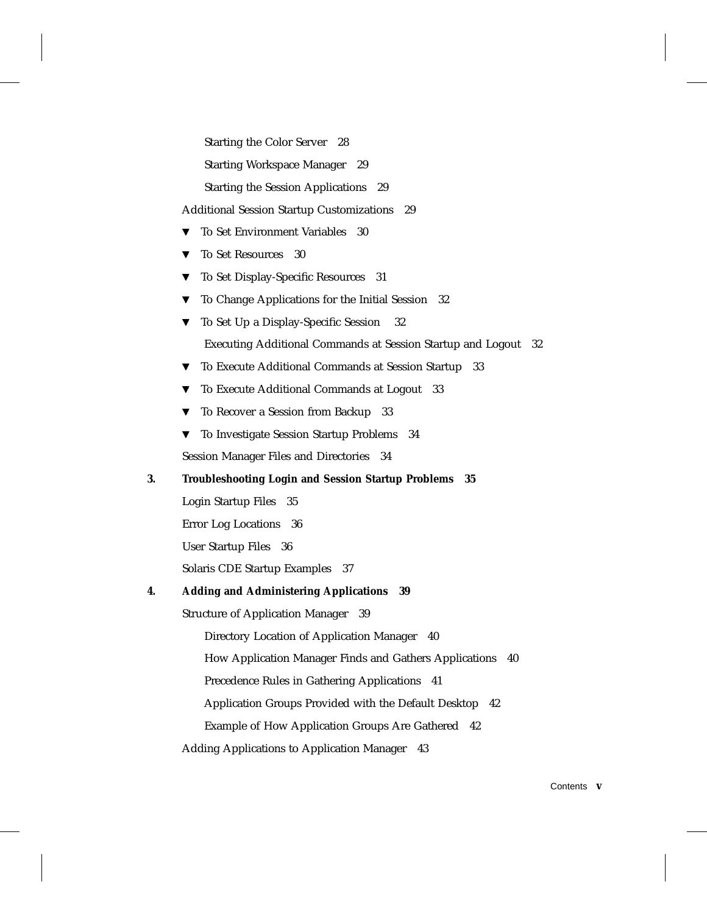Starting the Color Server 28

Starting Workspace Manager 29

Starting the Session Applications 29

Additional Session Startup Customizations 29

- ▼ To Set Environment Variables 30
- ▼ To Set Resources 30
- ▼ To Set Display-Specific Resources 31
- ▼ To Change Applications for the Initial Session 32
- ▼ To Set Up a Display-Specific Session 32

Executing Additional Commands at Session Startup and Logout 32

- ▼ To Execute Additional Commands at Session Startup 33
- ▼ To Execute Additional Commands at Logout 33
- ▼ To Recover a Session from Backup 33
- ▼ To Investigate Session Startup Problems 34

Session Manager Files and Directories 34

**3. Troubleshooting Login and Session Startup Problems 35**

Login Startup Files 35

Error Log Locations 36

User Startup Files 36

Solaris CDE Startup Examples 37

**4. Adding and Administering Applications 39**

Structure of Application Manager 39

Directory Location of Application Manager 40

How Application Manager Finds and Gathers Applications 40

Precedence Rules in Gathering Applications 41

Application Groups Provided with the Default Desktop 42

Example of How Application Groups Are Gathered 42

Adding Applications to Application Manager 43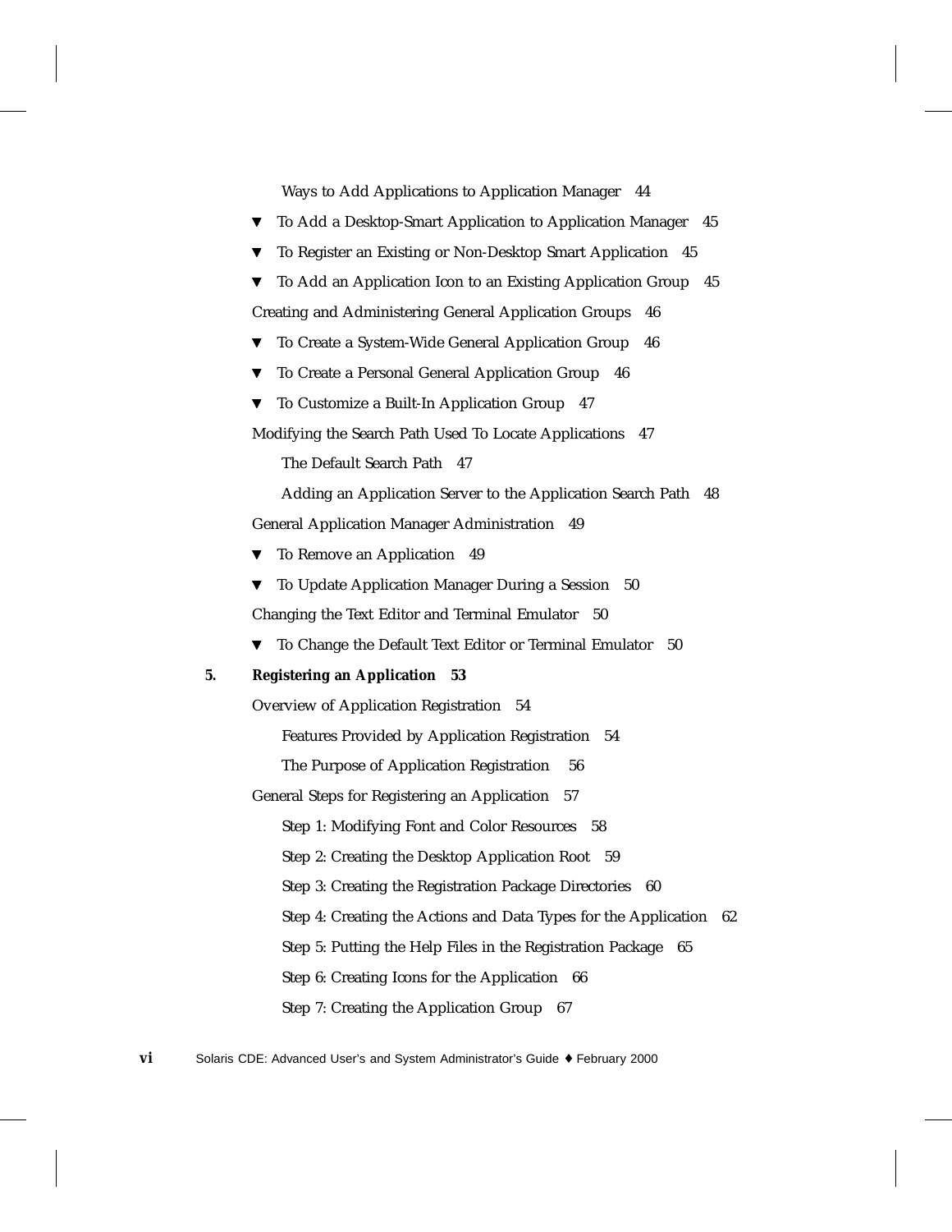Ways to Add Applications to Application Manager 44

▼ To Add a Desktop-Smart Application to Application Manager 45

▼ To Register an Existing or Non-Desktop Smart Application 45

▼ To Add an Application Icon to an Existing Application Group 45

Creating and Administering General Application Groups 46

▼ To Create a System-Wide General Application Group 46

▼ To Create a Personal General Application Group 46

▼ To Customize a Built-In Application Group 47

Modifying the Search Path Used To Locate Applications 47

The Default Search Path 47

Adding an Application Server to the Application Search Path 48

General Application Manager Administration 49

▼ To Remove an Application 49

▼ To Update Application Manager During a Session 50

Changing the Text Editor and Terminal Emulator 50

▼ To Change the Default Text Editor or Terminal Emulator 50

**5. Registering an Application 53**

Overview of Application Registration 54

Features Provided by Application Registration 54

The Purpose of Application Registration 56

General Steps for Registering an Application 57

Step 1: Modifying Font and Color Resources 58

Step 2: Creating the Desktop Application Root 59

Step 3: Creating the Registration Package Directories 60

Step 4: Creating the Actions and Data Types for the Application 62

Step 5: Putting the Help Files in the Registration Package 65

Step 6: Creating Icons for the Application 66

Step 7: Creating the Application Group 67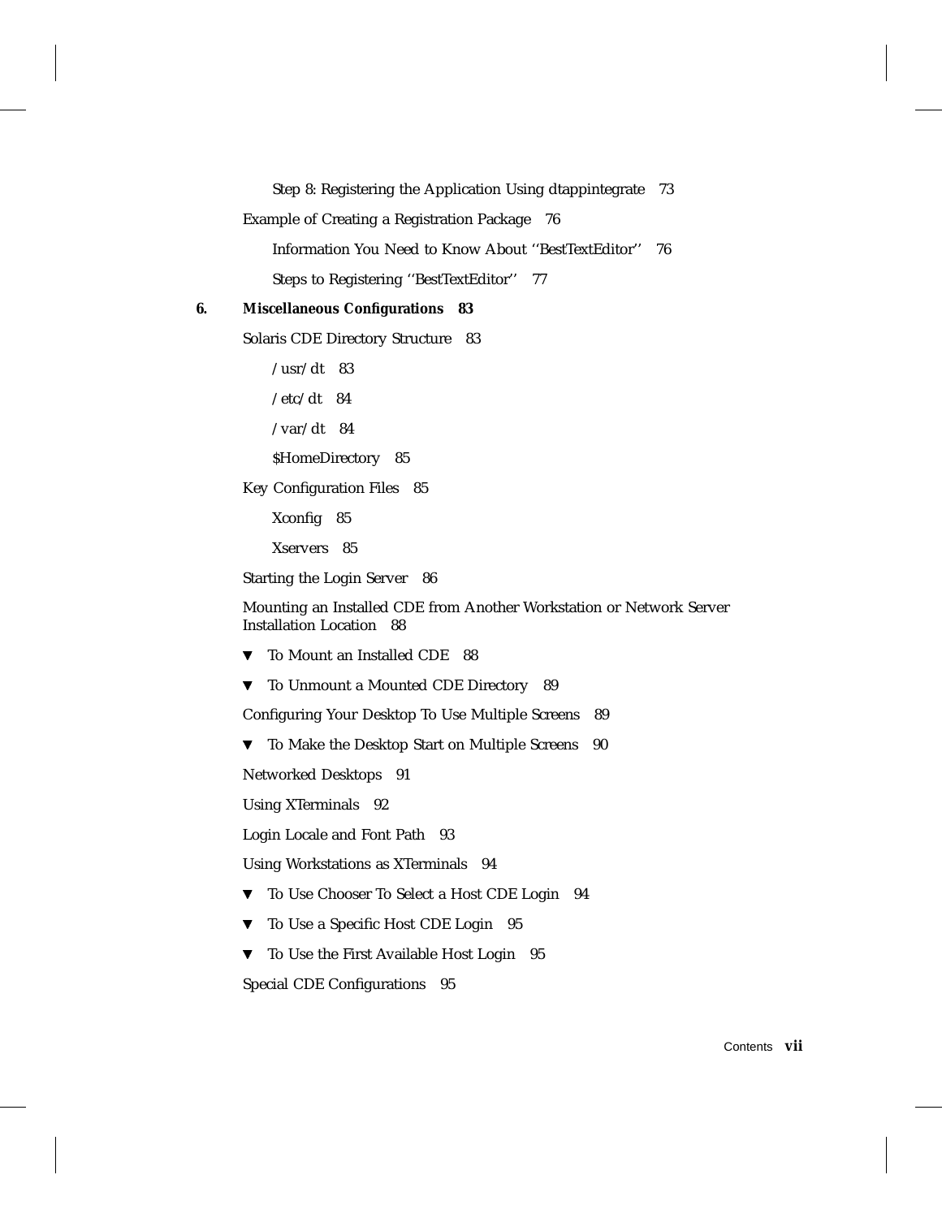Step 8: Registering the Application Using dtappintegrate 73

Example of Creating a Registration Package 76

Information You Need to Know About ''BestTextEditor'' 76

Steps to Registering ''BestTextEditor'' 77

**6. Miscellaneous Configurations 83**

Solaris CDE Directory Structure 83

/usr/dt 83

/etc/dt 84

/var/dt 84

$HomeDirectory 85

Key Configuration Files 85

Xconfig 85

Xservers 85

Starting the Login Server 86

Mounting an Installed CDE from Another Workstation or Network Server Installation Location 88

▼ To Mount an Installed CDE 88

▼ To Unmount a Mounted CDE Directory 89

Configuring Your Desktop To Use Multiple Screens 89

▼ To Make the Desktop Start on Multiple Screens 90

Networked Desktops 91

Using XTerminals 92

Login Locale and Font Path 93

Using Workstations as XTerminals 94

▼ To Use Chooser To Select a Host CDE Login 94

▼ To Use a Specific Host CDE Login 95

▼ To Use the First Available Host Login 95

Special CDE Configurations 95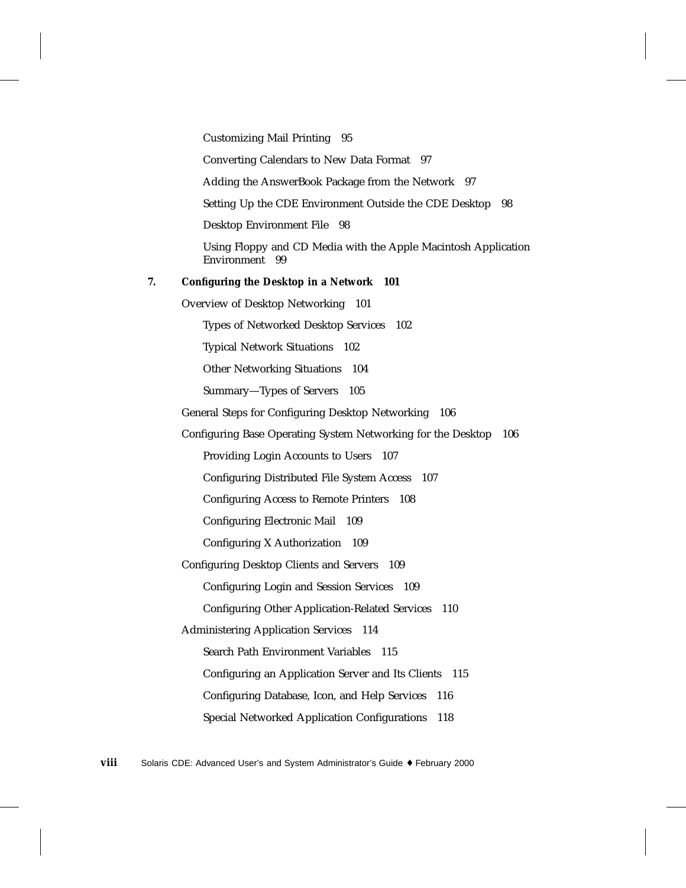Customizing Mail Printing 95

Converting Calendars to New Data Format 97

Adding the AnswerBook Package from the Network 97

Setting Up the CDE Environment Outside the CDE Desktop 98

Desktop Environment File 98

Using Floppy and CD Media with the Apple Macintosh Application Environment 99

**7. Configuring the Desktop in a Network 101**

Overview of Desktop Networking 101

Types of Networked Desktop Services 102

Typical Network Situations 102

Other Networking Situations 104

Summary—Types of Servers 105

General Steps for Configuring Desktop Networking 106

Configuring Base Operating System Networking for the Desktop 106

Providing Login Accounts to Users 107

Configuring Distributed File System Access 107

Configuring Access to Remote Printers 108

Configuring Electronic Mail 109

Configuring X Authorization 109

Configuring Desktop Clients and Servers 109

Configuring Login and Session Services 109

Configuring Other Application-Related Services 110

Administering Application Services 114

Search Path Environment Variables 115

Configuring an Application Server and Its Clients 115

Configuring Database, Icon, and Help Services 116

Special Networked Application Configurations 118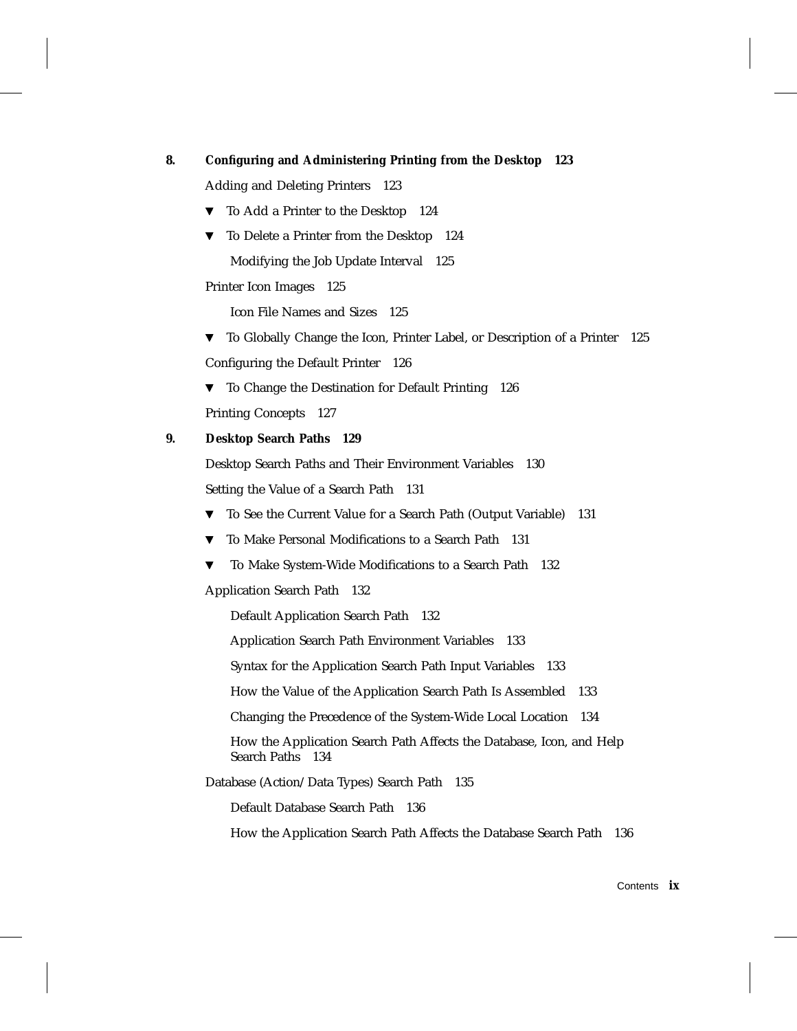**8. Configuring and Administering Printing from the Desktop 123**

Adding and Deleting Printers 123

▼ To Add a Printer to the Desktop 124

▼ To Delete a Printer from the Desktop 124

Modifying the Job Update Interval 125

Printer Icon Images 125

Icon File Names and Sizes 125

▼ To Globally Change the Icon, Printer Label, or Description of a Printer 125

Configuring the Default Printer 126

▼ To Change the Destination for Default Printing 126

Printing Concepts 127

**9. Desktop Search Paths 129**

Desktop Search Paths and Their Environment Variables 130

Setting the Value of a Search Path 131

▼ To See the Current Value for a Search Path (Output Variable) 131

▼ To Make Personal Modifications to a Search Path 131

▼ To Make System-Wide Modifications to a Search Path 132

Application Search Path 132

Default Application Search Path 132

Application Search Path Environment Variables 133

Syntax for the Application Search Path Input Variables 133

How the Value of the Application Search Path Is Assembled 133

Changing the Precedence of the System-Wide Local Location 134

How the Application Search Path Affects the Database, Icon, and Help Search Paths 134

Database (Action/Data Types) Search Path 135

Default Database Search Path 136

How the Application Search Path Affects the Database Search Path 136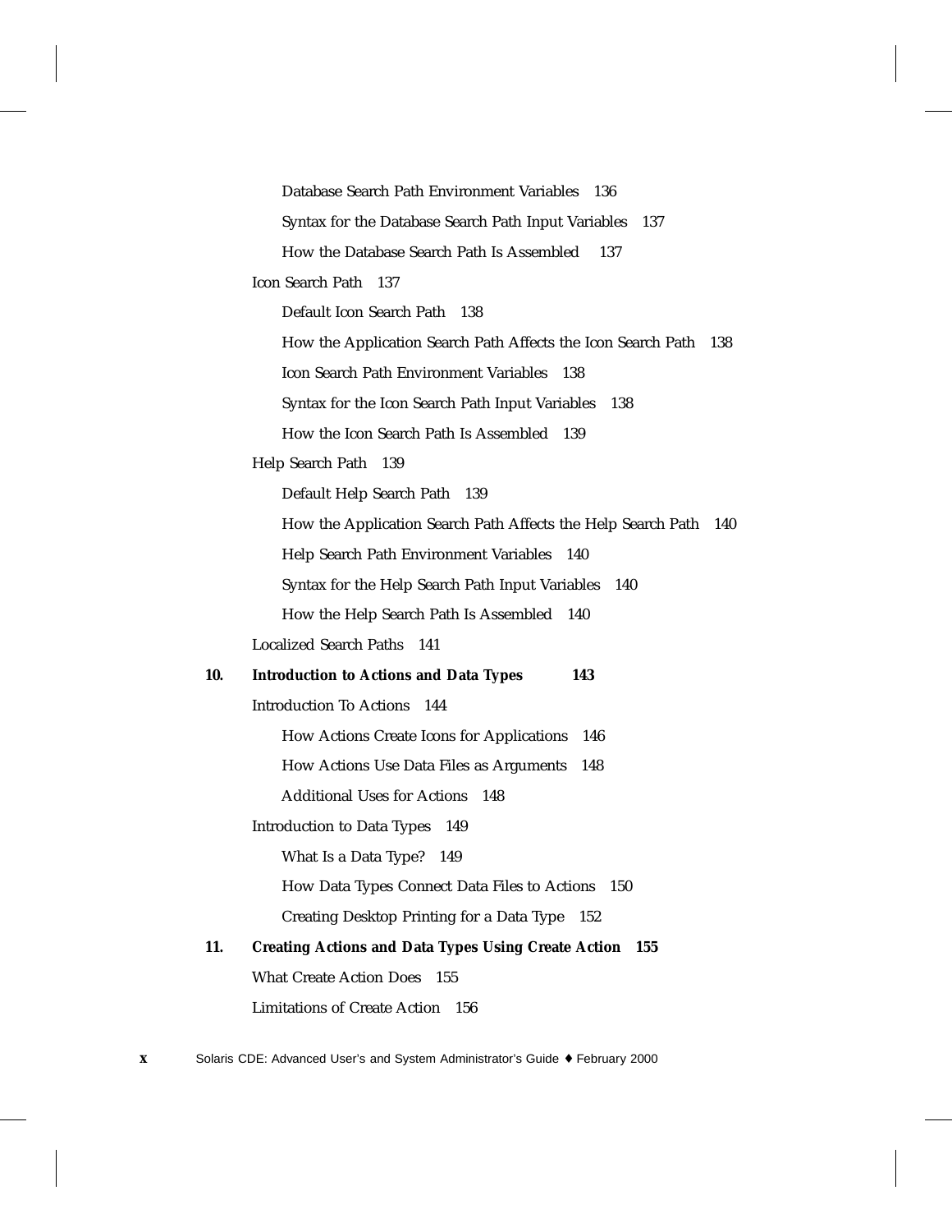Database Search Path Environment Variables 136

Syntax for the Database Search Path Input Variables 137

How the Database Search Path Is Assembled 137

Icon Search Path 137

Default Icon Search Path 138

How the Application Search Path Affects the Icon Search Path 138

Icon Search Path Environment Variables 138

Syntax for the Icon Search Path Input Variables 138

How the Icon Search Path Is Assembled 139

Help Search Path 139

Default Help Search Path 139

How the Application Search Path Affects the Help Search Path 140

Help Search Path Environment Variables 140

Syntax for the Help Search Path Input Variables 140

How the Help Search Path Is Assembled 140

Localized Search Paths 141

**10. Introduction to Actions and Data Types 143**

Introduction To Actions 144

How Actions Create Icons for Applications 146

How Actions Use Data Files as Arguments 148

Additional Uses for Actions 148

Introduction to Data Types 149

What Is a Data Type? 149

How Data Types Connect Data Files to Actions 150

Creating Desktop Printing for a Data Type 152

**11. Creating Actions and Data Types Using Create Action 155**

What Create Action Does 155

Limitations of Create Action 156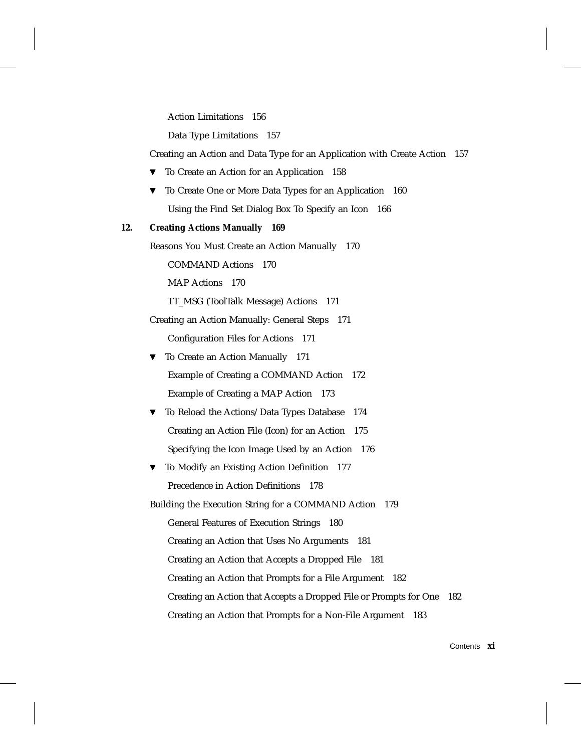Action Limitations 156

Data Type Limitations 157

Creating an Action and Data Type for an Application with Create Action 157

▼ To Create an Action for an Application 158

▼ To Create One or More Data Types for an Application 160

Using the Find Set Dialog Box To Specify an Icon 166

**12. Creating Actions Manually 169**

Reasons You Must Create an Action Manually 170

COMMAND Actions 170

MAP Actions 170

TT_MSG (ToolTalk Message) Actions 171

Creating an Action Manually: General Steps 171

Configuration Files for Actions 171

▼ To Create an Action Manually 171

Example of Creating a COMMAND Action 172

Example of Creating a MAP Action 173

▼ To Reload the Actions/Data Types Database 174

Creating an Action File (Icon) for an Action 175

Specifying the Icon Image Used by an Action 176

▼ To Modify an Existing Action Definition 177

Precedence in Action Definitions 178

Building the Execution String for a COMMAND Action 179

General Features of Execution Strings 180

Creating an Action that Uses No Arguments 181

Creating an Action that Accepts a Dropped File 181

Creating an Action that Prompts for a File Argument 182

Creating an Action that Accepts a Dropped File or Prompts for One 182

Creating an Action that Prompts for a Non-File Argument 183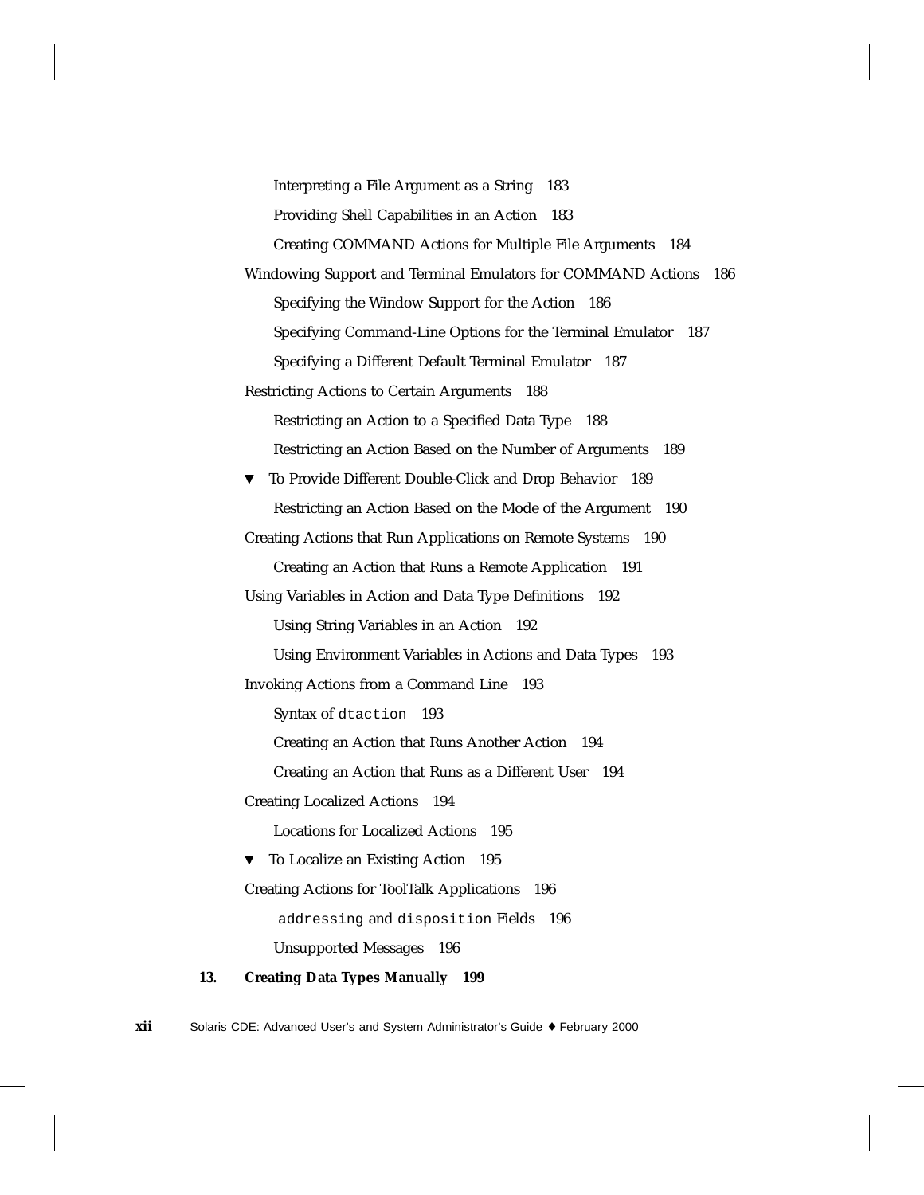Interpreting a File Argument as a String 183

Providing Shell Capabilities in an Action 183

Creating COMMAND Actions for Multiple File Arguments 184

Windowing Support and Terminal Emulators for COMMAND Actions 186

Specifying the Window Support for the Action 186

Specifying Command-Line Options for the Terminal Emulator 187

Specifying a Different Default Terminal Emulator 187

Restricting Actions to Certain Arguments 188

Restricting an Action to a Specified Data Type 188

Restricting an Action Based on the Number of Arguments 189

▼ To Provide Different Double-Click and Drop Behavior 189

Restricting an Action Based on the Mode of the Argument 190

Creating Actions that Run Applications on Remote Systems 190

Creating an Action that Runs a Remote Application 191

Using Variables in Action and Data Type Definitions 192

Using String Variables in an Action 192

Using Environment Variables in Actions and Data Types 193

Invoking Actions from a Command Line 193

Syntax of `dtaction` 193

Creating an Action that Runs Another Action 194

Creating an Action that Runs as a Different User 194

Creating Localized Actions 194

Locations for Localized Actions 195

▼ To Localize an Existing Action 195

Creating Actions for ToolTalk Applications 196

`addressing` and `disposition` Fields 196

Unsupported Messages 196

**13. Creating Data Types Manually 199**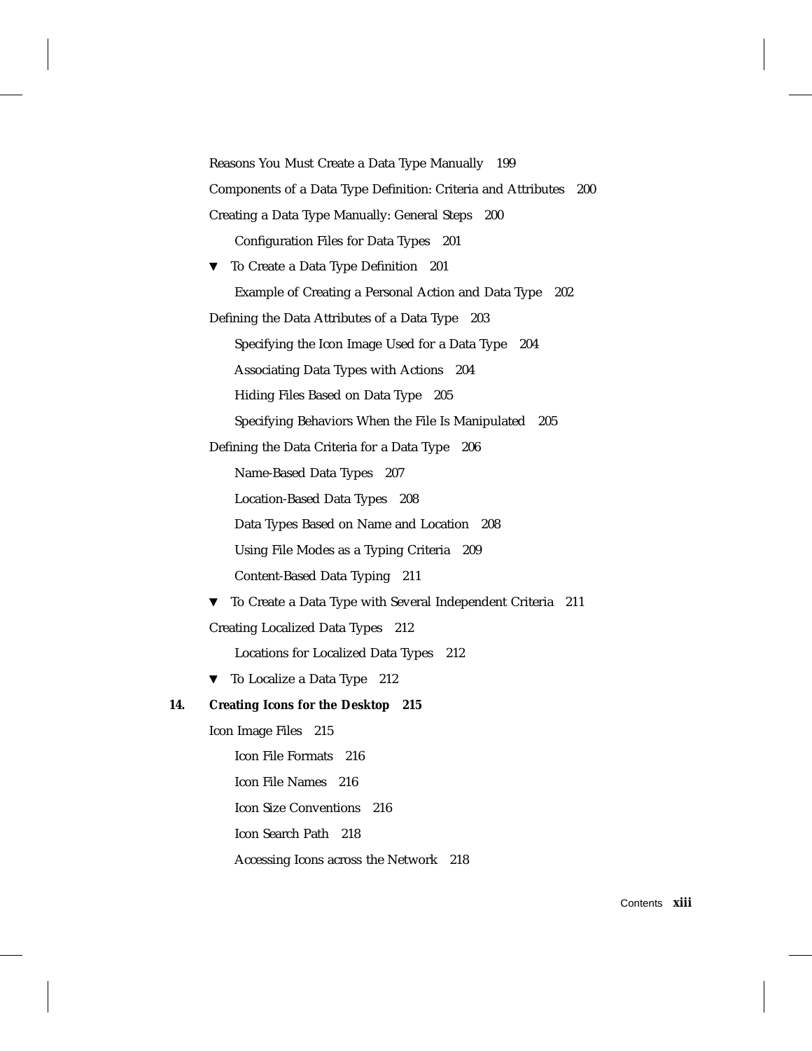Reasons You Must Create a Data Type Manually 199

Components of a Data Type Definition: Criteria and Attributes 200

Creating a Data Type Manually: General Steps 200

  Configuration Files for Data Types 201

▼ To Create a Data Type Definition 201

  Example of Creating a Personal Action and Data Type 202

Defining the Data Attributes of a Data Type 203

  Specifying the Icon Image Used for a Data Type 204

  Associating Data Types with Actions 204

  Hiding Files Based on Data Type 205

  Specifying Behaviors When the File Is Manipulated 205

Defining the Data Criteria for a Data Type 206

  Name-Based Data Types 207

  Location-Based Data Types 208

  Data Types Based on Name and Location 208

  Using File Modes as a Typing Criteria 209

  Content-Based Data Typing 211

▼ To Create a Data Type with Several Independent Criteria 211

Creating Localized Data Types 212

  Locations for Localized Data Types 212

▼ To Localize a Data Type 212

**14. *Creating Icons for the Desktop* 215**

Icon Image Files 215

  Icon File Formats 216

  Icon File Names 216

  Icon Size Conventions 216

  Icon Search Path 218

  Accessing Icons across the Network 218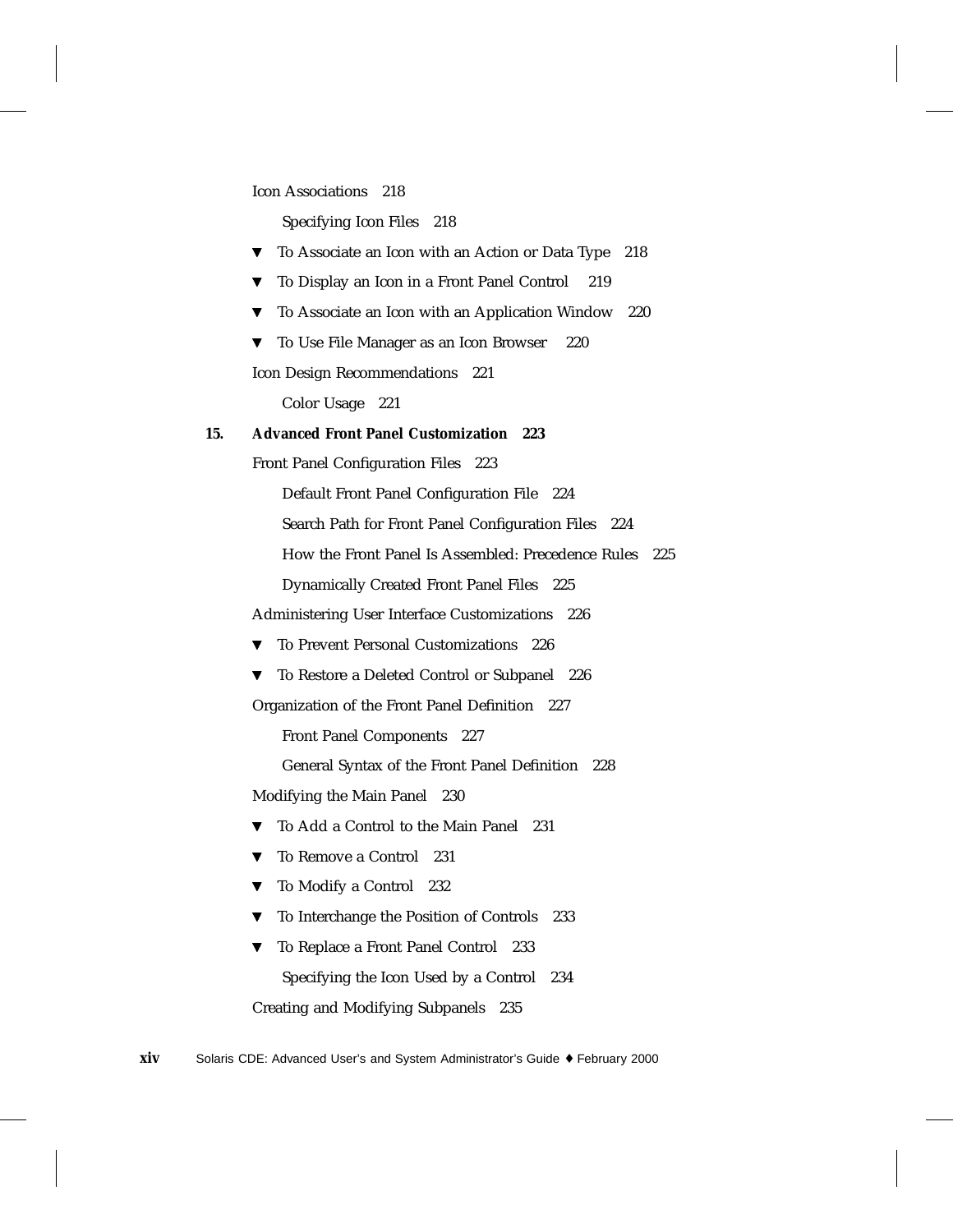Icon Associations 218

  Specifying Icon Files 218

▼ To Associate an Icon with an Action or Data Type 218

▼ To Display an Icon in a Front Panel Control 219

▼ To Associate an Icon with an Application Window 220

▼ To Use File Manager as an Icon Browser 220

Icon Design Recommendations 221

  Color Usage 221

**15. Advanced Front Panel Customization 223**

Front Panel Configuration Files 223

  Default Front Panel Configuration File 224

  Search Path for Front Panel Configuration Files 224

  How the Front Panel Is Assembled: Precedence Rules 225

  Dynamically Created Front Panel Files 225

Administering User Interface Customizations 226

▼ To Prevent Personal Customizations 226

▼ To Restore a Deleted Control or Subpanel 226

Organization of the Front Panel Definition 227

  Front Panel Components 227

  General Syntax of the Front Panel Definition 228

Modifying the Main Panel 230

▼ To Add a Control to the Main Panel 231

▼ To Remove a Control 231

▼ To Modify a Control 232

▼ To Interchange the Position of Controls 233

▼ To Replace a Front Panel Control 233

  Specifying the Icon Used by a Control 234

Creating and Modifying Subpanels 235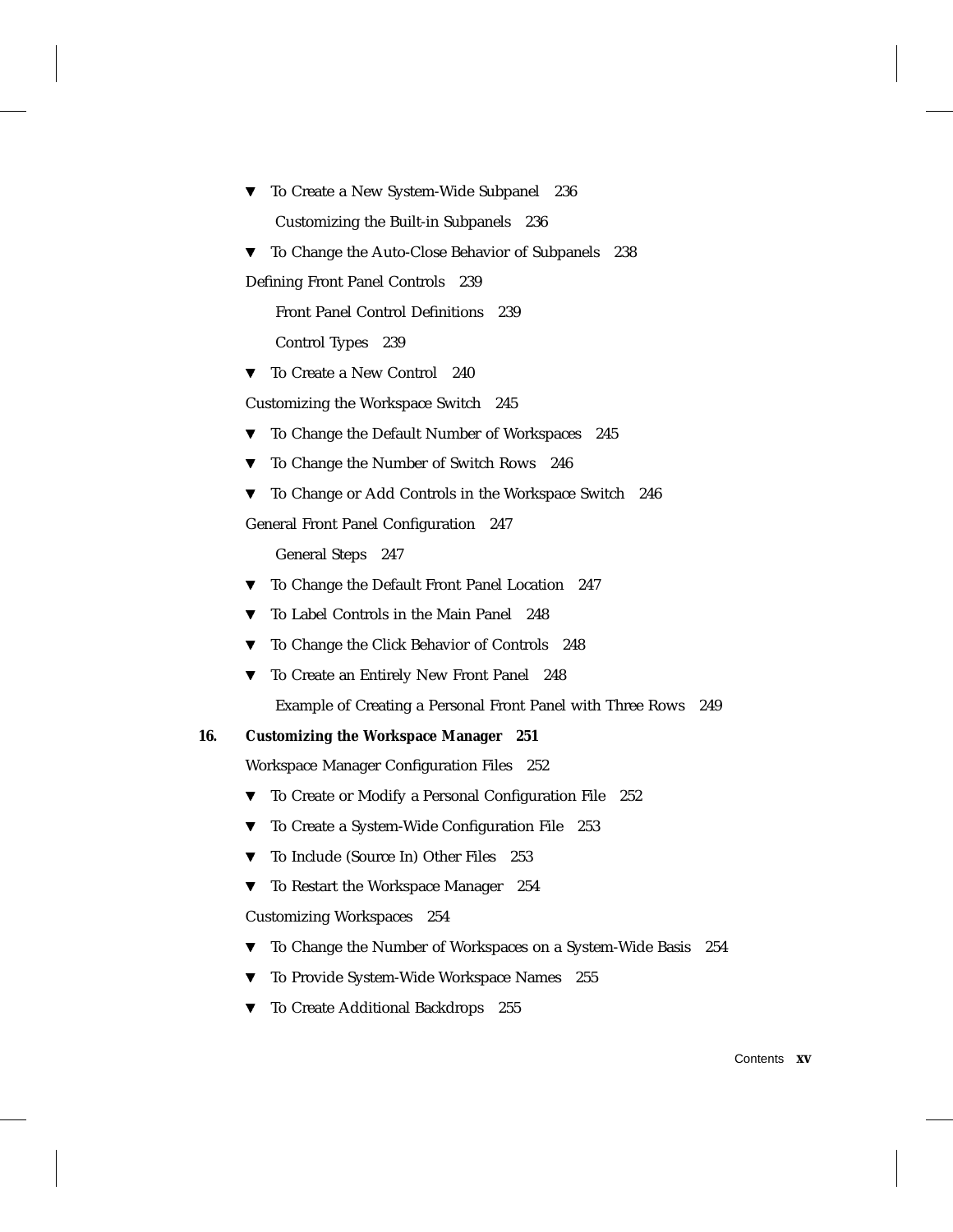- ▼ To Create a New System-Wide Subpanel 236
  - Customizing the Built-in Subpanels 236
- ▼ To Change the Auto-Close Behavior of Subpanels 238

Defining Front Panel Controls 239

- Front Panel Control Definitions 239
- Control Types 239
- ▼ To Create a New Control 240

Customizing the Workspace Switch 245

- ▼ To Change the Default Number of Workspaces 245
- ▼ To Change the Number of Switch Rows 246
- ▼ To Change or Add Controls in the Workspace Switch 246

General Front Panel Configuration 247

- General Steps 247
- ▼ To Change the Default Front Panel Location 247
- ▼ To Label Controls in the Main Panel 248
- ▼ To Change the Click Behavior of Controls 248
- ▼ To Create an Entirely New Front Panel 248
  - Example of Creating a Personal Front Panel with Three Rows 249

**16. Customizing the Workspace Manager 251**

Workspace Manager Configuration Files 252

- ▼ To Create or Modify a Personal Configuration File 252
- ▼ To Create a System-Wide Configuration File 253
- ▼ To Include (Source In) Other Files 253
- ▼ To Restart the Workspace Manager 254

Customizing Workspaces 254

- ▼ To Change the Number of Workspaces on a System-Wide Basis 254
- ▼ To Provide System-Wide Workspace Names 255
- ▼ To Create Additional Backdrops 255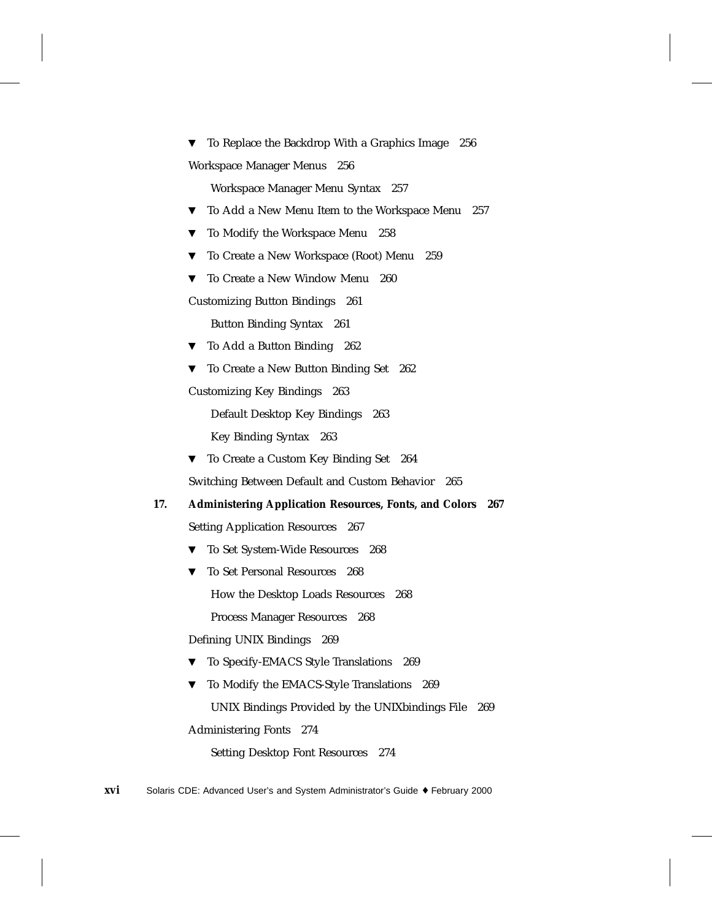▼ To Replace the Backdrop With a Graphics Image 256

Workspace Manager Menus 256

Workspace Manager Menu Syntax 257

▼ To Add a New Menu Item to the Workspace Menu 257

▼ To Modify the Workspace Menu 258

▼ To Create a New Workspace (Root) Menu 259

▼ To Create a New Window Menu 260

Customizing Button Bindings 261

Button Binding Syntax 261

▼ To Add a Button Binding 262

▼ To Create a New Button Binding Set 262

Customizing Key Bindings 263

Default Desktop Key Bindings 263

Key Binding Syntax 263

▼ To Create a Custom Key Binding Set 264

Switching Between Default and Custom Behavior 265

**17. Administering Application Resources, Fonts, and Colors 267**

Setting Application Resources 267

▼ To Set System-Wide Resources 268

▼ To Set Personal Resources 268

How the Desktop Loads Resources 268

Process Manager Resources 268

Defining UNIX Bindings 269

▼ To Specify-EMACS Style Translations 269

▼ To Modify the EMACS-Style Translations 269

UNIX Bindings Provided by the UNIXbindings File 269

Administering Fonts 274

Setting Desktop Font Resources 274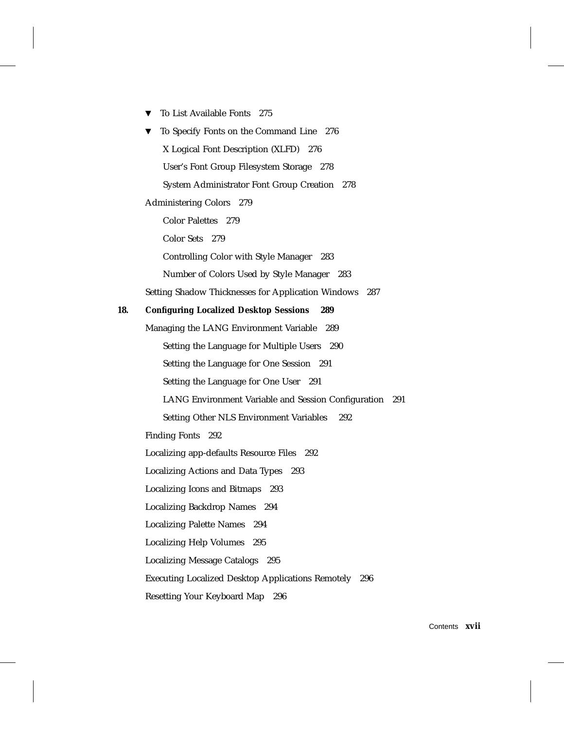- ▼ To List Available Fonts 275
- ▼ To Specify Fonts on the Command Line 276
  - X Logical Font Description (XLFD) 276
  - User's Font Group Filesystem Storage 278
  - System Administrator Font Group Creation 278
- Administering Colors 279
  - Color Palettes 279
  - Color Sets 279
  - Controlling Color with Style Manager 283
  - Number of Colors Used by Style Manager 283
- Setting Shadow Thicknesses for Application Windows 287

**18. Configuring Localized Desktop Sessions 289**

- Managing the LANG Environment Variable 289
  - Setting the Language for Multiple Users 290
  - Setting the Language for One Session 291
  - Setting the Language for One User 291
  - LANG Environment Variable and Session Configuration 291
  - Setting Other NLS Environment Variables 292
- Finding Fonts 292
- Localizing app-defaults Resource Files 292
- Localizing Actions and Data Types 293
- Localizing Icons and Bitmaps 293
- Localizing Backdrop Names 294
- Localizing Palette Names 294
- Localizing Help Volumes 295
- Localizing Message Catalogs 295
- Executing Localized Desktop Applications Remotely 296
- Resetting Your Keyboard Map 296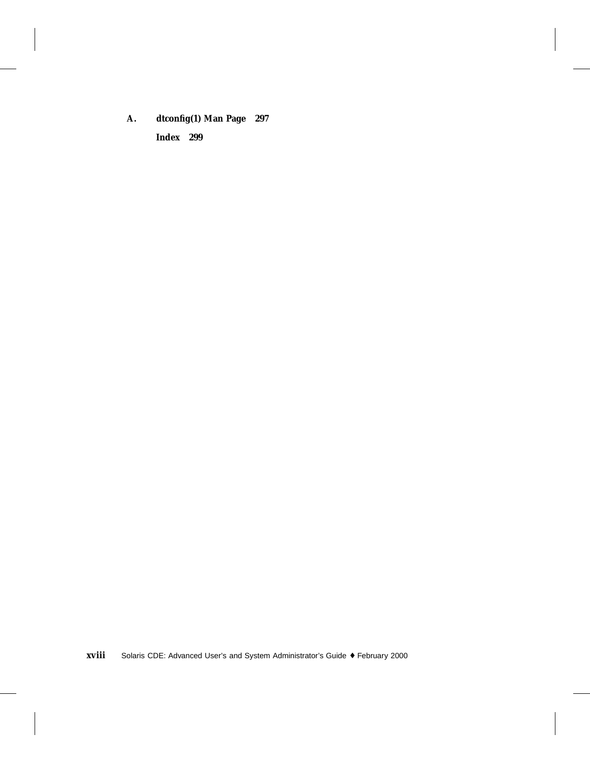**A. dtconfig(1) Man Page 297**

**Index 299**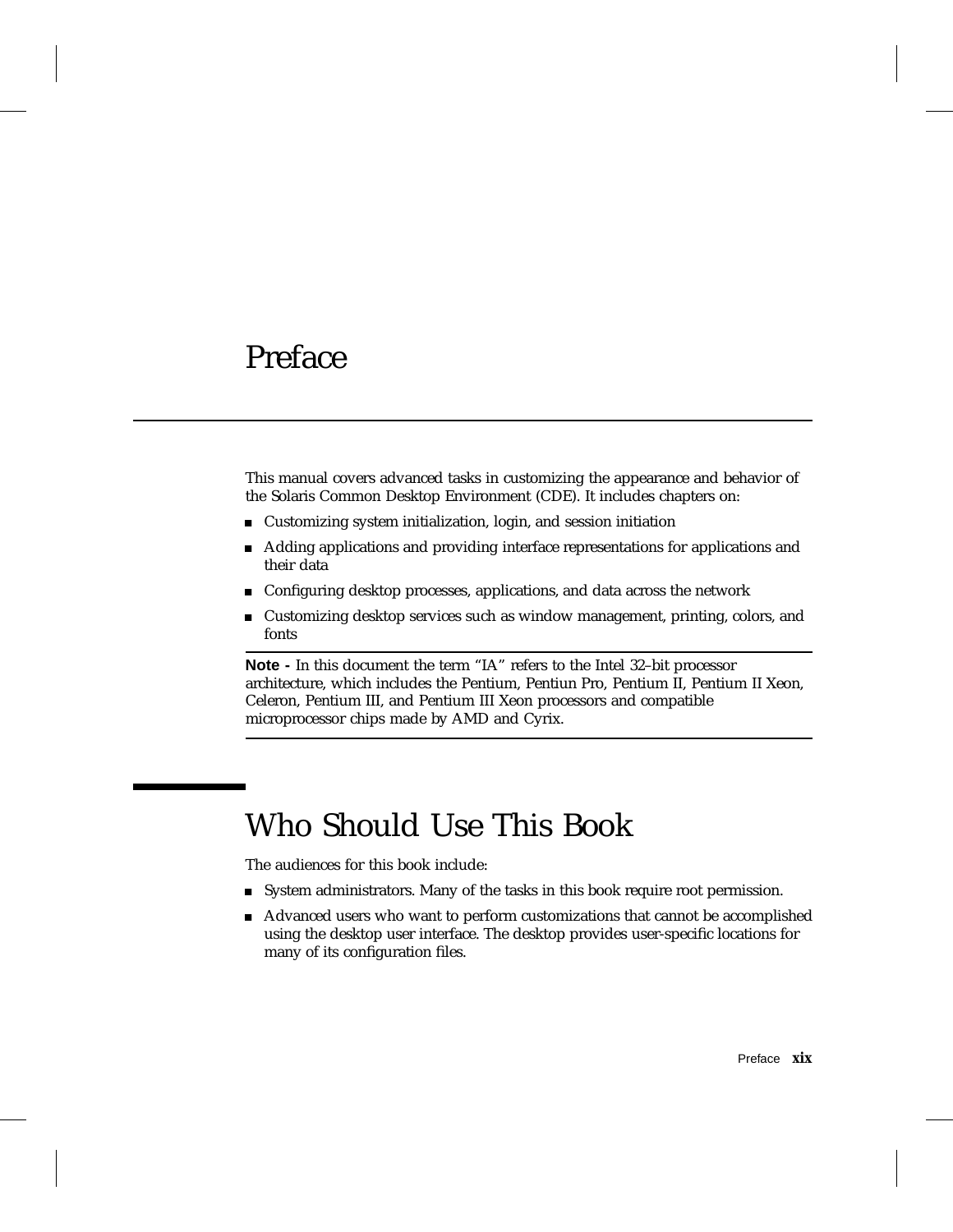# Preface

This manual covers advanced tasks in customizing the appearance and behavior of the Solaris Common Desktop Environment (CDE). It includes chapters on:

- Customizing system initialization, login, and session initiation
- Adding applications and providing interface representations for applications and their data
- Configuring desktop processes, applications, and data across the network
- Customizing desktop services such as window management, printing, colors, and fonts

---

**Note -** In this document the term "IA" refers to the Intel 32–bit processor architecture, which includes the Pentium, Pentiun Pro, Pentium II, Pentium II Xeon, Celeron, Pentium III, and Pentium III Xeon processors and compatible microprocessor chips made by AMD and Cyrix.

---

## Who Should Use This Book

The audiences for this book include:

- System administrators. Many of the tasks in this book require root permission.
- Advanced users who want to perform customizations that cannot be accomplished using the desktop user interface. The desktop provides user-specific locations for many of its configuration files.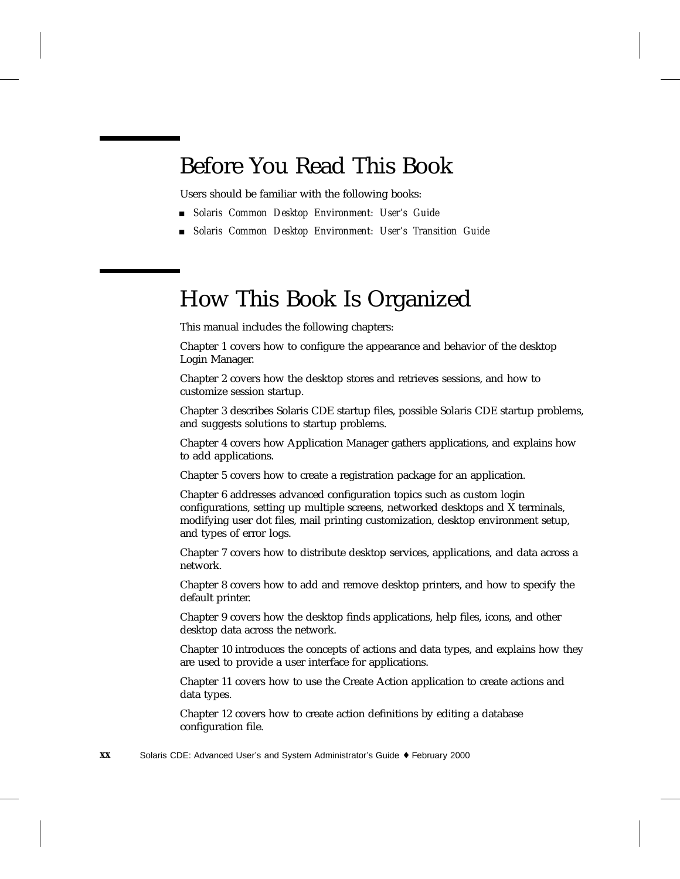## Before You Read This Book

Users should be familiar with the following books:

- *Solaris Common Desktop Environment: User's Guide*
- *Solaris Common Desktop Environment: User's Transition Guide*

## How This Book Is Organized

This manual includes the following chapters:

Chapter 1 covers how to configure the appearance and behavior of the desktop Login Manager.

Chapter 2 covers how the desktop stores and retrieves sessions, and how to customize session startup.

Chapter 3 describes Solaris CDE startup files, possible Solaris CDE startup problems, and suggests solutions to startup problems.

Chapter 4 covers how Application Manager gathers applications, and explains how to add applications.

Chapter 5 covers how to create a registration package for an application.

Chapter 6 addresses advanced configuration topics such as custom login configurations, setting up multiple screens, networked desktops and X terminals, modifying user dot files, mail printing customization, desktop environment setup, and types of error logs.

Chapter 7 covers how to distribute desktop services, applications, and data across a network.

Chapter 8 covers how to add and remove desktop printers, and how to specify the default printer.

Chapter 9 covers how the desktop finds applications, help files, icons, and other desktop data across the network.

Chapter 10 introduces the concepts of actions and data types, and explains how they are used to provide a user interface for applications.

Chapter 11 covers how to use the Create Action application to create actions and data types.

Chapter 12 covers how to create action definitions by editing a database configuration file.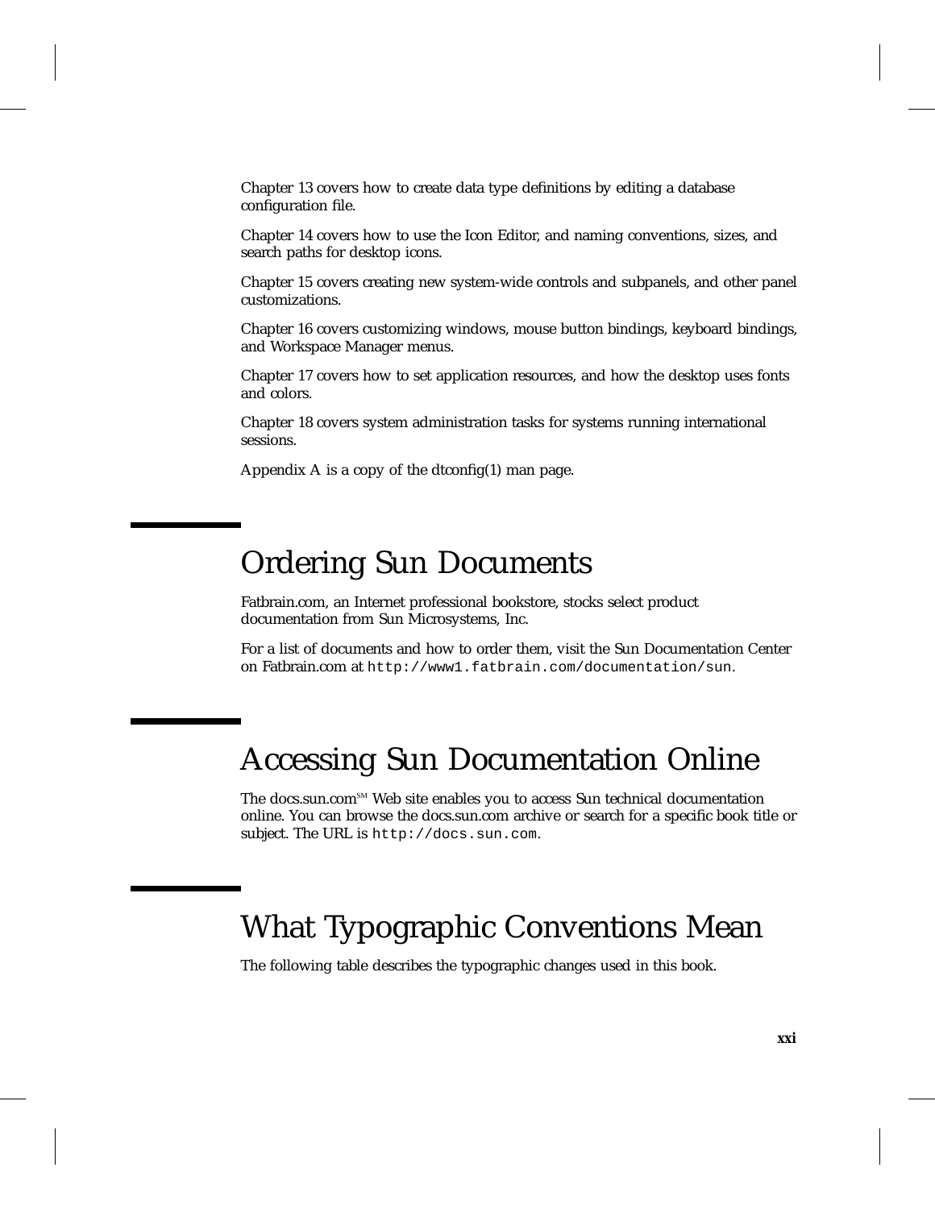Chapter 13 covers how to create data type definitions by editing a database configuration file.

Chapter 14 covers how to use the Icon Editor, and naming conventions, sizes, and search paths for desktop icons.

Chapter 15 covers creating new system-wide controls and subpanels, and other panel customizations.

Chapter 16 covers customizing windows, mouse button bindings, keyboard bindings, and Workspace Manager menus.

Chapter 17 covers how to set application resources, and how the desktop uses fonts and colors.

Chapter 18 covers system administration tasks for systems running international sessions.

Appendix A is a copy of the dtconfig(1) man page.

# Ordering Sun Documents

Fatbrain.com, an Internet professional bookstore, stocks select product documentation from Sun Microsystems, Inc.

For a list of documents and how to order them, visit the Sun Documentation Center on Fatbrain.com at `http://www1.fatbrain.com/documentation/sun`.

# Accessing Sun Documentation Online

The docs.sun.com[SM] Web site enables you to access Sun technical documentation online. You can browse the docs.sun.com archive or search for a specific book title or subject. The URL is `http://docs.sun.com`.

# What Typographic Conventions Mean

The following table describes the typographic changes used in this book.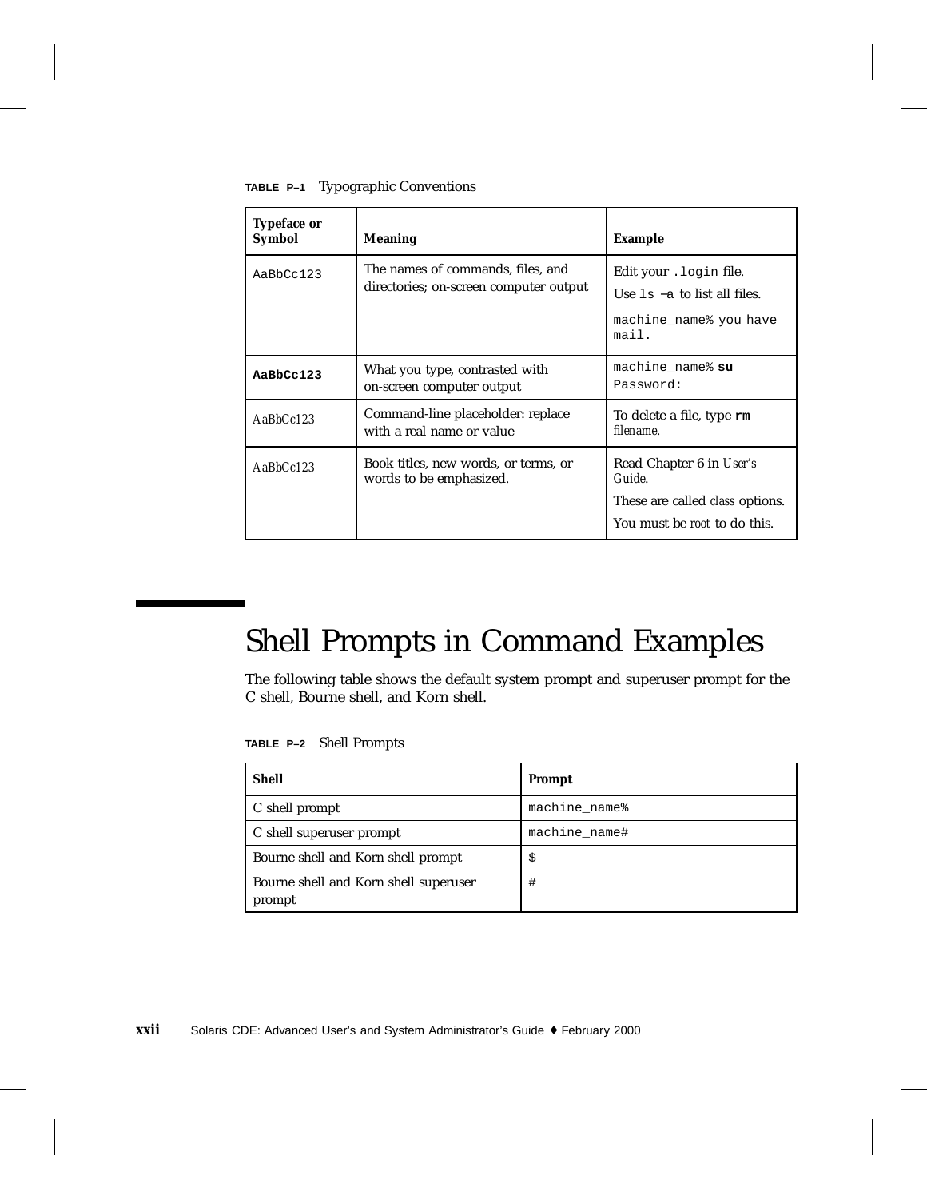**TABLE P–1** Typographic Conventions

| Typeface or Symbol | Meaning | Example |
|---|---|---|
| `AaBbCc123` | The names of commands, files, and directories; on-screen computer output | Edit your `.login` file. Use `ls -a` to list all files. `machine_name% you have mail.` |
| **`AaBbCc123`** | What you type, contrasted with on-screen computer output | `machine_name%` **`su`** `Password:` |
| *AaBbCc123* | Command-line placeholder: replace with a real name or value | To delete a file, type **`rm`** *filename*. |
| *AaBbCc123* | Book titles, new words, or terms, or words to be emphasized. | Read Chapter 6 in *User's Guide*. These are called *class* options. You must be *root* to do this. |

# Shell Prompts in Command Examples

The following table shows the default system prompt and superuser prompt for the C shell, Bourne shell, and Korn shell.

**TABLE P–2** Shell Prompts

| Shell | Prompt |
|---|---|
| C shell prompt | `machine_name%` |
| C shell superuser prompt | `machine_name#` |
| Bourne shell and Korn shell prompt | `$` |
| Bourne shell and Korn shell superuser prompt | `#` |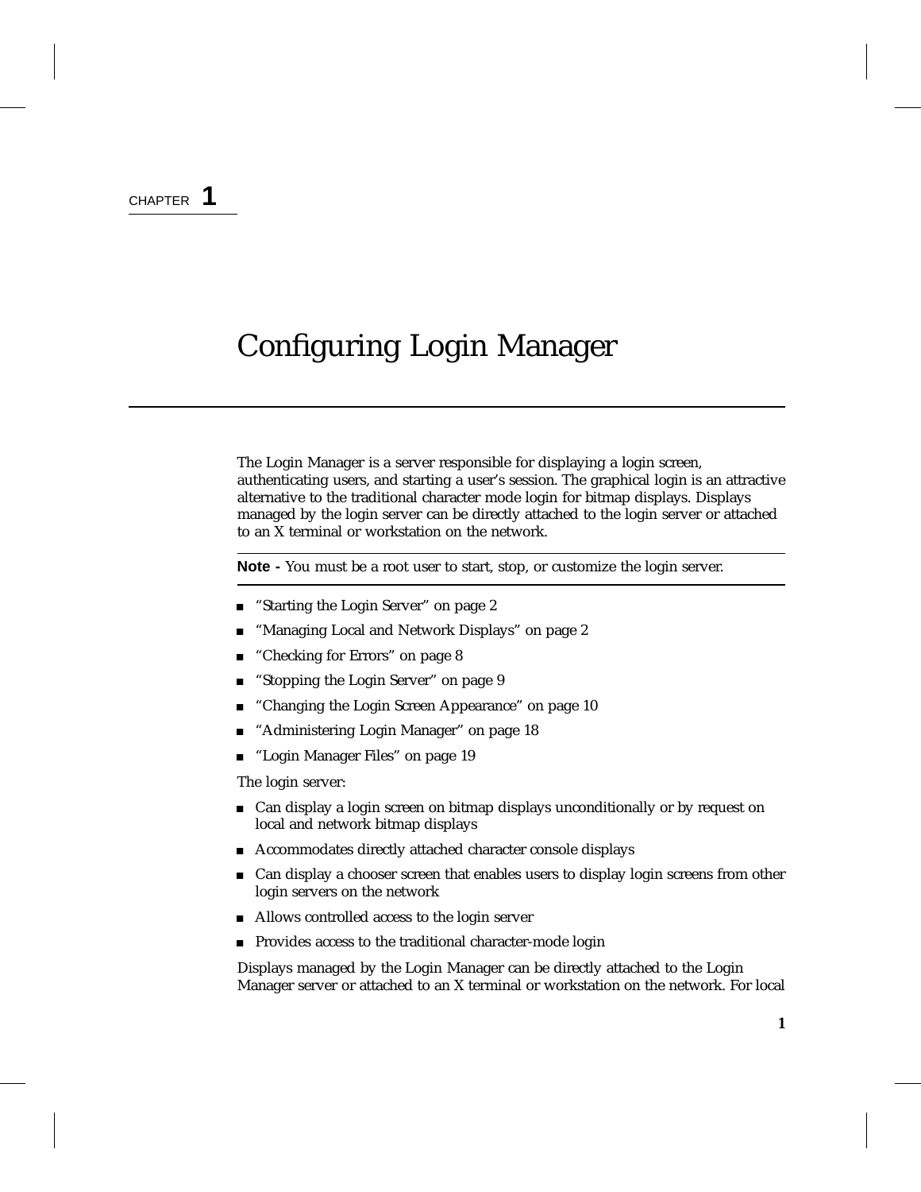CHAPTER **1**

# Configuring Login Manager

The Login Manager is a server responsible for displaying a login screen, authenticating users, and starting a user's session. The graphical login is an attractive alternative to the traditional character mode login for bitmap displays. Displays managed by the login server can be directly attached to the login server or attached to an X terminal or workstation on the network.

---

**Note -** You must be a root user to start, stop, or customize the login server.

---

- "Starting the Login Server" on page 2
- "Managing Local and Network Displays" on page 2
- "Checking for Errors" on page 8
- "Stopping the Login Server" on page 9
- "Changing the Login Screen Appearance" on page 10
- "Administering Login Manager" on page 18
- "Login Manager Files" on page 19

The login server:

- Can display a login screen on bitmap displays unconditionally or by request on local and network bitmap displays
- Accommodates directly attached character console displays
- Can display a chooser screen that enables users to display login screens from other login servers on the network
- Allows controlled access to the login server
- Provides access to the traditional character-mode login

Displays managed by the Login Manager can be directly attached to the Login Manager server or attached to an X terminal or workstation on the network. For local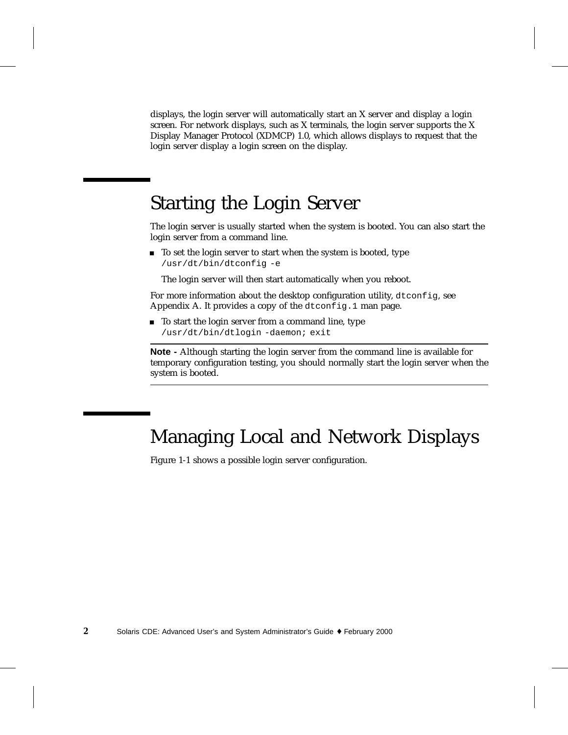displays, the login server will automatically start an X server and display a login screen. For network displays, such as X terminals, the login server supports the X Display Manager Protocol (XDMCP) 1.0, which allows displays to request that the login server display a login screen on the display.

# Starting the Login Server

The login server is usually started when the system is booted. You can also start the login server from a command line.

- To set the login server to start when the system is booted, type `/usr/dt/bin/dtconfig -e`

  The login server will then start automatically when you reboot.

For more information about the desktop configuration utility, `dtconfig`, see Appendix A. It provides a copy of the `dtconfig.1` man page.

- To start the login server from a command line, type `/usr/dt/bin/dtlogin -daemon; exit`

---

**Note -** Although starting the login server from the command line is available for temporary configuration testing, you should normally start the login server when the system is booted.

---

# Managing Local and Network Displays

Figure 1-1 shows a possible login server configuration.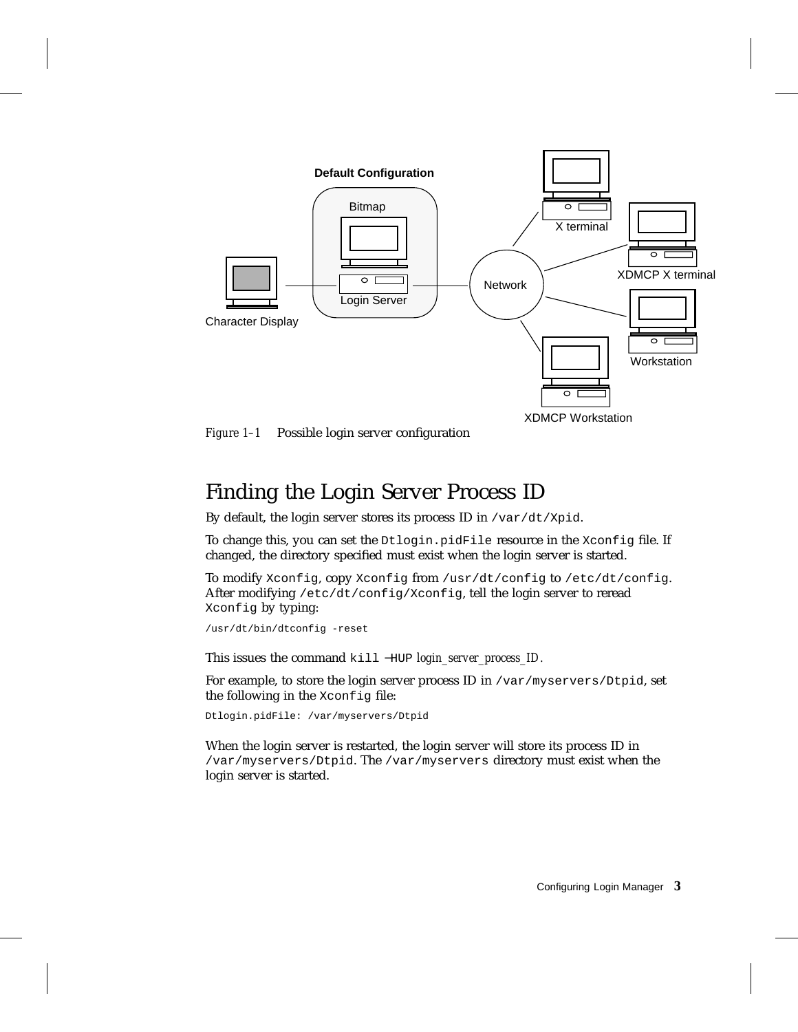Default Configuration

Bitmap

Login Server

Character Display

Network

X terminal

XDMCP X terminal

Workstation

XDMCP Workstation

*Figure 1–1* Possible login server configuration

## Finding the Login Server Process ID

By default, the login server stores its process ID in `/var/dt/Xpid`.

To change this, you can set the `Dtlogin.pidFile` resource in the `Xconfig` file. If changed, the directory specified must exist when the login server is started.

To modify `Xconfig`, copy `Xconfig` from `/usr/dt/config` to `/etc/dt/config`. After modifying `/etc/dt/config/Xconfig`, tell the login server to reread `Xconfig` by typing:

```
/usr/dt/bin/dtconfig -reset
```

This issues the command `kill −HUP` *login_server_process_ID*.

For example, to store the login server process ID in `/var/myservers/Dtpid`, set the following in the `Xconfig` file:

```
Dtlogin.pidFile: /var/myservers/Dtpid
```

When the login server is restarted, the login server will store its process ID in `/var/myservers/Dtpid`. The `/var/myservers` directory must exist when the login server is started.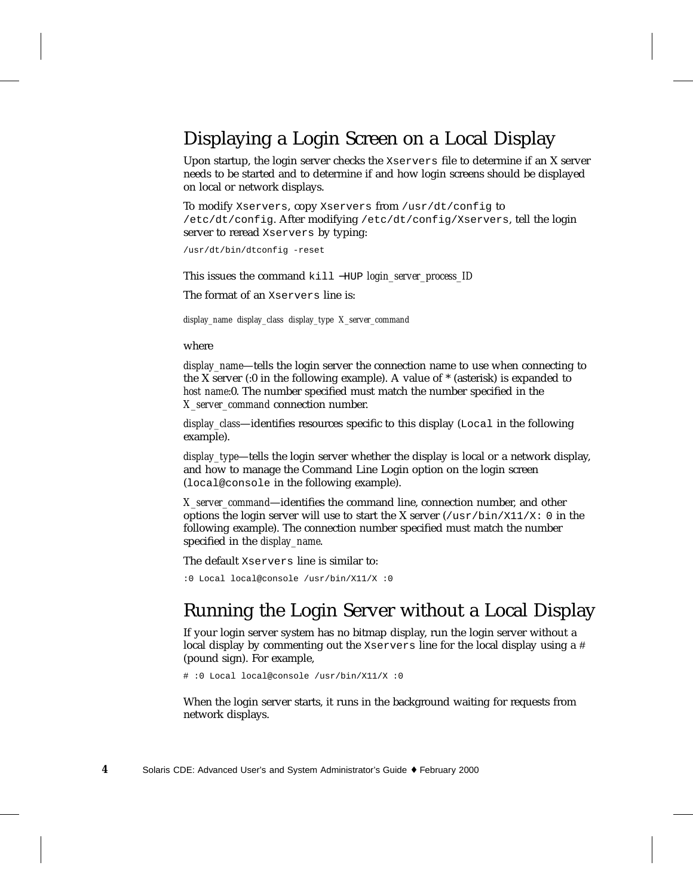## Displaying a Login Screen on a Local Display

Upon startup, the login server checks the `Xservers` file to determine if an X server needs to be started and to determine if and how login screens should be displayed on local or network displays.

To modify `Xservers`, copy `Xservers` from `/usr/dt/config` to `/etc/dt/config`. After modifying `/etc/dt/config/Xservers`, tell the login server to reread `Xservers` by typing:

```
/usr/dt/bin/dtconfig -reset
```

This issues the command `kill −HUP` *login_server_process_ID*

The format of an `Xservers` line is:

*display_name display_class display_type X_server_command*

where

*display_name*—tells the login server the connection name to use when connecting to the X server (:0 in the following example). A value of * (asterisk) is expanded to *host name*:0. The number specified must match the number specified in the *X_server_command* connection number.

*display_class*—identifies resources specific to this display (`Local` in the following example).

*display_type*—tells the login server whether the display is local or a network display, and how to manage the Command Line Login option on the login screen (`local@console` in the following example).

*X_server_command*—identifies the command line, connection number, and other options the login server will use to start the X server (`/usr/bin/X11/X: 0` in the following example). The connection number specified must match the number specified in the *display_name*.

The default `Xservers` line is similar to:

```
:0 Local local@console /usr/bin/X11/X :0
```

## Running the Login Server without a Local Display

If your login server system has no bitmap display, run the login server without a local display by commenting out the `Xservers` line for the local display using a # (pound sign). For example,

```
# :0 Local local@console /usr/bin/X11/X :0
```

When the login server starts, it runs in the background waiting for requests from network displays.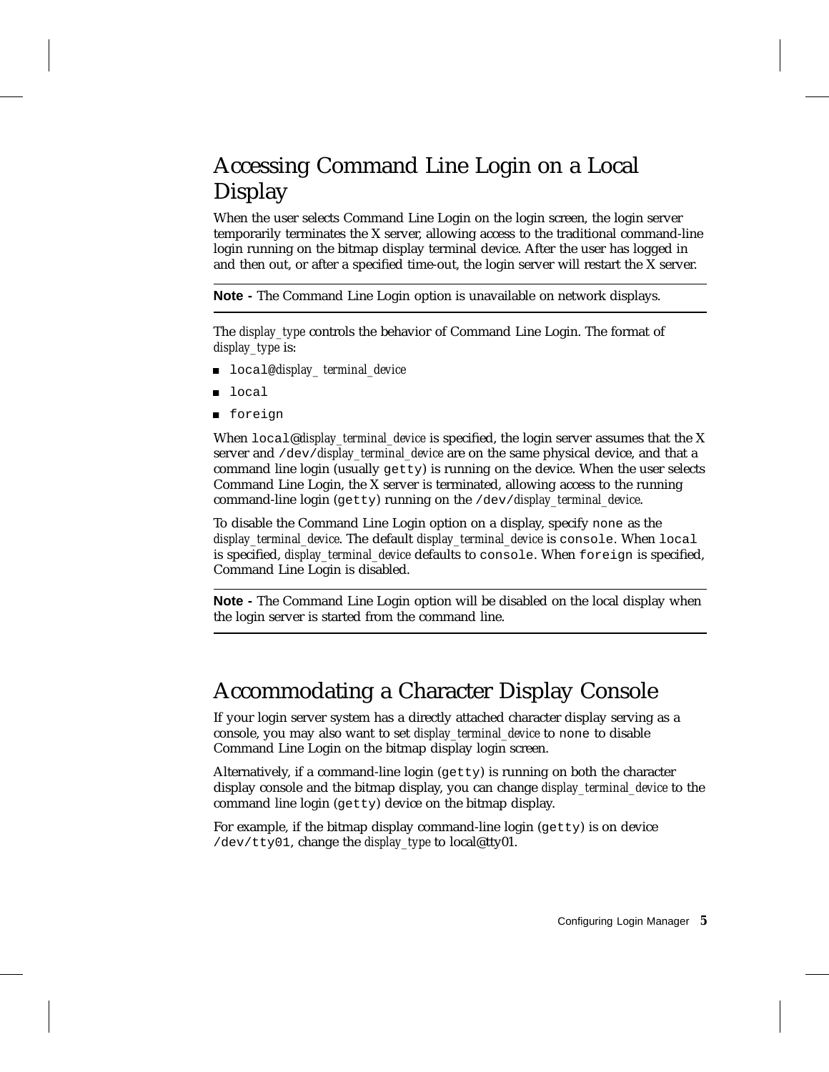## Accessing Command Line Login on a Local Display

When the user selects Command Line Login on the login screen, the login server temporarily terminates the X server, allowing access to the traditional command-line login running on the bitmap display terminal device. After the user has logged in and then out, or after a specified time-out, the login server will restart the X server.

---

**Note -** The Command Line Login option is unavailable on network displays.

---

The *display_type* controls the behavior of Command Line Login. The format of *display_type* is:

- `local`@*display_ terminal_device*
- `local`
- `foreign`

When `local@`*display_terminal_device* is specified, the login server assumes that the X server and `/dev/`*display_terminal_device* are on the same physical device, and that a command line login (usually `getty`) is running on the device. When the user selects Command Line Login, the X server is terminated, allowing access to the running command-line login (`getty`) running on the `/dev/`*display_terminal_device*.

To disable the Command Line Login option on a display, specify `none` as the *display_terminal_device*. The default *display_terminal_device* is `console`. When `local` is specified, *display_terminal_device* defaults to `console`. When `foreign` is specified, Command Line Login is disabled.

---

**Note -** The Command Line Login option will be disabled on the local display when the login server is started from the command line.

---

## Accommodating a Character Display Console

If your login server system has a directly attached character display serving as a console, you may also want to set *display_terminal_device* to `none` to disable Command Line Login on the bitmap display login screen.

Alternatively, if a command-line login (`getty`) is running on both the character display console and the bitmap display, you can change *display_terminal_device* to the command line login (`getty`) device on the bitmap display.

For example, if the bitmap display command-line login (`getty`) is on device `/dev/tty01`, change the *display_type* to local@tty01.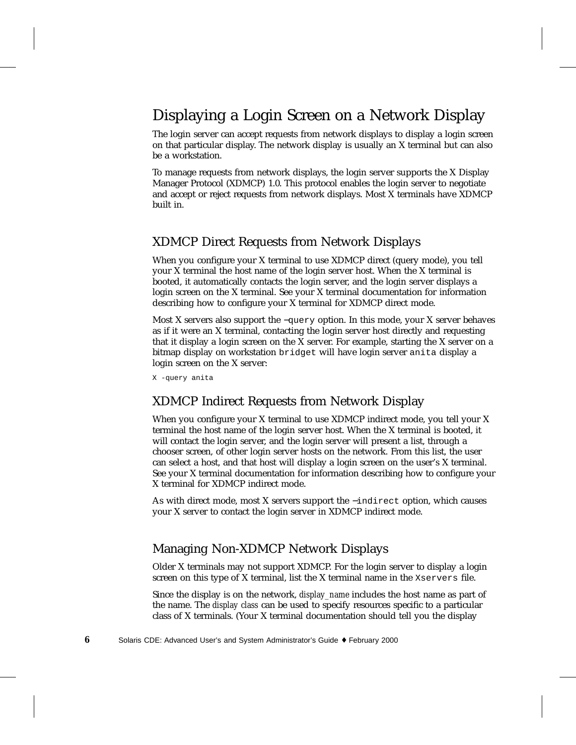# Displaying a Login Screen on a Network Display

The login server can accept requests from network displays to display a login screen on that particular display. The network display is usually an X terminal but can also be a workstation.

To manage requests from network displays, the login server supports the X Display Manager Protocol (XDMCP) 1.0. This protocol enables the login server to negotiate and accept or reject requests from network displays. Most X terminals have XDMCP built in.

## XDMCP Direct Requests from Network Displays

When you configure your X terminal to use XDMCP direct (query mode), you tell your X terminal the host name of the login server host. When the X terminal is booted, it automatically contacts the login server, and the login server displays a login screen on the X terminal. See your X terminal documentation for information describing how to configure your X terminal for XDMCP direct mode.

Most X servers also support the `−query` option. In this mode, your X server behaves as if it were an X terminal, contacting the login server host directly and requesting that it display a login screen on the X server. For example, starting the X server on a bitmap display on workstation `bridget` will have login server `anita` display a login screen on the X server:

```
X -query anita
```

## XDMCP Indirect Requests from Network Display

When you configure your X terminal to use XDMCP indirect mode, you tell your X terminal the host name of the login server host. When the X terminal is booted, it will contact the login server, and the login server will present a list, through a chooser screen, of other login server hosts on the network. From this list, the user can select a host, and that host will display a login screen on the user's X terminal. See your X terminal documentation for information describing how to configure your X terminal for XDMCP indirect mode.

As with direct mode, most X servers support the `−indirect` option, which causes your X server to contact the login server in XDMCP indirect mode.

## Managing Non-XDMCP Network Displays

Older X terminals may not support XDMCP. For the login server to display a login screen on this type of X terminal, list the X terminal name in the `Xservers` file.

Since the display is on the network, *display_name* includes the host name as part of the name. The *display class* can be used to specify resources specific to a particular class of X terminals. (Your X terminal documentation should tell you the display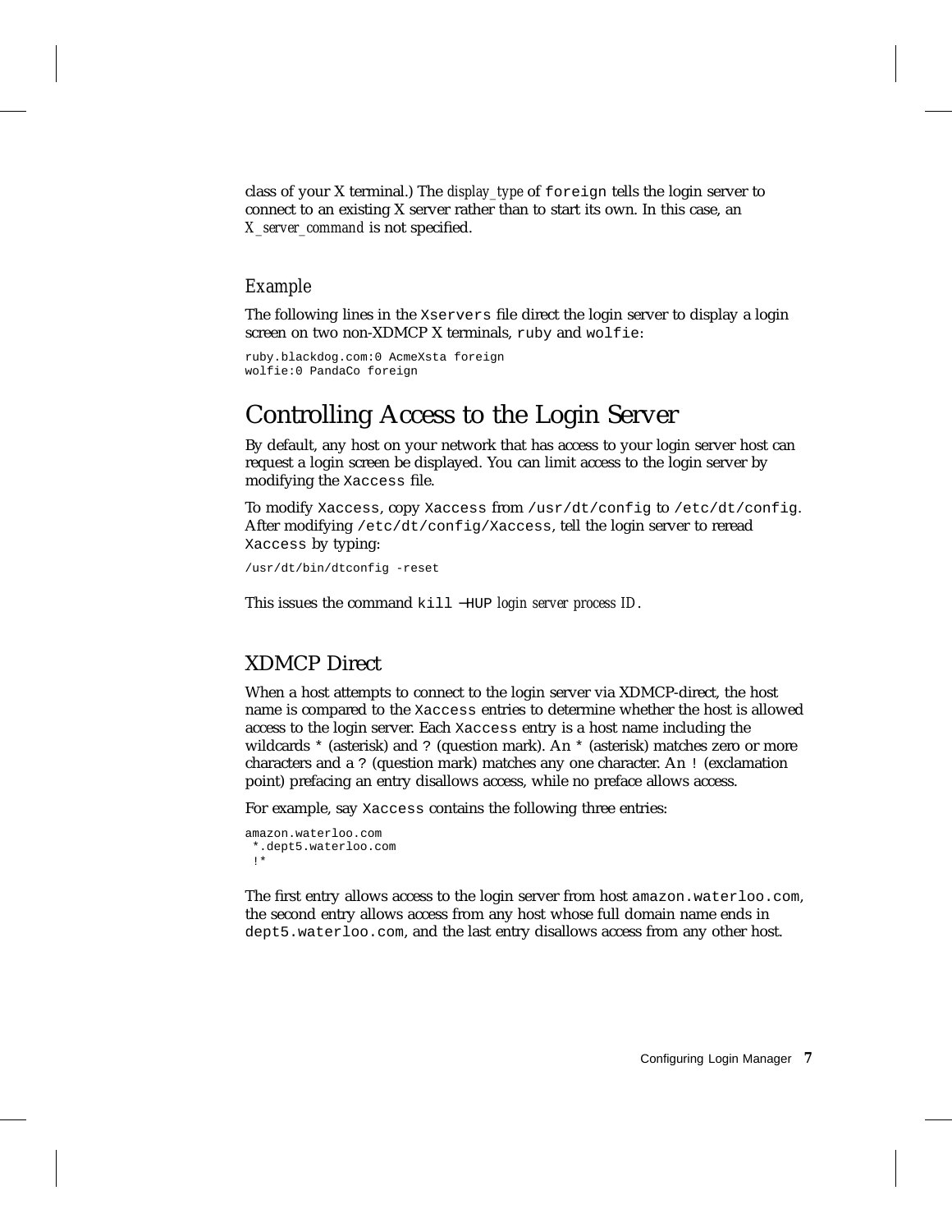class of your X terminal.) The *display_type* of `foreign` tells the login server to connect to an existing X server rather than to start its own. In this case, an *X_server_command* is not specified.

### Example

The following lines in the `Xservers` file direct the login server to display a login screen on two non-XDMCP X terminals, `ruby` and `wolfie`:

```
ruby.blackdog.com:0 AcmeXsta foreign
wolfie:0 PandaCo foreign
```

## Controlling Access to the Login Server

By default, any host on your network that has access to your login server host can request a login screen be displayed. You can limit access to the login server by modifying the `Xaccess` file.

To modify `Xaccess`, copy `Xaccess` from `/usr/dt/config` to `/etc/dt/config`. After modifying `/etc/dt/config/Xaccess`, tell the login server to reread `Xaccess` by typing:

```
/usr/dt/bin/dtconfig -reset
```

This issues the command `kill −HUP` *login server process ID*.

### XDMCP Direct

When a host attempts to connect to the login server via XDMCP-direct, the host name is compared to the `Xaccess` entries to determine whether the host is allowed access to the login server. Each `Xaccess` entry is a host name including the wildcards `*` (asterisk) and `?` (question mark). An `*` (asterisk) matches zero or more characters and a `?` (question mark) matches any one character. An `!` (exclamation point) prefacing an entry disallows access, while no preface allows access.

For example, say `Xaccess` contains the following three entries:

```
amazon.waterloo.com
 *.dept5.waterloo.com
 !*
```

The first entry allows access to the login server from host `amazon.waterloo.com`, the second entry allows access from any host whose full domain name ends in `dept5.waterloo.com`, and the last entry disallows access from any other host.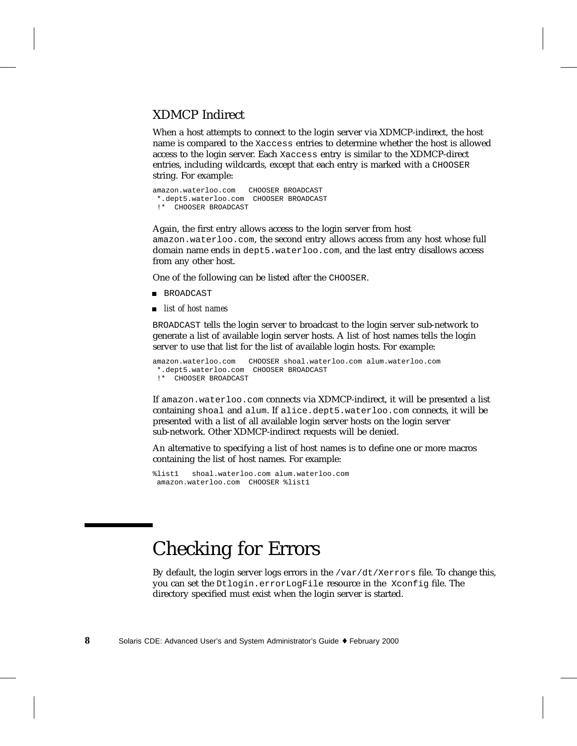### XDMCP Indirect

When a host attempts to connect to the login server via XDMCP-indirect, the host name is compared to the `Xaccess` entries to determine whether the host is allowed access to the login server. Each `Xaccess` entry is similar to the XDMCP-direct entries, including wildcards, except that each entry is marked with a `CHOOSER` string. For example:

```
amazon.waterloo.com   CHOOSER BROADCAST
 *.dept5.waterloo.com  CHOOSER BROADCAST
 !*  CHOOSER BROADCAST
```

Again, the first entry allows access to the login server from host `amazon.waterloo.com`, the second entry allows access from any host whose full domain name ends in `dept5.waterloo.com`, and the last entry disallows access from any other host.

One of the following can be listed after the `CHOOSER`.

- `BROADCAST`
- *list of host names*

`BROADCAST` tells the login server to broadcast to the login server sub-network to generate a list of available login server hosts. A list of host names tells the login server to use that list for the list of available login hosts. For example:

```
amazon.waterloo.com   CHOOSER shoal.waterloo.com alum.waterloo.com
 *.dept5.waterloo.com  CHOOSER BROADCAST
 !*  CHOOSER BROADCAST
```

If `amazon.waterloo.com` connects via XDMCP-indirect, it will be presented a list containing `shoal` and `alum`. If `alice.dept5.waterloo.com` connects, it will be presented with a list of all available login server hosts on the login server sub-network. Other XDMCP-indirect requests will be denied.

An alternative to specifying a list of host names is to define one or more macros containing the list of host names. For example:

```
%list1   shoal.waterloo.com alum.waterloo.com
 amazon.waterloo.com  CHOOSER %list1
```

## Checking for Errors

By default, the login server logs errors in the `/var/dt/Xerrors` file. To change this, you can set the `Dtlogin.errorLogFile` resource in the `Xconfig` file. The directory specified must exist when the login server is started.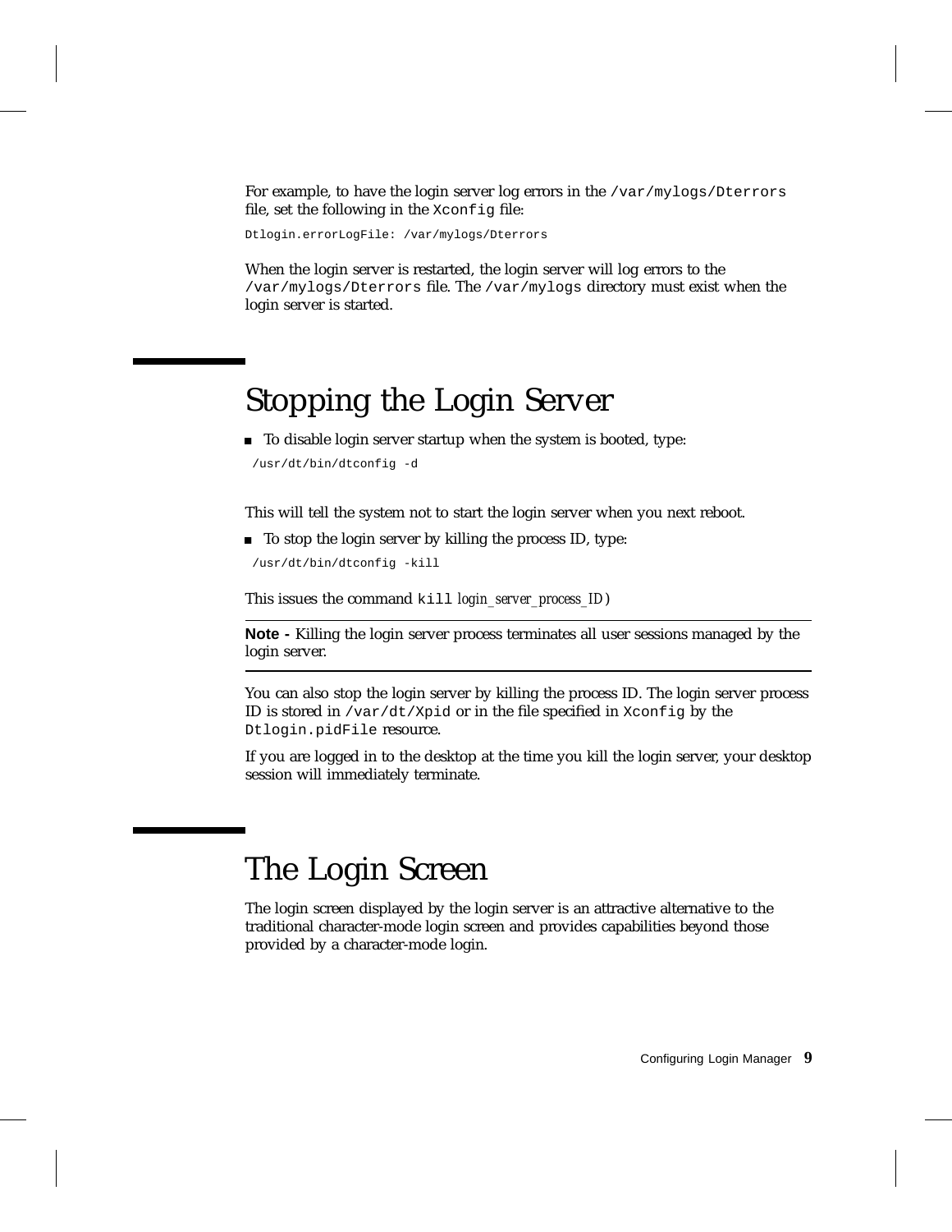For example, to have the login server log errors in the `/var/mylogs/Dterrors` file, set the following in the `Xconfig` file:

```
Dtlogin.errorLogFile: /var/mylogs/Dterrors
```

When the login server is restarted, the login server will log errors to the `/var/mylogs/Dterrors` file. The `/var/mylogs` directory must exist when the login server is started.

## Stopping the Login Server

- To disable login server startup when the system is booted, type:

```
/usr/dt/bin/dtconfig -d
```

This will tell the system not to start the login server when you next reboot.

- To stop the login server by killing the process ID, type:

```
/usr/dt/bin/dtconfig -kill
```

This issues the command `kill` *login_server_process_ID*)

---

**Note -** Killing the login server process terminates all user sessions managed by the login server.

---

You can also stop the login server by killing the process ID. The login server process ID is stored in `/var/dt/Xpid` or in the file specified in `Xconfig` by the `Dtlogin.pidFile` resource.

If you are logged in to the desktop at the time you kill the login server, your desktop session will immediately terminate.

## The Login Screen

The login screen displayed by the login server is an attractive alternative to the traditional character-mode login screen and provides capabilities beyond those provided by a character-mode login.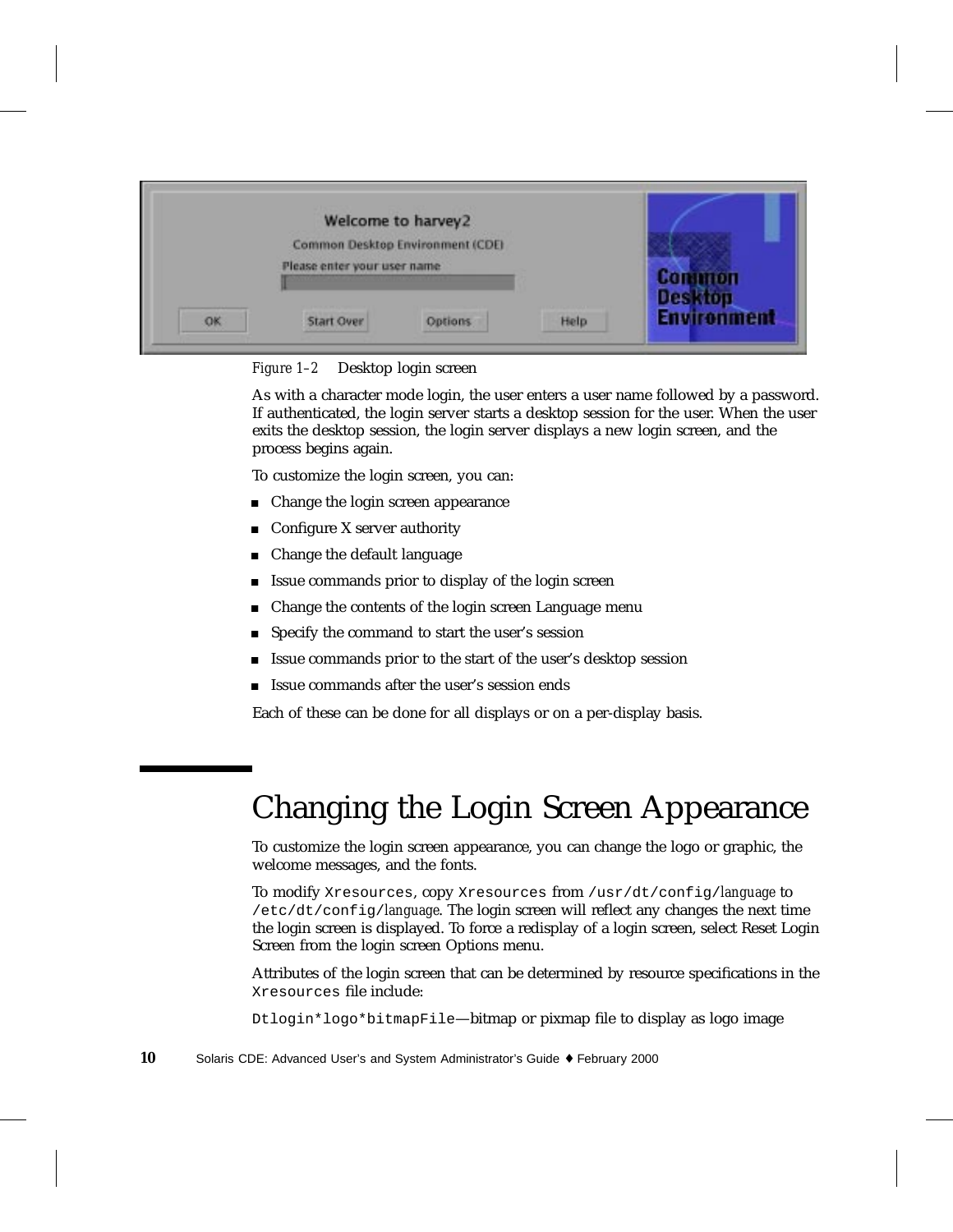*Figure 1–2* Desktop login screen

As with a character mode login, the user enters a user name followed by a password. If authenticated, the login server starts a desktop session for the user. When the user exits the desktop session, the login server displays a new login screen, and the process begins again.

To customize the login screen, you can:

- Change the login screen appearance
- Configure X server authority
- Change the default language
- Issue commands prior to display of the login screen
- Change the contents of the login screen Language menu
- Specify the command to start the user's session
- Issue commands prior to the start of the user's desktop session
- Issue commands after the user's session ends

Each of these can be done for all displays or on a per-display basis.

# Changing the Login Screen Appearance

To customize the login screen appearance, you can change the logo or graphic, the welcome messages, and the fonts.

To modify `Xresources`, copy `Xresources` from `/usr/dt/config/`*language* to `/etc/dt/config/`*language*. The login screen will reflect any changes the next time the login screen is displayed. To force a redisplay of a login screen, select Reset Login Screen from the login screen Options menu.

Attributes of the login screen that can be determined by resource specifications in the `Xresources` file include:

`Dtlogin*logo*bitmapFile`—bitmap or pixmap file to display as logo image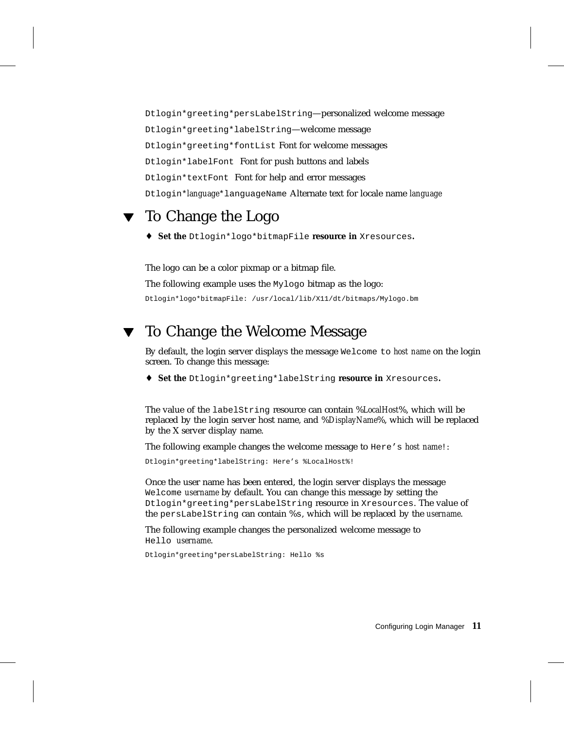`Dtlogin*greeting*persLabelString`—personalized welcome message

`Dtlogin*greeting*labelString`—welcome message

`Dtlogin*greeting*fontList` Font for welcome messages

`Dtlogin*labelFont` Font for push buttons and labels

`Dtlogin*textFont` Font for help and error messages

`Dtlogin*`*language*`*languageName` Alternate text for locale name *language*

## ▼ To Change the Logo

♦ **Set the** `Dtlogin*logo*bitmapFile` **resource in** `Xresources`**.**

The logo can be a color pixmap or a bitmap file.

The following example uses the `Mylogo` bitmap as the logo:

```
Dtlogin*logo*bitmapFile: /usr/local/lib/X11/dt/bitmaps/Mylogo.bm
```

## ▼ To Change the Welcome Message

By default, the login server displays the message `Welcome to` *host name* on the login screen. To change this message:

♦ **Set the** `Dtlogin*greeting*labelString` **resource in** `Xresources`**.**

The value of the `labelString` resource can contain %*LocalHost*%, which will be replaced by the login server host name, and %*DisplayName*%, which will be replaced by the X server display name.

The following example changes the welcome message to `Here's` *host name*`!`:

```
Dtlogin*greeting*labelString: Here's %LocalHost%!
```

Once the user name has been entered, the login server displays the message `Welcome` *username* by default. You can change this message by setting the `Dtlogin*greeting*persLabelString` resource in `Xresources`. The value of the `persLabelString` can contain %s, which will be replaced by the *username*.

The following example changes the personalized welcome message to `Hello` *username*.

```
Dtlogin*greeting*persLabelString: Hello %s
```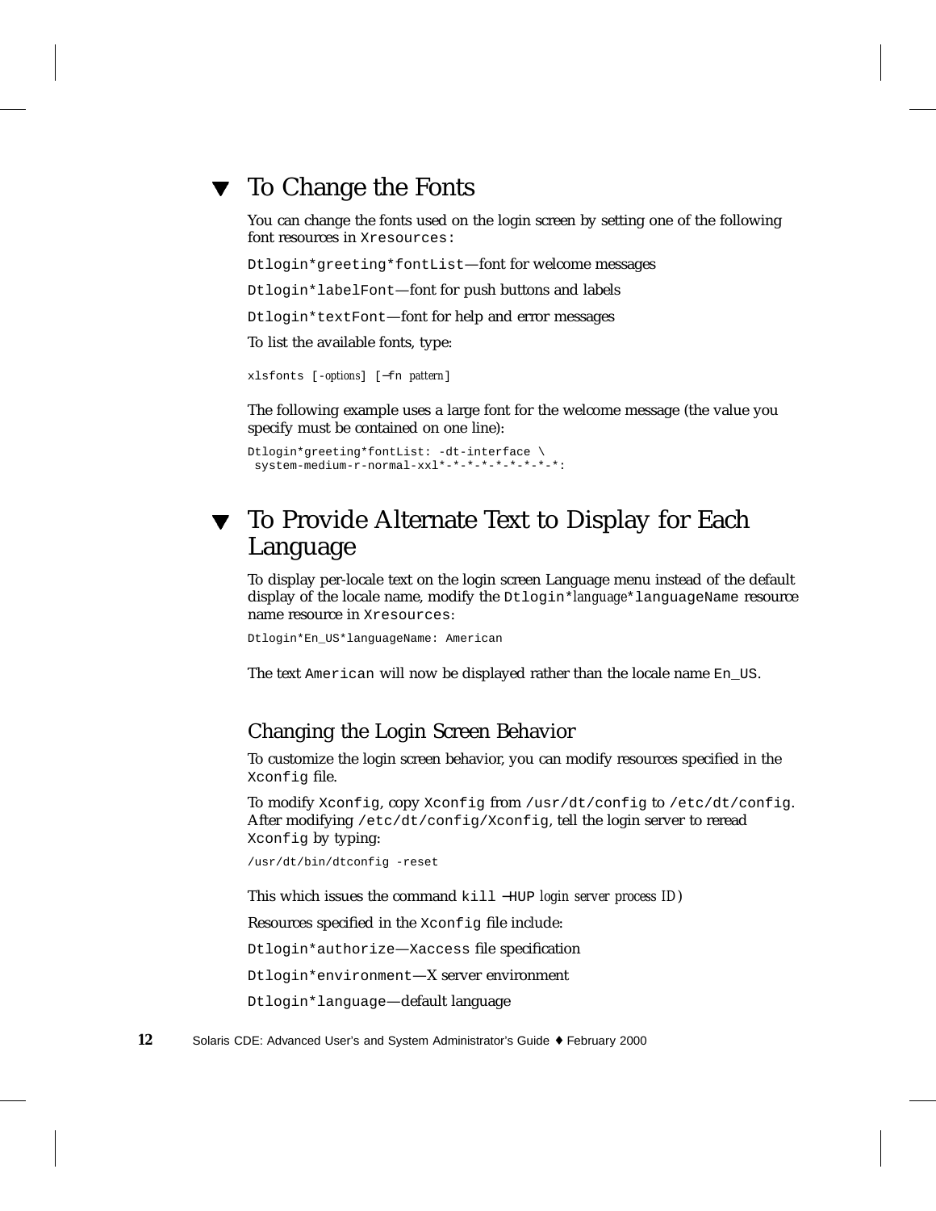## ▼ To Change the Fonts

You can change the fonts used on the login screen by setting one of the following font resources in `Xresources:`

`Dtlogin*greeting*fontList`—font for welcome messages

`Dtlogin*labelFont`—font for push buttons and labels

`Dtlogin*textFont`—font for help and error messages

To list the available fonts, type:

```
xlsfonts [-options] [—fn pattern]
```

The following example uses a large font for the welcome message (the value you specify must be contained on one line):

```
Dtlogin*greeting*fontList: -dt-interface \
 system-medium-r-normal-xxl*-*-*-*-*-*-*-*:
```

## ▼ To Provide Alternate Text to Display for Each Language

To display per-locale text on the login screen Language menu instead of the default display of the locale name, modify the `Dtlogin*`*language*`*languageName` resource name resource in `Xresources`:

```
Dtlogin*En_US*languageName: American
```

The text `American` will now be displayed rather than the locale name `En_US`.

### Changing the Login Screen Behavior

To customize the login screen behavior, you can modify resources specified in the `Xconfig` file.

To modify `Xconfig`, copy `Xconfig` from `/usr/dt/config` to `/etc/dt/config`. After modifying `/etc/dt/config/Xconfig`, tell the login server to reread `Xconfig` by typing:

```
/usr/dt/bin/dtconfig -reset
```

This which issues the command `kill —HUP` *login server process ID*)

Resources specified in the `Xconfig` file include:

`Dtlogin*authorize`—`Xaccess` file specification

`Dtlogin*environment`—X server environment

`Dtlogin*language`—default language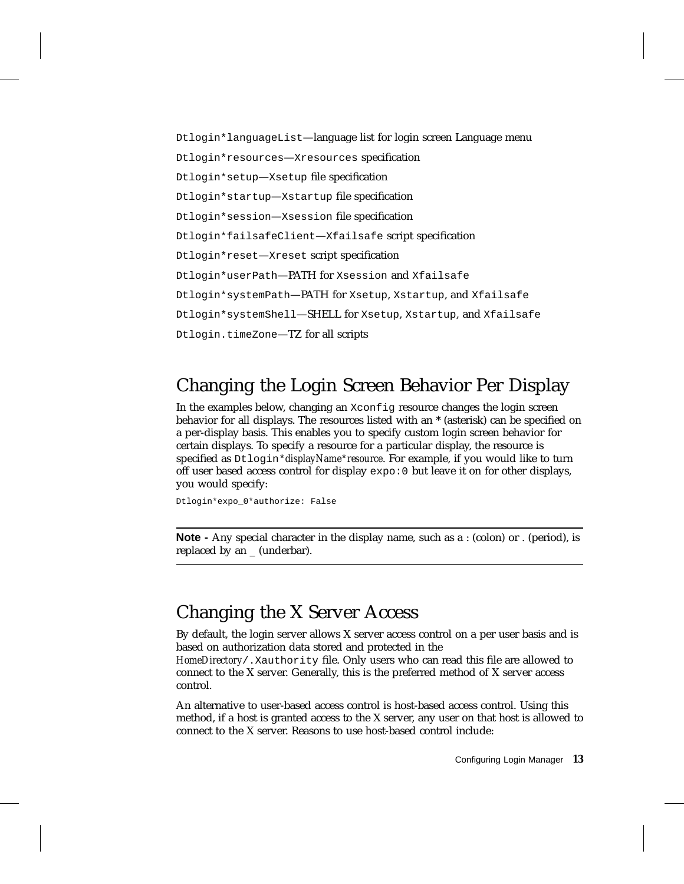`Dtlogin*languageList`—language list for login screen Language menu

`Dtlogin*resources`—`Xresources` specification

`Dtlogin*setup`—`Xsetup` file specification

`Dtlogin*startup`—`Xstartup` file specification

`Dtlogin*session`—`Xsession` file specification

`Dtlogin*failsafeClient`—`Xfailsafe` script specification

`Dtlogin*reset`—`Xreset` script specification

`Dtlogin*userPath`—PATH for `Xsession` and `Xfailsafe`

`Dtlogin*systemPath`—PATH for `Xsetup`, `Xstartup`, and `Xfailsafe`

`Dtlogin*systemShell`—SHELL for `Xsetup`, `Xstartup`, and `Xfailsafe`

`Dtlogin.timeZone`—TZ for all scripts

## Changing the Login Screen Behavior Per Display

In the examples below, changing an `Xconfig` resource changes the login screen behavior for all displays. The resources listed with an * (asterisk) can be specified on a per-display basis. This enables you to specify custom login screen behavior for certain displays. To specify a resource for a particular display, the resource is specified as `Dtlogin*`*displayName*`*`*resource*. For example, if you would like to turn off user based access control for display `expo:0` but leave it on for other displays, you would specify:

```
Dtlogin*expo_0*authorize: False
```

---

**Note -** Any special character in the display name, such as a : (colon) or . (period), is replaced by an _ (underbar).

---

## Changing the X Server Access

By default, the login server allows X server access control on a per user basis and is based on authorization data stored and protected in the *HomeDirectory*`/.Xauthority` file. Only users who can read this file are allowed to connect to the X server. Generally, this is the preferred method of X server access control.

An alternative to user-based access control is host-based access control. Using this method, if a host is granted access to the X server, any user on that host is allowed to connect to the X server. Reasons to use host-based control include: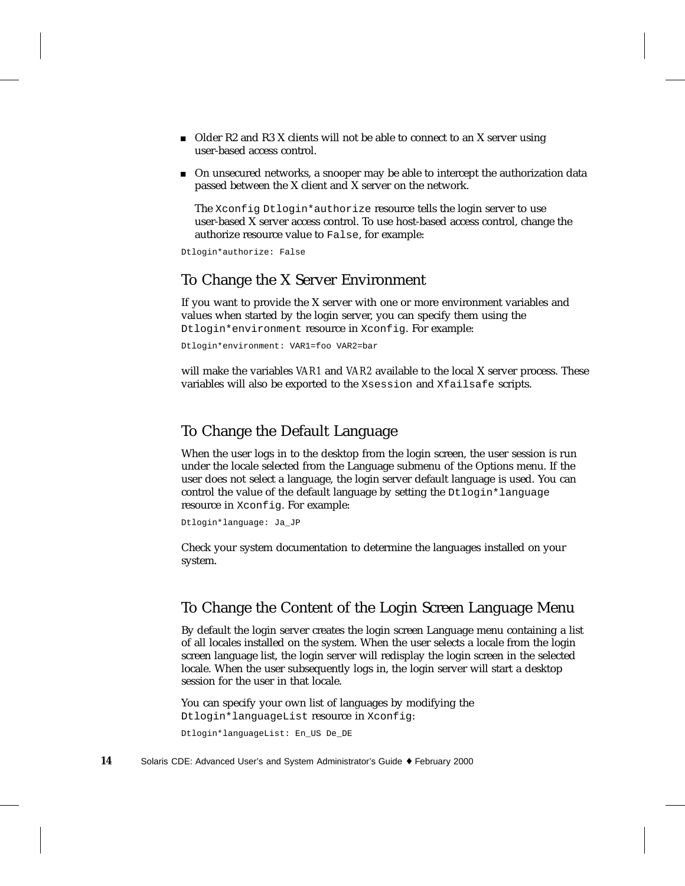- Older R2 and R3 X clients will not be able to connect to an X server using user-based access control.
- On unsecured networks, a snooper may be able to intercept the authorization data passed between the X client and X server on the network.

  The `Xconfig` `Dtlogin*authorize` resource tells the login server to use user-based X server access control. To use host-based access control, change the authorize resource value to `False`, for example:

```
Dtlogin*authorize: False
```

## To Change the X Server Environment

If you want to provide the X server with one or more environment variables and values when started by the login server, you can specify them using the `Dtlogin*environment` resource in `Xconfig`. For example:

```
Dtlogin*environment: VAR1=foo VAR2=bar
```

will make the variables *VAR1* and *VAR2* available to the local X server process. These variables will also be exported to the `Xsession` and `Xfailsafe` scripts.

## To Change the Default Language

When the user logs in to the desktop from the login screen, the user session is run under the locale selected from the Language submenu of the Options menu. If the user does not select a language, the login server default language is used. You can control the value of the default language by setting the `Dtlogin*language` resource in `Xconfig`. For example:

```
Dtlogin*language: Ja_JP
```

Check your system documentation to determine the languages installed on your system.

## To Change the Content of the Login Screen Language Menu

By default the login server creates the login screen Language menu containing a list of all locales installed on the system. When the user selects a locale from the login screen language list, the login server will redisplay the login screen in the selected locale. When the user subsequently logs in, the login server will start a desktop session for the user in that locale.

You can specify your own list of languages by modifying the `Dtlogin*languageList` resource in `Xconfig`:

```
Dtlogin*languageList: En_US De_DE
```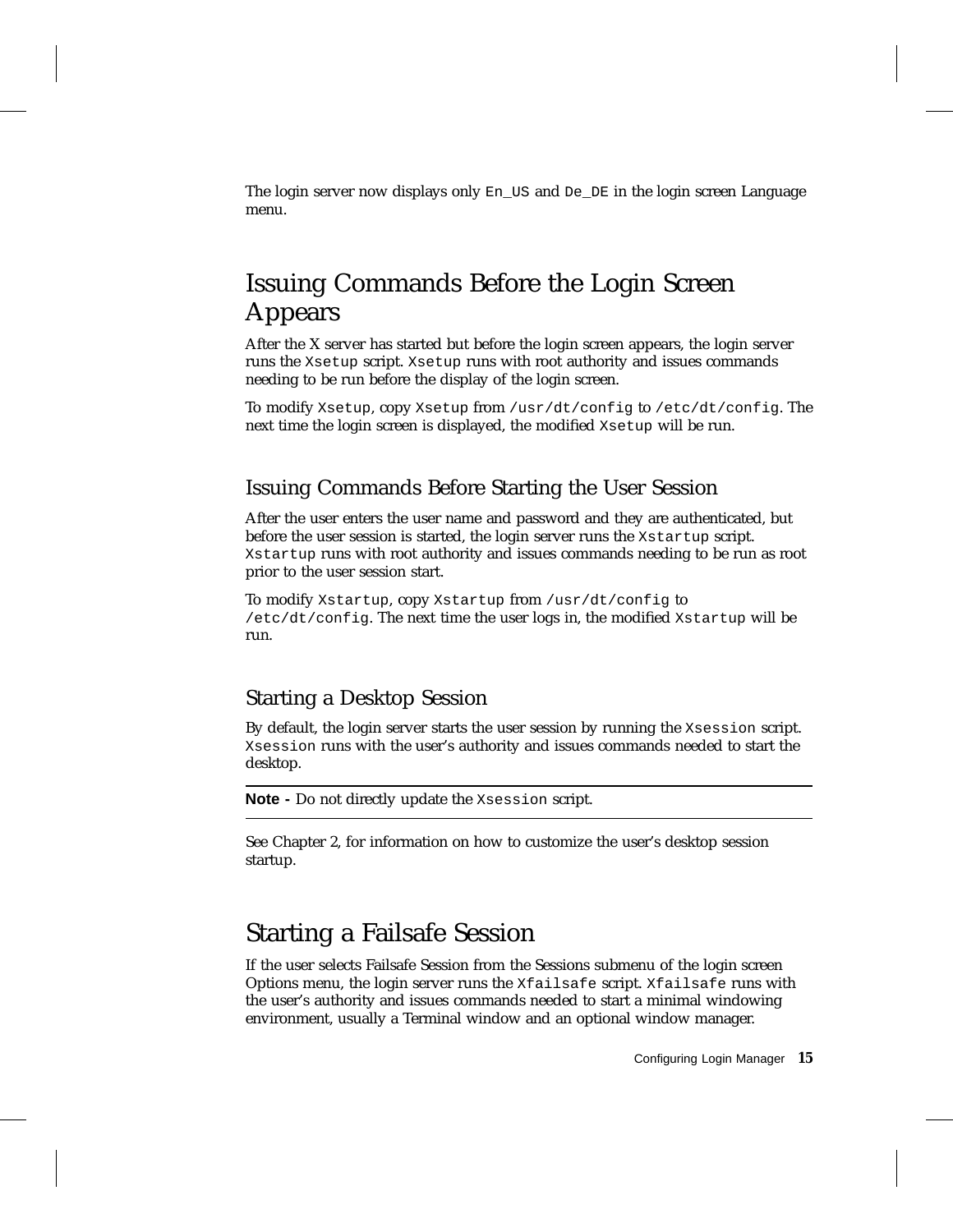The login server now displays only `En_US` and `De_DE` in the login screen Language menu.

## Issuing Commands Before the Login Screen Appears

After the X server has started but before the login screen appears, the login server runs the `Xsetup` script. `Xsetup` runs with root authority and issues commands needing to be run before the display of the login screen.

To modify `Xsetup`, copy `Xsetup` from `/usr/dt/config` to `/etc/dt/config`. The next time the login screen is displayed, the modified `Xsetup` will be run.

### Issuing Commands Before Starting the User Session

After the user enters the user name and password and they are authenticated, but before the user session is started, the login server runs the `Xstartup` script. `Xstartup` runs with root authority and issues commands needing to be run as root prior to the user session start.

To modify `Xstartup`, copy `Xstartup` from `/usr/dt/config` to `/etc/dt/config`. The next time the user logs in, the modified `Xstartup` will be run.

### Starting a Desktop Session

By default, the login server starts the user session by running the `Xsession` script. `Xsession` runs with the user's authority and issues commands needed to start the desktop.

---

**Note -** Do not directly update the `Xsession` script.

---

See Chapter 2, for information on how to customize the user's desktop session startup.

## Starting a Failsafe Session

If the user selects Failsafe Session from the Sessions submenu of the login screen Options menu, the login server runs the `Xfailsafe` script. `Xfailsafe` runs with the user's authority and issues commands needed to start a minimal windowing environment, usually a Terminal window and an optional window manager.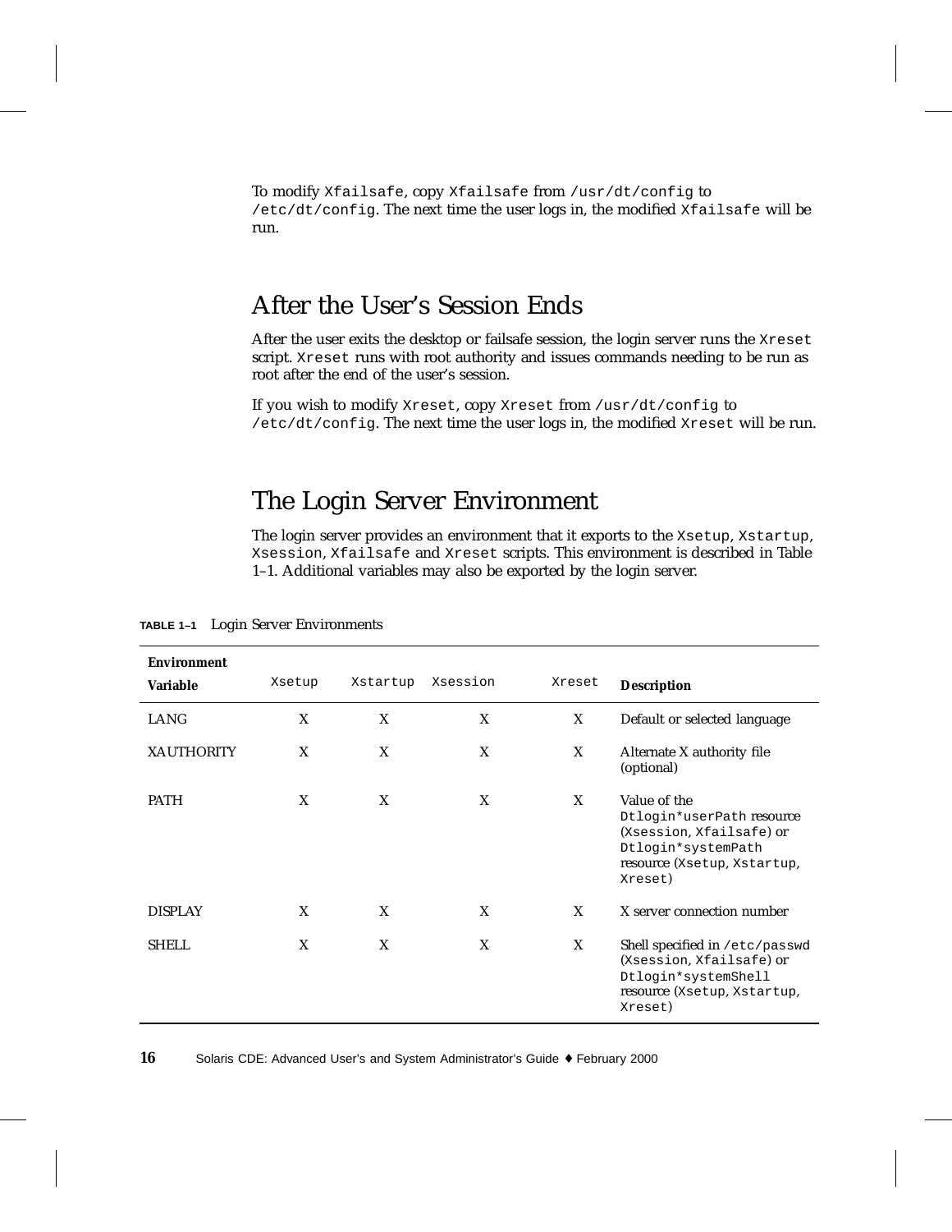To modify Xfailsafe, copy Xfailsafe from /usr/dt/config to /etc/dt/config. The next time the user logs in, the modified Xfailsafe will be run.

## After the User's Session Ends

After the user exits the desktop or failsafe session, the login server runs the Xreset script. Xreset runs with root authority and issues commands needing to be run as root after the end of the user's session.

If you wish to modify Xreset, copy Xreset from /usr/dt/config to /etc/dt/config. The next time the user logs in, the modified Xreset will be run.

## The Login Server Environment

The login server provides an environment that it exports to the Xsetup, Xstartup, Xsession, Xfailsafe and Xreset scripts. This environment is described in Table 1–1. Additional variables may also be exported by the login server.

**TABLE 1–1** Login Server Environments

| Environment Variable | Xsetup | Xstartup | Xsession | Xreset | Description |
|---|---|---|---|---|---|
| LANG | X | X | X | X | Default or selected language |
| XAUTHORITY | X | X | X | X | Alternate X authority file (optional) |
| PATH | X | X | X | X | Value of the Dtlogin*userPath resource (Xsession, Xfailsafe) or Dtlogin*systemPath resource (Xsetup, Xstartup, Xreset) |
| DISPLAY | X | X | X | X | X server connection number |
| SHELL | X | X | X | X | Shell specified in /etc/passwd (Xsession, Xfailsafe) or Dtlogin*systemShell resource (Xsetup, Xstartup, Xreset) |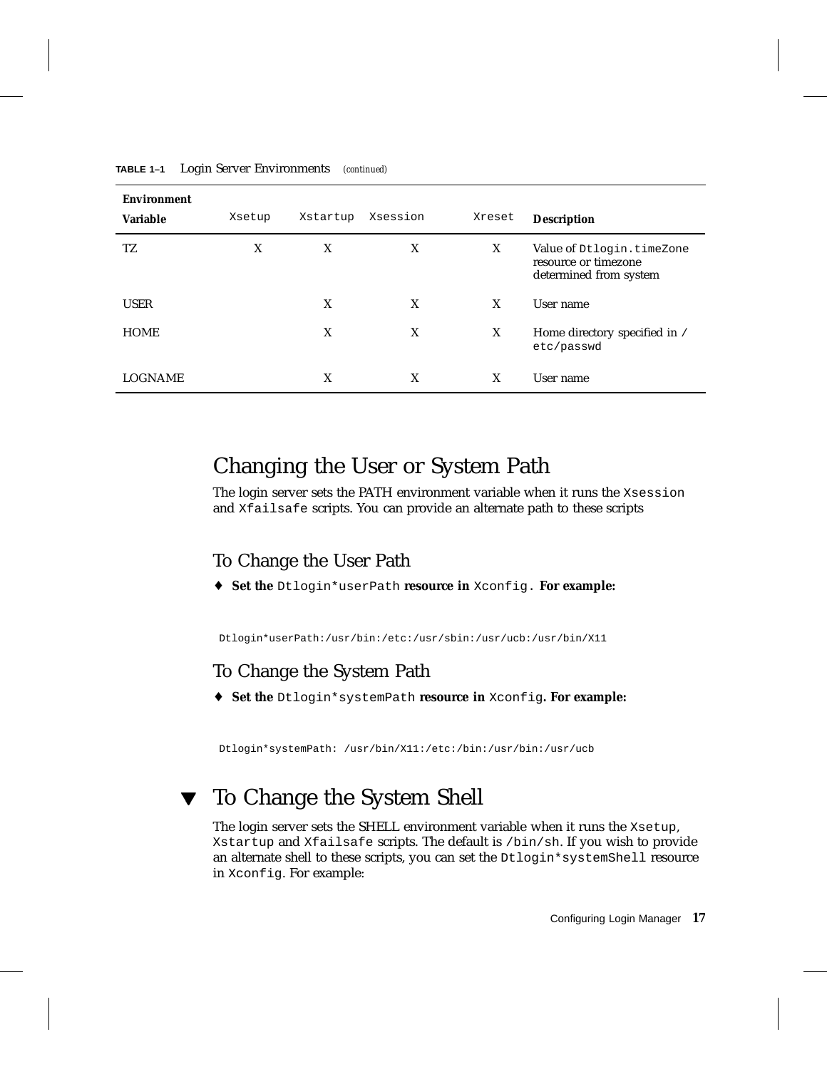**TABLE 1–1** Login Server Environments *(continued)*

| Environment Variable | Xsetup | Xstartup | Xsession | Xreset | Description |
|---|---|---|---|---|---|
| TZ | X | X | X | X | Value of `Dtlogin.timeZone` resource or timezone determined from system |
| USER | | X | X | X | User name |
| HOME | | X | X | X | Home directory specified in `/etc/passwd` |
| LOGNAME | | X | X | X | User name |

## Changing the User or System Path

The login server sets the PATH environment variable when it runs the `Xsession` and `Xfailsafe` scripts. You can provide an alternate path to these scripts

### To Change the User Path

♦ **Set the** `Dtlogin*userPath` **resource in** `Xconfig.` **For example:**

```
Dtlogin*userPath:/usr/bin:/etc:/usr/sbin:/usr/ucb:/usr/bin/X11
```

### To Change the System Path

♦ **Set the** `Dtlogin*systemPath` **resource in** `Xconfig`**. For example:**

```
Dtlogin*systemPath: /usr/bin/X11:/etc:/bin:/usr/bin:/usr/ucb
```

## ▼ To Change the System Shell

The login server sets the SHELL environment variable when it runs the `Xsetup`, `Xstartup` and `Xfailsafe` scripts. The default is `/bin/sh`. If you wish to provide an alternate shell to these scripts, you can set the `Dtlogin*systemShell` resource in `Xconfig`. For example: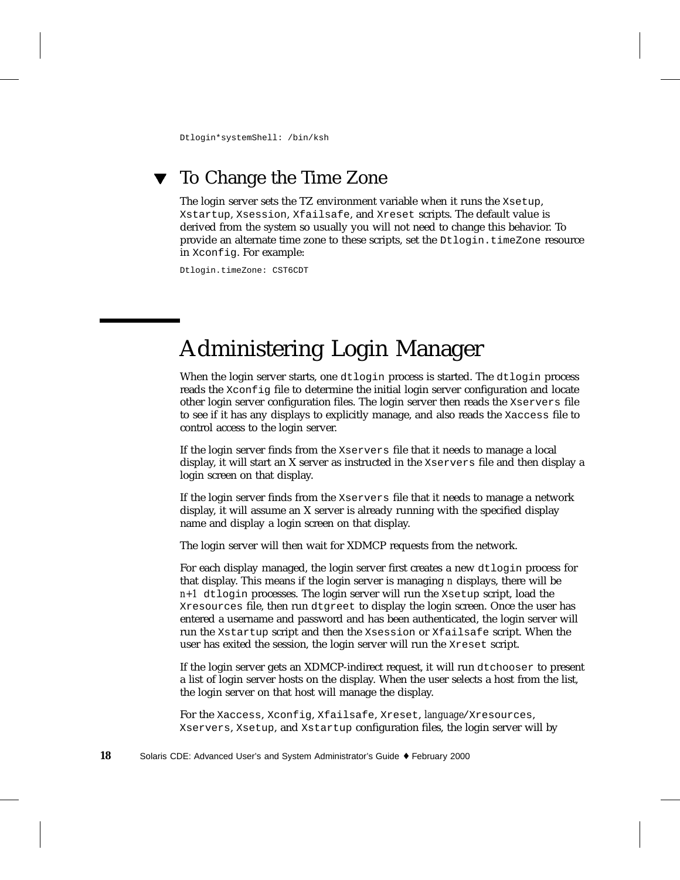```
Dtlogin*systemShell: /bin/ksh
```

### ▼ To Change the Time Zone

The login server sets the TZ environment variable when it runs the `Xsetup`, `Xstartup`, `Xsession`, `Xfailsafe`, and `Xreset` scripts. The default value is derived from the system so usually you will not need to change this behavior. To provide an alternate time zone to these scripts, set the `Dtlogin.timeZone` resource in `Xconfig`. For example:

```
Dtlogin.timeZone: CST6CDT
```

## Administering Login Manager

When the login server starts, one `dtlogin` process is started. The `dtlogin` process reads the `Xconfig` file to determine the initial login server configuration and locate other login server configuration files. The login server then reads the `Xservers` file to see if it has any displays to explicitly manage, and also reads the `Xaccess` file to control access to the login server.

If the login server finds from the `Xservers` file that it needs to manage a local display, it will start an X server as instructed in the `Xservers` file and then display a login screen on that display.

If the login server finds from the `Xservers` file that it needs to manage a network display, it will assume an X server is already running with the specified display name and display a login screen on that display.

The login server will then wait for XDMCP requests from the network.

For each display managed, the login server first creates a new `dtlogin` process for that display. This means if the login server is managing *n* displays, there will be *n+1* `dtlogin` processes. The login server will run the `Xsetup` script, load the `Xresources` file, then run `dtgreet` to display the login screen. Once the user has entered a username and password and has been authenticated, the login server will run the `Xstartup` script and then the `Xsession` or `Xfailsafe` script. When the user has exited the session, the login server will run the `Xreset` script.

If the login server gets an XDMCP-indirect request, it will run `dtchooser` to present a list of login server hosts on the display. When the user selects a host from the list, the login server on that host will manage the display.

For the `Xaccess`, `Xconfig`, `Xfailsafe`, `Xreset`, *language*`/Xresources`, `Xservers`, `Xsetup`, and `Xstartup` configuration files, the login server will by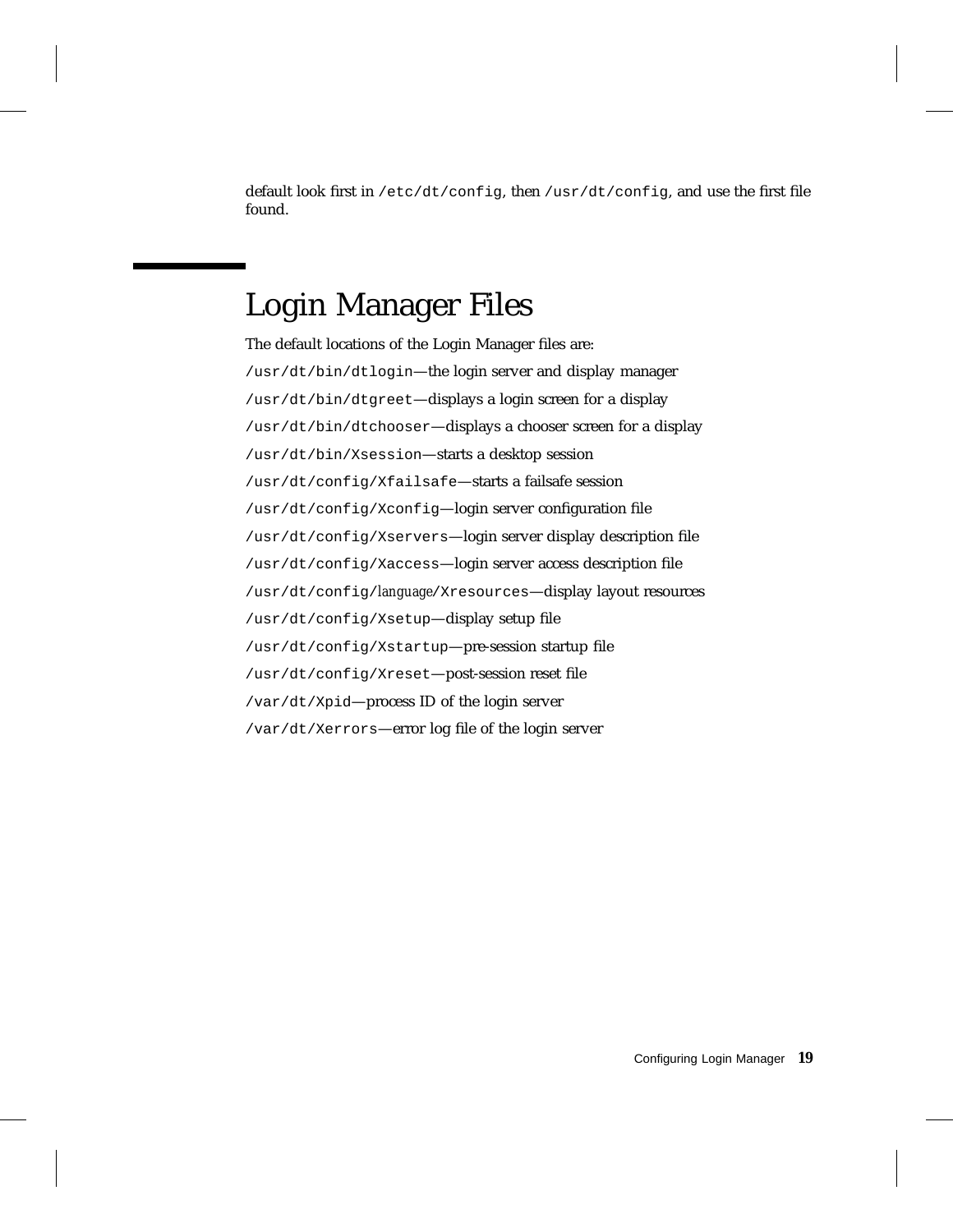default look first in `/etc/dt/config`, then `/usr/dt/config`, and use the first file found.

## Login Manager Files

The default locations of the Login Manager files are:

`/usr/dt/bin/dtlogin`—the login server and display manager

`/usr/dt/bin/dtgreet`—displays a login screen for a display

`/usr/dt/bin/dtchooser`—displays a chooser screen for a display

`/usr/dt/bin/Xsession`—starts a desktop session

`/usr/dt/config/Xfailsafe`—starts a failsafe session

`/usr/dt/config/Xconfig`—login server configuration file

`/usr/dt/config/Xservers`—login server display description file

`/usr/dt/config/Xaccess`—login server access description file

`/usr/dt/config/`*language*`/Xresources`—display layout resources

`/usr/dt/config/Xsetup`—display setup file

`/usr/dt/config/Xstartup`—pre-session startup file

`/usr/dt/config/Xreset`—post-session reset file

`/var/dt/Xpid`—process ID of the login server

`/var/dt/Xerrors`—error log file of the login server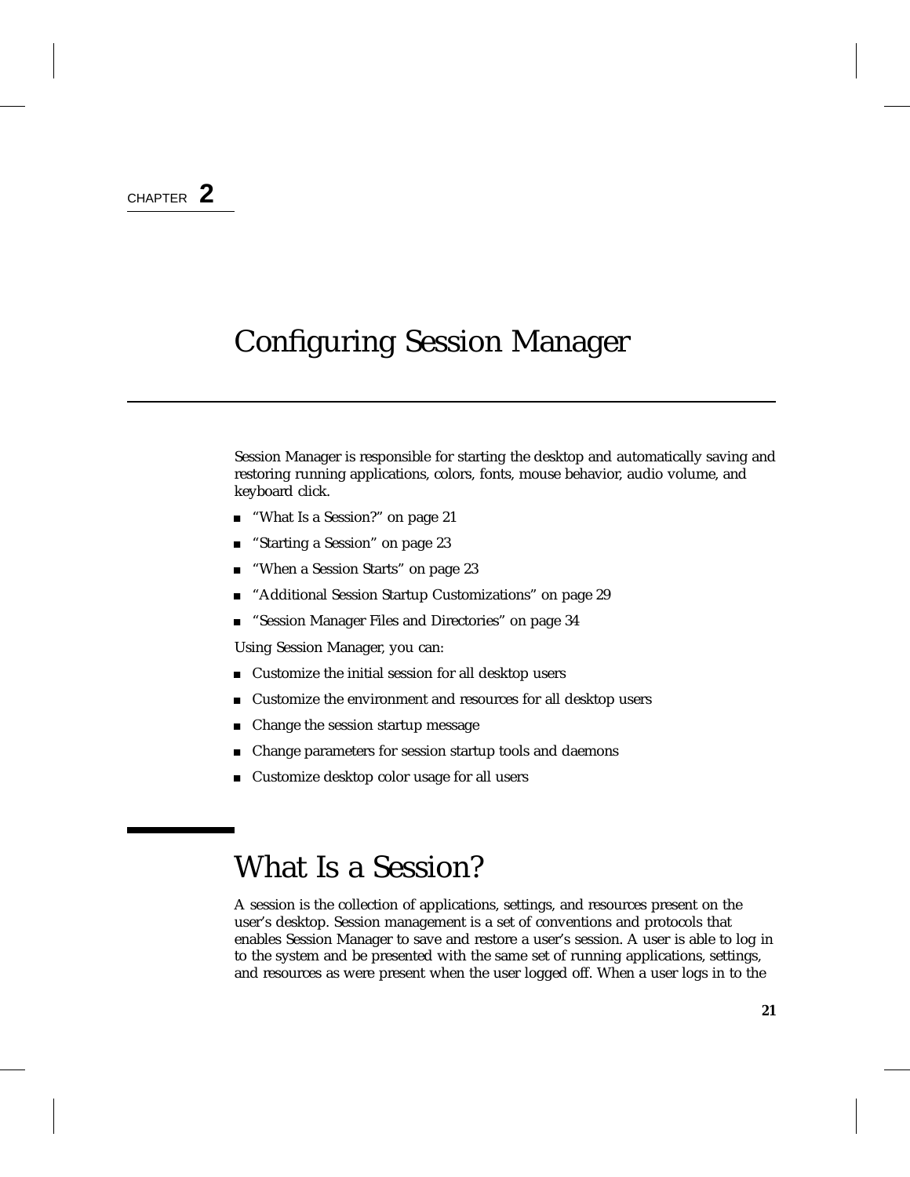CHAPTER **2**

# Configuring Session Manager

Session Manager is responsible for starting the desktop and automatically saving and restoring running applications, colors, fonts, mouse behavior, audio volume, and keyboard click.

- “What Is a Session?” on page 21
- “Starting a Session” on page 23
- “When a Session Starts” on page 23
- “Additional Session Startup Customizations” on page 29
- “Session Manager Files and Directories” on page 34

Using Session Manager, you can:

- Customize the initial session for all desktop users
- Customize the environment and resources for all desktop users
- Change the session startup message
- Change parameters for session startup tools and daemons
- Customize desktop color usage for all users

## What Is a Session?

A session is the collection of applications, settings, and resources present on the user’s desktop. Session management is a set of conventions and protocols that enables Session Manager to save and restore a user’s session. A user is able to log in to the system and be presented with the same set of running applications, settings, and resources as were present when the user logged off. When a user logs in to the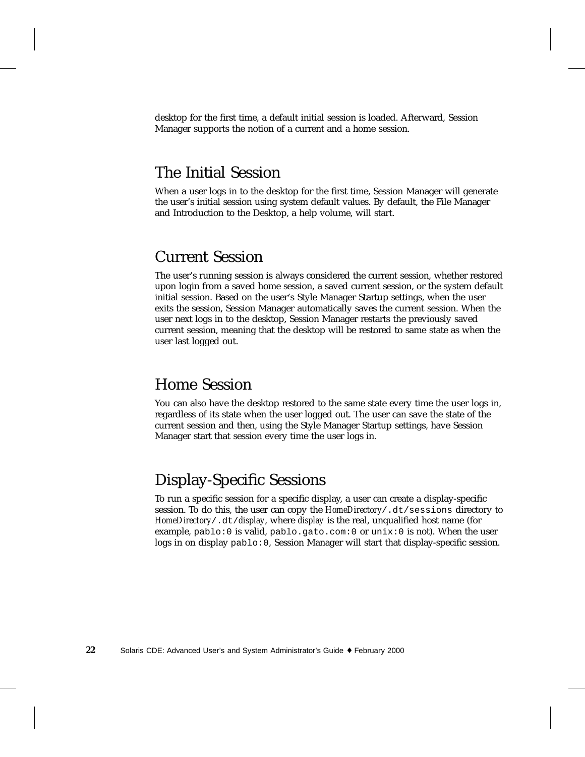desktop for the first time, a default initial session is loaded. Afterward, Session Manager supports the notion of a current and a home session.

## The Initial Session

When a user logs in to the desktop for the first time, Session Manager will generate the user's initial session using system default values. By default, the File Manager and Introduction to the Desktop, a help volume, will start.

## Current Session

The user's running session is always considered the current session, whether restored upon login from a saved home session, a saved current session, or the system default initial session. Based on the user's Style Manager Startup settings, when the user exits the session, Session Manager automatically saves the current session. When the user next logs in to the desktop, Session Manager restarts the previously saved current session, meaning that the desktop will be restored to same state as when the user last logged out.

## Home Session

You can also have the desktop restored to the same state every time the user logs in, regardless of its state when the user logged out. The user can save the state of the current session and then, using the Style Manager Startup settings, have Session Manager start that session every time the user logs in.

## Display-Specific Sessions

To run a specific session for a specific display, a user can create a display-specific session. To do this, the user can copy the *HomeDirectory*`/.dt/sessions` directory to *HomeDirectory*`/.dt/`*display*, where *display* is the real, unqualified host name (for example, `pablo:0` is valid, `pablo.gato.com:0` or `unix:0` is not). When the user logs in on display `pablo:0`, Session Manager will start that display-specific session.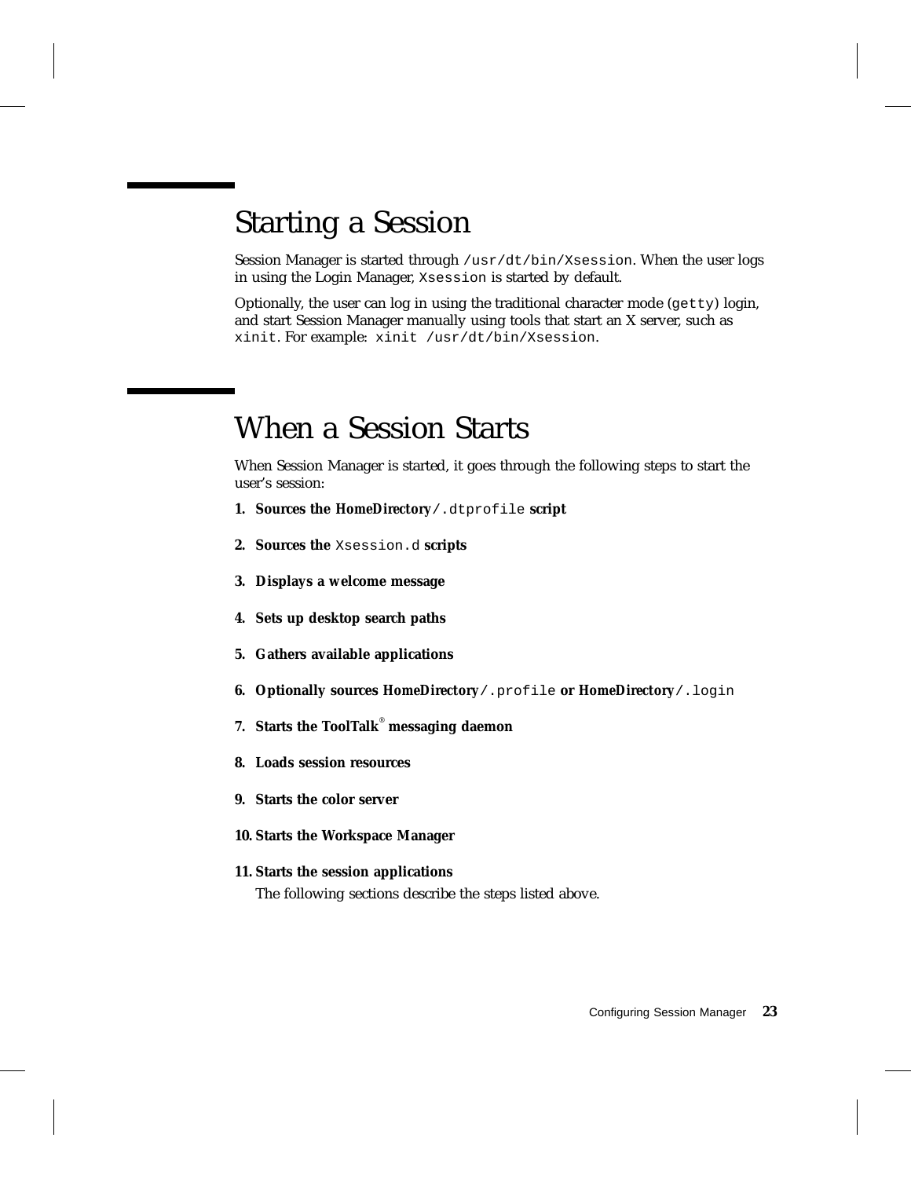## Starting a Session

Session Manager is started through `/usr/dt/bin/Xsession`. When the user logs in using the Login Manager, `Xsession` is started by default.

Optionally, the user can log in using the traditional character mode (`getty`) login, and start Session Manager manually using tools that start an X server, such as `xinit`. For example: `xinit /usr/dt/bin/Xsession`.

## When a Session Starts

When Session Manager is started, it goes through the following steps to start the user's session:

1. **Sources the *HomeDirectory*`/.dtprofile` script**
2. **Sources the `Xsession.d` scripts**
3. **Displays a welcome message**
4. **Sets up desktop search paths**
5. **Gathers available applications**
6. **Optionally sources *HomeDirectory*`/.profile` or *HomeDirectory*`/.login`**
7. **Starts the ToolTalk® messaging daemon**
8. **Loads session resources**
9. **Starts the color server**
10. **Starts the Workspace Manager**
11. **Starts the session applications**

    The following sections describe the steps listed above.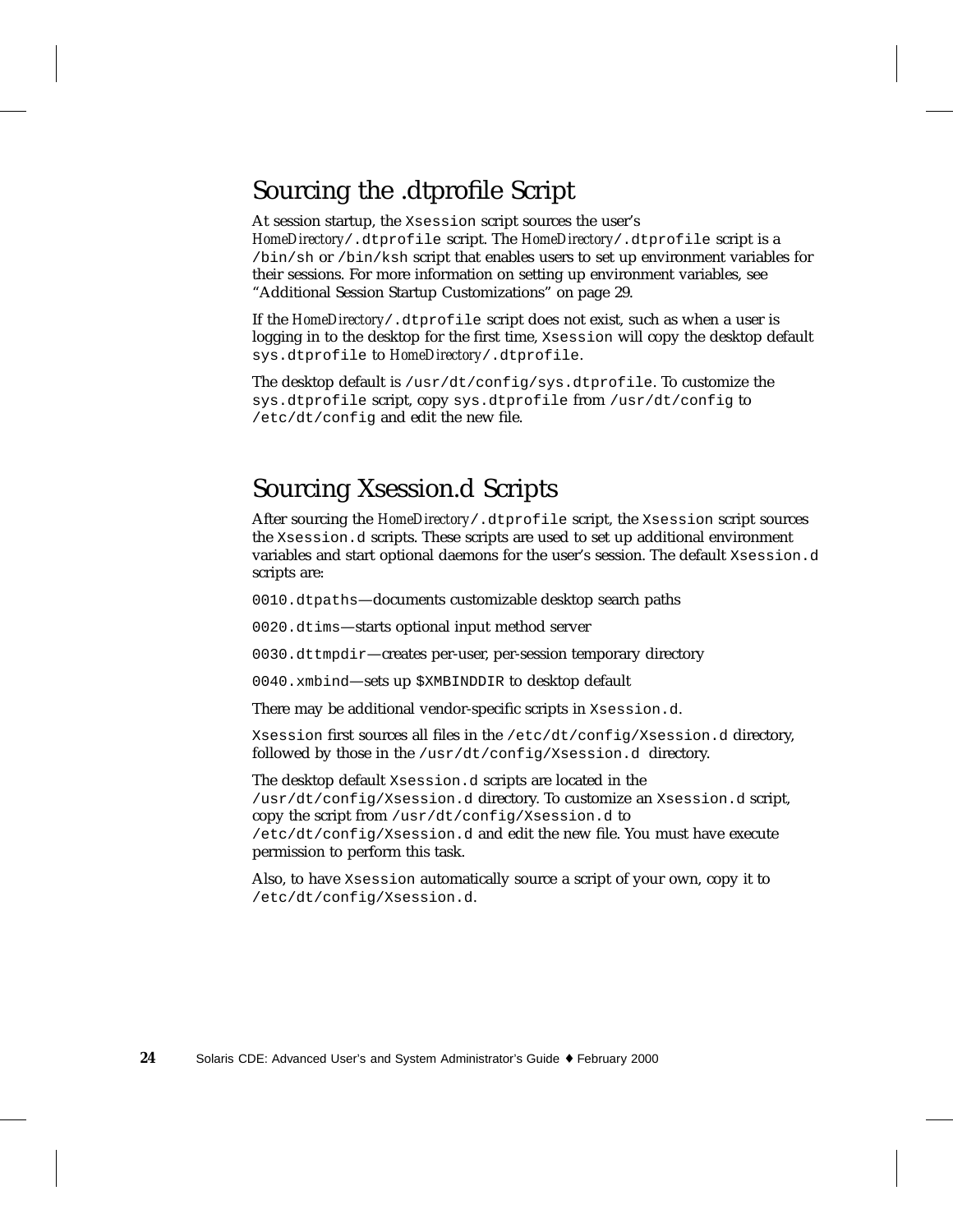## Sourcing the .dtprofile Script

At session startup, the `Xsession` script sources the user's *HomeDirectory*`/.dtprofile` script. The *HomeDirectory*`/.dtprofile` script is a `/bin/sh` or `/bin/ksh` script that enables users to set up environment variables for their sessions. For more information on setting up environment variables, see "Additional Session Startup Customizations" on page 29.

If the *HomeDirectory*`/.dtprofile` script does not exist, such as when a user is logging in to the desktop for the first time, `Xsession` will copy the desktop default `sys.dtprofile` to *HomeDirectory*`/.dtprofile`.

The desktop default is `/usr/dt/config/sys.dtprofile`. To customize the `sys.dtprofile` script, copy `sys.dtprofile` from `/usr/dt/config` to `/etc/dt/config` and edit the new file.

## Sourcing Xsession.d Scripts

After sourcing the *HomeDirectory*`/.dtprofile` script, the `Xsession` script sources the `Xsession.d` scripts. These scripts are used to set up additional environment variables and start optional daemons for the user's session. The default `Xsession.d` scripts are:

`0010.dtpaths`—documents customizable desktop search paths

`0020.dtims`—starts optional input method server

`0030.dttmpdir`—creates per-user, per-session temporary directory

`0040.xmbind`—sets up `$XMBINDDIR` to desktop default

There may be additional vendor-specific scripts in `Xsession.d`.

`Xsession` first sources all files in the `/etc/dt/config/Xsession.d` directory, followed by those in the `/usr/dt/config/Xsession.d` directory.

The desktop default `Xsession.d` scripts are located in the `/usr/dt/config/Xsession.d` directory. To customize an `Xsession.d` script, copy the script from `/usr/dt/config/Xsession.d` to `/etc/dt/config/Xsession.d` and edit the new file. You must have execute permission to perform this task.

Also, to have `Xsession` automatically source a script of your own, copy it to `/etc/dt/config/Xsession.d`.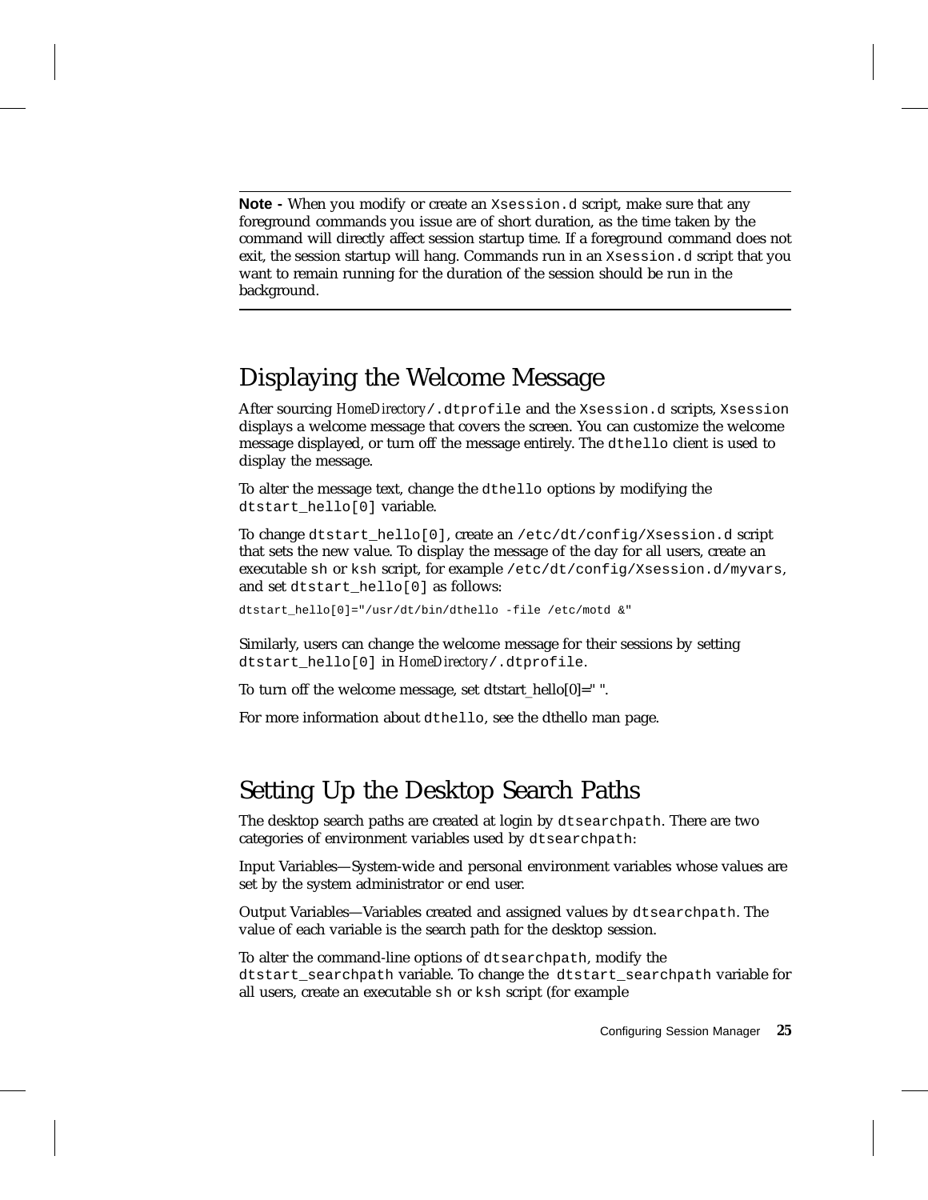---

**Note -** When you modify or create an `Xsession.d` script, make sure that any foreground commands you issue are of short duration, as the time taken by the command will directly affect session startup time. If a foreground command does not exit, the session startup will hang. Commands run in an `Xsession.d` script that you want to remain running for the duration of the session should be run in the background.

---

## Displaying the Welcome Message

After sourcing *HomeDirectory*`/.dtprofile` and the `Xsession.d` scripts, `Xsession` displays a welcome message that covers the screen. You can customize the welcome message displayed, or turn off the message entirely. The `dthello` client is used to display the message.

To alter the message text, change the `dthello` options by modifying the `dtstart_hello[0]` variable.

To change `dtstart_hello[0]`, create an `/etc/dt/config/Xsession.d` script that sets the new value. To display the message of the day for all users, create an executable `sh` or `ksh` script, for example `/etc/dt/config/Xsession.d/myvars`, and set `dtstart_hello[0]` as follows:

```
dtstart_hello[0]="/usr/dt/bin/dthello -file /etc/motd &"
```

Similarly, users can change the welcome message for their sessions by setting `dtstart_hello[0]` in *HomeDirectory*`/.dtprofile`.

To turn off the welcome message, set dtstart_hello[0]=" ".

For more information about `dthello`, see the dthello man page.

## Setting Up the Desktop Search Paths

The desktop search paths are created at login by `dtsearchpath`. There are two categories of environment variables used by `dtsearchpath`:

Input Variables—System-wide and personal environment variables whose values are set by the system administrator or end user.

Output Variables—Variables created and assigned values by `dtsearchpath`. The value of each variable is the search path for the desktop session.

To alter the command-line options of `dtsearchpath`, modify the `dtstart_searchpath` variable. To change the `dtstart_searchpath` variable for all users, create an executable `sh` or `ksh` script (for example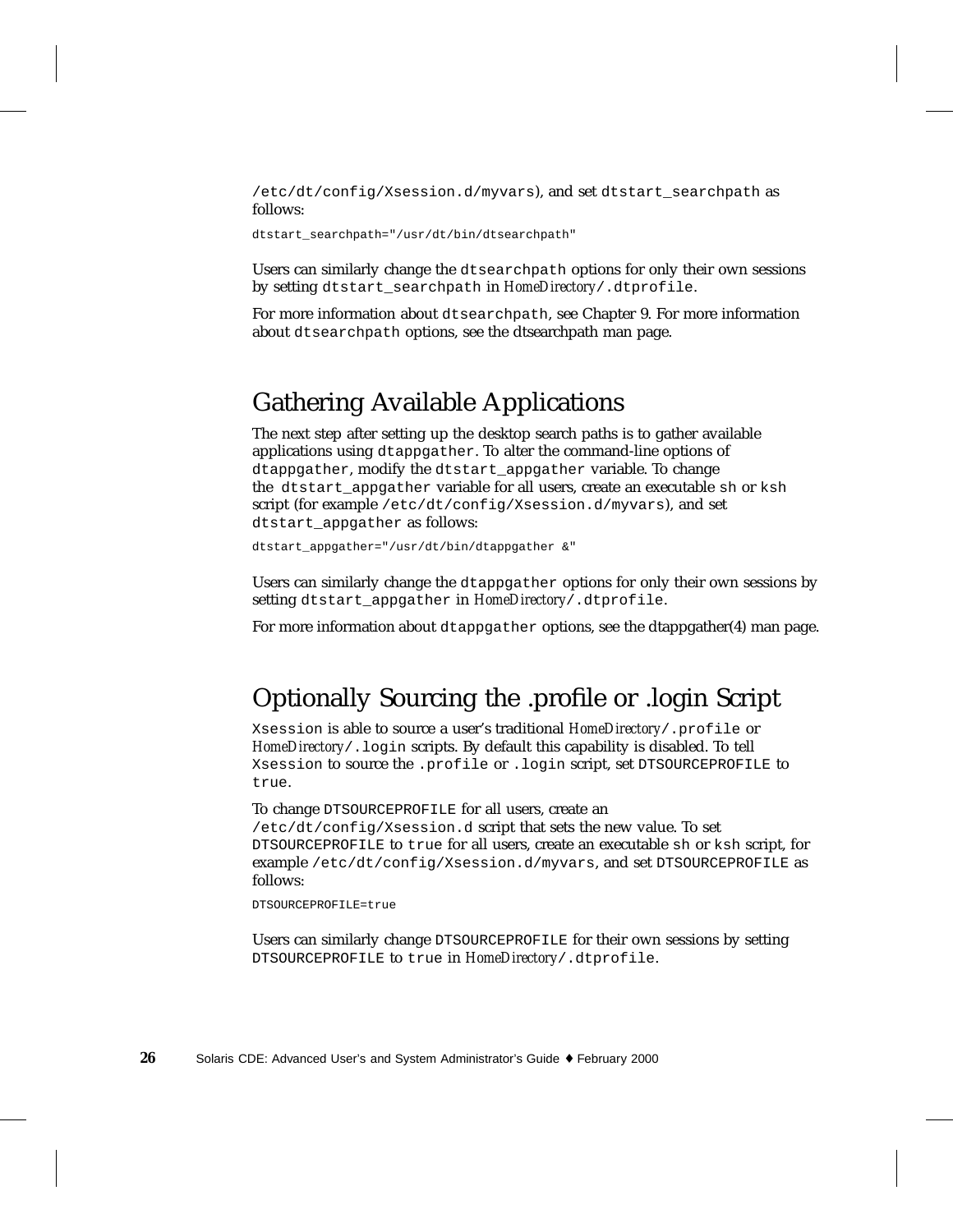/etc/dt/config/Xsession.d/myvars), and set dtstart_searchpath as follows:

```
dtstart_searchpath="/usr/dt/bin/dtsearchpath"
```

Users can similarly change the dtsearchpath options for only their own sessions by setting dtstart_searchpath in *HomeDirectory*/.dtprofile.

For more information about dtsearchpath, see Chapter 9. For more information about dtsearchpath options, see the dtsearchpath man page.

## Gathering Available Applications

The next step after setting up the desktop search paths is to gather available applications using dtappgather. To alter the command-line options of dtappgather, modify the dtstart_appgather variable. To change the dtstart_appgather variable for all users, create an executable sh or ksh script (for example /etc/dt/config/Xsession.d/myvars), and set dtstart_appgather as follows:

```
dtstart_appgather="/usr/dt/bin/dtappgather &"
```

Users can similarly change the dtappgather options for only their own sessions by setting dtstart_appgather in *HomeDirectory*/.dtprofile.

For more information about dtappgather options, see the dtappgather(4) man page.

## Optionally Sourcing the .profile or .login Script

Xsession is able to source a user's traditional *HomeDirectory*/.profile or *HomeDirectory*/.login scripts. By default this capability is disabled. To tell Xsession to source the .profile or .login script, set DTSOURCEPROFILE to true.

To change DTSOURCEPROFILE for all users, create an /etc/dt/config/Xsession.d script that sets the new value. To set DTSOURCEPROFILE to true for all users, create an executable sh or ksh script, for example /etc/dt/config/Xsession.d/myvars, and set DTSOURCEPROFILE as follows:

```
DTSOURCEPROFILE=true
```

Users can similarly change DTSOURCEPROFILE for their own sessions by setting DTSOURCEPROFILE to true in *HomeDirectory*/.dtprofile.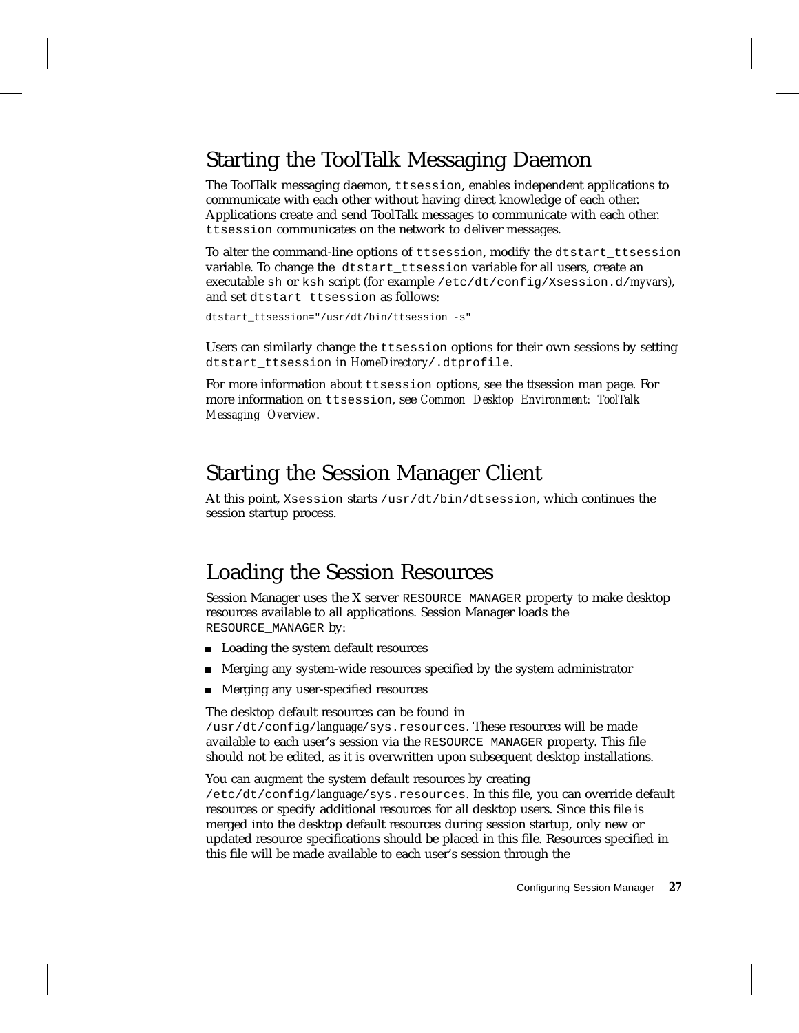## Starting the ToolTalk Messaging Daemon

The ToolTalk messaging daemon, `ttsession`, enables independent applications to communicate with each other without having direct knowledge of each other. Applications create and send ToolTalk messages to communicate with each other. `ttsession` communicates on the network to deliver messages.

To alter the command-line options of `ttsession`, modify the `dtstart_ttsession` variable. To change the `dtstart_ttsession` variable for all users, create an executable `sh` or `ksh` script (for example `/etc/dt/config/Xsession.d/`*myvars*), and set `dtstart_ttsession` as follows:

```
dtstart_ttsession="/usr/dt/bin/ttsession -s"
```

Users can similarly change the `ttsession` options for their own sessions by setting `dtstart_ttsession` in *HomeDirectory*`/.dtprofile`.

For more information about `ttsession` options, see the ttsession man page. For more information on `ttsession`, see *Common Desktop Environment: ToolTalk Messaging Overview*.

## Starting the Session Manager Client

At this point, `Xsession` starts `/usr/dt/bin/dtsession`, which continues the session startup process.

## Loading the Session Resources

Session Manager uses the X server `RESOURCE_MANAGER` property to make desktop resources available to all applications. Session Manager loads the `RESOURCE_MANAGER` by:

- Loading the system default resources
- Merging any system-wide resources specified by the system administrator
- Merging any user-specified resources

The desktop default resources can be found in `/usr/dt/config/`*language*`/sys.resources`. These resources will be made available to each user's session via the `RESOURCE_MANAGER` property. This file should not be edited, as it is overwritten upon subsequent desktop installations.

You can augment the system default resources by creating `/etc/dt/config/`*language*`/sys.resources`. In this file, you can override default resources or specify additional resources for all desktop users. Since this file is merged into the desktop default resources during session startup, only new or updated resource specifications should be placed in this file. Resources specified in this file will be made available to each user's session through the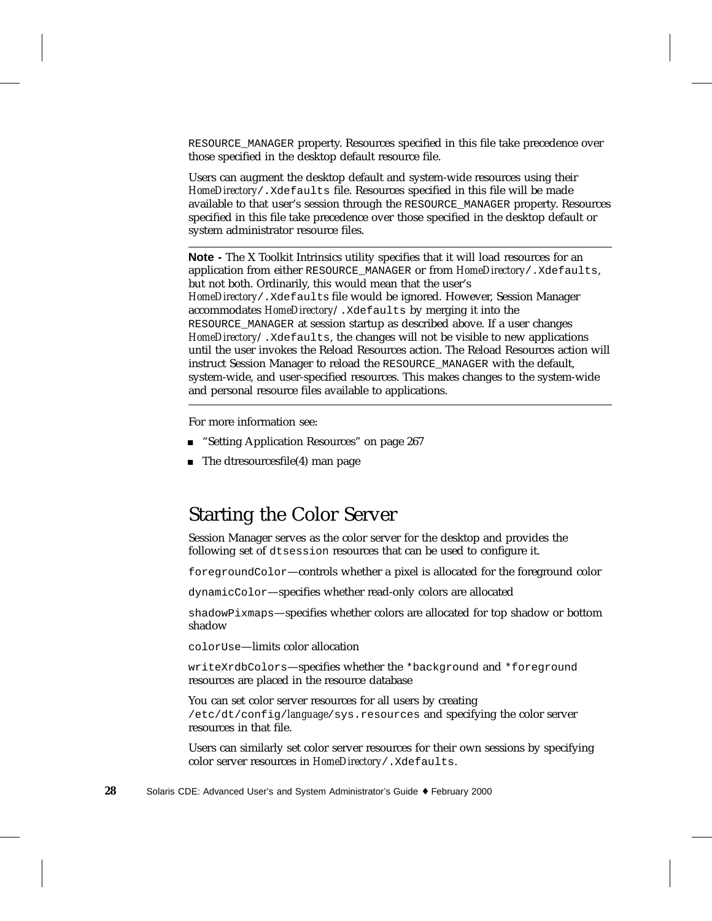RESOURCE_MANAGER property. Resources specified in this file take precedence over those specified in the desktop default resource file.

Users can augment the desktop default and system-wide resources using their *HomeDirectory*/.Xdefaults file. Resources specified in this file will be made available to that user's session through the RESOURCE_MANAGER property. Resources specified in this file take precedence over those specified in the desktop default or system administrator resource files.

---

**Note -** The X Toolkit Intrinsics utility specifies that it will load resources for an application from either RESOURCE_MANAGER or from *HomeDirectory*/.Xdefaults, but not both. Ordinarily, this would mean that the user's *HomeDirectory*/.Xdefaults file would be ignored. However, Session Manager accommodates *HomeDirectory*/.Xdefaults by merging it into the RESOURCE_MANAGER at session startup as described above. If a user changes *HomeDirectory*/.Xdefaults, the changes will not be visible to new applications until the user invokes the Reload Resources action. The Reload Resources action will instruct Session Manager to reload the RESOURCE_MANAGER with the default, system-wide, and user-specified resources. This makes changes to the system-wide and personal resource files available to applications.

---

For more information see:

- "Setting Application Resources" on page 267
- The dtresourcesfile(4) man page

## Starting the Color Server

Session Manager serves as the color server for the desktop and provides the following set of dtsession resources that can be used to configure it.

foregroundColor—controls whether a pixel is allocated for the foreground color

dynamicColor—specifies whether read-only colors are allocated

shadowPixmaps—specifies whether colors are allocated for top shadow or bottom shadow

colorUse—limits color allocation

writeXrdbColors—specifies whether the *background and *foreground resources are placed in the resource database

You can set color server resources for all users by creating /etc/dt/config/*language*/sys.resources and specifying the color server resources in that file.

Users can similarly set color server resources for their own sessions by specifying color server resources in *HomeDirectory*/.Xdefaults.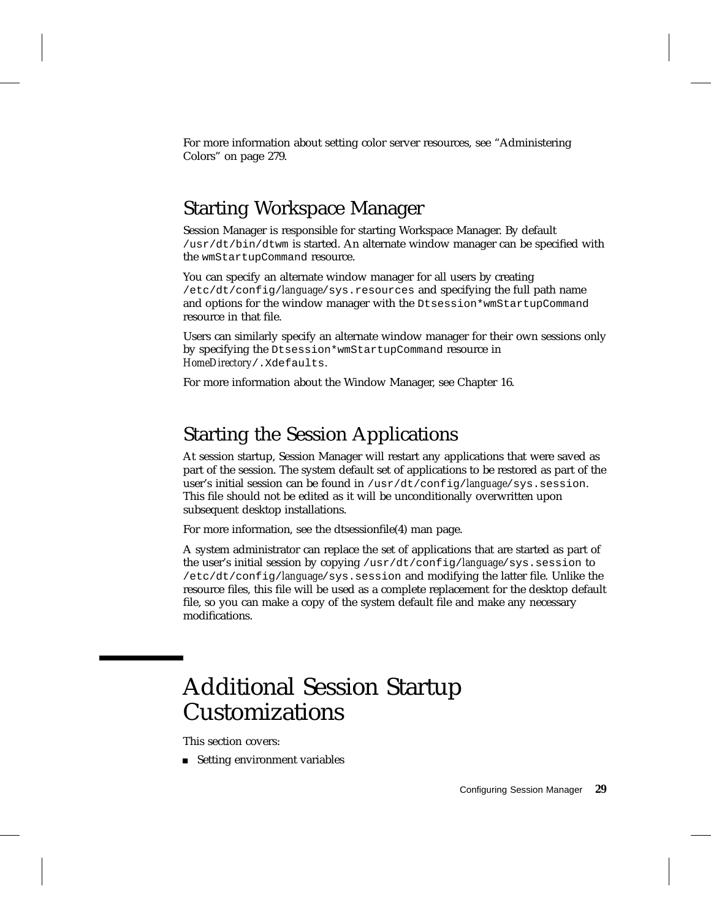For more information about setting color server resources, see "Administering Colors" on page 279.

## Starting Workspace Manager

Session Manager is responsible for starting Workspace Manager. By default `/usr/dt/bin/dtwm` is started. An alternate window manager can be specified with the `wmStartupCommand` resource.

You can specify an alternate window manager for all users by creating `/etc/dt/config/`*language*`/sys.resources` and specifying the full path name and options for the window manager with the `Dtsession*wmStartupCommand` resource in that file.

Users can similarly specify an alternate window manager for their own sessions only by specifying the `Dtsession*wmStartupCommand` resource in *HomeDirectory*`/.Xdefaults`.

For more information about the Window Manager, see Chapter 16.

## Starting the Session Applications

At session startup, Session Manager will restart any applications that were saved as part of the session. The system default set of applications to be restored as part of the user's initial session can be found in `/usr/dt/config/`*language*`/sys.session`. This file should not be edited as it will be unconditionally overwritten upon subsequent desktop installations.

For more information, see the dtsessionfile(4) man page.

A system administrator can replace the set of applications that are started as part of the user's initial session by copying `/usr/dt/config/`*language*`/sys.session` to `/etc/dt/config/`*language*`/sys.session` and modifying the latter file. Unlike the resource files, this file will be used as a complete replacement for the desktop default file, so you can make a copy of the system default file and make any necessary modifications.

# Additional Session Startup Customizations

This section covers:

- Setting environment variables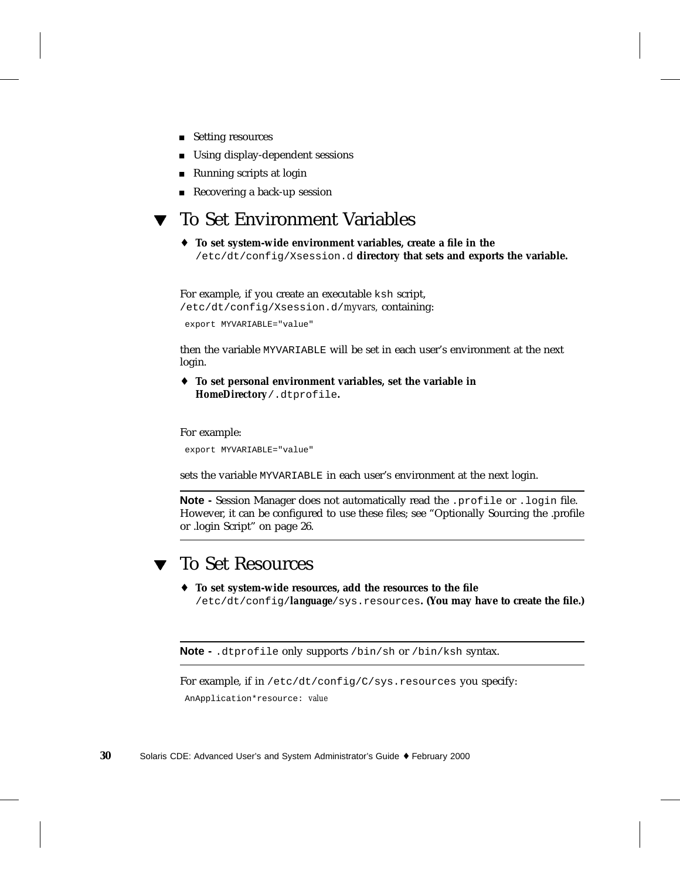- Setting resources
- Using display-dependent sessions
- Running scripts at login
- Recovering a back-up session

## ▼ To Set Environment Variables

♦ **To set system-wide environment variables, create a file in the** `/etc/dt/config/Xsession.d` **directory that sets and exports the variable.**

For example, if you create an executable `ksh` script, `/etc/dt/config/Xsession.d/`*myvars*, containing:

```
export MYVARIABLE="value"
```

then the variable `MYVARIABLE` will be set in each user's environment at the next login.

♦ **To set personal environment variables, set the variable in** ***HomeDirectory*****`/.dtprofile`.**

For example:

```
export MYVARIABLE="value"
```

sets the variable `MYVARIABLE` in each user's environment at the next login.

---

**Note -** Session Manager does not automatically read the `.profile` or `.login` file. However, it can be configured to use these files; see "Optionally Sourcing the .profile or .login Script" on page 26.

---

## ▼ To Set Resources

♦ **To set system-wide resources, add the resources to the file** `/etc/dt/config/`***language***`/sys.resources`**. (You may have to create the file.)**

---

**Note -** `.dtprofile` only supports `/bin/sh` or `/bin/ksh` syntax.

---

For example, if in `/etc/dt/config/C/sys.resources` you specify:

```
AnApplication*resource: value
```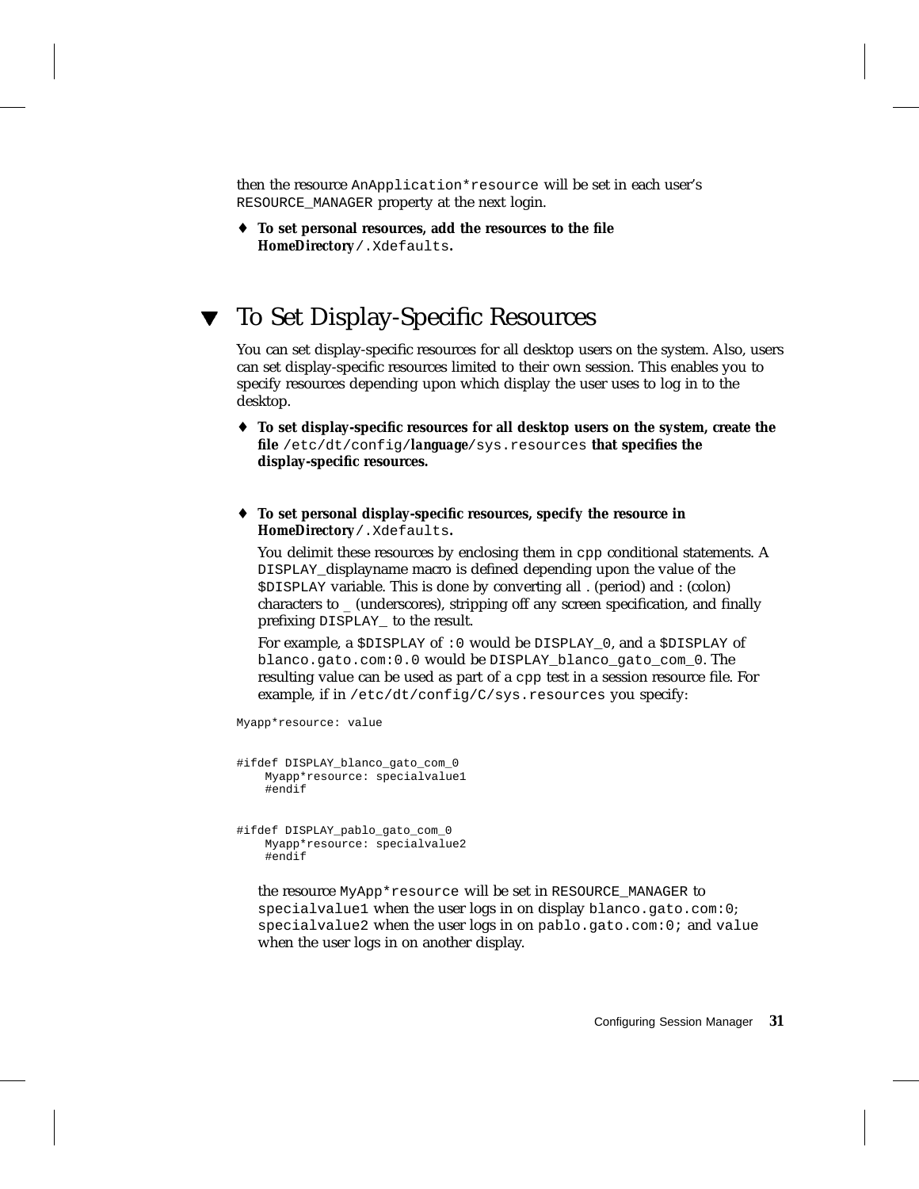then the resource `AnApplication*resource` will be set in each user's `RESOURCE_MANAGER` property at the next login.

♦ **To set personal resources, add the resources to the file** ***HomeDirectory*****`/.Xdefaults`.**

## ▼ To Set Display-Specific Resources

You can set display-specific resources for all desktop users on the system. Also, users can set display-specific resources limited to their own session. This enables you to specify resources depending upon which display the user uses to log in to the desktop.

♦ **To set display-specific resources for all desktop users on the system, create the file `/etc/dt/config/`*****language*****`/sys.resources` that specifies the display-specific resources.**

♦ **To set personal display-specific resources, specify the resource in** ***HomeDirectory*****`/.Xdefaults`.**

You delimit these resources by enclosing them in `cpp` conditional statements. A `DISPLAY_`displayname macro is defined depending upon the value of the `$DISPLAY` variable. This is done by converting all . (period) and : (colon) characters to _ (underscores), stripping off any screen specification, and finally prefixing `DISPLAY_` to the result.

For example, a `$DISPLAY` of `:0` would be `DISPLAY_0`, and a `$DISPLAY` of `blanco.gato.com:0.0` would be `DISPLAY_blanco_gato_com_0`. The resulting value can be used as part of a `cpp` test in a session resource file. For example, if in `/etc/dt/config/C/sys.resources` you specify:

```
Myapp*resource: value


#ifdef DISPLAY_blanco_gato_com_0
    Myapp*resource: specialvalue1
    #endif


#ifdef DISPLAY_pablo_gato_com_0
    Myapp*resource: specialvalue2
    #endif
```

the resource `MyApp*resource` will be set in `RESOURCE_MANAGER` to `specialvalue1` when the user logs in on display `blanco.gato.com:0`; `specialvalue2` when the user logs in on `pablo.gato.com:0;` and `value` when the user logs in on another display.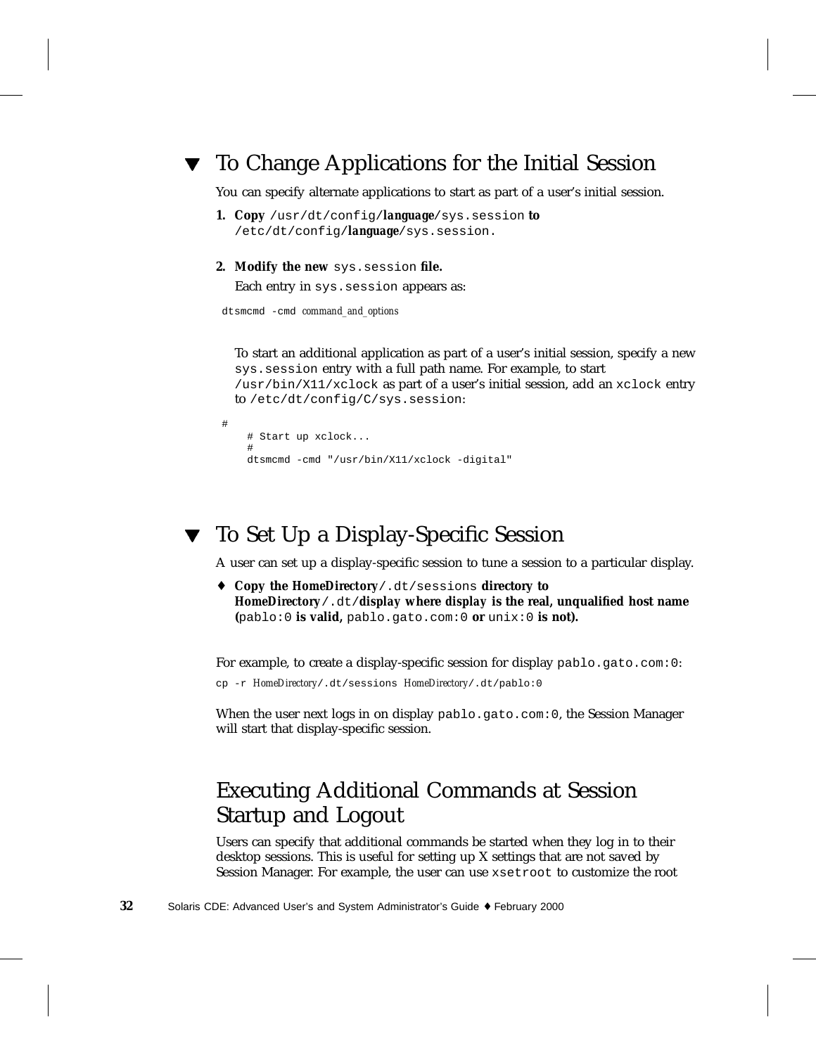## ▼ To Change Applications for the Initial Session

You can specify alternate applications to start as part of a user's initial session.

1. **Copy** `/usr/dt/config/`***language***`/sys.session` **to** `/etc/dt/config/`***language***`/sys.session`.

2. **Modify the new** `sys.session` **file.**

   Each entry in `sys.session` appears as:

```
dtsmcmd -cmd command_and_options
```

   To start an additional application as part of a user's initial session, specify a new `sys.session` entry with a full path name. For example, to start `/usr/bin/X11/xclock` as part of a user's initial session, add an `xclock` entry to `/etc/dt/config/C/sys.session`:

```
#
    # Start up xclock...
    #
    dtsmcmd -cmd "/usr/bin/X11/xclock -digital"
```

## ▼ To Set Up a Display-Specific Session

A user can set up a display-specific session to tune a session to a particular display.

♦ **Copy the** ***HomeDirectory***`/.dt/sessions` **directory to** ***HomeDirectory***`/.dt/`***display*** **where** ***display*** **is the real, unqualified host name (**`pablo:0` **is valid,** `pablo.gato.com:0` **or** `unix:0` **is not).**

For example, to create a display-specific session for display `pablo.gato.com:0`:

```
cp -r HomeDirectory/.dt/sessions HomeDirectory/.dt/pablo:0
```

When the user next logs in on display `pablo.gato.com:0`, the Session Manager will start that display-specific session.

## Executing Additional Commands at Session Startup and Logout

Users can specify that additional commands be started when they log in to their desktop sessions. This is useful for setting up X settings that are not saved by Session Manager. For example, the user can use `xsetroot` to customize the root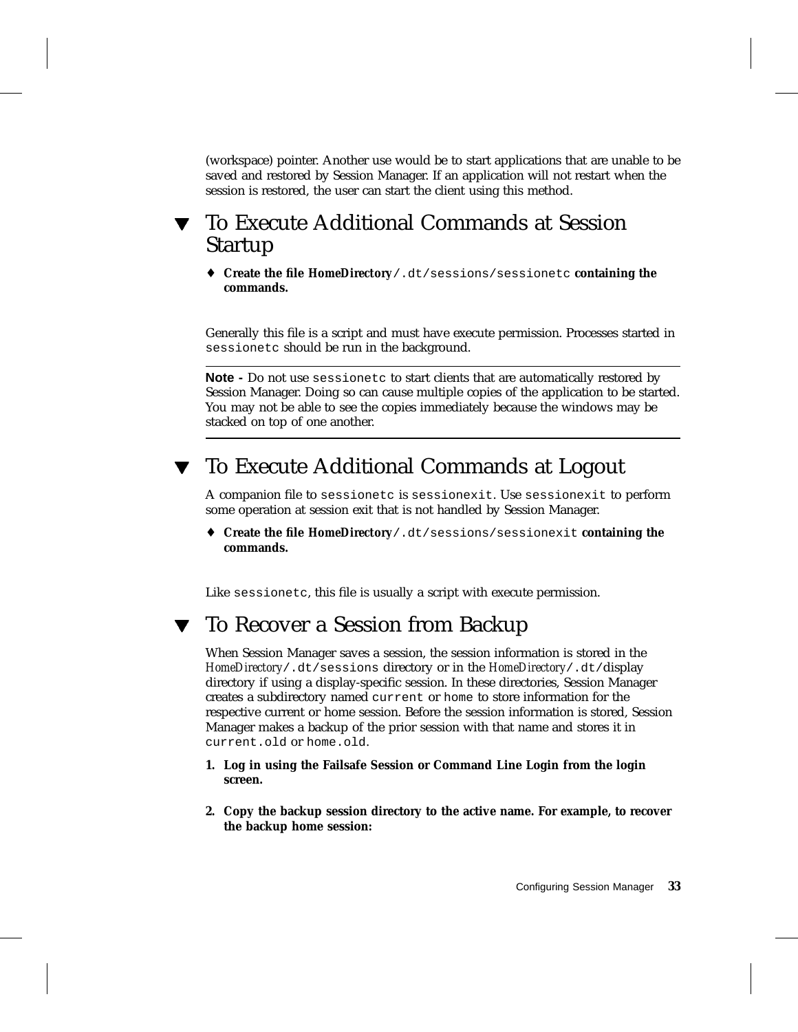(workspace) pointer. Another use would be to start applications that are unable to be saved and restored by Session Manager. If an application will not restart when the session is restored, the user can start the client using this method.

## ▼ To Execute Additional Commands at Session Startup

♦ **Create the file** ***HomeDirectory*****`/.dt/sessions/sessionetc` containing the commands.**

Generally this file is a script and must have execute permission. Processes started in `sessionetc` should be run in the background.

---

**Note -** Do not use `sessionetc` to start clients that are automatically restored by Session Manager. Doing so can cause multiple copies of the application to be started. You may not be able to see the copies immediately because the windows may be stacked on top of one another.

---

## ▼ To Execute Additional Commands at Logout

A companion file to `sessionetc` is `sessionexit`. Use `sessionexit` to perform some operation at session exit that is not handled by Session Manager.

♦ **Create the file** ***HomeDirectory*****`/.dt/sessions/sessionexit` containing the commands.**

Like `sessionetc`, this file is usually a script with execute permission.

## ▼ To Recover a Session from Backup

When Session Manager saves a session, the session information is stored in the *HomeDirectory*`/.dt/sessions` directory or in the *HomeDirectory*`/.dt/`display directory if using a display-specific session. In these directories, Session Manager creates a subdirectory named `current` or `home` to store information for the respective current or home session. Before the session information is stored, Session Manager makes a backup of the prior session with that name and stores it in `current.old` or `home.old`.

1. **Log in using the Failsafe Session or Command Line Login from the login screen.**

2. **Copy the backup session directory to the active name. For example, to recover the backup home session:**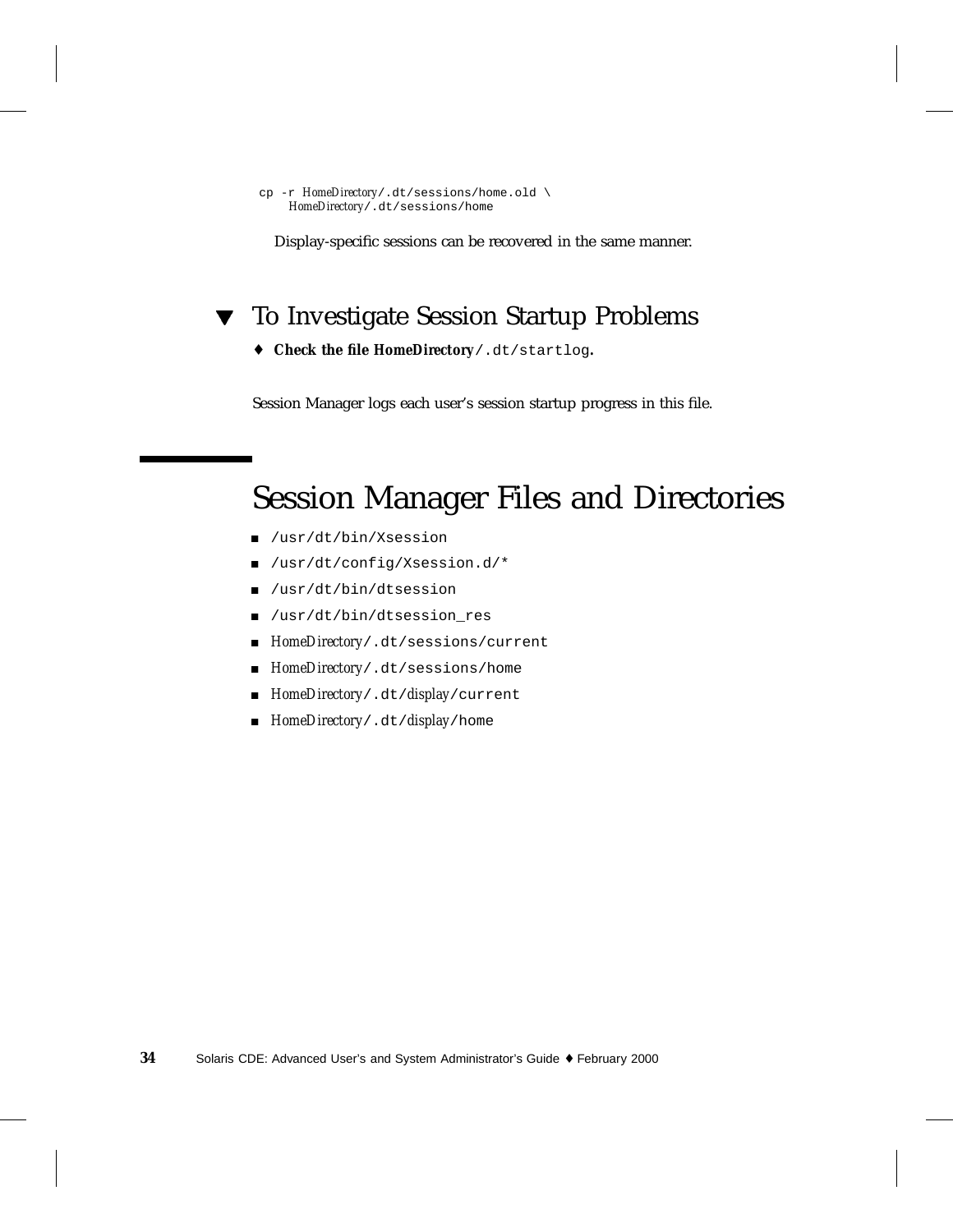```
cp -r HomeDirectory/.dt/sessions/home.old \
    HomeDirectory/.dt/sessions/home
```

Display-specific sessions can be recovered in the same manner.

## ▼ To Investigate Session Startup Problems

♦ **Check the file HomeDirectory**`/.dt/startlog`**.**

Session Manager logs each user's session startup progress in this file.

# Session Manager Files and Directories

- `/usr/dt/bin/Xsession`
- `/usr/dt/config/Xsession.d/*`
- `/usr/dt/bin/dtsession`
- `/usr/dt/bin/dtsession_res`
- *HomeDirectory*`/.dt/sessions/current`
- *HomeDirectory*`/.dt/sessions/home`
- *HomeDirectory*`/.dt/`*display*`/current`
- *HomeDirectory*`/.dt/`*display*`/home`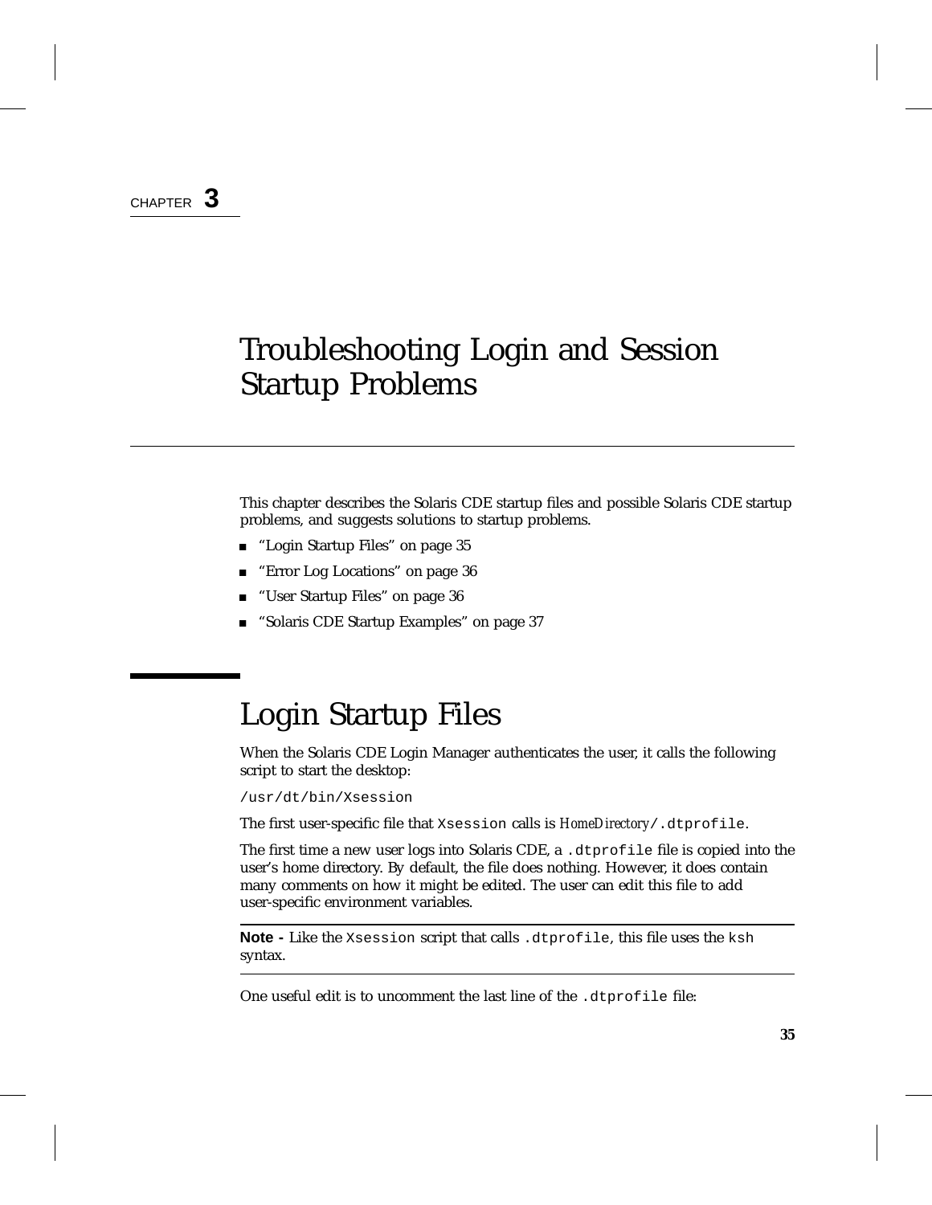CHAPTER 3

# Troubleshooting Login and Session Startup Problems

This chapter describes the Solaris CDE startup files and possible Solaris CDE startup problems, and suggests solutions to startup problems.

- "Login Startup Files" on page 35
- "Error Log Locations" on page 36
- "User Startup Files" on page 36
- "Solaris CDE Startup Examples" on page 37

## Login Startup Files

When the Solaris CDE Login Manager authenticates the user, it calls the following script to start the desktop:

```
/usr/dt/bin/Xsession
```

The first user-specific file that `Xsession` calls is *HomeDirectory*`/.dtprofile`.

The first time a new user logs into Solaris CDE, a `.dtprofile` file is copied into the user's home directory. By default, the file does nothing. However, it does contain many comments on how it might be edited. The user can edit this file to add user-specific environment variables.

---

**Note -** Like the `Xsession` script that calls `.dtprofile`, this file uses the `ksh` syntax.

---

One useful edit is to uncomment the last line of the `.dtprofile` file: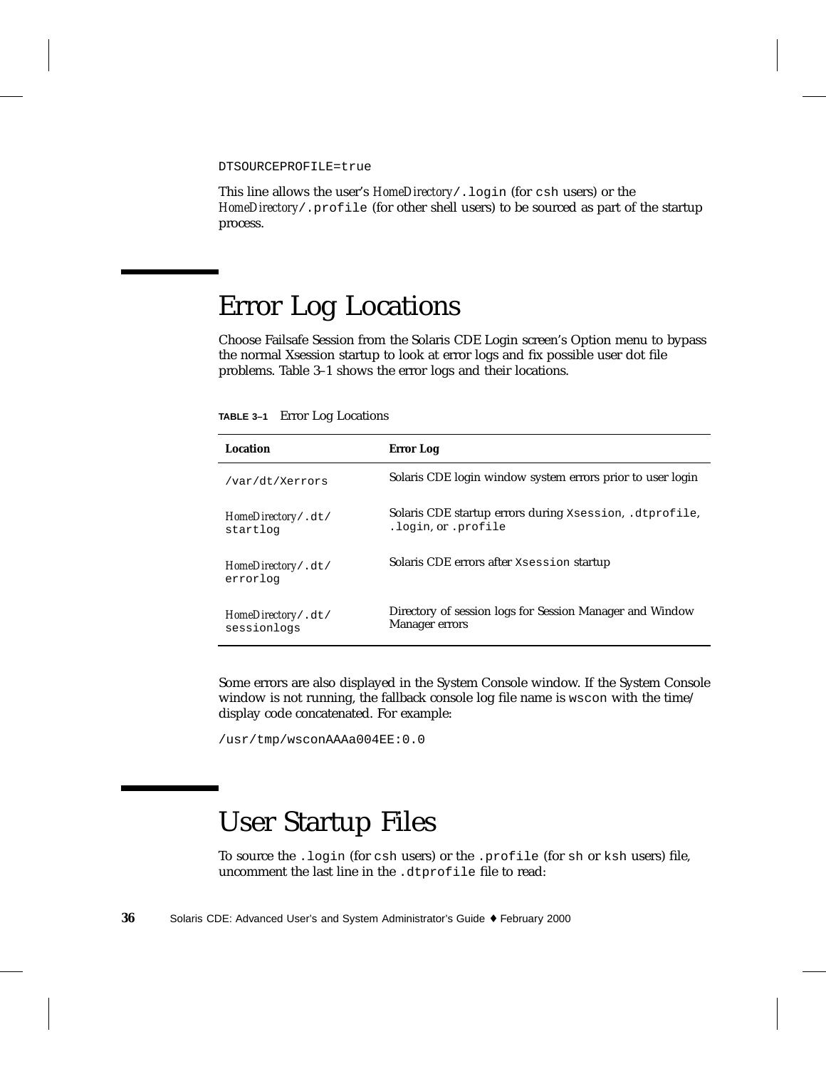```
DTSOURCEPROFILE=true
```

This line allows the user's *HomeDirectory*`/.login` (for `csh` users) or the *HomeDirectory*`/.profile` (for other shell users) to be sourced as part of the startup process.

## Error Log Locations

Choose Failsafe Session from the Solaris CDE Login screen's Option menu to bypass the normal Xsession startup to look at error logs and fix possible user dot file problems. Table 3–1 shows the error logs and their locations.

**TABLE 3–1** Error Log Locations

| Location | Error Log |
|---|---|
| `/var/dt/Xerrors` | Solaris CDE login window system errors prior to user login |
| *HomeDirectory*`/.dt/startlog` | Solaris CDE startup errors during `Xsession`, `.dtprofile`, `.login`, or `.profile` |
| *HomeDirectory*`/.dt/errorlog` | Solaris CDE errors after `Xsession` startup |
| *HomeDirectory*`/.dt/sessionlogs` | Directory of session logs for Session Manager and Window Manager errors |

Some errors are also displayed in the System Console window. If the System Console window is not running, the fallback console log file name is `wscon` with the time/display code concatenated. For example:

```
/usr/tmp/wsconAAAa004EE:0.0
```

## User Startup Files

To source the `.login` (for `csh` users) or the `.profile` (for `sh` or `ksh` users) file, uncomment the last line in the `.dtprofile` file to read: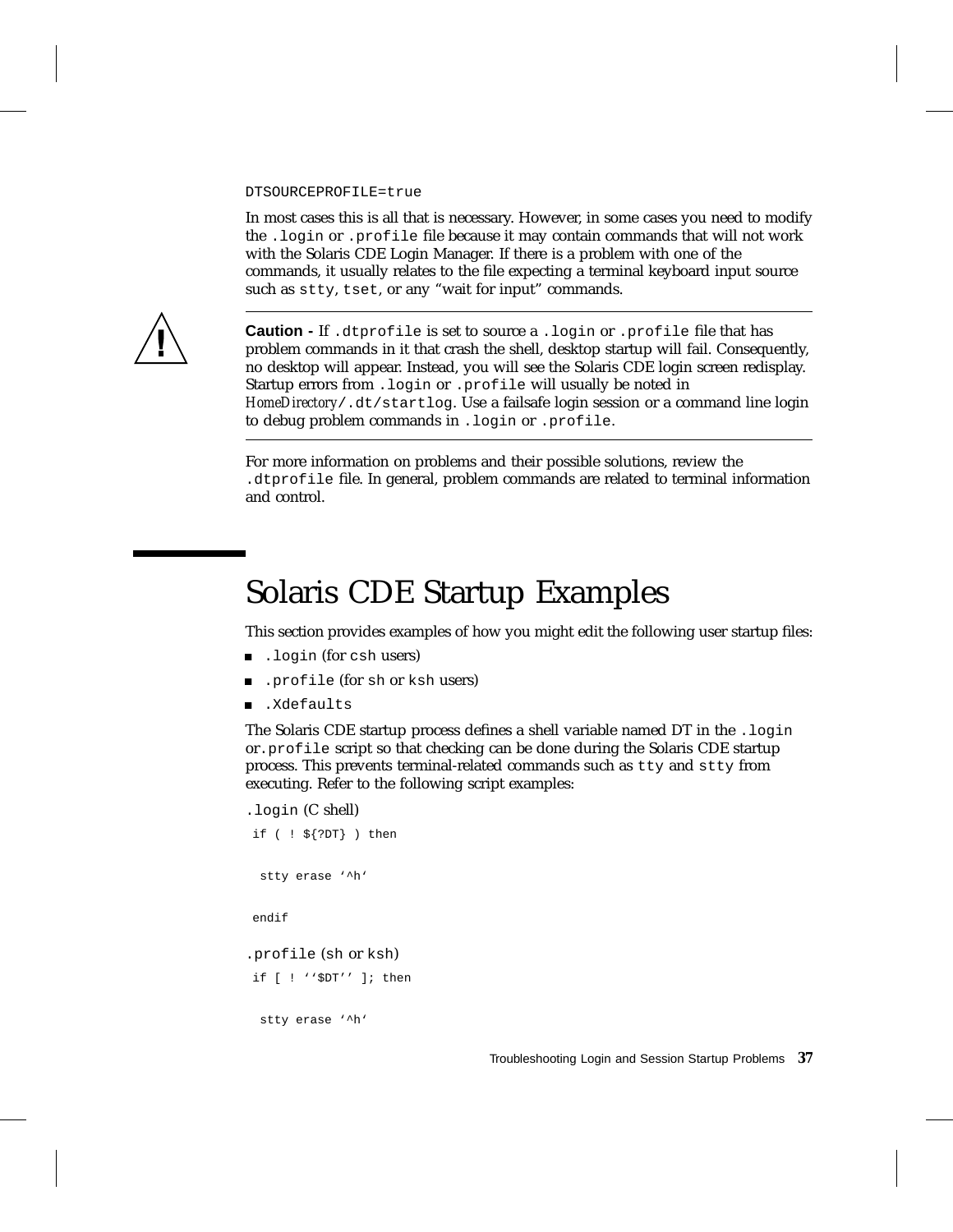```
DTSOURCEPROFILE=true
```

In most cases this is all that is necessary. However, in some cases you need to modify the `.login` or `.profile` file because it may contain commands that will not work with the Solaris CDE Login Manager. If there is a problem with one of the commands, it usually relates to the file expecting a terminal keyboard input source such as `stty`, `tset`, or any "wait for input" commands.

---

**Caution -** If `.dtprofile` is set to source a `.login` or `.profile` file that has problem commands in it that crash the shell, desktop startup will fail. Consequently, no desktop will appear. Instead, you will see the Solaris CDE login screen redisplay. Startup errors from `.login` or `.profile` will usually be noted in *HomeDirectory*`/.dt/startlog`. Use a failsafe login session or a command line login to debug problem commands in `.login` or `.profile`.

---

For more information on problems and their possible solutions, review the `.dtprofile` file. In general, problem commands are related to terminal information and control.

# Solaris CDE Startup Examples

This section provides examples of how you might edit the following user startup files:

- `.login` (for `csh` users)
- `.profile` (for `sh` or `ksh` users)
- `.Xdefaults`

The Solaris CDE startup process defines a shell variable named DT in the `.login` or`.profile` script so that checking can be done during the Solaris CDE startup process. This prevents terminal-related commands such as `tty` and `stty` from executing. Refer to the following script examples:

`.login` (C shell)

```
if ( ! ${?DT} ) then

  stty erase '^h'

endif
```

`.profile` (`sh` or `ksh`)

```
if [ ! ''$DT'' ]; then

  stty erase '^h'
```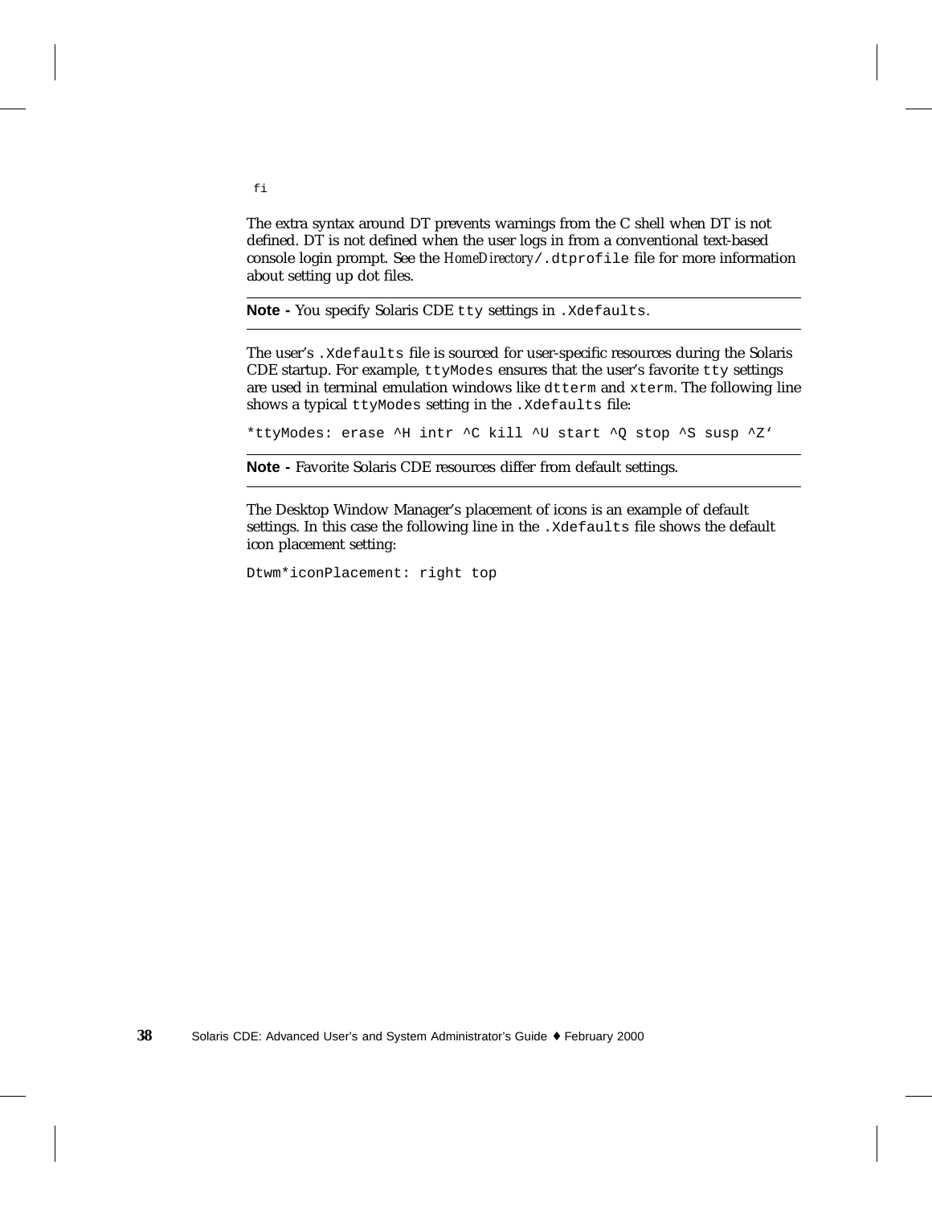```
fi
```

The extra syntax around DT prevents warnings from the C shell when DT is not defined. DT is not defined when the user logs in from a conventional text-based console login prompt. See the *HomeDirectory*`/.dtprofile` file for more information about setting up dot files.

---

**Note -** You specify Solaris CDE `tty` settings in `.Xdefaults`.

---

The user's `.Xdefaults` file is sourced for user-specific resources during the Solaris CDE startup. For example, `ttyModes` ensures that the user's favorite `tty` settings are used in terminal emulation windows like `dtterm` and `xterm`. The following line shows a typical `ttyModes` setting in the `.Xdefaults` file:

```
*ttyModes: erase ^H intr ^C kill ^U start ^Q stop ^S susp ^Z'
```

---

**Note -** Favorite Solaris CDE resources differ from default settings.

---

The Desktop Window Manager's placement of icons is an example of default settings. In this case the following line in the `.Xdefaults` file shows the default icon placement setting:

```
Dtwm*iconPlacement: right top
```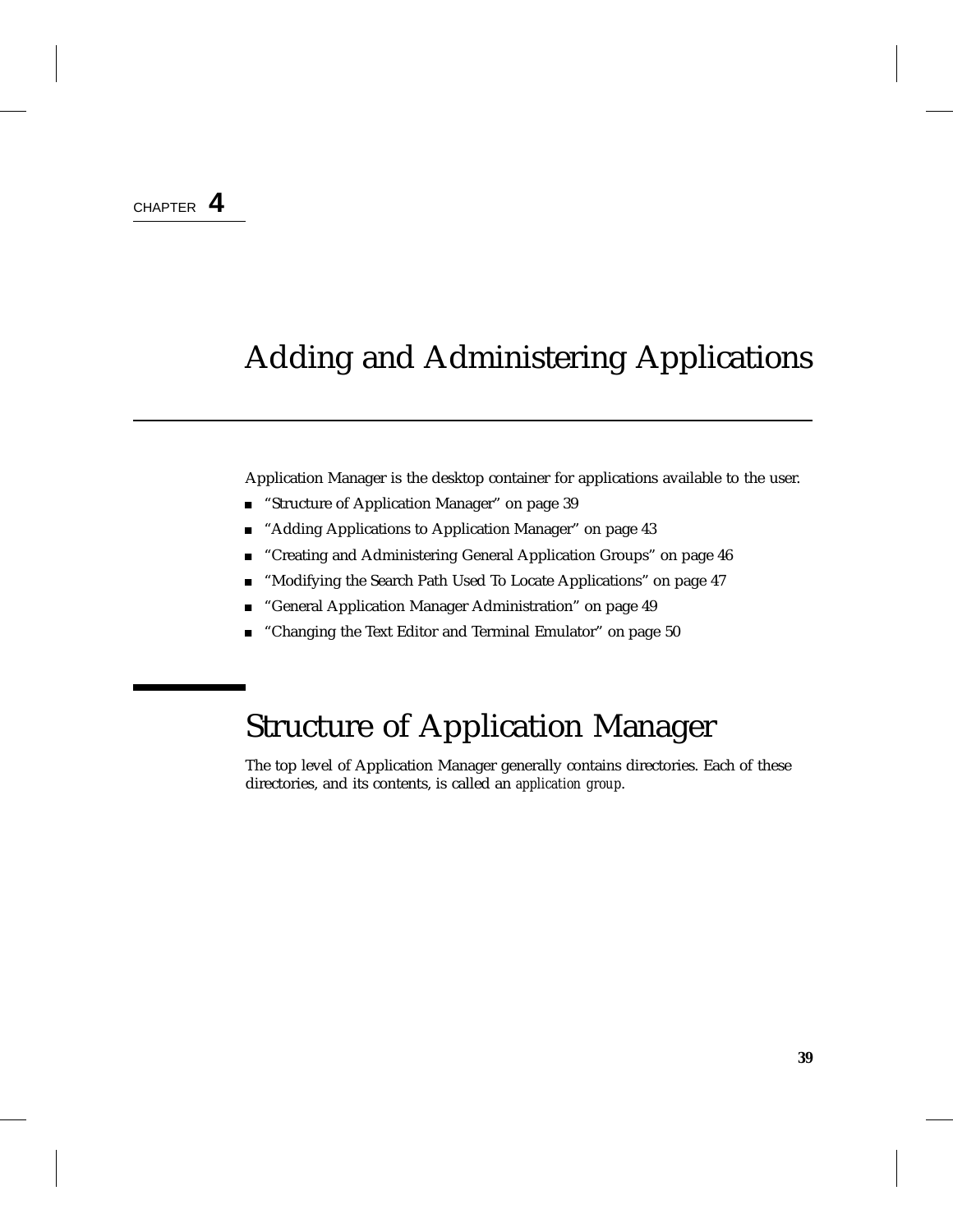CHAPTER **4**

# Adding and Administering Applications

Application Manager is the desktop container for applications available to the user.

- “Structure of Application Manager” on page 39
- “Adding Applications to Application Manager” on page 43
- “Creating and Administering General Application Groups” on page 46
- “Modifying the Search Path Used To Locate Applications” on page 47
- “General Application Manager Administration” on page 49
- “Changing the Text Editor and Terminal Emulator” on page 50

## Structure of Application Manager

The top level of Application Manager generally contains directories. Each of these directories, and its contents, is called an *application group*.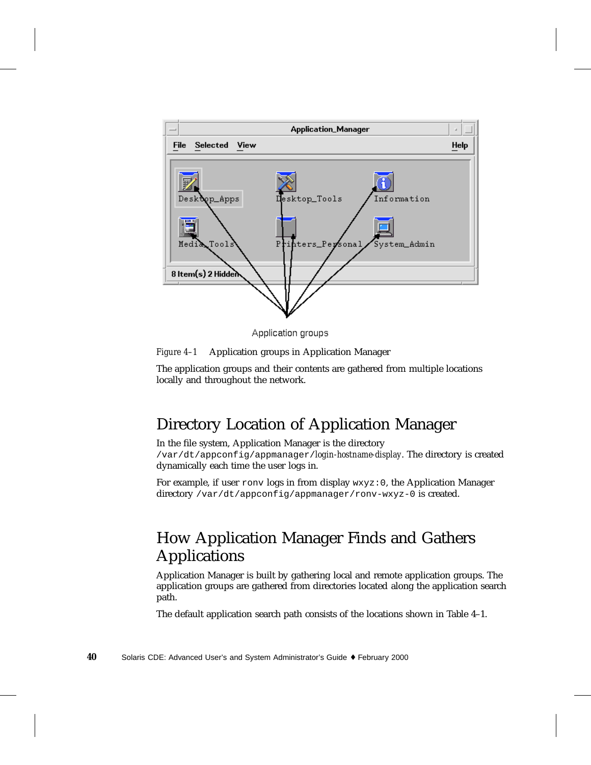Application groups

*Figure 4–1* Application groups in Application Manager

The application groups and their contents are gathered from multiple locations locally and throughout the network.

## Directory Location of Application Manager

In the file system, Application Manager is the directory `/var/dt/appconfig/appmanager/`*login-hostname-display*. The directory is created dynamically each time the user logs in.

For example, if user `ronv` logs in from display `wxyz:0`, the Application Manager directory `/var/dt/appconfig/appmanager/ronv-wxyz-0` is created.

## How Application Manager Finds and Gathers Applications

Application Manager is built by gathering local and remote application groups. The application groups are gathered from directories located along the application search path.

The default application search path consists of the locations shown in Table 4–1.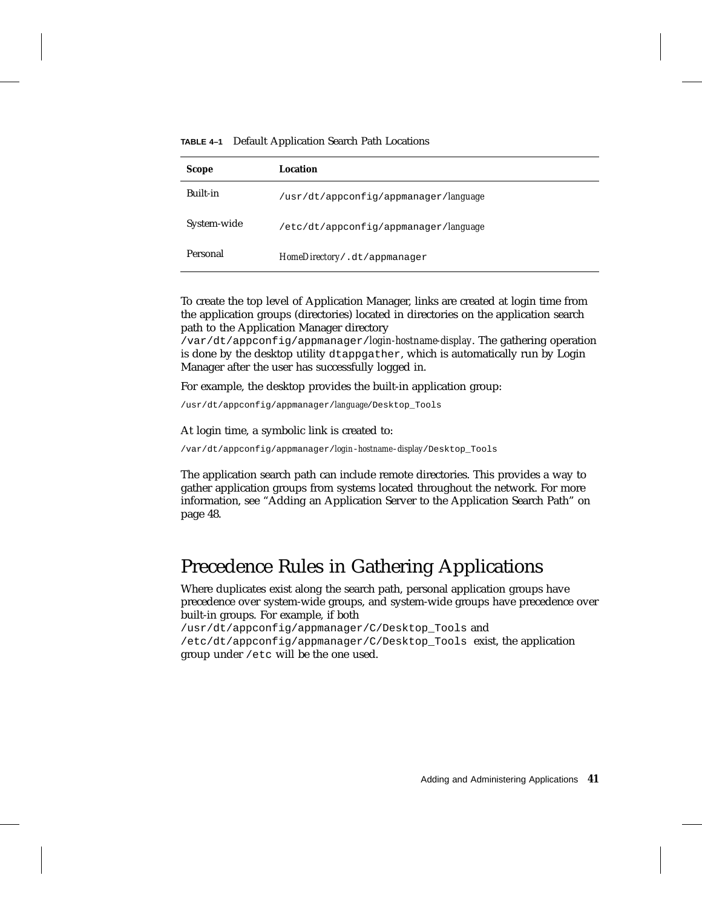**TABLE 4–1** Default Application Search Path Locations

| Scope | Location |
|---|---|
| Built-in | `/usr/dt/appconfig/appmanager/`*language* |
| System-wide | `/etc/dt/appconfig/appmanager/`*language* |
| Personal | *HomeDirectory*`/.dt/appmanager` |

To create the top level of Application Manager, links are created at login time from the application groups (directories) located in directories on the application search path to the Application Manager directory `/var/dt/appconfig/appmanager/`*login-hostname-display*. The gathering operation is done by the desktop utility `dtappgather`, which is automatically run by Login Manager after the user has successfully logged in.

For example, the desktop provides the built-in application group:

`/usr/dt/appconfig/appmanager/`*language*`/Desktop_Tools`

At login time, a symbolic link is created to:

`/var/dt/appconfig/appmanager/`*login-hostname-display*`/Desktop_Tools`

The application search path can include remote directories. This provides a way to gather application groups from systems located throughout the network. For more information, see "Adding an Application Server to the Application Search Path" on page 48.

## Precedence Rules in Gathering Applications

Where duplicates exist along the search path, personal application groups have precedence over system-wide groups, and system-wide groups have precedence over built-in groups. For example, if both `/usr/dt/appconfig/appmanager/C/Desktop_Tools` and `/etc/dt/appconfig/appmanager/C/Desktop_Tools` exist, the application group under `/etc` will be the one used.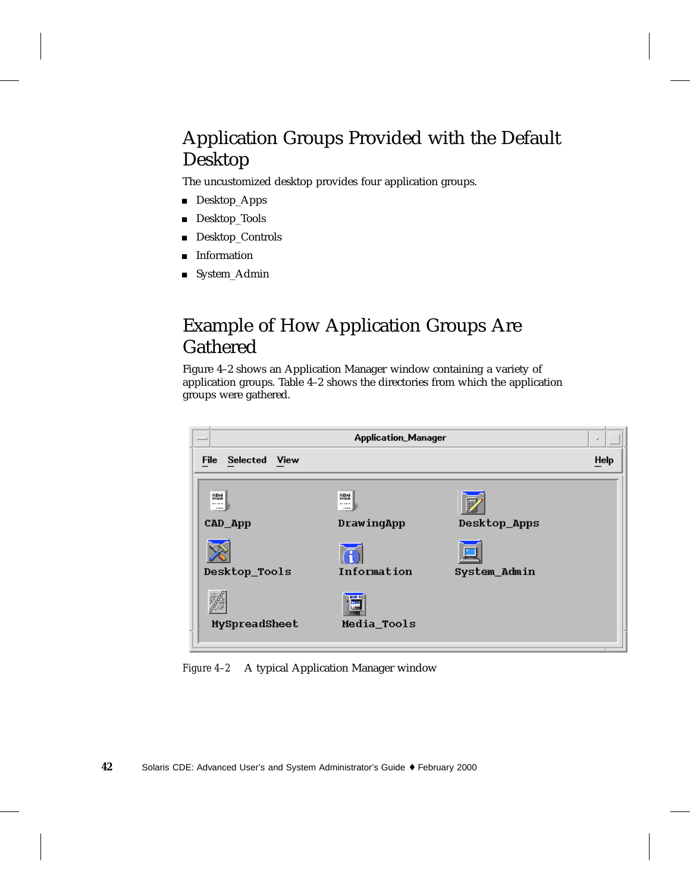## Application Groups Provided with the Default Desktop

The uncustomized desktop provides four application groups.

- Desktop_Apps
- Desktop_Tools
- Desktop_Controls
- Information
- System_Admin

## Example of How Application Groups Are Gathered

Figure 4–2 shows an Application Manager window containing a variety of application groups. Table 4–2 shows the directories from which the application groups were gathered.

*Figure 4–2* A typical Application Manager window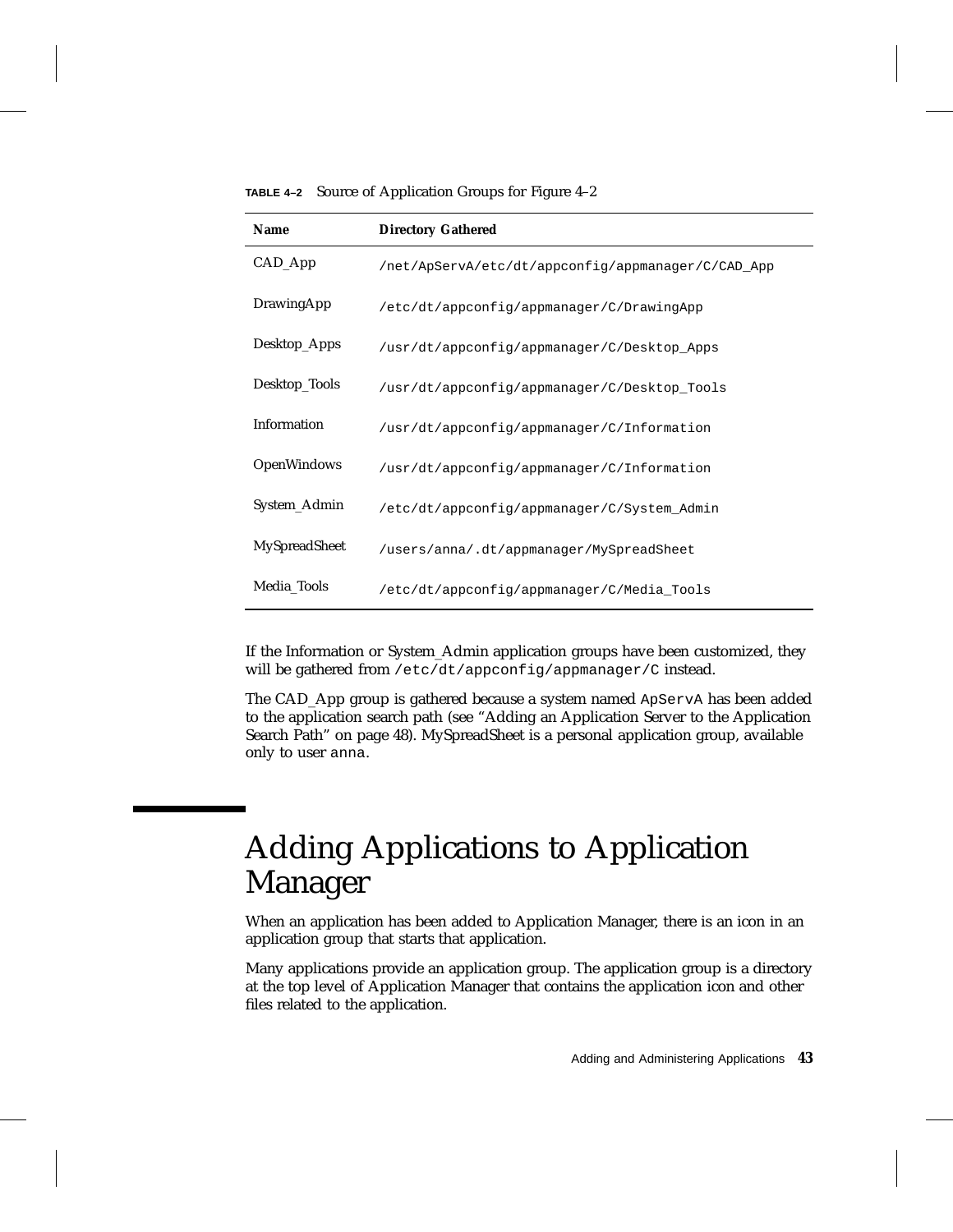**TABLE 4–2** Source of Application Groups for Figure 4–2

| Name | Directory Gathered |
|---|---|
| CAD_App | `/net/ApServA/etc/dt/appconfig/appmanager/C/CAD_App` |
| DrawingApp | `/etc/dt/appconfig/appmanager/C/DrawingApp` |
| Desktop_Apps | `/usr/dt/appconfig/appmanager/C/Desktop_Apps` |
| Desktop_Tools | `/usr/dt/appconfig/appmanager/C/Desktop_Tools` |
| Information | `/usr/dt/appconfig/appmanager/C/Information` |
| OpenWindows | `/usr/dt/appconfig/appmanager/C/Information` |
| System_Admin | `/etc/dt/appconfig/appmanager/C/System_Admin` |
| MySpreadSheet | `/users/anna/.dt/appmanager/MySpreadSheet` |
| Media_Tools | `/etc/dt/appconfig/appmanager/C/Media_Tools` |

If the Information or System_Admin application groups have been customized, they will be gathered from `/etc/dt/appconfig/appmanager/C` instead.

The CAD_App group is gathered because a system named `ApServA` has been added to the application search path (see "Adding an Application Server to the Application Search Path" on page 48). MySpreadSheet is a personal application group, available only to user `anna`.

# Adding Applications to Application Manager

When an application has been added to Application Manager, there is an icon in an application group that starts that application.

Many applications provide an application group. The application group is a directory at the top level of Application Manager that contains the application icon and other files related to the application.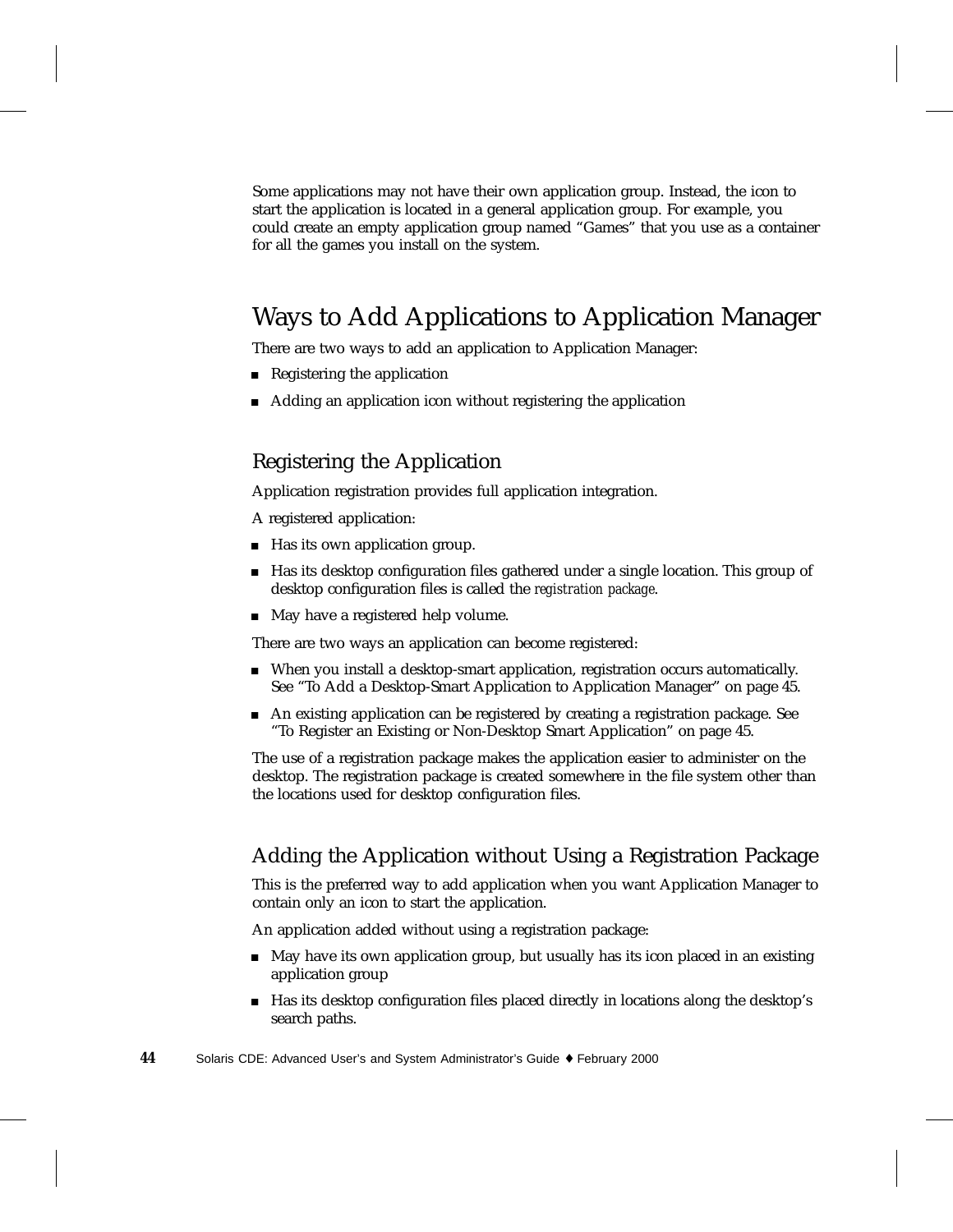Some applications may not have their own application group. Instead, the icon to start the application is located in a general application group. For example, you could create an empty application group named “Games” that you use as a container for all the games you install on the system.

## Ways to Add Applications to Application Manager

There are two ways to add an application to Application Manager:

- Registering the application
- Adding an application icon without registering the application

### Registering the Application

Application registration provides full application integration.

A registered application:

- Has its own application group.
- Has its desktop configuration files gathered under a single location. This group of desktop configuration files is called the *registration package*.
- May have a registered help volume.

There are two ways an application can become registered:

- When you install a desktop-smart application, registration occurs automatically. See “To Add a Desktop-Smart Application to Application Manager” on page 45.
- An existing application can be registered by creating a registration package. See “To Register an Existing or Non-Desktop Smart Application” on page 45.

The use of a registration package makes the application easier to administer on the desktop. The registration package is created somewhere in the file system other than the locations used for desktop configuration files.

### Adding the Application without Using a Registration Package

This is the preferred way to add application when you want Application Manager to contain only an icon to start the application.

An application added without using a registration package:

- May have its own application group, but usually has its icon placed in an existing application group
- Has its desktop configuration files placed directly in locations along the desktop’s search paths.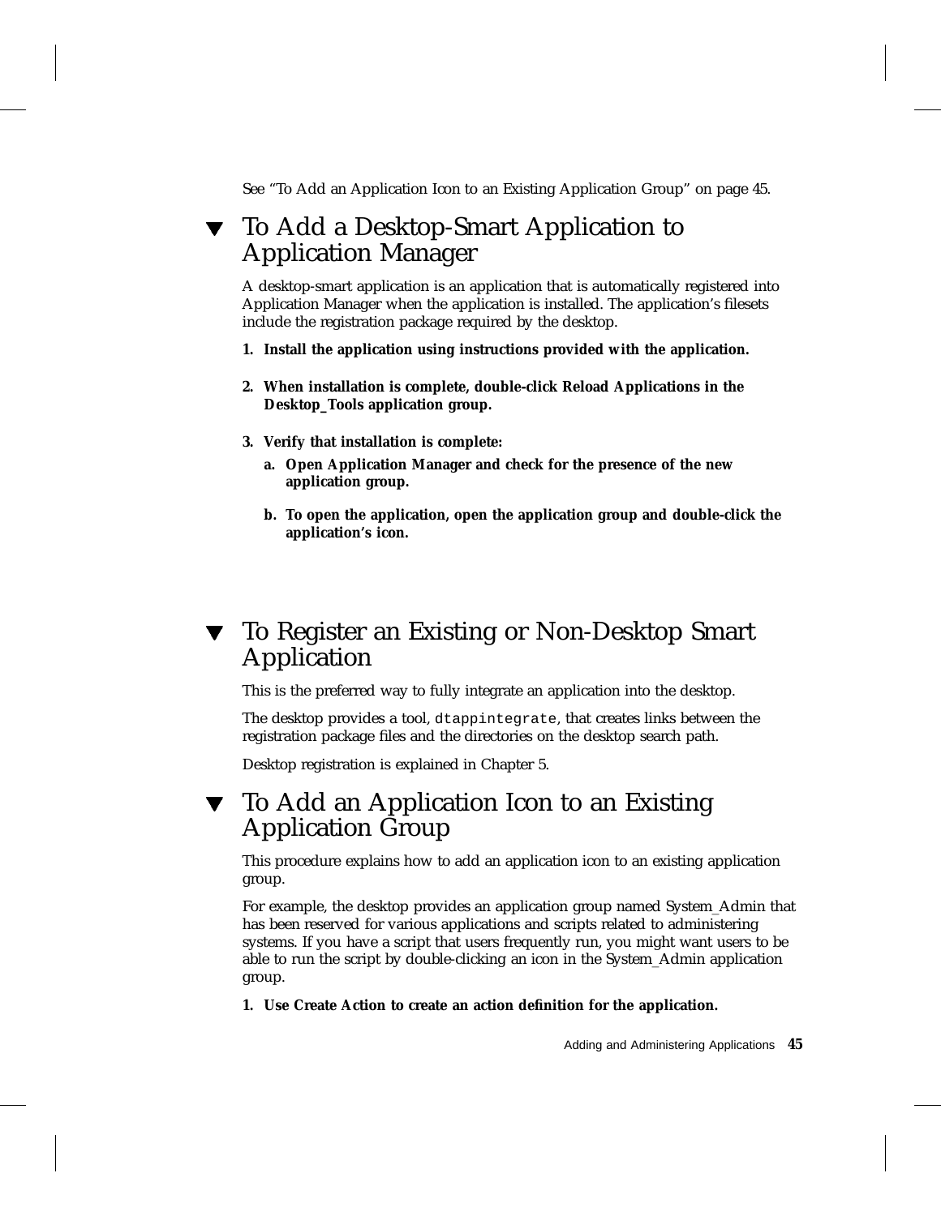See “To Add an Application Icon to an Existing Application Group” on page 45.

## ▼ To Add a Desktop-Smart Application to Application Manager

A desktop-smart application is an application that is automatically registered into Application Manager when the application is installed. The application’s filesets include the registration package required by the desktop.

1. **Install the application using instructions provided with the application.**

2. **When installation is complete, double-click Reload Applications in the Desktop_Tools application group.**

3. **Verify that installation is complete:**

   a. **Open Application Manager and check for the presence of the new application group.**

   b. **To open the application, open the application group and double-click the application’s icon.**

## ▼ To Register an Existing or Non-Desktop Smart Application

This is the preferred way to fully integrate an application into the desktop.

The desktop provides a tool, `dtappintegrate`, that creates links between the registration package files and the directories on the desktop search path.

Desktop registration is explained in Chapter 5.

## ▼ To Add an Application Icon to an Existing Application Group

This procedure explains how to add an application icon to an existing application group.

For example, the desktop provides an application group named System_Admin that has been reserved for various applications and scripts related to administering systems. If you have a script that users frequently run, you might want users to be able to run the script by double-clicking an icon in the System_Admin application group.

1. **Use Create Action to create an action definition for the application.**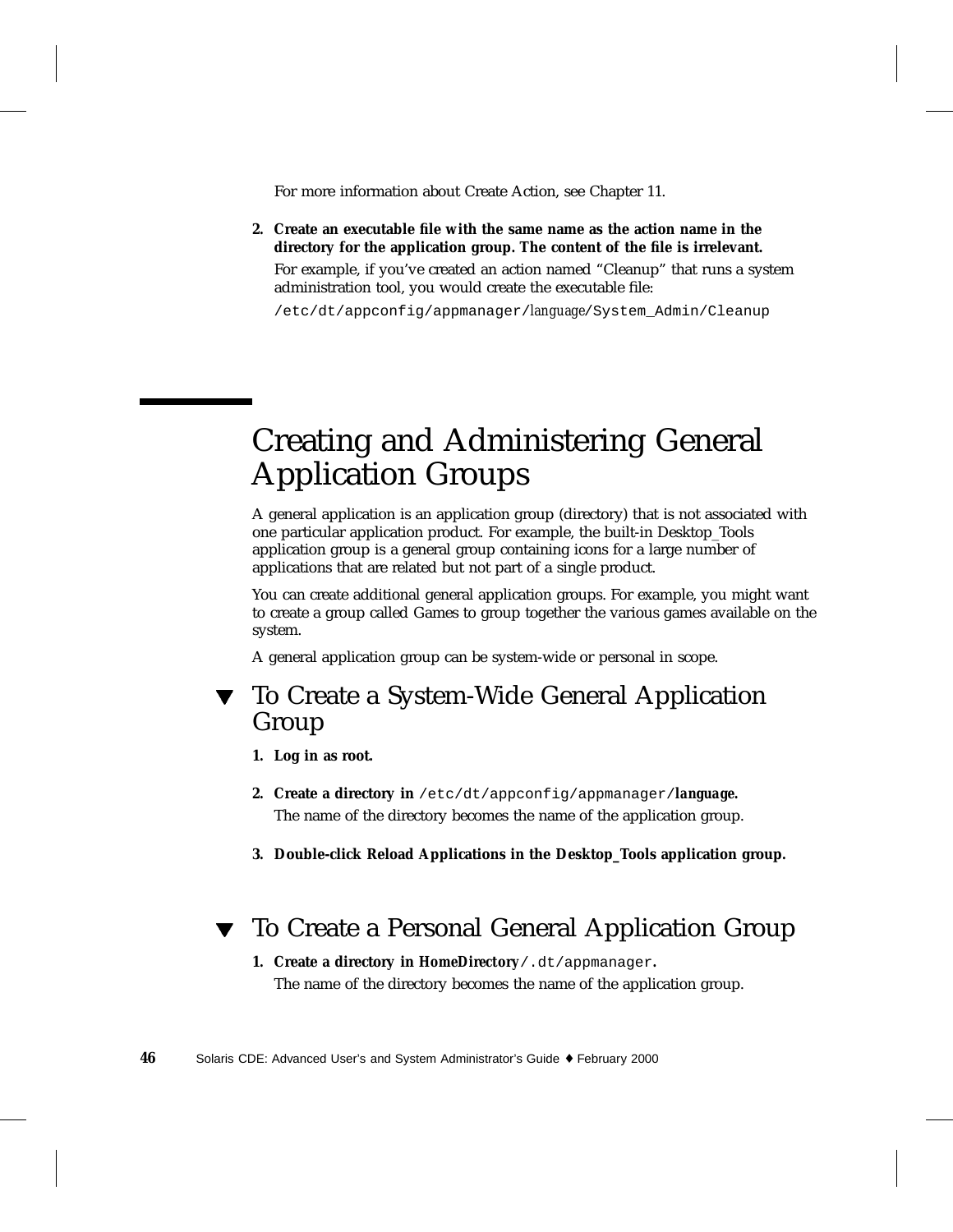For more information about Create Action, see Chapter 11.

2. **Create an executable file with the same name as the action name in the directory for the application group. The content of the file is irrelevant.**

   For example, if you've created an action named "Cleanup" that runs a system administration tool, you would create the executable file:

   `/etc/dt/appconfig/appmanager/`*language*`/System_Admin/Cleanup`

## Creating and Administering General Application Groups

A general application is an application group (directory) that is not associated with one particular application product. For example, the built-in Desktop_Tools application group is a general group containing icons for a large number of applications that are related but not part of a single product.

You can create additional general application groups. For example, you might want to create a group called Games to group together the various games available on the system.

A general application group can be system-wide or personal in scope.

### ▼ To Create a System-Wide General Application Group

1. **Log in as root.**
2. **Create a directory in** `/etc/dt/appconfig/appmanager/`***language*****.**

   The name of the directory becomes the name of the application group.

3. **Double-click Reload Applications in the Desktop_Tools application group.**

### ▼ To Create a Personal General Application Group

1. **Create a directory in** ***HomeDirectory***`/.dt/appmanager`**.**

   The name of the directory becomes the name of the application group.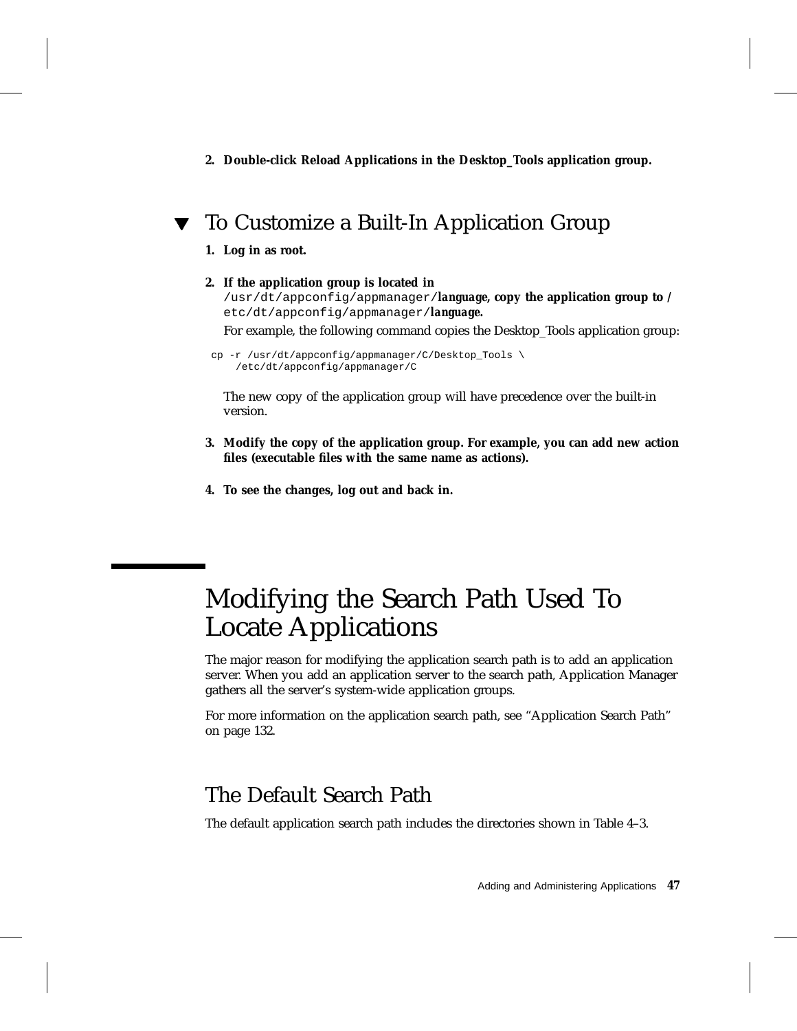**2. Double-click Reload Applications in the Desktop_Tools application group.**

## ▼ To Customize a Built-In Application Group

**1. Log in as root.**

**2. If the application group is located in** `/usr/dt/appconfig/appmanager/`***language*****, copy the application group to** `/etc/dt/appconfig/appmanager/`***language*****.**

For example, the following command copies the Desktop_Tools application group:

```
cp -r /usr/dt/appconfig/appmanager/C/Desktop_Tools \
    /etc/dt/appconfig/appmanager/C
```

The new copy of the application group will have precedence over the built-in version.

**3. Modify the copy of the application group. For example, you can add new action files (executable files with the same name as actions).**

**4. To see the changes, log out and back in.**

# Modifying the Search Path Used To Locate Applications

The major reason for modifying the application search path is to add an application server. When you add an application server to the search path, Application Manager gathers all the server's system-wide application groups.

For more information on the application search path, see "Application Search Path" on page 132.

## The Default Search Path

The default application search path includes the directories shown in Table 4–3.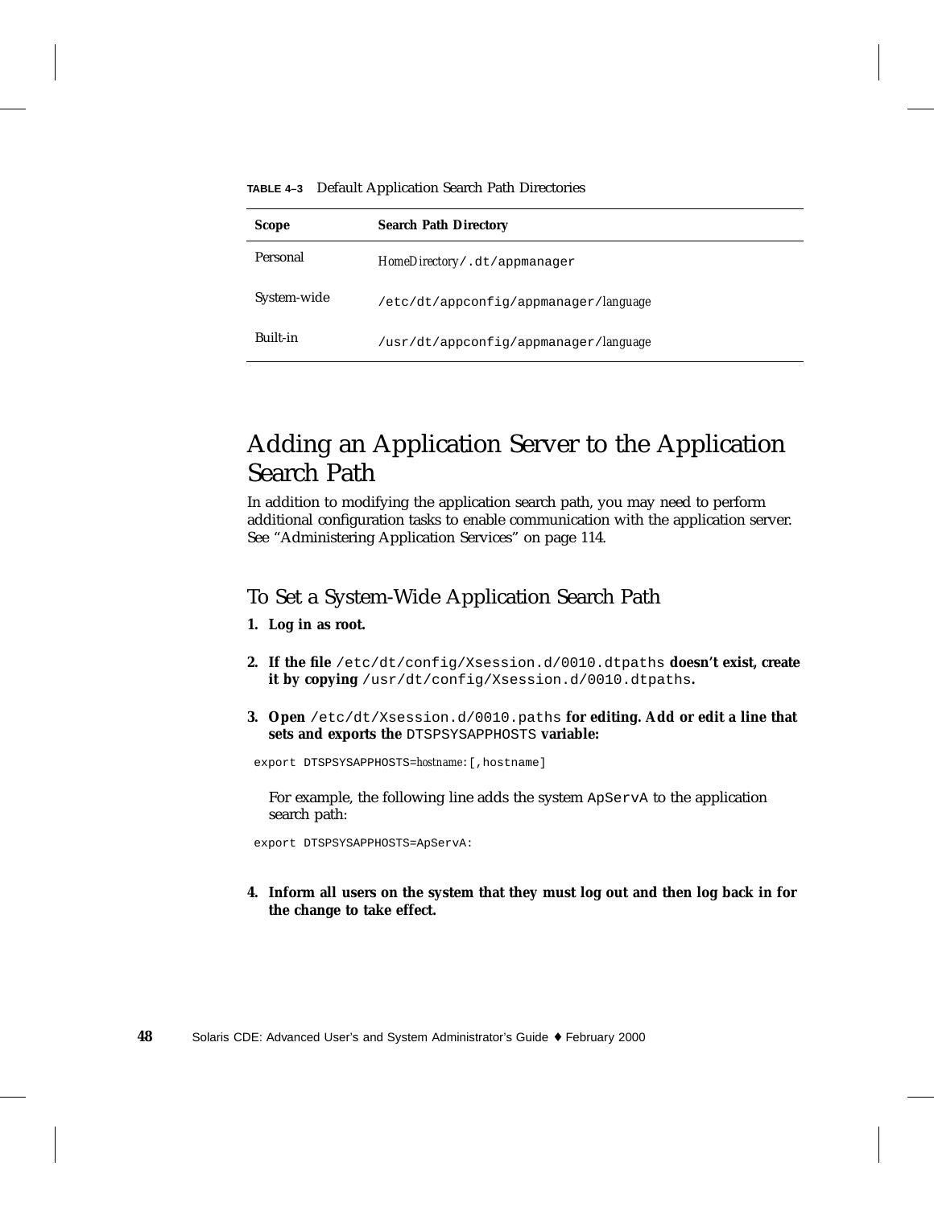**TABLE 4–3** Default Application Search Path Directories

| Scope | Search Path Directory |
|---|---|
| Personal | *HomeDirectory*`/.dt/appmanager` |
| System-wide | `/etc/dt/appconfig/appmanager/`*language* |
| Built-in | `/usr/dt/appconfig/appmanager/`*language* |

## Adding an Application Server to the Application Search Path

In addition to modifying the application search path, you may need to perform additional configuration tasks to enable communication with the application server. See "Administering Application Services" on page 114.

### To Set a System-Wide Application Search Path

1. **Log in as root.**

2. **If the file** `/etc/dt/config/Xsession.d/0010.dtpaths` **doesn't exist, create it by copying** `/usr/dt/config/Xsession.d/0010.dtpaths`**.**

3. **Open** `/etc/dt/Xsession.d/0010.paths` **for editing. Add or edit a line that sets and exports the** `DTSPSYSAPPHOSTS` **variable:**

```
export DTSPSYSAPPHOSTS=hostname:[,hostname]
```

   For example, the following line adds the system `ApServA` to the application search path:

```
export DTSPSYSAPPHOSTS=ApServA:
```

4. **Inform all users on the system that they must log out and then log back in for the change to take effect.**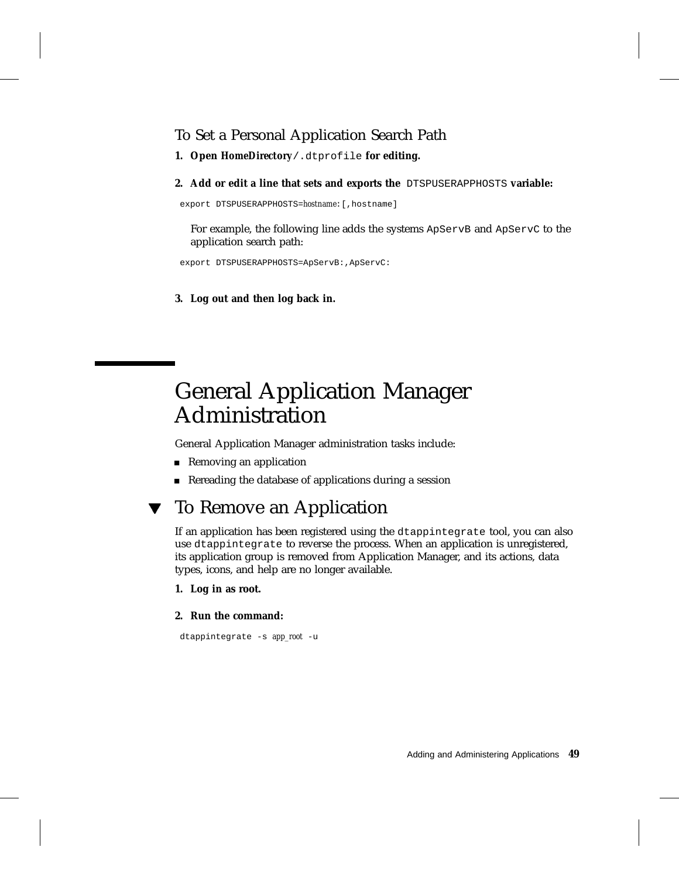### To Set a Personal Application Search Path

1. **Open *HomeDirectory*/.dtprofile for editing.**

2. **Add or edit a line that sets and exports the DTSPUSERAPPHOSTS variable:**

```
export DTSPUSERAPPHOSTS=hostname:[,hostname]
```

   For example, the following line adds the systems ApServB and ApServC to the application search path:

```
export DTSPUSERAPPHOSTS=ApServB:,ApServC:
```

3. **Log out and then log back in.**

## General Application Manager Administration

General Application Manager administration tasks include:

- Removing an application
- Rereading the database of applications during a session

### ▼ To Remove an Application

If an application has been registered using the `dtappintegrate` tool, you can also use `dtappintegrate` to reverse the process. When an application is unregistered, its application group is removed from Application Manager, and its actions, data types, icons, and help are no longer available.

1. **Log in as root.**

2. **Run the command:**

```
dtappintegrate -s app_root -u
```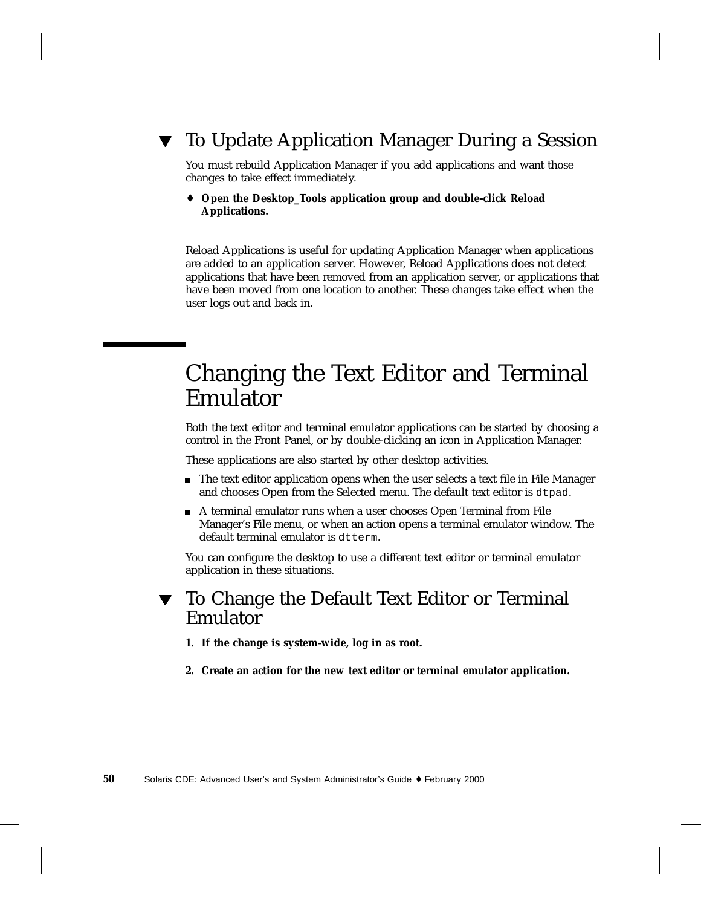### ▼ To Update Application Manager During a Session

You must rebuild Application Manager if you add applications and want those changes to take effect immediately.

♦ **Open the Desktop_Tools application group and double-click Reload Applications.**

Reload Applications is useful for updating Application Manager when applications are added to an application server. However, Reload Applications does not detect applications that have been removed from an application server, or applications that have been moved from one location to another. These changes take effect when the user logs out and back in.

## Changing the Text Editor and Terminal Emulator

Both the text editor and terminal emulator applications can be started by choosing a control in the Front Panel, or by double-clicking an icon in Application Manager.

These applications are also started by other desktop activities.

- The text editor application opens when the user selects a text file in File Manager and chooses Open from the Selected menu. The default text editor is `dtpad`.
- A terminal emulator runs when a user chooses Open Terminal from File Manager's File menu, or when an action opens a terminal emulator window. The default terminal emulator is `dtterm`.

You can configure the desktop to use a different text editor or terminal emulator application in these situations.

### ▼ To Change the Default Text Editor or Terminal Emulator

1. **If the change is system-wide, log in as root.**

2. **Create an action for the new text editor or terminal emulator application.**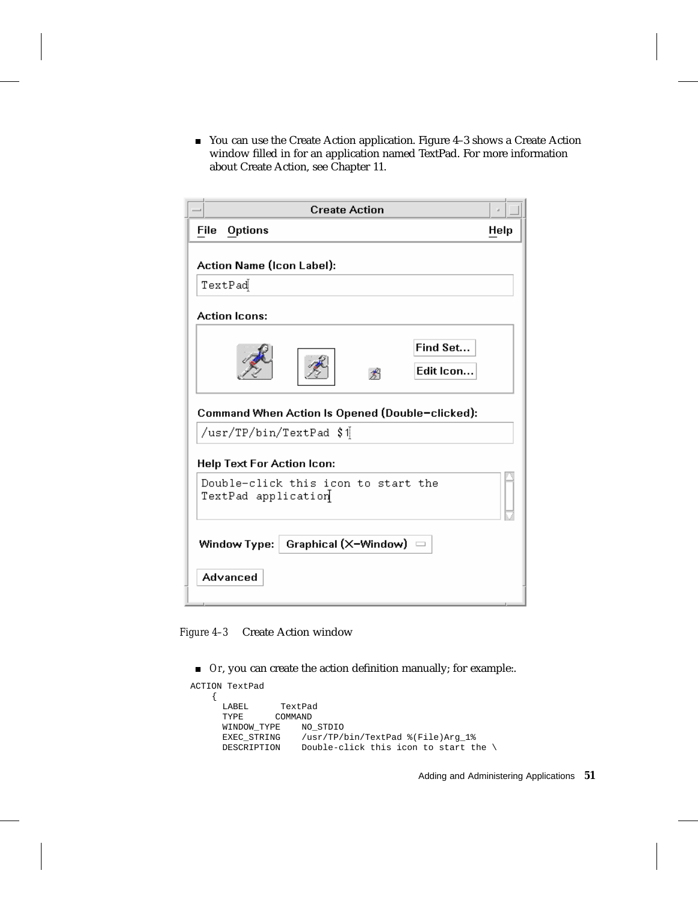- You can use the Create Action application. Figure 4–3 shows a Create Action window filled in for an application named TextPad. For more information about Create Action, see Chapter 11.

*Figure 4–3* Create Action window

- Or, you can create the action definition manually; for example:.

```
ACTION TextPad
    {
      LABEL       TextPad
      TYPE       COMMAND
      WINDOW_TYPE    NO_STDIO
      EXEC_STRING    /usr/TP/bin/TextPad %(File)Arg_1%
      DESCRIPTION    Double-click this icon to start the \
```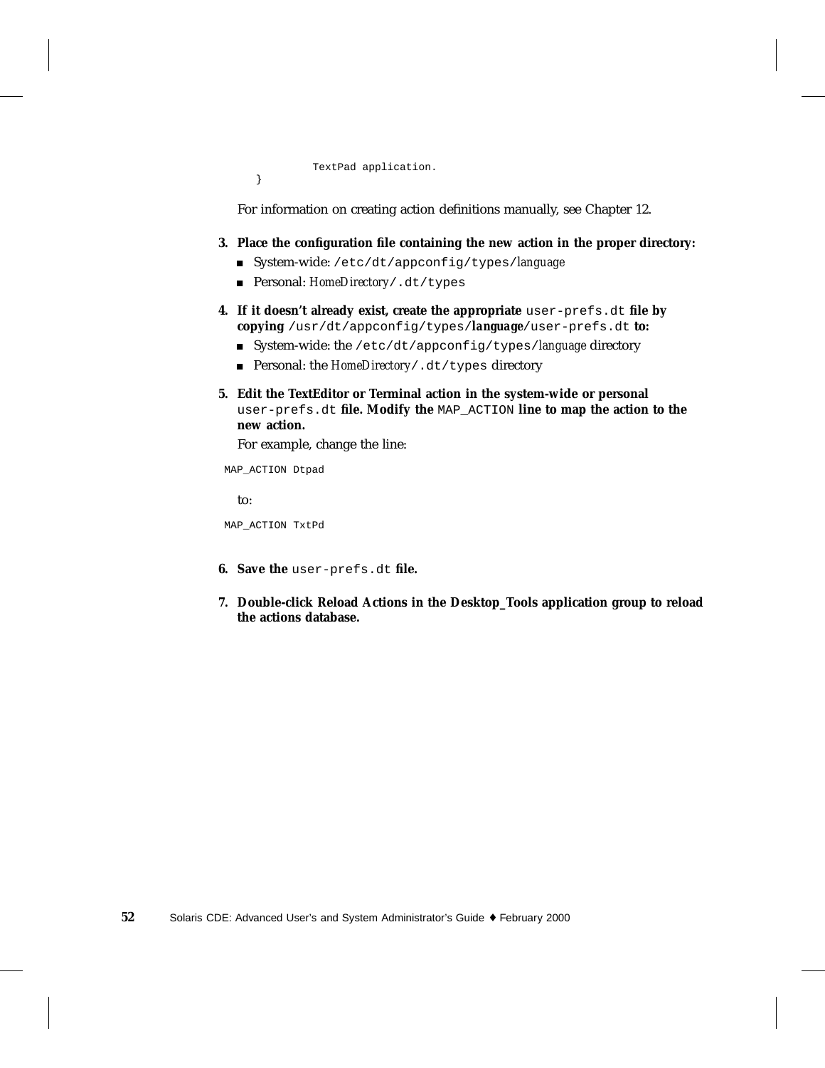```
            TextPad application.
    }
```

For information on creating action definitions manually, see Chapter 12.

3. **Place the configuration file containing the new action in the proper directory:**
   - System-wide: `/etc/dt/appconfig/types/`*language*
   - Personal: *HomeDirectory*`/.dt/types`

4. **If it doesn't already exist, create the appropriate** `user-prefs.dt` **file by copying** `/usr/dt/appconfig/types/`***language***`/user-prefs.dt` **to:**
   - System-wide: the `/etc/dt/appconfig/types/`*language* directory
   - Personal: the *HomeDirectory*`/.dt/types` directory

5. **Edit the TextEditor or Terminal action in the system-wide or personal** `user-prefs.dt` **file. Modify the** `MAP_ACTION` **line to map the action to the new action.**

   For example, change the line:

```
MAP_ACTION Dtpad
```

   to:

```
MAP_ACTION TxtPd
```

6. **Save the** `user-prefs.dt` **file.**

7. **Double-click Reload Actions in the Desktop_Tools application group to reload the actions database.**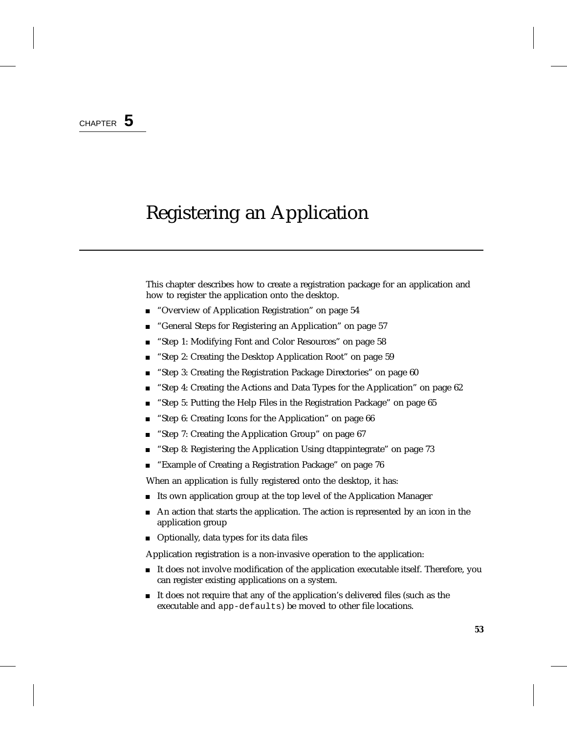CHAPTER **5**

# Registering an Application

This chapter describes how to create a registration package for an application and how to register the application onto the desktop.

- "Overview of Application Registration" on page 54
- "General Steps for Registering an Application" on page 57
- "Step 1: Modifying Font and Color Resources" on page 58
- "Step 2: Creating the Desktop Application Root" on page 59
- "Step 3: Creating the Registration Package Directories" on page 60
- "Step 4: Creating the Actions and Data Types for the Application" on page 62
- "Step 5: Putting the Help Files in the Registration Package" on page 65
- "Step 6: Creating Icons for the Application" on page 66
- "Step 7: Creating the Application Group" on page 67
- "Step 8: Registering the Application Using dtappintegrate" on page 73
- "Example of Creating a Registration Package" on page 76

When an application is fully registered onto the desktop, it has:

- Its own application group at the top level of the Application Manager
- An action that starts the application. The action is represented by an icon in the application group
- Optionally, data types for its data files

Application registration is a non-invasive operation to the application:

- It does not involve modification of the application executable itself. Therefore, you can register existing applications on a system.
- It does not require that any of the application's delivered files (such as the executable and `app-defaults`) be moved to other file locations.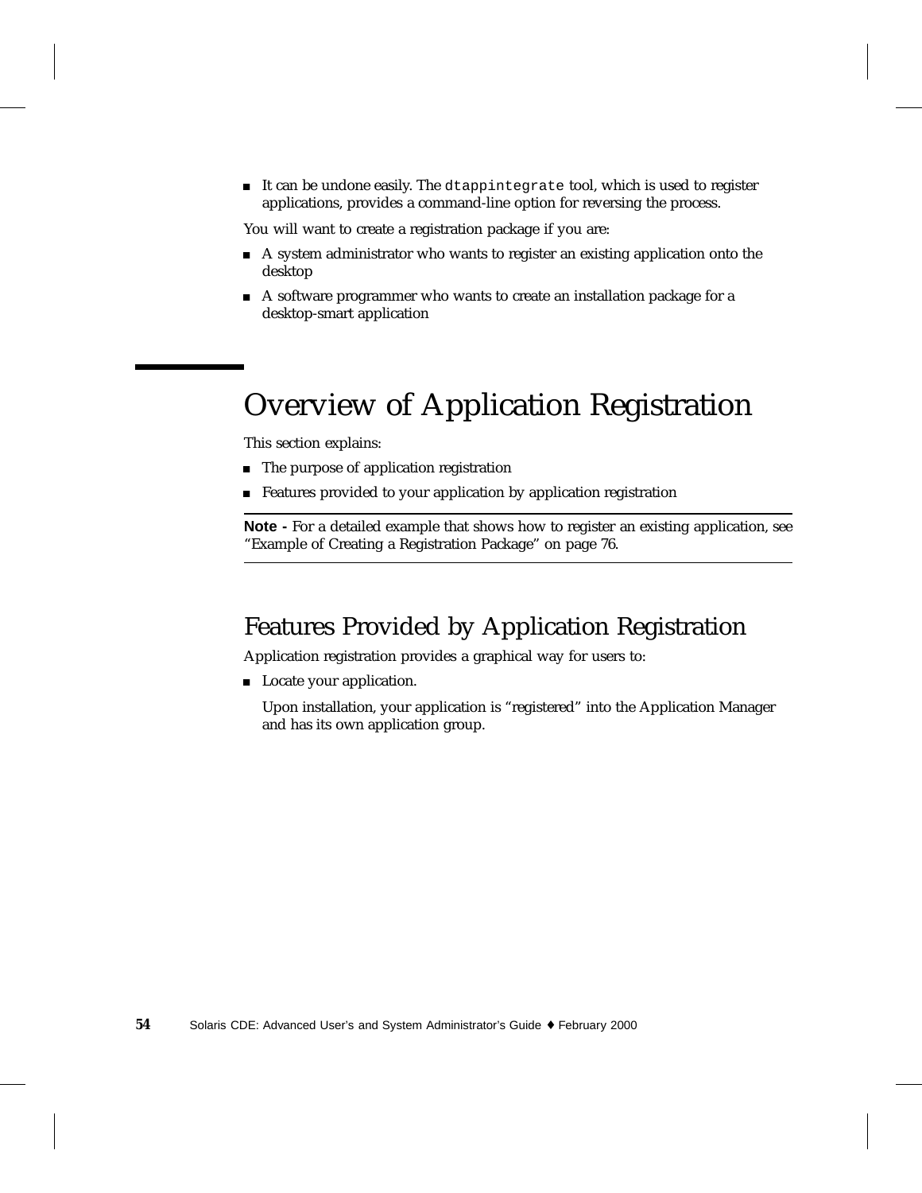- It can be undone easily. The `dtappintegrate` tool, which is used to register applications, provides a command-line option for reversing the process.

You will want to create a registration package if you are:

- A system administrator who wants to register an existing application onto the desktop
- A software programmer who wants to create an installation package for a desktop-smart application

# Overview of Application Registration

This section explains:

- The purpose of application registration
- Features provided to your application by application registration

---

**Note -** For a detailed example that shows how to register an existing application, see "Example of Creating a Registration Package" on page 76.

---

## Features Provided by Application Registration

Application registration provides a graphical way for users to:

- Locate your application.

  Upon installation, your application is "registered" into the Application Manager and has its own application group.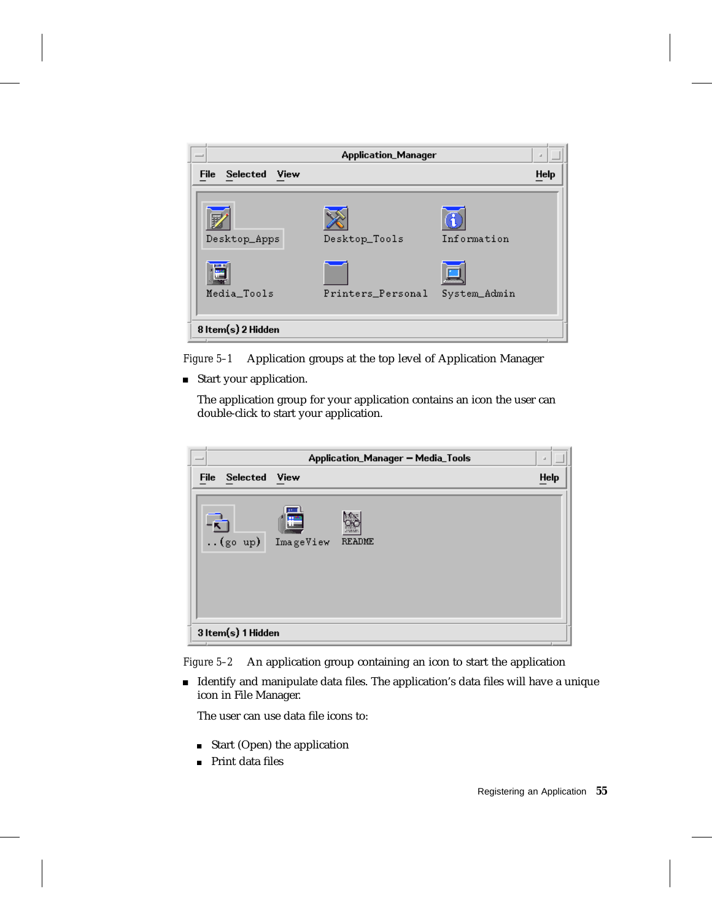Figure 5–1 Application groups at the top level of Application Manager

- Start your application.

  The application group for your application contains an icon the user can double-click to start your application.

Figure 5–2 An application group containing an icon to start the application

- Identify and manipulate data files. The application's data files will have a unique icon in File Manager.

  The user can use data file icons to:

  - Start (Open) the application
  - Print data files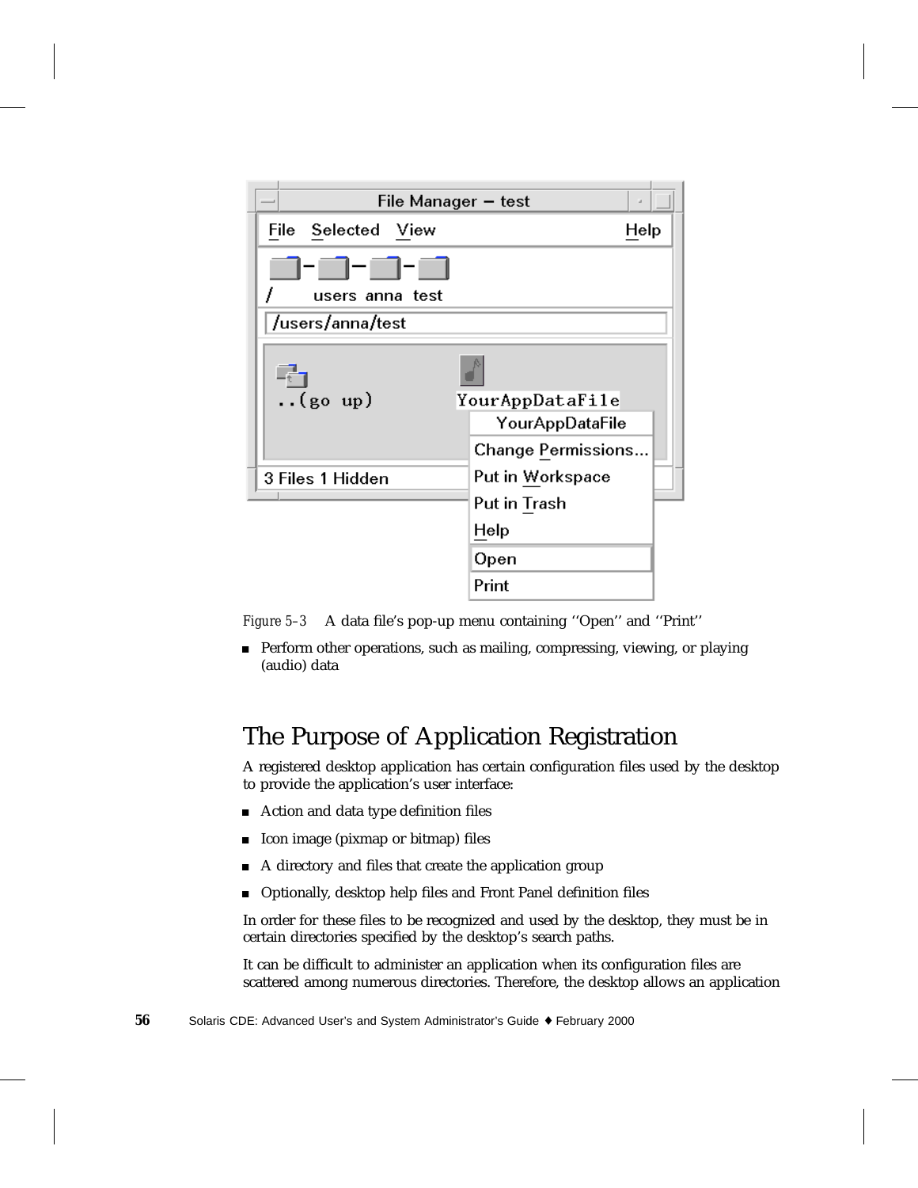*Figure 5–3* A data file's pop-up menu containing ''Open'' and ''Print''

- Perform other operations, such as mailing, compressing, viewing, or playing (audio) data

## The Purpose of Application Registration

A registered desktop application has certain configuration files used by the desktop to provide the application's user interface:

- Action and data type definition files
- Icon image (pixmap or bitmap) files
- A directory and files that create the application group
- Optionally, desktop help files and Front Panel definition files

In order for these files to be recognized and used by the desktop, they must be in certain directories specified by the desktop's search paths.

It can be difficult to administer an application when its configuration files are scattered among numerous directories. Therefore, the desktop allows an application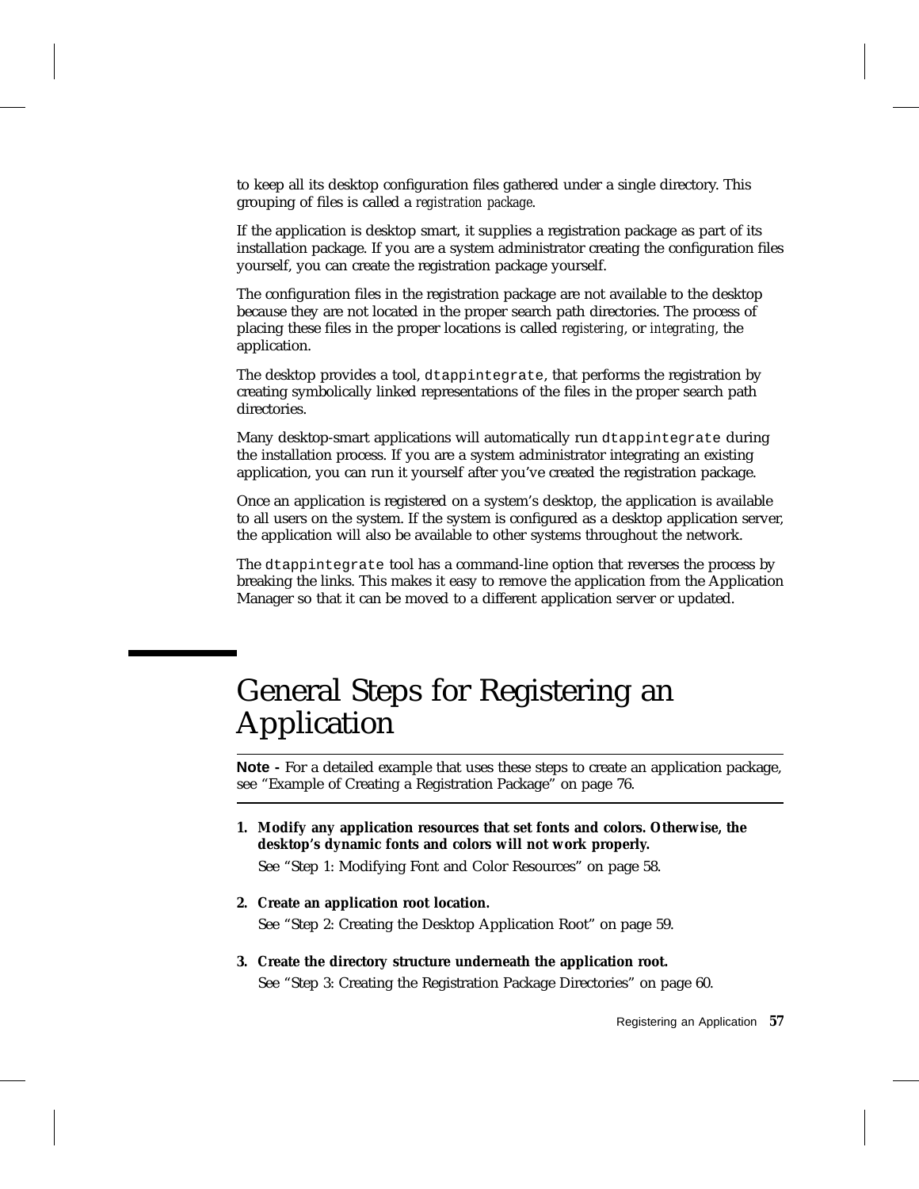to keep all its desktop configuration files gathered under a single directory. This grouping of files is called a *registration package*.

If the application is desktop smart, it supplies a registration package as part of its installation package. If you are a system administrator creating the configuration files yourself, you can create the registration package yourself.

The configuration files in the registration package are not available to the desktop because they are not located in the proper search path directories. The process of placing these files in the proper locations is called *registering*, or *integrating*, the application.

The desktop provides a tool, `dtappintegrate`, that performs the registration by creating symbolically linked representations of the files in the proper search path directories.

Many desktop-smart applications will automatically run `dtappintegrate` during the installation process. If you are a system administrator integrating an existing application, you can run it yourself after you've created the registration package.

Once an application is registered on a system's desktop, the application is available to all users on the system. If the system is configured as a desktop application server, the application will also be available to other systems throughout the network.

The `dtappintegrate` tool has a command-line option that reverses the process by breaking the links. This makes it easy to remove the application from the Application Manager so that it can be moved to a different application server or updated.

# General Steps for Registering an Application

---

**Note -** For a detailed example that uses these steps to create an application package, see "Example of Creating a Registration Package" on page 76.

---

1. **Modify any application resources that set fonts and colors. Otherwise, the desktop's dynamic fonts and colors will not work properly.**

   See "Step 1: Modifying Font and Color Resources" on page 58.

2. **Create an application root location.**

   See "Step 2: Creating the Desktop Application Root" on page 59.

3. **Create the directory structure underneath the application root.**

   See "Step 3: Creating the Registration Package Directories" on page 60.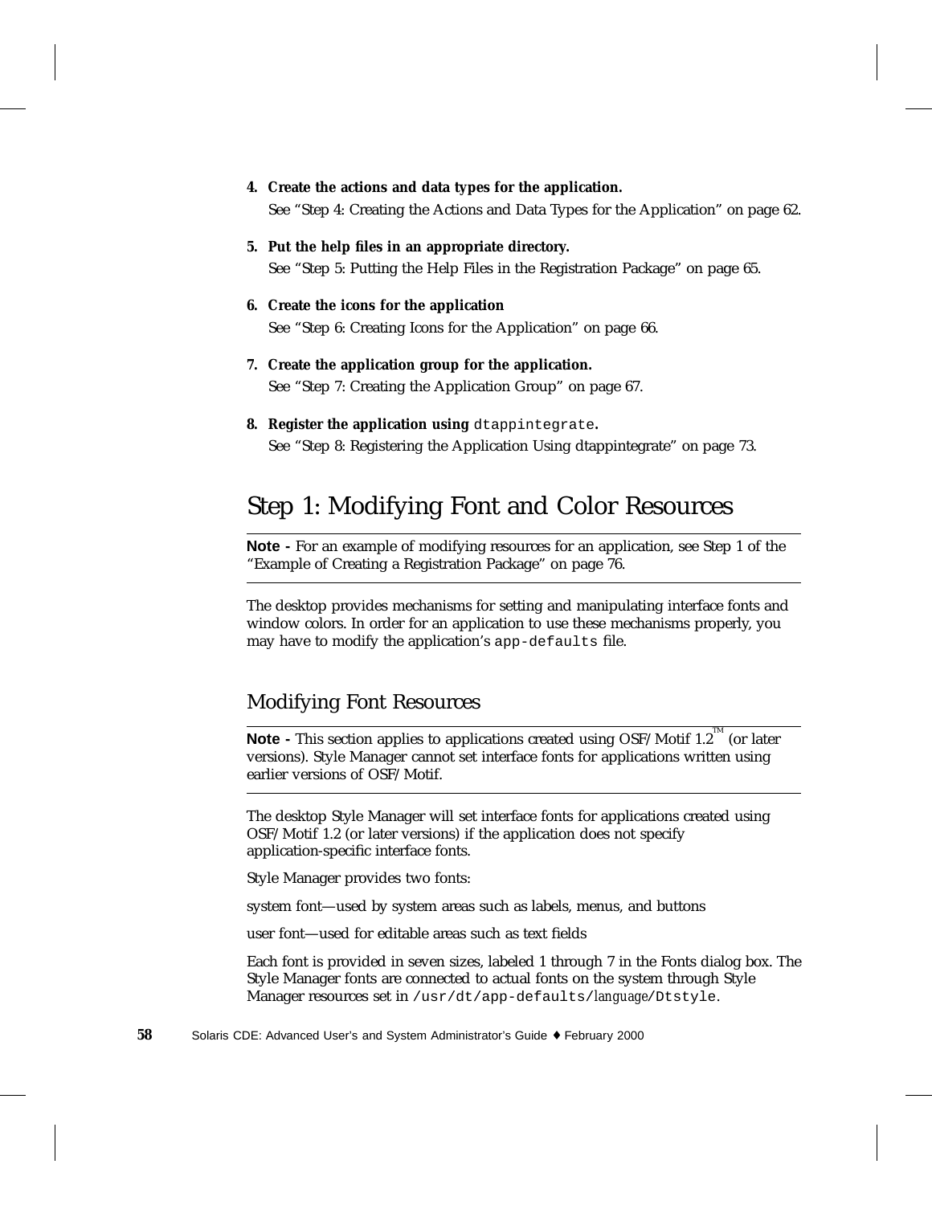4. **Create the actions and data types for the application.**

   See “Step 4: Creating the Actions and Data Types for the Application” on page 62.

5. **Put the help files in an appropriate directory.**

   See “Step 5: Putting the Help Files in the Registration Package” on page 65.

6. **Create the icons for the application**

   See “Step 6: Creating Icons for the Application” on page 66.

7. **Create the application group for the application.**

   See “Step 7: Creating the Application Group” on page 67.

8. **Register the application using** `dtappintegrate`**.**

   See “Step 8: Registering the Application Using dtappintegrate” on page 73.

# Step 1: Modifying Font and Color Resources

---

**Note -** For an example of modifying resources for an application, see Step 1 of the “Example of Creating a Registration Package” on page 76.

---

The desktop provides mechanisms for setting and manipulating interface fonts and window colors. In order for an application to use these mechanisms properly, you may have to modify the application’s `app-defaults` file.

## Modifying Font Resources

---

**Note -** This section applies to applications created using OSF/Motif 1.2™ (or later versions). Style Manager cannot set interface fonts for applications written using earlier versions of OSF/Motif.

---

The desktop Style Manager will set interface fonts for applications created using OSF/Motif 1.2 (or later versions) if the application does not specify application-specific interface fonts.

Style Manager provides two fonts:

system font—used by system areas such as labels, menus, and buttons

user font—used for editable areas such as text fields

Each font is provided in seven sizes, labeled 1 through 7 in the Fonts dialog box. The Style Manager fonts are connected to actual fonts on the system through Style Manager resources set in `/usr/dt/app-defaults/`*language*`/Dtstyle`.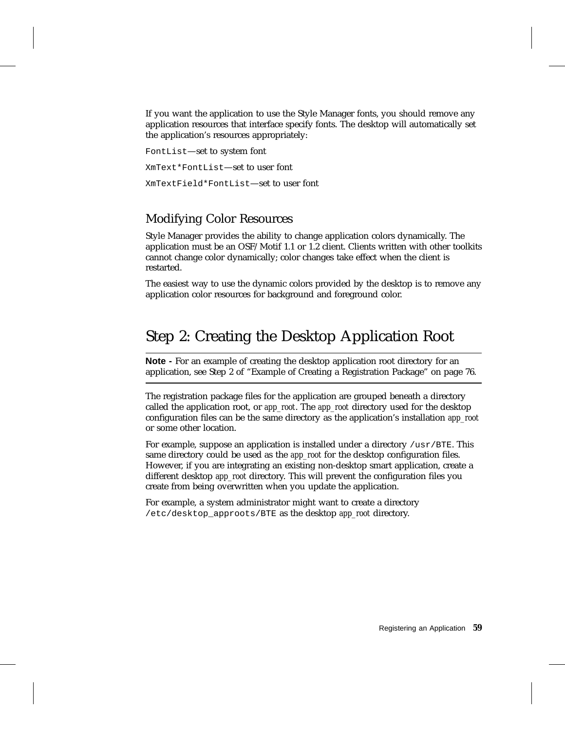If you want the application to use the Style Manager fonts, you should remove any application resources that interface specify fonts. The desktop will automatically set the application's resources appropriately:

`FontList`—set to system font

`XmText*FontList`—set to user font

`XmTextField*FontList`—set to user font

### Modifying Color Resources

Style Manager provides the ability to change application colors dynamically. The application must be an OSF/Motif 1.1 or 1.2 client. Clients written with other toolkits cannot change color dynamically; color changes take effect when the client is restarted.

The easiest way to use the dynamic colors provided by the desktop is to remove any application color resources for background and foreground color.

## Step 2: Creating the Desktop Application Root

---

**Note -** For an example of creating the desktop application root directory for an application, see Step 2 of "Example of Creating a Registration Package" on page 76.

---

The registration package files for the application are grouped beneath a directory called the application root, or *app_root*. The *app_root* directory used for the desktop configuration files can be the same directory as the application's installation *app_root* or some other location.

For example, suppose an application is installed under a directory `/usr/BTE`. This same directory could be used as the *app_root* for the desktop configuration files. However, if you are integrating an existing non-desktop smart application, create a different desktop *app_root* directory. This will prevent the configuration files you create from being overwritten when you update the application.

For example, a system administrator might want to create a directory `/etc/desktop_approots/BTE` as the desktop *app_root* directory.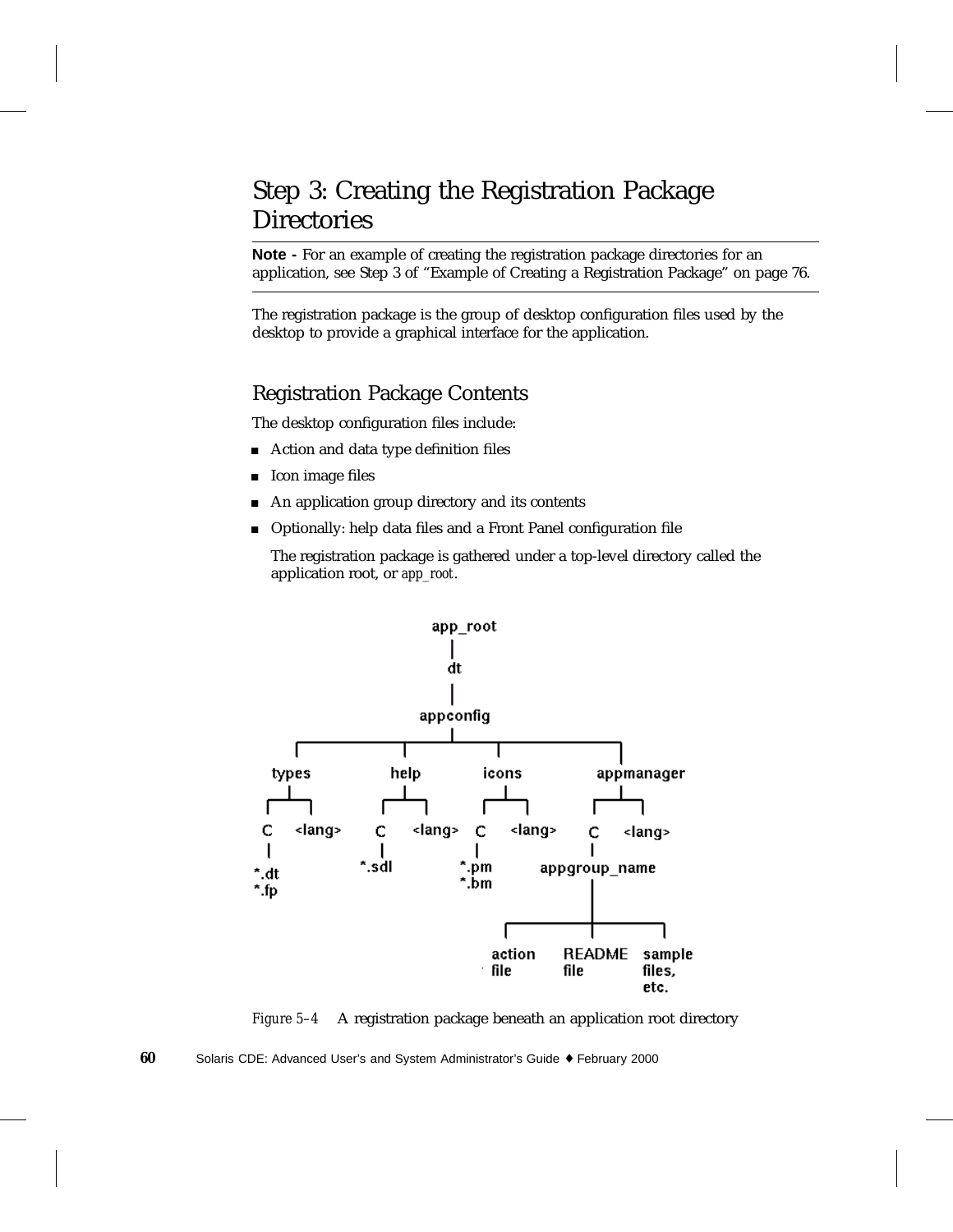## Step 3: Creating the Registration Package Directories

---

**Note -** For an example of creating the registration package directories for an application, see Step 3 of "Example of Creating a Registration Package" on page 76.

---

The registration package is the group of desktop configuration files used by the desktop to provide a graphical interface for the application.

### Registration Package Contents

The desktop configuration files include:

- Action and data type definition files
- Icon image files
- An application group directory and its contents
- Optionally: help data files and a Front Panel configuration file

  The registration package is gathered under a top-level directory called the application root, or *app_root*.

```
app_root
  |
  dt
  |
appconfig
  |
  +-- types
  |     +-- C
  |     |     *.dt
  |     |     *.fp
  |     +-- <lang>
  +-- help
  |     +-- C
  |     |     *.sdl
  |     +-- <lang>
  +-- icons
  |     +-- C
  |     |     *.pm
  |     |     *.bm
  |     +-- <lang>
  +-- appmanager
        +-- C
        |     appgroup_name
        |       +-- action file
        |       +-- README file
        |       +-- sample files, etc.
        +-- <lang>
```

*Figure 5–4* A registration package beneath an application root directory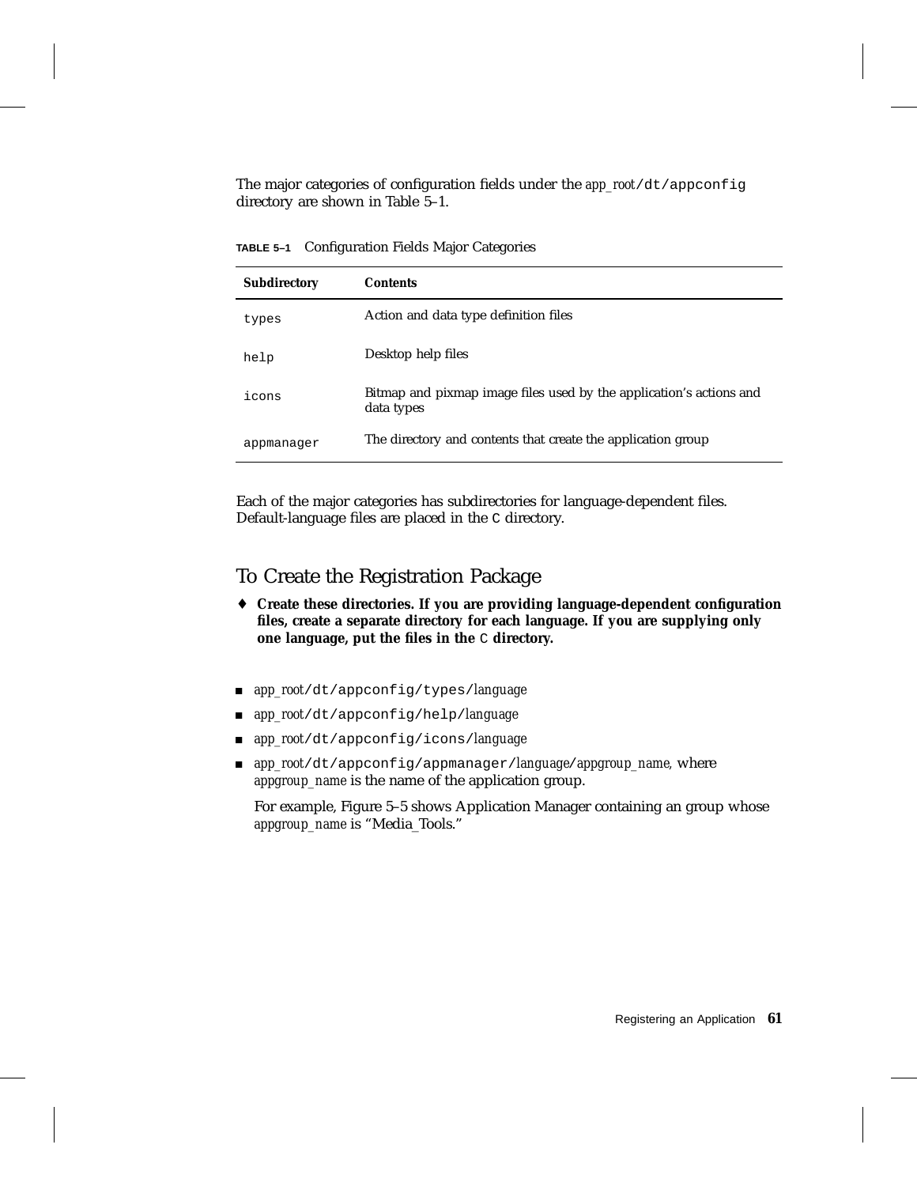The major categories of configuration fields under the *app_root*`/dt/appconfig` directory are shown in Table 5–1.

**TABLE 5–1** Configuration Fields Major Categories

| Subdirectory | Contents |
| --- | --- |
| `types` | Action and data type definition files |
| `help` | Desktop help files |
| `icons` | Bitmap and pixmap image files used by the application's actions and data types |
| `appmanager` | The directory and contents that create the application group |

Each of the major categories has subdirectories for language-dependent files. Default-language files are placed in the `C` directory.

## To Create the Registration Package

♦ **Create these directories. If you are providing language-dependent configuration files, create a separate directory for each language. If you are supplying only one language, put the files in the `C` directory.**

- *app_root*`/dt/appconfig/types/`*language*
- *app_root*`/dt/appconfig/help/`*language*
- *app_root*`/dt/appconfig/icons/`*language*
- *app_root*`/dt/appconfig/appmanager/`*language*/*appgroup_name*, where *appgroup_name* is the name of the application group.

  For example, Figure 5–5 shows Application Manager containing an group whose *appgroup_name* is "Media_Tools."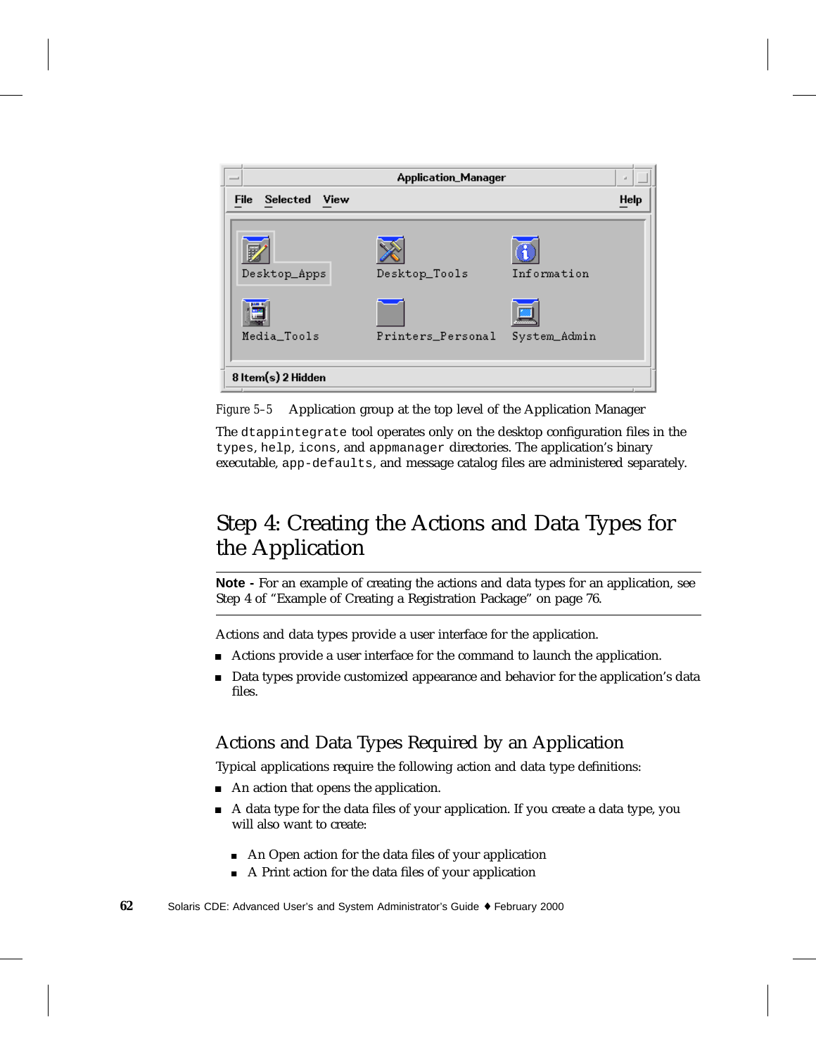Figure 5–5 Application group at the top level of the Application Manager

The `dtappintegrate` tool operates only on the desktop configuration files in the `types`, `help`, `icons`, and `appmanager` directories. The application's binary executable, `app-defaults`, and message catalog files are administered separately.

## Step 4: Creating the Actions and Data Types for the Application

**Note -** For an example of creating the actions and data types for an application, see Step 4 of "Example of Creating a Registration Package" on page 76.

Actions and data types provide a user interface for the application.

- Actions provide a user interface for the command to launch the application.
- Data types provide customized appearance and behavior for the application's data files.

### Actions and Data Types Required by an Application

Typical applications require the following action and data type definitions:

- An action that opens the application.
- A data type for the data files of your application. If you create a data type, you will also want to create:
  - An Open action for the data files of your application
  - A Print action for the data files of your application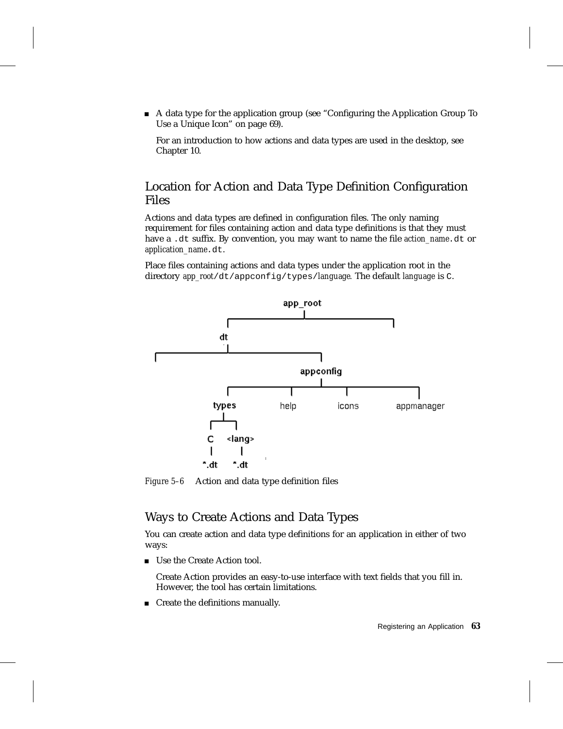- A data type for the application group (see "Configuring the Application Group To Use a Unique Icon" on page 69).

  For an introduction to how actions and data types are used in the desktop, see Chapter 10.

## Location for Action and Data Type Definition Configuration Files

Actions and data types are defined in configuration files. The only naming requirement for files containing action and data type definitions is that they must have a `.dt` suffix. By convention, you may want to name the file *action_name*`.dt` or *application_name*`.dt`.

Place files containing actions and data types under the application root in the directory *app_root*`/dt/appconfig/types/`*language*. The default *language* is `C`.

```
app_root
└── dt
    └── appconfig
        ├── types
        │   ├── C
        │   │   └── *.dt
        │   └── <lang>
        │       └── *.dt
        ├── help
        ├── icons
        └── appmanager
```

*Figure 5–6* Action and data type definition files

## Ways to Create Actions and Data Types

You can create action and data type definitions for an application in either of two ways:

- Use the Create Action tool.

  Create Action provides an easy-to-use interface with text fields that you fill in. However, the tool has certain limitations.

- Create the definitions manually.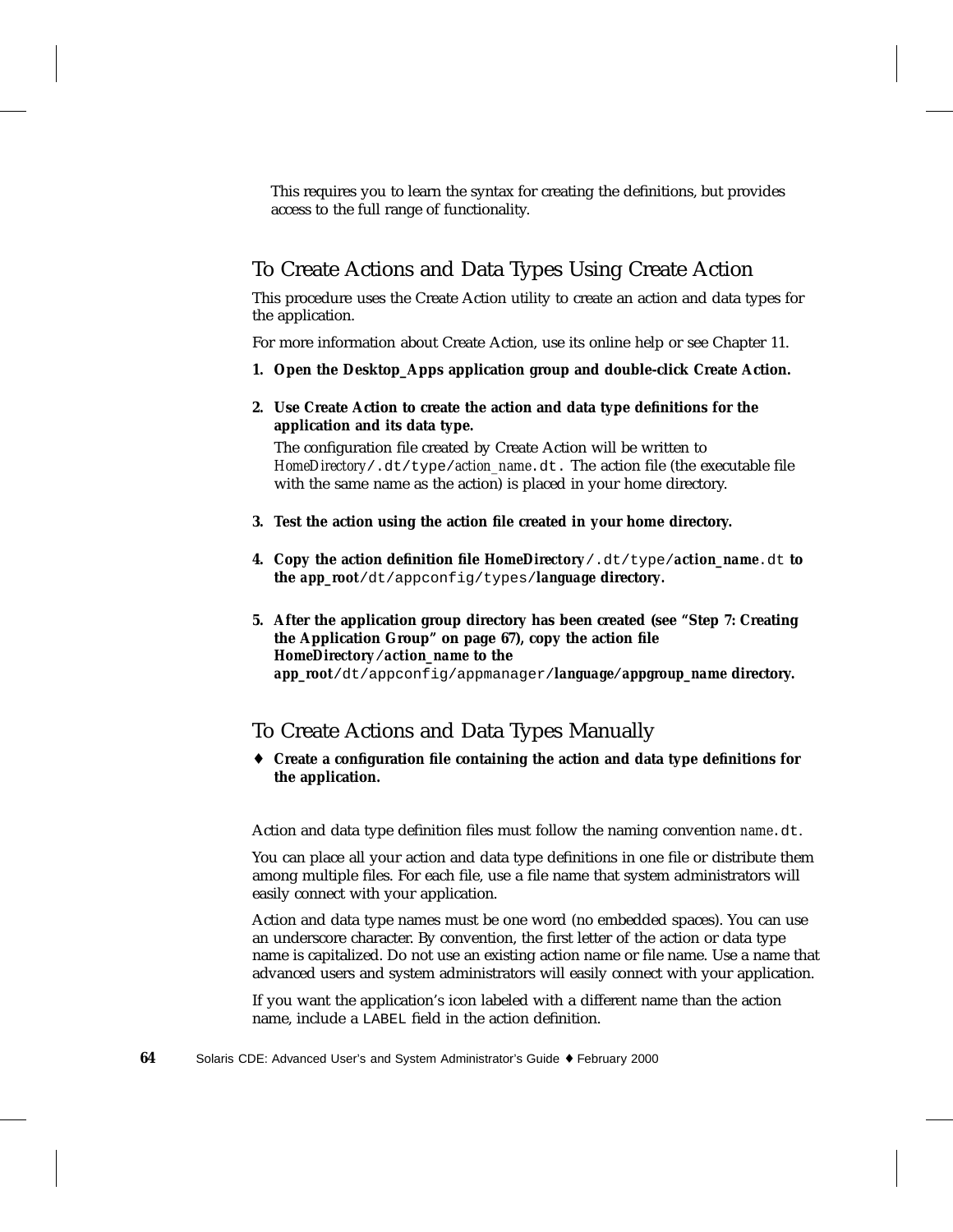This requires you to learn the syntax for creating the definitions, but provides access to the full range of functionality.

## To Create Actions and Data Types Using Create Action

This procedure uses the Create Action utility to create an action and data types for the application.

For more information about Create Action, use its online help or see Chapter 11.

1. **Open the Desktop_Apps application group and double-click Create Action.**

2. **Use Create Action to create the action and data type definitions for the application and its data type.**

   The configuration file created by Create Action will be written to *HomeDirectory*`/.dt/type/`*action_name*`.dt`. The action file (the executable file with the same name as the action) is placed in your home directory.

3. **Test the action using the action file created in your home directory.**

4. **Copy the action definition file *HomeDirectory*`/.dt/type/`*action_name*`.dt` to the *app_root*`/dt/appconfig/types/`*language* directory.**

5. **After the application group directory has been created (see "Step 7: Creating the Application Group" on page 67), copy the action file *HomeDirectory*`/`*action_name* to the *app_root*`/dt/appconfig/appmanager/`*language*`/`*appgroup_name* directory.**

## To Create Actions and Data Types Manually

♦ **Create a configuration file containing the action and data type definitions for the application.**

Action and data type definition files must follow the naming convention *name*`.dt`.

You can place all your action and data type definitions in one file or distribute them among multiple files. For each file, use a file name that system administrators will easily connect with your application.

Action and data type names must be one word (no embedded spaces). You can use an underscore character. By convention, the first letter of the action or data type name is capitalized. Do not use an existing action name or file name. Use a name that advanced users and system administrators will easily connect with your application.

If you want the application's icon labeled with a different name than the action name, include a `LABEL` field in the action definition.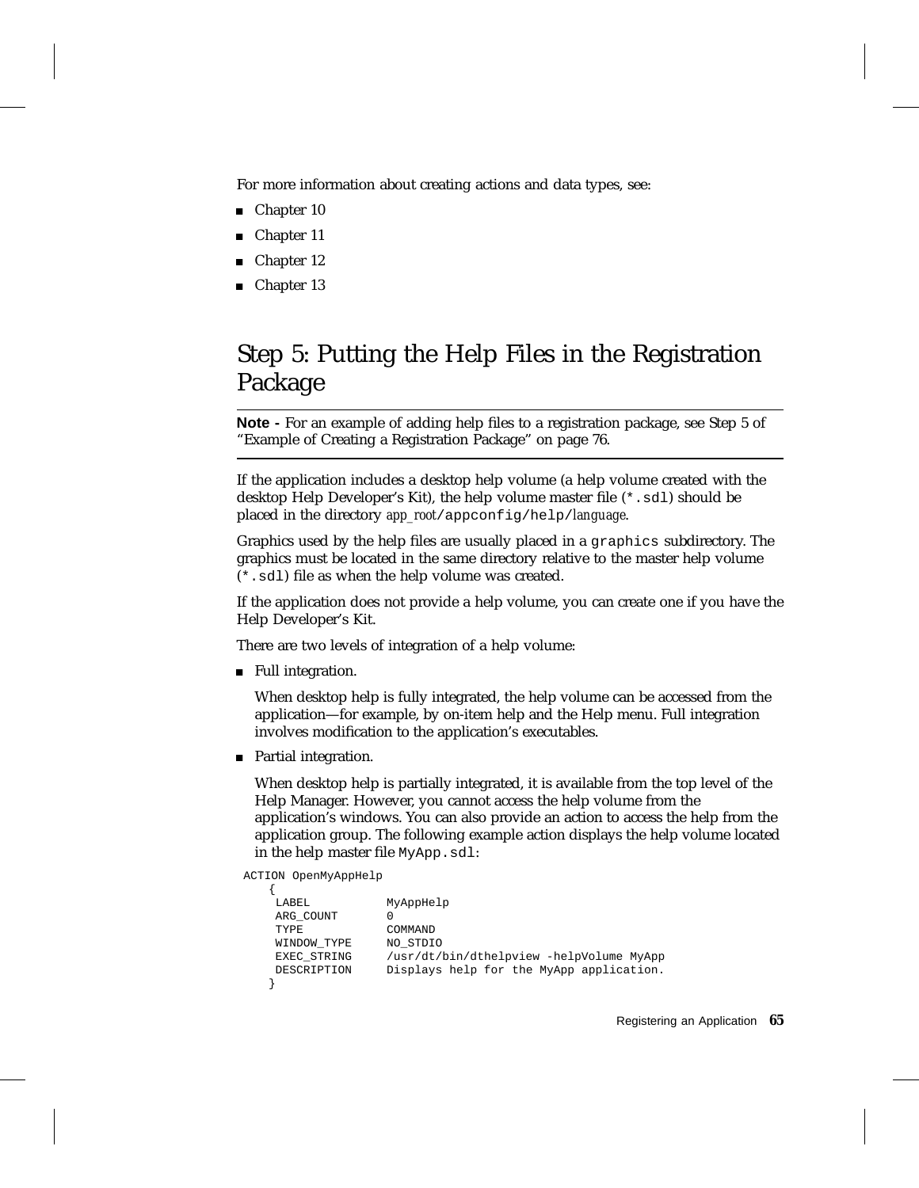For more information about creating actions and data types, see:

- Chapter 10
- Chapter 11
- Chapter 12
- Chapter 13

## Step 5: Putting the Help Files in the Registration Package

**Note -** For an example of adding help files to a registration package, see Step 5 of "Example of Creating a Registration Package" on page 76.

If the application includes a desktop help volume (a help volume created with the desktop Help Developer's Kit), the help volume master file (`*.sdl`) should be placed in the directory *app_root*`/appconfig/help/`*language*.

Graphics used by the help files are usually placed in a `graphics` subdirectory. The graphics must be located in the same directory relative to the master help volume (`*.sdl`) file as when the help volume was created.

If the application does not provide a help volume, you can create one if you have the Help Developer's Kit.

There are two levels of integration of a help volume:

- Full integration.

  When desktop help is fully integrated, the help volume can be accessed from the application—for example, by on-item help and the Help menu. Full integration involves modification to the application's executables.

- Partial integration.

  When desktop help is partially integrated, it is available from the top level of the Help Manager. However, you cannot access the help volume from the application's windows. You can also provide an action to access the help from the application group. The following example action displays the help volume located in the help master file `MyApp.sdl`:

```
ACTION OpenMyAppHelp
   {
    LABEL           MyAppHelp
    ARG_COUNT       0
    TYPE            COMMAND
    WINDOW_TYPE     NO_STDIO
    EXEC_STRING     /usr/dt/bin/dthelpview -helpVolume MyApp
    DESCRIPTION     Displays help for the MyApp application.
   }
```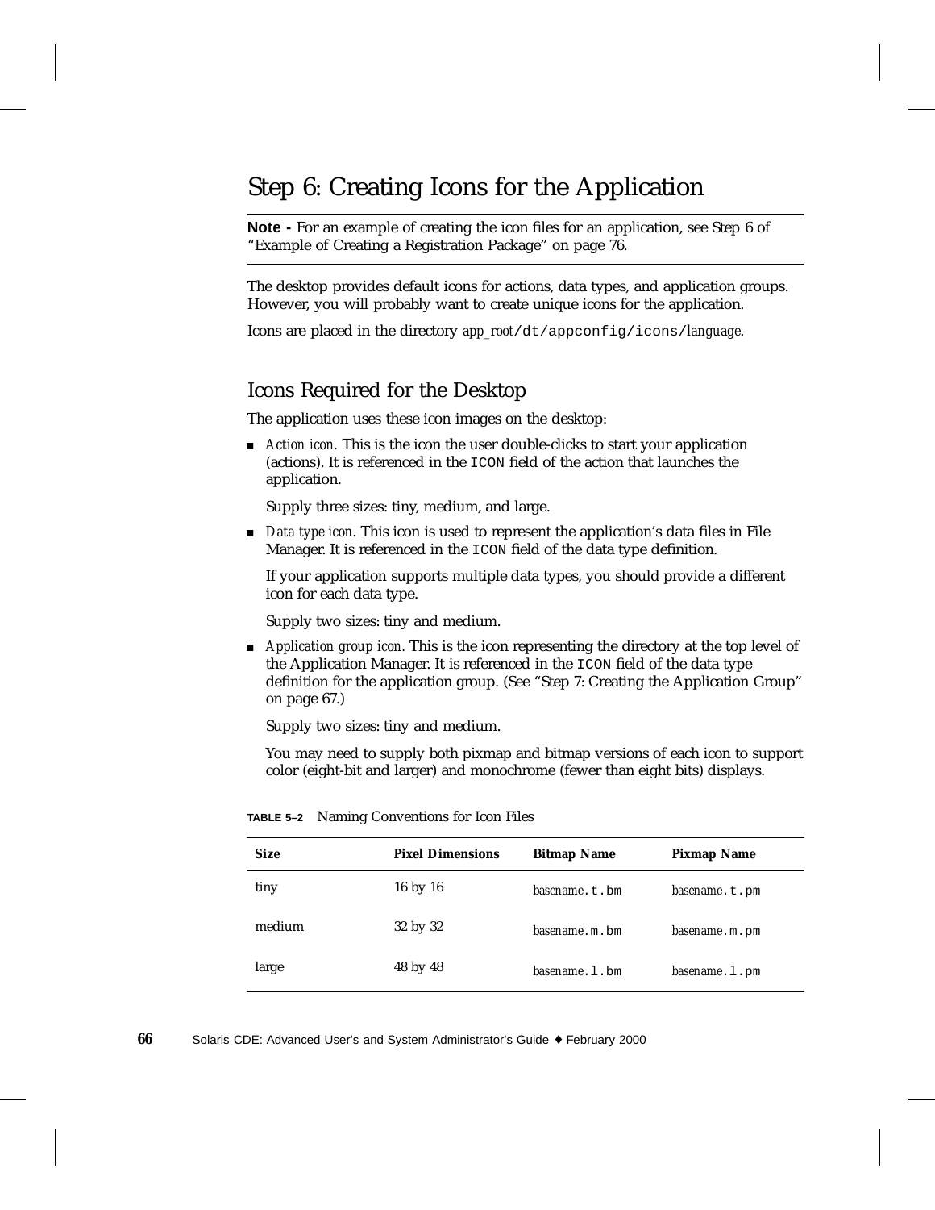## Step 6: Creating Icons for the Application

**Note -** For an example of creating the icon files for an application, see Step 6 of "Example of Creating a Registration Package" on page 76.

---

The desktop provides default icons for actions, data types, and application groups. However, you will probably want to create unique icons for the application.

Icons are placed in the directory *app_root*`/dt/appconfig/icons/`*language*.

### Icons Required for the Desktop

The application uses these icon images on the desktop:

- *Action icon.* This is the icon the user double-clicks to start your application (actions). It is referenced in the `ICON` field of the action that launches the application.

  Supply three sizes: tiny, medium, and large.

- *Data type icon.* This icon is used to represent the application's data files in File Manager. It is referenced in the `ICON` field of the data type definition.

  If your application supports multiple data types, you should provide a different icon for each data type.

  Supply two sizes: tiny and medium.

- *Application group icon.* This is the icon representing the directory at the top level of the Application Manager. It is referenced in the `ICON` field of the data type definition for the application group. (See "Step 7: Creating the Application Group" on page 67.)

  Supply two sizes: tiny and medium.

  You may need to supply both pixmap and bitmap versions of each icon to support color (eight-bit and larger) and monochrome (fewer than eight bits) displays.

**TABLE 5–2** Naming Conventions for Icon Files

| Size | Pixel Dimensions | Bitmap Name | Pixmap Name |
|---|---|---|---|
| tiny | 16 by 16 | *basename*`.t.bm` | *basename*`.t.pm` |
| medium | 32 by 32 | *basename*`.m.bm` | *basename*`.m.pm` |
| large | 48 by 48 | *basename*`.l.bm` | *basename*`.l.pm` |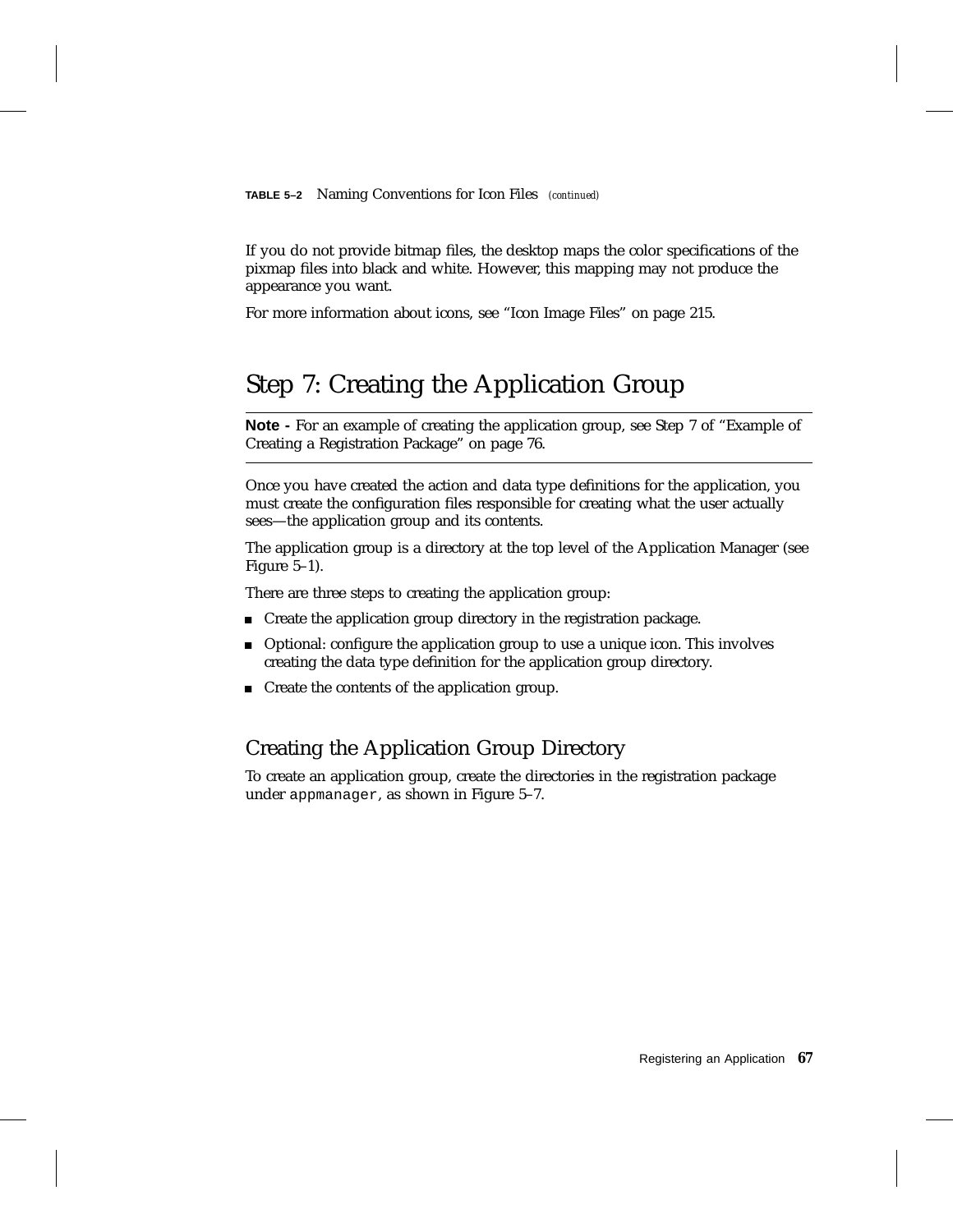**TABLE 5–2** Naming Conventions for Icon Files *(continued)*

If you do not provide bitmap files, the desktop maps the color specifications of the pixmap files into black and white. However, this mapping may not produce the appearance you want.

For more information about icons, see “Icon Image Files” on page 215.

## Step 7: Creating the Application Group

**Note -** For an example of creating the application group, see Step 7 of “Example of Creating a Registration Package” on page 76.

Once you have created the action and data type definitions for the application, you must create the configuration files responsible for creating what the user actually sees—the application group and its contents.

The application group is a directory at the top level of the Application Manager (see Figure 5–1).

There are three steps to creating the application group:

- Create the application group directory in the registration package.
- Optional: configure the application group to use a unique icon. This involves creating the data type definition for the application group directory.
- Create the contents of the application group.

### Creating the Application Group Directory

To create an application group, create the directories in the registration package under `appmanager`, as shown in Figure 5–7.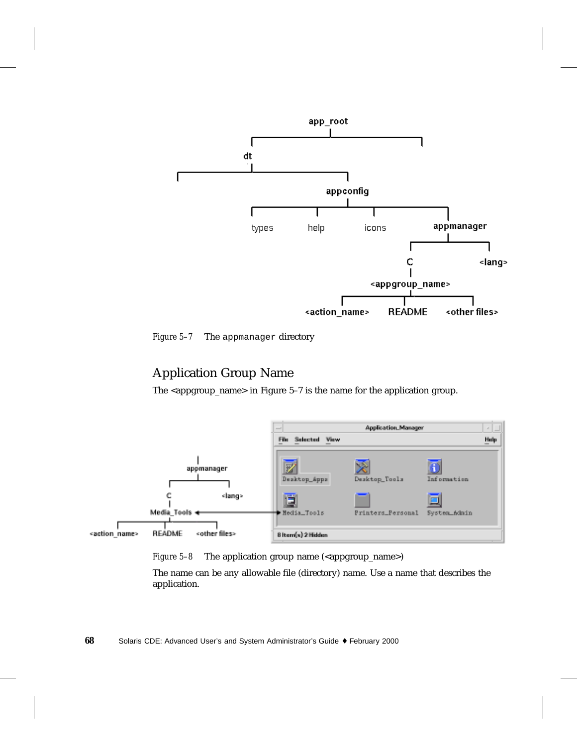*Figure 5–7* The `appmanager` directory

## Application Group Name

The <appgroup_name> in Figure 5–7 is the name for the application group.

*Figure 5–8* The application group name (<appgroup_name>)

The name can be any allowable file (directory) name. Use a name that describes the application.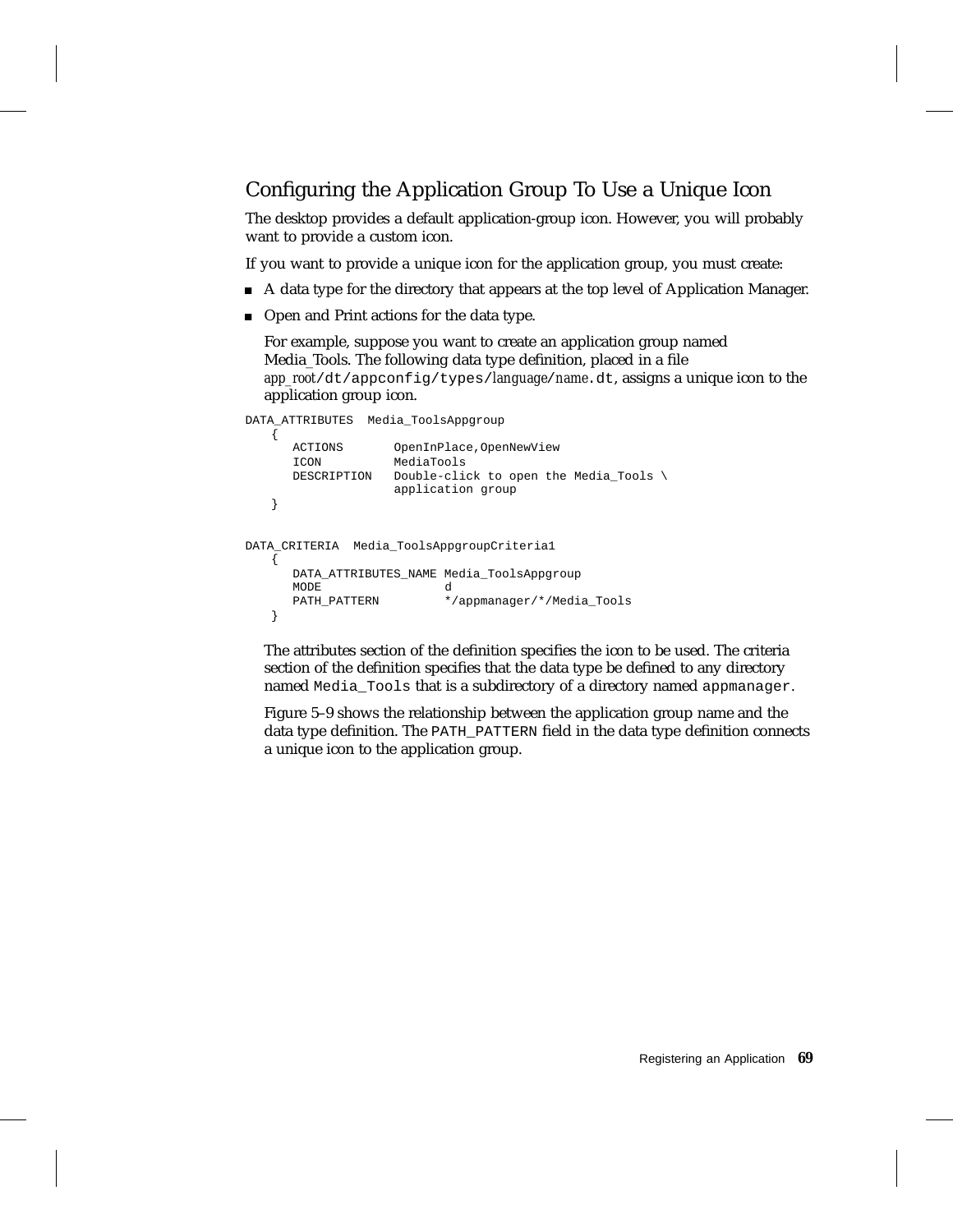## Configuring the Application Group To Use a Unique Icon

The desktop provides a default application-group icon. However, you will probably want to provide a custom icon.

If you want to provide a unique icon for the application group, you must create:

- A data type for the directory that appears at the top level of Application Manager.
- Open and Print actions for the data type.

  For example, suppose you want to create an application group named Media_Tools. The following data type definition, placed in a file *app_root*`/dt/appconfig/types/`*language*`/`*name*`.dt`, assigns a unique icon to the application group icon.

```
DATA_ATTRIBUTES  Media_ToolsAppgroup
   {
      ACTIONS       OpenInPlace,OpenNewView
      ICON          MediaTools
      DESCRIPTION   Double-click to open the Media_Tools \
                    application group
   }


DATA_CRITERIA  Media_ToolsAppgroupCriteria1
   {
      DATA_ATTRIBUTES_NAME Media_ToolsAppgroup
      MODE                 d
      PATH_PATTERN         */appmanager/*/Media_Tools
   }
```

The attributes section of the definition specifies the icon to be used. The criteria section of the definition specifies that the data type be defined to any directory named `Media_Tools` that is a subdirectory of a directory named `appmanager`.

Figure 5–9 shows the relationship between the application group name and the data type definition. The `PATH_PATTERN` field in the data type definition connects a unique icon to the application group.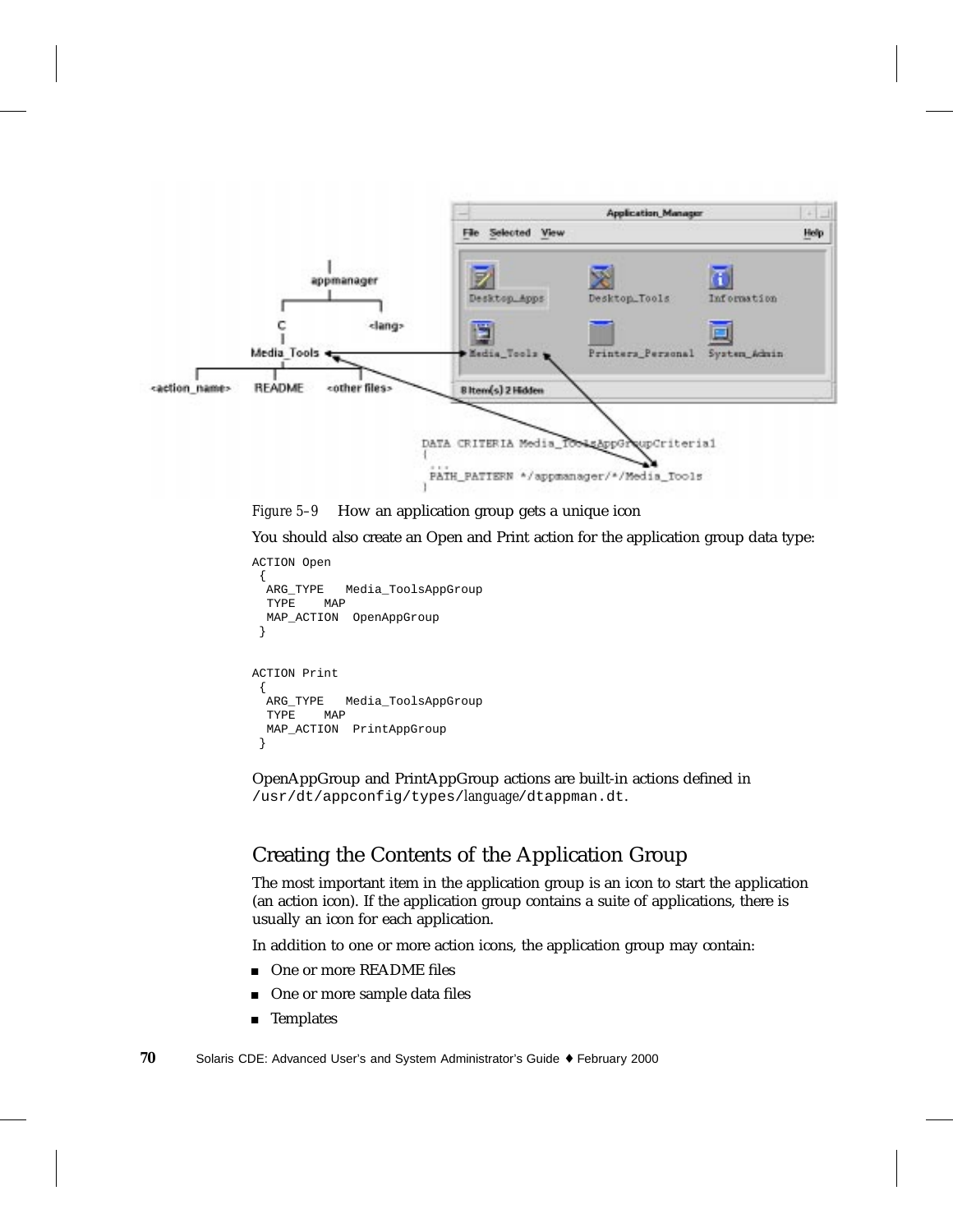Figure 5–9 How an application group gets a unique icon

You should also create an Open and Print action for the application group data type:

```
ACTION Open
 {
  ARG_TYPE   Media_ToolsAppGroup
  TYPE    MAP
  MAP_ACTION  OpenAppGroup
 }


ACTION Print
 {
  ARG_TYPE   Media_ToolsAppGroup
  TYPE    MAP
  MAP_ACTION  PrintAppGroup
 }
```

OpenAppGroup and PrintAppGroup actions are built-in actions defined in `/usr/dt/appconfig/types/`*language*`/dtappman.dt`.

## Creating the Contents of the Application Group

The most important item in the application group is an icon to start the application (an action icon). If the application group contains a suite of applications, there is usually an icon for each application.

In addition to one or more action icons, the application group may contain:

- One or more README files
- One or more sample data files
- Templates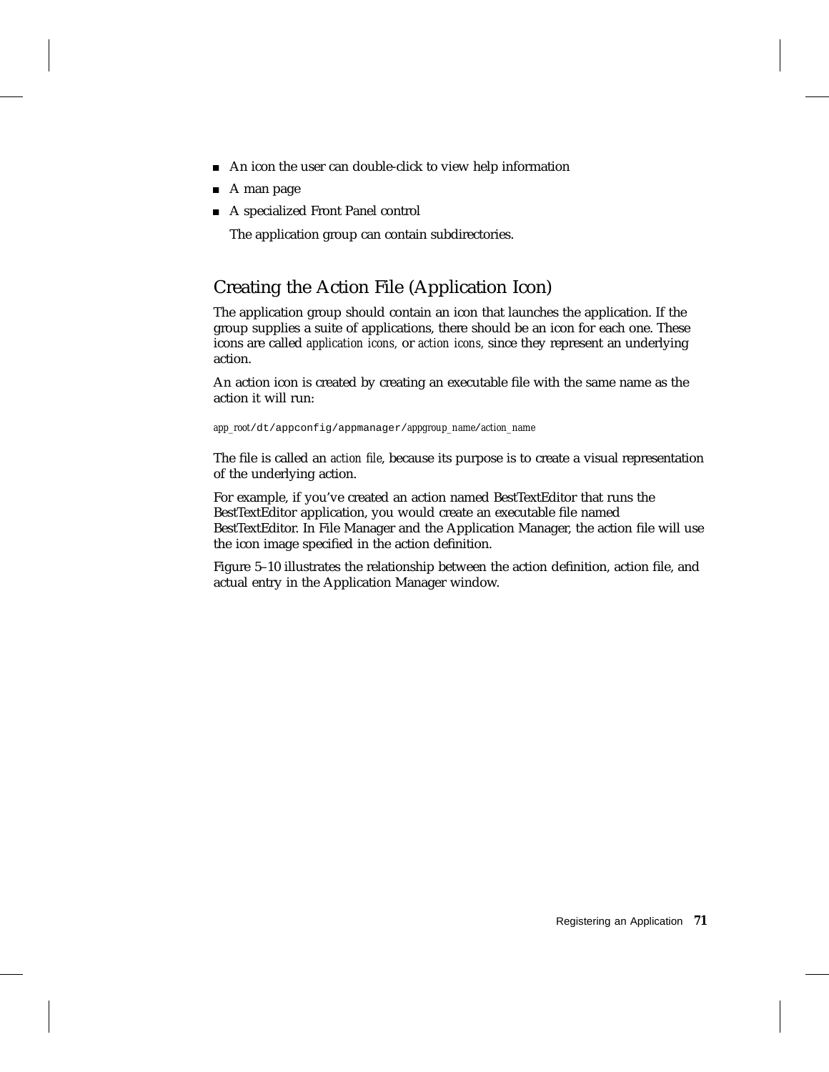- An icon the user can double-click to view help information
- A man page
- A specialized Front Panel control

  The application group can contain subdirectories.

## Creating the Action File (Application Icon)

The application group should contain an icon that launches the application. If the group supplies a suite of applications, there should be an icon for each one. These icons are called *application icons,* or *action icons,* since they represent an underlying action.

An action icon is created by creating an executable file with the same name as the action it will run:

*app_root*`/dt/appconfig/appmanager/`*appgroup_name*`/`*action_name*

The file is called an *action file*, because its purpose is to create a visual representation of the underlying action.

For example, if you've created an action named BestTextEditor that runs the BestTextEditor application, you would create an executable file named BestTextEditor. In File Manager and the Application Manager, the action file will use the icon image specified in the action definition.

Figure 5–10 illustrates the relationship between the action definition, action file, and actual entry in the Application Manager window.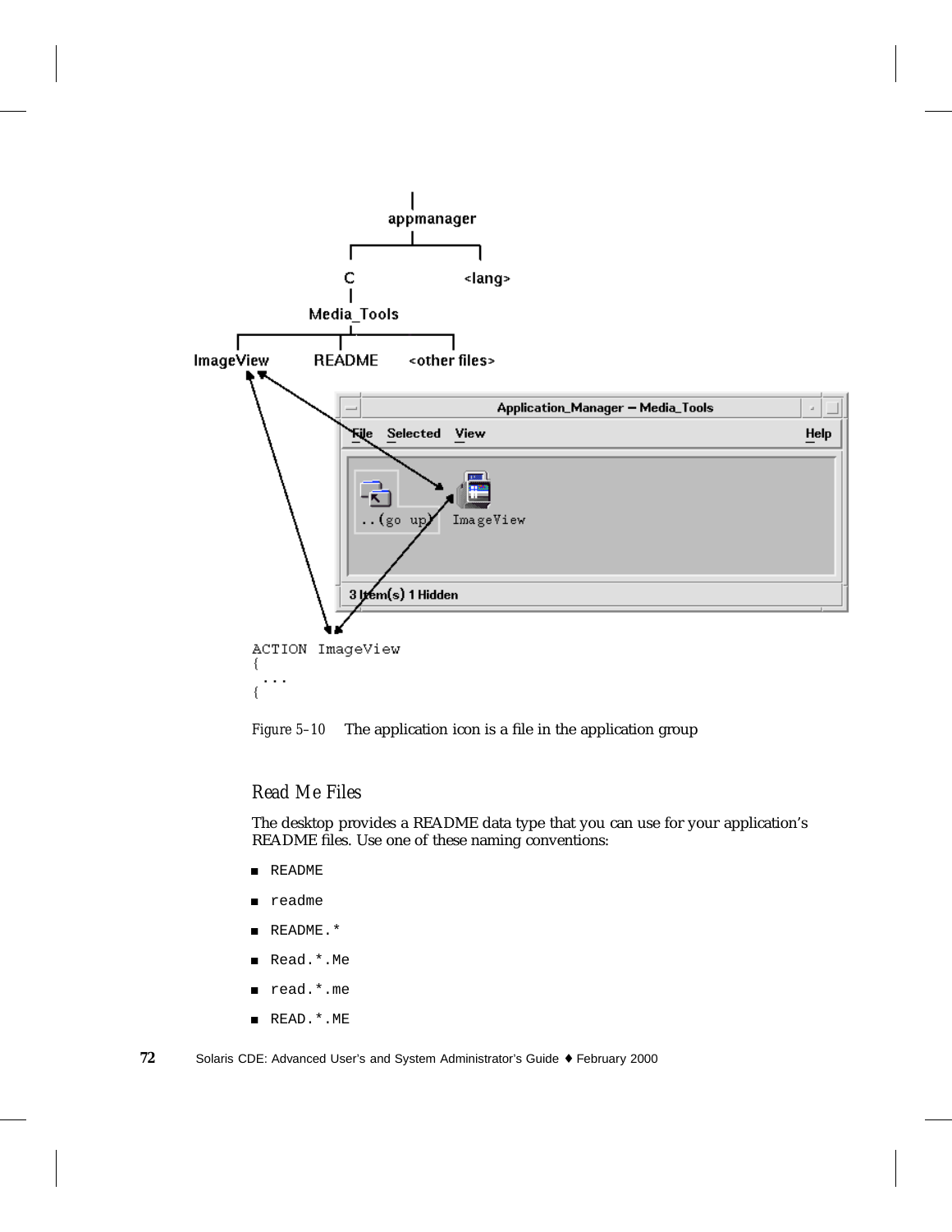Figure 5–10 The application icon is a file in the application group

### Read Me Files

The desktop provides a README data type that you can use for your application's README files. Use one of these naming conventions:

- `README`
- `readme`
- `README.*`
- `Read.*.Me`
- `read.*.me`
- `READ.*.ME`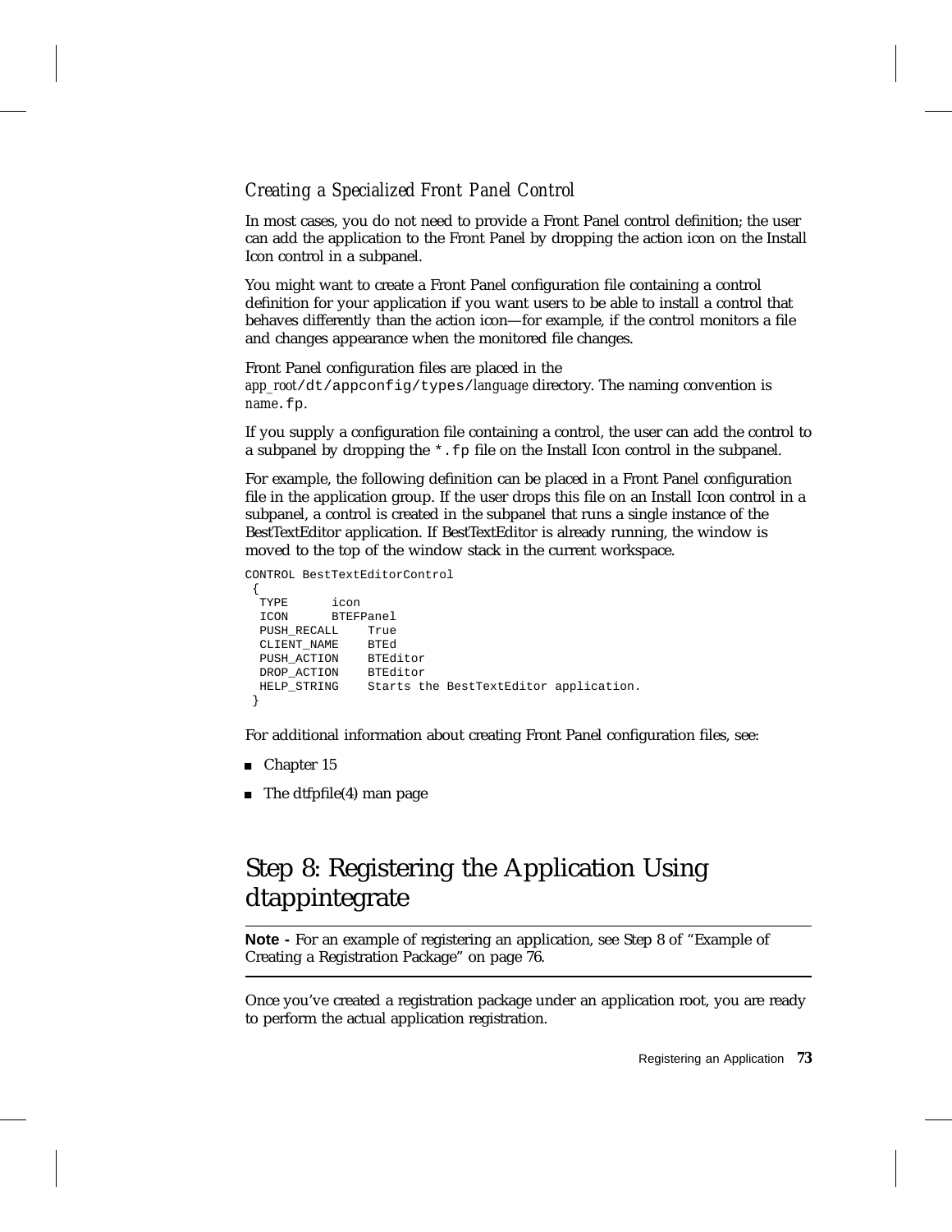### *Creating a Specialized Front Panel Control*

In most cases, you do not need to provide a Front Panel control definition; the user can add the application to the Front Panel by dropping the action icon on the Install Icon control in a subpanel.

You might want to create a Front Panel configuration file containing a control definition for your application if you want users to be able to install a control that behaves differently than the action icon—for example, if the control monitors a file and changes appearance when the monitored file changes.

Front Panel configuration files are placed in the *app_root*`/dt/appconfig/types/`*language* directory. The naming convention is *name*`.fp`.

If you supply a configuration file containing a control, the user can add the control to a subpanel by dropping the `*.fp` file on the Install Icon control in the subpanel.

For example, the following definition can be placed in a Front Panel configuration file in the application group. If the user drops this file on an Install Icon control in a subpanel, a control is created in the subpanel that runs a single instance of the BestTextEditor application. If BestTextEditor is already running, the window is moved to the top of the window stack in the current workspace.

```
CONTROL BestTextEditorControl
 {
  TYPE       icon
  ICON       BTEFPanel
  PUSH_RECALL    True
  CLIENT_NAME    BTEd
  PUSH_ACTION    BTEditor
  DROP_ACTION    BTEditor
  HELP_STRING    Starts the BestTextEditor application.
 }
```

For additional information about creating Front Panel configuration files, see:

- Chapter 15
- The dtfpfile(4) man page

## Step 8: Registering the Application Using dtappintegrate

---

**Note -** For an example of registering an application, see Step 8 of "Example of Creating a Registration Package" on page 76.

---

Once you've created a registration package under an application root, you are ready to perform the actual application registration.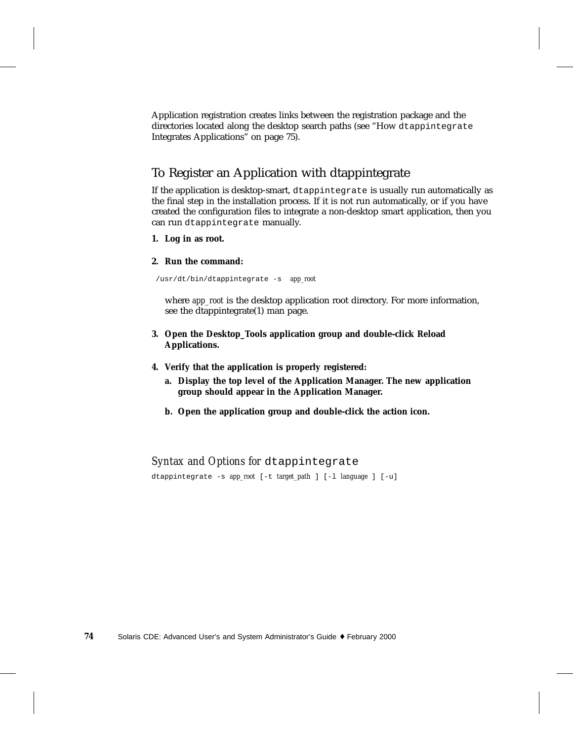Application registration creates links between the registration package and the directories located along the desktop search paths (see "How `dtappintegrate` Integrates Applications" on page 75).

## To Register an Application with dtappintegrate

If the application is desktop-smart, `dtappintegrate` is usually run automatically as the final step in the installation process. If it is not run automatically, or if you have created the configuration files to integrate a non-desktop smart application, then you can run `dtappintegrate` manually.

1. **Log in as root.**

2. **Run the command:**

   ```
   /usr/dt/bin/dtappintegrate -s  app_root
   ```

   where *app_root* is the desktop application root directory. For more information, see the dtappintegrate(1) man page.

3. **Open the Desktop_Tools application group and double-click Reload Applications.**

4. **Verify that the application is properly registered:**

   a. **Display the top level of the Application Manager. The new application group should appear in the Application Manager.**

   b. **Open the application group and double-click the action icon.**

### *Syntax and Options for* `dtappintegrate`

```
dtappintegrate -s app_root [-t target_path ] [-l language ] [-u]
```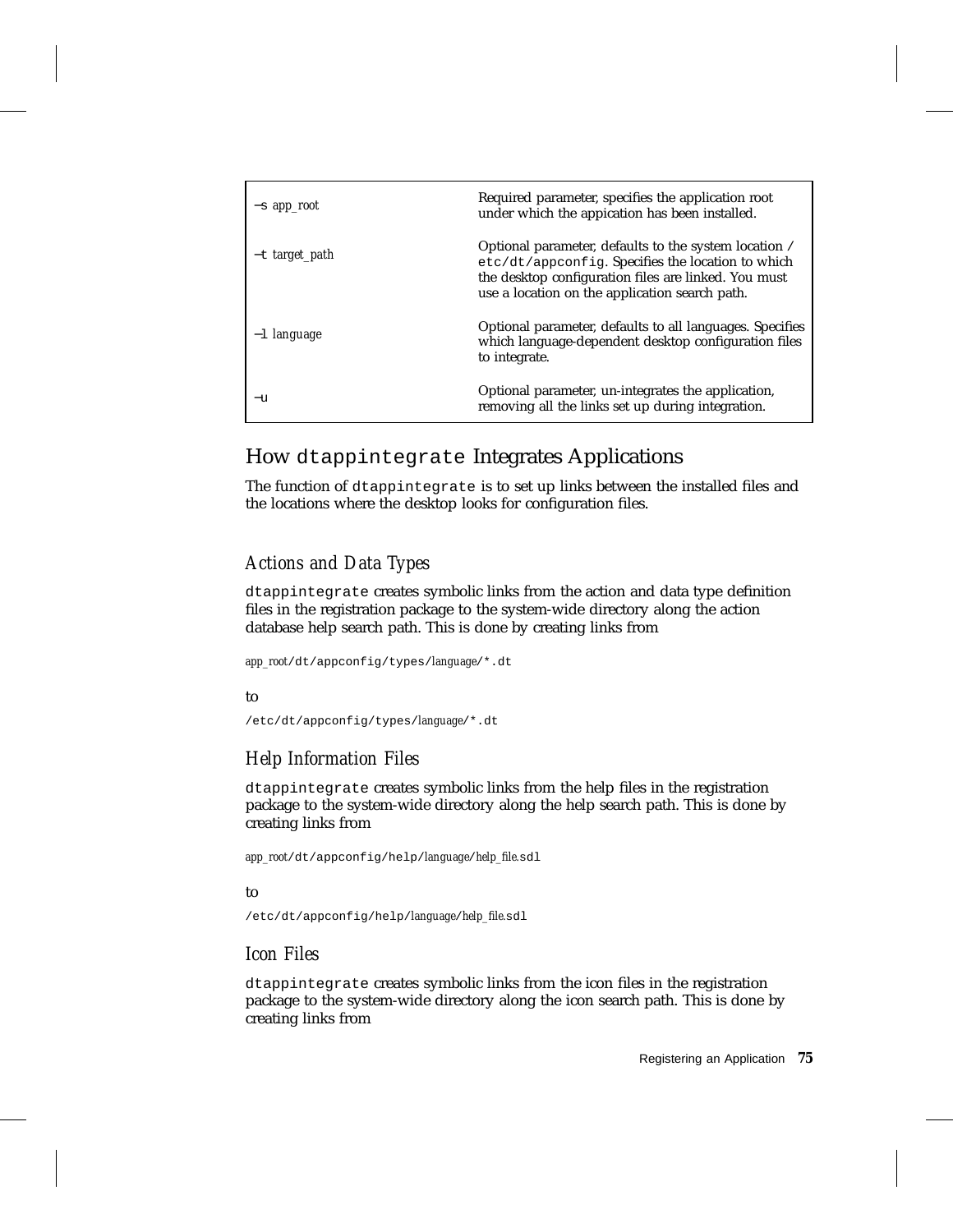| | |
|---|---|
| `–s` *app_root* | Required parameter, specifies the application root under which the appication has been installed. |
| `–t` *target_path* | Optional parameter, defaults to the system location `/etc/dt/appconfig`. Specifies the location to which the desktop configuration files are linked. You must use a location on the application search path. |
| `–l` *language* | Optional parameter, defaults to all languages. Specifies which language-dependent desktop configuration files to integrate. |
| `–u` | Optional parameter, un-integrates the application, removing all the links set up during integration. |

## How `dtappintegrate` Integrates Applications

The function of `dtappintegrate` is to set up links between the installed files and the locations where the desktop looks for configuration files.

### *Actions and Data Types*

`dtappintegrate` creates symbolic links from the action and data type definition files in the registration package to the system-wide directory along the action database help search path. This is done by creating links from

```
app_root/dt/appconfig/types/language/*.dt
```

to

```
/etc/dt/appconfig/types/language/*.dt
```

### *Help Information Files*

`dtappintegrate` creates symbolic links from the help files in the registration package to the system-wide directory along the help search path. This is done by creating links from

```
app_root/dt/appconfig/help/language/help_file.sdl
```

to

```
/etc/dt/appconfig/help/language/help_file.sdl
```

### *Icon Files*

`dtappintegrate` creates symbolic links from the icon files in the registration package to the system-wide directory along the icon search path. This is done by creating links from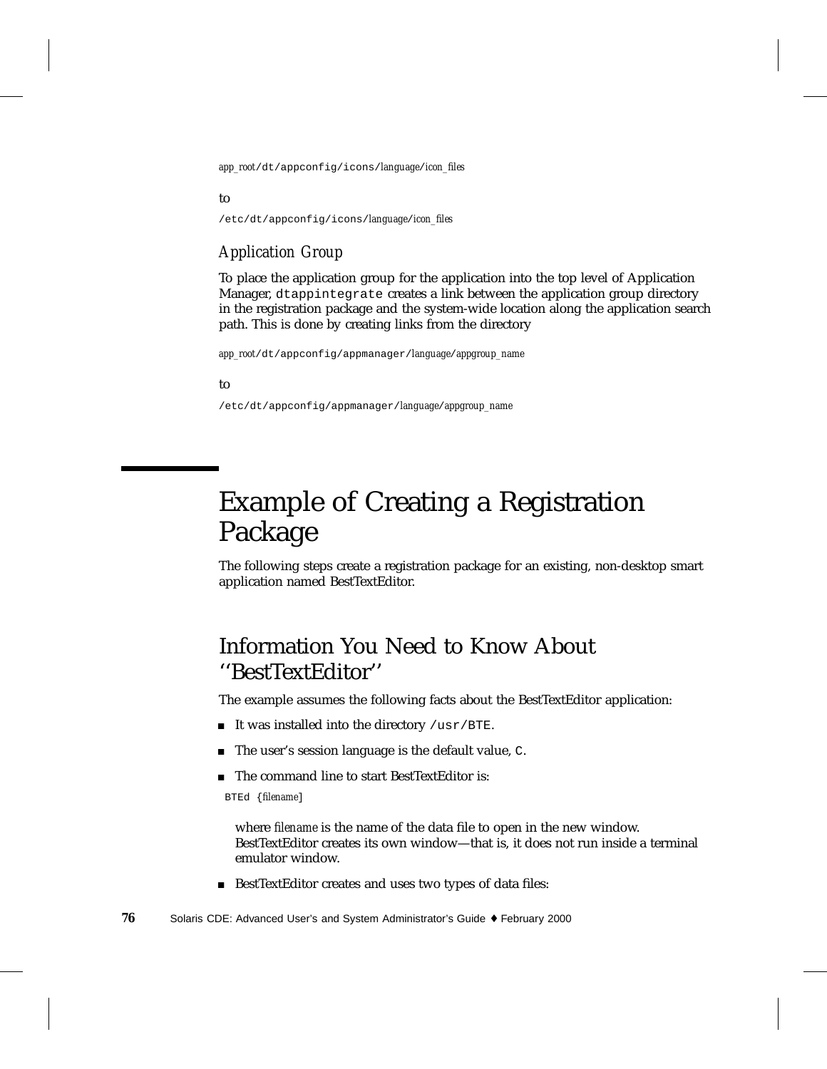app_root/dt/appconfig/icons/language/icon_files

to

/etc/dt/appconfig/icons/language/icon_files

### Application Group

To place the application group for the application into the top level of Application Manager, `dtappintegrate` creates a link between the application group directory in the registration package and the system-wide location along the application search path. This is done by creating links from the directory

app_root/dt/appconfig/appmanager/language/appgroup_name

to

/etc/dt/appconfig/appmanager/language/appgroup_name

# Example of Creating a Registration Package

The following steps create a registration package for an existing, non-desktop smart application named BestTextEditor.

## Information You Need to Know About ''BestTextEditor''

The example assumes the following facts about the BestTextEditor application:

- It was installed into the directory `/usr/BTE`.
- The user's session language is the default value, `C`.
- The command line to start BestTextEditor is:

  `BTEd {filename]`

  where *filename* is the name of the data file to open in the new window. BestTextEditor creates its own window—that is, it does not run inside a terminal emulator window.
- BestTextEditor creates and uses two types of data files: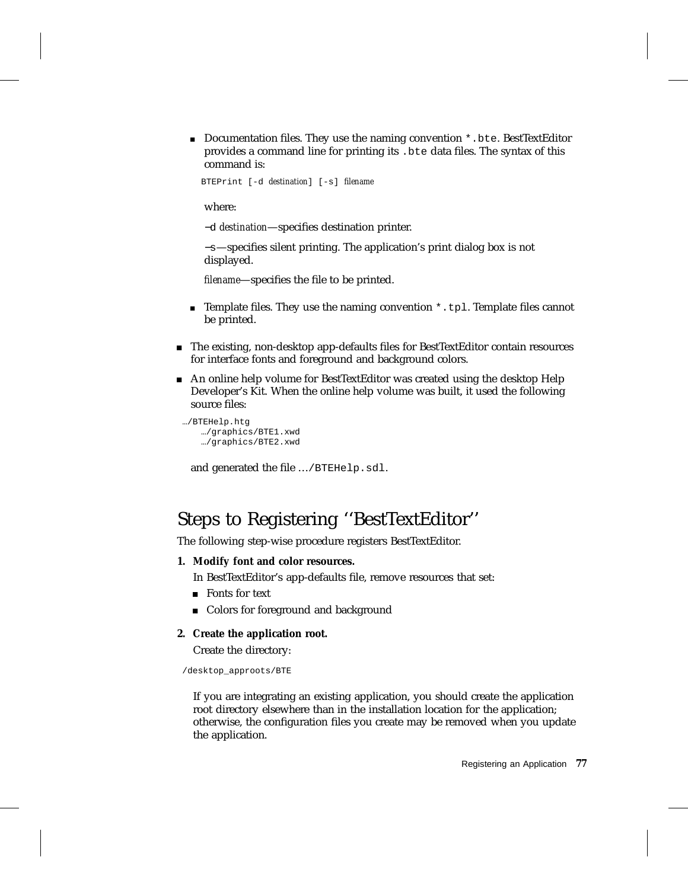- Documentation files. They use the naming convention `*.bte`. BestTextEditor provides a command line for printing its `.bte` data files. The syntax of this command is:

  ```
  BTEPrint [-d destination] [-s] filename
  ```

  where:

  −d *destination*—specifies destination printer.

  −s—specifies silent printing. The application's print dialog box is not displayed.

  *filename*—specifies the file to be printed.

- Template files. They use the naming convention `*.tpl`. Template files cannot be printed.

- The existing, non-desktop app-defaults files for BestTextEditor contain resources for interface fonts and foreground and background colors.
- An online help volume for BestTextEditor was created using the desktop Help Developer's Kit. When the online help volume was built, it used the following source files:

```
…/BTEHelp.htg
   …/graphics/BTE1.xwd
   …/graphics/BTE2.xwd
```

and generated the file …`/BTEHelp.sdl`.

## Steps to Registering ''BestTextEditor''

The following step-wise procedure registers BestTextEditor.

**1. Modify font and color resources.**

In BestTextEditor's app-defaults file, remove resources that set:

- Fonts for text
- Colors for foreground and background

**2. Create the application root.**

Create the directory:

```
/desktop_approots/BTE
```

If you are integrating an existing application, you should create the application root directory elsewhere than in the installation location for the application; otherwise, the configuration files you create may be removed when you update the application.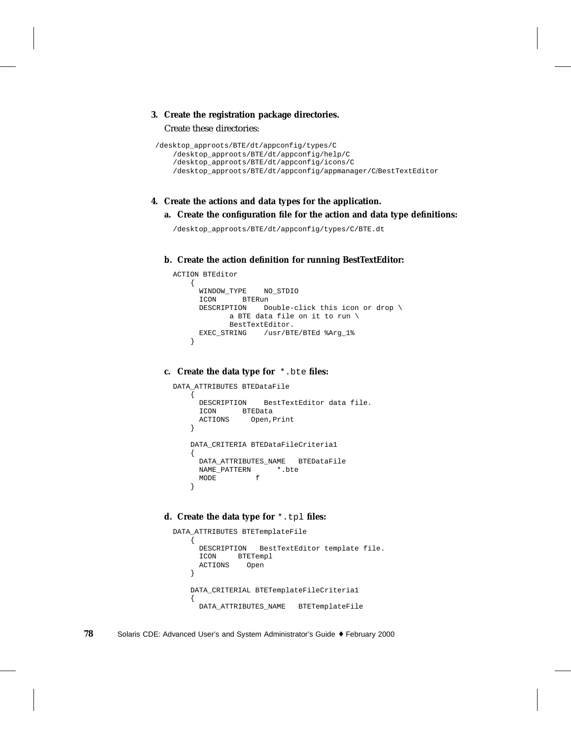**3. Create the registration package directories.**

Create these directories:

```
/desktop_approots/BTE/dt/appconfig/types/C
    /desktop_approots/BTE/dt/appconfig/help/C
    /desktop_approots/BTE/dt/appconfig/icons/C
    /desktop_approots/BTE/dt/appconfig/appmanager/C/BestTextEditor
```

**4. Create the actions and data types for the application.**

**a. Create the configuration file for the action and data type definitions:**

```
/desktop_approots/BTE/dt/appconfig/types/C/BTE.dt
```

**b. Create the action definition for running BestTextEditor:**

```
ACTION BTEditor
    {
      WINDOW_TYPE    NO_STDIO
      ICON      BTERun
      DESCRIPTION    Double-click this icon or drop \
             a BTE data file on it to run \
             BestTextEditor.
      EXEC_STRING    /usr/BTE/BTEd %Arg_1%
    }
```

**c. Create the data type for `*.bte` files:**

```
DATA_ATTRIBUTES BTEDataFile
    {
      DESCRIPTION    BestTextEditor data file.
      ICON      BTEData
      ACTIONS     Open,Print
    }

    DATA_CRITERIA BTEDataFileCriteria1
    {
      DATA_ATTRIBUTES_NAME   BTEDataFile
      NAME_PATTERN      *.bte
      MODE         f
    }
```

**d. Create the data type for `*.tpl` files:**

```
DATA_ATTRIBUTES BTETemplateFile
    {
      DESCRIPTION   BestTextEditor template file.
      ICON     BTETempl
      ACTIONS    Open
    }

    DATA_CRITERIAL BTETemplateFileCriteria1
    {
      DATA_ATTRIBUTES_NAME   BTETemplateFile
```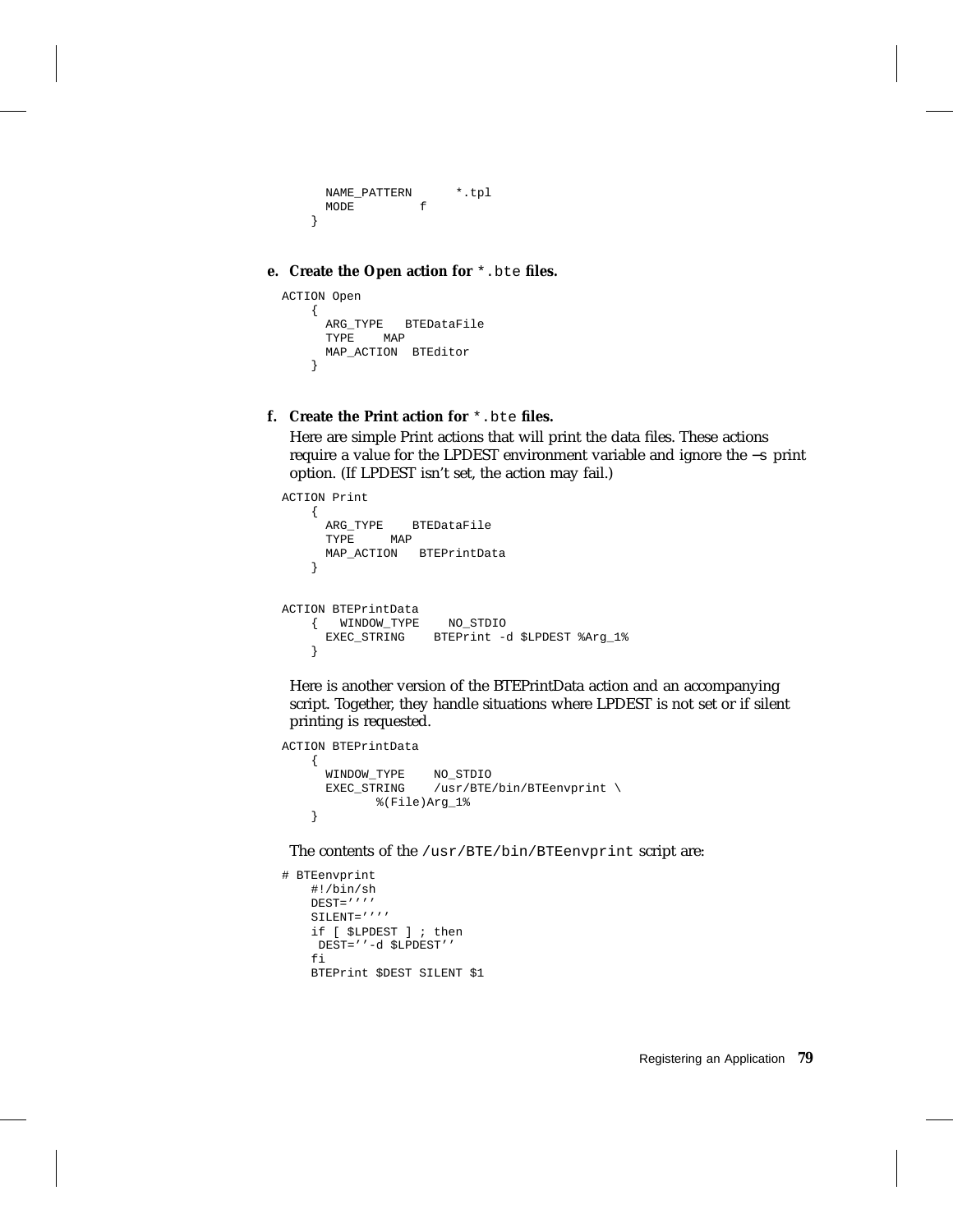```
      NAME_PATTERN      *.tpl
      MODE         f
    }
```

**e. Create the Open action for `*.bte` files.**

```
ACTION Open
    {
      ARG_TYPE   BTEDataFile
      TYPE    MAP
      MAP_ACTION  BTEditor
    }
```

**f. Create the Print action for `*.bte` files.**

Here are simple Print actions that will print the data files. These actions require a value for the LPDEST environment variable and ignore the −s print option. (If LPDEST isn't set, the action may fail.)

```
ACTION Print
    {
      ARG_TYPE    BTEDataFile
      TYPE     MAP
      MAP_ACTION   BTEPrintData
    }


ACTION BTEPrintData
    {   WINDOW_TYPE    NO_STDIO
      EXEC_STRING    BTEPrint -d $LPDEST %Arg_1%
    }
```

Here is another version of the BTEPrintData action and an accompanying script. Together, they handle situations where LPDEST is not set or if silent printing is requested.

```
ACTION BTEPrintData
    {
      WINDOW_TYPE    NO_STDIO
      EXEC_STRING    /usr/BTE/bin/BTEenvprint \
             %(File)Arg_1%
    }
```

The contents of the `/usr/BTE/bin/BTEenvprint` script are:

```
# BTEenvprint
    #!/bin/sh
    DEST=''''
    SILENT=''''
    if [ $LPDEST ] ; then
     DEST=''-d $LPDEST''
    fi
    BTEPrint $DEST SILENT $1
```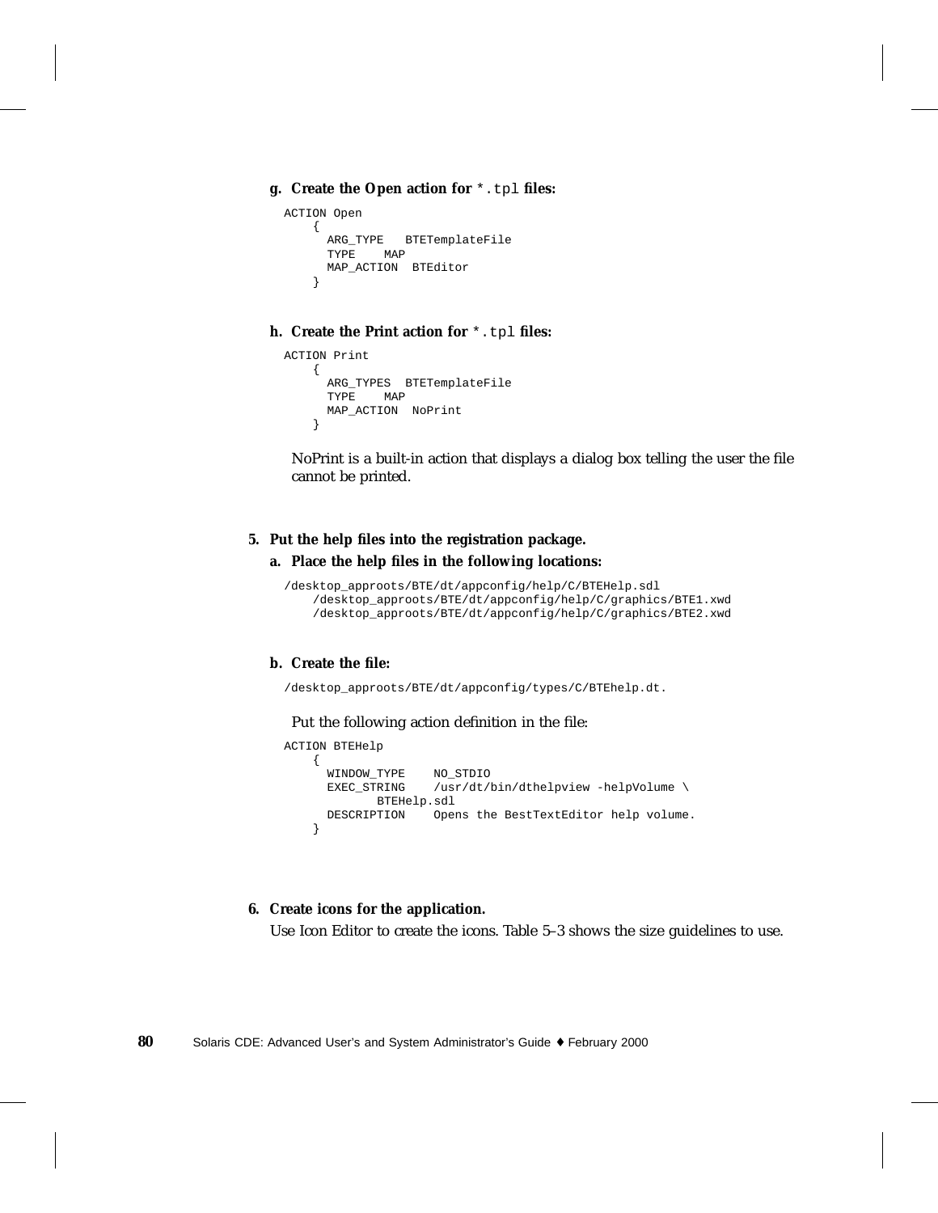g. **Create the Open action for `*.tpl` files:**

```
ACTION Open
    {
      ARG_TYPE   BTETemplateFile
      TYPE    MAP
      MAP_ACTION  BTEditor
    }
```

h. **Create the Print action for `*.tpl` files:**

```
ACTION Print
    {
      ARG_TYPES  BTETemplateFile
      TYPE    MAP
      MAP_ACTION  NoPrint
    }
```

NoPrint is a built-in action that displays a dialog box telling the user the file cannot be printed.

5. **Put the help files into the registration package.**

a. **Place the help files in the following locations:**

```
/desktop_approots/BTE/dt/appconfig/help/C/BTEHelp.sdl
    /desktop_approots/BTE/dt/appconfig/help/C/graphics/BTE1.xwd
    /desktop_approots/BTE/dt/appconfig/help/C/graphics/BTE2.xwd
```

b. **Create the file:**

```
/desktop_approots/BTE/dt/appconfig/types/C/BTEhelp.dt.
```

Put the following action definition in the file:

```
ACTION BTEHelp
    {
      WINDOW_TYPE    NO_STDIO
      EXEC_STRING    /usr/dt/bin/dthelpview -helpVolume \
             BTEHelp.sdl
      DESCRIPTION    Opens the BestTextEditor help volume.
    }
```

6. **Create icons for the application.**

Use Icon Editor to create the icons. Table 5–3 shows the size guidelines to use.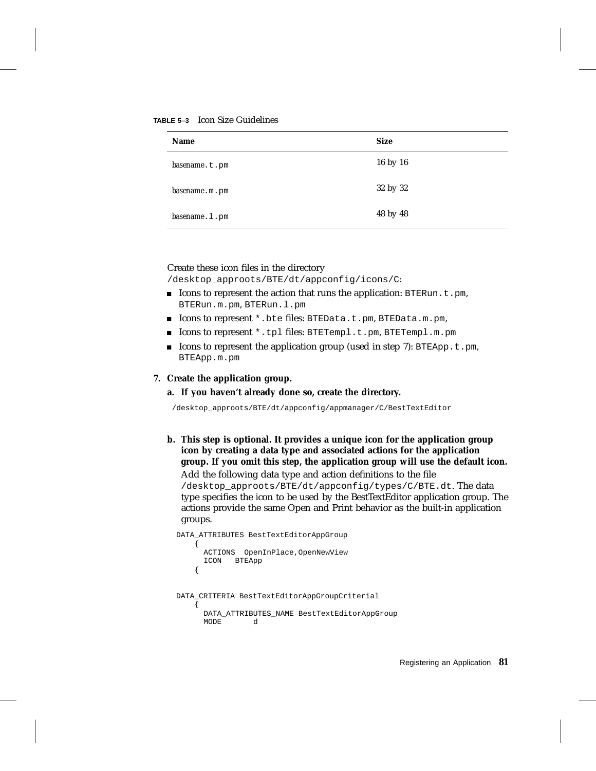**TABLE 5–3** Icon Size Guidelines

| Name | Size |
| --- | --- |
| *basename*.t.pm | 16 by 16 |
| *basename*.m.pm | 32 by 32 |
| *basename*.l.pm | 48 by 48 |

Create these icon files in the directory `/desktop_approots/BTE/dt/appconfig/icons/C`:

- Icons to represent the action that runs the application: `BTERun.t.pm`, `BTERun.m.pm`, `BTERun.l.pm`
- Icons to represent `*.bte` files: `BTEData.t.pm`, `BTEData.m.pm`,
- Icons to represent `*.tpl` files: `BTETempl.t.pm`, `BTETempl.m.pm`
- Icons to represent the application group (used in step 7): `BTEApp.t.pm`, `BTEApp.m.pm`

**7. Create the application group.**

**a. If you haven't already done so, create the directory.**

```
/desktop_approots/BTE/dt/appconfig/appmanager/C/BestTextEditor
```

**b. This step is optional. It provides a unique icon for the application group icon by creating a data type and associated actions for the application group. If you omit this step, the application group will use the default icon.**

Add the following data type and action definitions to the file `/desktop_approots/BTE/dt/appconfig/types/C/BTE.dt`. The data type specifies the icon to be used by the BestTextEditor application group. The actions provide the same Open and Print behavior as the built-in application groups.

```
DATA_ATTRIBUTES BestTextEditorAppGroup
    {
      ACTIONS  OpenInPlace,OpenNewView
      ICON   BTEApp
    {


DATA_CRITERIA BestTextEditorAppGroupCriterial
    {
      DATA_ATTRIBUTES_NAME BestTextEditorAppGroup
      MODE       d
```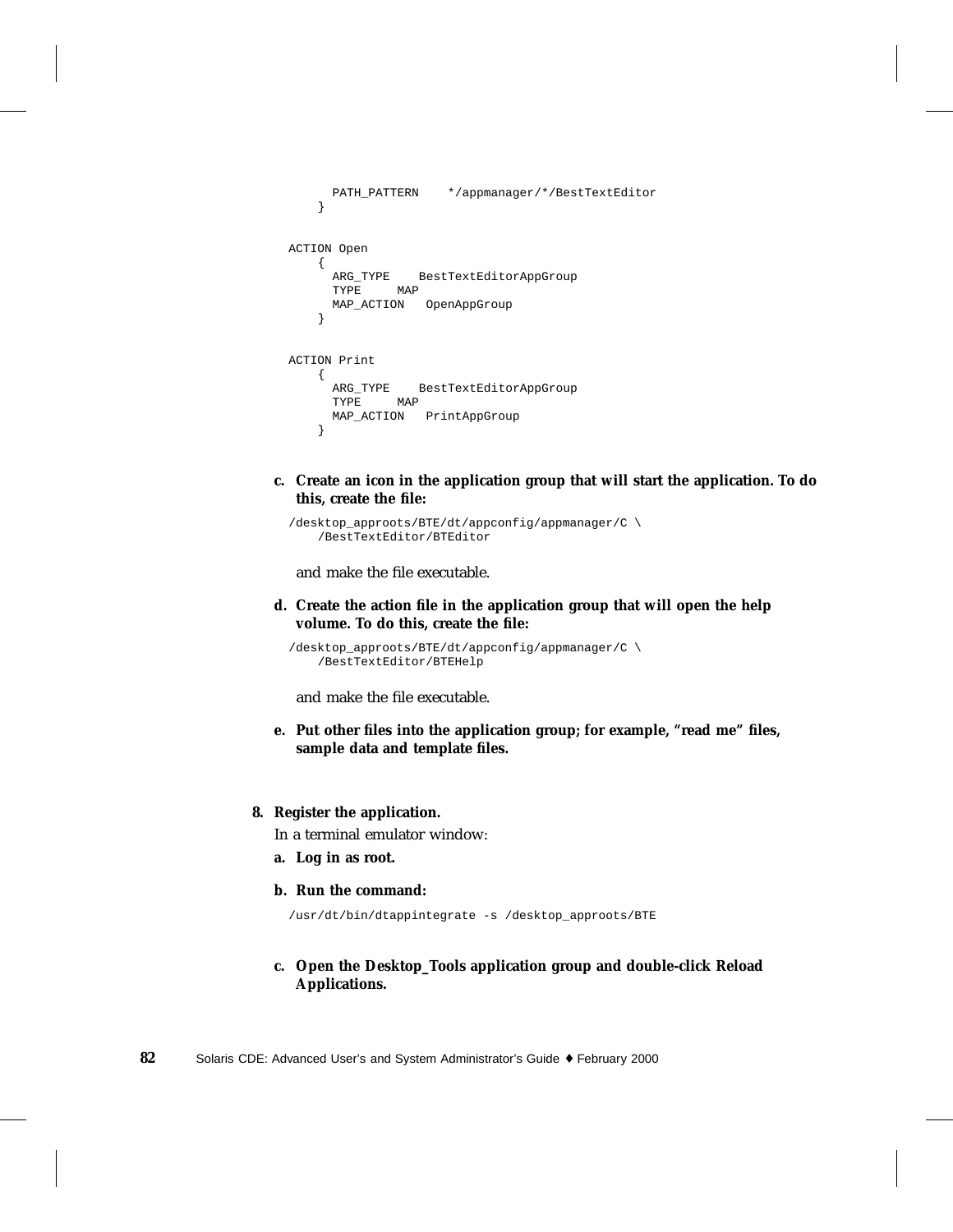```
    PATH_PATTERN    */appmanager/*/BestTextEditor
  }

ACTION Open
  {
    ARG_TYPE    BestTextEditorAppGroup
    TYPE     MAP
    MAP_ACTION   OpenAppGroup
  }

ACTION Print
  {
    ARG_TYPE    BestTextEditorAppGroup
    TYPE     MAP
    MAP_ACTION   PrintAppGroup
  }
```

c. **Create an icon in the application group that will start the application. To do this, create the file:**

```
/desktop_approots/BTE/dt/appconfig/appmanager/C \
    /BestTextEditor/BTEditor
```

and make the file executable.

d. **Create the action file in the application group that will open the help volume. To do this, create the file:**

```
/desktop_approots/BTE/dt/appconfig/appmanager/C \
    /BestTextEditor/BTEHelp
```

and make the file executable.

e. **Put other files into the application group; for example, "read me" files, sample data and template files.**

8. **Register the application.**

   In a terminal emulator window:

   a. **Log in as root.**

   b. **Run the command:**

   ```
   /usr/dt/bin/dtappintegrate -s /desktop_approots/BTE
   ```

   c. **Open the Desktop_Tools application group and double-click Reload Applications.**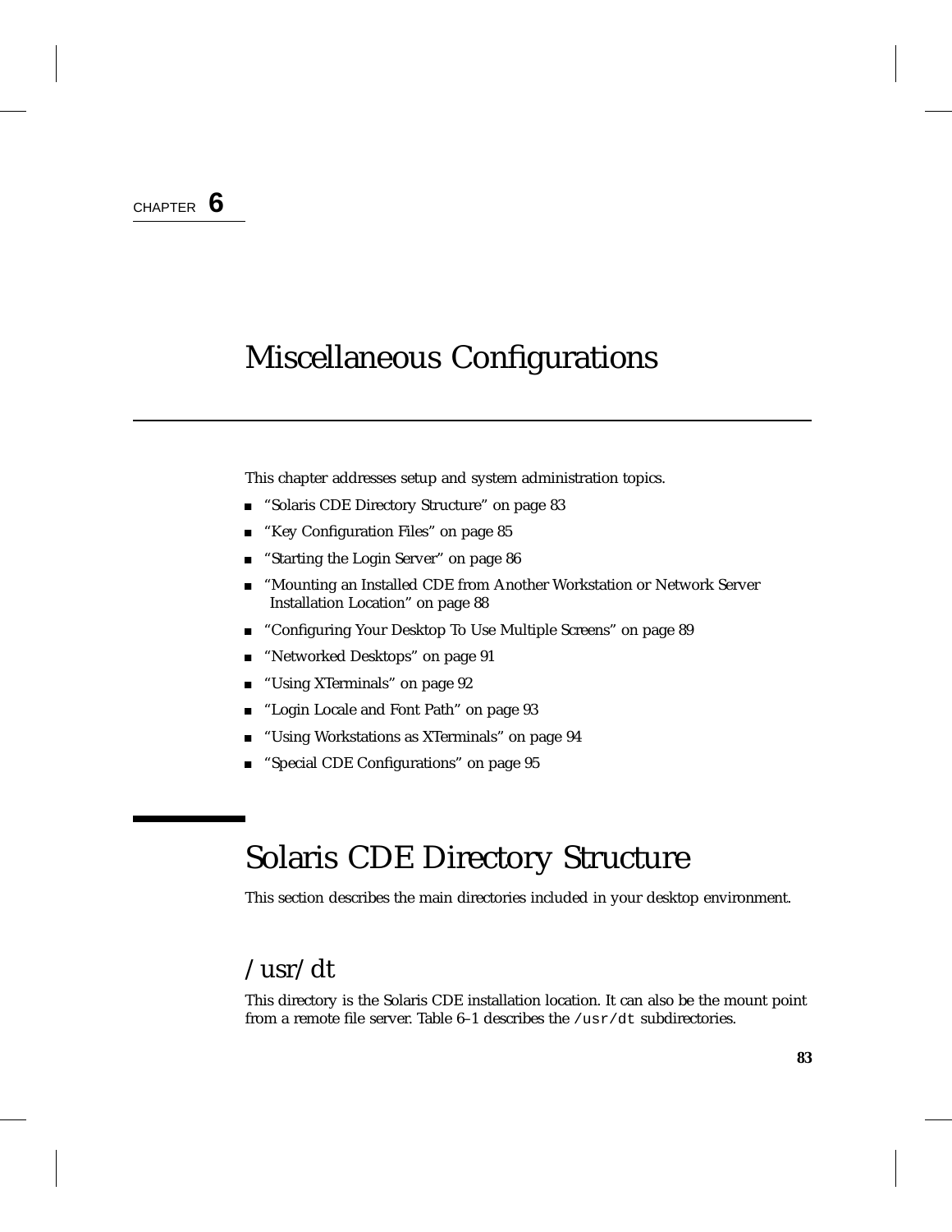CHAPTER **6**

# Miscellaneous Configurations

This chapter addresses setup and system administration topics.

- "Solaris CDE Directory Structure" on page 83
- "Key Configuration Files" on page 85
- "Starting the Login Server" on page 86
- "Mounting an Installed CDE from Another Workstation or Network Server Installation Location" on page 88
- "Configuring Your Desktop To Use Multiple Screens" on page 89
- "Networked Desktops" on page 91
- "Using XTerminals" on page 92
- "Login Locale and Font Path" on page 93
- "Using Workstations as XTerminals" on page 94
- "Special CDE Configurations" on page 95

## Solaris CDE Directory Structure

This section describes the main directories included in your desktop environment.

### /usr/dt

This directory is the Solaris CDE installation location. It can also be the mount point from a remote file server. Table 6–1 describes the `/usr/dt` subdirectories.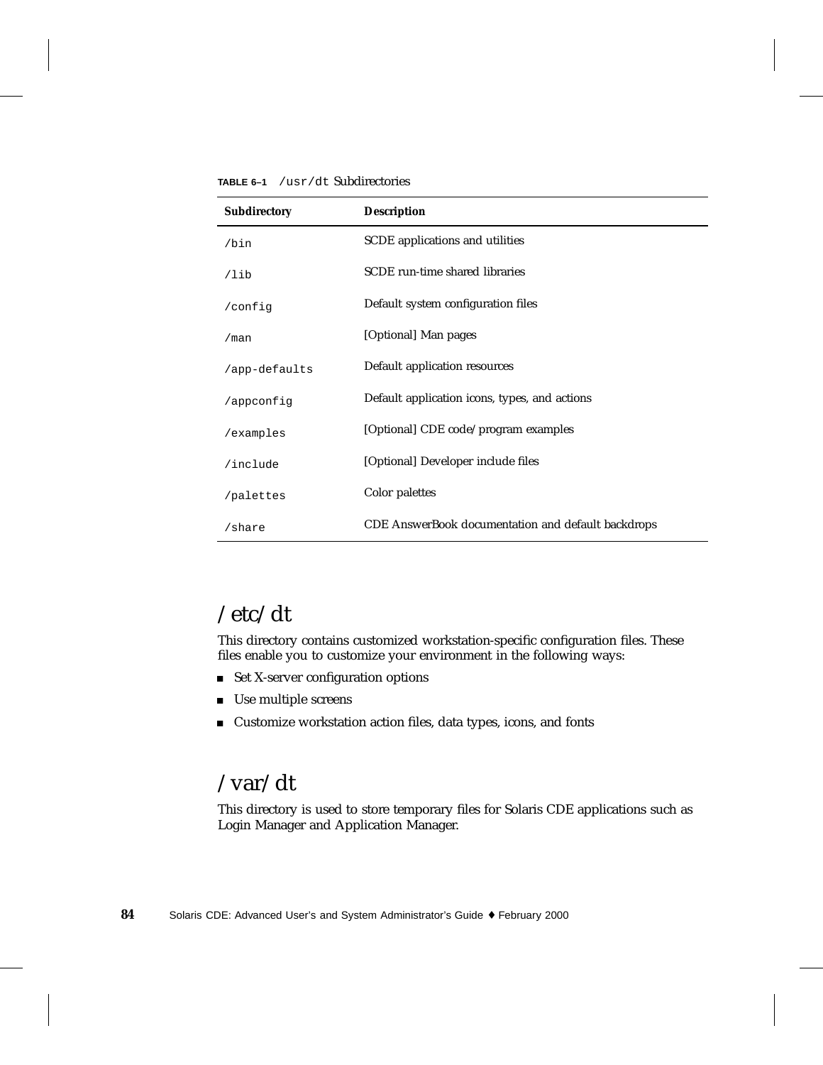**TABLE 6–1** `/usr/dt` Subdirectories

| Subdirectory | Description |
|---|---|
| `/bin` | SCDE applications and utilities |
| `/lib` | SCDE run-time shared libraries |
| `/config` | Default system configuration files |
| `/man` | [Optional] Man pages |
| `/app-defaults` | Default application resources |
| `/appconfig` | Default application icons, types, and actions |
| `/examples` | [Optional] CDE code/program examples |
| `/include` | [Optional] Developer include files |
| `/palettes` | Color palettes |
| `/share` | CDE AnswerBook documentation and default backdrops |

## /etc/dt

This directory contains customized workstation-specific configuration files. These files enable you to customize your environment in the following ways:

- Set X-server configuration options
- Use multiple screens
- Customize workstation action files, data types, icons, and fonts

## /var/dt

This directory is used to store temporary files for Solaris CDE applications such as Login Manager and Application Manager.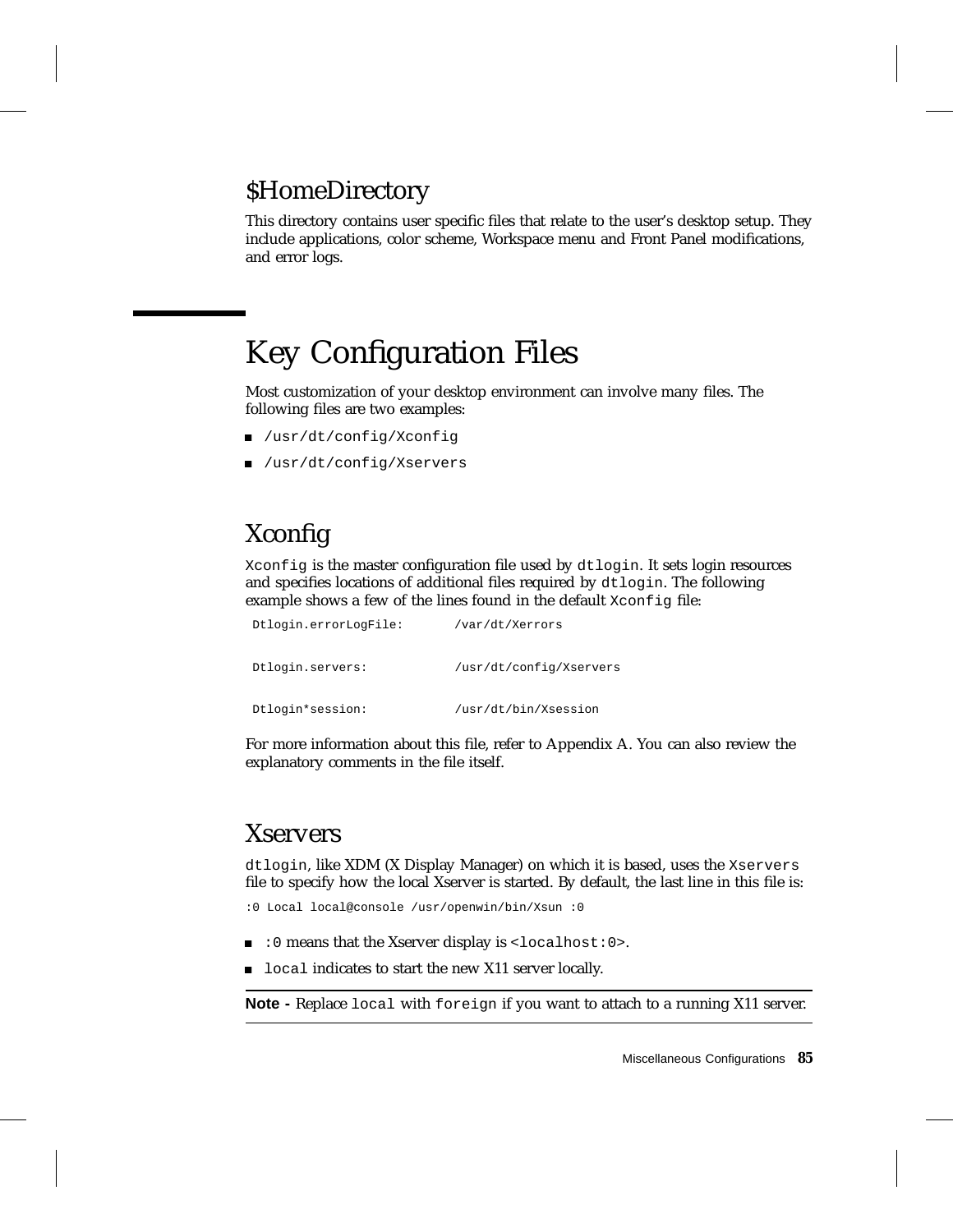## $HomeDirectory

This directory contains user specific files that relate to the user's desktop setup. They include applications, color scheme, Workspace menu and Front Panel modifications, and error logs.

# Key Configuration Files

Most customization of your desktop environment can involve many files. The following files are two examples:

- `/usr/dt/config/Xconfig`
- `/usr/dt/config/Xservers`

## Xconfig

`Xconfig` is the master configuration file used by `dtlogin`. It sets login resources and specifies locations of additional files required by `dtlogin`. The following example shows a few of the lines found in the default `Xconfig` file:

```
Dtlogin.errorLogFile:       /var/dt/Xerrors


Dtlogin.servers:            /usr/dt/config/Xservers


Dtlogin*session:            /usr/dt/bin/Xsession
```

For more information about this file, refer to Appendix A. You can also review the explanatory comments in the file itself.

## Xservers

`dtlogin`, like XDM (X Display Manager) on which it is based, uses the `Xservers` file to specify how the local Xserver is started. By default, the last line in this file is:

```
:0 Local local@console /usr/openwin/bin/Xsun :0
```

- `:0` means that the Xserver display is `<localhost:0>`.
- `local` indicates to start the new X11 server locally.

---

**Note -** Replace `local` with `foreign` if you want to attach to a running X11 server.

---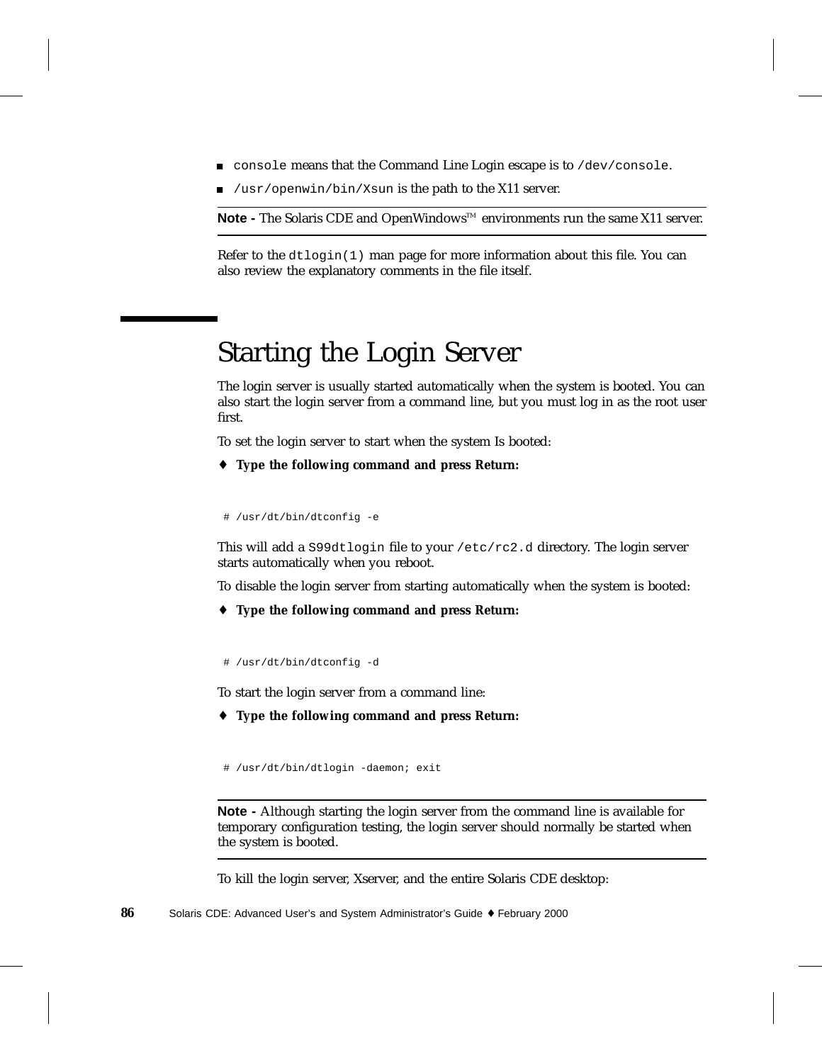- `console` means that the Command Line Login escape is to `/dev/console`.
- `/usr/openwin/bin/Xsun` is the path to the X11 server.

---

**Note -** The Solaris CDE and OpenWindows™ environments run the same X11 server.

---

Refer to the `dtlogin(1)` man page for more information about this file. You can also review the explanatory comments in the file itself.

# Starting the Login Server

The login server is usually started automatically when the system is booted. You can also start the login server from a command line, but you must log in as the root user first.

To set the login server to start when the system Is booted:

♦ **Type the following command and press Return:**

```
# /usr/dt/bin/dtconfig -e
```

This will add a `S99dtlogin` file to your `/etc/rc2.d` directory. The login server starts automatically when you reboot.

To disable the login server from starting automatically when the system is booted:

♦ **Type the following command and press Return:**

```
# /usr/dt/bin/dtconfig -d
```

To start the login server from a command line:

♦ **Type the following command and press Return:**

```
# /usr/dt/bin/dtlogin -daemon; exit
```

---

**Note -** Although starting the login server from the command line is available for temporary configuration testing, the login server should normally be started when the system is booted.

---

To kill the login server, Xserver, and the entire Solaris CDE desktop: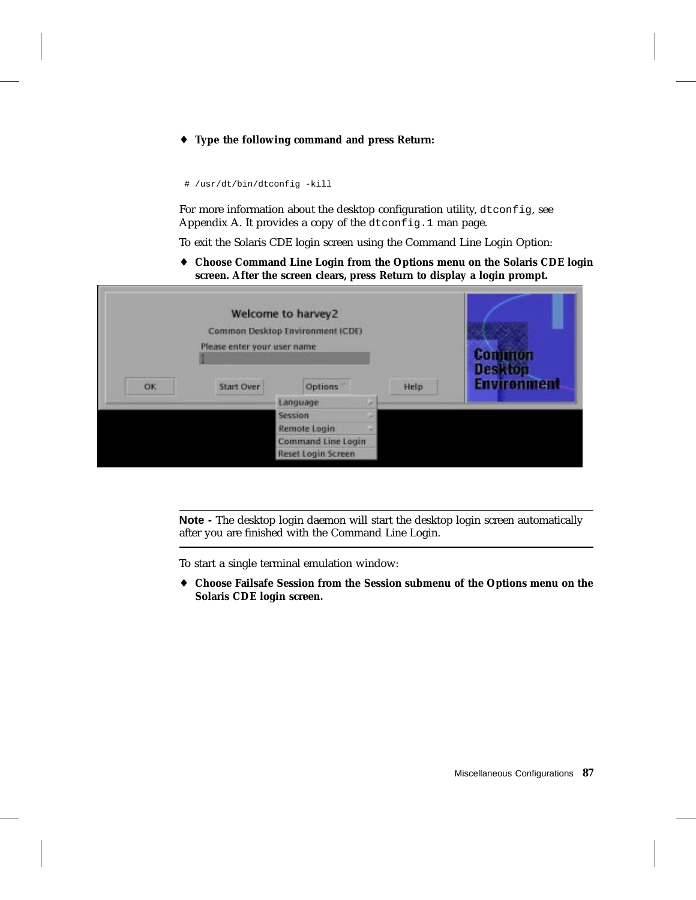♦ **Type the following command and press Return:**

```
# /usr/dt/bin/dtconfig -kill
```

For more information about the desktop configuration utility, `dtconfig`, see Appendix A. It provides a copy of the `dtconfig.1` man page.

To exit the Solaris CDE login screen using the Command Line Login Option:

♦ **Choose Command Line Login from the Options menu on the Solaris CDE login screen. After the screen clears, press Return to display a login prompt.**

---

**Note -** The desktop login daemon will start the desktop login screen automatically after you are finished with the Command Line Login.

---

To start a single terminal emulation window:

♦ **Choose Failsafe Session from the Session submenu of the Options menu on the Solaris CDE login screen.**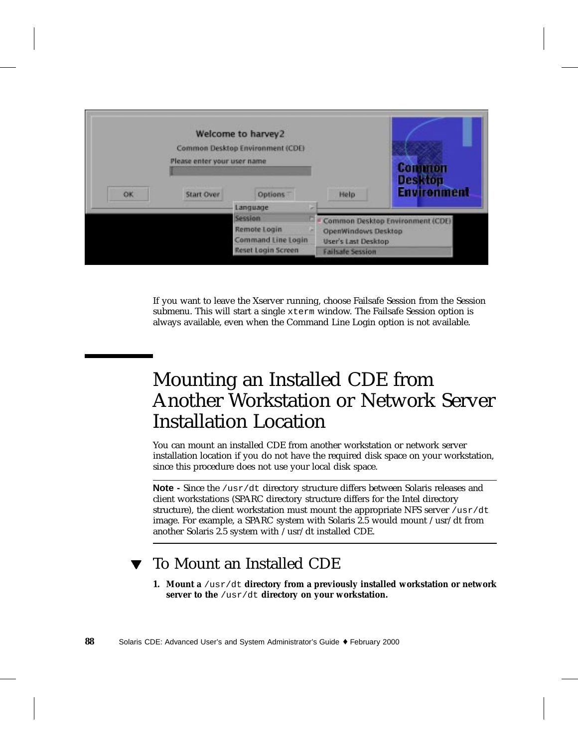If you want to leave the Xserver running, choose Failsafe Session from the Session submenu. This will start a single `xterm` window. The Failsafe Session option is always available, even when the Command Line Login option is not available.

# Mounting an Installed CDE from Another Workstation or Network Server Installation Location

You can mount an installed CDE from another workstation or network server installation location if you do not have the required disk space on your workstation, since this procedure does not use your local disk space.

**Note -** Since the `/usr/dt` directory structure differs between Solaris releases and client workstations (SPARC directory structure differs for the Intel directory structure), the client workstation must mount the appropriate NFS server `/usr/dt` image. For example, a SPARC system with Solaris 2.5 would mount /usr/dt from another Solaris 2.5 system with /usr/dt installed CDE.

## ▼ To Mount an Installed CDE

1. **Mount a `/usr/dt` directory from a previously installed workstation or network server to the `/usr/dt` directory on your workstation.**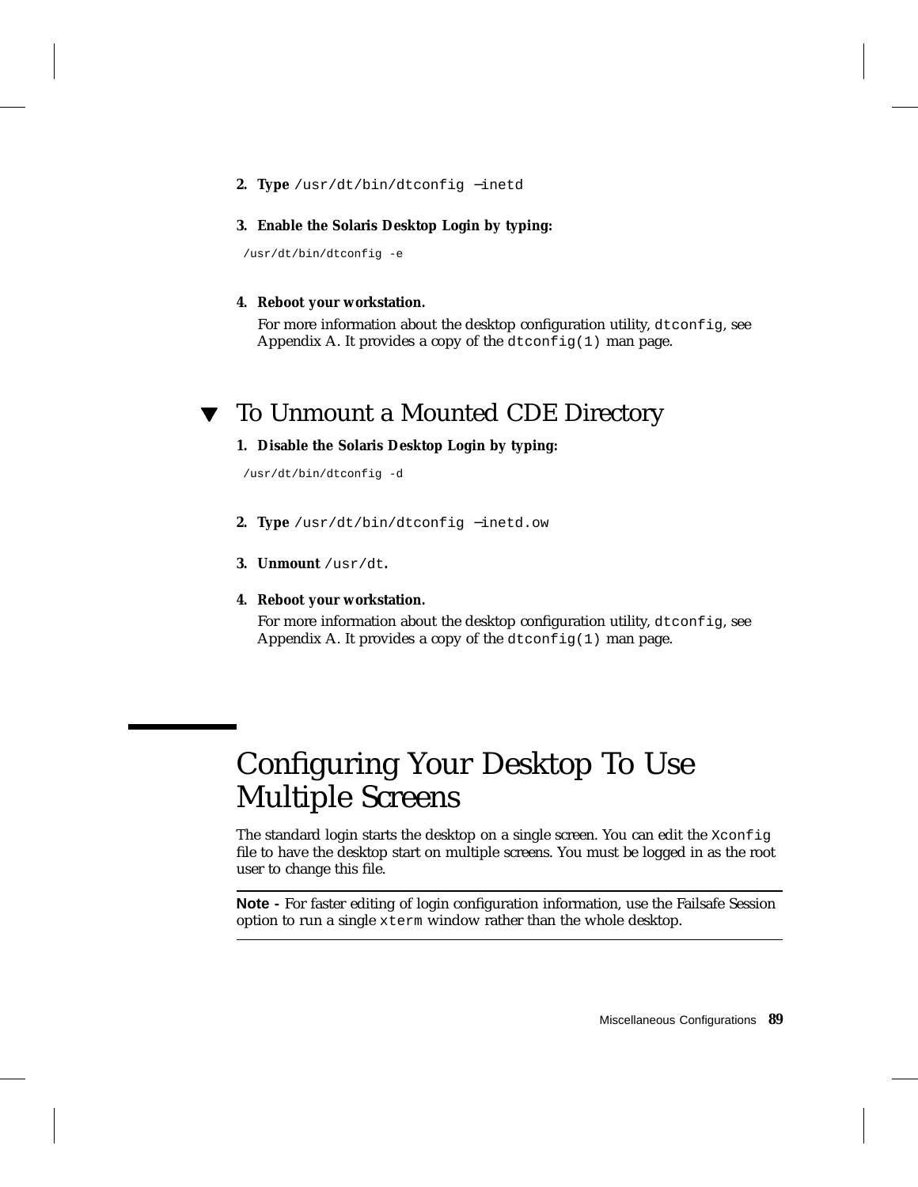2. **Type** `/usr/dt/bin/dtconfig −inetd`

3. **Enable the Solaris Desktop Login by typing:**

```
/usr/dt/bin/dtconfig -e
```

4. **Reboot your workstation.**

   For more information about the desktop configuration utility, `dtconfig`, see Appendix A. It provides a copy of the `dtconfig(1)` man page.

### ▼ To Unmount a Mounted CDE Directory

1. **Disable the Solaris Desktop Login by typing:**

```
/usr/dt/bin/dtconfig -d
```

2. **Type** `/usr/dt/bin/dtconfig −inetd.ow`

3. **Unmount** `/usr/dt`**.**

4. **Reboot your workstation.**

   For more information about the desktop configuration utility, `dtconfig`, see Appendix A. It provides a copy of the `dtconfig(1)` man page.

## Configuring Your Desktop To Use Multiple Screens

The standard login starts the desktop on a single screen. You can edit the `Xconfig` file to have the desktop start on multiple screens. You must be logged in as the root user to change this file.

---

**Note -** For faster editing of login configuration information, use the Failsafe Session option to run a single `xterm` window rather than the whole desktop.

---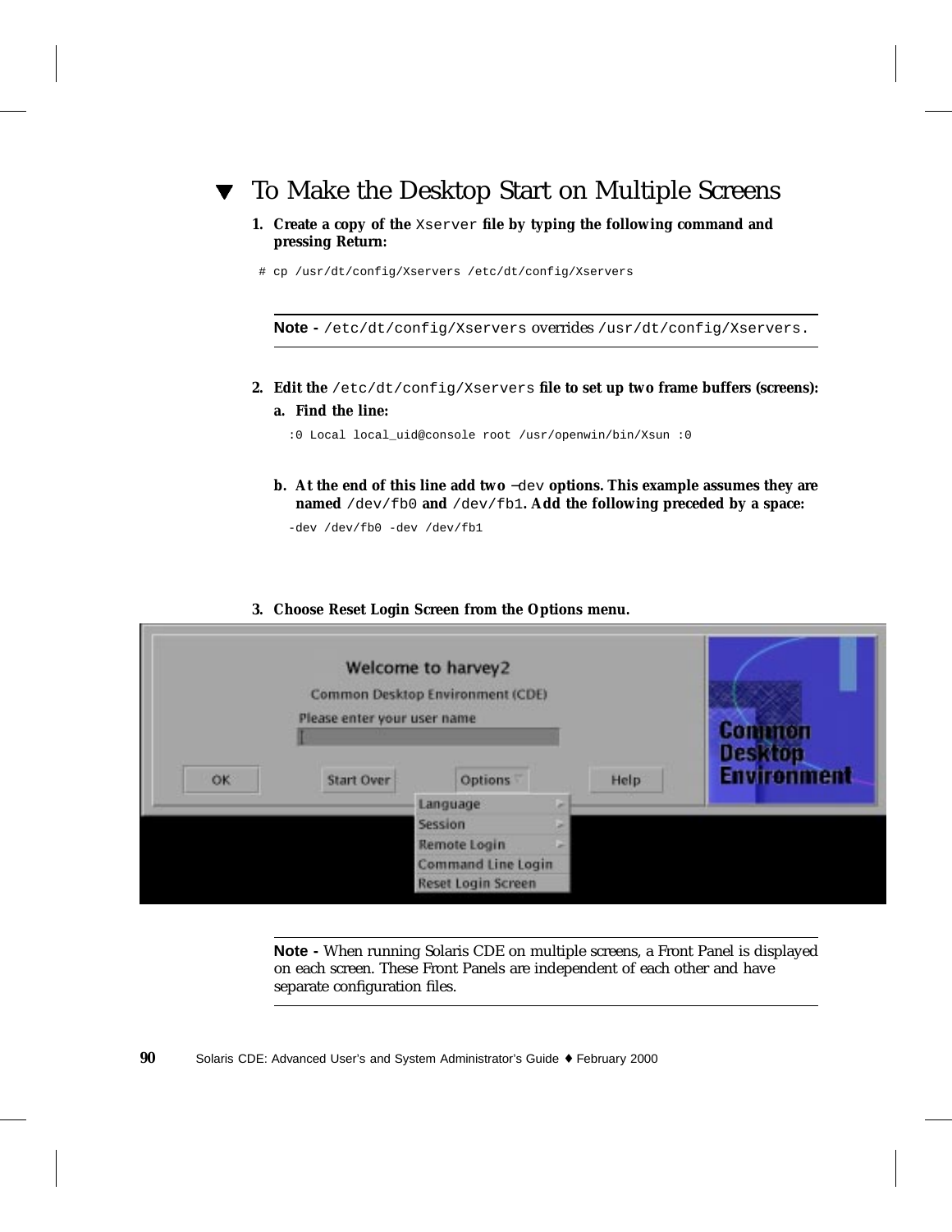## ▼ To Make the Desktop Start on Multiple Screens

**1. Create a copy of the** `Xserver` **file by typing the following command and pressing Return:**

```
# cp /usr/dt/config/Xservers /etc/dt/config/Xservers
```

---

**Note -** `/etc/dt/config/Xservers` overrides `/usr/dt/config/Xservers.`

---

**2. Edit the** `/etc/dt/config/Xservers` **file to set up two frame buffers (screens):**

**a. Find the line:**

```
:0 Local local_uid@console root /usr/openwin/bin/Xsun :0
```

**b. At the end of this line add two** `–dev` **options. This example assumes they are named** `/dev/fb0` **and** `/dev/fb1`**. Add the following preceded by a space:**

```
-dev /dev/fb0 -dev /dev/fb1
```

**3. Choose Reset Login Screen from the Options menu.**

---

**Note -** When running Solaris CDE on multiple screens, a Front Panel is displayed on each screen. These Front Panels are independent of each other and have separate configuration files.

---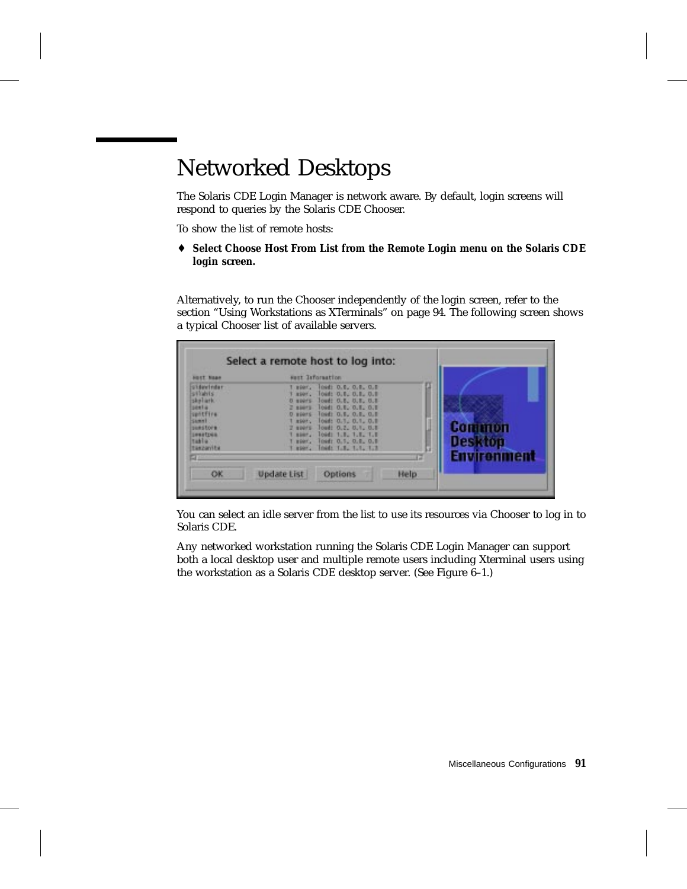## Networked Desktops

The Solaris CDE Login Manager is network aware. By default, login screens will respond to queries by the Solaris CDE Chooser.

To show the list of remote hosts:

♦ **Select Choose Host From List from the Remote Login menu on the Solaris CDE login screen.**

Alternatively, to run the Chooser independently of the login screen, refer to the section "Using Workstations as XTerminals" on page 94. The following screen shows a typical Chooser list of available servers.

You can select an idle server from the list to use its resources via Chooser to log in to Solaris CDE.

Any networked workstation running the Solaris CDE Login Manager can support both a local desktop user and multiple remote users including Xterminal users using the workstation as a Solaris CDE desktop server. (See Figure 6–1.)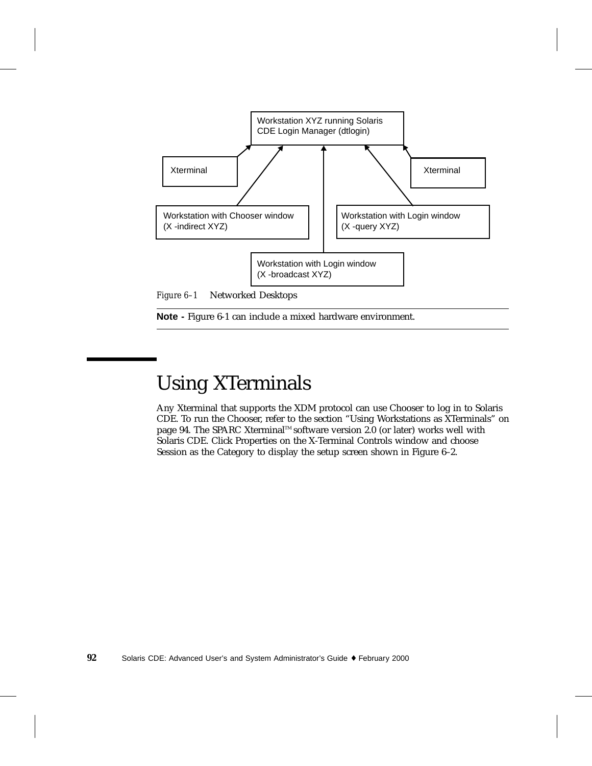Workstation XYZ running Solaris CDE Login Manager (dtlogin)

Xterminal

Xterminal

Workstation with Chooser window (X -indirect XYZ)

Workstation with Login window (X -query XYZ)

Workstation with Login window (X -broadcast XYZ)

*Figure 6–1* Networked Desktops

---

**Note -** Figure 6-1 can include a mixed hardware environment.

---

# Using XTerminals

Any Xterminal that supports the XDM protocol can use Chooser to log in to Solaris CDE. To run the Chooser, refer to the section "Using Workstations as XTerminals" on page 94. The SPARC Xterminal™ software version 2.0 (or later) works well with Solaris CDE. Click Properties on the X-Terminal Controls window and choose Session as the Category to display the setup screen shown in Figure 6–2.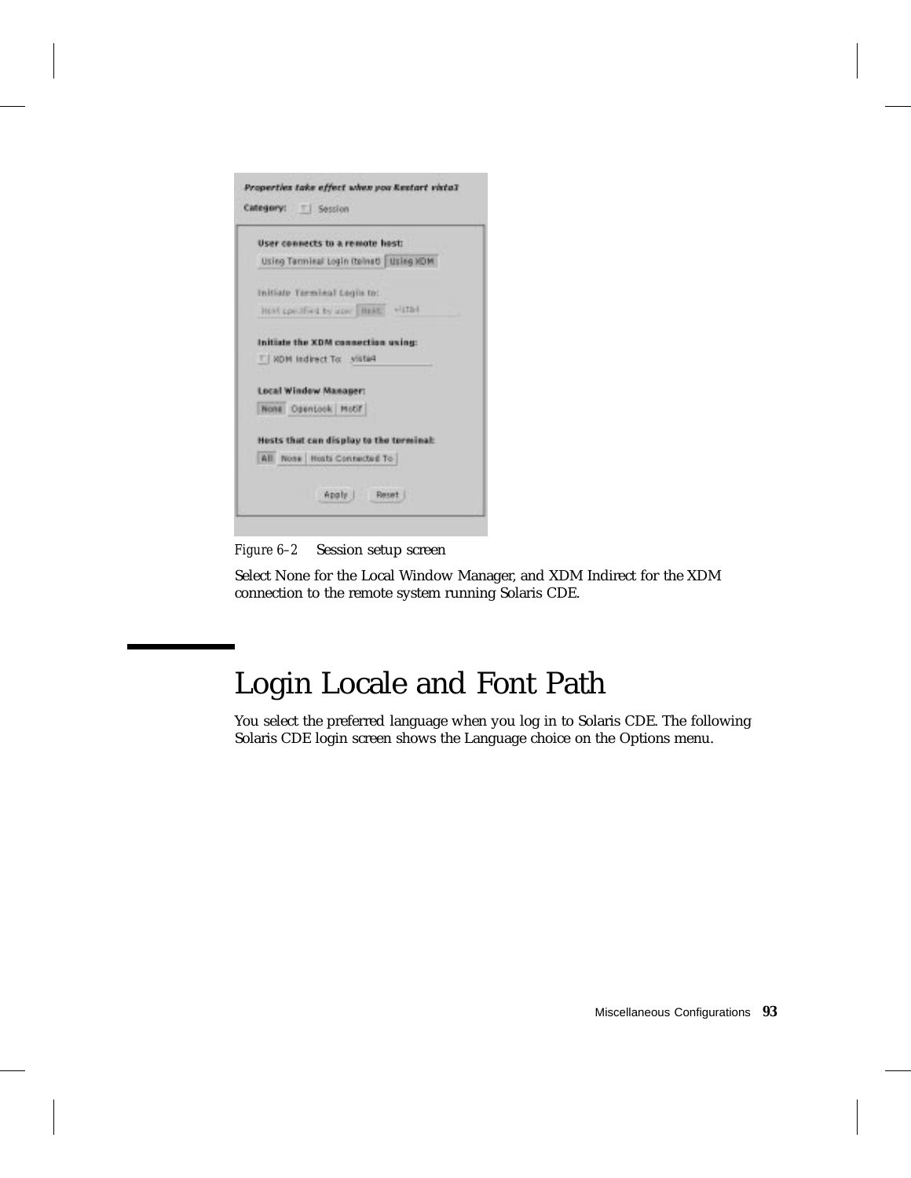Figure 6–2 Session setup screen

Select None for the Local Window Manager, and XDM Indirect for the XDM connection to the remote system running Solaris CDE.

## Login Locale and Font Path

You select the preferred language when you log in to Solaris CDE. The following Solaris CDE login screen shows the Language choice on the Options menu.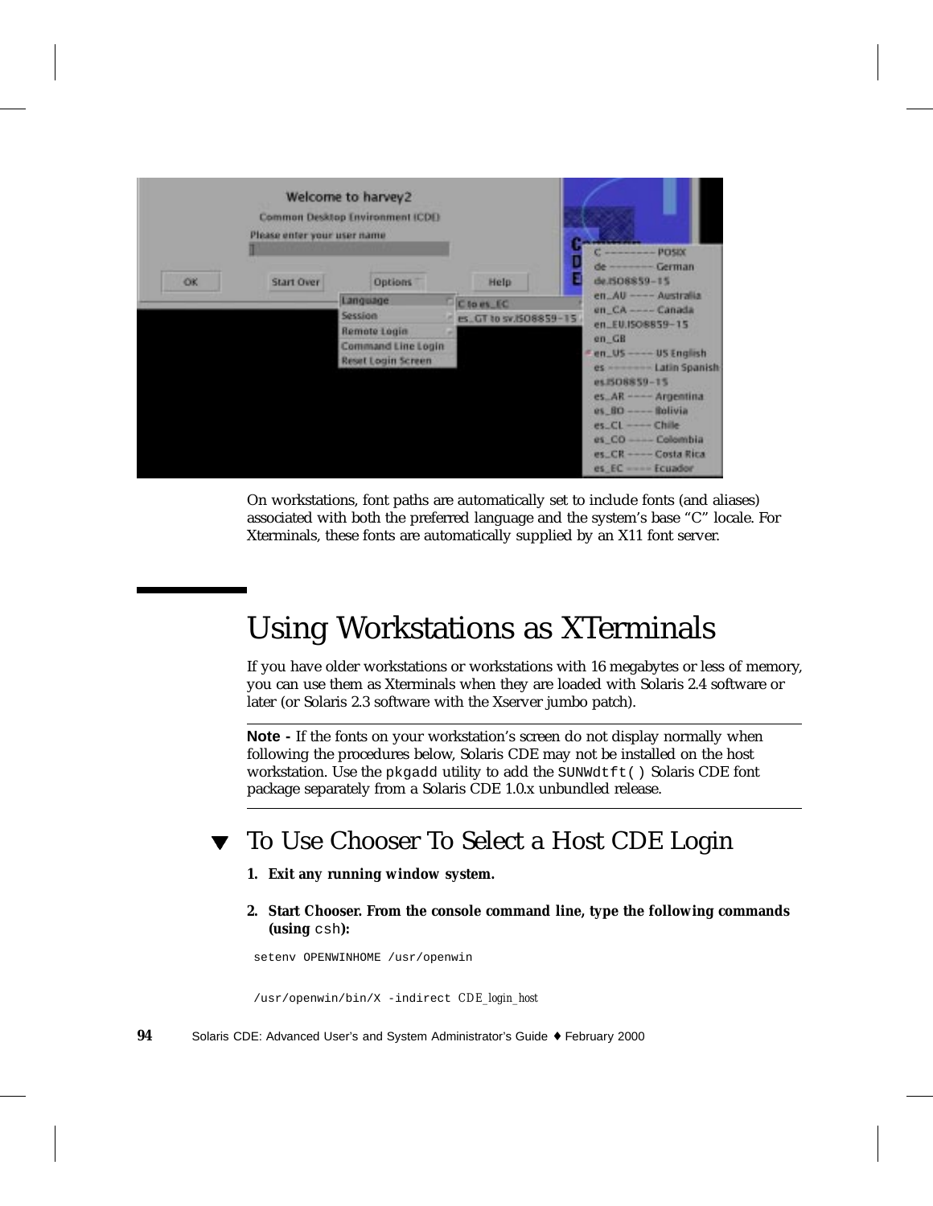On workstations, font paths are automatically set to include fonts (and aliases) associated with both the preferred language and the system's base "C" locale. For Xterminals, these fonts are automatically supplied by an X11 font server.

## Using Workstations as XTerminals

If you have older workstations or workstations with 16 megabytes or less of memory, you can use them as Xterminals when they are loaded with Solaris 2.4 software or later (or Solaris 2.3 software with the Xserver jumbo patch).

---

**Note -** If the fonts on your workstation's screen do not display normally when following the procedures below, Solaris CDE may not be installed on the host workstation. Use the `pkgadd` utility to add the `SUNWdtft()` Solaris CDE font package separately from a Solaris CDE 1.0.x unbundled release.

---

### ▼ To Use Chooser To Select a Host CDE Login

1. **Exit any running window system.**

2. **Start Chooser. From the console command line, type the following commands (using `csh`):**

```
setenv OPENWINHOME /usr/openwin

/usr/openwin/bin/X -indirect CDE_login_host
```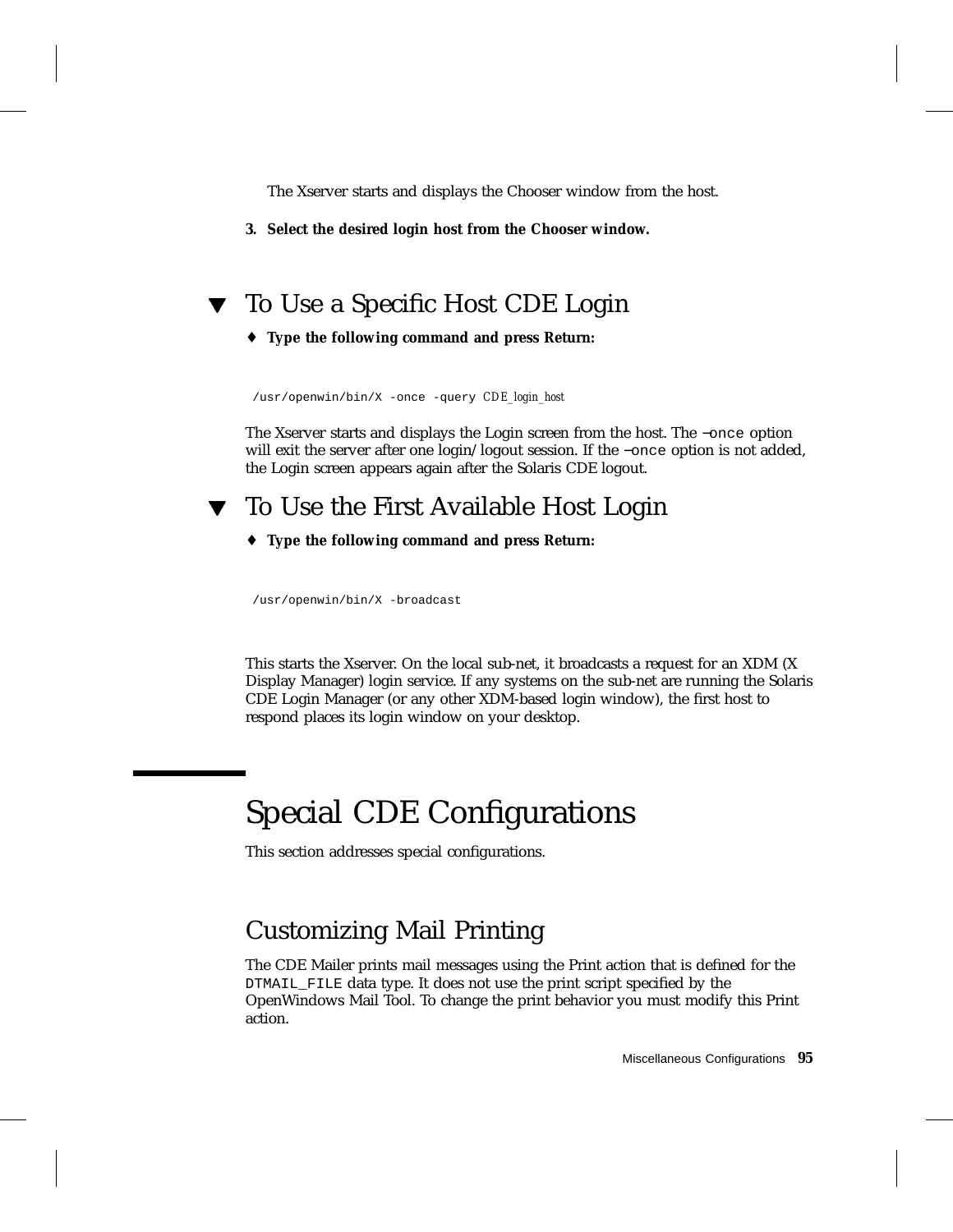The Xserver starts and displays the Chooser window from the host.

3. **Select the desired login host from the Chooser window.**

## ▼ To Use a Specific Host CDE Login

♦ **Type the following command and press Return:**

```
/usr/openwin/bin/X -once -query CDE_login_host
```

The Xserver starts and displays the Login screen from the host. The `–once` option will exit the server after one login/logout session. If the `–once` option is not added, the Login screen appears again after the Solaris CDE logout.

## ▼ To Use the First Available Host Login

♦ **Type the following command and press Return:**

```
/usr/openwin/bin/X -broadcast
```

This starts the Xserver. On the local sub-net, it broadcasts a request for an XDM (X Display Manager) login service. If any systems on the sub-net are running the Solaris CDE Login Manager (or any other XDM-based login window), the first host to respond places its login window on your desktop.

# Special CDE Configurations

This section addresses special configurations.

## Customizing Mail Printing

The CDE Mailer prints mail messages using the Print action that is defined for the `DTMAIL_FILE` data type. It does not use the print script specified by the OpenWindows Mail Tool. To change the print behavior you must modify this Print action.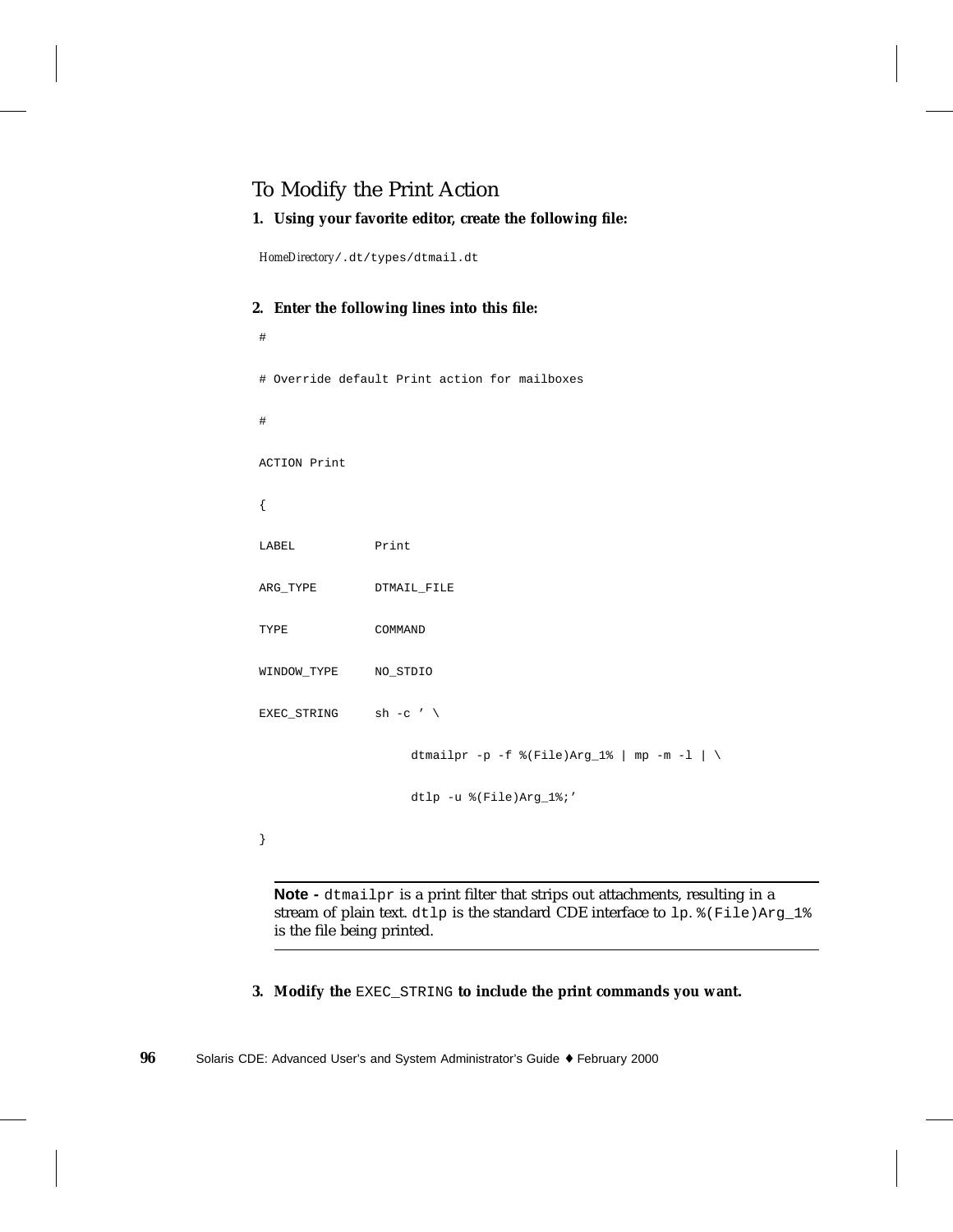## To Modify the Print Action

1. **Using your favorite editor, create the following file:**

   *HomeDirectory*`/.dt/types/dtmail.dt`

2. **Enter the following lines into this file:**

```
#
# Override default Print action for mailboxes
#
ACTION Print
{
LABEL           Print
ARG_TYPE        DTMAIL_FILE
TYPE            COMMAND
WINDOW_TYPE     NO_STDIO
EXEC_STRING     sh -c ’ \
                     dtmailpr -p -f %(File)Arg_1% | mp -m -l | \
                     dtlp -u %(File)Arg_1%;’
}
```

---

**Note -** `dtmailpr` is a print filter that strips out attachments, resulting in a stream of plain text. `dtlp` is the standard CDE interface to `lp`. `%(File)Arg_1%` is the file being printed.

---

3. **Modify the** `EXEC_STRING` **to include the print commands you want.**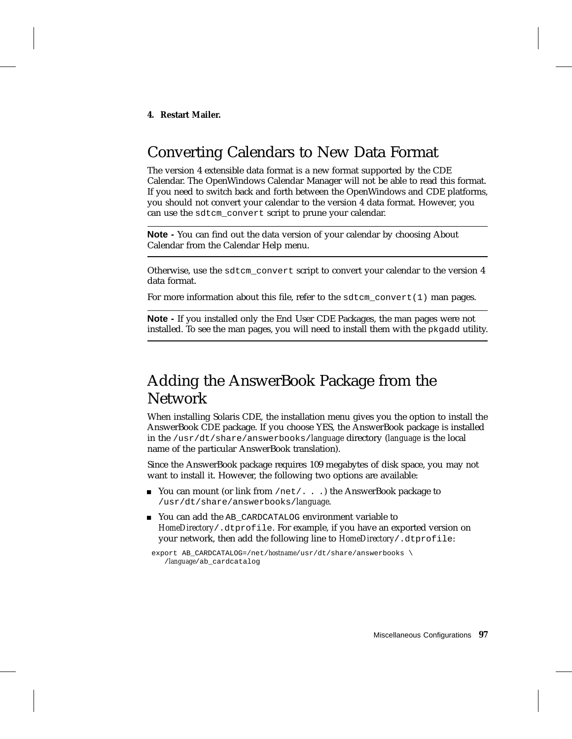4. **Restart Mailer.**

## Converting Calendars to New Data Format

The version 4 extensible data format is a new format supported by the CDE Calendar. The OpenWindows Calendar Manager will not be able to read this format. If you need to switch back and forth between the OpenWindows and CDE platforms, you should not convert your calendar to the version 4 data format. However, you can use the `sdtcm_convert` script to prune your calendar.

---

**Note -** You can find out the data version of your calendar by choosing About Calendar from the Calendar Help menu.

---

Otherwise, use the `sdtcm_convert` script to convert your calendar to the version 4 data format.

For more information about this file, refer to the `sdtcm_convert(1)` man pages.

---

**Note -** If you installed only the End User CDE Packages, the man pages were not installed. To see the man pages, you will need to install them with the `pkgadd` utility.

---

## Adding the AnswerBook Package from the Network

When installing Solaris CDE, the installation menu gives you the option to install the AnswerBook CDE package. If you choose YES, the AnswerBook package is installed in the `/usr/dt/share/answerbooks/`*language* directory (*language* is the local name of the particular AnswerBook translation).

Since the AnswerBook package requires 109 megabytes of disk space, you may not want to install it. However, the following two options are available:

- You can mount (or link from `/net/. . .`) the AnswerBook package to `/usr/dt/share/answerbooks/`*language*.
- You can add the `AB_CARDCATALOG` environment variable to *HomeDirectory*`/.dtprofile`. For example, if you have an exported version on your network, then add the following line to *HomeDirectory*`/.dtprofile`:

```
export AB_CARDCATALOG=/net/hostname/usr/dt/share/answerbooks \
   /language/ab_cardcatalog
```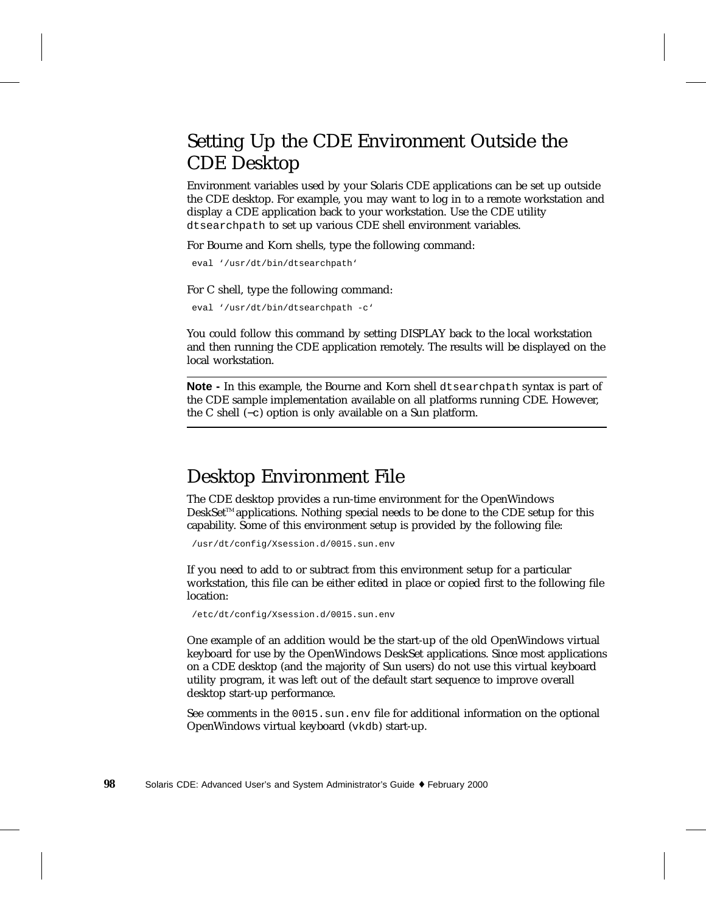## Setting Up the CDE Environment Outside the CDE Desktop

Environment variables used by your Solaris CDE applications can be set up outside the CDE desktop. For example, you may want to log in to a remote workstation and display a CDE application back to your workstation. Use the CDE utility `dtsearchpath` to set up various CDE shell environment variables.

For Bourne and Korn shells, type the following command:

```
eval '/usr/dt/bin/dtsearchpath'
```

For C shell, type the following command:

```
eval '/usr/dt/bin/dtsearchpath -c'
```

You could follow this command by setting DISPLAY back to the local workstation and then running the CDE application remotely. The results will be displayed on the local workstation.

---

**Note -** In this example, the Bourne and Korn shell `dtsearchpath` syntax is part of the CDE sample implementation available on all platforms running CDE. However, the C shell (`–c`) option is only available on a Sun platform.

---

## Desktop Environment File

The CDE desktop provides a run-time environment for the OpenWindows DeskSet™ applications. Nothing special needs to be done to the CDE setup for this capability. Some of this environment setup is provided by the following file:

```
/usr/dt/config/Xsession.d/0015.sun.env
```

If you need to add to or subtract from this environment setup for a particular workstation, this file can be either edited in place or copied first to the following file location:

```
/etc/dt/config/Xsession.d/0015.sun.env
```

One example of an addition would be the start-up of the old OpenWindows virtual keyboard for use by the OpenWindows DeskSet applications. Since most applications on a CDE desktop (and the majority of Sun users) do not use this virtual keyboard utility program, it was left out of the default start sequence to improve overall desktop start-up performance.

See comments in the `0015.sun.env` file for additional information on the optional OpenWindows virtual keyboard (`vkdb`) start-up.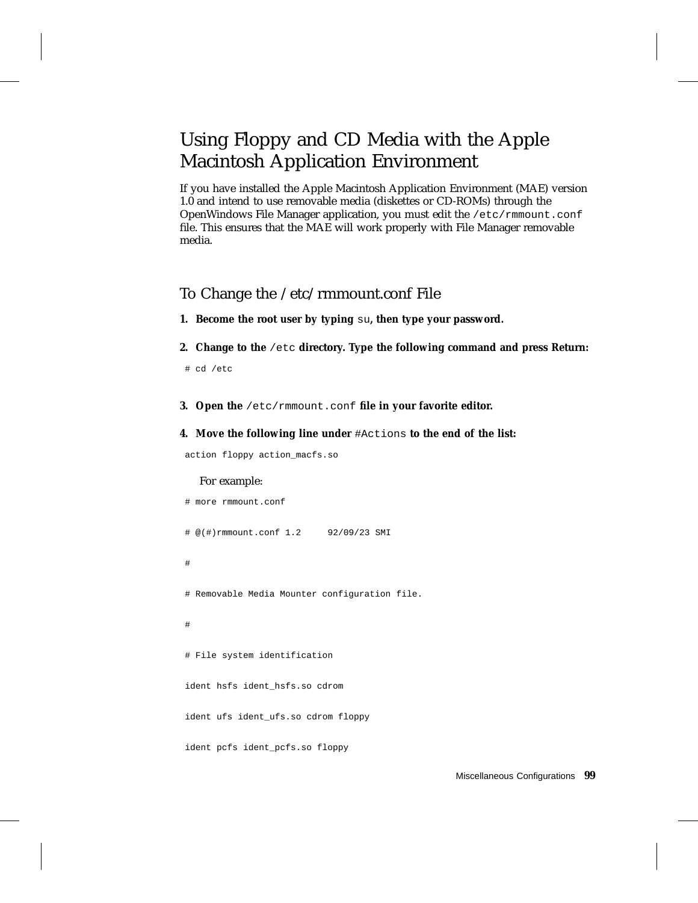# Using Floppy and CD Media with the Apple Macintosh Application Environment

If you have installed the Apple Macintosh Application Environment (MAE) version 1.0 and intend to use removable media (diskettes or CD-ROMs) through the OpenWindows File Manager application, you must edit the `/etc/rmmount.conf` file. This ensures that the MAE will work properly with File Manager removable media.

## To Change the /etc/rmmount.conf File

1. **Become the root user by typing `su`, then type your password.**

2. **Change to the `/etc` directory. Type the following command and press Return:**

```
# cd /etc
```

3. **Open the `/etc/rmmount.conf` file in your favorite editor.**

4. **Move the following line under `#Actions` to the end of the list:**

```
action floppy action_macfs.so
```

For example:

```
# more rmmount.conf

# @(#)rmmount.conf 1.2     92/09/23 SMI

#

# Removable Media Mounter configuration file.

#

# File system identification

ident hsfs ident_hsfs.so cdrom

ident ufs ident_ufs.so cdrom floppy

ident pcfs ident_pcfs.so floppy
```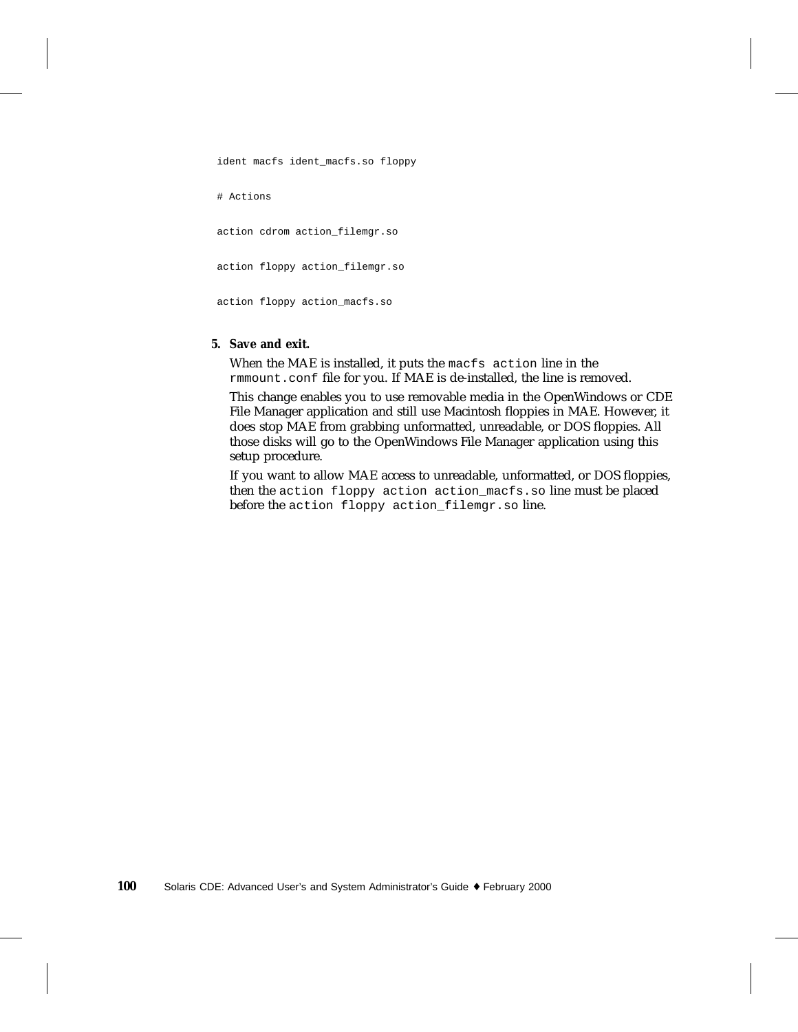```
ident macfs ident_macfs.so floppy

# Actions

action cdrom action_filemgr.so

action floppy action_filemgr.so

action floppy action_macfs.so
```

**5. Save and exit.**

When the MAE is installed, it puts the `macfs action` line in the `rmmount.conf` file for you. If MAE is de-installed, the line is removed.

This change enables you to use removable media in the OpenWindows or CDE File Manager application and still use Macintosh floppies in MAE. However, it does stop MAE from grabbing unformatted, unreadable, or DOS floppies. All those disks will go to the OpenWindows File Manager application using this setup procedure.

If you want to allow MAE access to unreadable, unformatted, or DOS floppies, then the `action floppy action action_macfs.so` line must be placed before the `action floppy action_filemgr.so` line.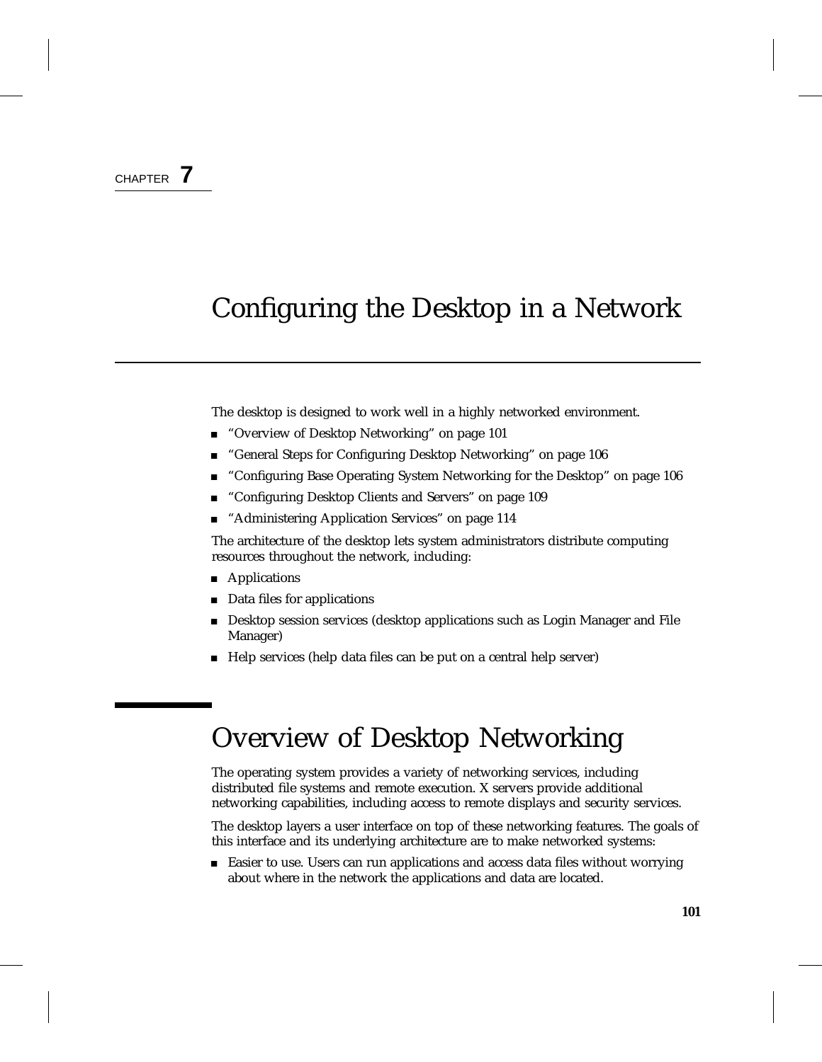CHAPTER **7**

# Configuring the Desktop in a Network

The desktop is designed to work well in a highly networked environment.

- "Overview of Desktop Networking" on page 101
- "General Steps for Configuring Desktop Networking" on page 106
- "Configuring Base Operating System Networking for the Desktop" on page 106
- "Configuring Desktop Clients and Servers" on page 109
- "Administering Application Services" on page 114

The architecture of the desktop lets system administrators distribute computing resources throughout the network, including:

- Applications
- Data files for applications
- Desktop session services (desktop applications such as Login Manager and File Manager)
- Help services (help data files can be put on a central help server)

## Overview of Desktop Networking

The operating system provides a variety of networking services, including distributed file systems and remote execution. X servers provide additional networking capabilities, including access to remote displays and security services.

The desktop layers a user interface on top of these networking features. The goals of this interface and its underlying architecture are to make networked systems:

- Easier to use. Users can run applications and access data files without worrying about where in the network the applications and data are located.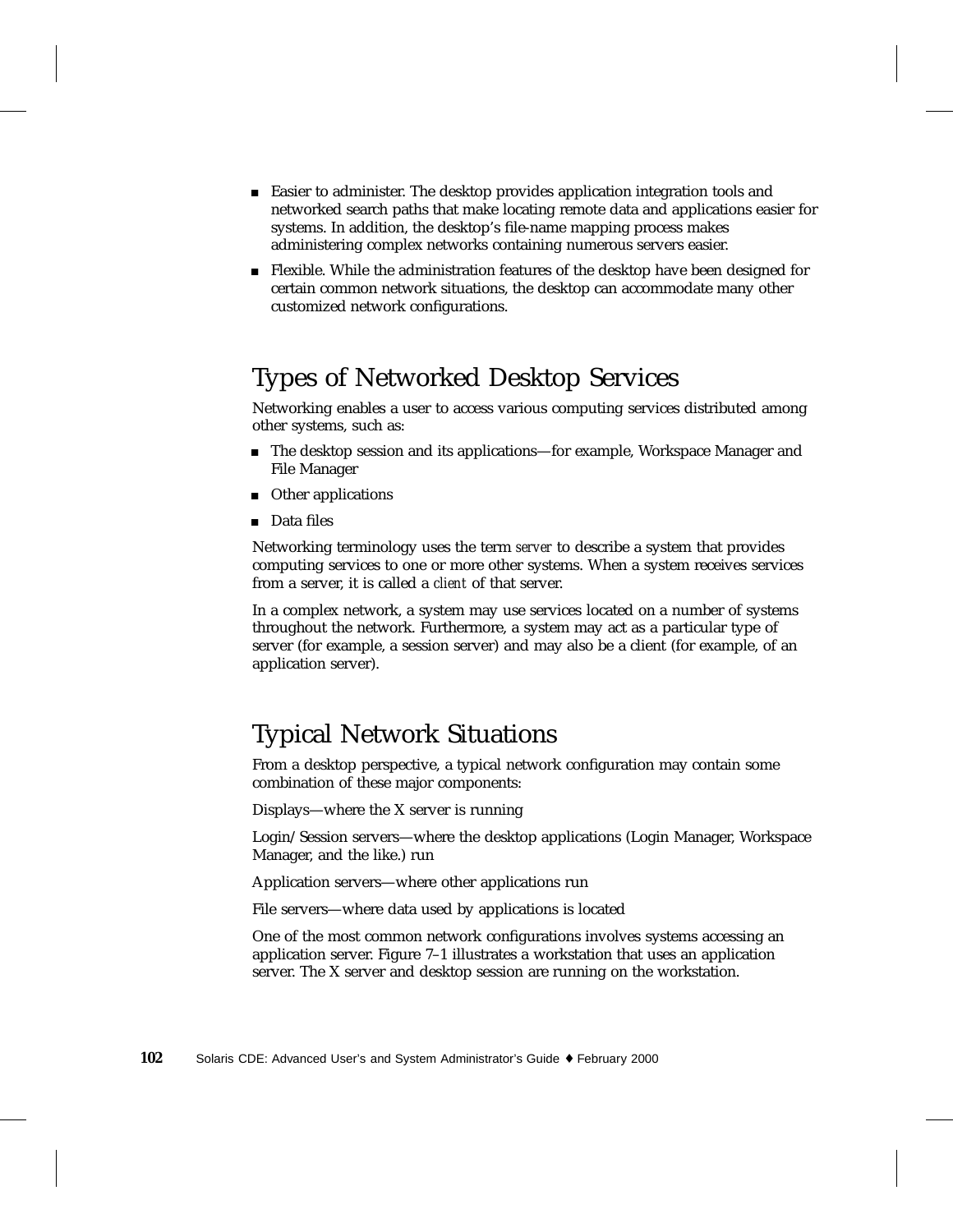- Easier to administer. The desktop provides application integration tools and networked search paths that make locating remote data and applications easier for systems. In addition, the desktop's file-name mapping process makes administering complex networks containing numerous servers easier.
- Flexible. While the administration features of the desktop have been designed for certain common network situations, the desktop can accommodate many other customized network configurations.

## Types of Networked Desktop Services

Networking enables a user to access various computing services distributed among other systems, such as:

- The desktop session and its applications—for example, Workspace Manager and File Manager
- Other applications
- Data files

Networking terminology uses the term *server* to describe a system that provides computing services to one or more other systems. When a system receives services from a server, it is called a *client* of that server.

In a complex network, a system may use services located on a number of systems throughout the network. Furthermore, a system may act as a particular type of server (for example, a session server) and may also be a client (for example, of an application server).

## Typical Network Situations

From a desktop perspective, a typical network configuration may contain some combination of these major components:

Displays—where the X server is running

Login/Session servers—where the desktop applications (Login Manager, Workspace Manager, and the like.) run

Application servers—where other applications run

File servers—where data used by applications is located

One of the most common network configurations involves systems accessing an application server. Figure 7–1 illustrates a workstation that uses an application server. The X server and desktop session are running on the workstation.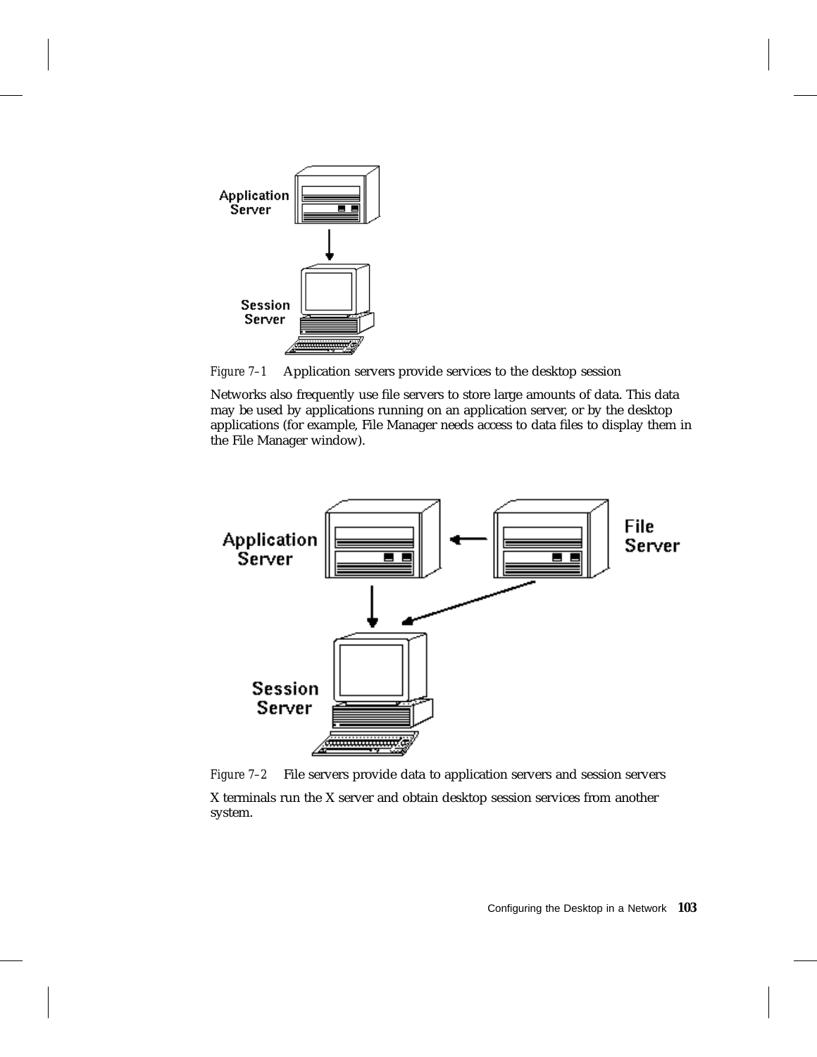*Figure 7–1* Application servers provide services to the desktop session

Networks also frequently use file servers to store large amounts of data. This data may be used by applications running on an application server, or by the desktop applications (for example, File Manager needs access to data files to display them in the File Manager window).

*Figure 7–2* File servers provide data to application servers and session servers

X terminals run the X server and obtain desktop session services from another system.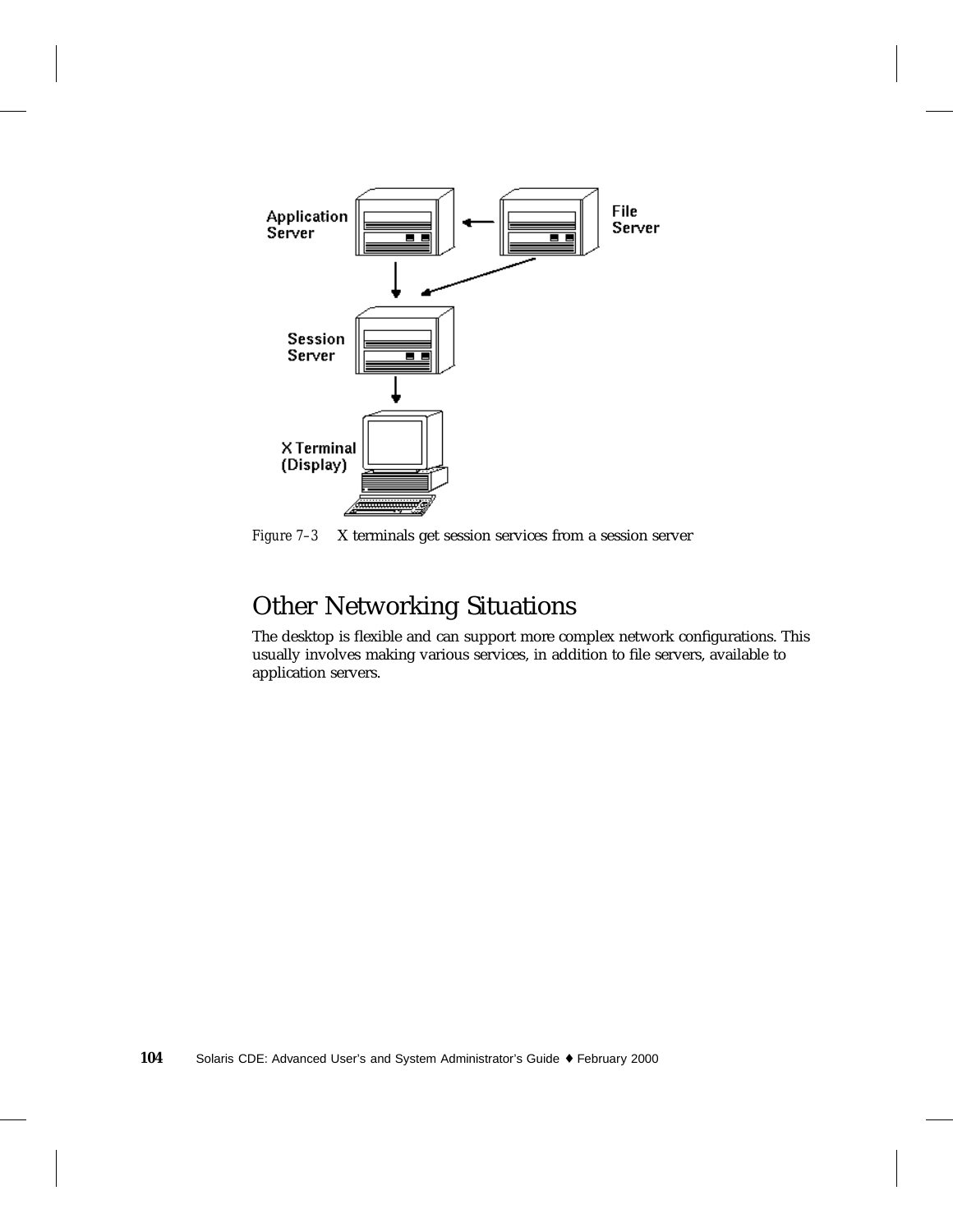*Figure 7–3* X terminals get session services from a session server

## Other Networking Situations

The desktop is flexible and can support more complex network configurations. This usually involves making various services, in addition to file servers, available to application servers.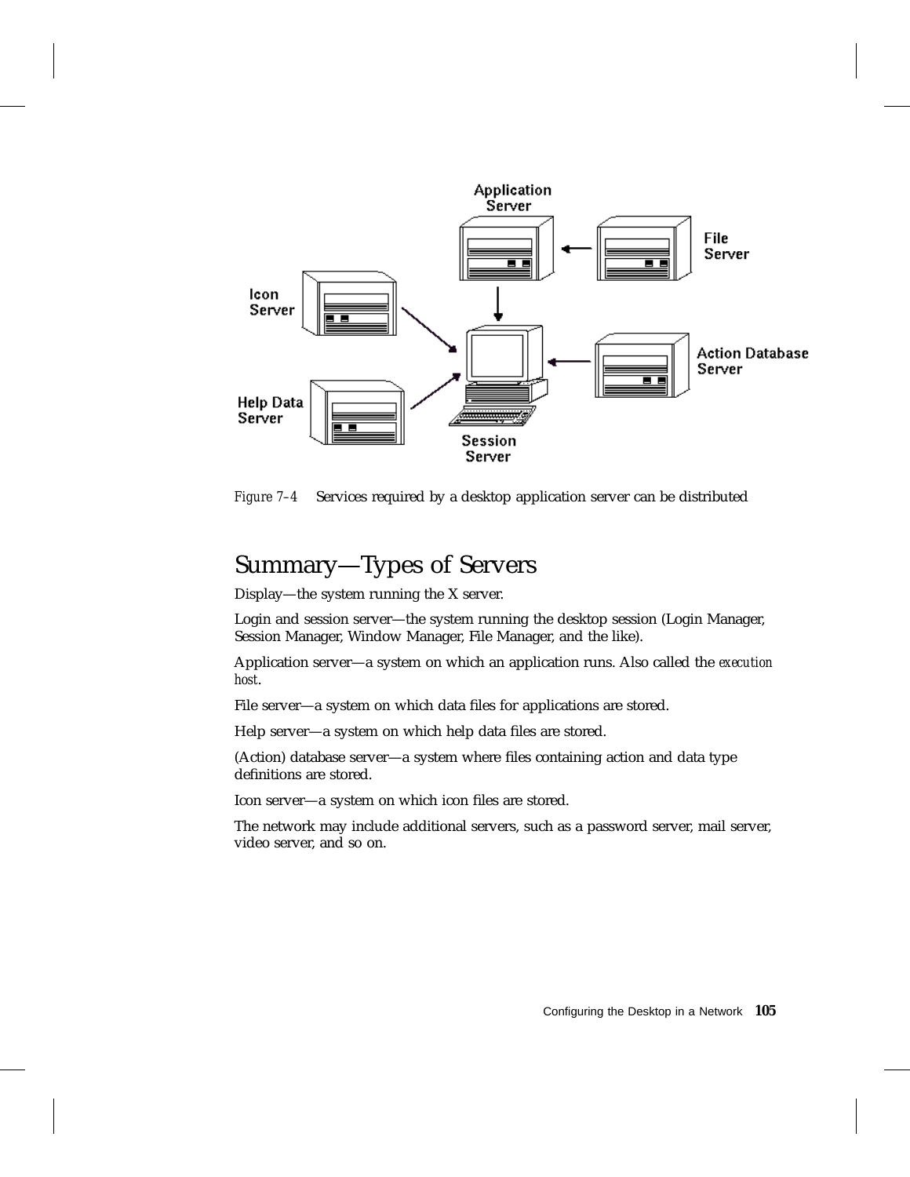*Figure 7–4* Services required by a desktop application server can be distributed

## Summary—Types of Servers

Display—the system running the X server.

Login and session server—the system running the desktop session (Login Manager, Session Manager, Window Manager, File Manager, and the like).

Application server—a system on which an application runs. Also called the *execution host*.

File server—a system on which data files for applications are stored.

Help server—a system on which help data files are stored.

(Action) database server—a system where files containing action and data type definitions are stored.

Icon server—a system on which icon files are stored.

The network may include additional servers, such as a password server, mail server, video server, and so on.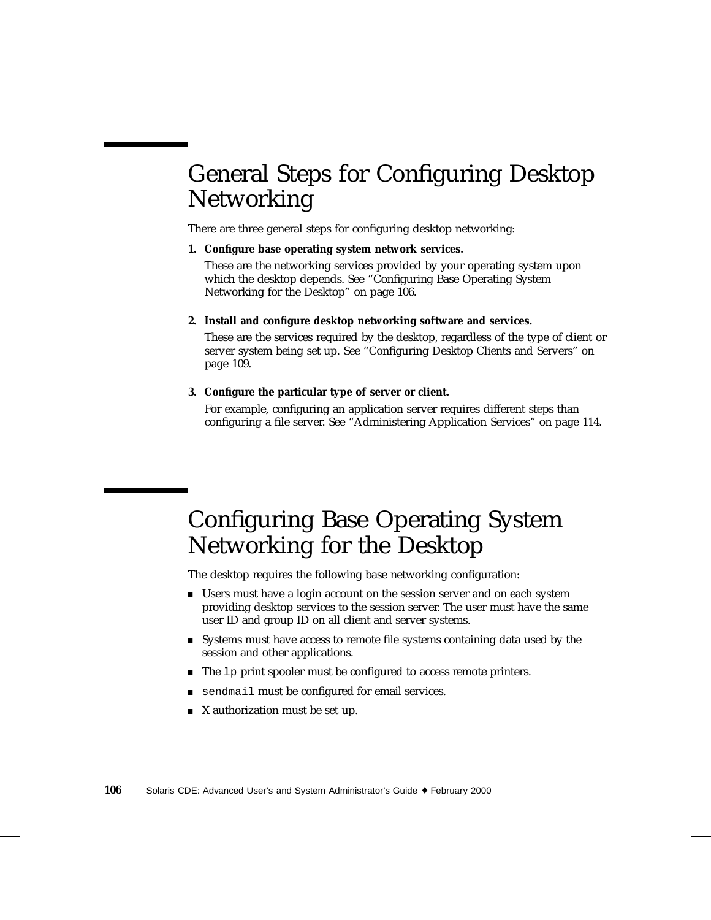# General Steps for Configuring Desktop Networking

There are three general steps for configuring desktop networking:

1. **Configure base operating system network services.**

   These are the networking services provided by your operating system upon which the desktop depends. See "Configuring Base Operating System Networking for the Desktop" on page 106.

2. **Install and configure desktop networking software and services.**

   These are the services required by the desktop, regardless of the type of client or server system being set up. See "Configuring Desktop Clients and Servers" on page 109.

3. **Configure the particular type of server or client.**

   For example, configuring an application server requires different steps than configuring a file server. See "Administering Application Services" on page 114.

# Configuring Base Operating System Networking for the Desktop

The desktop requires the following base networking configuration:

- Users must have a login account on the session server and on each system providing desktop services to the session server. The user must have the same user ID and group ID on all client and server systems.
- Systems must have access to remote file systems containing data used by the session and other applications.
- The `lp` print spooler must be configured to access remote printers.
- `sendmail` must be configured for email services.
- X authorization must be set up.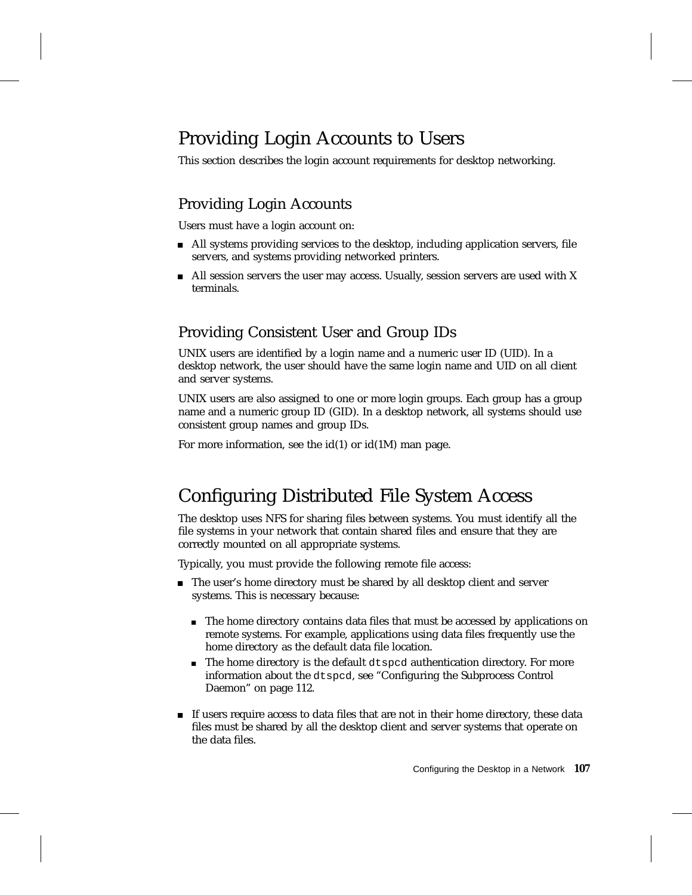## Providing Login Accounts to Users

This section describes the login account requirements for desktop networking.

### Providing Login Accounts

Users must have a login account on:

- All systems providing services to the desktop, including application servers, file servers, and systems providing networked printers.
- All session servers the user may access. Usually, session servers are used with X terminals.

### Providing Consistent User and Group IDs

UNIX users are identified by a login name and a numeric user ID (UID). In a desktop network, the user should have the same login name and UID on all client and server systems.

UNIX users are also assigned to one or more login groups. Each group has a group name and a numeric group ID (GID). In a desktop network, all systems should use consistent group names and group IDs.

For more information, see the id(1) or id(1M) man page.

## Configuring Distributed File System Access

The desktop uses NFS for sharing files between systems. You must identify all the file systems in your network that contain shared files and ensure that they are correctly mounted on all appropriate systems.

Typically, you must provide the following remote file access:

- The user's home directory must be shared by all desktop client and server systems. This is necessary because:
  - The home directory contains data files that must be accessed by applications on remote systems. For example, applications using data files frequently use the home directory as the default data file location.
  - The home directory is the default `dtspcd` authentication directory. For more information about the `dtspcd`, see "Configuring the Subprocess Control Daemon" on page 112.
- If users require access to data files that are not in their home directory, these data files must be shared by all the desktop client and server systems that operate on the data files.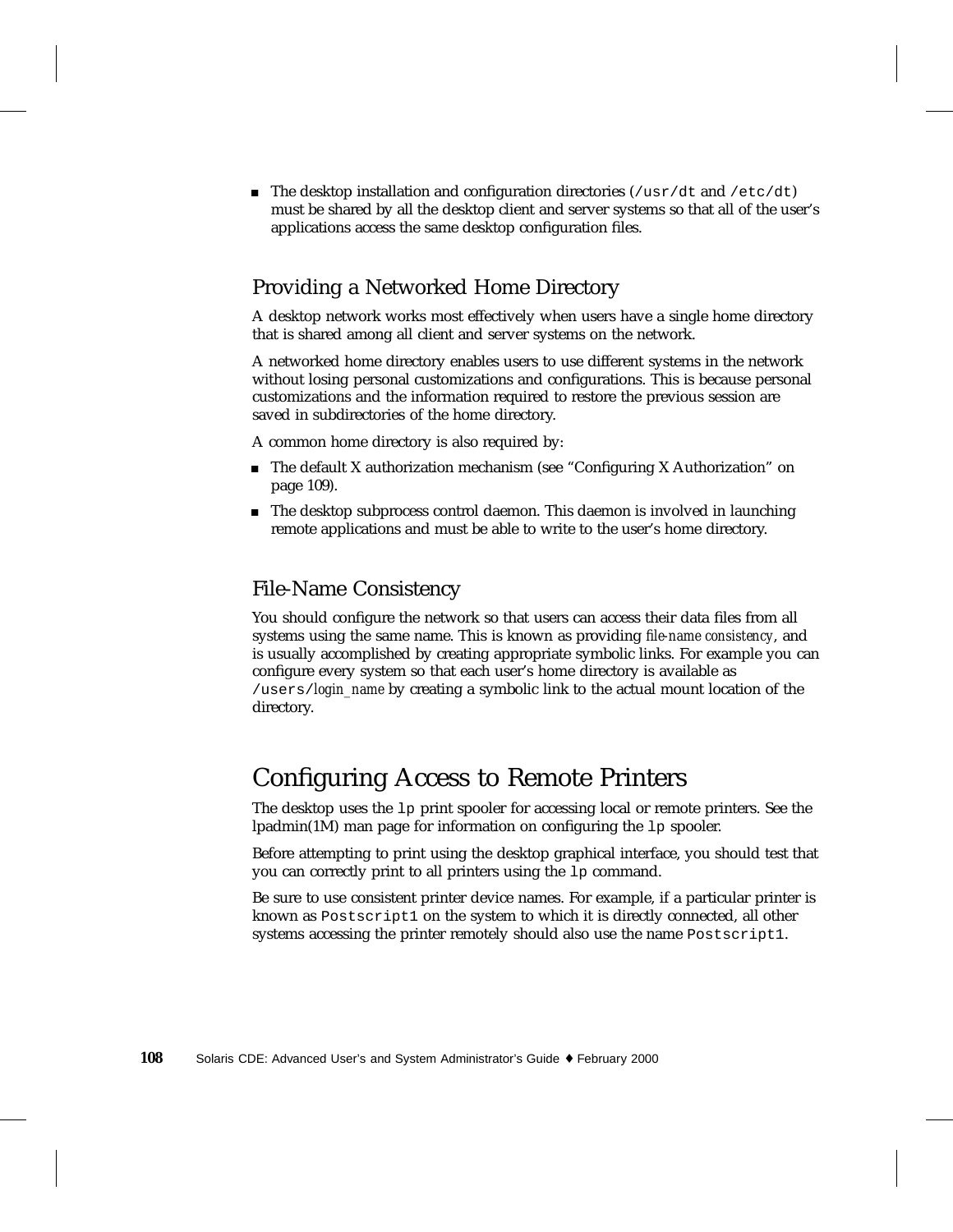- The desktop installation and configuration directories (`/usr/dt` and `/etc/dt`) must be shared by all the desktop client and server systems so that all of the user's applications access the same desktop configuration files.

### Providing a Networked Home Directory

A desktop network works most effectively when users have a single home directory that is shared among all client and server systems on the network.

A networked home directory enables users to use different systems in the network without losing personal customizations and configurations. This is because personal customizations and the information required to restore the previous session are saved in subdirectories of the home directory.

A common home directory is also required by:

- The default X authorization mechanism (see "Configuring X Authorization" on page 109).
- The desktop subprocess control daemon. This daemon is involved in launching remote applications and must be able to write to the user's home directory.

### File-Name Consistency

You should configure the network so that users can access their data files from all systems using the same name. This is known as providing *file-name consistency*, and is usually accomplished by creating appropriate symbolic links. For example you can configure every system so that each user's home directory is available as `/users/`*login_name* by creating a symbolic link to the actual mount location of the directory.

## Configuring Access to Remote Printers

The desktop uses the `lp` print spooler for accessing local or remote printers. See the lpadmin(1M) man page for information on configuring the `lp` spooler.

Before attempting to print using the desktop graphical interface, you should test that you can correctly print to all printers using the `lp` command.

Be sure to use consistent printer device names. For example, if a particular printer is known as `Postscript1` on the system to which it is directly connected, all other systems accessing the printer remotely should also use the name `Postscript1`.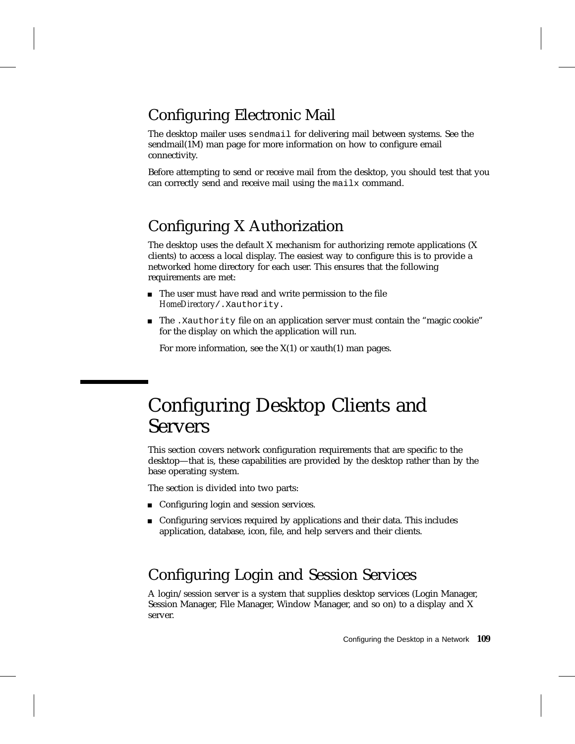## Configuring Electronic Mail

The desktop mailer uses `sendmail` for delivering mail between systems. See the sendmail(1M) man page for more information on how to configure email connectivity.

Before attempting to send or receive mail from the desktop, you should test that you can correctly send and receive mail using the `mailx` command.

## Configuring X Authorization

The desktop uses the default X mechanism for authorizing remote applications (X clients) to access a local display. The easiest way to configure this is to provide a networked home directory for each user. This ensures that the following requirements are met:

- The user must have read and write permission to the file *HomeDirectory*`/.Xauthority.`
- The `.Xauthority` file on an application server must contain the “magic cookie” for the display on which the application will run.

  For more information, see the X(1) or xauth(1) man pages.

# Configuring Desktop Clients and Servers

This section covers network configuration requirements that are specific to the desktop—that is, these capabilities are provided by the desktop rather than by the base operating system.

The section is divided into two parts:

- Configuring login and session services.
- Configuring services required by applications and their data. This includes application, database, icon, file, and help servers and their clients.

## Configuring Login and Session Services

A login/session server is a system that supplies desktop services (Login Manager, Session Manager, File Manager, Window Manager, and so on) to a display and X server.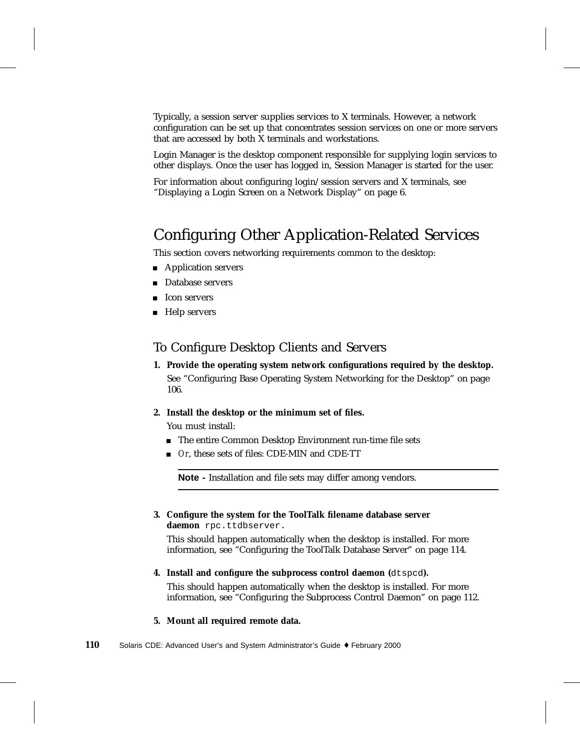Typically, a session server supplies services to X terminals. However, a network configuration can be set up that concentrates session services on one or more servers that are accessed by both X terminals and workstations.

Login Manager is the desktop component responsible for supplying login services to other displays. Once the user has logged in, Session Manager is started for the user.

For information about configuring login/session servers and X terminals, see "Displaying a Login Screen on a Network Display" on page 6.

## Configuring Other Application-Related Services

This section covers networking requirements common to the desktop:

- Application servers
- Database servers
- Icon servers
- Help servers

### To Configure Desktop Clients and Servers

1. **Provide the operating system network configurations required by the desktop.**

   See "Configuring Base Operating System Networking for the Desktop" on page 106.

2. **Install the desktop or the minimum set of files.**

   You must install:

   - The entire Common Desktop Environment run-time file sets
   - *Or*, these sets of files: CDE-MIN and CDE-TT

   ---

   **Note -** Installation and file sets may differ among vendors.

   ---

3. **Configure the system for the ToolTalk filename database server daemon** `rpc.ttdbserver`.

   This should happen automatically when the desktop is installed. For more information, see "Configuring the ToolTalk Database Server" on page 114.

4. **Install and configure the subprocess control daemon (**`dtspcd`**).**

   This should happen automatically when the desktop is installed. For more information, see "Configuring the Subprocess Control Daemon" on page 112.

5. **Mount all required remote data.**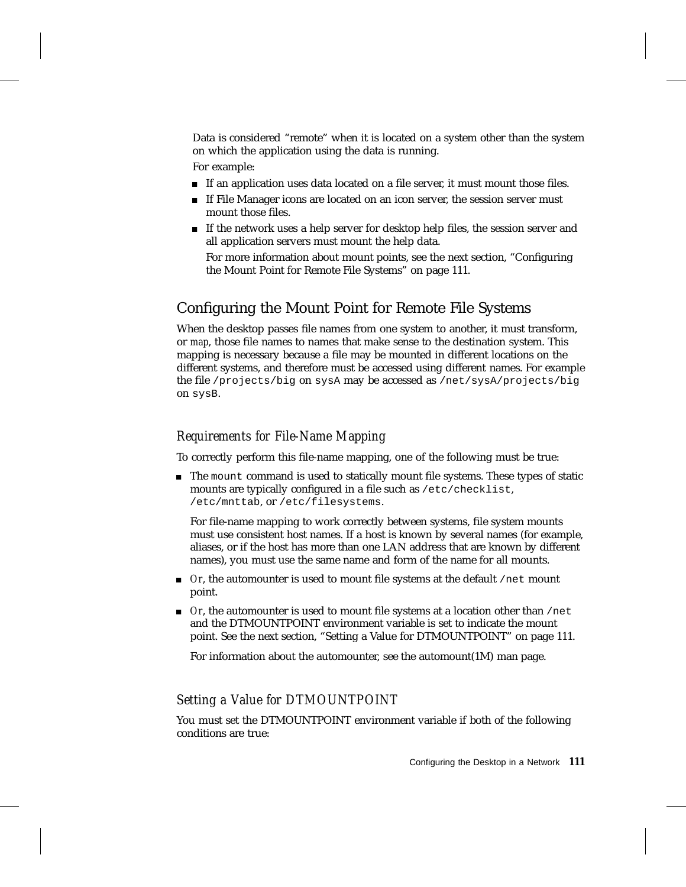Data is considered “remote” when it is located on a system other than the system on which the application using the data is running.

For example:

- If an application uses data located on a file server, it must mount those files.
- If File Manager icons are located on an icon server, the session server must mount those files.
- If the network uses a help server for desktop help files, the session server and all application servers must mount the help data.

  For more information about mount points, see the next section, “Configuring the Mount Point for Remote File Systems” on page 111.

## Configuring the Mount Point for Remote File Systems

When the desktop passes file names from one system to another, it must transform, or *map*, those file names to names that make sense to the destination system. This mapping is necessary because a file may be mounted in different locations on the different systems, and therefore must be accessed using different names. For example the file `/projects/big` on `sysA` may be accessed as `/net/sysA/projects/big` on `sysB`.

### *Requirements for File-Name Mapping*

To correctly perform this file-name mapping, one of the following must be true:

- The `mount` command is used to statically mount file systems. These types of static mounts are typically configured in a file such as `/etc/checklist`, `/etc/mnttab`, or `/etc/filesystems`.

  For file-name mapping to work correctly between systems, file system mounts must use consistent host names. If a host is known by several names (for example, aliases, or if the host has more than one LAN address that are known by different names), you must use the same name and form of the name for all mounts.

- *Or*, the automounter is used to mount file systems at the default `/net` mount point.
- *Or*, the automounter is used to mount file systems at a location other than `/net` and the DTMOUNTPOINT environment variable is set to indicate the mount point. See the next section, “Setting a Value for DTMOUNTPOINT” on page 111.

  For information about the automounter, see the automount(1M) man page.

### *Setting a Value for DTMOUNTPOINT*

You must set the DTMOUNTPOINT environment variable if both of the following conditions are true: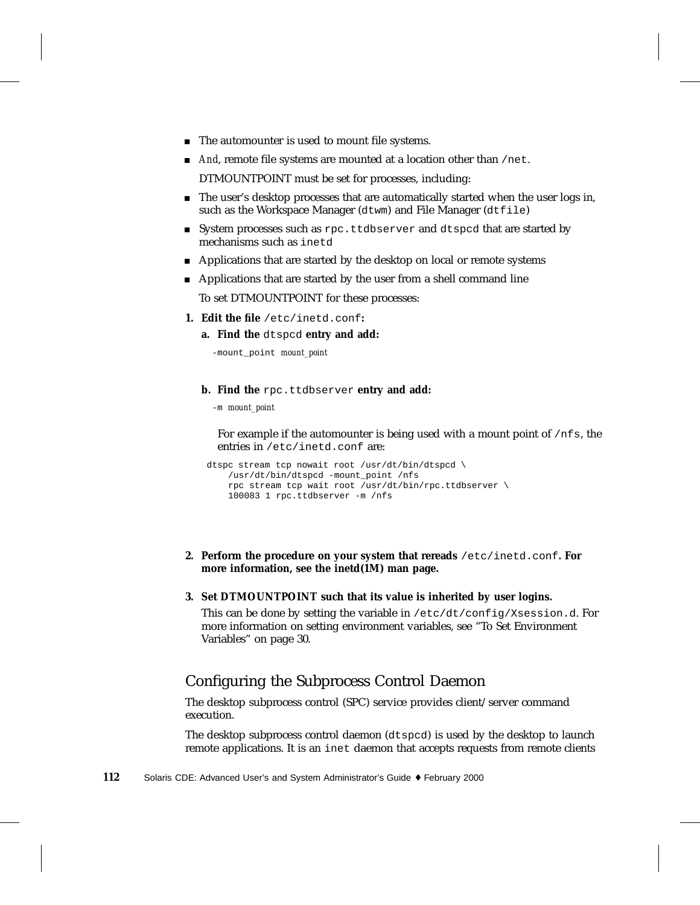- The automounter is used to mount file systems.
- *And*, remote file systems are mounted at a location other than `/net`.

  DTMOUNTPOINT must be set for processes, including:

- The user's desktop processes that are automatically started when the user logs in, such as the Workspace Manager (`dtwm`) and File Manager (`dtfile`)
- System processes such as `rpc.ttdbserver` and `dtspcd` that are started by mechanisms such as `inetd`
- Applications that are started by the desktop on local or remote systems
- Applications that are started by the user from a shell command line

  To set DTMOUNTPOINT for these processes:

1. **Edit the file `/etc/inetd.conf`:**

   a. **Find the `dtspcd` entry and add:**

   `-mount_point` *mount_point*

   b. **Find the `rpc.ttdbserver` entry and add:**

   `-m` *mount_point*

   For example if the automounter is being used with a mount point of `/nfs`, the entries in `/etc/inetd.conf` are:

```
dtspc stream tcp nowait root /usr/dt/bin/dtspcd \
    /usr/dt/bin/dtspcd -mount_point /nfs
    rpc stream tcp wait root /usr/dt/bin/rpc.ttdbserver \
    100083 1 rpc.ttdbserver -m /nfs
```

2. **Perform the procedure on your system that rereads `/etc/inetd.conf`. For more information, see the inetd(1M) man page.**

3. **Set DTMOUNTPOINT such that its value is inherited by user logins.**

   This can be done by setting the variable in `/etc/dt/config/Xsession.d`. For more information on setting environment variables, see "To Set Environment Variables" on page 30.

## Configuring the Subprocess Control Daemon

The desktop subprocess control (SPC) service provides client/server command execution.

The desktop subprocess control daemon (`dtspcd`) is used by the desktop to launch remote applications. It is an `inet` daemon that accepts requests from remote clients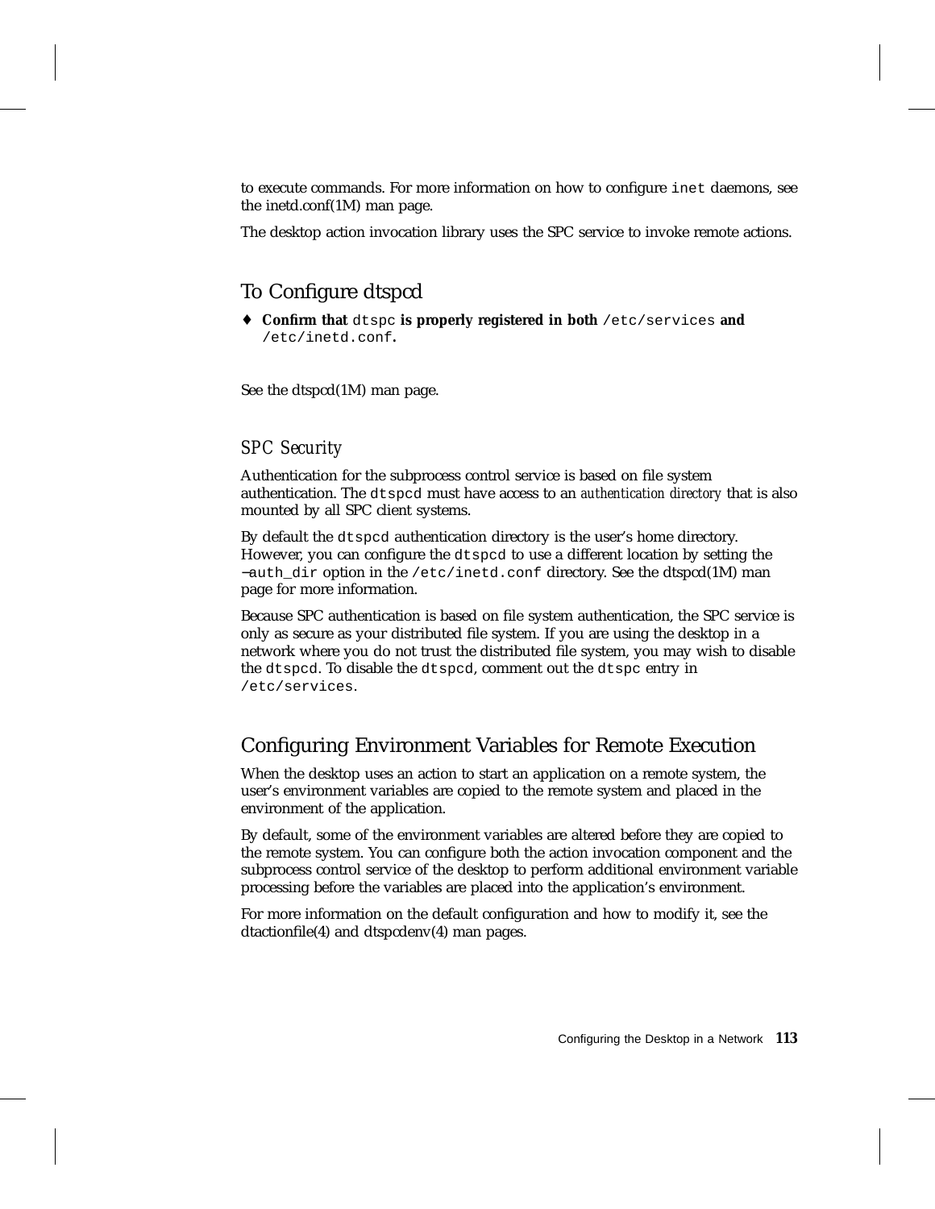to execute commands. For more information on how to configure `inet` daemons, see the inetd.conf(1M) man page.

The desktop action invocation library uses the SPC service to invoke remote actions.

## To Configure dtspcd

♦ **Confirm that** `dtspc` **is properly registered in both** `/etc/services` **and** `/etc/inetd.conf`**.**

See the dtspcd(1M) man page.

### *SPC Security*

Authentication for the subprocess control service is based on file system authentication. The `dtspcd` must have access to an *authentication directory* that is also mounted by all SPC client systems.

By default the `dtspcd` authentication directory is the user's home directory. However, you can configure the `dtspcd` to use a different location by setting the `−auth_dir` option in the `/etc/inetd.conf` directory. See the dtspcd(1M) man page for more information.

Because SPC authentication is based on file system authentication, the SPC service is only as secure as your distributed file system. If you are using the desktop in a network where you do not trust the distributed file system, you may wish to disable the `dtspcd`. To disable the `dtspcd`, comment out the `dtspc` entry in `/etc/services`.

## Configuring Environment Variables for Remote Execution

When the desktop uses an action to start an application on a remote system, the user's environment variables are copied to the remote system and placed in the environment of the application.

By default, some of the environment variables are altered before they are copied to the remote system. You can configure both the action invocation component and the subprocess control service of the desktop to perform additional environment variable processing before the variables are placed into the application's environment.

For more information on the default configuration and how to modify it, see the dtactionfile(4) and dtspcdenv(4) man pages.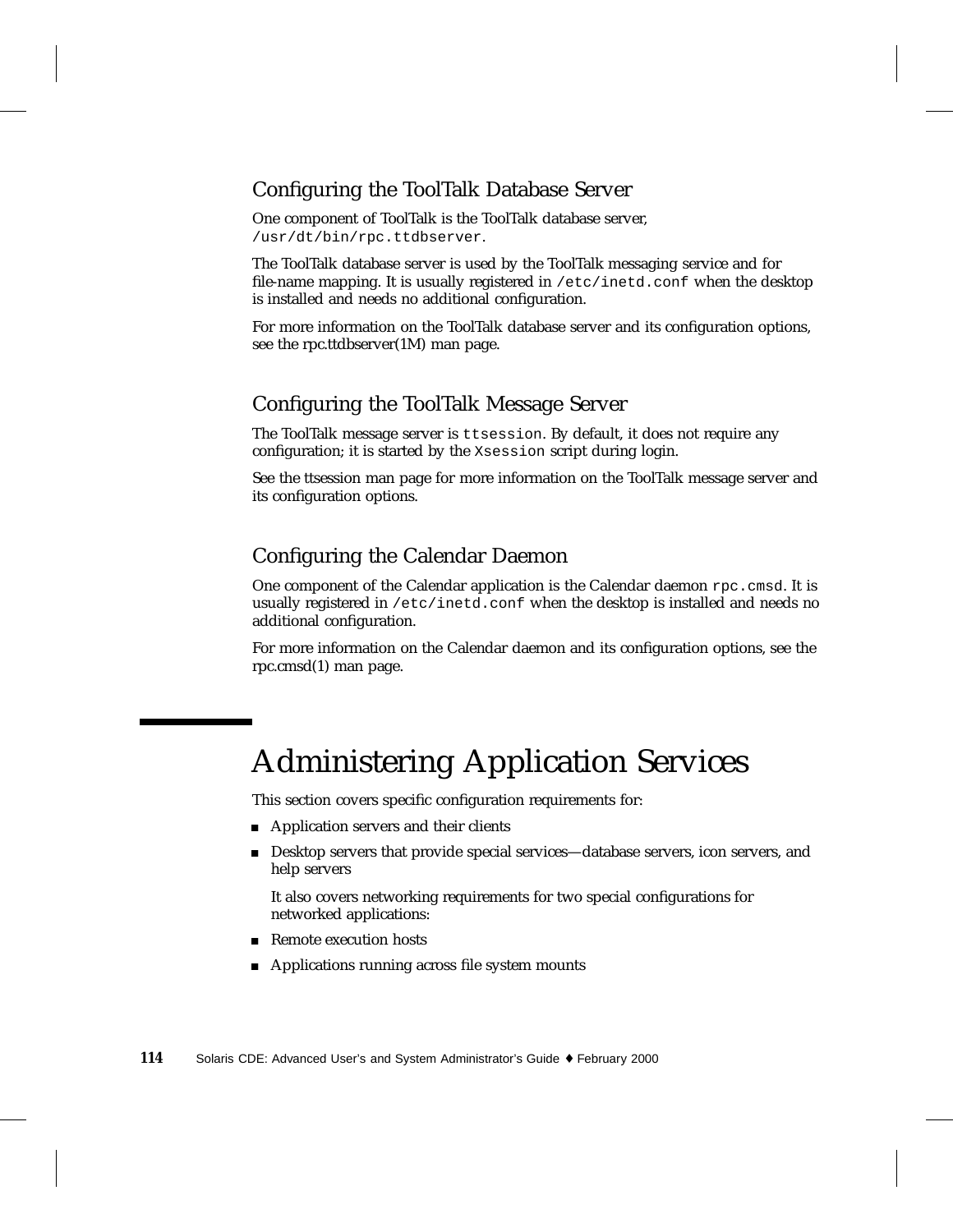### Configuring the ToolTalk Database Server

One component of ToolTalk is the ToolTalk database server, `/usr/dt/bin/rpc.ttdbserver`.

The ToolTalk database server is used by the ToolTalk messaging service and for file-name mapping. It is usually registered in `/etc/inetd.conf` when the desktop is installed and needs no additional configuration.

For more information on the ToolTalk database server and its configuration options, see the rpc.ttdbserver(1M) man page.

### Configuring the ToolTalk Message Server

The ToolTalk message server is `ttsession`. By default, it does not require any configuration; it is started by the `Xsession` script during login.

See the ttsession man page for more information on the ToolTalk message server and its configuration options.

### Configuring the Calendar Daemon

One component of the Calendar application is the Calendar daemon `rpc.cmsd`. It is usually registered in `/etc/inetd.conf` when the desktop is installed and needs no additional configuration.

For more information on the Calendar daemon and its configuration options, see the rpc.cmsd(1) man page.

## Administering Application Services

This section covers specific configuration requirements for:

- Application servers and their clients
- Desktop servers that provide special services—database servers, icon servers, and help servers

  It also covers networking requirements for two special configurations for networked applications:

- Remote execution hosts
- Applications running across file system mounts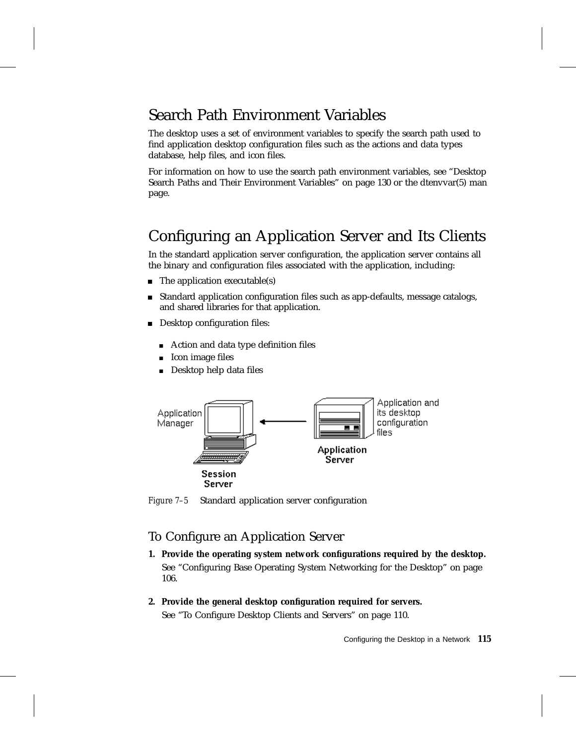## Search Path Environment Variables

The desktop uses a set of environment variables to specify the search path used to find application desktop configuration files such as the actions and data types database, help files, and icon files.

For information on how to use the search path environment variables, see "Desktop Search Paths and Their Environment Variables" on page 130 or the dtenvvar(5) man page.

## Configuring an Application Server and Its Clients

In the standard application server configuration, the application server contains all the binary and configuration files associated with the application, including:

- The application executable(s)
- Standard application configuration files such as app-defaults, message catalogs, and shared libraries for that application.
- Desktop configuration files:
  - Action and data type definition files
  - Icon image files
  - Desktop help data files

*Figure 7–5* Standard application server configuration

### To Configure an Application Server

1. **Provide the operating system network configurations required by the desktop.**

   See "Configuring Base Operating System Networking for the Desktop" on page 106.

2. **Provide the general desktop configuration required for servers.**

   See "To Configure Desktop Clients and Servers" on page 110.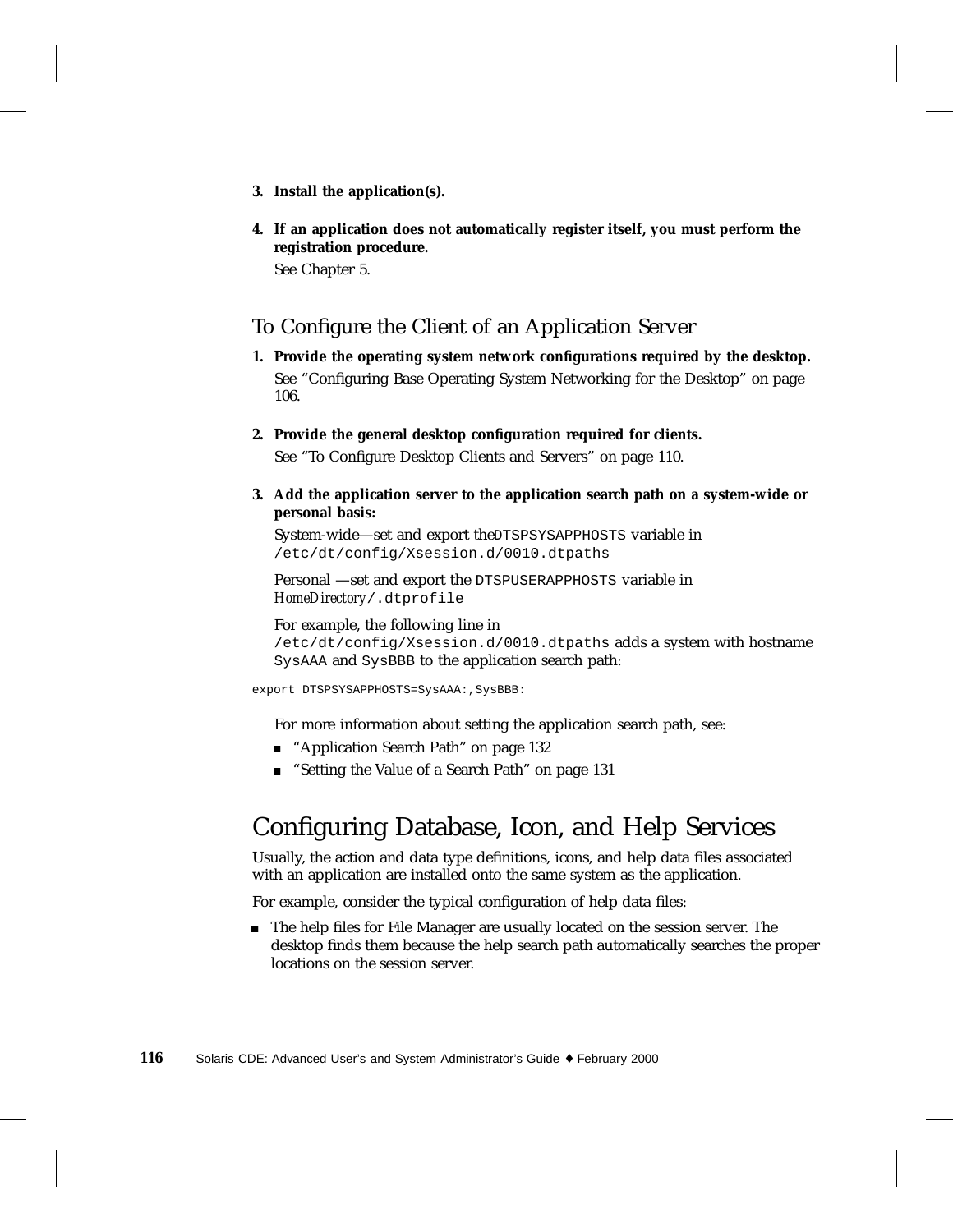3. **Install the application(s).**

4. **If an application does not automatically register itself, you must perform the registration procedure.**

   See Chapter 5.

### To Configure the Client of an Application Server

1. **Provide the operating system network configurations required by the desktop.**

   See "Configuring Base Operating System Networking for the Desktop" on page 106.

2. **Provide the general desktop configuration required for clients.**

   See "To Configure Desktop Clients and Servers" on page 110.

3. **Add the application server to the application search path on a system-wide or personal basis:**

   System-wide—set and export the`DTSPSYSAPPHOSTS` variable in `/etc/dt/config/Xsession.d/0010.dtpaths`

   Personal —set and export the `DTSPUSERAPPHOSTS` variable in *HomeDirectory*`/.dtprofile`

   For example, the following line in `/etc/dt/config/Xsession.d/0010.dtpaths` adds a system with hostname `SysAAA` and `SysBBB` to the application search path:

```
export DTSPSYSAPPHOSTS=SysAAA:,SysBBB:
```

   For more information about setting the application search path, see:

   - "Application Search Path" on page 132
   - "Setting the Value of a Search Path" on page 131

## Configuring Database, Icon, and Help Services

Usually, the action and data type definitions, icons, and help data files associated with an application are installed onto the same system as the application.

For example, consider the typical configuration of help data files:

- The help files for File Manager are usually located on the session server. The desktop finds them because the help search path automatically searches the proper locations on the session server.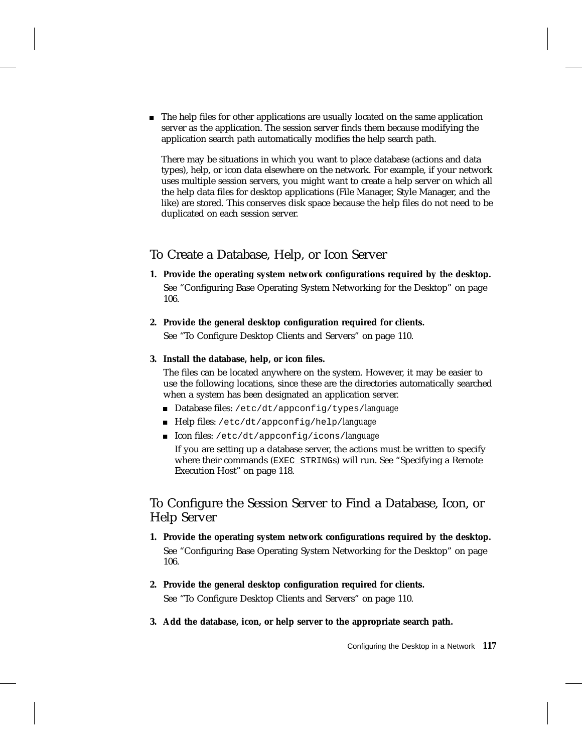- The help files for other applications are usually located on the same application server as the application. The session server finds them because modifying the application search path automatically modifies the help search path.

  There may be situations in which you want to place database (actions and data types), help, or icon data elsewhere on the network. For example, if your network uses multiple session servers, you might want to create a help server on which all the help data files for desktop applications (File Manager, Style Manager, and the like) are stored. This conserves disk space because the help files do not need to be duplicated on each session server.

## To Create a Database, Help, or Icon Server

1. **Provide the operating system network configurations required by the desktop.**

   See "Configuring Base Operating System Networking for the Desktop" on page 106.

2. **Provide the general desktop configuration required for clients.**

   See "To Configure Desktop Clients and Servers" on page 110.

3. **Install the database, help, or icon files.**

   The files can be located anywhere on the system. However, it may be easier to use the following locations, since these are the directories automatically searched when a system has been designated an application server.

   - Database files: `/etc/dt/appconfig/types/`*language*
   - Help files: `/etc/dt/appconfig/help/`*language*
   - Icon files: `/etc/dt/appconfig/icons/`*language*

     If you are setting up a database server, the actions must be written to specify where their commands (`EXEC_STRING`s) will run. See "Specifying a Remote Execution Host" on page 118.

## To Configure the Session Server to Find a Database, Icon, or Help Server

1. **Provide the operating system network configurations required by the desktop.**

   See "Configuring Base Operating System Networking for the Desktop" on page 106.

2. **Provide the general desktop configuration required for clients.**

   See "To Configure Desktop Clients and Servers" on page 110.

3. **Add the database, icon, or help server to the appropriate search path.**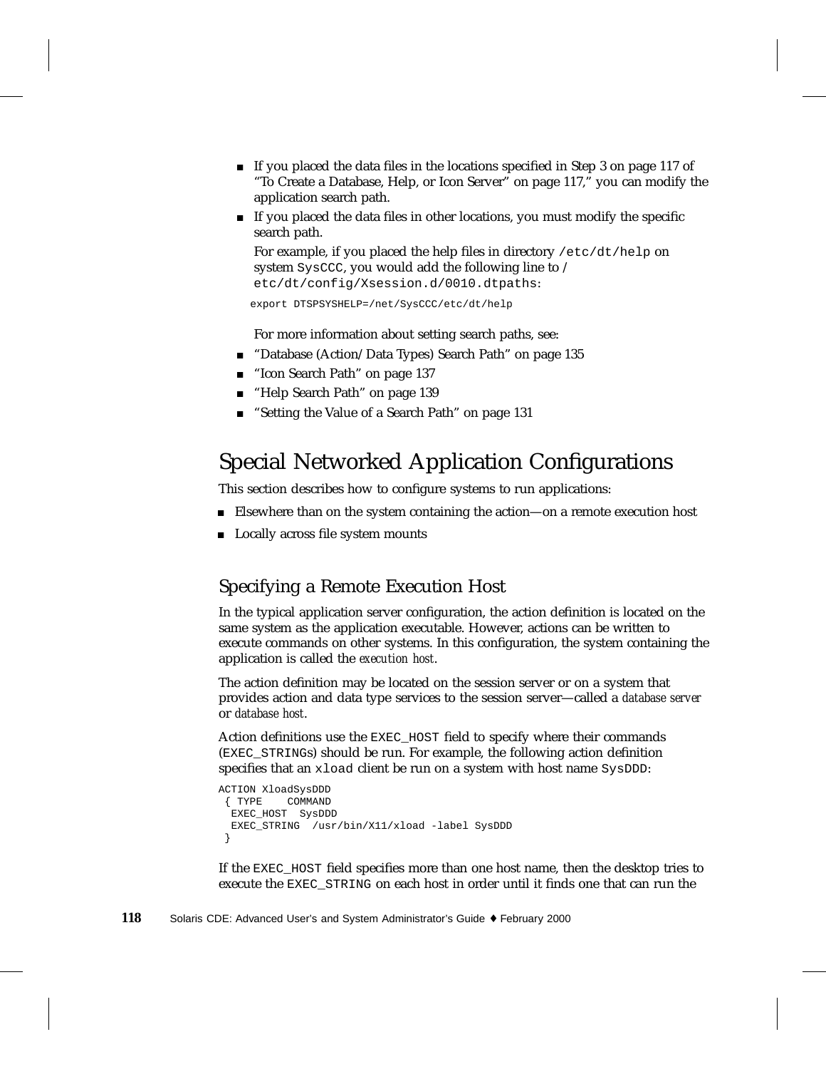- If you placed the data files in the locations specified in Step 3 on page 117 of "To Create a Database, Help, or Icon Server" on page 117," you can modify the application search path.
- If you placed the data files in other locations, you must modify the specific search path.

  For example, if you placed the help files in directory `/etc/dt/help` on system `SysCCC`, you would add the following line to `/etc/dt/config/Xsession.d/0010.dtpaths`:

```
export DTSPSYSHELP=/net/SysCCC/etc/dt/help
```

  For more information about setting search paths, see:

- "Database (Action/Data Types) Search Path" on page 135
- "Icon Search Path" on page 137
- "Help Search Path" on page 139
- "Setting the Value of a Search Path" on page 131

## Special Networked Application Configurations

This section describes how to configure systems to run applications:

- Elsewhere than on the system containing the action—on a remote execution host
- Locally across file system mounts

### Specifying a Remote Execution Host

In the typical application server configuration, the action definition is located on the same system as the application executable. However, actions can be written to execute commands on other systems. In this configuration, the system containing the application is called the *execution host*.

The action definition may be located on the session server or on a system that provides action and data type services to the session server—called a *database server* or *database host*.

Action definitions use the `EXEC_HOST` field to specify where their commands (`EXEC_STRING`s) should be run. For example, the following action definition specifies that an `xload` client be run on a system with host name `SysDDD`:

```
ACTION XloadSysDDD
 { TYPE    COMMAND
  EXEC_HOST  SysDDD
  EXEC_STRING  /usr/bin/X11/xload -label SysDDD
 }
```

If the `EXEC_HOST` field specifies more than one host name, then the desktop tries to execute the `EXEC_STRING` on each host in order until it finds one that can run the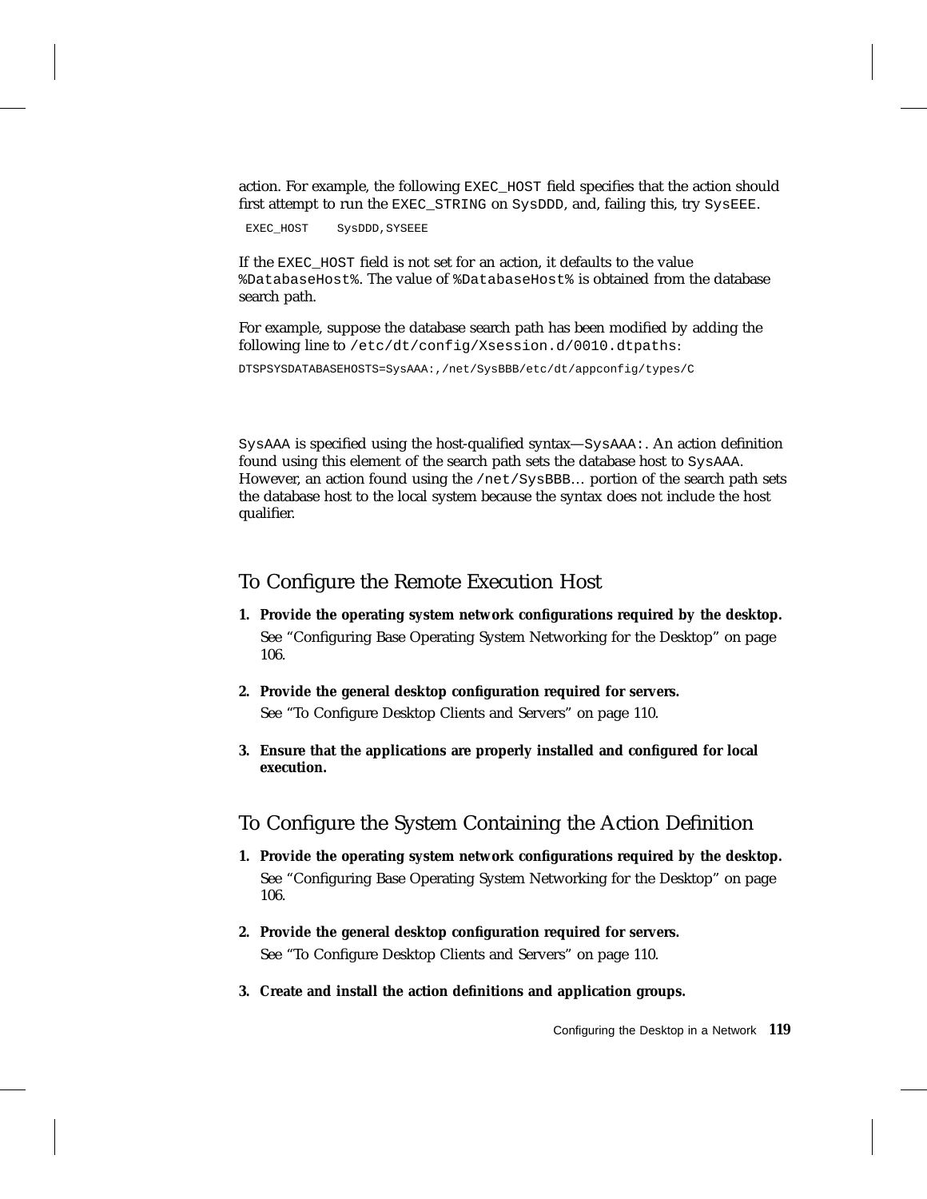action. For example, the following `EXEC_HOST` field specifies that the action should first attempt to run the `EXEC_STRING` on `SysDDD`, and, failing this, try `SysEEE`.

```
EXEC_HOST     SysDDD,SYSEEE
```

If the `EXEC_HOST` field is not set for an action, it defaults to the value `%DatabaseHost%`. The value of `%DatabaseHost%` is obtained from the database search path.

For example, suppose the database search path has been modified by adding the following line to `/etc/dt/config/Xsession.d/0010.dtpaths`:

```
DTSPSYSDATABASEHOSTS=SysAAA:,/net/SysBBB/etc/dt/appconfig/types/C
```

`SysAAA` is specified using the host-qualified syntax—`SysAAA:`. An action definition found using this element of the search path sets the database host to `SysAAA`. However, an action found using the `/net/SysBBB`… portion of the search path sets the database host to the local system because the syntax does not include the host qualifier.

## To Configure the Remote Execution Host

1. **Provide the operating system network configurations required by the desktop.**

   See "Configuring Base Operating System Networking for the Desktop" on page 106.

2. **Provide the general desktop configuration required for servers.**

   See "To Configure Desktop Clients and Servers" on page 110.

3. **Ensure that the applications are properly installed and configured for local execution.**

## To Configure the System Containing the Action Definition

1. **Provide the operating system network configurations required by the desktop.**

   See "Configuring Base Operating System Networking for the Desktop" on page 106.

2. **Provide the general desktop configuration required for servers.**

   See "To Configure Desktop Clients and Servers" on page 110.

3. **Create and install the action definitions and application groups.**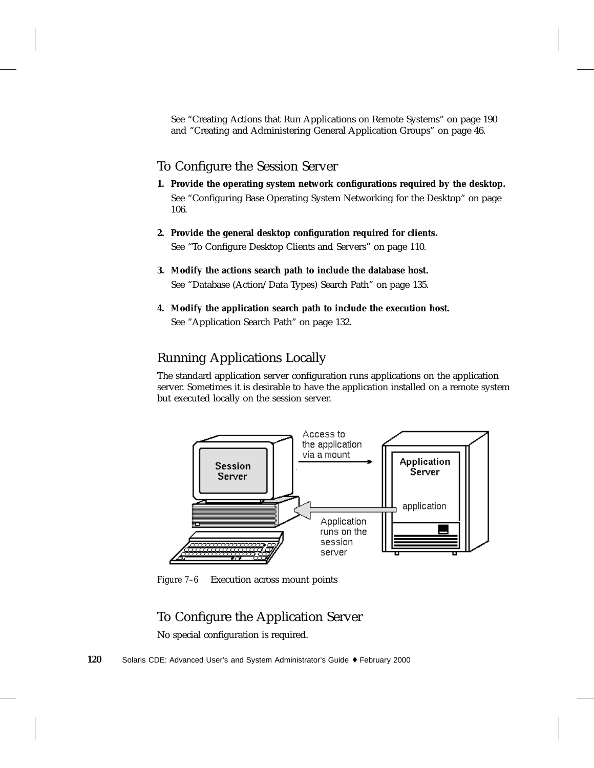See "Creating Actions that Run Applications on Remote Systems" on page 190 and "Creating and Administering General Application Groups" on page 46.

## To Configure the Session Server

1. **Provide the operating system network configurations required by the desktop.**

   See "Configuring Base Operating System Networking for the Desktop" on page 106.

2. **Provide the general desktop configuration required for clients.**

   See "To Configure Desktop Clients and Servers" on page 110.

3. **Modify the actions search path to include the database host.**

   See "Database (Action/Data Types) Search Path" on page 135.

4. **Modify the application search path to include the execution host.**

   See "Application Search Path" on page 132.

## Running Applications Locally

The standard application server configuration runs applications on the application server. Sometimes it is desirable to have the application installed on a remote system but executed locally on the session server.

*Figure 7–6* Execution across mount points

## To Configure the Application Server

No special configuration is required.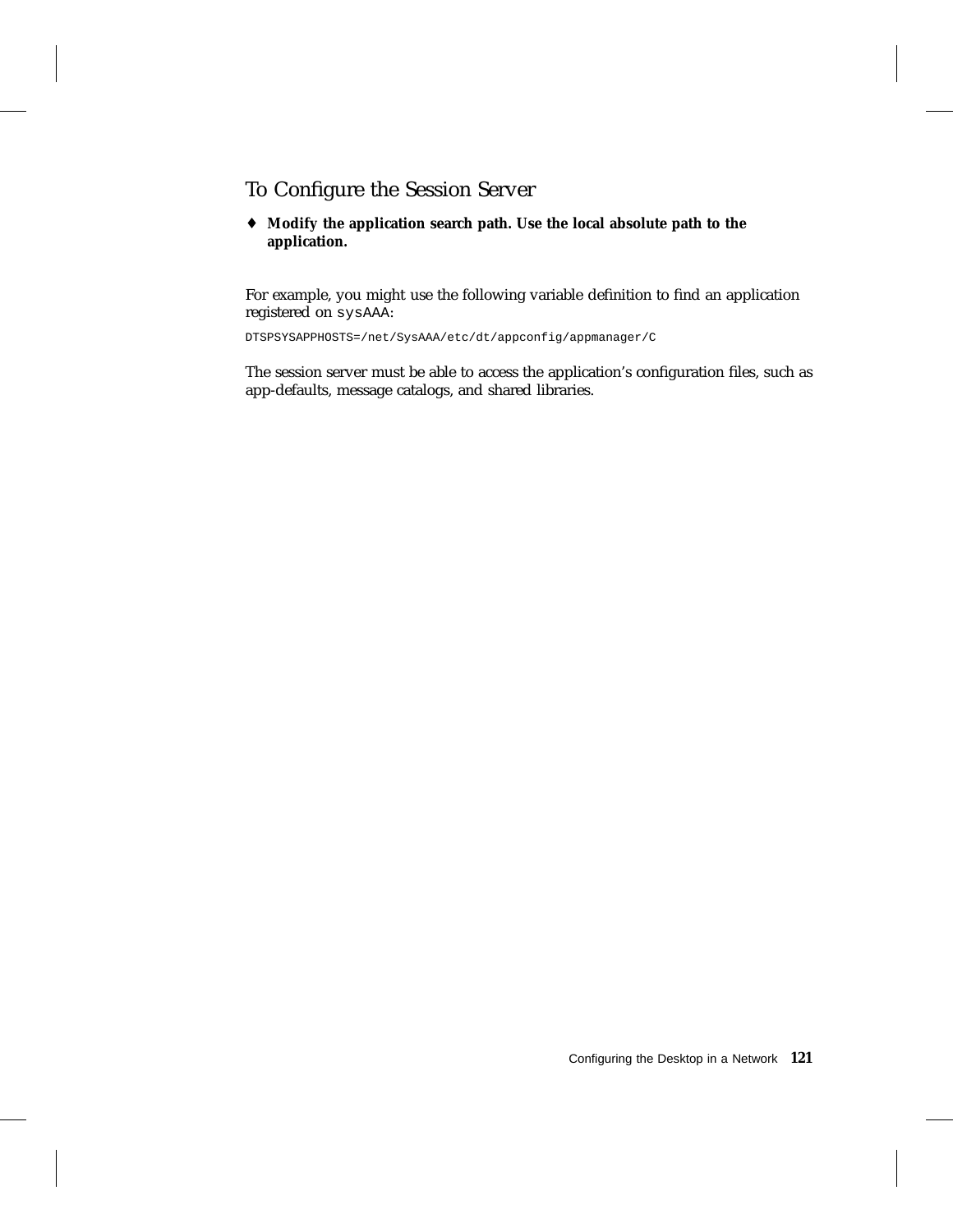## To Configure the Session Server

♦ **Modify the application search path. Use the local absolute path to the application.**

For example, you might use the following variable definition to find an application registered on `sysAAA`:

```
DTSPSYSAPPHOSTS=/net/SysAAA/etc/dt/appconfig/appmanager/C
```

The session server must be able to access the application's configuration files, such as app-defaults, message catalogs, and shared libraries.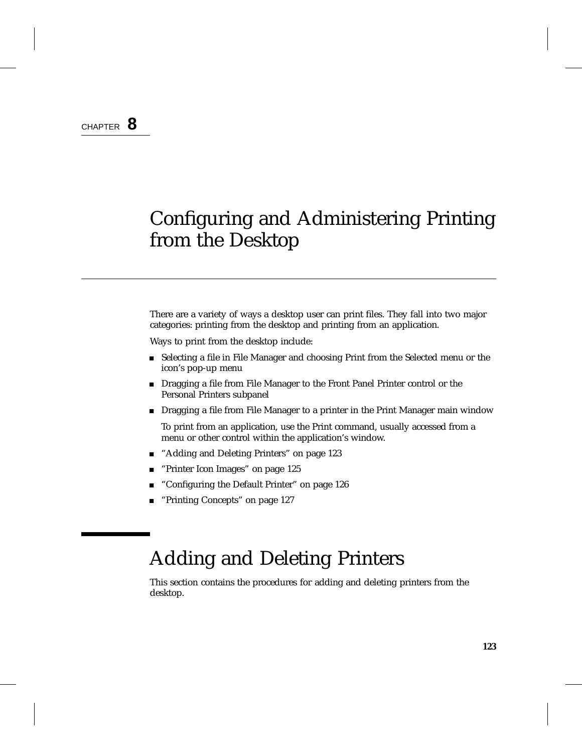CHAPTER **8**

# Configuring and Administering Printing from the Desktop

There are a variety of ways a desktop user can print files. They fall into two major categories: printing from the desktop and printing from an application.

Ways to print from the desktop include:

- Selecting a file in File Manager and choosing Print from the Selected menu or the icon's pop-up menu
- Dragging a file from File Manager to the Front Panel Printer control or the Personal Printers subpanel
- Dragging a file from File Manager to a printer in the Print Manager main window

  To print from an application, use the Print command, usually accessed from a menu or other control within the application's window.

- "Adding and Deleting Printers" on page 123
- "Printer Icon Images" on page 125
- "Configuring the Default Printer" on page 126
- "Printing Concepts" on page 127

## Adding and Deleting Printers

This section contains the procedures for adding and deleting printers from the desktop.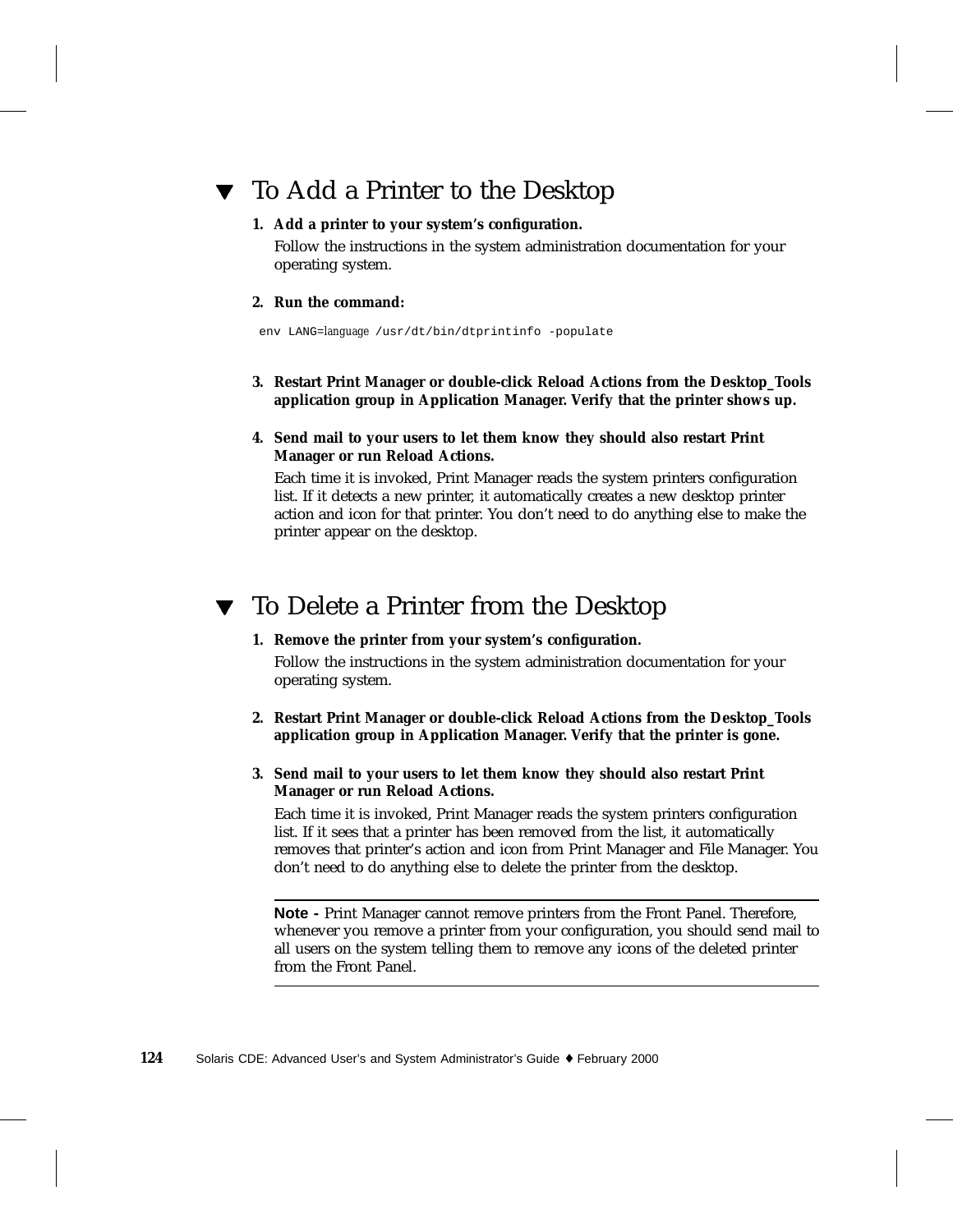## To Add a Printer to the Desktop

1. **Add a printer to your system's configuration.**

   Follow the instructions in the system administration documentation for your operating system.

2. **Run the command:**

```
env LANG=language /usr/dt/bin/dtprintinfo -populate
```

3. **Restart Print Manager or double-click Reload Actions from the Desktop_Tools application group in Application Manager. Verify that the printer shows up.**

4. **Send mail to your users to let them know they should also restart Print Manager or run Reload Actions.**

   Each time it is invoked, Print Manager reads the system printers configuration list. If it detects a new printer, it automatically creates a new desktop printer action and icon for that printer. You don't need to do anything else to make the printer appear on the desktop.

## To Delete a Printer from the Desktop

1. **Remove the printer from your system's configuration.**

   Follow the instructions in the system administration documentation for your operating system.

2. **Restart Print Manager or double-click Reload Actions from the Desktop_Tools application group in Application Manager. Verify that the printer is gone.**

3. **Send mail to your users to let them know they should also restart Print Manager or run Reload Actions.**

   Each time it is invoked, Print Manager reads the system printers configuration list. If it sees that a printer has been removed from the list, it automatically removes that printer's action and icon from Print Manager and File Manager. You don't need to do anything else to delete the printer from the desktop.

---

**Note -** Print Manager cannot remove printers from the Front Panel. Therefore, whenever you remove a printer from your configuration, you should send mail to all users on the system telling them to remove any icons of the deleted printer from the Front Panel.

---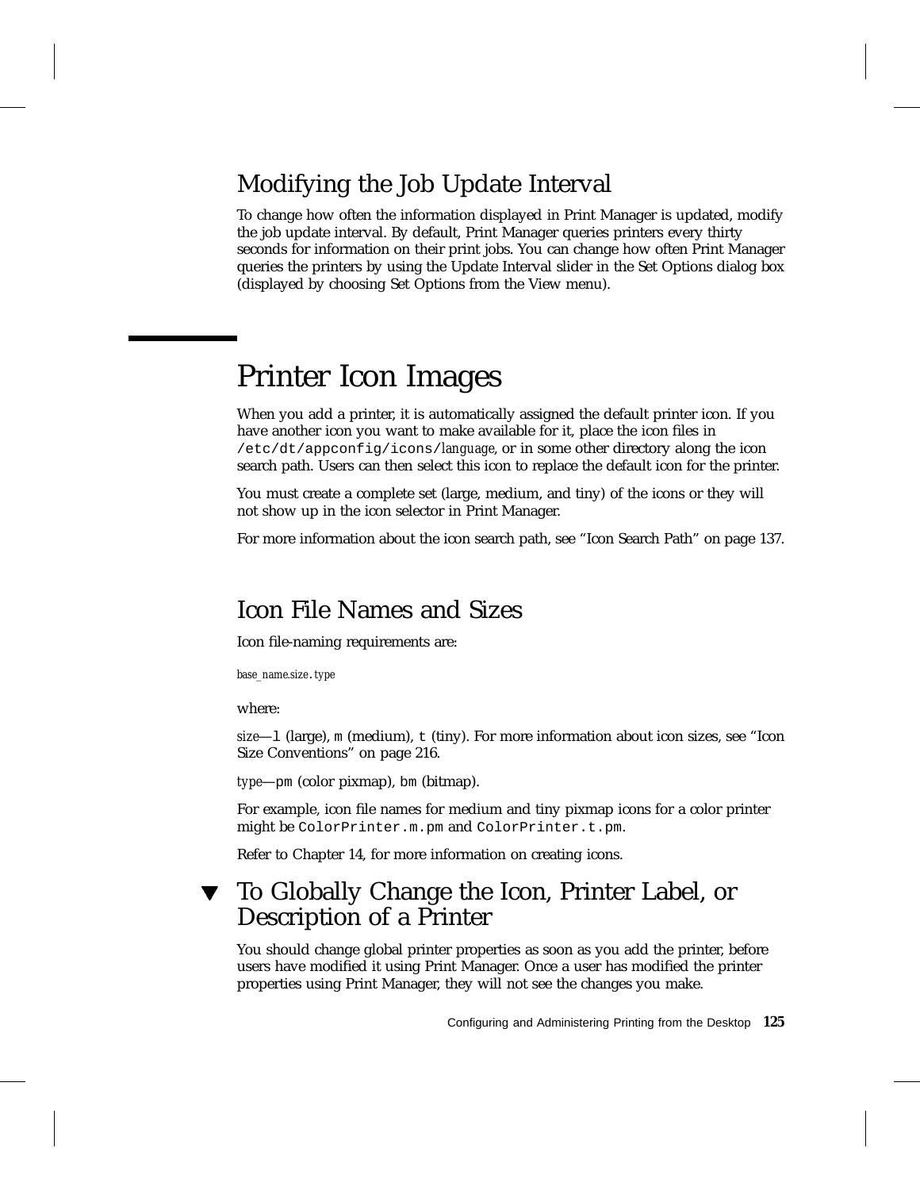## Modifying the Job Update Interval

To change how often the information displayed in Print Manager is updated, modify the job update interval. By default, Print Manager queries printers every thirty seconds for information on their print jobs. You can change how often Print Manager queries the printers by using the Update Interval slider in the Set Options dialog box (displayed by choosing Set Options from the View menu).

# Printer Icon Images

When you add a printer, it is automatically assigned the default printer icon. If you have another icon you want to make available for it, place the icon files in `/etc/dt/appconfig/icons/`*language*, or in some other directory along the icon search path. Users can then select this icon to replace the default icon for the printer.

You must create a complete set (large, medium, and tiny) of the icons or they will not show up in the icon selector in Print Manager.

For more information about the icon search path, see "Icon Search Path" on page 137.

## Icon File Names and Sizes

Icon file-naming requirements are:

*base_name.size*`.`*type*

where:

*size*—`l` (large), `m` (medium), `t` (tiny). For more information about icon sizes, see "Icon Size Conventions" on page 216.

*type*—`pm` (color pixmap), `bm` (bitmap).

For example, icon file names for medium and tiny pixmap icons for a color printer might be `ColorPrinter.m.pm` and `ColorPrinter.t.pm`.

Refer to Chapter 14, for more information on creating icons.

## ▼ To Globally Change the Icon, Printer Label, or Description of a Printer

You should change global printer properties as soon as you add the printer, before users have modified it using Print Manager. Once a user has modified the printer properties using Print Manager, they will not see the changes you make.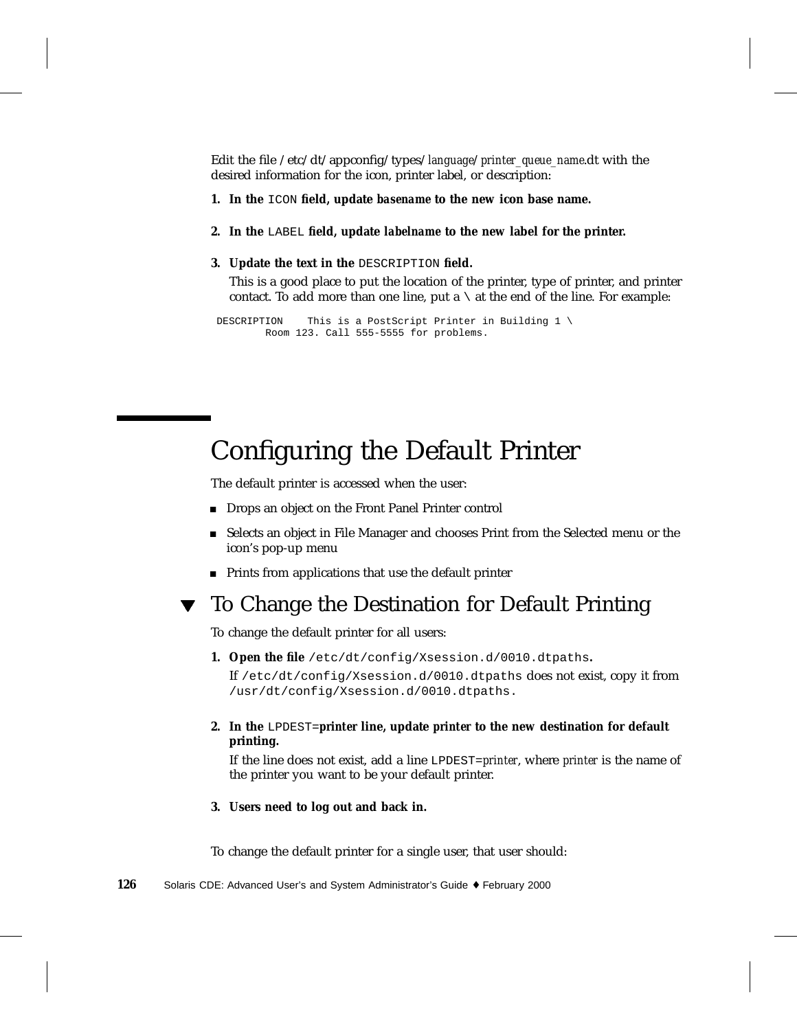Edit the file /etc/dt/appconfig/types/*language*/*printer_queue_name*.dt with the desired information for the icon, printer label, or description:

1. **In the `ICON` field, update *basename* to the new icon base name.**

2. **In the `LABEL` field, update *labelname* to the new label for the printer.**

3. **Update the text in the `DESCRIPTION` field.**

   This is a good place to put the location of the printer, type of printer, and printer contact. To add more than one line, put a \ at the end of the line. For example:

```
DESCRIPTION    This is a PostScript Printer in Building 1 \
        Room 123. Call 555-5555 for problems.
```

# Configuring the Default Printer

The default printer is accessed when the user:

- Drops an object on the Front Panel Printer control
- Selects an object in File Manager and chooses Print from the Selected menu or the icon's pop-up menu
- Prints from applications that use the default printer

## ▼ To Change the Destination for Default Printing

To change the default printer for all users:

1. **Open the file `/etc/dt/config/Xsession.d/0010.dtpaths`.**

   If `/etc/dt/config/Xsession.d/0010.dtpaths` does not exist, copy it from `/usr/dt/config/Xsession.d/0010.dtpaths.`

2. **In the `LPDEST=`printer line, update *printer* to the new destination for default printing.**

   If the line does not exist, add a line `LPDEST=`*printer*, where *printer* is the name of the printer you want to be your default printer.

3. **Users need to log out and back in.**

To change the default printer for a single user, that user should: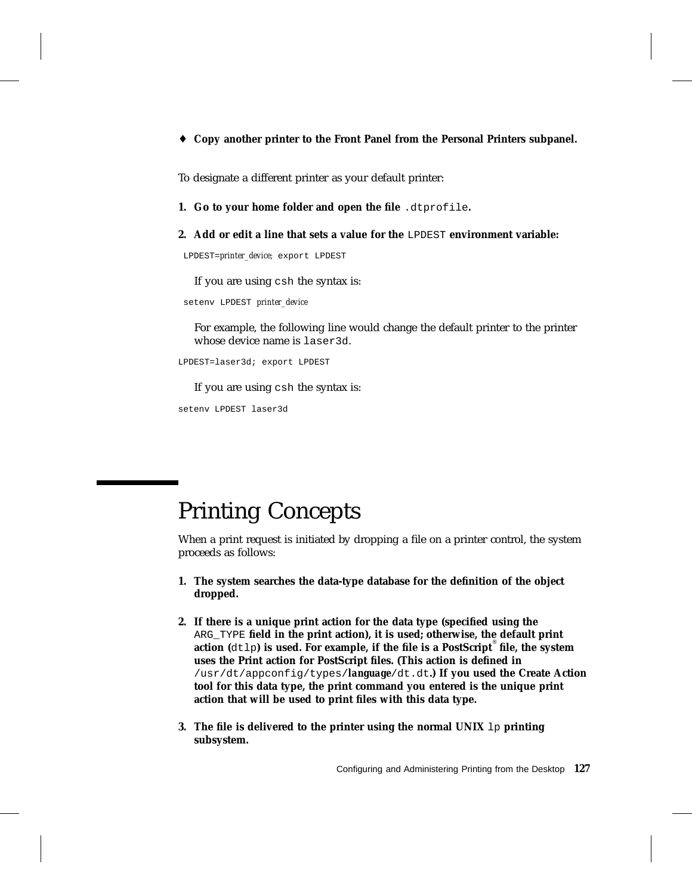♦ **Copy another printer to the Front Panel from the Personal Printers subpanel.**

To designate a different printer as your default printer:

1. **Go to your home folder and open the file `.dtprofile`.**

2. **Add or edit a line that sets a value for the `LPDEST` environment variable:**

   ```
   LPDEST=printer_device; export LPDEST
   ```

   If you are using `csh` the syntax is:

   ```
   setenv LPDEST printer_device
   ```

   For example, the following line would change the default printer to the printer whose device name is `laser3d`.

   ```
   LPDEST=laser3d; export LPDEST
   ```

   If you are using `csh` the syntax is:

   ```
   setenv LPDEST laser3d
   ```

# Printing Concepts

When a print request is initiated by dropping a file on a printer control, the system proceeds as follows:

1. **The system searches the data-type database for the definition of the object dropped.**

2. **If there is a unique print action for the data type (specified using the `ARG_TYPE` field in the print action), it is used; otherwise, the default print action (`dtlp`) is used. For example, if the file is a PostScript® file, the system uses the Print action for PostScript files. (This action is defined in `/usr/dt/appconfig/types/`*language*`/dt.dt`.) If you used the Create Action tool for this data type, the print command you entered is the unique print action that will be used to print files with this data type.**

3. **The file is delivered to the printer using the normal UNIX `lp` printing subsystem.**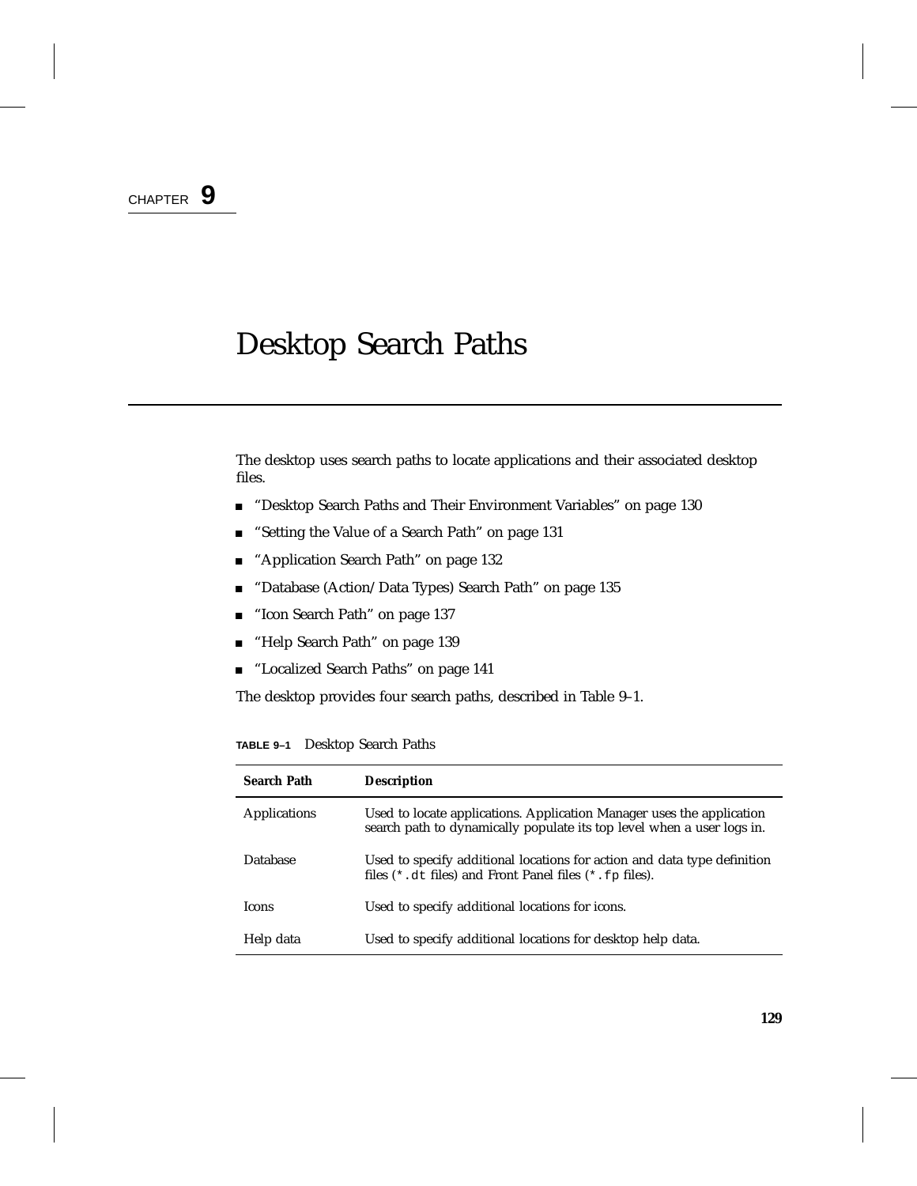CHAPTER **9**

# Desktop Search Paths

The desktop uses search paths to locate applications and their associated desktop files.

- "Desktop Search Paths and Their Environment Variables" on page 130
- "Setting the Value of a Search Path" on page 131
- "Application Search Path" on page 132
- "Database (Action/Data Types) Search Path" on page 135
- "Icon Search Path" on page 137
- "Help Search Path" on page 139
- "Localized Search Paths" on page 141

The desktop provides four search paths, described in Table 9–1.

**TABLE 9–1** Desktop Search Paths

| Search Path | Description |
| --- | --- |
| Applications | Used to locate applications. Application Manager uses the application search path to dynamically populate its top level when a user logs in. |
| Database | Used to specify additional locations for action and data type definition files (`*.dt` files) and Front Panel files (`*.fp` files). |
| Icons | Used to specify additional locations for icons. |
| Help data | Used to specify additional locations for desktop help data. |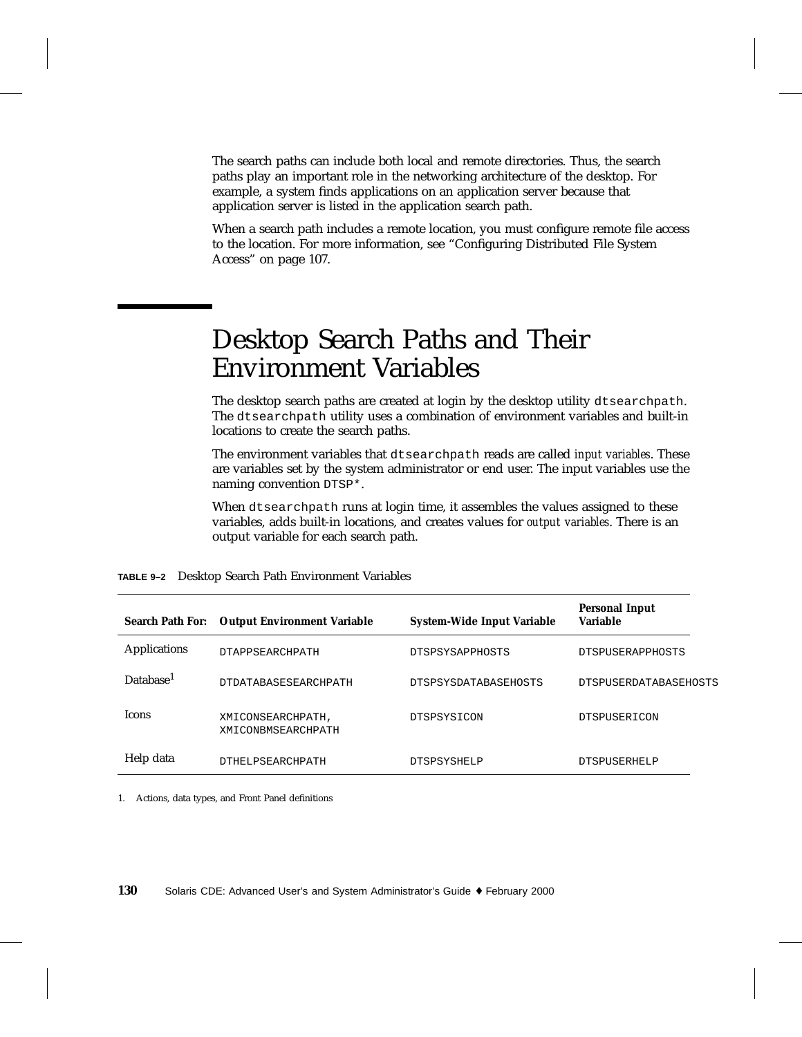The search paths can include both local and remote directories. Thus, the search paths play an important role in the networking architecture of the desktop. For example, a system finds applications on an application server because that application server is listed in the application search path.

When a search path includes a remote location, you must configure remote file access to the location. For more information, see "Configuring Distributed File System Access" on page 107.

# Desktop Search Paths and Their Environment Variables

The desktop search paths are created at login by the desktop utility `dtsearchpath`. The `dtsearchpath` utility uses a combination of environment variables and built-in locations to create the search paths.

The environment variables that `dtsearchpath` reads are called *input variables*. These are variables set by the system administrator or end user. The input variables use the naming convention `DTSP*`.

When `dtsearchpath` runs at login time, it assembles the values assigned to these variables, adds built-in locations, and creates values for *output variables*. There is an output variable for each search path.

**TABLE 9–2** Desktop Search Path Environment Variables

| Search Path For: | Output Environment Variable | System-Wide Input Variable | Personal Input Variable |
|---|---|---|---|
| Applications | `DTAPPSEARCHPATH` | `DTSPSYSAPPHOSTS` | `DTSPUSERAPPHOSTS` |
| Database[1] | `DTDATABASESEARCHPATH` | `DTSPSYSDATABASEHOSTS` | `DTSPUSERDATABASEHOSTS` |
| Icons | `XMICONSEARCHPATH`, `XMICONBMSEARCHPATH` | `DTSPSYSICON` | `DTSPUSERICON` |
| Help data | `DTHELPSEARCHPATH` | `DTSPSYSHELP` | `DTSPUSERHELP` |

1. Actions, data types, and Front Panel definitions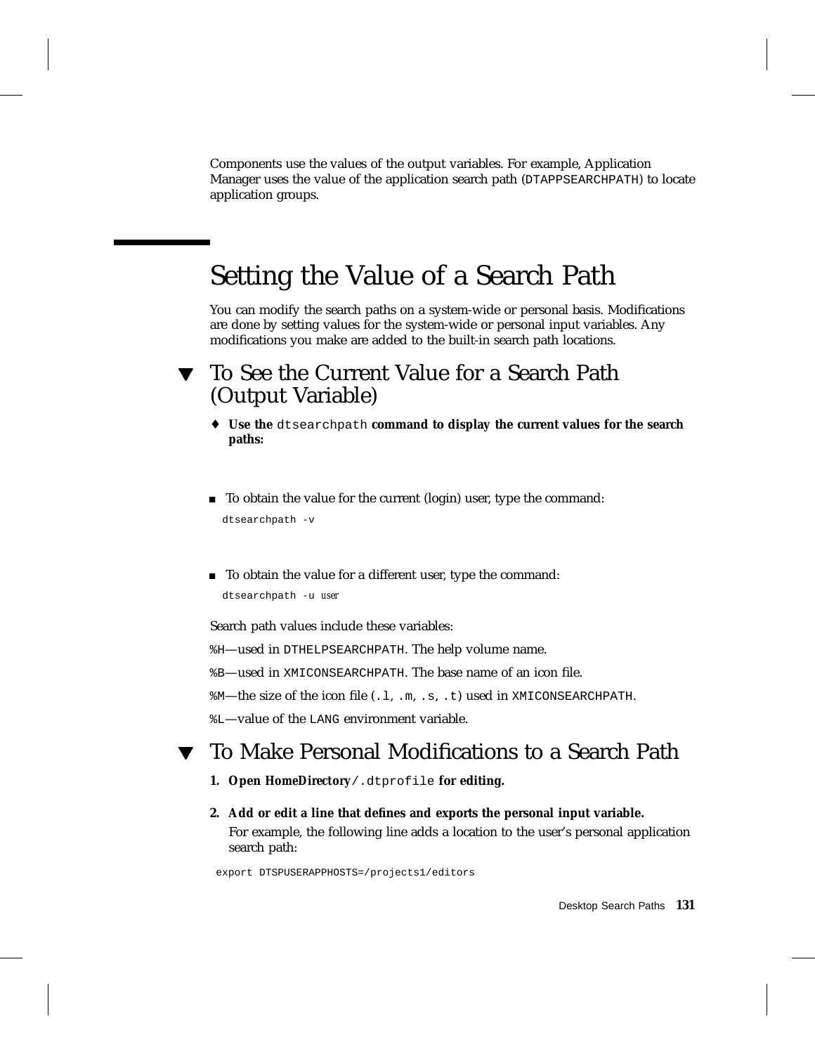Components use the values of the output variables. For example, Application Manager uses the value of the application search path (`DTAPPSEARCHPATH`) to locate application groups.

## Setting the Value of a Search Path

You can modify the search paths on a system-wide or personal basis. Modifications are done by setting values for the system-wide or personal input variables. Any modifications you make are added to the built-in search path locations.

### ▼ To See the Current Value for a Search Path (Output Variable)

♦ **Use the** `dtsearchpath` **command to display the current values for the search paths:**

- To obtain the value for the current (login) user, type the command:

```
dtsearchpath -v
```

- To obtain the value for a different user, type the command:

```
dtsearchpath -u user
```

Search path values include these variables:

`%H`—used in `DTHELPSEARCHPATH`. The help volume name.

`%B`—used in `XMICONSEARCHPATH`. The base name of an icon file.

`%M`—the size of the icon file (`.l`, `.m`, `.s`, `.t`) used in `XMICONSEARCHPATH`.

`%L`—value of the `LANG` environment variable.

### ▼ To Make Personal Modifications to a Search Path

1. **Open** ***HomeDirectory***`/.dtprofile` **for editing.**

2. **Add or edit a line that defines and exports the personal input variable.**

   For example, the following line adds a location to the user's personal application search path:

```
export DTSPUSERAPPHOSTS=/projects1/editors
```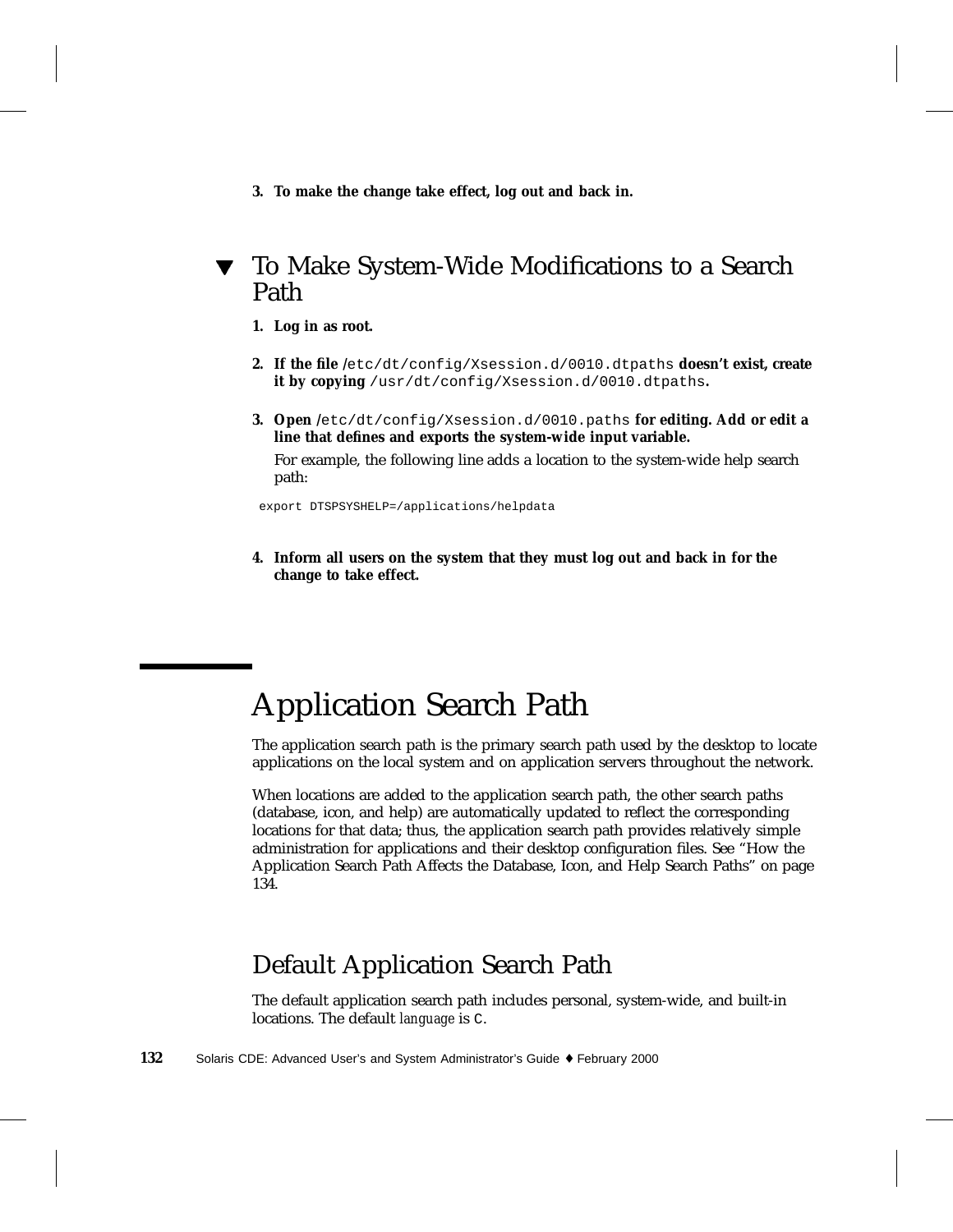3. **To make the change take effect, log out and back in.**

## ▼ To Make System-Wide Modifications to a Search Path

1. **Log in as root.**

2. **If the file** /etc/dt/config/Xsession.d/0010.dtpaths **doesn't exist, create it by copying** /usr/dt/config/Xsession.d/0010.dtpaths**.**

3. **Open** /etc/dt/config/Xsession.d/0010.paths **for editing. Add or edit a line that defines and exports the system-wide input variable.**

   For example, the following line adds a location to the system-wide help search path:

```
export DTSPSYSHELP=/applications/helpdata
```

4. **Inform all users on the system that they must log out and back in for the change to take effect.**

# Application Search Path

The application search path is the primary search path used by the desktop to locate applications on the local system and on application servers throughout the network.

When locations are added to the application search path, the other search paths (database, icon, and help) are automatically updated to reflect the corresponding locations for that data; thus, the application search path provides relatively simple administration for applications and their desktop configuration files. See "How the Application Search Path Affects the Database, Icon, and Help Search Paths" on page 134.

## Default Application Search Path

The default application search path includes personal, system-wide, and built-in locations. The default *language* is C.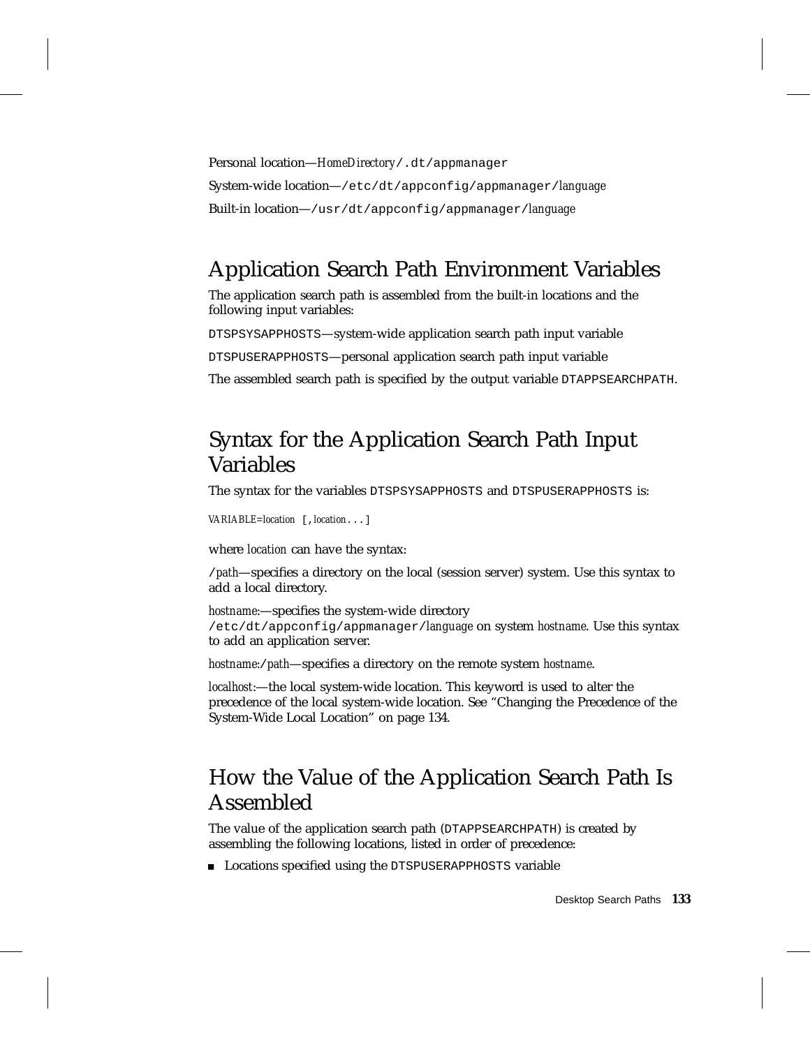Personal location—*HomeDirectory*`/.dt/appmanager`

System-wide location—`/etc/dt/appconfig/appmanager/`*language*

Built-in location—`/usr/dt/appconfig/appmanager/`*language*

## Application Search Path Environment Variables

The application search path is assembled from the built-in locations and the following input variables:

`DTSPSYSAPPHOSTS`—system-wide application search path input variable

`DTSPUSERAPPHOSTS`—personal application search path input variable

The assembled search path is specified by the output variable `DTAPPSEARCHPATH`.

## Syntax for the Application Search Path Input Variables

The syntax for the variables `DTSPSYSAPPHOSTS` and `DTSPUSERAPPHOSTS` is:

*VARIABLE*=*location* `[,`*location*`...]`

where *location* can have the syntax:

`/`*path*—specifies a directory on the local (session server) system. Use this syntax to add a local directory.

*hostname*:—specifies the system-wide directory `/etc/dt/appconfig/appmanager/`*language* on system *hostname*. Use this syntax to add an application server.

*hostname*:`/`*path*—specifies a directory on the remote system *hostname*.

*localhost*:—the local system-wide location. This keyword is used to alter the precedence of the local system-wide location. See "Changing the Precedence of the System-Wide Local Location" on page 134.

## How the Value of the Application Search Path Is Assembled

The value of the application search path (`DTAPPSEARCHPATH`) is created by assembling the following locations, listed in order of precedence:

- Locations specified using the `DTSPUSERAPPHOSTS` variable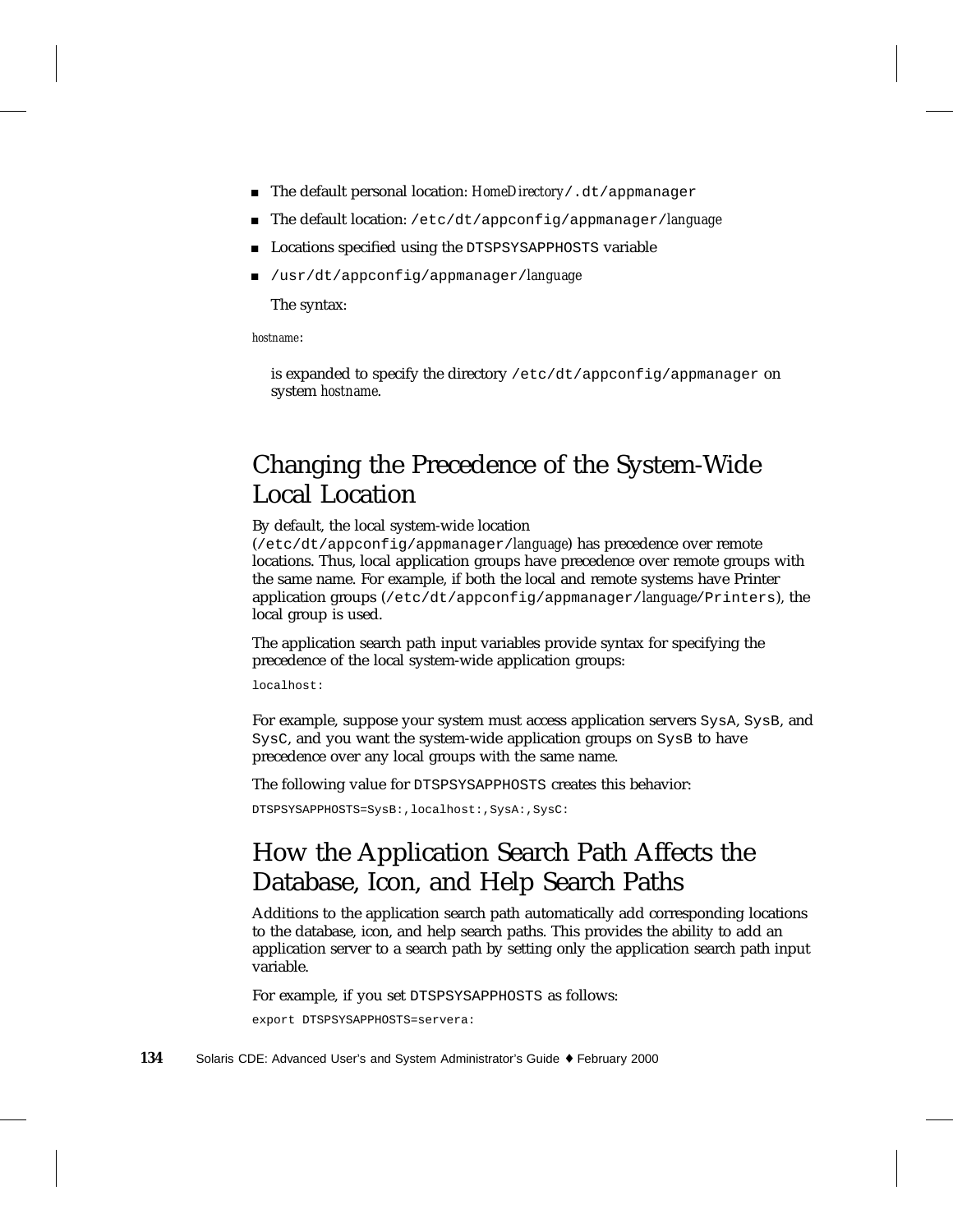- The default personal location: *HomeDirectory*`/.dt/appmanager`
- The default location: `/etc/dt/appconfig/appmanager/`*language*
- Locations specified using the `DTSPSYSAPPHOSTS` variable
- `/usr/dt/appconfig/appmanager/`*language*

  The syntax:

```
hostname:
```

is expanded to specify the directory `/etc/dt/appconfig/appmanager` on system *hostname*.

## Changing the Precedence of the System-Wide Local Location

By default, the local system-wide location (`/etc/dt/appconfig/appmanager/`*language*) has precedence over remote locations. Thus, local application groups have precedence over remote groups with the same name. For example, if both the local and remote systems have Printer application groups (`/etc/dt/appconfig/appmanager/`*language*`/Printers`), the local group is used.

The application search path input variables provide syntax for specifying the precedence of the local system-wide application groups:

```
localhost:
```

For example, suppose your system must access application servers `SysA`, `SysB`, and `SysC`, and you want the system-wide application groups on `SysB` to have precedence over any local groups with the same name.

The following value for `DTSPSYSAPPHOSTS` creates this behavior:

```
DTSPSYSAPPHOSTS=SysB:,localhost:,SysA:,SysC:
```

## How the Application Search Path Affects the Database, Icon, and Help Search Paths

Additions to the application search path automatically add corresponding locations to the database, icon, and help search paths. This provides the ability to add an application server to a search path by setting only the application search path input variable.

For example, if you set `DTSPSYSAPPHOSTS` as follows:

```
export DTSPSYSAPPHOSTS=servera:
```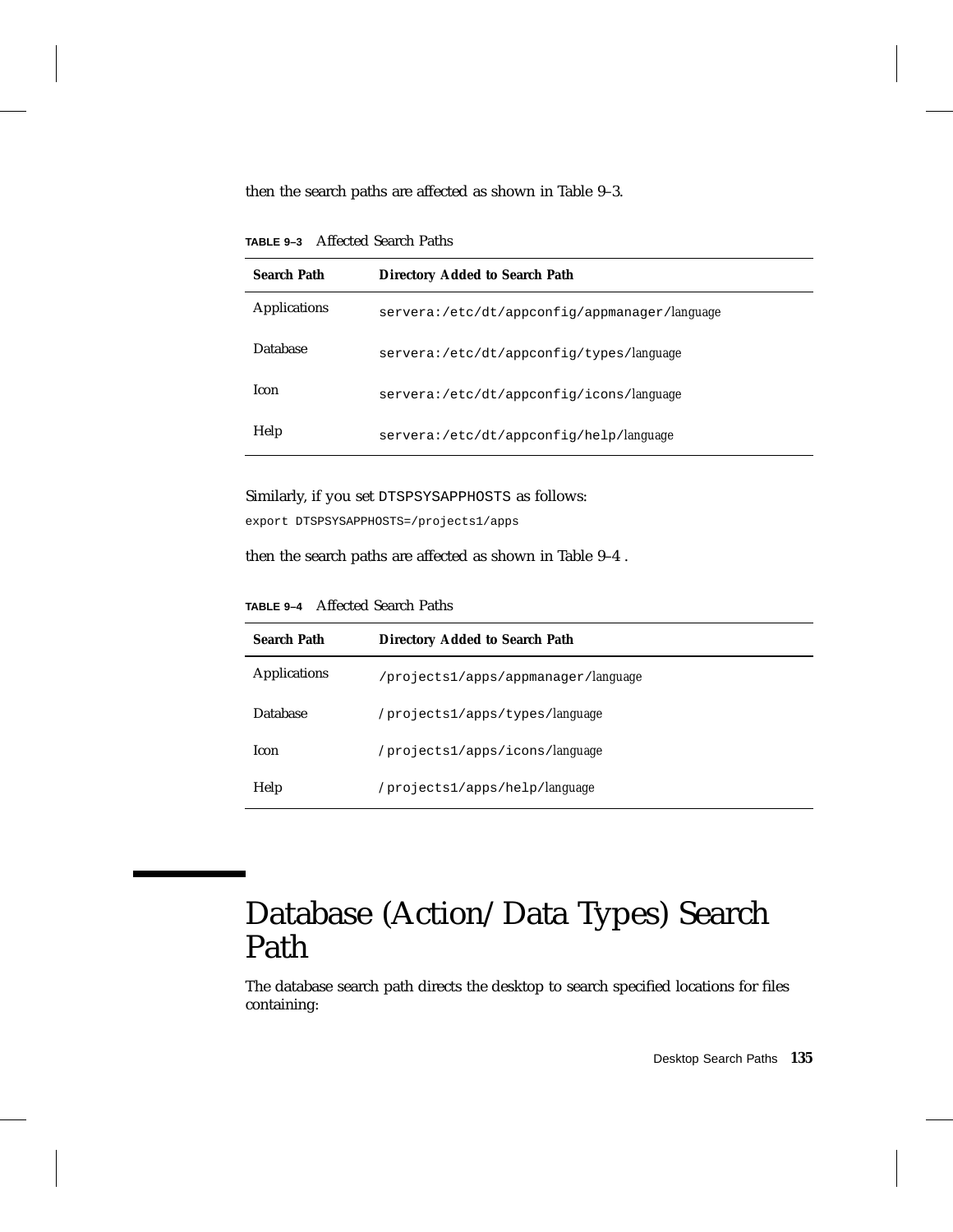then the search paths are affected as shown in Table 9–3.

**TABLE 9–3** Affected Search Paths

| Search Path | Directory Added to Search Path |
|---|---|
| Applications | servera:/etc/dt/appconfig/appmanager/*language* |
| Database | servera:/etc/dt/appconfig/types/*language* |
| Icon | servera:/etc/dt/appconfig/icons/*language* |
| Help | servera:/etc/dt/appconfig/help/*language* |

Similarly, if you set DTSPSYSAPPHOSTS as follows:

```
export DTSPSYSAPPHOSTS=/projects1/apps
```

then the search paths are affected as shown in Table 9–4 .

**TABLE 9–4** Affected Search Paths

| Search Path | Directory Added to Search Path |
|---|---|
| Applications | /projects1/apps/appmanager/*language* |
| Database | /projects1/apps/types/*language* |
| Icon | /projects1/apps/icons/*language* |
| Help | /projects1/apps/help/*language* |

# Database (Action/Data Types) Search Path

The database search path directs the desktop to search specified locations for files containing: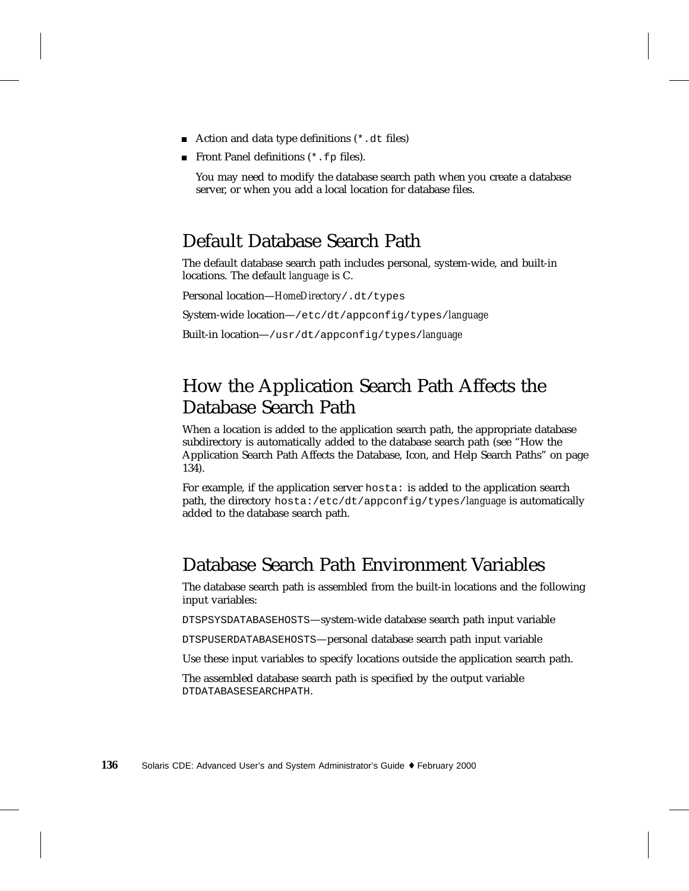- Action and data type definitions (`*.dt` files)
- Front Panel definitions (`*.fp` files).

  You may need to modify the database search path when you create a database server, or when you add a local location for database files.

## Default Database Search Path

The default database search path includes personal, system-wide, and built-in locations. The default *language* is C.

Personal location—*HomeDirectory*`/.dt/types`

System-wide location—`/etc/dt/appconfig/types/`*language*

Built-in location—`/usr/dt/appconfig/types/`*language*

## How the Application Search Path Affects the Database Search Path

When a location is added to the application search path, the appropriate database subdirectory is automatically added to the database search path (see "How the Application Search Path Affects the Database, Icon, and Help Search Paths" on page 134).

For example, if the application server `hosta:` is added to the application search path, the directory `hosta:/etc/dt/appconfig/types/`*language* is automatically added to the database search path.

## Database Search Path Environment Variables

The database search path is assembled from the built-in locations and the following input variables:

`DTSPSYSDATABASEHOSTS`—system-wide database search path input variable

`DTSPUSERDATABASEHOSTS`—personal database search path input variable

Use these input variables to specify locations outside the application search path.

The assembled database search path is specified by the output variable `DTDATABASESEARCHPATH`.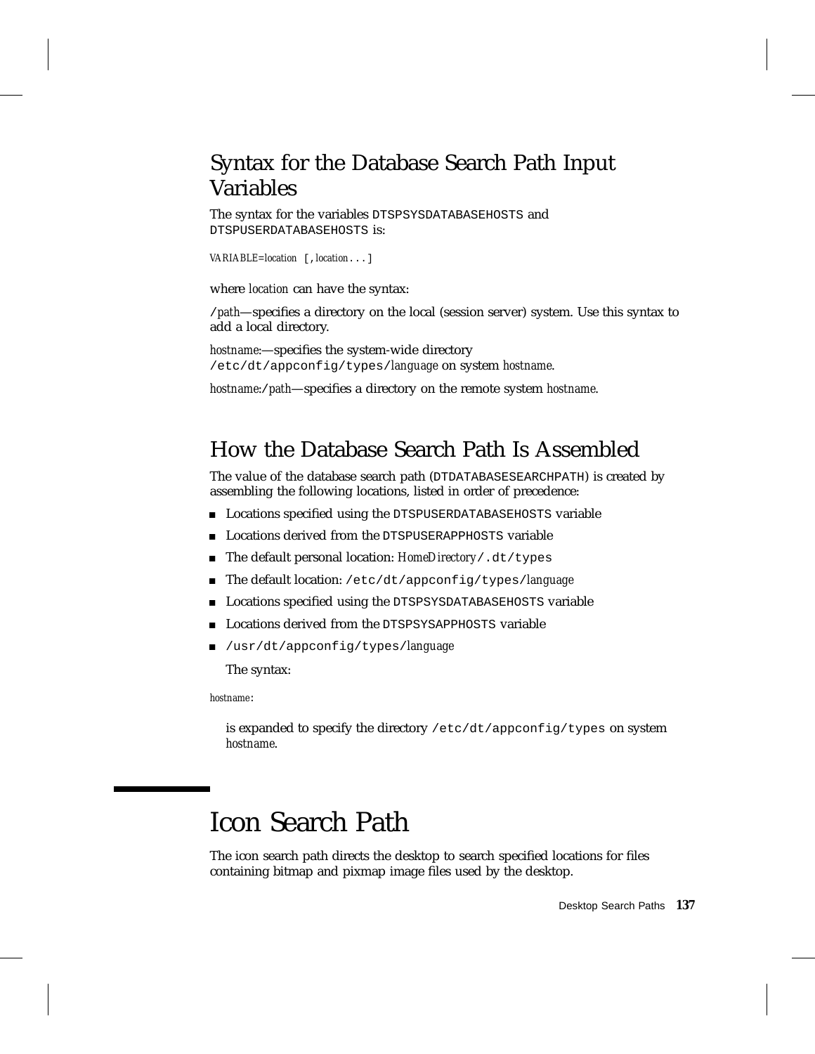## Syntax for the Database Search Path Input Variables

The syntax for the variables `DTSPSYSDATABASEHOSTS` and `DTSPUSERDATABASEHOSTS` is:

*VARIABLE*=*location* `[,`*location*`...]`

where *location* can have the syntax:

`/`*path*—specifies a directory on the local (session server) system. Use this syntax to add a local directory.

*hostname*:—specifies the system-wide directory `/etc/dt/appconfig/types/`*language* on system *hostname*.

*hostname*:`/`*path*—specifies a directory on the remote system *hostname*.

## How the Database Search Path Is Assembled

The value of the database search path (`DTDATABASESEARCHPATH`) is created by assembling the following locations, listed in order of precedence:

- Locations specified using the `DTSPUSERDATABASEHOSTS` variable
- Locations derived from the `DTSPUSERAPPHOSTS` variable
- The default personal location: *HomeDirectory*`/.dt/types`
- The default location: `/etc/dt/appconfig/types/`*language*
- Locations specified using the `DTSPSYSDATABASEHOSTS` variable
- Locations derived from the `DTSPSYSAPPHOSTS` variable
- `/usr/dt/appconfig/types/`*language*

  The syntax:

*hostname*:

  is expanded to specify the directory `/etc/dt/appconfig/types` on system *hostname*.

# Icon Search Path

The icon search path directs the desktop to search specified locations for files containing bitmap and pixmap image files used by the desktop.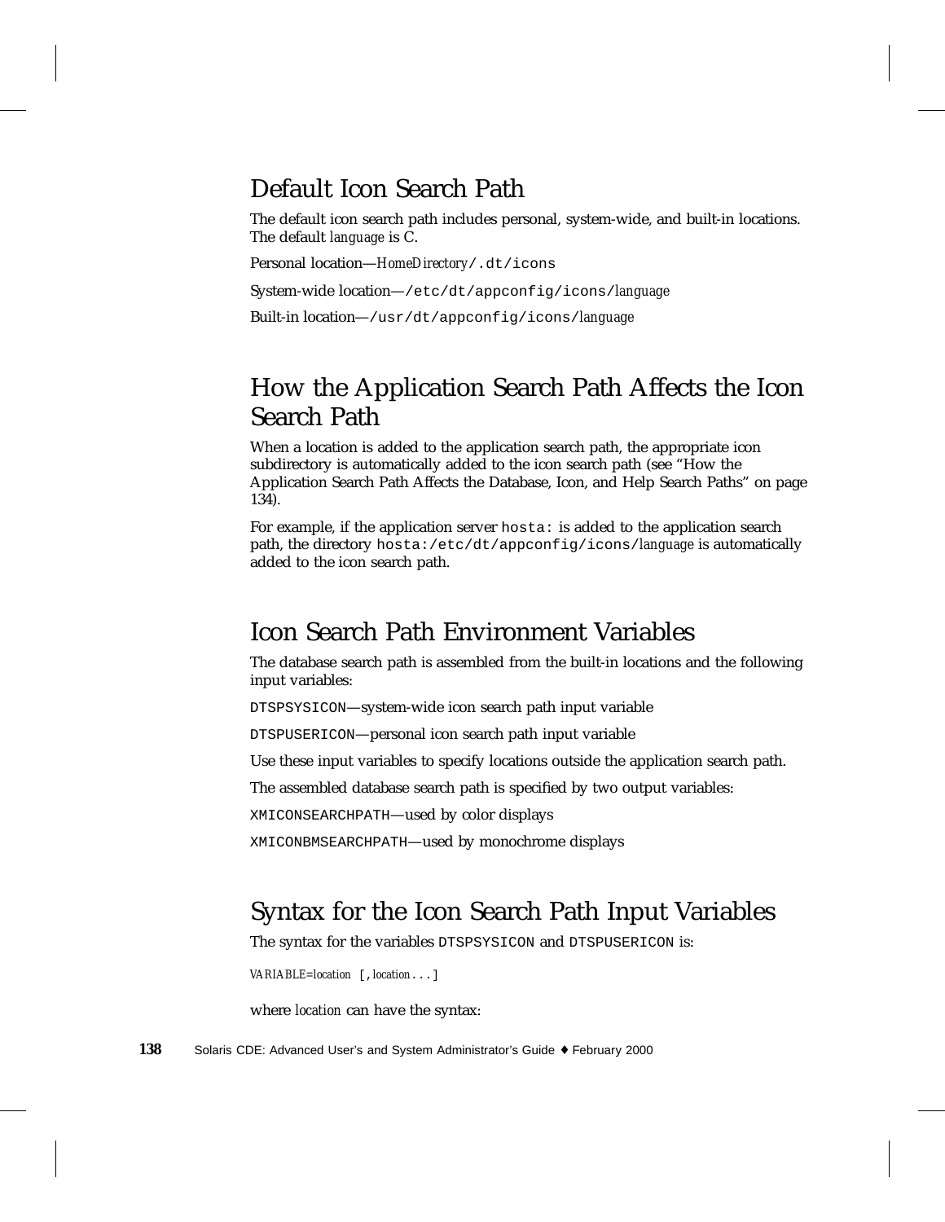## Default Icon Search Path

The default icon search path includes personal, system-wide, and built-in locations. The default *language* is C.

Personal location—*HomeDirectory*`/.dt/icons`

System-wide location—`/etc/dt/appconfig/icons/`*language*

Built-in location—`/usr/dt/appconfig/icons/`*language*

## How the Application Search Path Affects the Icon Search Path

When a location is added to the application search path, the appropriate icon subdirectory is automatically added to the icon search path (see "How the Application Search Path Affects the Database, Icon, and Help Search Paths" on page 134).

For example, if the application server `hosta:` is added to the application search path, the directory `hosta:/etc/dt/appconfig/icons/`*language* is automatically added to the icon search path.

## Icon Search Path Environment Variables

The database search path is assembled from the built-in locations and the following input variables:

`DTSPSYSICON`—system-wide icon search path input variable

`DTSPUSERICON`—personal icon search path input variable

Use these input variables to specify locations outside the application search path.

The assembled database search path is specified by two output variables:

`XMICONSEARCHPATH`—used by color displays

`XMICONBMSEARCHPATH`—used by monochrome displays

## Syntax for the Icon Search Path Input Variables

The syntax for the variables `DTSPSYSICON` and `DTSPUSERICON` is:

*VARIABLE*=*location* `[,`*location*`...]`

where *location* can have the syntax: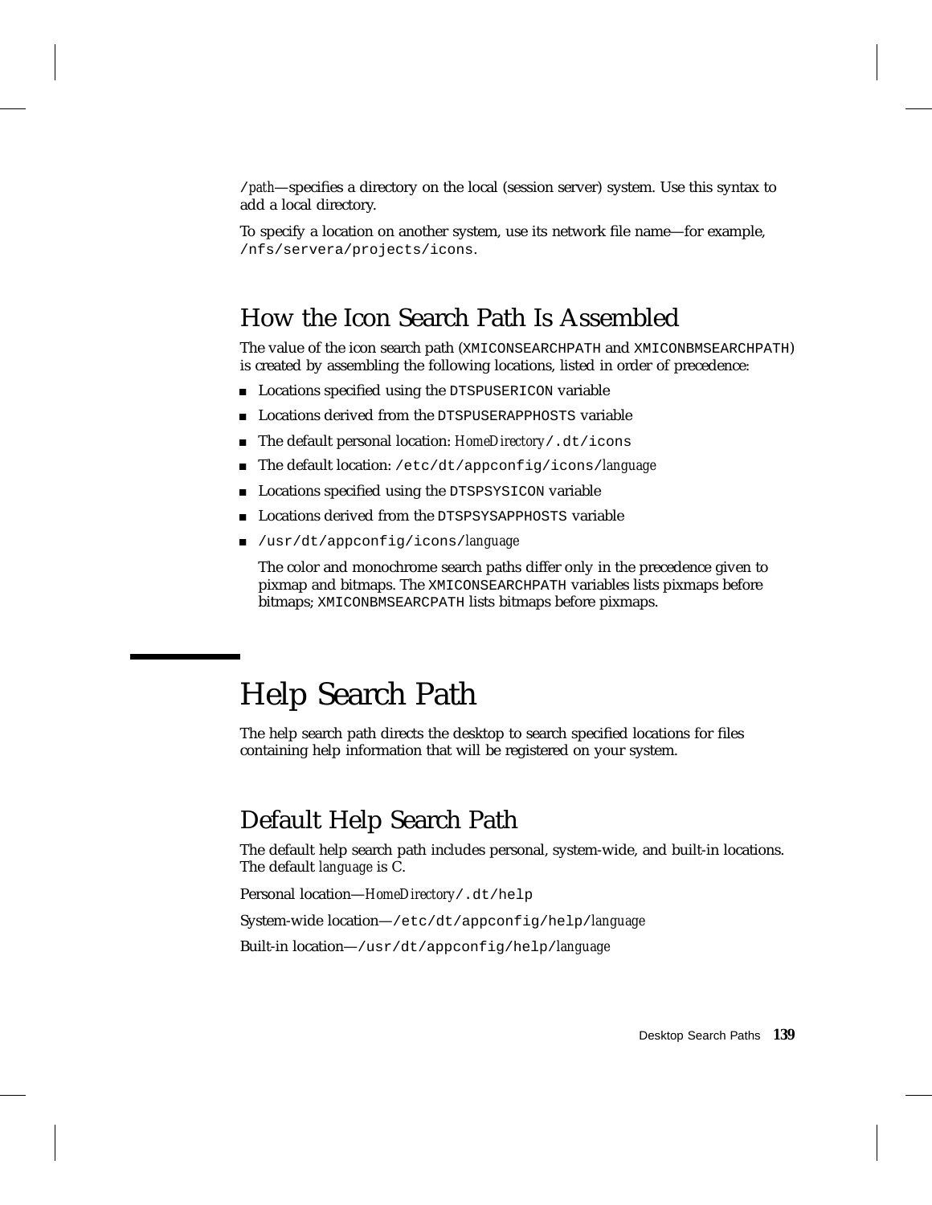`/`*path*—specifies a directory on the local (session server) system. Use this syntax to add a local directory.

To specify a location on another system, use its network file name—for example, `/nfs/servera/projects/icons`.

## How the Icon Search Path Is Assembled

The value of the icon search path (`XMICONSEARCHPATH` and `XMICONBMSEARCHPATH`) is created by assembling the following locations, listed in order of precedence:

- Locations specified using the `DTSPUSERICON` variable
- Locations derived from the `DTSPUSERAPPHOSTS` variable
- The default personal location: *HomeDirectory*`/.dt/icons`
- The default location: `/etc/dt/appconfig/icons/`*language*
- Locations specified using the `DTSPSYSICON` variable
- Locations derived from the `DTSPSYSAPPHOSTS` variable
- `/usr/dt/appconfig/icons/`*language*

  The color and monochrome search paths differ only in the precedence given to pixmap and bitmaps. The `XMICONSEARCHPATH` variables lists pixmaps before bitmaps; `XMICONBMSEARCPATH` lists bitmaps before pixmaps.

# Help Search Path

The help search path directs the desktop to search specified locations for files containing help information that will be registered on your system.

## Default Help Search Path

The default help search path includes personal, system-wide, and built-in locations. The default *language* is C.

Personal location—*HomeDirectory*`/.dt/help`

System-wide location—`/etc/dt/appconfig/help/`*language*

Built-in location—`/usr/dt/appconfig/help/`*language*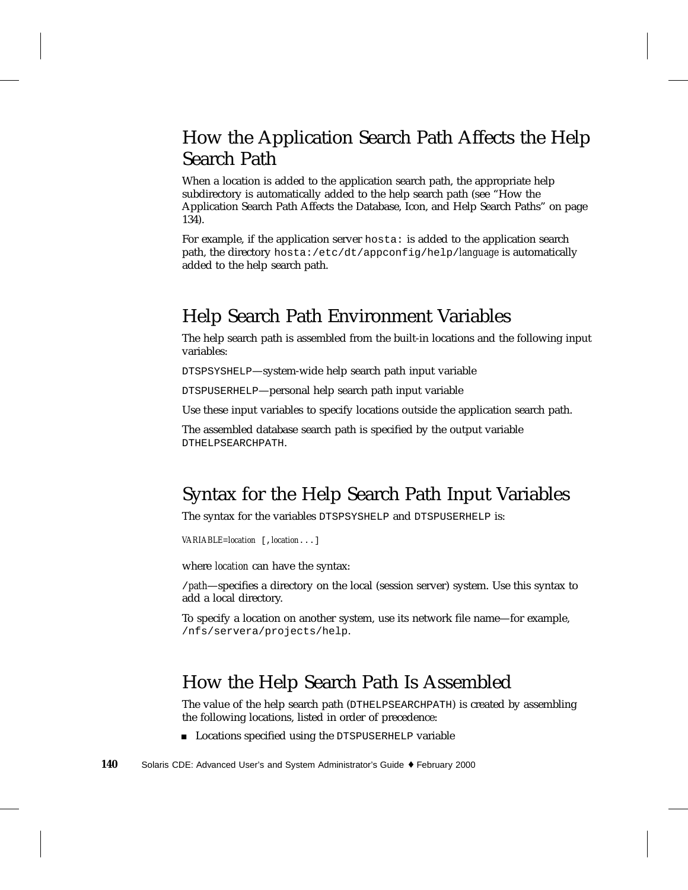## How the Application Search Path Affects the Help Search Path

When a location is added to the application search path, the appropriate help subdirectory is automatically added to the help search path (see "How the Application Search Path Affects the Database, Icon, and Help Search Paths" on page 134).

For example, if the application server `hosta:` is added to the application search path, the directory `hosta:/etc/dt/appconfig/help/`*language* is automatically added to the help search path.

## Help Search Path Environment Variables

The help search path is assembled from the built-in locations and the following input variables:

`DTSPSYSHELP`—system-wide help search path input variable

`DTSPUSERHELP`—personal help search path input variable

Use these input variables to specify locations outside the application search path.

The assembled database search path is specified by the output variable `DTHELPSEARCHPATH`.

## Syntax for the Help Search Path Input Variables

The syntax for the variables `DTSPSYSHELP` and `DTSPUSERHELP` is:

*VARIABLE*=*location* `[,`*location*`...]`

where *location* can have the syntax:

`/`*path*—specifies a directory on the local (session server) system. Use this syntax to add a local directory.

To specify a location on another system, use its network file name—for example, `/nfs/servera/projects/help`.

## How the Help Search Path Is Assembled

The value of the help search path (`DTHELPSEARCHPATH`) is created by assembling the following locations, listed in order of precedence:

- Locations specified using the `DTSPUSERHELP` variable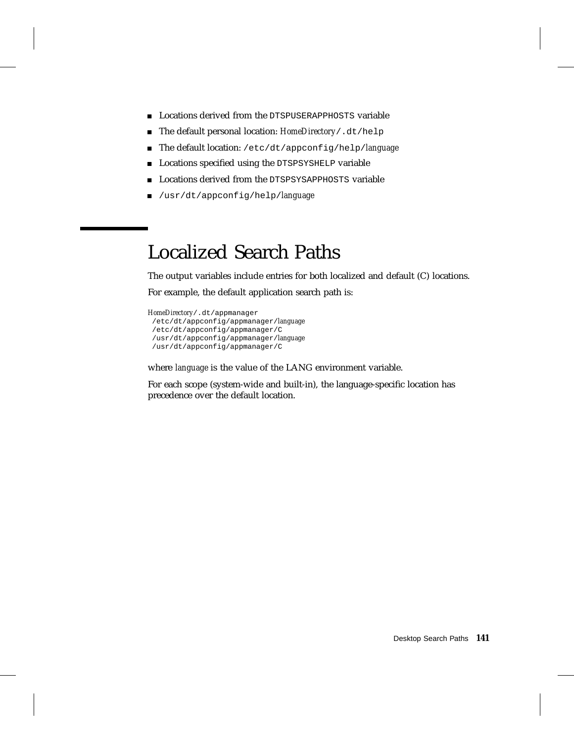- Locations derived from the `DTSPUSERAPPHOSTS` variable
- The default personal location: *HomeDirectory*`/.dt/help`
- The default location: `/etc/dt/appconfig/help/`*language*
- Locations specified using the `DTSPSYSHELP` variable
- Locations derived from the `DTSPSYSAPPHOSTS` variable
- `/usr/dt/appconfig/help/`*language*

# Localized Search Paths

The output variables include entries for both localized and default (C) locations.

For example, the default application search path is:

```
HomeDirectory/.dt/appmanager
 /etc/dt/appconfig/appmanager/language
 /etc/dt/appconfig/appmanager/C
 /usr/dt/appconfig/appmanager/language
 /usr/dt/appconfig/appmanager/C
```

where *language* is the value of the LANG environment variable.

For each scope (system-wide and built-in), the language-specific location has precedence over the default location.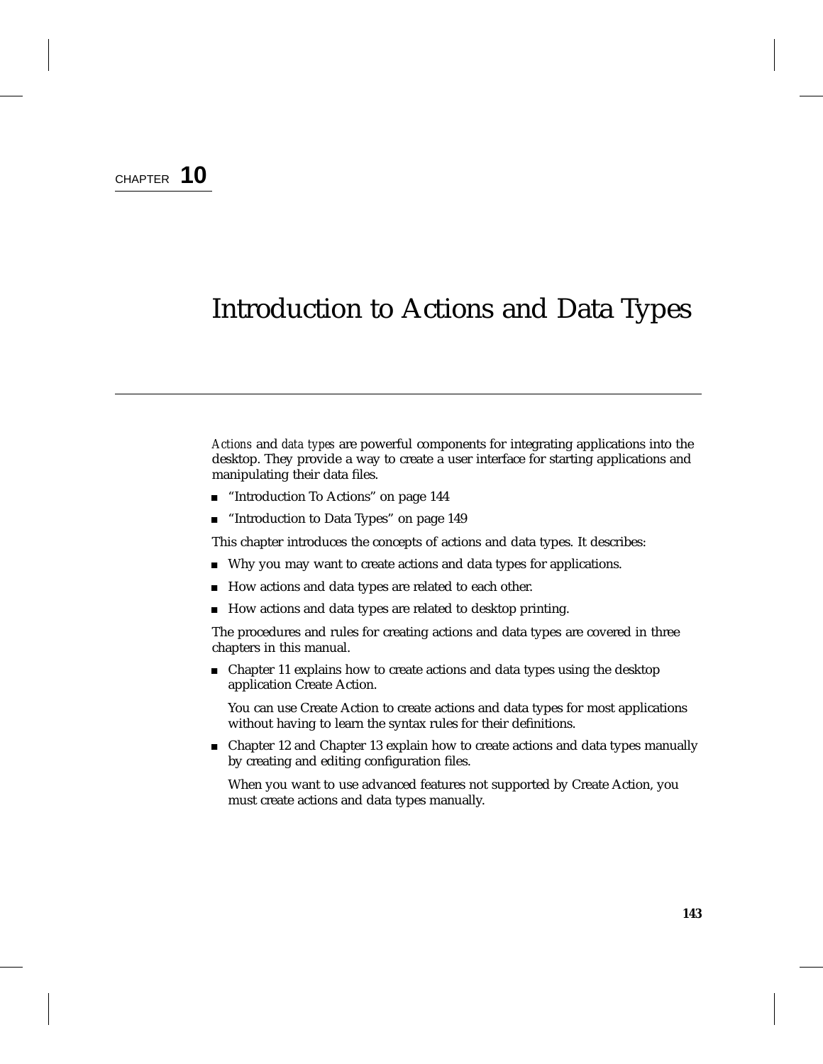CHAPTER **10**

# Introduction to Actions and Data Types

*Actions* and *data types* are powerful components for integrating applications into the desktop. They provide a way to create a user interface for starting applications and manipulating their data files.

- "Introduction To Actions" on page 144
- "Introduction to Data Types" on page 149

This chapter introduces the concepts of actions and data types. It describes:

- Why you may want to create actions and data types for applications.
- How actions and data types are related to each other.
- How actions and data types are related to desktop printing.

The procedures and rules for creating actions and data types are covered in three chapters in this manual.

- Chapter 11 explains how to create actions and data types using the desktop application Create Action.

  You can use Create Action to create actions and data types for most applications without having to learn the syntax rules for their definitions.

- Chapter 12 and Chapter 13 explain how to create actions and data types manually by creating and editing configuration files.

  When you want to use advanced features not supported by Create Action, you must create actions and data types manually.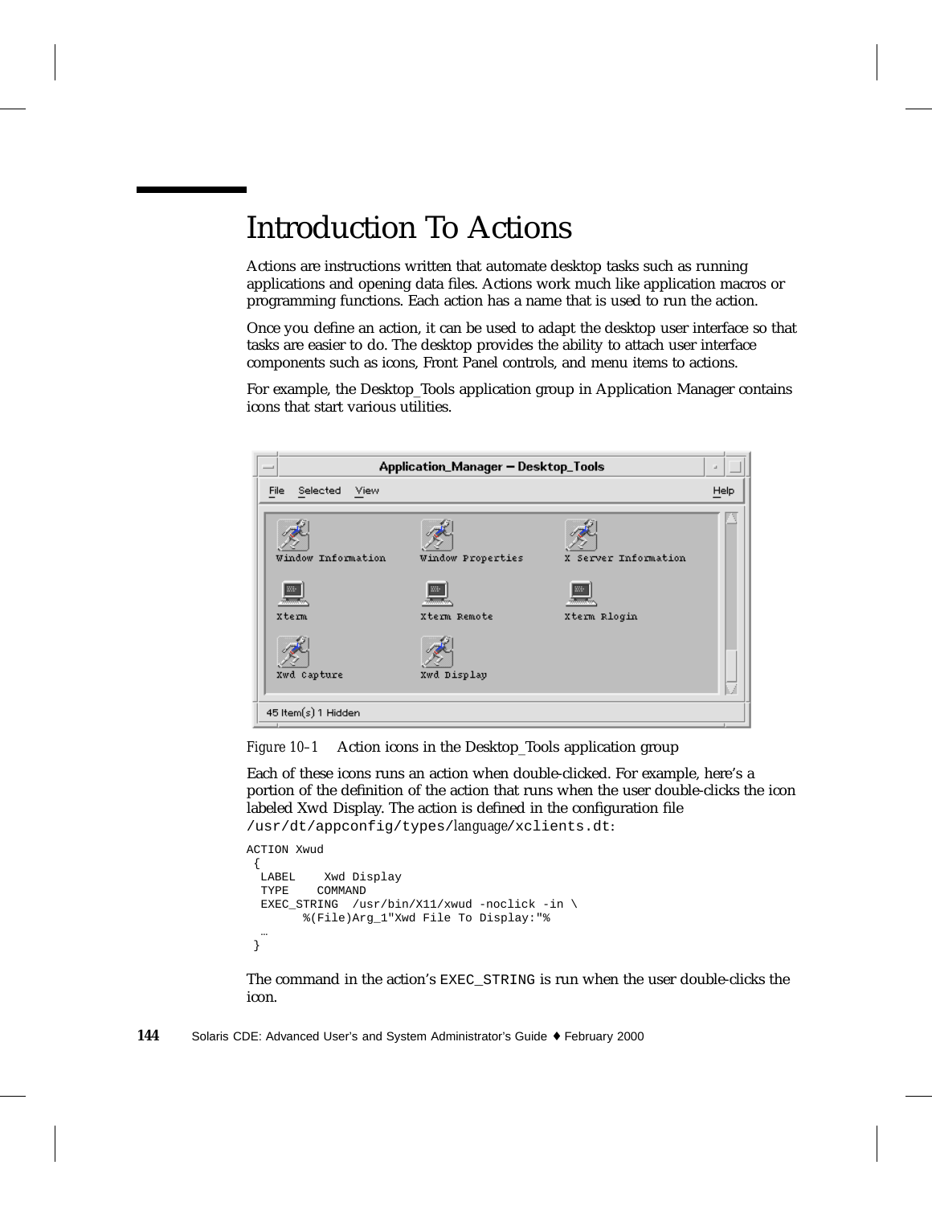# Introduction To Actions

Actions are instructions written that automate desktop tasks such as running applications and opening data files. Actions work much like application macros or programming functions. Each action has a name that is used to run the action.

Once you define an action, it can be used to adapt the desktop user interface so that tasks are easier to do. The desktop provides the ability to attach user interface components such as icons, Front Panel controls, and menu items to actions.

For example, the Desktop_Tools application group in Application Manager contains icons that start various utilities.

*Figure 10–1* Action icons in the Desktop_Tools application group

Each of these icons runs an action when double-clicked. For example, here's a portion of the definition of the action that runs when the user double-clicks the icon labeled Xwd Display. The action is defined in the configuration file `/usr/dt/appconfig/types/`*language*`/xclients.dt`:

```
ACTION Xwud
 {
  LABEL    Xwd Display
  TYPE    COMMAND
  EXEC_STRING  /usr/bin/X11/xwud -noclick -in \
        %(File)Arg_1"Xwd File To Display:"%
  …
 }
```

The command in the action's `EXEC_STRING` is run when the user double-clicks the icon.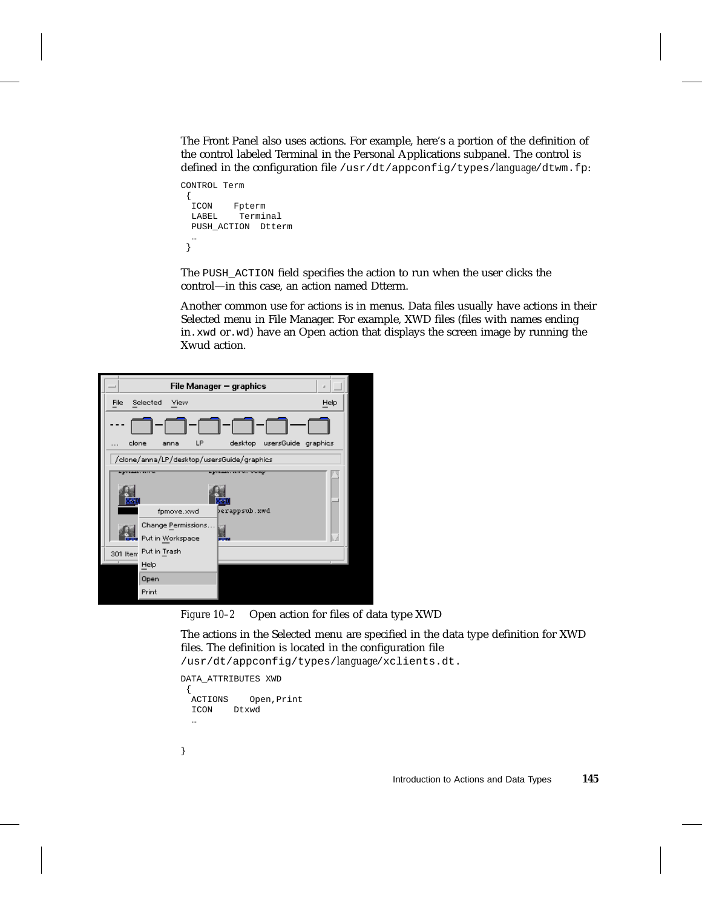The Front Panel also uses actions. For example, here's a portion of the definition of the control labeled Terminal in the Personal Applications subpanel. The control is defined in the configuration file `/usr/dt/appconfig/types/`*language*`/dtwm.fp`:

```
CONTROL Term
 {
  ICON    Fpterm
  LABEL    Terminal
  PUSH_ACTION  Dtterm
  …
 }
```

The `PUSH_ACTION` field specifies the action to run when the user clicks the control—in this case, an action named Dtterm.

Another common use for actions is in menus. Data files usually have actions in their Selected menu in File Manager. For example, XWD files (files with names ending in `.xwd` or `.wd`) have an Open action that displays the screen image by running the Xwud action.

*Figure 10–2* Open action for files of data type XWD

The actions in the Selected menu are specified in the data type definition for XWD files. The definition is located in the configuration file `/usr/dt/appconfig/types/`*language*`/xclients.dt.`

```
DATA_ATTRIBUTES XWD
 {
  ACTIONS    Open,Print
  ICON    Dtxwd
  …


}
```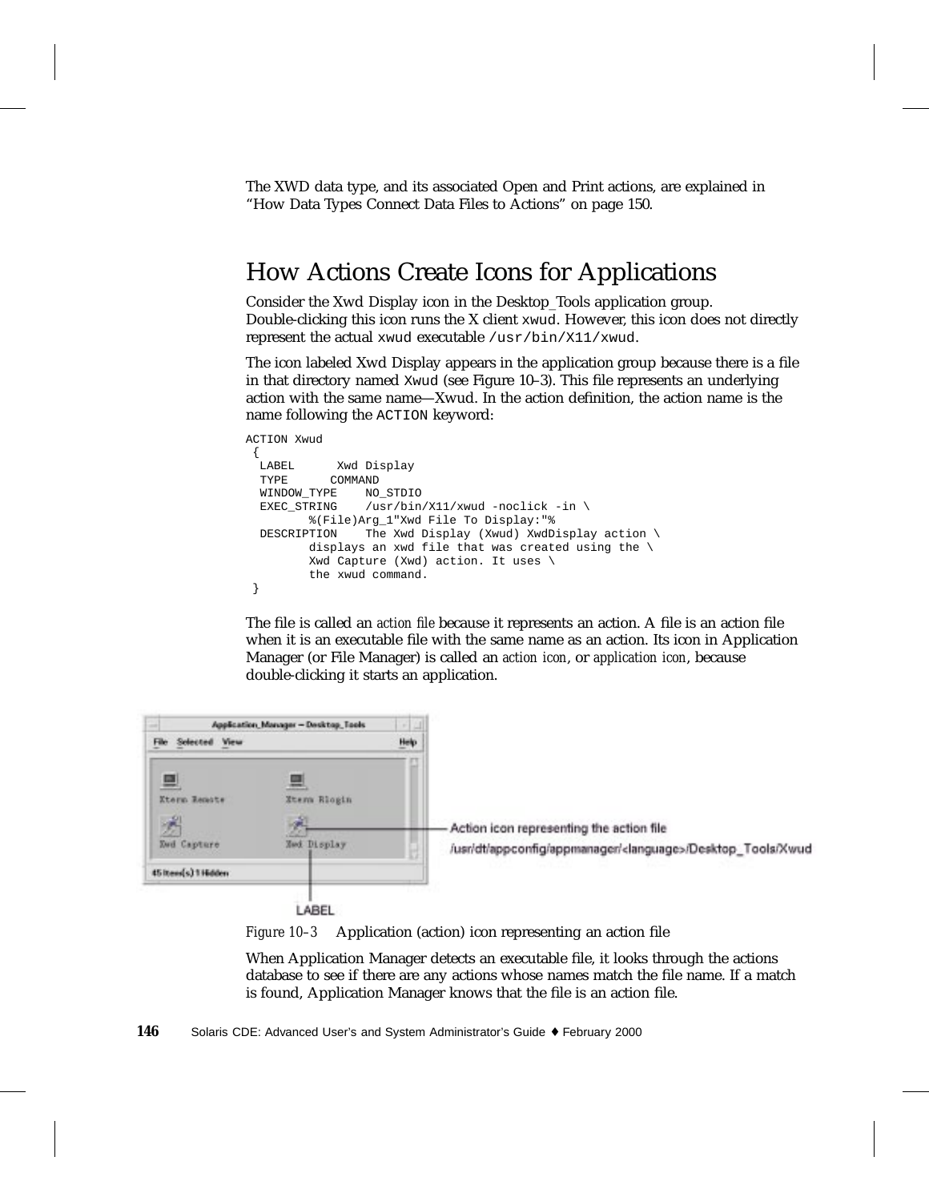The XWD data type, and its associated Open and Print actions, are explained in "How Data Types Connect Data Files to Actions" on page 150.

## How Actions Create Icons for Applications

Consider the Xwd Display icon in the Desktop_Tools application group. Double-clicking this icon runs the X client `xwud`. However, this icon does not directly represent the actual `xwud` executable `/usr/bin/X11/xwud`.

The icon labeled Xwd Display appears in the application group because there is a file in that directory named `Xwud` (see Figure 10–3). This file represents an underlying action with the same name—Xwud. In the action definition, the action name is the name following the `ACTION` keyword:

```
ACTION Xwud
 {
  LABEL      Xwd Display
  TYPE      COMMAND
  WINDOW_TYPE    NO_STDIO
  EXEC_STRING    /usr/bin/X11/xwud -noclick -in \
        %(File)Arg_1"Xwd File To Display:"%
  DESCRIPTION    The Xwd Display (Xwud) XwdDisplay action \
        displays an xwd file that was created using the \
        Xwd Capture (Xwd) action. It uses \
        the xwud command.
 }
```

The file is called an *action file* because it represents an action. A file is an action file when it is an executable file with the same name as an action. Its icon in Application Manager (or File Manager) is called an *action icon*, or *application icon*, because double-clicking it starts an application.

*Figure 10–3* Application (action) icon representing an action file

When Application Manager detects an executable file, it looks through the actions database to see if there are any actions whose names match the file name. If a match is found, Application Manager knows that the file is an action file.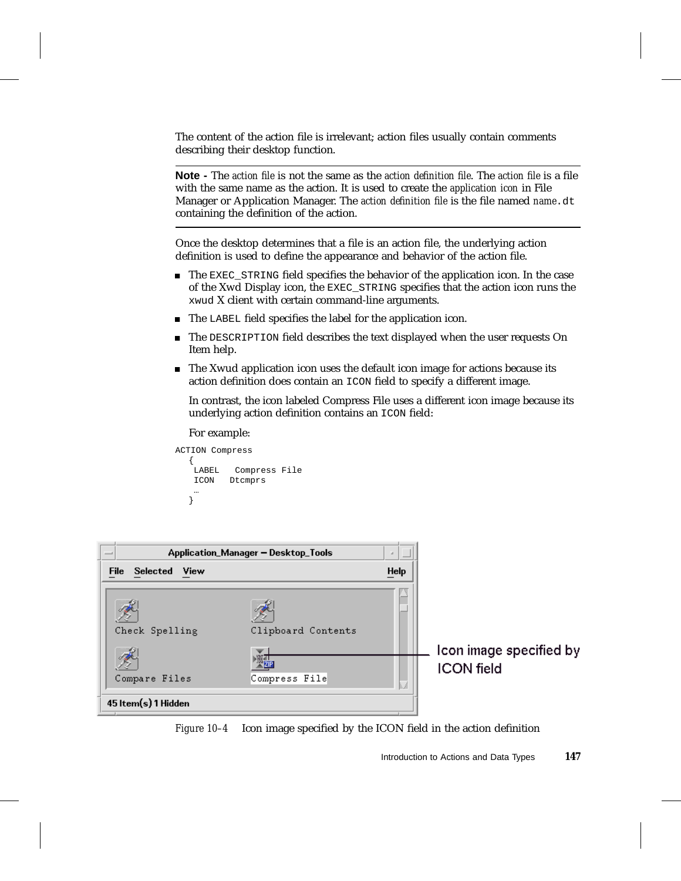The content of the action file is irrelevant; action files usually contain comments describing their desktop function.

---

**Note -** The *action file* is not the same as the *action definition file*. The *action file* is a file with the same name as the action. It is used to create the *application icon* in File Manager or Application Manager. The *action definition file* is the file named *name*`.dt` containing the definition of the action.

---

Once the desktop determines that a file is an action file, the underlying action definition is used to define the appearance and behavior of the action file.

- The `EXEC_STRING` field specifies the behavior of the application icon. In the case of the Xwd Display icon, the `EXEC_STRING` specifies that the action icon runs the `xwud` X client with certain command-line arguments.
- The `LABEL` field specifies the label for the application icon.
- The `DESCRIPTION` field describes the text displayed when the user requests On Item help.
- The Xwud application icon uses the default icon image for actions because its action definition does contain an `ICON` field to specify a different image.

  In contrast, the icon labeled Compress File uses a different icon image because its underlying action definition contains an `ICON` field:

  For example:

```
ACTION Compress
   {
    LABEL   Compress File
    ICON   Dtcmprs
    …
   }
```

*Figure 10–4* Icon image specified by the ICON field in the action definition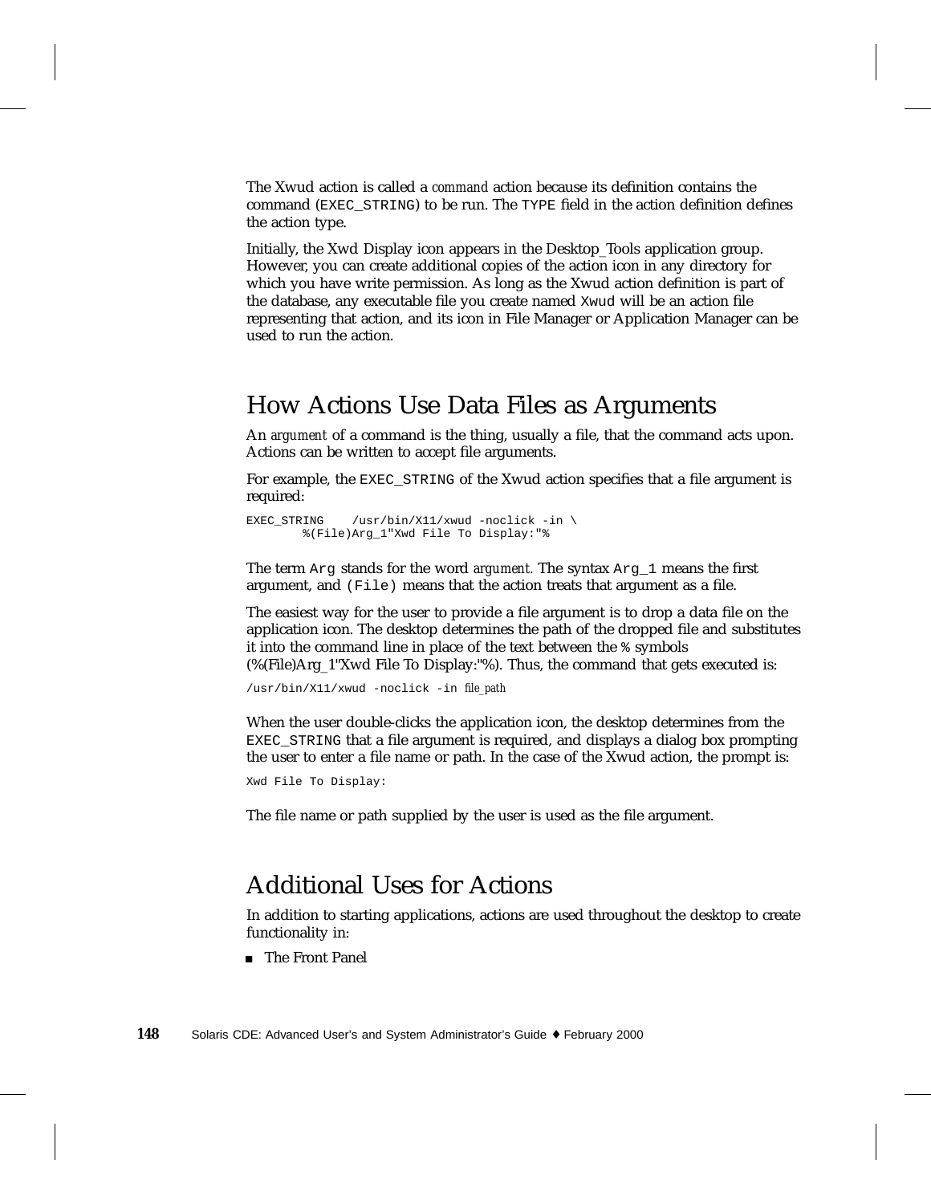The Xwud action is called a *command* action because its definition contains the command (`EXEC_STRING`) to be run. The `TYPE` field in the action definition defines the action type.

Initially, the Xwd Display icon appears in the Desktop_Tools application group. However, you can create additional copies of the action icon in any directory for which you have write permission. As long as the Xwud action definition is part of the database, any executable file you create named `Xwud` will be an action file representing that action, and its icon in File Manager or Application Manager can be used to run the action.

## How Actions Use Data Files as Arguments

An *argument* of a command is the thing, usually a file, that the command acts upon. Actions can be written to accept file arguments.

For example, the `EXEC_STRING` of the Xwud action specifies that a file argument is required:

```
EXEC_STRING    /usr/bin/X11/xwud -noclick -in \
        %(File)Arg_1"Xwd File To Display:"%
```

The term `Arg` stands for the word *argument.* The syntax `Arg_1` means the first argument, and `(File)` means that the action treats that argument as a file.

The easiest way for the user to provide a file argument is to drop a data file on the application icon. The desktop determines the path of the dropped file and substitutes it into the command line in place of the text between the `%` symbols (%(File)Arg_1"Xwd File To Display:"%). Thus, the command that gets executed is:

```
/usr/bin/X11/xwud -noclick -in file_path
```

When the user double-clicks the application icon, the desktop determines from the `EXEC_STRING` that a file argument is required, and displays a dialog box prompting the user to enter a file name or path. In the case of the Xwud action, the prompt is:

```
Xwd File To Display:
```

The file name or path supplied by the user is used as the file argument.

## Additional Uses for Actions

In addition to starting applications, actions are used throughout the desktop to create functionality in:

- The Front Panel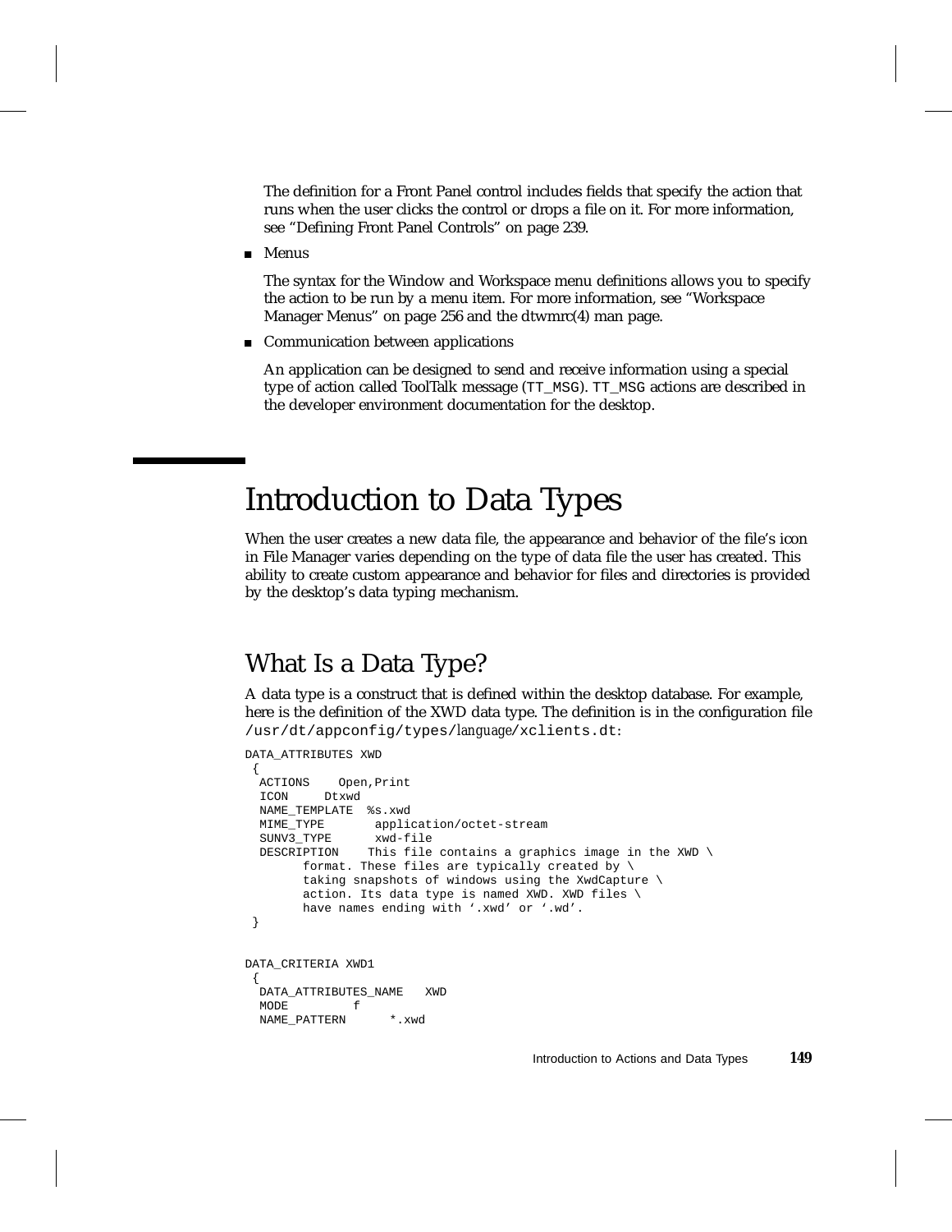The definition for a Front Panel control includes fields that specify the action that runs when the user clicks the control or drops a file on it. For more information, see "Defining Front Panel Controls" on page 239.

- Menus

  The syntax for the Window and Workspace menu definitions allows you to specify the action to be run by a menu item. For more information, see "Workspace Manager Menus" on page 256 and the dtwmrc(4) man page.

- Communication between applications

  An application can be designed to send and receive information using a special type of action called ToolTalk message (`TT_MSG`). `TT_MSG` actions are described in the developer environment documentation for the desktop.

# Introduction to Data Types

When the user creates a new data file, the appearance and behavior of the file's icon in File Manager varies depending on the type of data file the user has created. This ability to create custom appearance and behavior for files and directories is provided by the desktop's data typing mechanism.

## What Is a Data Type?

A data type is a construct that is defined within the desktop database. For example, here is the definition of the XWD data type. The definition is in the configuration file `/usr/dt/appconfig/types/`*language*`/xclients.dt`:

```
DATA_ATTRIBUTES XWD
 {
  ACTIONS    Open,Print
  ICON     Dtxwd
  NAME_TEMPLATE  %s.xwd
  MIME_TYPE       application/octet-stream
  SUNV3_TYPE      xwd-file
  DESCRIPTION    This file contains a graphics image in the XWD \
        format. These files are typically created by \
        taking snapshots of windows using the XwdCapture \
        action. Its data type is named XWD. XWD files \
        have names ending with '.xwd' or '.wd'.
 }


DATA_CRITERIA XWD1
 {
  DATA_ATTRIBUTES_NAME   XWD
  MODE         f
  NAME_PATTERN      *.xwd
```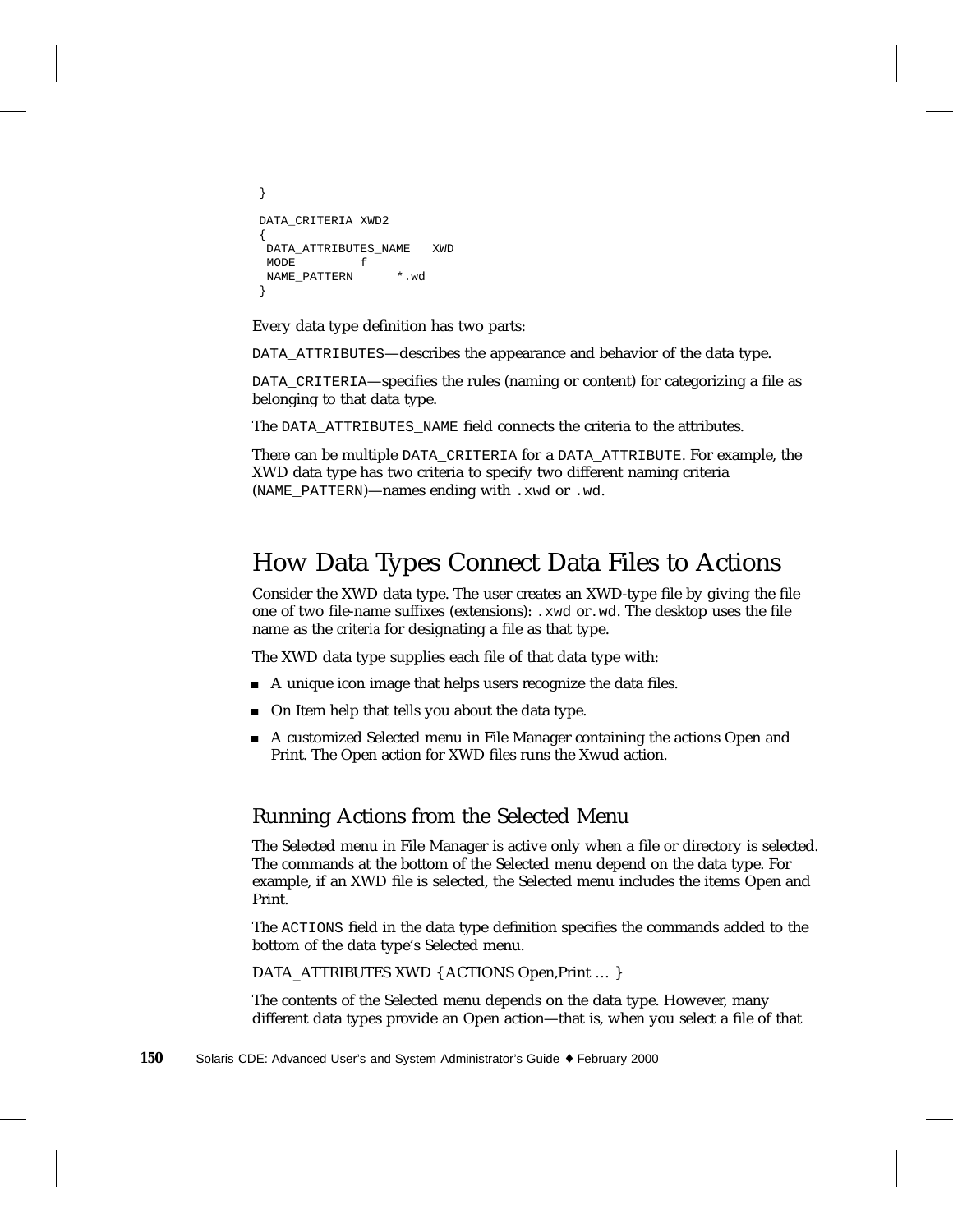```
}

DATA_CRITERIA XWD2
{
 DATA_ATTRIBUTES_NAME   XWD
 MODE        f
 NAME_PATTERN      *.wd
}
```

Every data type definition has two parts:

`DATA_ATTRIBUTES`—describes the appearance and behavior of the data type.

`DATA_CRITERIA`—specifies the rules (naming or content) for categorizing a file as belonging to that data type.

The `DATA_ATTRIBUTES_NAME` field connects the criteria to the attributes.

There can be multiple `DATA_CRITERIA` for a `DATA_ATTRIBUTE`. For example, the XWD data type has two criteria to specify two different naming criteria (`NAME_PATTERN`)—names ending with `.xwd` or `.wd`.

## How Data Types Connect Data Files to Actions

Consider the XWD data type. The user creates an XWD-type file by giving the file one of two file-name suffixes (extensions): `.xwd` or `.wd`. The desktop uses the file name as the *criteria* for designating a file as that type.

The XWD data type supplies each file of that data type with:

- A unique icon image that helps users recognize the data files.
- On Item help that tells you about the data type.
- A customized Selected menu in File Manager containing the actions Open and Print. The Open action for XWD files runs the Xwud action.

### Running Actions from the Selected Menu

The Selected menu in File Manager is active only when a file or directory is selected. The commands at the bottom of the Selected menu depend on the data type. For example, if an XWD file is selected, the Selected menu includes the items Open and Print.

The `ACTIONS` field in the data type definition specifies the commands added to the bottom of the data type's Selected menu.

DATA_ATTRIBUTES XWD { ACTIONS Open,Print … }

The contents of the Selected menu depends on the data type. However, many different data types provide an Open action—that is, when you select a file of that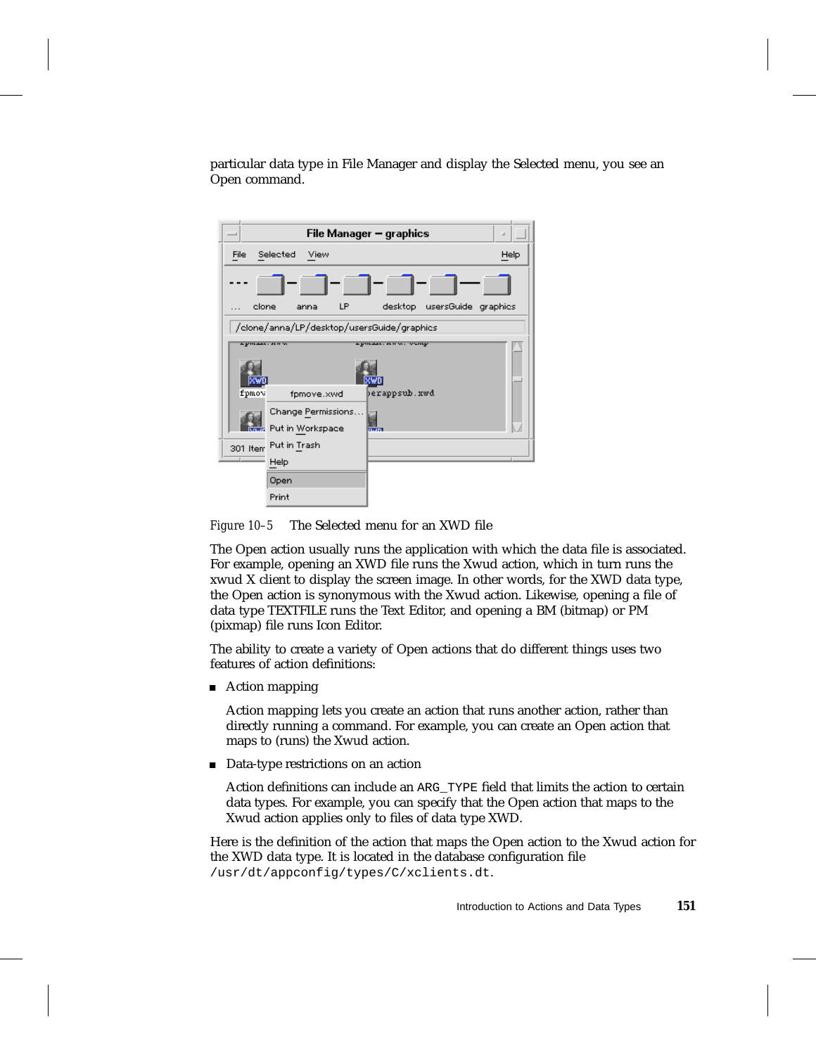particular data type in File Manager and display the Selected menu, you see an Open command.

*Figure 10–5* The Selected menu for an XWD file

The Open action usually runs the application with which the data file is associated. For example, opening an XWD file runs the Xwud action, which in turn runs the xwud X client to display the screen image. In other words, for the XWD data type, the Open action is synonymous with the Xwud action. Likewise, opening a file of data type TEXTFILE runs the Text Editor, and opening a BM (bitmap) or PM (pixmap) file runs Icon Editor.

The ability to create a variety of Open actions that do different things uses two features of action definitions:

- Action mapping

  Action mapping lets you create an action that runs another action, rather than directly running a command. For example, you can create an Open action that maps to (runs) the Xwud action.

- Data-type restrictions on an action

  Action definitions can include an `ARG_TYPE` field that limits the action to certain data types. For example, you can specify that the Open action that maps to the Xwud action applies only to files of data type XWD.

Here is the definition of the action that maps the Open action to the Xwud action for the XWD data type. It is located in the database configuration file `/usr/dt/appconfig/types/C/xclients.dt`.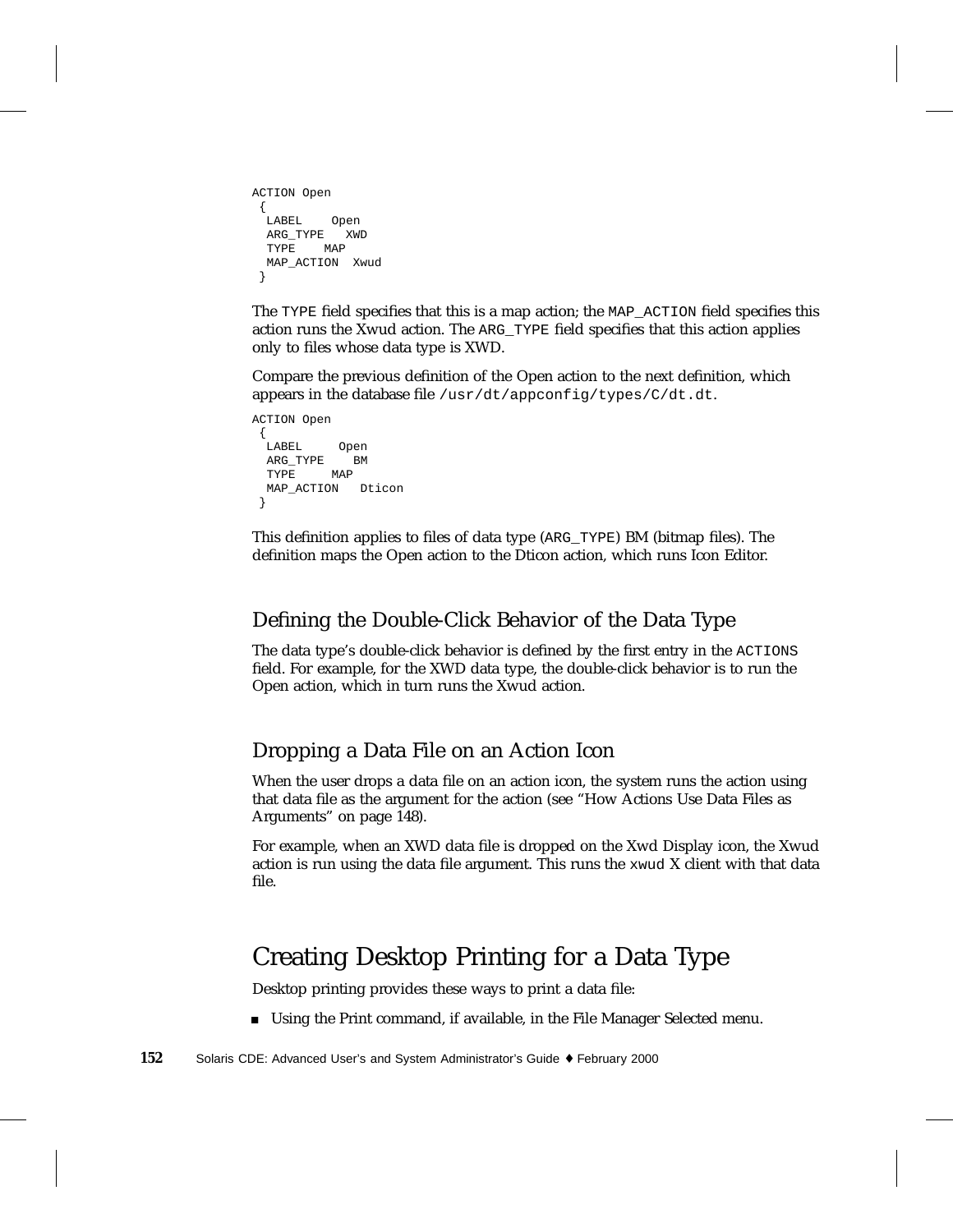```
ACTION Open
 {
  LABEL    Open
  ARG_TYPE   XWD
  TYPE    MAP
  MAP_ACTION  Xwud
 }
```

The `TYPE` field specifies that this is a map action; the `MAP_ACTION` field specifies this action runs the Xwud action. The `ARG_TYPE` field specifies that this action applies only to files whose data type is XWD.

Compare the previous definition of the Open action to the next definition, which appears in the database file `/usr/dt/appconfig/types/C/dt.dt`.

```
ACTION Open
 {
  LABEL     Open
  ARG_TYPE    BM
  TYPE     MAP
  MAP_ACTION   Dticon
 }
```

This definition applies to files of data type (`ARG_TYPE`) BM (bitmap files). The definition maps the Open action to the Dticon action, which runs Icon Editor.

### Defining the Double-Click Behavior of the Data Type

The data type's double-click behavior is defined by the first entry in the `ACTIONS` field. For example, for the XWD data type, the double-click behavior is to run the Open action, which in turn runs the Xwud action.

### Dropping a Data File on an Action Icon

When the user drops a data file on an action icon, the system runs the action using that data file as the argument for the action (see "How Actions Use Data Files as Arguments" on page 148).

For example, when an XWD data file is dropped on the Xwd Display icon, the Xwud action is run using the data file argument. This runs the `xwud` X client with that data file.

## Creating Desktop Printing for a Data Type

Desktop printing provides these ways to print a data file:

- Using the Print command, if available, in the File Manager Selected menu.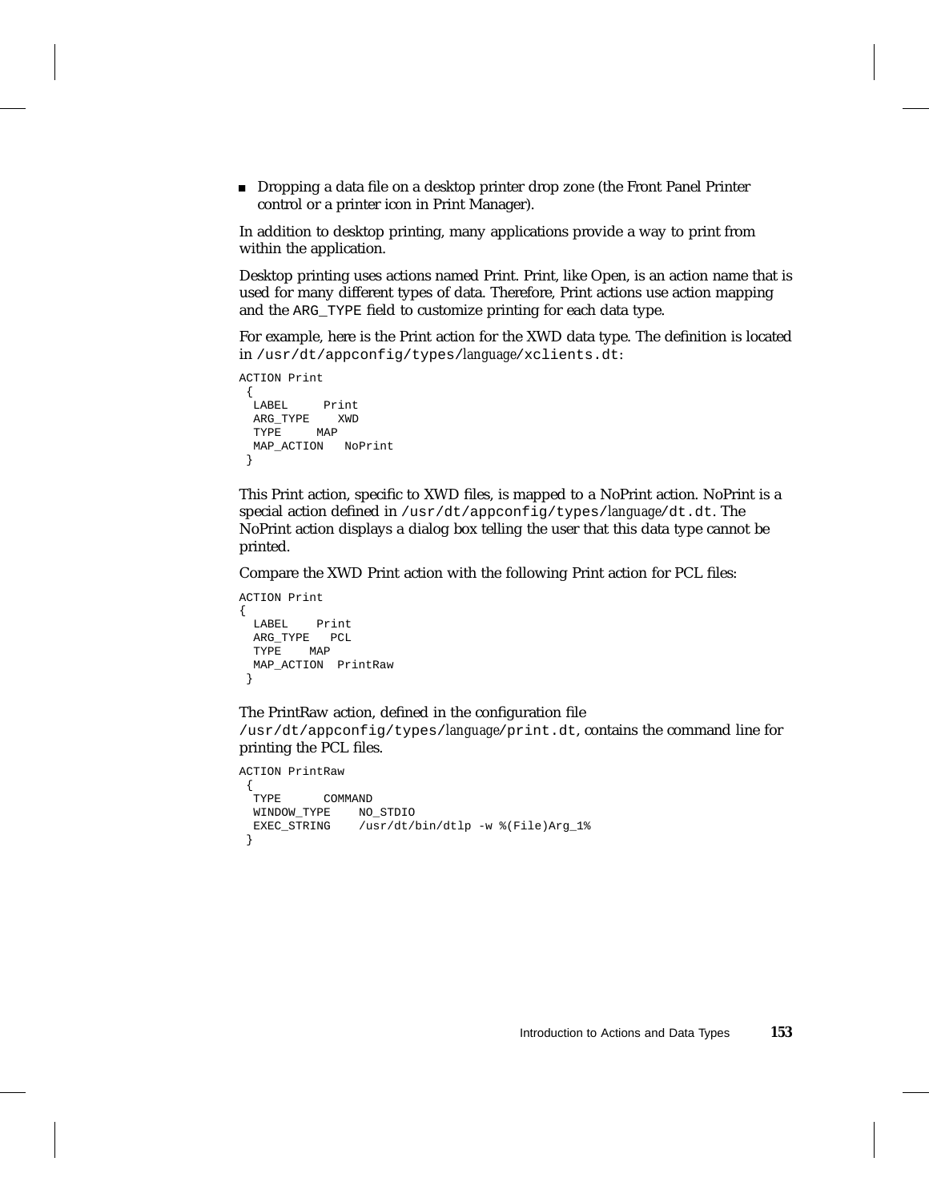- Dropping a data file on a desktop printer drop zone (the Front Panel Printer control or a printer icon in Print Manager).

In addition to desktop printing, many applications provide a way to print from within the application.

Desktop printing uses actions named Print. Print, like Open, is an action name that is used for many different types of data. Therefore, Print actions use action mapping and the `ARG_TYPE` field to customize printing for each data type.

For example, here is the Print action for the XWD data type. The definition is located in `/usr/dt/appconfig/types/`*language*`/xclients.dt`:

```
ACTION Print
 {
  LABEL     Print
  ARG_TYPE    XWD
  TYPE     MAP
  MAP_ACTION   NoPrint
 }
```

This Print action, specific to XWD files, is mapped to a NoPrint action. NoPrint is a special action defined in `/usr/dt/appconfig/types/`*language*`/dt.dt`. The NoPrint action displays a dialog box telling the user that this data type cannot be printed.

Compare the XWD Print action with the following Print action for PCL files:

```
ACTION Print
{
  LABEL    Print
  ARG_TYPE   PCL
  TYPE    MAP
  MAP_ACTION  PrintRaw
 }
```

The PrintRaw action, defined in the configuration file `/usr/dt/appconfig/types/`*language*`/print.dt`, contains the command line for printing the PCL files.

```
ACTION PrintRaw
 {
  TYPE      COMMAND
  WINDOW_TYPE    NO_STDIO
  EXEC_STRING    /usr/dt/bin/dtlp -w %(File)Arg_1%
 }
```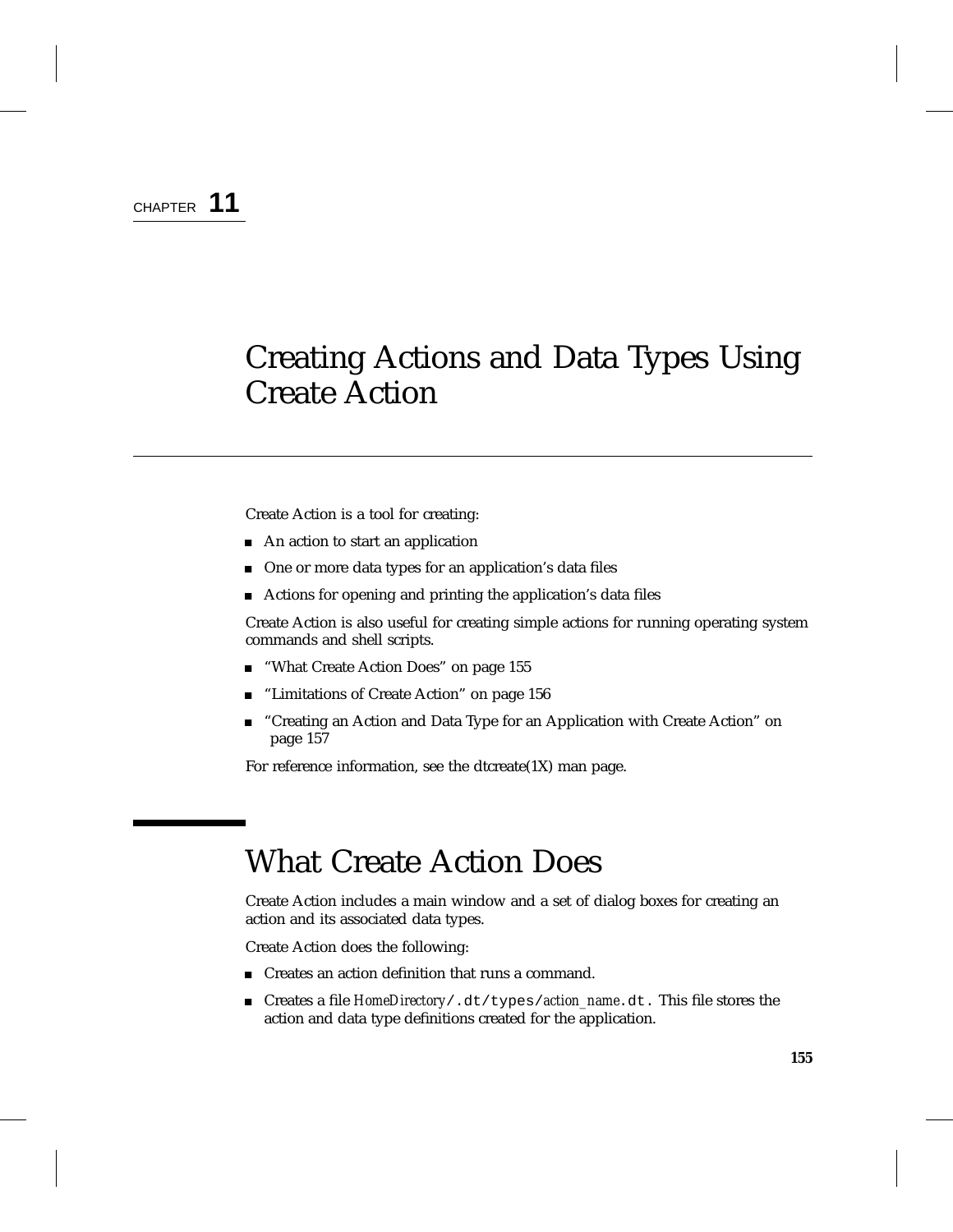CHAPTER 11

# Creating Actions and Data Types Using Create Action

Create Action is a tool for creating:

- An action to start an application
- One or more data types for an application's data files
- Actions for opening and printing the application's data files

Create Action is also useful for creating simple actions for running operating system commands and shell scripts.

- "What Create Action Does" on page 155
- "Limitations of Create Action" on page 156
- "Creating an Action and Data Type for an Application with Create Action" on page 157

For reference information, see the dtcreate(1X) man page.

## What Create Action Does

Create Action includes a main window and a set of dialog boxes for creating an action and its associated data types.

Create Action does the following:

- Creates an action definition that runs a command.
- Creates a file *HomeDirectory*`/.dt/types/`*action_name*`.dt`. This file stores the action and data type definitions created for the application.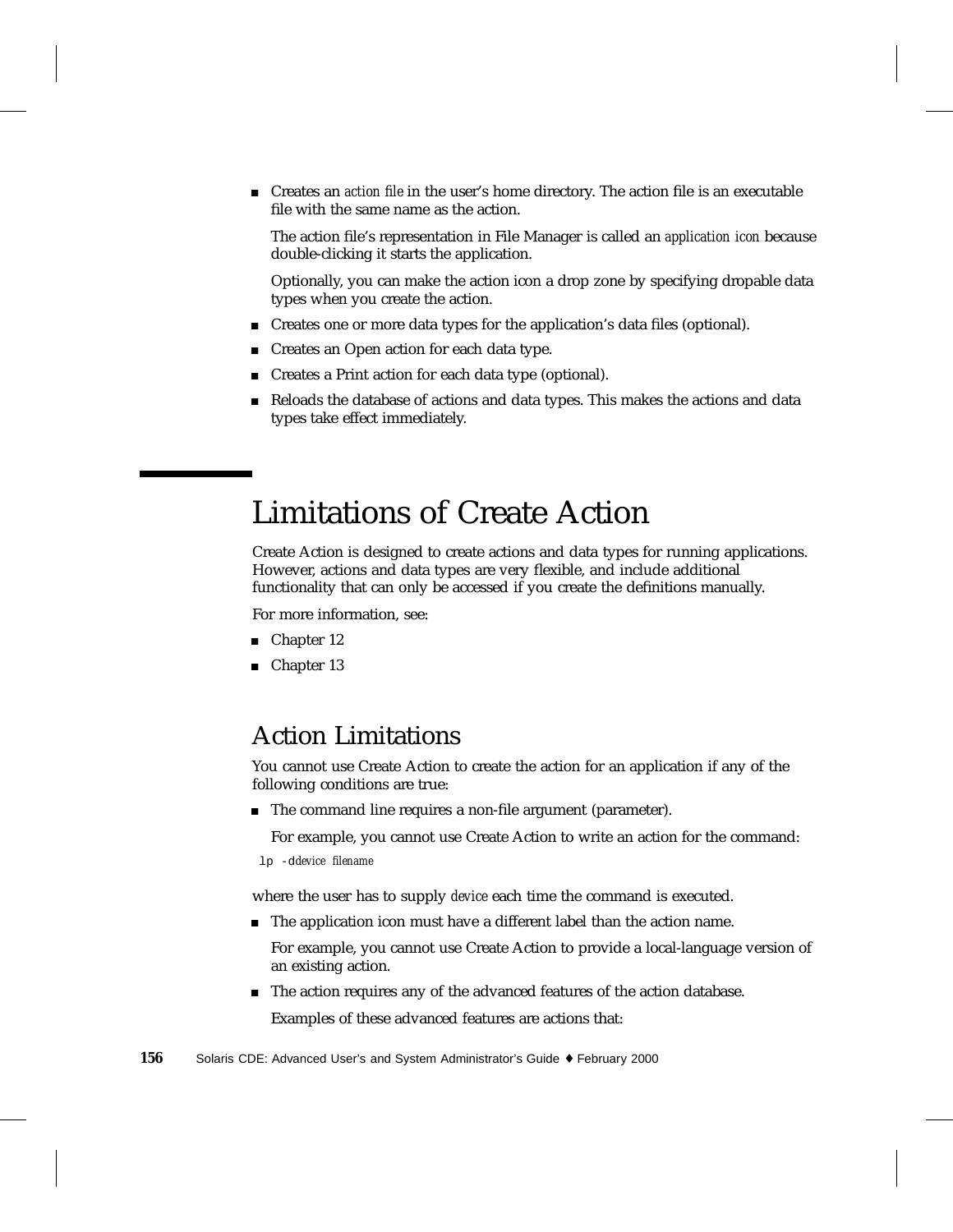- Creates an *action file* in the user's home directory. The action file is an executable file with the same name as the action.

  The action file's representation in File Manager is called an *application icon* because double-clicking it starts the application.

  Optionally, you can make the action icon a drop zone by specifying dropable data types when you create the action.

- Creates one or more data types for the application's data files (optional).
- Creates an Open action for each data type.
- Creates a Print action for each data type (optional).
- Reloads the database of actions and data types. This makes the actions and data types take effect immediately.

# Limitations of Create Action

Create Action is designed to create actions and data types for running applications. However, actions and data types are very flexible, and include additional functionality that can only be accessed if you create the definitions manually.

For more information, see:

- Chapter 12
- Chapter 13

## Action Limitations

You cannot use Create Action to create the action for an application if any of the following conditions are true:

- The command line requires a non-file argument (parameter).

  For example, you cannot use Create Action to write an action for the command:

```
lp -ddevice filename
```

where the user has to supply *device* each time the command is executed.

- The application icon must have a different label than the action name.

  For example, you cannot use Create Action to provide a local-language version of an existing action.

- The action requires any of the advanced features of the action database.

  Examples of these advanced features are actions that: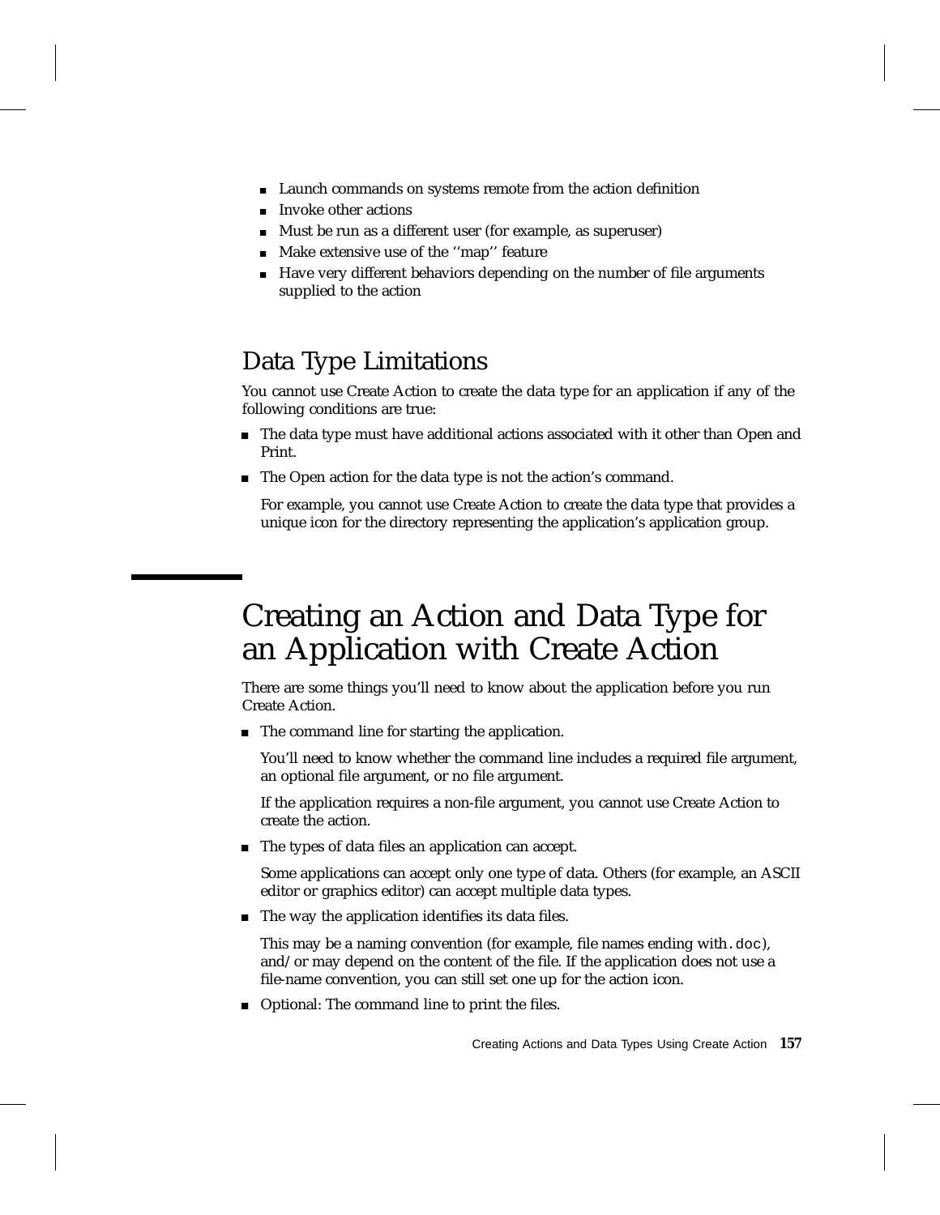- Launch commands on systems remote from the action definition
- Invoke other actions
- Must be run as a different user (for example, as superuser)
- Make extensive use of the ‘‘map’’ feature
- Have very different behaviors depending on the number of file arguments supplied to the action

### Data Type Limitations

You cannot use Create Action to create the data type for an application if any of the following conditions are true:

- The data type must have additional actions associated with it other than Open and Print.
- The Open action for the data type is not the action’s command.

  For example, you cannot use Create Action to create the data type that provides a unique icon for the directory representing the application’s application group.

## Creating an Action and Data Type for an Application with Create Action

There are some things you’ll need to know about the application before you run Create Action.

- The command line for starting the application.

  You’ll need to know whether the command line includes a required file argument, an optional file argument, or no file argument.

  If the application requires a non-file argument, you cannot use Create Action to create the action.

- The types of data files an application can accept.

  Some applications can accept only one type of data. Others (for example, an ASCII editor or graphics editor) can accept multiple data types.

- The way the application identifies its data files.

  This may be a naming convention (for example, file names ending with `.doc`), and/or may depend on the content of the file. If the application does not use a file-name convention, you can still set one up for the action icon.

- Optional: The command line to print the files.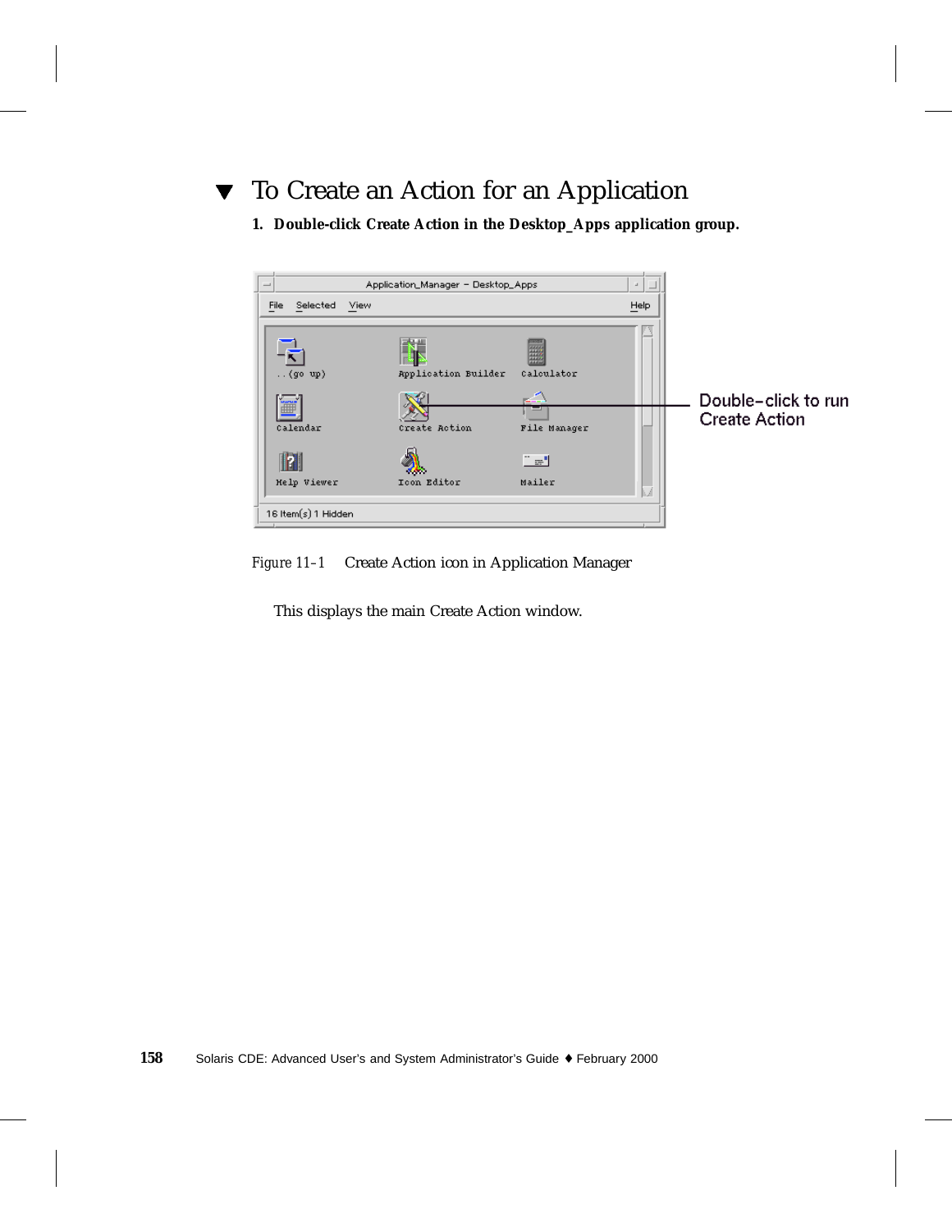## ▼ To Create an Action for an Application

**1. Double-click Create Action in the Desktop_Apps application group.**

*Figure 11–1* Create Action icon in Application Manager

This displays the main Create Action window.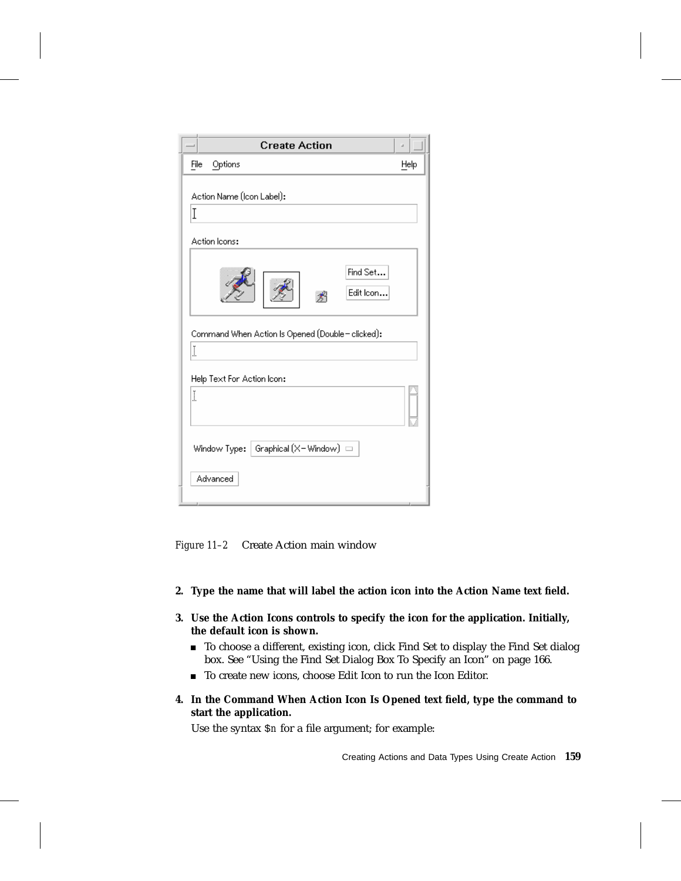Figure 11–2 Create Action main window

2. **Type the name that will label the action icon into the Action Name text field.**

3. **Use the Action Icons controls to specify the icon for the application. Initially, the default icon is shown.**
   - To choose a different, existing icon, click Find Set to display the Find Set dialog box. See "Using the Find Set Dialog Box To Specify an Icon" on page 166.
   - To create new icons, choose Edit Icon to run the Icon Editor.

4. **In the Command When Action Icon Is Opened text field, type the command to start the application.**

   Use the syntax `$n` for a file argument; for example: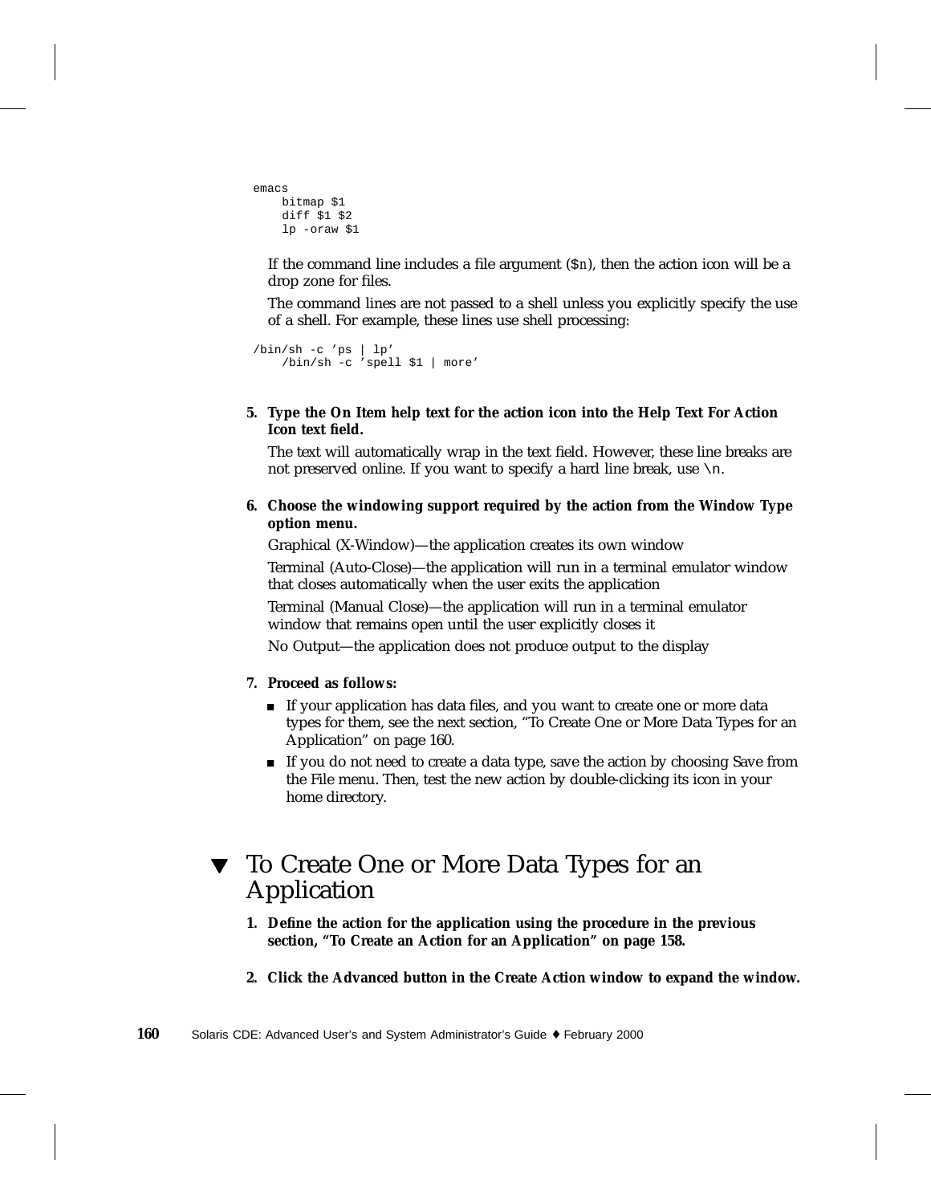```
emacs
    bitmap $1
    diff $1 $2
    lp -oraw $1
```

If the command line includes a file argument (`$n`), then the action icon will be a drop zone for files.

The command lines are not passed to a shell unless you explicitly specify the use of a shell. For example, these lines use shell processing:

```
/bin/sh -c 'ps | lp'
    /bin/sh -c 'spell $1 | more'
```

5. **Type the On Item help text for the action icon into the Help Text For Action Icon text field.**

   The text will automatically wrap in the text field. However, these line breaks are not preserved online. If you want to specify a hard line break, use `\n`.

6. **Choose the windowing support required by the action from the Window Type option menu.**

   Graphical (X-Window)—the application creates its own window

   Terminal (Auto-Close)—the application will run in a terminal emulator window that closes automatically when the user exits the application

   Terminal (Manual Close)—the application will run in a terminal emulator window that remains open until the user explicitly closes it

   No Output—the application does not produce output to the display

7. **Proceed as follows:**

   - If your application has data files, and you want to create one or more data types for them, see the next section, "To Create One or More Data Types for an Application" on page 160.
   - If you do not need to create a data type, save the action by choosing Save from the File menu. Then, test the new action by double-clicking its icon in your home directory.

## ▼ To Create One or More Data Types for an Application

1. **Define the action for the application using the procedure in the previous section, "To Create an Action for an Application" on page 158.**

2. **Click the Advanced button in the Create Action window to expand the window.**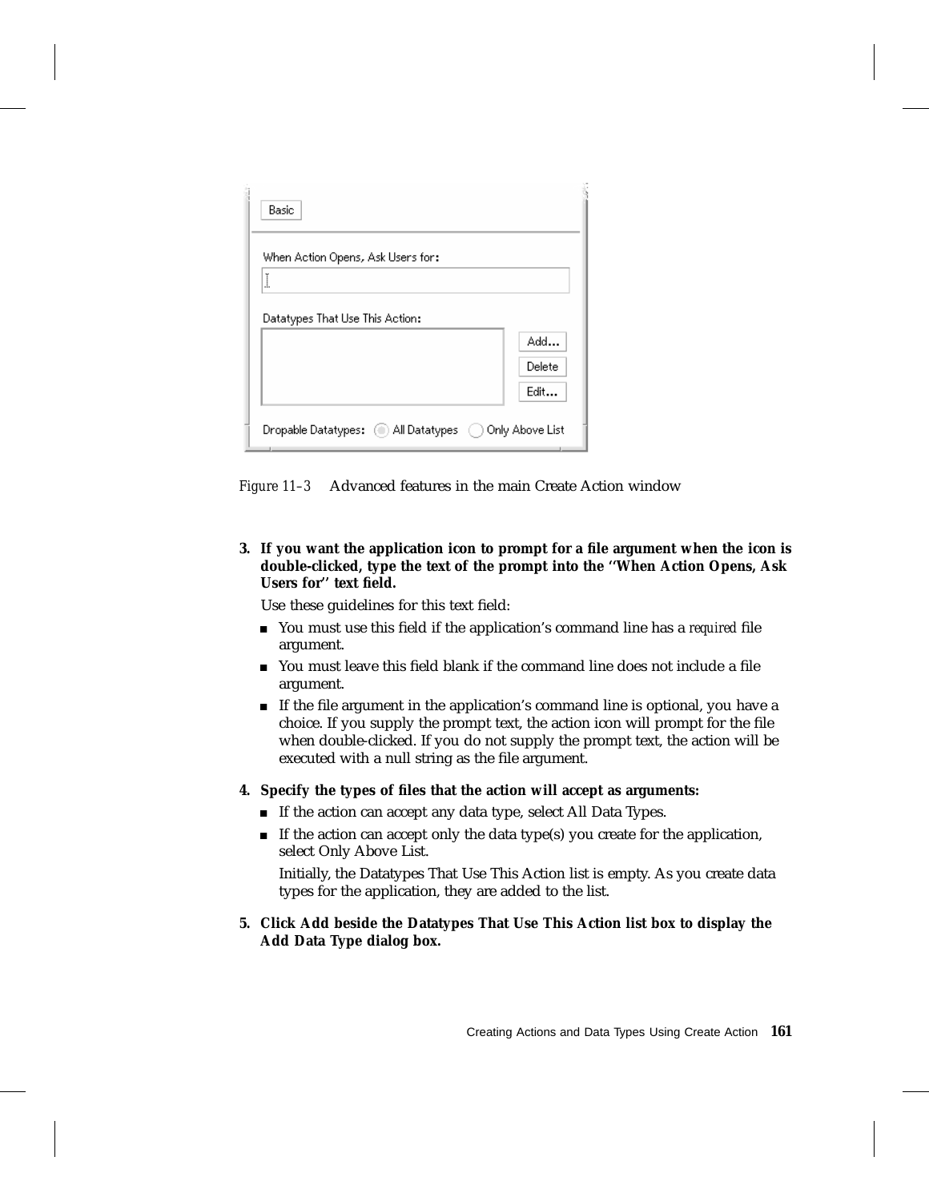Figure 11–3 Advanced features in the main Create Action window

3. **If you want the application icon to prompt for a file argument when the icon is double-clicked, type the text of the prompt into the ''When Action Opens, Ask Users for'' text field.**

   Use these guidelines for this text field:

   - You must use this field if the application's command line has a *required* file argument.
   - You must leave this field blank if the command line does not include a file argument.
   - If the file argument in the application's command line is optional, you have a choice. If you supply the prompt text, the action icon will prompt for the file when double-clicked. If you do not supply the prompt text, the action will be executed with a null string as the file argument.

4. **Specify the types of files that the action will accept as arguments:**

   - If the action can accept any data type, select All Data Types.
   - If the action can accept only the data type(s) you create for the application, select Only Above List.

     Initially, the Datatypes That Use This Action list is empty. As you create data types for the application, they are added to the list.

5. **Click Add beside the Datatypes That Use This Action list box to display the Add Data Type dialog box.**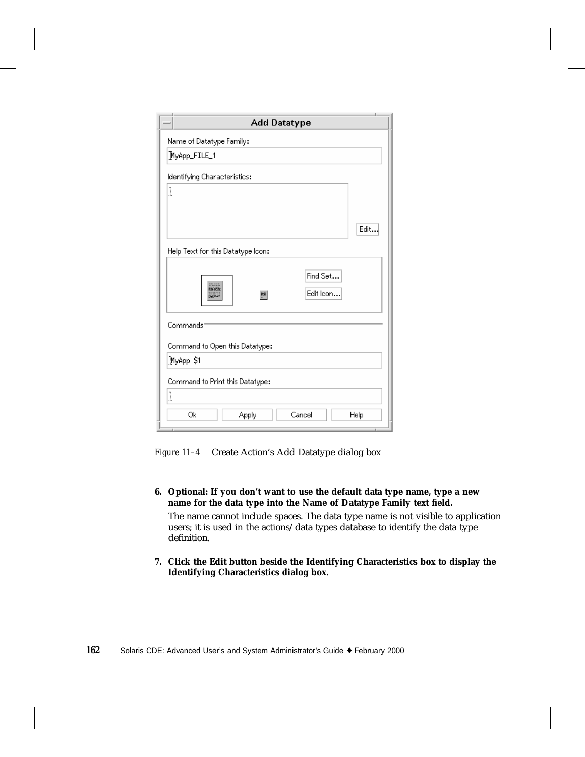*Figure 11–4* Create Action's Add Datatype dialog box

6. **Optional: If you don't want to use the default data type name, type a new name for the data type into the Name of Datatype Family text field.**

   The name cannot include spaces. The data type name is not visible to application users; it is used in the actions/data types database to identify the data type definition.

7. **Click the Edit button beside the Identifying Characteristics box to display the Identifying Characteristics dialog box.**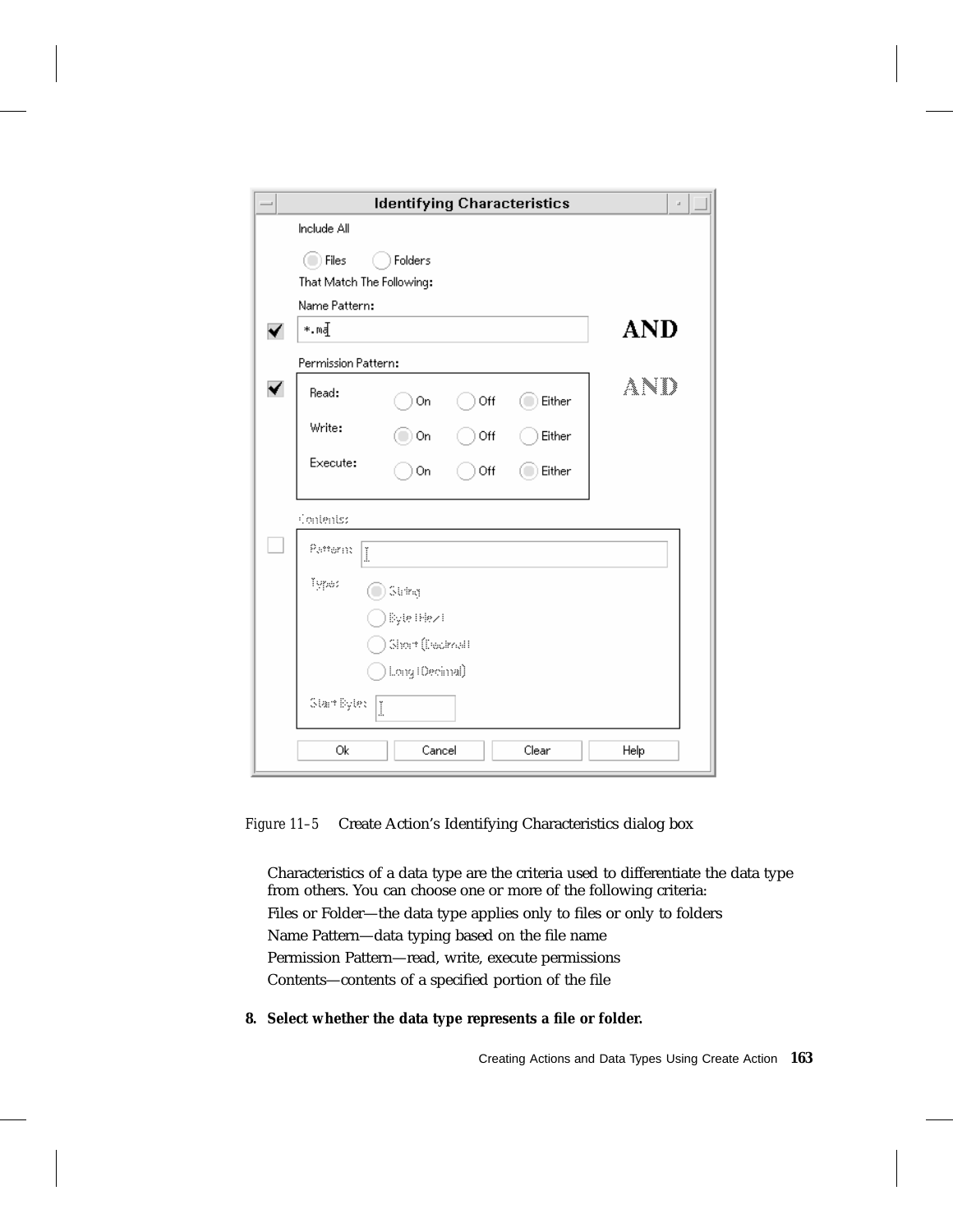Figure 11–5 Create Action's Identifying Characteristics dialog box

Characteristics of a data type are the criteria used to differentiate the data type from others. You can choose one or more of the following criteria:

Files or Folder—the data type applies only to files or only to folders

Name Pattern—data typing based on the file name

Permission Pattern—read, write, execute permissions

Contents—contents of a specified portion of the file

**8. Select whether the data type represents a file or folder.**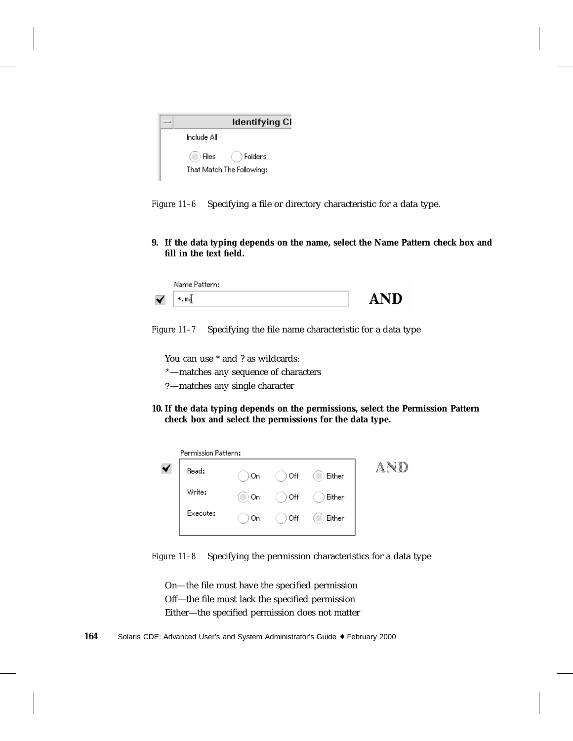Figure 11–6 Specifying a file or directory characteristic for a data type.

**9. If the data typing depends on the name, select the Name Pattern check box and fill in the text field.**

Figure 11–7 Specifying the file name characteristic for a data type

You can use * and ? as wildcards:

*—matches any sequence of characters

?—matches any single character

**10. If the data typing depends on the permissions, select the Permission Pattern check box and select the permissions for the data type.**

Figure 11–8 Specifying the permission characteristics for a data type

On—the file must have the specified permission

Off—the file must lack the specified permission

Either—the specified permission does not matter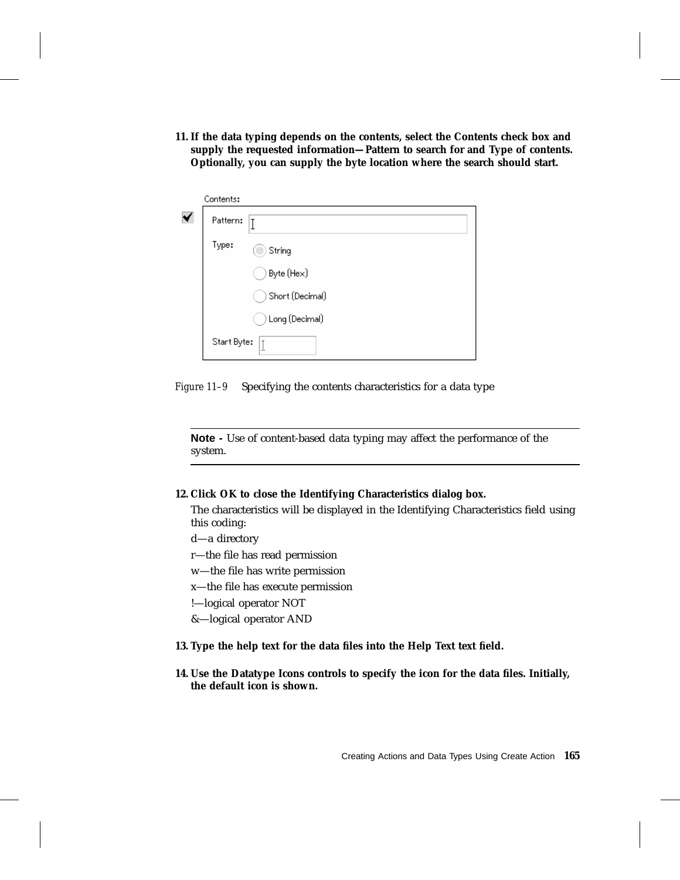11. **If the data typing depends on the contents, select the Contents check box and supply the requested information—Pattern to search for and Type of contents. Optionally, you can supply the byte location where the search should start.**

*Figure 11–9* Specifying the contents characteristics for a data type

---

**Note -** Use of content-based data typing may affect the performance of the system.

---

12. **Click OK to close the Identifying Characteristics dialog box.**

    The characteristics will be displayed in the Identifying Characteristics field using this coding:

    d—a directory

    r—the file has read permission

    w—the file has write permission

    x—the file has execute permission

    !—logical operator NOT

    &—logical operator AND

13. **Type the help text for the data files into the Help Text text field.**

14. **Use the Datatype Icons controls to specify the icon for the data files. Initially, the default icon is shown.**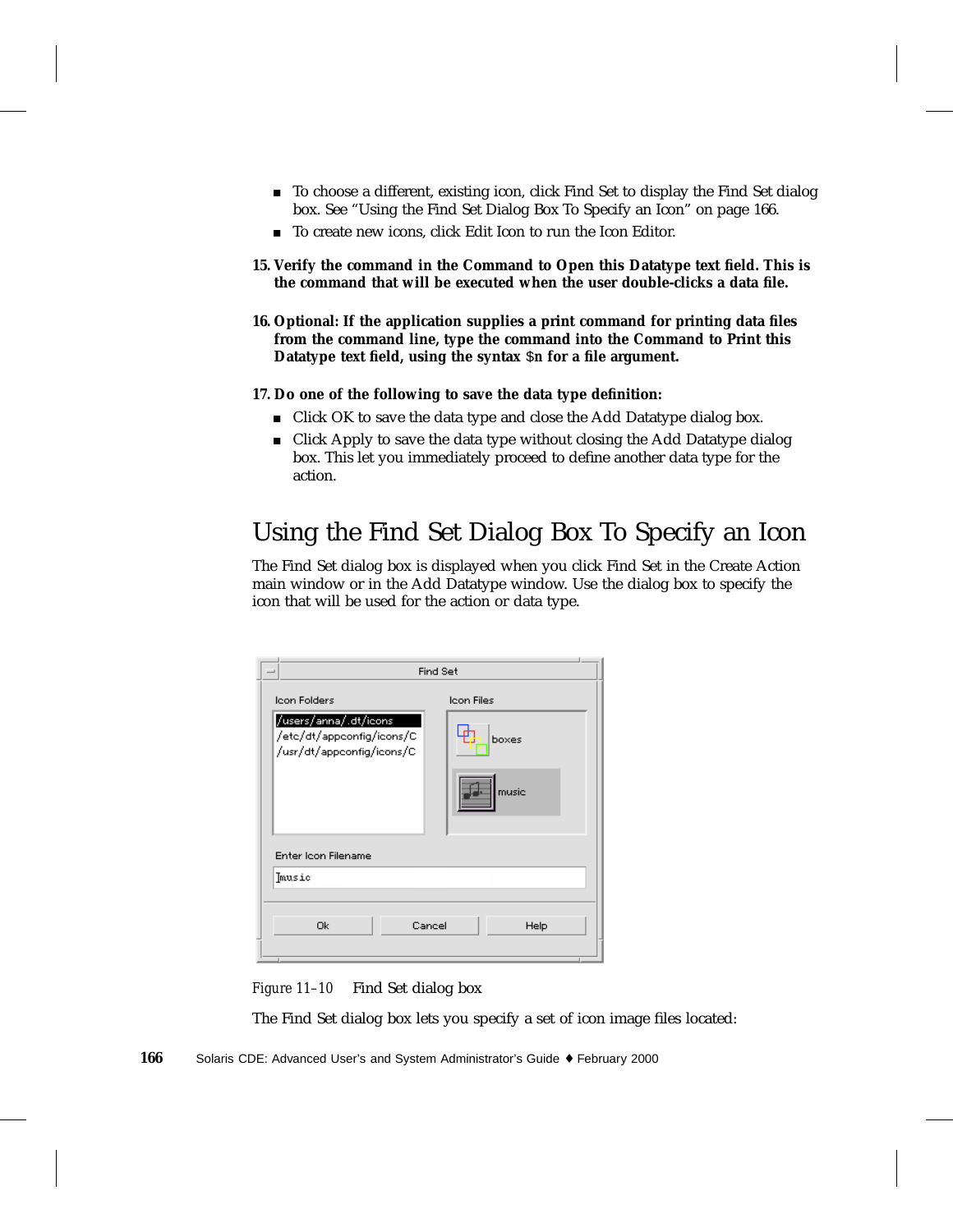- To choose a different, existing icon, click Find Set to display the Find Set dialog box. See "Using the Find Set Dialog Box To Specify an Icon" on page 166.
- To create new icons, click Edit Icon to run the Icon Editor.

**15. Verify the command in the Command to Open this Datatype text field. This is the command that will be executed when the user double-clicks a data file.**

**16. Optional: If the application supplies a print command for printing data files from the command line, type the command into the Command to Print this Datatype text field, using the syntax `$n` for a file argument.**

**17. Do one of the following to save the data type definition:**

- Click OK to save the data type and close the Add Datatype dialog box.
- Click Apply to save the data type without closing the Add Datatype dialog box. This let you immediately proceed to define another data type for the action.

## Using the Find Set Dialog Box To Specify an Icon

The Find Set dialog box is displayed when you click Find Set in the Create Action main window or in the Add Datatype window. Use the dialog box to specify the icon that will be used for the action or data type.

*Figure 11–10* Find Set dialog box

The Find Set dialog box lets you specify a set of icon image files located: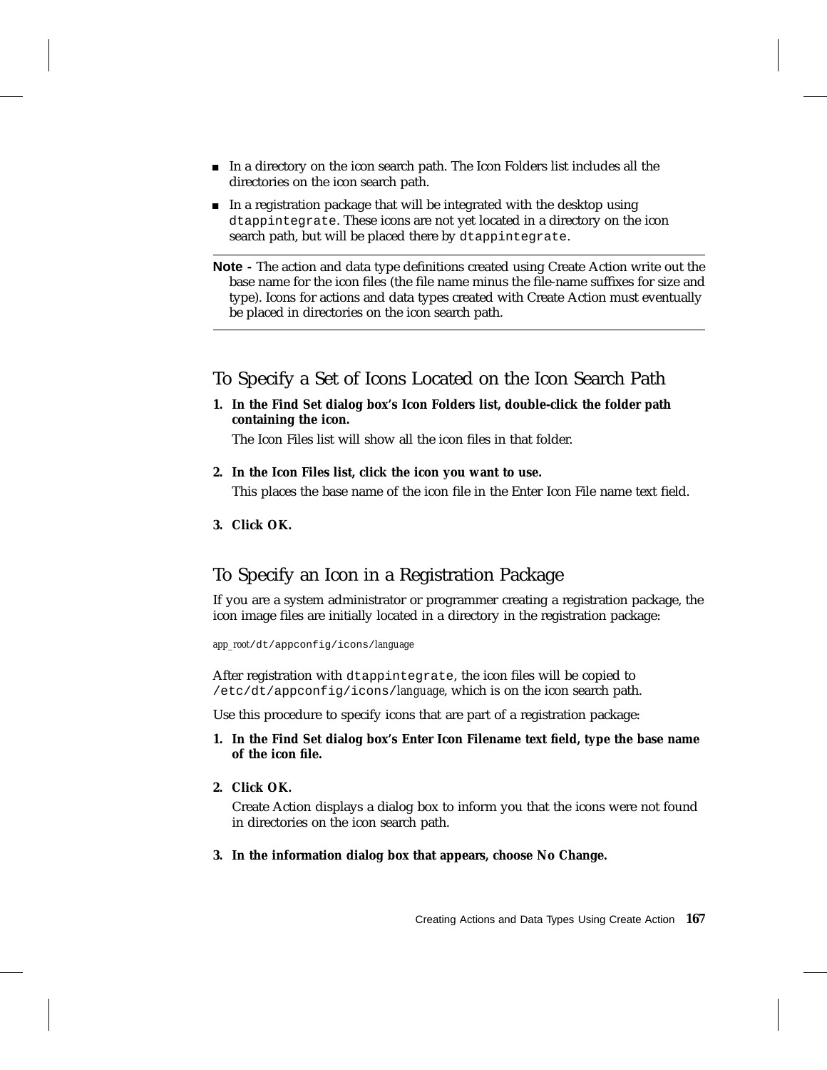- In a directory on the icon search path. The Icon Folders list includes all the directories on the icon search path.
- In a registration package that will be integrated with the desktop using `dtappintegrate`. These icons are not yet located in a directory on the icon search path, but will be placed there by `dtappintegrate`.

---

**Note -** The action and data type definitions created using Create Action write out the base name for the icon files (the file name minus the file-name suffixes for size and type). Icons for actions and data types created with Create Action must eventually be placed in directories on the icon search path.

---

## To Specify a Set of Icons Located on the Icon Search Path

1. **In the Find Set dialog box's Icon Folders list, double-click the folder path containing the icon.**

   The Icon Files list will show all the icon files in that folder.

2. **In the Icon Files list, click the icon you want to use.**

   This places the base name of the icon file in the Enter Icon File name text field.

3. **Click OK.**

## To Specify an Icon in a Registration Package

If you are a system administrator or programmer creating a registration package, the icon image files are initially located in a directory in the registration package:

*app_root*`/dt/appconfig/icons/`*language*

After registration with `dtappintegrate`, the icon files will be copied to `/etc/dt/appconfig/icons/`*language*, which is on the icon search path.

Use this procedure to specify icons that are part of a registration package:

1. **In the Find Set dialog box's Enter Icon Filename text field, type the base name of the icon file.**

2. **Click OK.**

   Create Action displays a dialog box to inform you that the icons were not found in directories on the icon search path.

3. **In the information dialog box that appears, choose No Change.**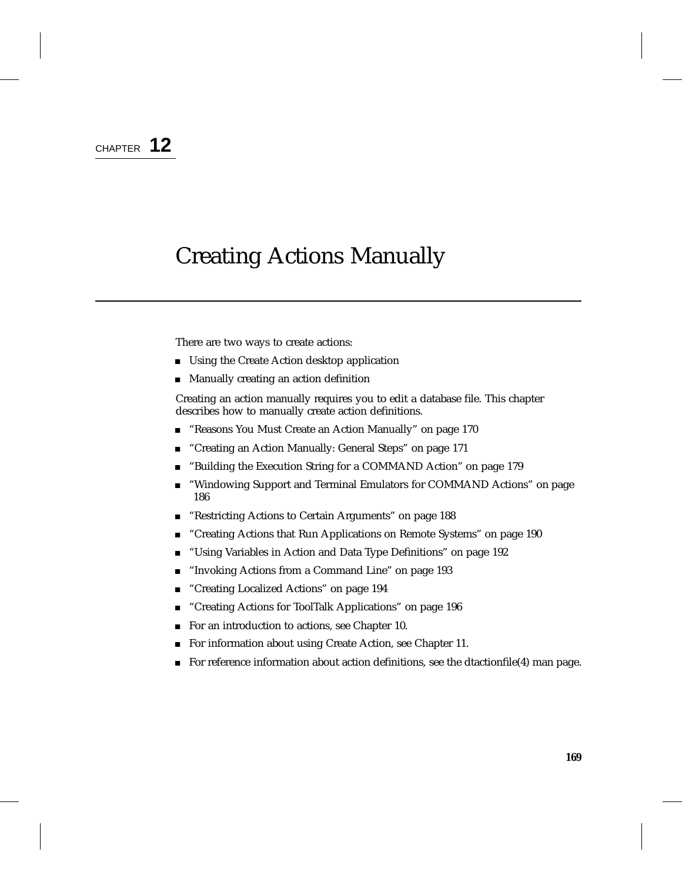CHAPTER **12**

# Creating Actions Manually

There are two ways to create actions:

- Using the Create Action desktop application
- Manually creating an action definition

Creating an action manually requires you to edit a database file. This chapter describes how to manually create action definitions.

- "Reasons You Must Create an Action Manually" on page 170
- "Creating an Action Manually: General Steps" on page 171
- "Building the Execution String for a COMMAND Action" on page 179
- "Windowing Support and Terminal Emulators for COMMAND Actions" on page 186
- "Restricting Actions to Certain Arguments" on page 188
- "Creating Actions that Run Applications on Remote Systems" on page 190
- "Using Variables in Action and Data Type Definitions" on page 192
- "Invoking Actions from a Command Line" on page 193
- "Creating Localized Actions" on page 194
- "Creating Actions for ToolTalk Applications" on page 196
- For an introduction to actions, see Chapter 10.
- For information about using Create Action, see Chapter 11.
- For reference information about action definitions, see the dtactionfile(4) man page.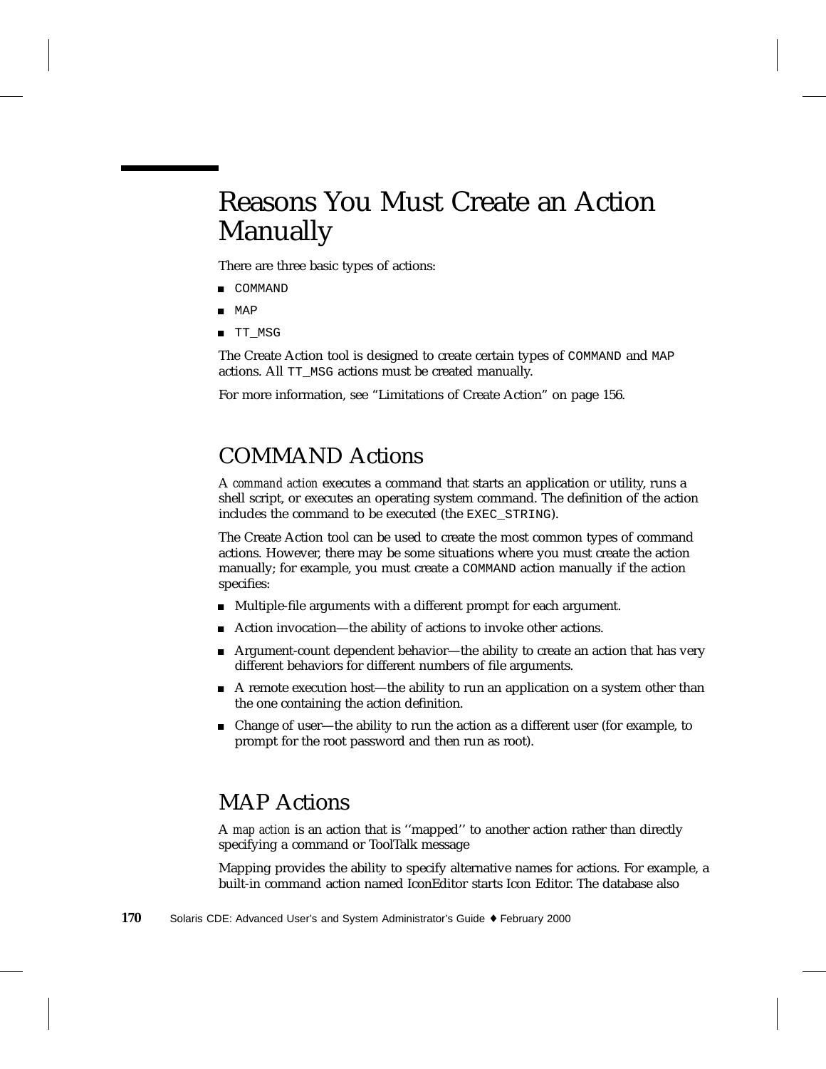# Reasons You Must Create an Action Manually

There are three basic types of actions:

- COMMAND
- MAP
- TT_MSG

The Create Action tool is designed to create certain types of COMMAND and MAP actions. All TT_MSG actions must be created manually.

For more information, see "Limitations of Create Action" on page 156.

## COMMAND Actions

A *command action* executes a command that starts an application or utility, runs a shell script, or executes an operating system command. The definition of the action includes the command to be executed (the EXEC_STRING).

The Create Action tool can be used to create the most common types of command actions. However, there may be some situations where you must create the action manually; for example, you must create a COMMAND action manually if the action specifies:

- Multiple-file arguments with a different prompt for each argument.
- Action invocation—the ability of actions to invoke other actions.
- Argument-count dependent behavior—the ability to create an action that has very different behaviors for different numbers of file arguments.
- A remote execution host—the ability to run an application on a system other than the one containing the action definition.
- Change of user—the ability to run the action as a different user (for example, to prompt for the root password and then run as root).

## MAP Actions

A *map action* is an action that is ''mapped'' to another action rather than directly specifying a command or ToolTalk message

Mapping provides the ability to specify alternative names for actions. For example, a built-in command action named IconEditor starts Icon Editor. The database also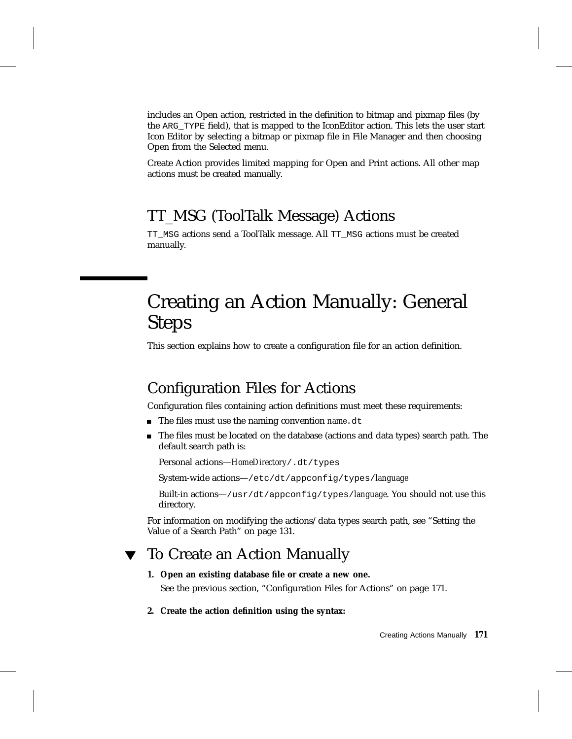includes an Open action, restricted in the definition to bitmap and pixmap files (by the `ARG_TYPE` field), that is mapped to the IconEditor action. This lets the user start Icon Editor by selecting a bitmap or pixmap file in File Manager and then choosing Open from the Selected menu.

Create Action provides limited mapping for Open and Print actions. All other map actions must be created manually.

### TT_MSG (ToolTalk Message) Actions

`TT_MSG` actions send a ToolTalk message. All `TT_MSG` actions must be created manually.

## Creating an Action Manually: General Steps

This section explains how to create a configuration file for an action definition.

### Configuration Files for Actions

Configuration files containing action definitions must meet these requirements:

- The files must use the naming convention *name*`.dt`
- The files must be located on the database (actions and data types) search path. The default search path is:

  Personal actions—*HomeDirectory*`/.dt/types`

  System-wide actions—`/etc/dt/appconfig/types/`*language*

  Built-in actions—`/usr/dt/appconfig/types/`*language*. You should not use this directory.

For information on modifying the actions/data types search path, see "Setting the Value of a Search Path" on page 131.

### ▼ To Create an Action Manually

1. **Open an existing database file or create a new one.**

   See the previous section, "Configuration Files for Actions" on page 171.

2. **Create the action definition using the syntax:**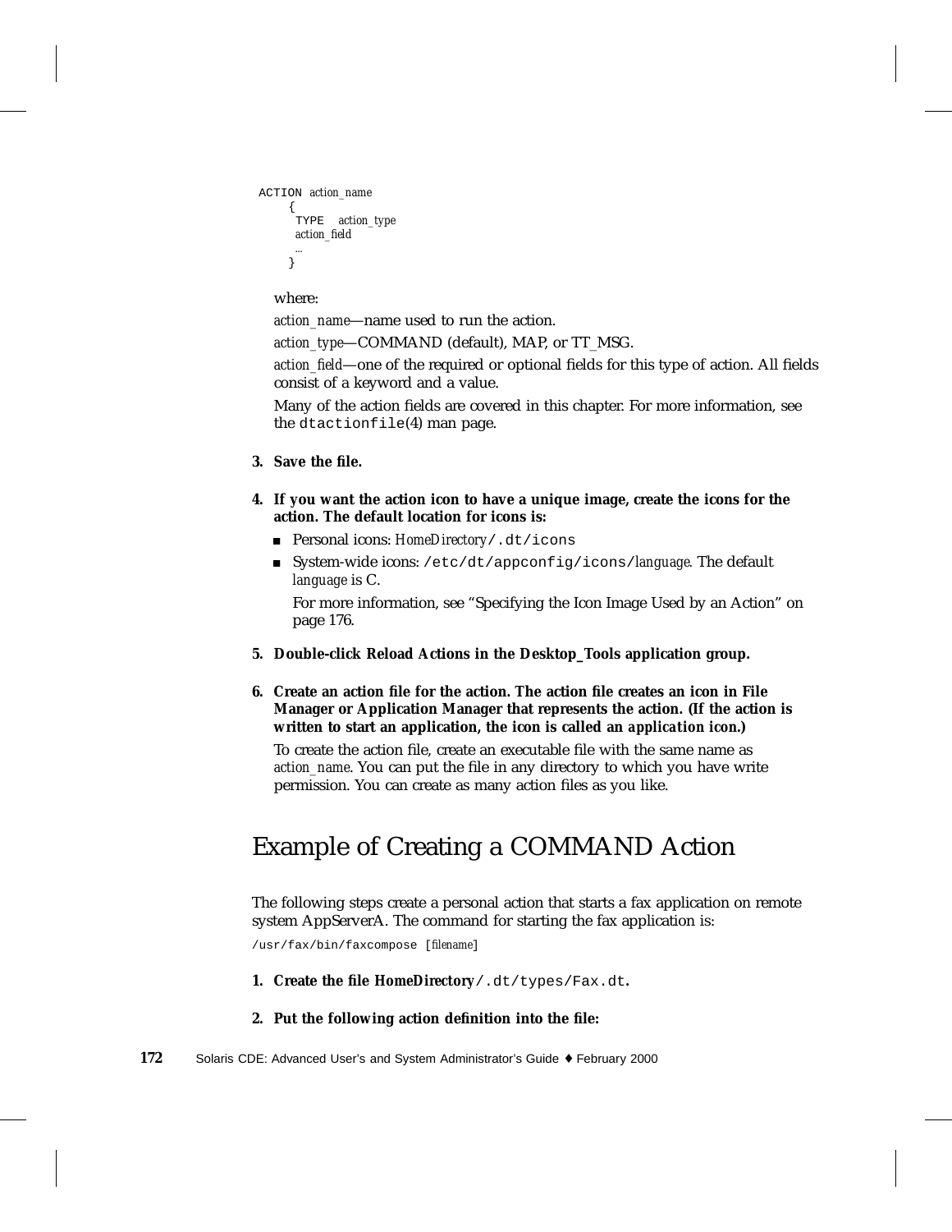```
ACTION action_name
    {
     TYPE   action_type
     action_field
     …
    }
```

where:

*action_name*—name used to run the action.

*action_type*—COMMAND (default), MAP, or TT_MSG.

*action_field*—one of the required or optional fields for this type of action. All fields consist of a keyword and a value.

Many of the action fields are covered in this chapter. For more information, see the `dtactionfile`(4) man page.

3. **Save the file.**

4. **If you want the action icon to have a unique image, create the icons for the action. The default location for icons is:**

   - Personal icons: *HomeDirectory*`/.dt/icons`
   - System-wide icons: `/etc/dt/appconfig/icons/`*language*. The default *language* is C.

     For more information, see "Specifying the Icon Image Used by an Action" on page 176.

5. **Double-click Reload Actions in the Desktop_Tools application group.**

6. **Create an action file for the action. The action file creates an icon in File Manager or Application Manager that represents the action. (If the action is written to start an application, the icon is called an *application icon*.)**

   To create the action file, create an executable file with the same name as *action_name*. You can put the file in any directory to which you have write permission. You can create as many action files as you like.

## Example of Creating a COMMAND Action

The following steps create a personal action that starts a fax application on remote system AppServerA. The command for starting the fax application is:

```
/usr/fax/bin/faxcompose [filename]
```

1. **Create the file HomeDirectory`/.dt/types/Fax.dt`.**

2. **Put the following action definition into the file:**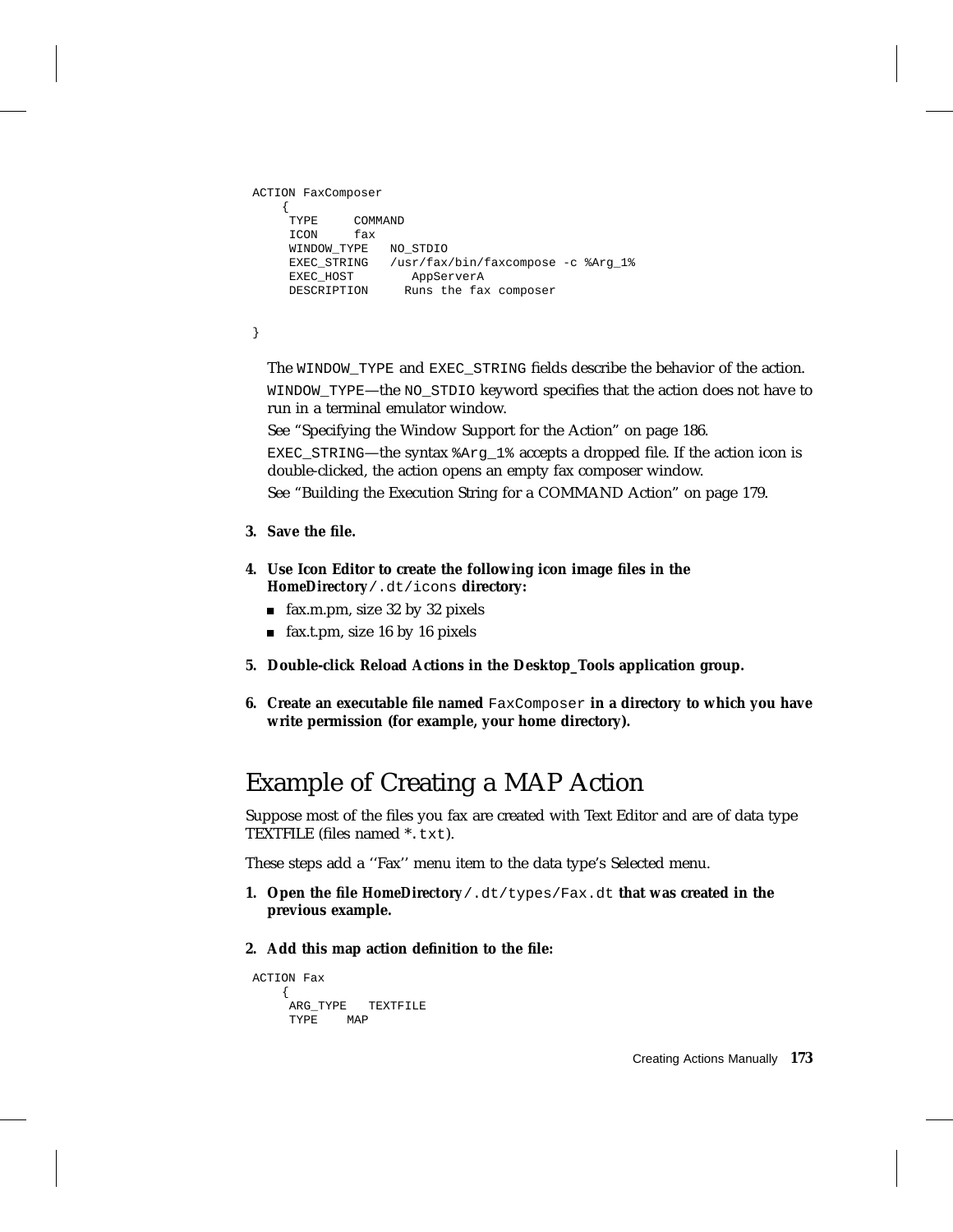```
ACTION FaxComposer
    {
     TYPE     COMMAND
     ICON     fax
     WINDOW_TYPE   NO_STDIO
     EXEC_STRING   /usr/fax/bin/faxcompose -c %Arg_1%
     EXEC_HOST        AppServerA
     DESCRIPTION     Runs the fax composer

}
```

The `WINDOW_TYPE` and `EXEC_STRING` fields describe the behavior of the action.

`WINDOW_TYPE`—the `NO_STDIO` keyword specifies that the action does not have to run in a terminal emulator window.

See “Specifying the Window Support for the Action” on page 186.

`EXEC_STRING`—the syntax `%Arg_1%` accepts a dropped file. If the action icon is double-clicked, the action opens an empty fax composer window.

See “Building the Execution String for a COMMAND Action” on page 179.

3. **Save the file.**

4. **Use Icon Editor to create the following icon image files in the *HomeDirectory*`/.dt/icons` directory:**
   - fax.m.pm, size 32 by 32 pixels
   - fax.t.pm, size 16 by 16 pixels

5. **Double-click Reload Actions in the Desktop_Tools application group.**

6. **Create an executable file named `FaxComposer` in a directory to which you have write permission (for example, your home directory).**

## Example of Creating a MAP Action

Suppose most of the files you fax are created with Text Editor and are of data type TEXTFILE (files named `*.txt`).

These steps add a ‘‘Fax’’ menu item to the data type’s Selected menu.

1. **Open the file *HomeDirectory*`/.dt/types/Fax.dt` that was created in the previous example.**

2. **Add this map action definition to the file:**

```
ACTION Fax
    {
     ARG_TYPE   TEXTFILE
     TYPE    MAP
```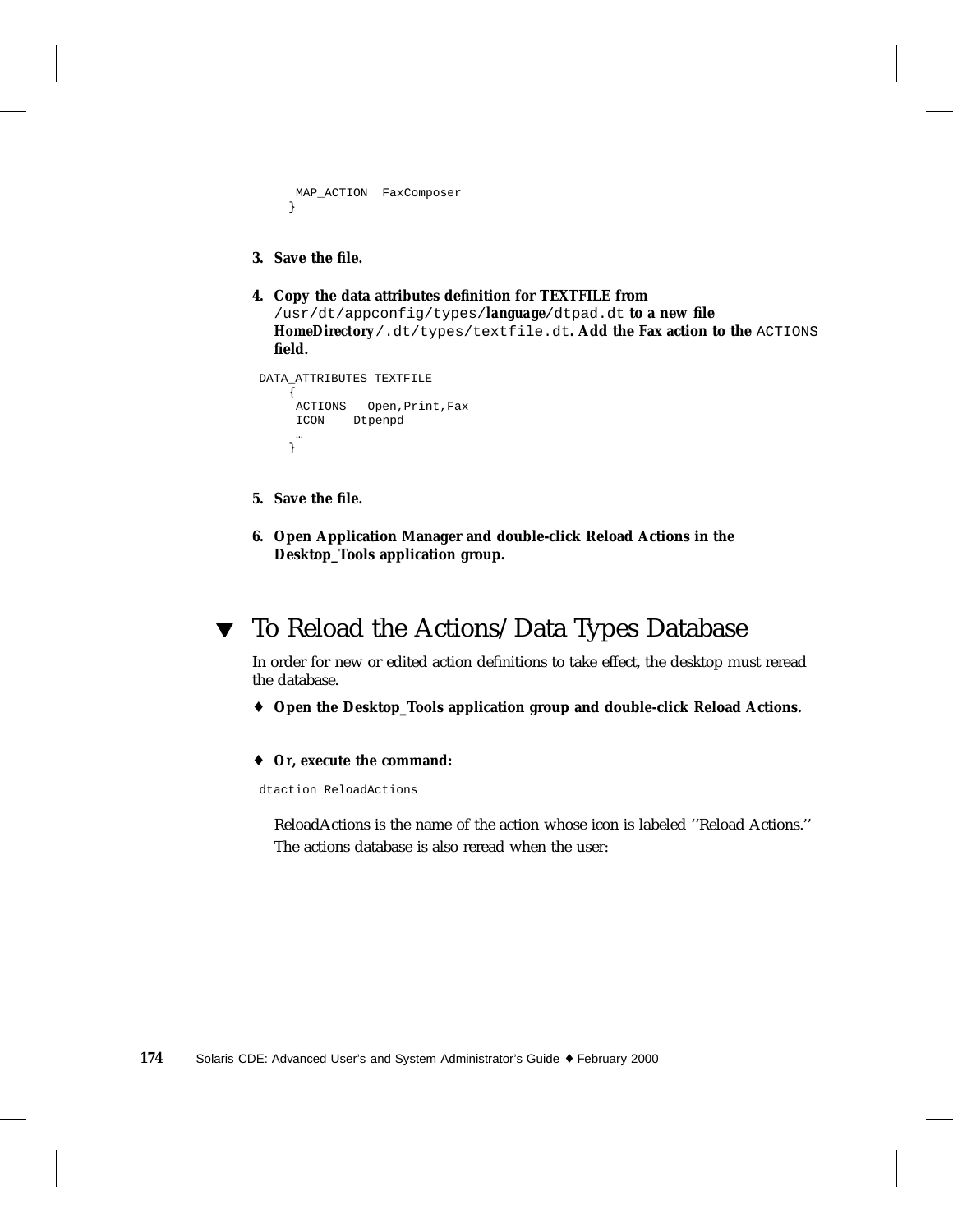```
    MAP_ACTION  FaxComposer
   }
```

3. **Save the file.**

4. **Copy the data attributes definition for TEXTFILE from** `/usr/dt/appconfig/types/`***language***`/dtpad.dt` **to a new file** ***HomeDirectory***`/.dt/types/textfile.dt`**. Add the Fax action to the** `ACTIONS` **field.**

```
DATA_ATTRIBUTES TEXTFILE
    {
     ACTIONS   Open,Print,Fax
     ICON    Dtpenpd
     …
    }
```

5. **Save the file.**

6. **Open Application Manager and double-click Reload Actions in the Desktop_Tools application group.**

## ▼ To Reload the Actions/Data Types Database

In order for new or edited action definitions to take effect, the desktop must reread the database.

♦ **Open the Desktop_Tools application group and double-click Reload Actions.**

♦ **Or, execute the command:**

```
dtaction ReloadActions
```

ReloadActions is the name of the action whose icon is labeled ''Reload Actions.''

The actions database is also reread when the user: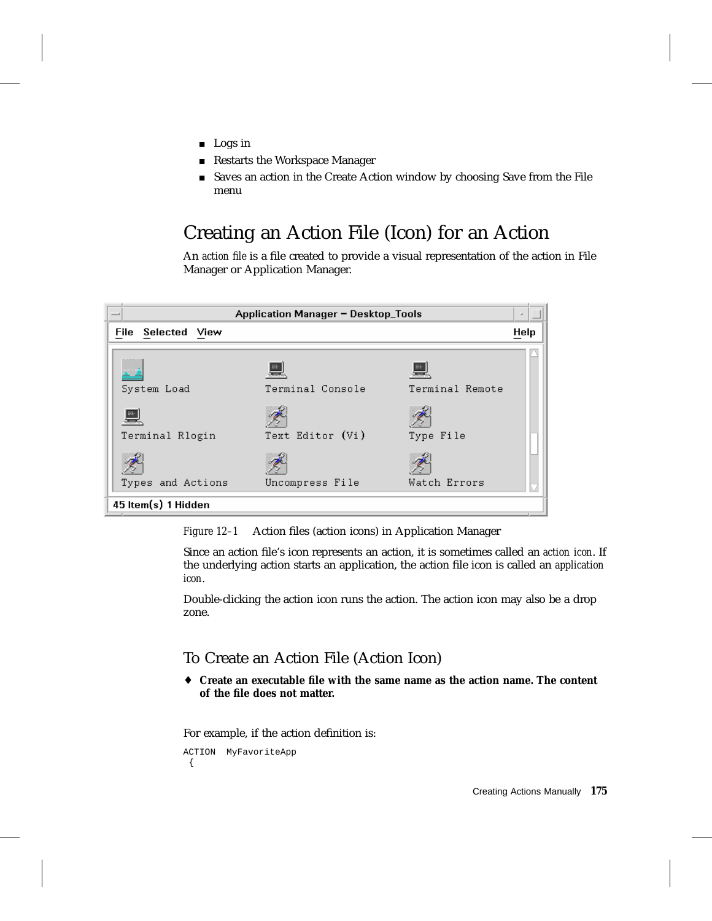- Logs in
- Restarts the Workspace Manager
- Saves an action in the Create Action window by choosing Save from the File menu

## Creating an Action File (Icon) for an Action

An *action file* is a file created to provide a visual representation of the action in File Manager or Application Manager.

*Figure 12–1* Action files (action icons) in Application Manager

Since an action file's icon represents an action, it is sometimes called an *action icon*. If the underlying action starts an application, the action file icon is called an *application icon*.

Double-clicking the action icon runs the action. The action icon may also be a drop zone.

### To Create an Action File (Action Icon)

♦ **Create an executable file with the same name as the action name. The content of the file does not matter.**

For example, if the action definition is:

```
ACTION  MyFavoriteApp
 {
```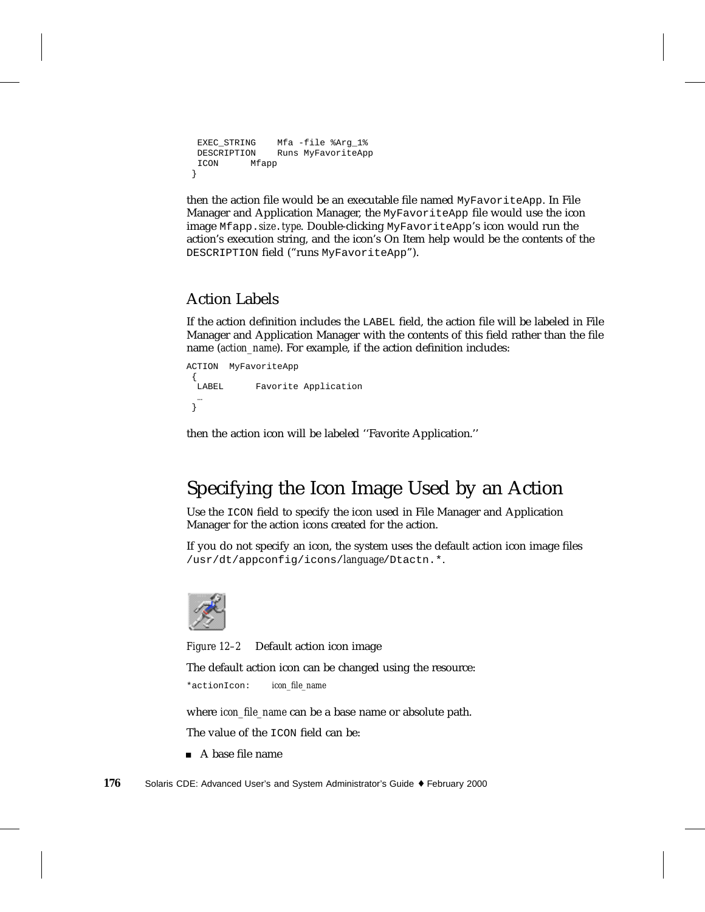```
  EXEC_STRING    Mfa -file %Arg_1%
  DESCRIPTION    Runs MyFavoriteApp
  ICON      Mfapp
 }
```

then the action file would be an executable file named `MyFavoriteApp`. In File Manager and Application Manager, the `MyFavoriteApp` file would use the icon image `Mfapp.`*size*`.`*type*. Double-clicking `MyFavoriteApp`'s icon would run the action's execution string, and the icon's On Item help would be the contents of the `DESCRIPTION` field ("runs `MyFavoriteApp`").

### Action Labels

If the action definition includes the `LABEL` field, the action file will be labeled in File Manager and Application Manager with the contents of this field rather than the file name (*action_name*). For example, if the action definition includes:

```
ACTION  MyFavoriteApp
 {
  LABEL      Favorite Application
  …
 }
```

then the action icon will be labeled ''Favorite Application.''

## Specifying the Icon Image Used by an Action

Use the `ICON` field to specify the icon used in File Manager and Application Manager for the action icons created for the action.

If you do not specify an icon, the system uses the default action icon image files `/usr/dt/appconfig/icons/`*language*`/Dtactn.*`.

*Figure 12–2* Default action icon image

The default action icon can be changed using the resource:

```
*actionIcon:      icon_file_name
```

where *icon_file_name* can be a base name or absolute path.

The value of the `ICON` field can be:

- A base file name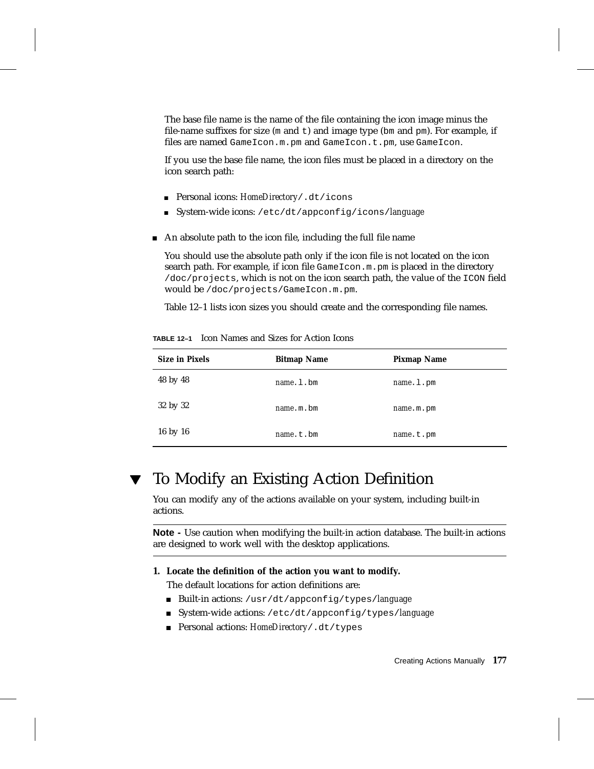The base file name is the name of the file containing the icon image minus the file-name suffixes for size (`m` and `t`) and image type (`bm` and `pm`). For example, if files are named `GameIcon.m.pm` and `GameIcon.t.pm`, use `GameIcon`.

If you use the base file name, the icon files must be placed in a directory on the icon search path:

- Personal icons: *HomeDirectory*`/.dt/icons`
- System-wide icons: `/etc/dt/appconfig/icons/`*language*

- An absolute path to the icon file, including the full file name

  You should use the absolute path only if the icon file is not located on the icon search path. For example, if icon file `GameIcon.m.pm` is placed in the directory `/doc/projects`, which is not on the icon search path, the value of the `ICON` field would be `/doc/projects/GameIcon.m.pm`.

  Table 12–1 lists icon sizes you should create and the corresponding file names.

**TABLE 12–1** Icon Names and Sizes for Action Icons

| Size in Pixels | Bitmap Name | Pixmap Name |
|---|---|---|
| 48 by 48 | *name*`.l.bm` | *name*`.l.pm` |
| 32 by 32 | *name*`.m.bm` | *name*`.m.pm` |
| 16 by 16 | *name*`.t.bm` | *name*`.t.pm` |

## ▼ To Modify an Existing Action Definition

You can modify any of the actions available on your system, including built-in actions.

**Note -** Use caution when modifying the built-in action database. The built-in actions are designed to work well with the desktop applications.

1. **Locate the definition of the action you want to modify.**

   The default locations for action definitions are:

   - Built-in actions: `/usr/dt/appconfig/types/`*language*
   - System-wide actions: `/etc/dt/appconfig/types/`*language*
   - Personal actions: *HomeDirectory*`/.dt/types`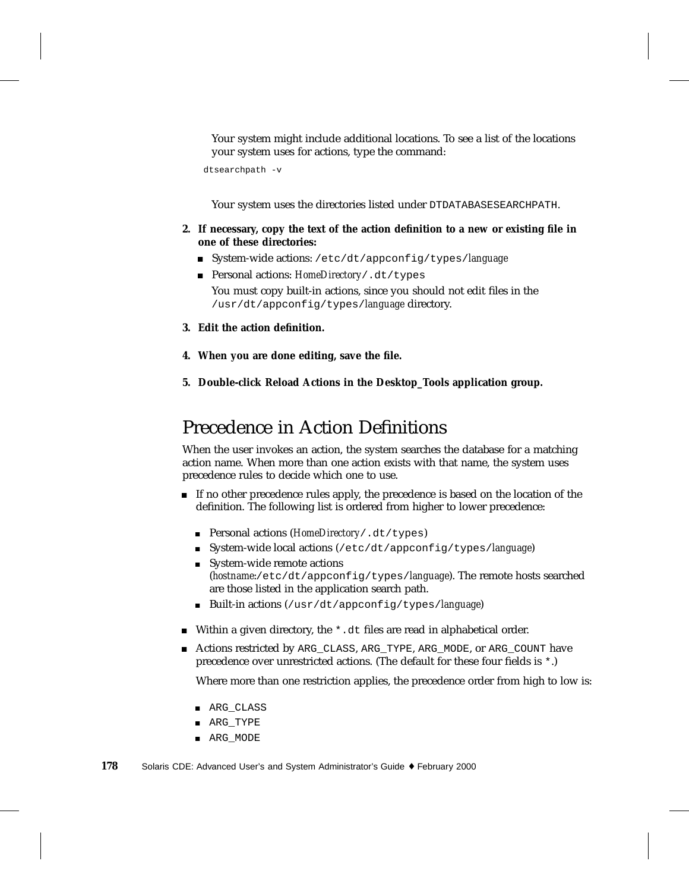Your system might include additional locations. To see a list of the locations your system uses for actions, type the command:

```
dtsearchpath -v
```

Your system uses the directories listed under `DTDATABASESEARCHPATH`.

2. **If necessary, copy the text of the action definition to a new or existing file in one of these directories:**
   - System-wide actions: `/etc/dt/appconfig/types/`*language*
   - Personal actions: *HomeDirectory*`/.dt/types`

   You must copy built-in actions, since you should not edit files in the `/usr/dt/appconfig/types/`*language* directory.

3. **Edit the action definition.**

4. **When you are done editing, save the file.**

5. **Double-click Reload Actions in the Desktop_Tools application group.**

## Precedence in Action Definitions

When the user invokes an action, the system searches the database for a matching action name. When more than one action exists with that name, the system uses precedence rules to decide which one to use.

- If no other precedence rules apply, the precedence is based on the location of the definition. The following list is ordered from higher to lower precedence:
  - Personal actions (*HomeDirectory*`/.dt/types`)
  - System-wide local actions (`/etc/dt/appconfig/types/`*language*)
  - System-wide remote actions (*hostname*:`/etc/dt/appconfig/types/`*language*). The remote hosts searched are those listed in the application search path.
  - Built-in actions (`/usr/dt/appconfig/types/`*language*)
- Within a given directory, the `*.dt` files are read in alphabetical order.
- Actions restricted by `ARG_CLASS`, `ARG_TYPE`, `ARG_MODE`, or `ARG_COUNT` have precedence over unrestricted actions. (The default for these four fields is `*`.)

  Where more than one restriction applies, the precedence order from high to low is:
  - `ARG_CLASS`
  - `ARG_TYPE`
  - `ARG_MODE`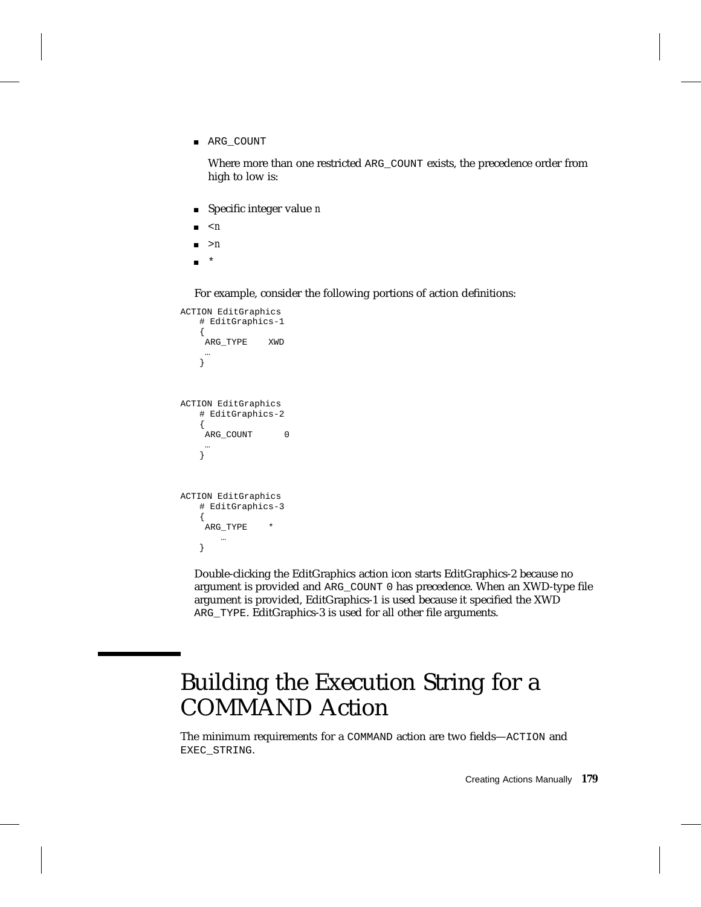- `ARG_COUNT`

  Where more than one restricted `ARG_COUNT` exists, the precedence order from high to low is:

- Specific integer value *n*
- <*n*
- >*n*
- *

For example, consider the following portions of action definitions:

```
ACTION EditGraphics
    # EditGraphics-1
    {
     ARG_TYPE    XWD
     …
    }



ACTION EditGraphics
    # EditGraphics-2
    {
     ARG_COUNT      0
     …
    }



ACTION EditGraphics
    # EditGraphics-3
    {
     ARG_TYPE    *
        …
    }
```

Double-clicking the EditGraphics action icon starts EditGraphics-2 because no argument is provided and `ARG_COUNT 0` has precedence. When an XWD-type file argument is provided, EditGraphics-1 is used because it specified the XWD `ARG_TYPE`. EditGraphics-3 is used for all other file arguments.

# Building the Execution String for a COMMAND Action

The minimum requirements for a `COMMAND` action are two fields—`ACTION` and `EXEC_STRING`.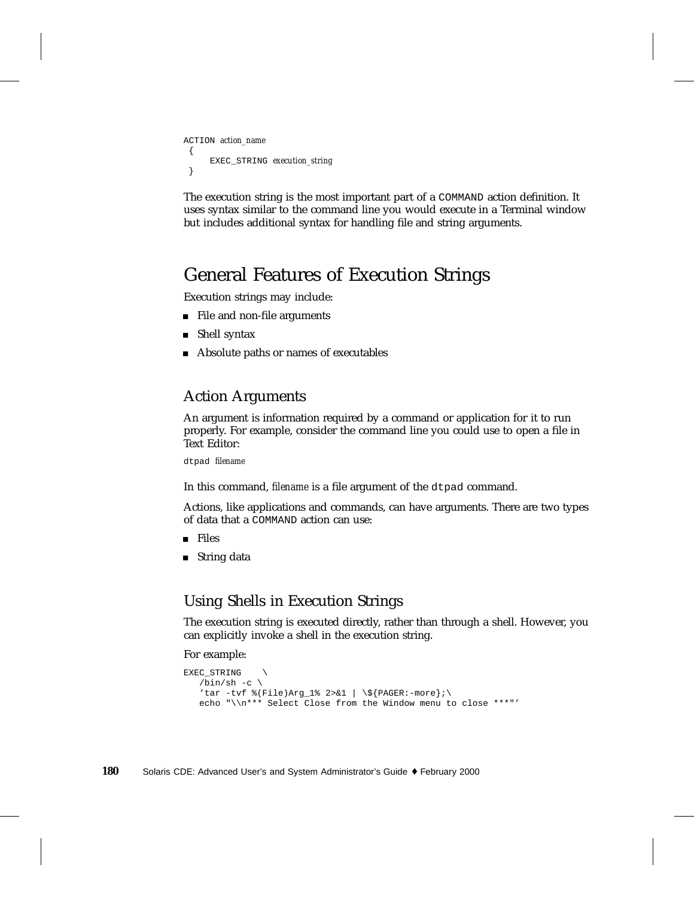```
ACTION action_name
 {
     EXEC_STRING execution_string
 }
```

The execution string is the most important part of a `COMMAND` action definition. It uses syntax similar to the command line you would execute in a Terminal window but includes additional syntax for handling file and string arguments.

## General Features of Execution Strings

Execution strings may include:

- File and non-file arguments
- Shell syntax
- Absolute paths or names of executables

### Action Arguments

An argument is information required by a command or application for it to run properly. For example, consider the command line you could use to open a file in Text Editor:

```
dtpad filename
```

In this command, *filename* is a file argument of the `dtpad` command.

Actions, like applications and commands, can have arguments. There are two types of data that a `COMMAND` action can use:

- Files
- String data

### Using Shells in Execution Strings

The execution string is executed directly, rather than through a shell. However, you can explicitly invoke a shell in the execution string.

For example:

```
EXEC_STRING    \
   /bin/sh -c \
   'tar -tvf %(File)Arg_1% 2>&1 | \${PAGER:-more};\
   echo "\\n*** Select Close from the Window menu to close ***"'
```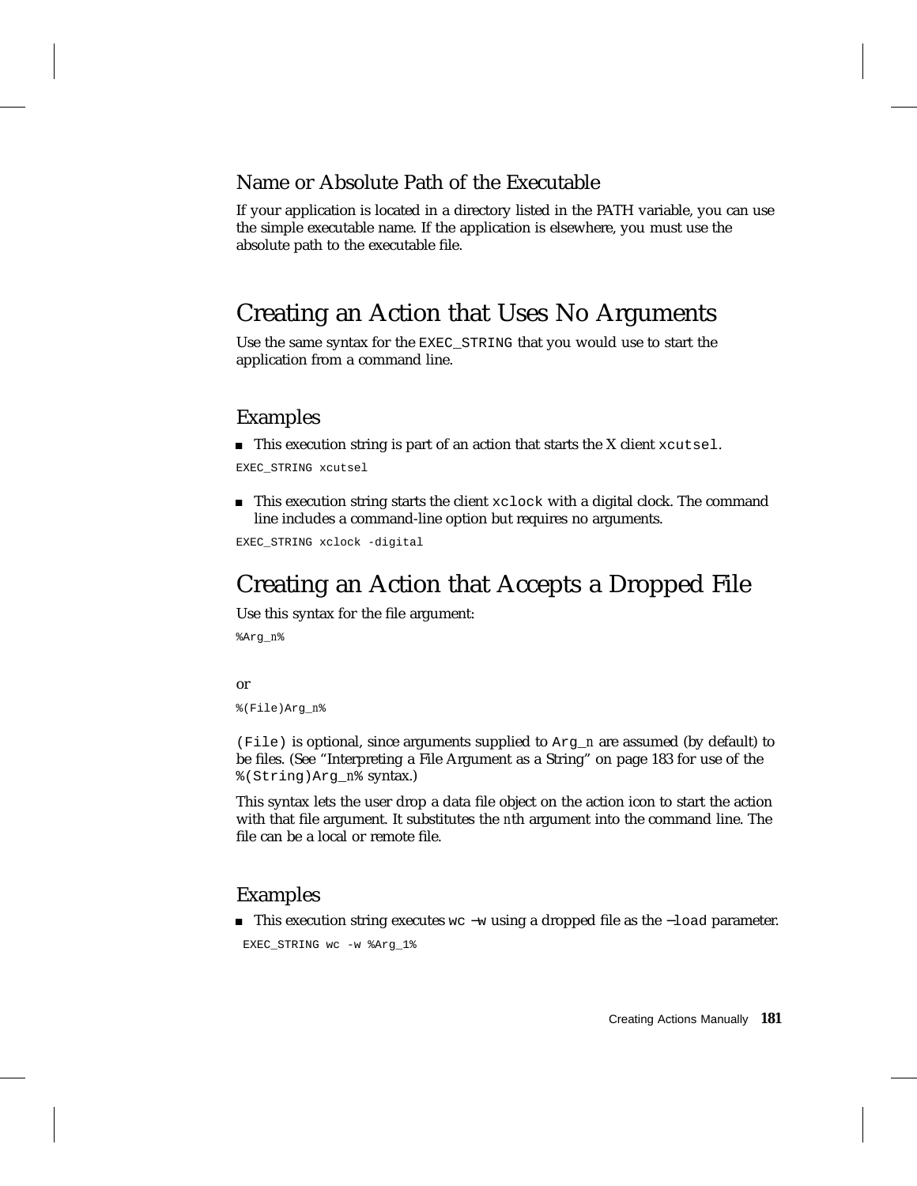### Name or Absolute Path of the Executable

If your application is located in a directory listed in the PATH variable, you can use the simple executable name. If the application is elsewhere, you must use the absolute path to the executable file.

## Creating an Action that Uses No Arguments

Use the same syntax for the `EXEC_STRING` that you would use to start the application from a command line.

### Examples

- This execution string is part of an action that starts the X client `xcutsel`.

```
EXEC_STRING xcutsel
```

- This execution string starts the client `xclock` with a digital clock. The command line includes a command-line option but requires no arguments.

```
EXEC_STRING xclock -digital
```

## Creating an Action that Accepts a Dropped File

Use this syntax for the file argument:

```
%Arg_n%
```

or

```
%(File)Arg_n%
```

`(File)` is optional, since arguments supplied to `Arg_n` are assumed (by default) to be files. (See “Interpreting a File Argument as a String” on page 183 for use of the `%(String)Arg_n%` syntax.)

This syntax lets the user drop a data file object on the action icon to start the action with that file argument. It substitutes the *n*th argument into the command line. The file can be a local or remote file.

### Examples

- This execution string executes `wc −w` using a dropped file as the `−load` parameter.

```
EXEC_STRING wc -w %Arg_1%
```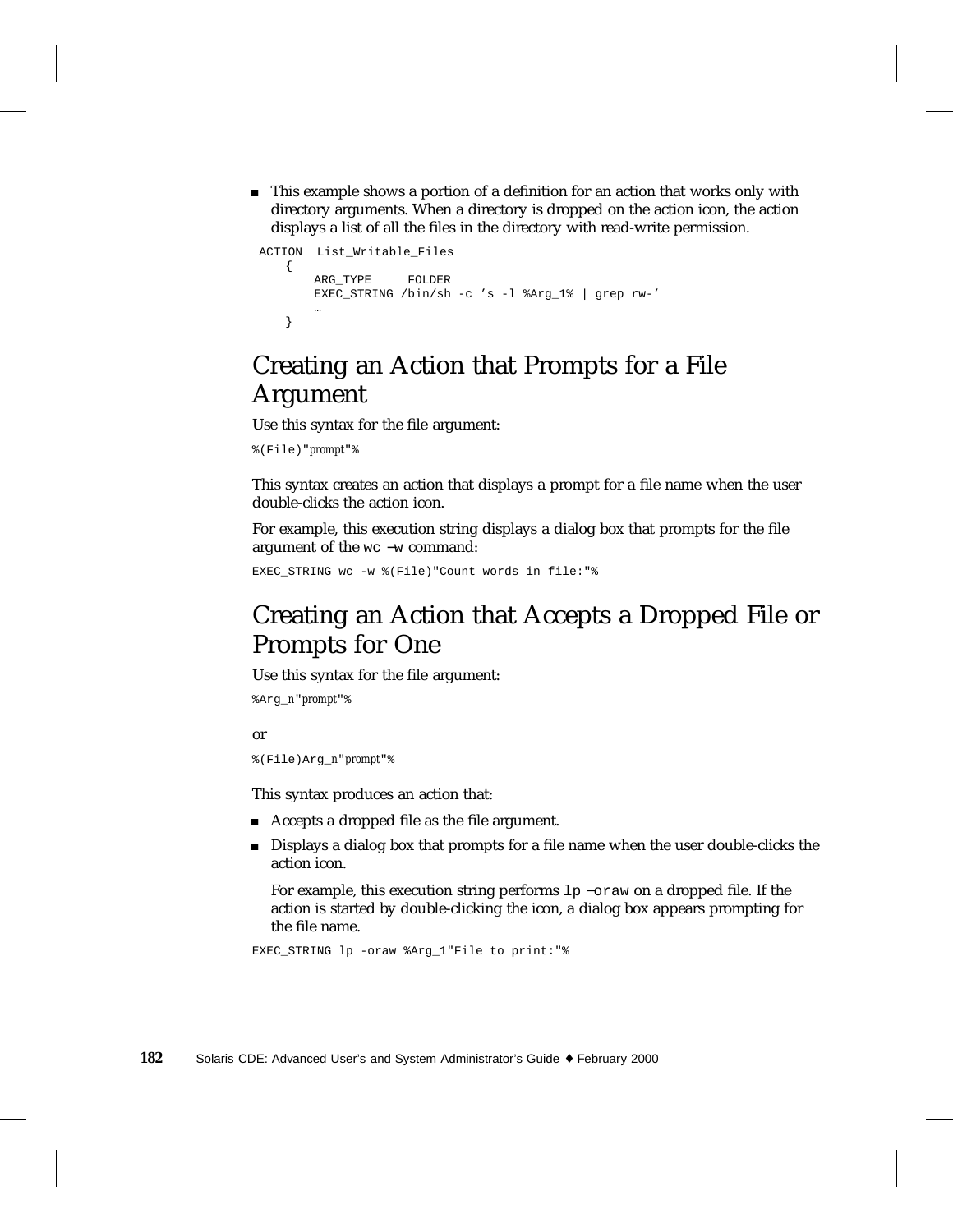- This example shows a portion of a definition for an action that works only with directory arguments. When a directory is dropped on the action icon, the action displays a list of all the files in the directory with read-write permission.

```
ACTION  List_Writable_Files
    {
        ARG_TYPE     FOLDER
        EXEC_STRING /bin/sh -c 's -l %Arg_1% | grep rw-'
        …
    }
```

## Creating an Action that Prompts for a File Argument

Use this syntax for the file argument:

`%(File)"prompt"%`

This syntax creates an action that displays a prompt for a file name when the user double-clicks the action icon.

For example, this execution string displays a dialog box that prompts for the file argument of the `wc -w` command:

```
EXEC_STRING wc -w %(File)"Count words in file:"%
```

## Creating an Action that Accepts a Dropped File or Prompts for One

Use this syntax for the file argument:

`%Arg_n"prompt"%`

or

`%(File)Arg_n"prompt"%`

This syntax produces an action that:

- Accepts a dropped file as the file argument.
- Displays a dialog box that prompts for a file name when the user double-clicks the action icon.

  For example, this execution string performs `lp -oraw` on a dropped file. If the action is started by double-clicking the icon, a dialog box appears prompting for the file name.

```
EXEC_STRING lp -oraw %Arg_1"File to print:"%
```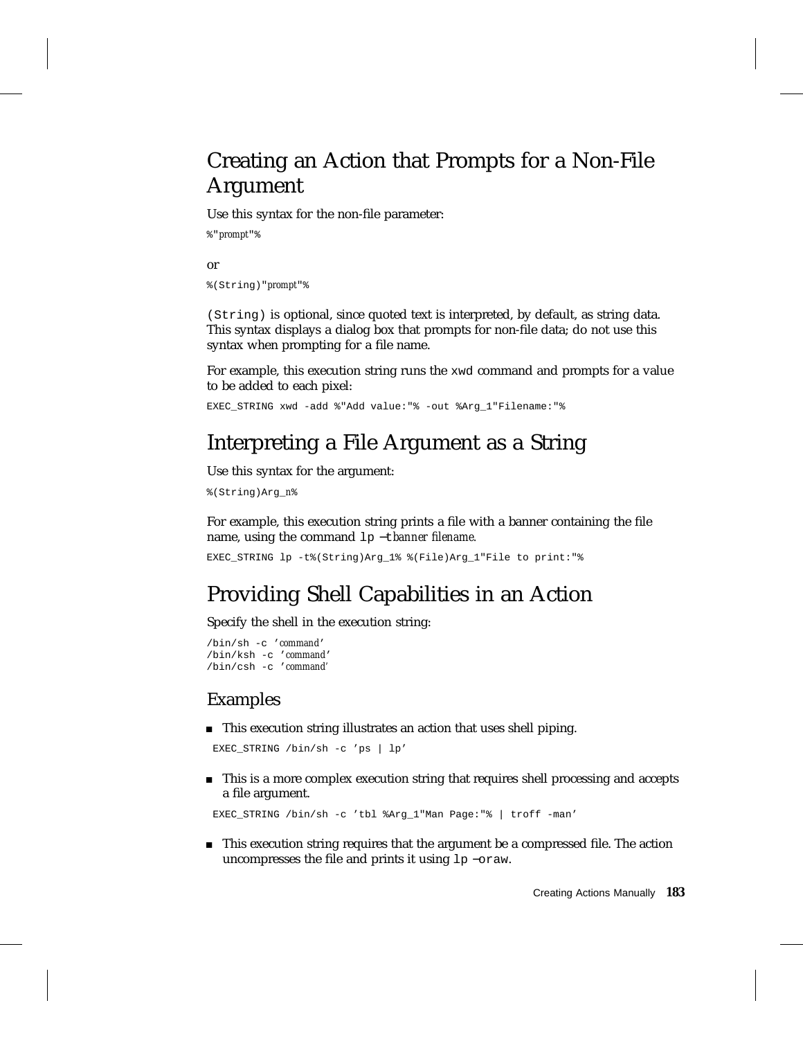## Creating an Action that Prompts for a Non-File Argument

Use this syntax for the non-file parameter:

```
%"prompt"%
```

or

```
%(String)"prompt"%
```

`(String)` is optional, since quoted text is interpreted, by default, as string data. This syntax displays a dialog box that prompts for non-file data; do not use this syntax when prompting for a file name.

For example, this execution string runs the `xwd` command and prompts for a value to be added to each pixel:

```
EXEC_STRING xwd -add %"Add value:"% -out %Arg_1"Filename:"%
```

## Interpreting a File Argument as a String

Use this syntax for the argument:

```
%(String)Arg_n%
```

For example, this execution string prints a file with a banner containing the file name, using the command `lp -t`*banner filename*.

```
EXEC_STRING lp -t%(String)Arg_1% %(File)Arg_1"File to print:"%
```

## Providing Shell Capabilities in an Action

Specify the shell in the execution string:

```
/bin/sh -c 'command'
/bin/ksh -c 'command'
/bin/csh -c 'command'
```

### Examples

- This execution string illustrates an action that uses shell piping.

  ```
  EXEC_STRING /bin/sh -c 'ps | lp'
  ```

- This is a more complex execution string that requires shell processing and accepts a file argument.

  ```
  EXEC_STRING /bin/sh -c 'tbl %Arg_1"Man Page:"% | troff -man'
  ```

- This execution string requires that the argument be a compressed file. The action uncompresses the file and prints it using `lp -oraw`.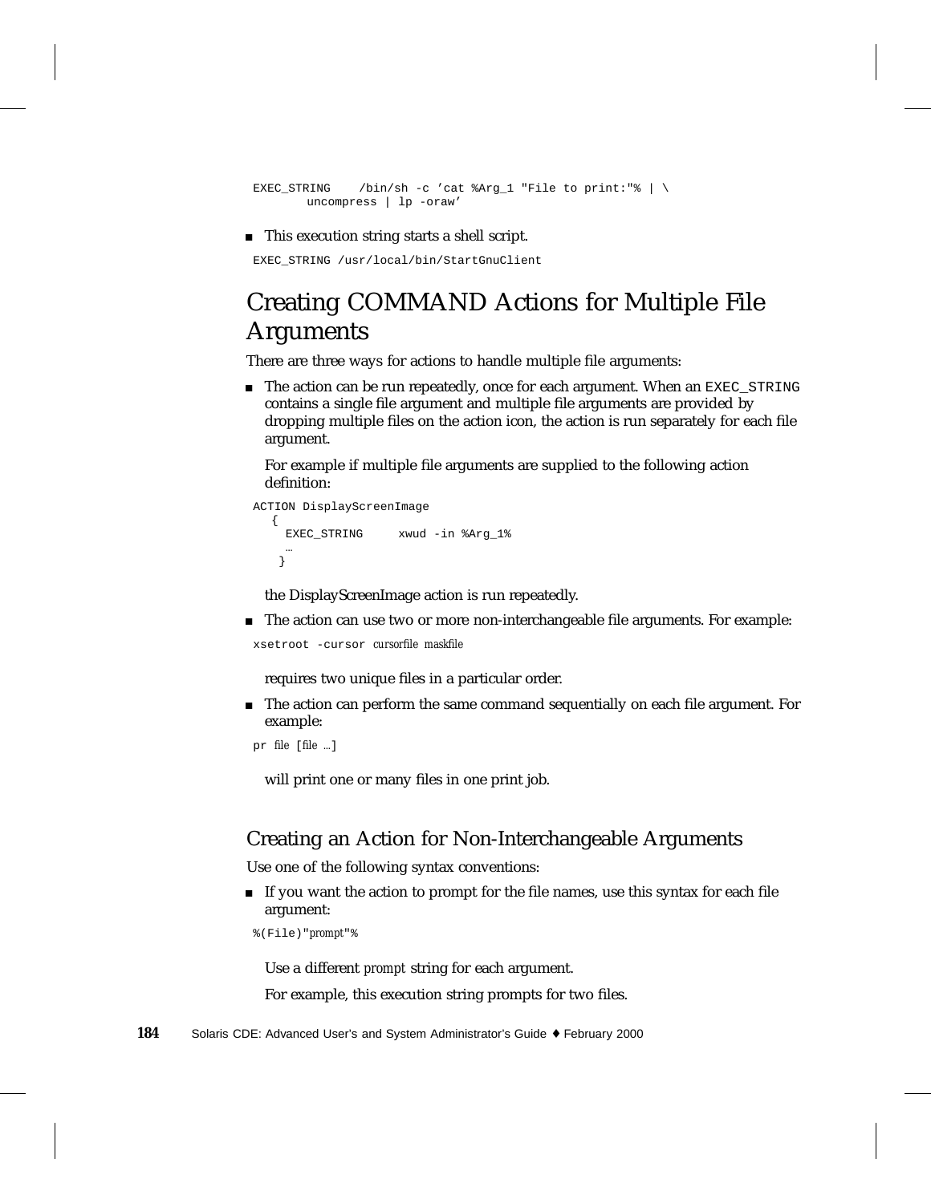```
EXEC_STRING    /bin/sh -c 'cat %Arg_1 "File to print:"% | \
       uncompress | lp -oraw'
```

- This execution string starts a shell script.

```
EXEC_STRING /usr/local/bin/StartGnuClient
```

# Creating COMMAND Actions for Multiple File Arguments

There are three ways for actions to handle multiple file arguments:

- The action can be run repeatedly, once for each argument. When an `EXEC_STRING` contains a single file argument and multiple file arguments are provided by dropping multiple files on the action icon, the action is run separately for each file argument.

  For example if multiple file arguments are supplied to the following action definition:

```
ACTION DisplayScreenImage
  {
    EXEC_STRING     xwud -in %Arg_1%
    …
   }
```

  the DisplayScreenImage action is run repeatedly.

- The action can use two or more non-interchangeable file arguments. For example:

```
xsetroot -cursor cursorfile maskfile
```

  requires two unique files in a particular order.

- The action can perform the same command sequentially on each file argument. For example:

```
pr file [file …]
```

  will print one or many files in one print job.

## Creating an Action for Non-Interchangeable Arguments

Use one of the following syntax conventions:

- If you want the action to prompt for the file names, use this syntax for each file argument:

```
%(File)"prompt"%
```

  Use a different *prompt* string for each argument.

  For example, this execution string prompts for two files.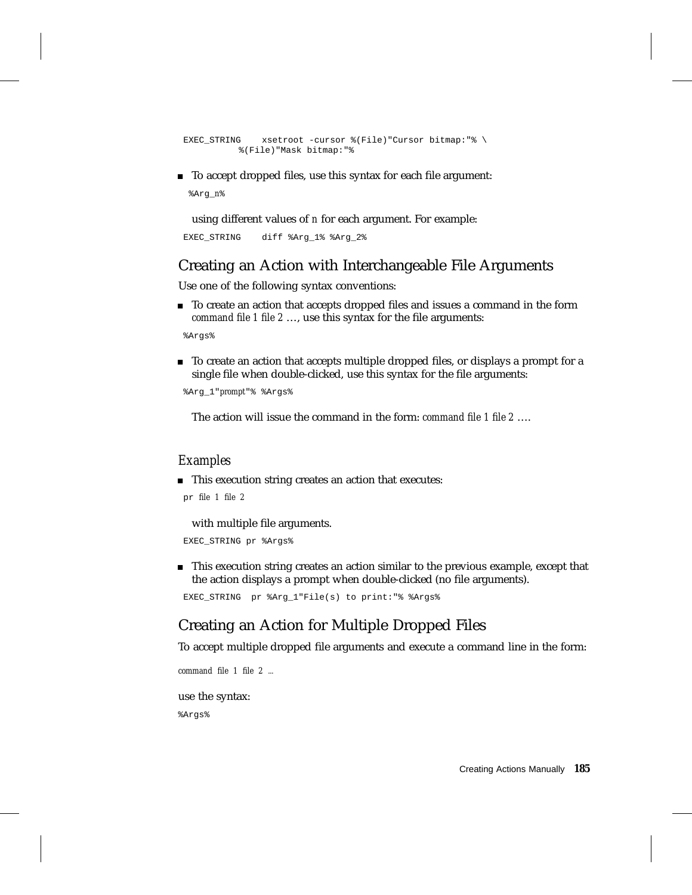```
EXEC_STRING    xsetroot -cursor %(File)"Cursor bitmap:"% \
          %(File)"Mask bitmap:"%
```

- To accept dropped files, use this syntax for each file argument:

  %Arg_*n*%

  using different values of *n* for each argument. For example:

```
EXEC_STRING    diff %Arg_1% %Arg_2%
```

## Creating an Action with Interchangeable File Arguments

Use one of the following syntax conventions:

- To create an action that accepts dropped files and issues a command in the form *command file 1 file 2* …, use this syntax for the file arguments:

```
%Args%
```

- To create an action that accepts multiple dropped files, or displays a prompt for a single file when double-clicked, use this syntax for the file arguments:

  %Arg_1"*prompt*"% %Args%

  The action will issue the command in the form: *command file 1 file 2* ….

### *Examples*

- This execution string creates an action that executes:

  pr *file 1 file 2*

  with multiple file arguments.

```
EXEC_STRING pr %Args%
```

- This execution string creates an action similar to the previous example, except that the action displays a prompt when double-clicked (no file arguments).

```
EXEC_STRING  pr %Arg_1"File(s) to print:"% %Args%
```

## Creating an Action for Multiple Dropped Files

To accept multiple dropped file arguments and execute a command line in the form:

*command file 1 file 2 …*

use the syntax:

```
%Args%
```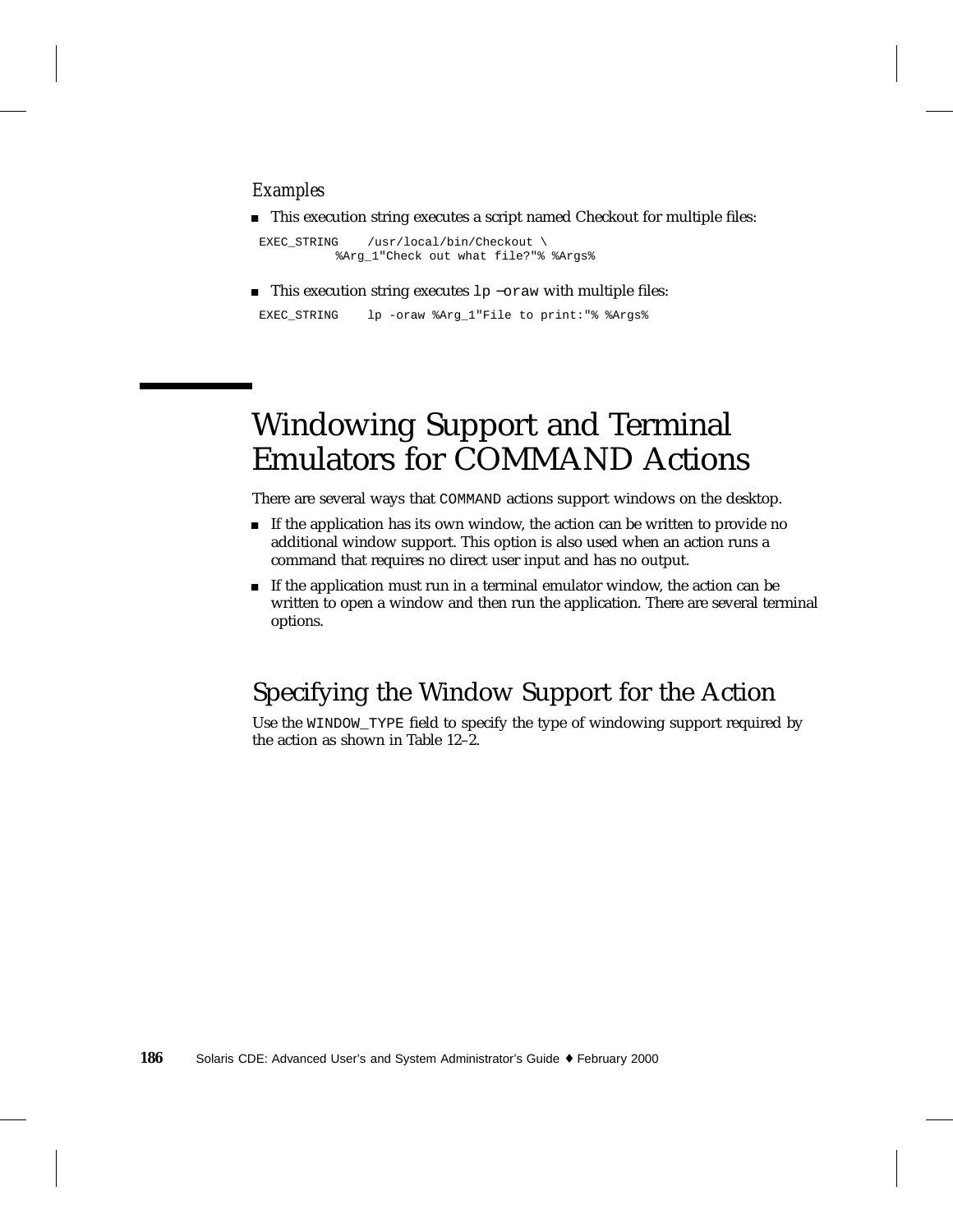*Examples*

- This execution string executes a script named Checkout for multiple files:

```
EXEC_STRING    /usr/local/bin/Checkout \
         %Arg_1"Check out what file?"% %Args%
```

- This execution string executes `lp -oraw` with multiple files:

```
EXEC_STRING    lp -oraw %Arg_1"File to print:"% %Args%
```

# Windowing Support and Terminal Emulators for COMMAND Actions

There are several ways that `COMMAND` actions support windows on the desktop.

- If the application has its own window, the action can be written to provide no additional window support. This option is also used when an action runs a command that requires no direct user input and has no output.
- If the application must run in a terminal emulator window, the action can be written to open a window and then run the application. There are several terminal options.

## Specifying the Window Support for the Action

Use the `WINDOW_TYPE` field to specify the type of windowing support required by the action as shown in Table 12–2.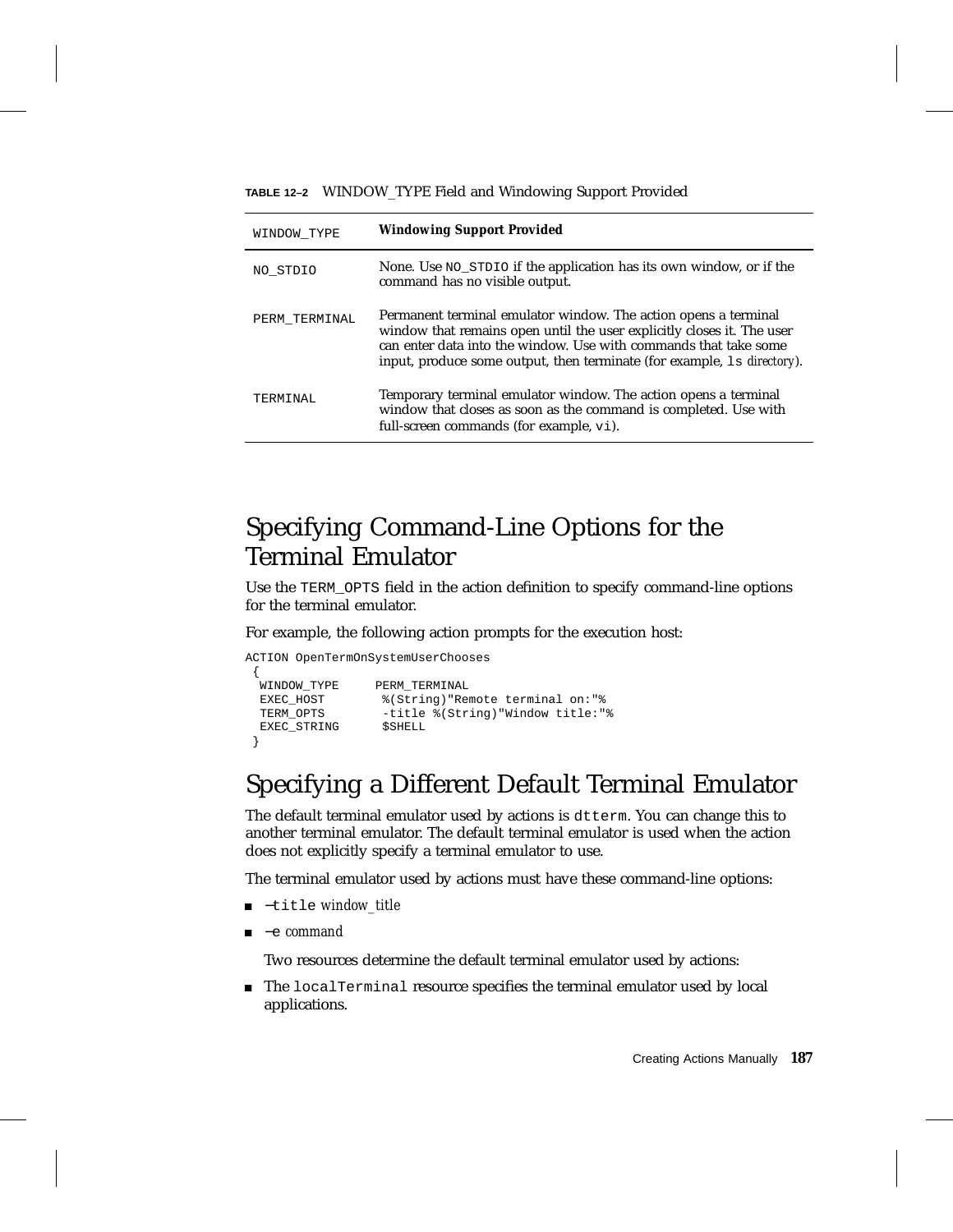**TABLE 12–2** WINDOW_TYPE Field and Windowing Support Provided

| WINDOW_TYPE | Windowing Support Provided |
|---|---|
| NO_STDIO | None. Use NO_STDIO if the application has its own window, or if the command has no visible output. |
| PERM_TERMINAL | Permanent terminal emulator window. The action opens a terminal window that remains open until the user explicitly closes it. The user can enter data into the window. Use with commands that take some input, produce some output, then terminate (for example, `ls` *directory*). |
| TERMINAL | Temporary terminal emulator window. The action opens a terminal window that closes as soon as the command is completed. Use with full-screen commands (for example, `vi`). |

## Specifying Command-Line Options for the Terminal Emulator

Use the `TERM_OPTS` field in the action definition to specify command-line options for the terminal emulator.

For example, the following action prompts for the execution host:

```
ACTION OpenTermOnSystemUserChooses
 {
  WINDOW_TYPE     PERM_TERMINAL
  EXEC_HOST        %(String)"Remote terminal on:"%
  TERM_OPTS        -title %(String)"Window title:"%
  EXEC_STRING      $SHELL
 }
```

## Specifying a Different Default Terminal Emulator

The default terminal emulator used by actions is `dtterm`. You can change this to another terminal emulator. The default terminal emulator is used when the action does not explicitly specify a terminal emulator to use.

The terminal emulator used by actions must have these command-line options:

- `-title` *window_title*
- `-e` *command*

Two resources determine the default terminal emulator used by actions:

- The `localTerminal` resource specifies the terminal emulator used by local applications.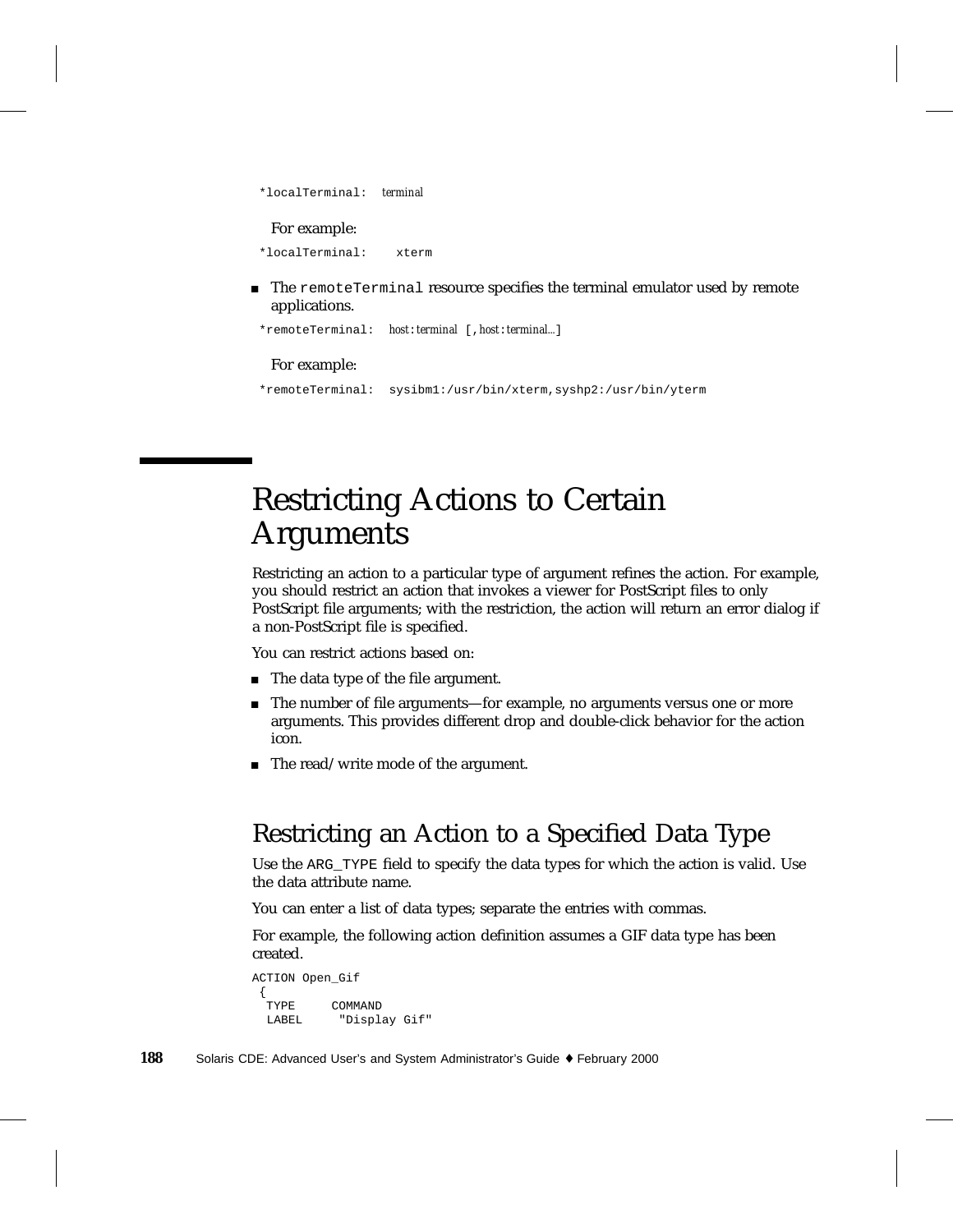```
*localTerminal:  terminal
```

For example:

```
*localTerminal:    xterm
```

- The `remoteTerminal` resource specifies the terminal emulator used by remote applications.

```
*remoteTerminal:  host:terminal [,host:terminal...]
```

For example:

```
*remoteTerminal:  sysibm1:/usr/bin/xterm,syshp2:/usr/bin/yterm
```

# Restricting Actions to Certain Arguments

Restricting an action to a particular type of argument refines the action. For example, you should restrict an action that invokes a viewer for PostScript files to only PostScript file arguments; with the restriction, the action will return an error dialog if a non-PostScript file is specified.

You can restrict actions based on:

- The data type of the file argument.
- The number of file arguments—for example, no arguments versus one or more arguments. This provides different drop and double-click behavior for the action icon.
- The read/write mode of the argument.

## Restricting an Action to a Specified Data Type

Use the `ARG_TYPE` field to specify the data types for which the action is valid. Use the data attribute name.

You can enter a list of data types; separate the entries with commas.

For example, the following action definition assumes a GIF data type has been created.

```
ACTION Open_Gif
 {
  TYPE     COMMAND
  LABEL     "Display Gif"
```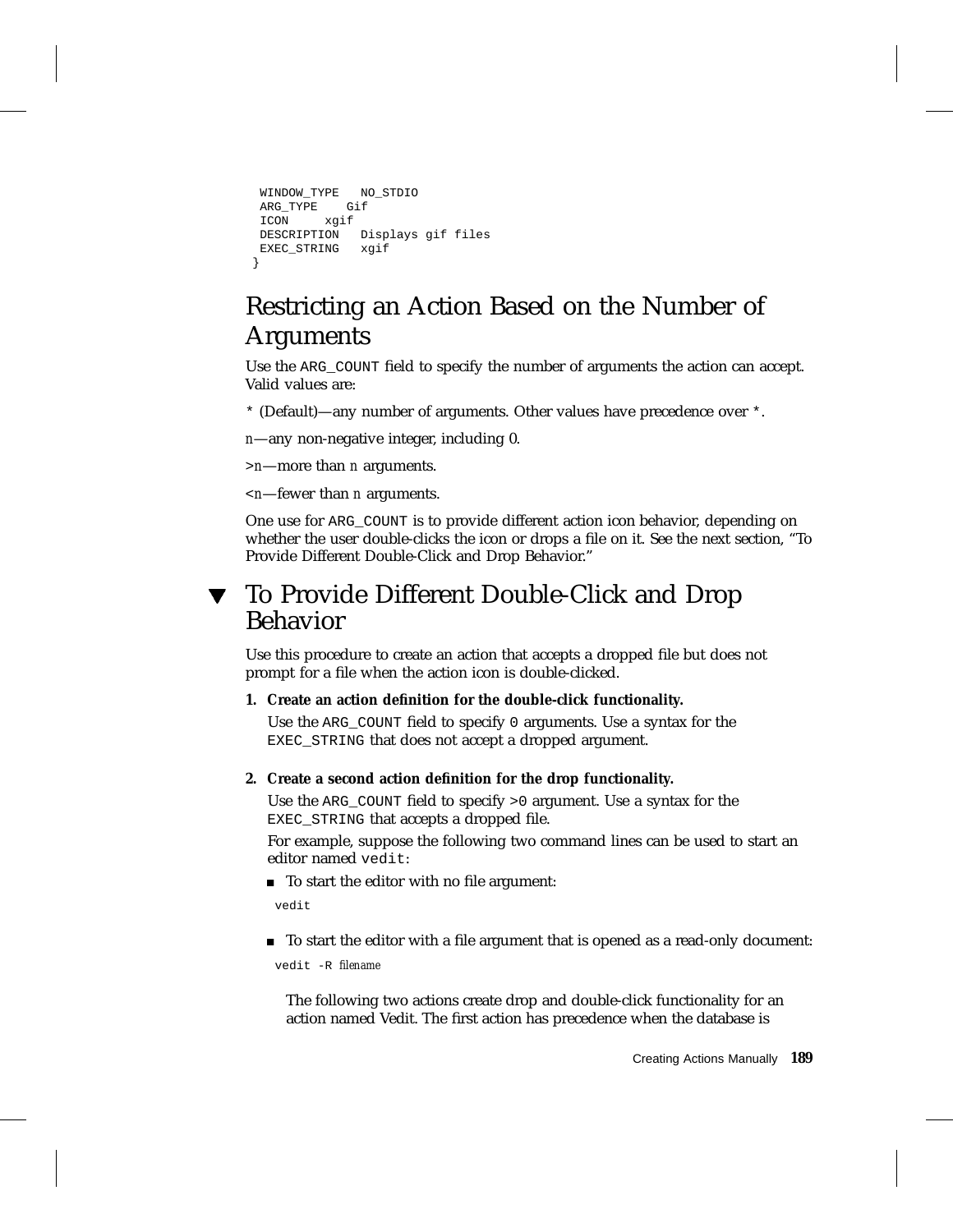```
 WINDOW_TYPE   NO_STDIO
 ARG_TYPE    Gif
 ICON     xgif
 DESCRIPTION   Displays gif files
 EXEC_STRING   xgif
}
```

## Restricting an Action Based on the Number of Arguments

Use the `ARG_COUNT` field to specify the number of arguments the action can accept. Valid values are:

`*` (Default)—any number of arguments. Other values have precedence over `*`.

*n*—any non-negative integer, including 0.

>*n*—more than *n* arguments.

<*n*—fewer than *n* arguments.

One use for `ARG_COUNT` is to provide different action icon behavior, depending on whether the user double-clicks the icon or drops a file on it. See the next section, "To Provide Different Double-Click and Drop Behavior."

## ▼ To Provide Different Double-Click and Drop Behavior

Use this procedure to create an action that accepts a dropped file but does not prompt for a file when the action icon is double-clicked.

1. **Create an action definition for the double-click functionality.**

   Use the `ARG_COUNT` field to specify `0` arguments. Use a syntax for the `EXEC_STRING` that does not accept a dropped argument.

2. **Create a second action definition for the drop functionality.**

   Use the `ARG_COUNT` field to specify `>0` argument. Use a syntax for the `EXEC_STRING` that accepts a dropped file.

   For example, suppose the following two command lines can be used to start an editor named `vedit`:

   - To start the editor with no file argument:

   ```
   vedit
   ```

   - To start the editor with a file argument that is opened as a read-only document:

   ```
   vedit -R filename
   ```

   The following two actions create drop and double-click functionality for an action named Vedit. The first action has precedence when the database is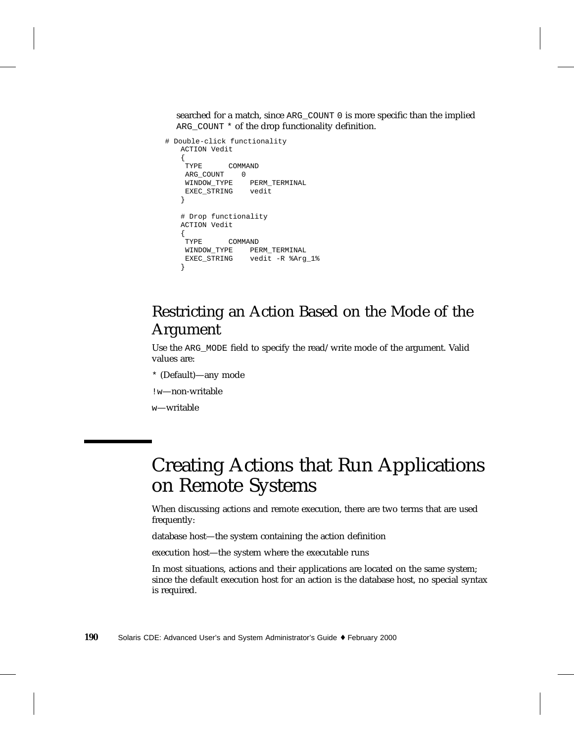searched for a match, since `ARG_COUNT 0` is more specific than the implied `ARG_COUNT *` of the drop functionality definition.

```
# Double-click functionality
   ACTION Vedit
   {
    TYPE      COMMAND
    ARG_COUNT    0
    WINDOW_TYPE    PERM_TERMINAL
    EXEC_STRING    vedit
   }

   # Drop functionality
   ACTION Vedit
   {
    TYPE      COMMAND
    WINDOW_TYPE    PERM_TERMINAL
    EXEC_STRING    vedit -R %Arg_1%
   }
```

## Restricting an Action Based on the Mode of the Argument

Use the `ARG_MODE` field to specify the read/write mode of the argument. Valid values are:

`*` (Default)—any mode

`!w`—non-writable

`w`—writable

# Creating Actions that Run Applications on Remote Systems

When discussing actions and remote execution, there are two terms that are used frequently:

database host—the system containing the action definition

execution host—the system where the executable runs

In most situations, actions and their applications are located on the same system; since the default execution host for an action is the database host, no special syntax is required.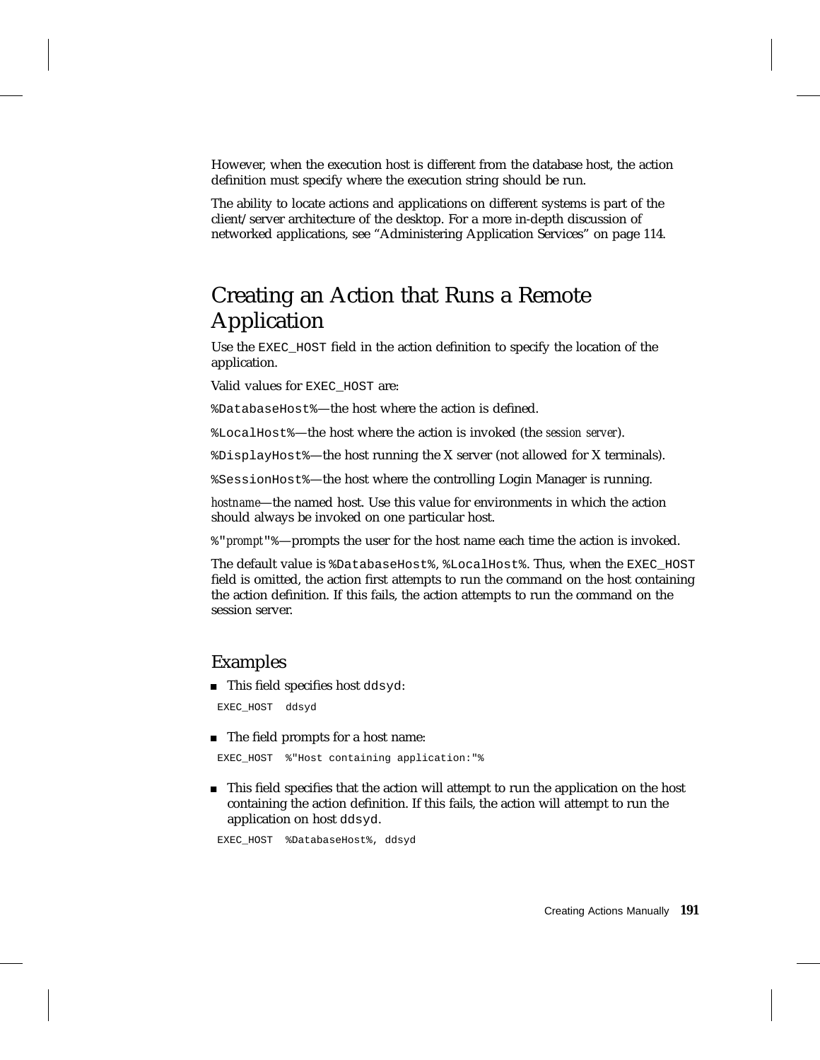However, when the execution host is different from the database host, the action definition must specify where the execution string should be run.

The ability to locate actions and applications on different systems is part of the client/server architecture of the desktop. For a more in-depth discussion of networked applications, see "Administering Application Services" on page 114.

# Creating an Action that Runs a Remote Application

Use the `EXEC_HOST` field in the action definition to specify the location of the application.

Valid values for `EXEC_HOST` are:

`%DatabaseHost%`—the host where the action is defined.

`%LocalHost%`—the host where the action is invoked (the *session server*).

`%DisplayHost%`—the host running the X server (not allowed for X terminals).

`%SessionHost%`—the host where the controlling Login Manager is running.

*hostname*—the named host. Use this value for environments in which the action should always be invoked on one particular host.

`%"`*prompt*`"%`—prompts the user for the host name each time the action is invoked.

The default value is `%DatabaseHost%`, `%LocalHost%`. Thus, when the `EXEC_HOST` field is omitted, the action first attempts to run the command on the host containing the action definition. If this fails, the action attempts to run the command on the session server.

## Examples

- This field specifies host `ddsyd`:

```
EXEC_HOST  ddsyd
```

- The field prompts for a host name:

```
EXEC_HOST  %"Host containing application:"%
```

- This field specifies that the action will attempt to run the application on the host containing the action definition. If this fails, the action will attempt to run the application on host `ddsyd`.

```
EXEC_HOST  %DatabaseHost%, ddsyd
```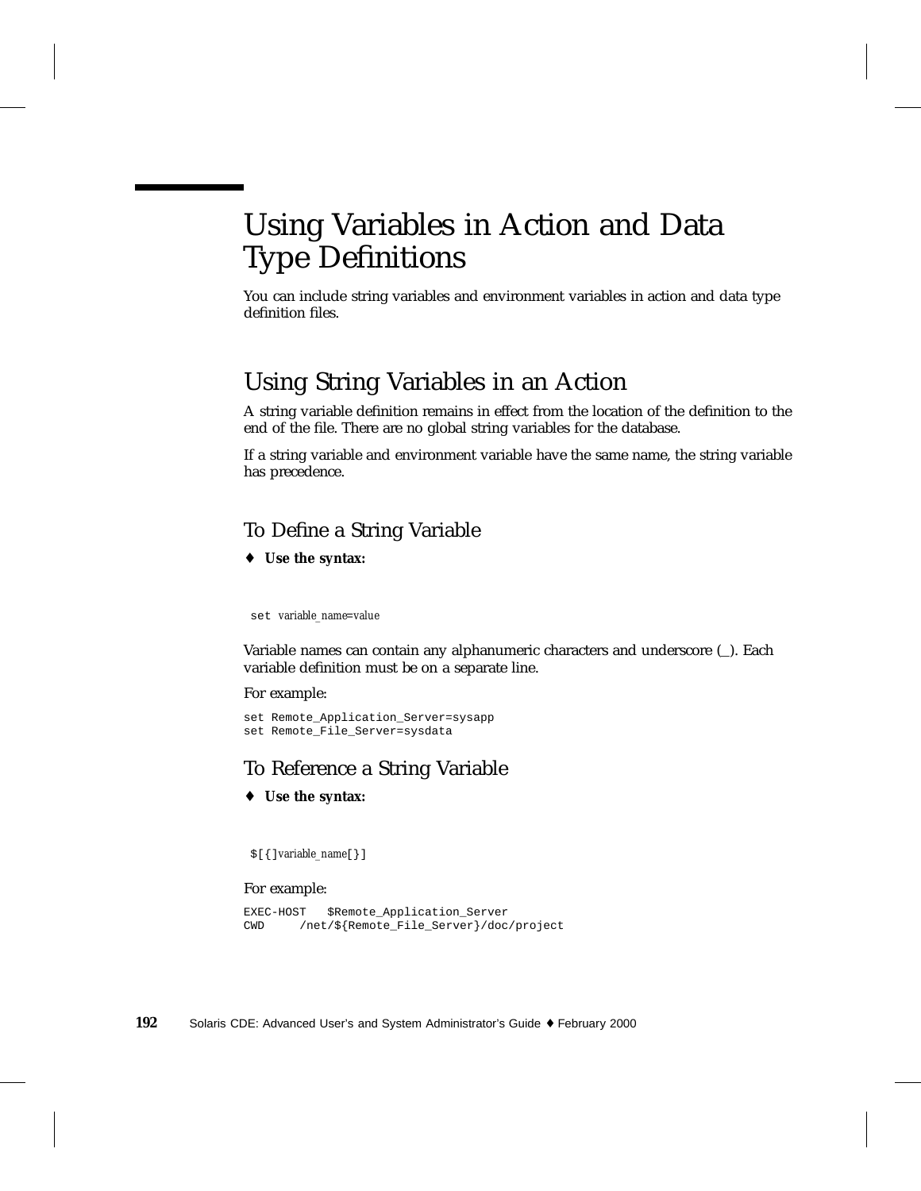# Using Variables in Action and Data Type Definitions

You can include string variables and environment variables in action and data type definition files.

## Using String Variables in an Action

A string variable definition remains in effect from the location of the definition to the end of the file. There are no global string variables for the database.

If a string variable and environment variable have the same name, the string variable has precedence.

### To Define a String Variable

♦ **Use the syntax:**

```
set variable_name=value
```

Variable names can contain any alphanumeric characters and underscore (_). Each variable definition must be on a separate line.

For example:

```
set Remote_Application_Server=sysapp
set Remote_File_Server=sysdata
```

### To Reference a String Variable

♦ **Use the syntax:**

```
$[{]variable_name[}]
```

For example:

```
EXEC-HOST   $Remote_Application_Server
CWD     /net/${Remote_File_Server}/doc/project
```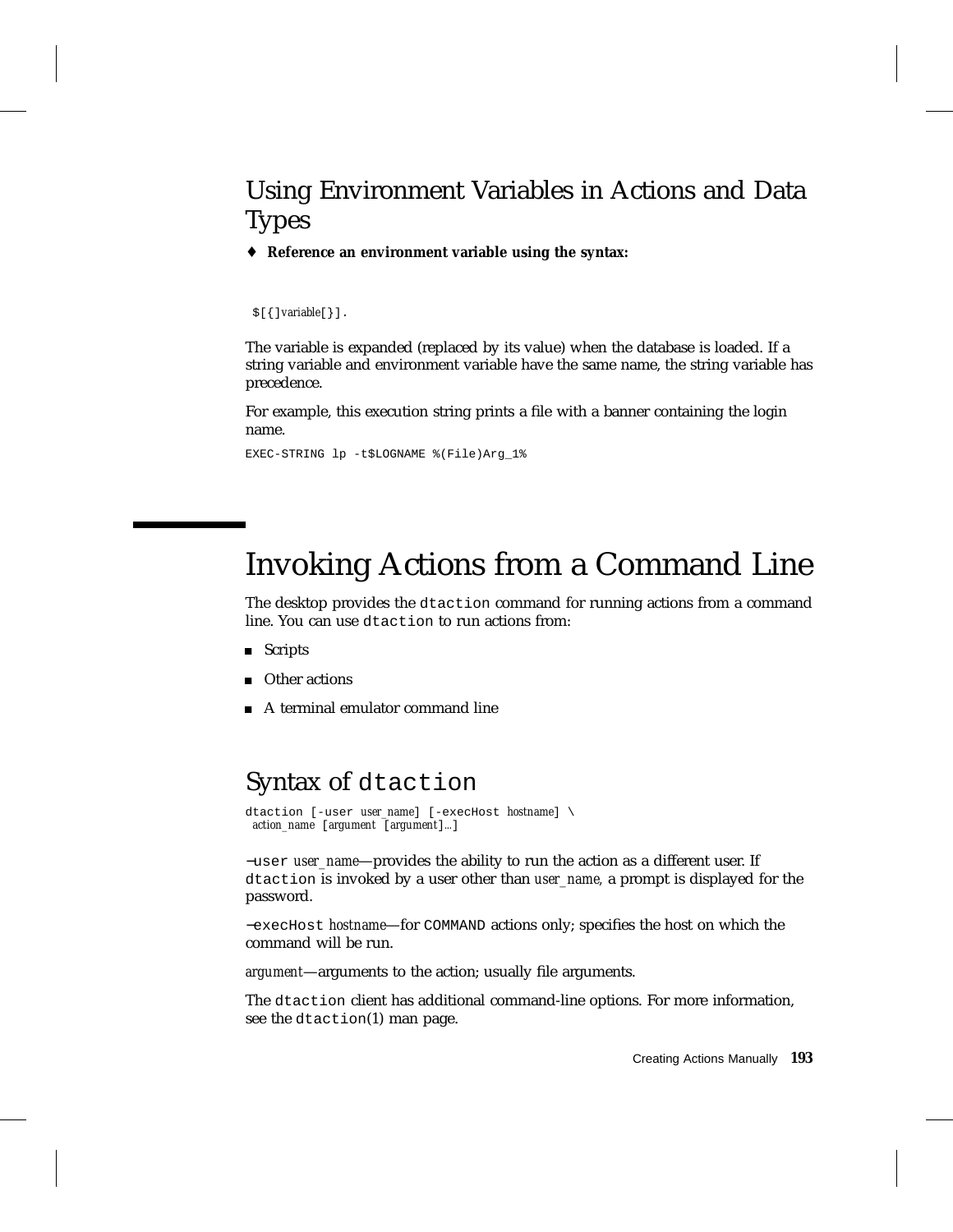## Using Environment Variables in Actions and Data Types

♦ **Reference an environment variable using the syntax:**

```
$[{]variable[}].
```

The variable is expanded (replaced by its value) when the database is loaded. If a string variable and environment variable have the same name, the string variable has precedence.

For example, this execution string prints a file with a banner containing the login name.

```
EXEC-STRING lp -t$LOGNAME %(File)Arg_1%
```

# Invoking Actions from a Command Line

The desktop provides the `dtaction` command for running actions from a command line. You can use `dtaction` to run actions from:

- Scripts
- Other actions
- A terminal emulator command line

## Syntax of `dtaction`

```
dtaction [-user user_name] [-execHost hostname] \
 action_name [argument [argument]...]
```

`-user` *user_name*—provides the ability to run the action as a different user. If `dtaction` is invoked by a user other than *user_name,* a prompt is displayed for the password.

`-execHost` *hostname*—for `COMMAND` actions only; specifies the host on which the command will be run.

*argument*—arguments to the action; usually file arguments.

The `dtaction` client has additional command-line options. For more information, see the `dtaction`(1) man page.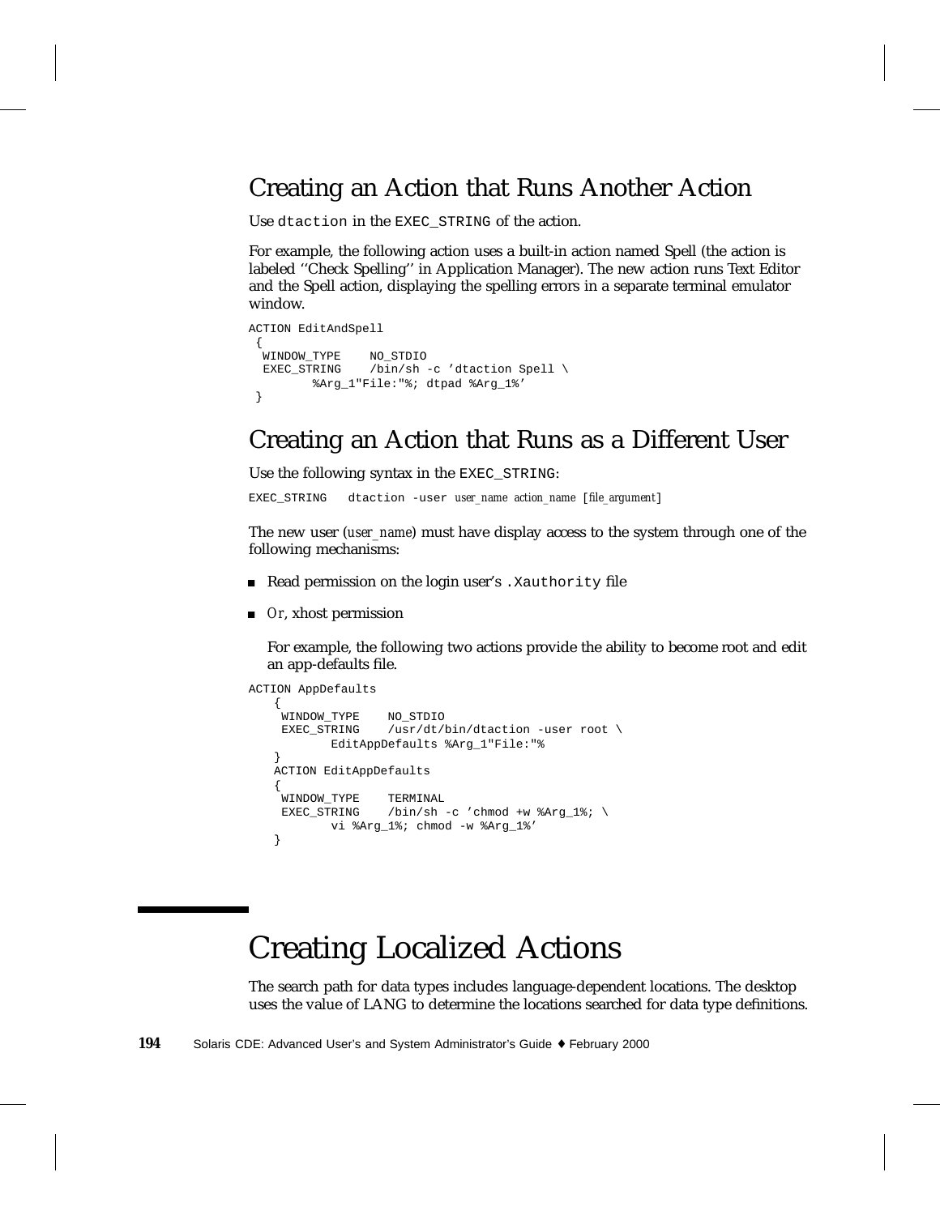## Creating an Action that Runs Another Action

Use `dtaction` in the `EXEC_STRING` of the action.

For example, the following action uses a built-in action named Spell (the action is labeled ''Check Spelling'' in Application Manager). The new action runs Text Editor and the Spell action, displaying the spelling errors in a separate terminal emulator window.

```
ACTION EditAndSpell
 {
  WINDOW_TYPE    NO_STDIO
  EXEC_STRING    /bin/sh -c 'dtaction Spell \
         %Arg_1"File:"%; dtpad %Arg_1%'
 }
```

## Creating an Action that Runs as a Different User

Use the following syntax in the `EXEC_STRING`:

```
EXEC_STRING   dtaction -user user_name action_name [file_argument]
```

The new user (*user_name*) must have display access to the system through one of the following mechanisms:

- Read permission on the login user's `.Xauthority` file
- *Or*, xhost permission

  For example, the following two actions provide the ability to become root and edit an app-defaults file.

```
ACTION AppDefaults
   {
    WINDOW_TYPE    NO_STDIO
    EXEC_STRING    /usr/dt/bin/dtaction -user root \
          EditAppDefaults %Arg_1"File:"%
   }
   ACTION EditAppDefaults
   {
    WINDOW_TYPE    TERMINAL
    EXEC_STRING    /bin/sh -c 'chmod +w %Arg_1%; \
          vi %Arg_1%; chmod -w %Arg_1%'
   }
```

# Creating Localized Actions

The search path for data types includes language-dependent locations. The desktop uses the value of LANG to determine the locations searched for data type definitions.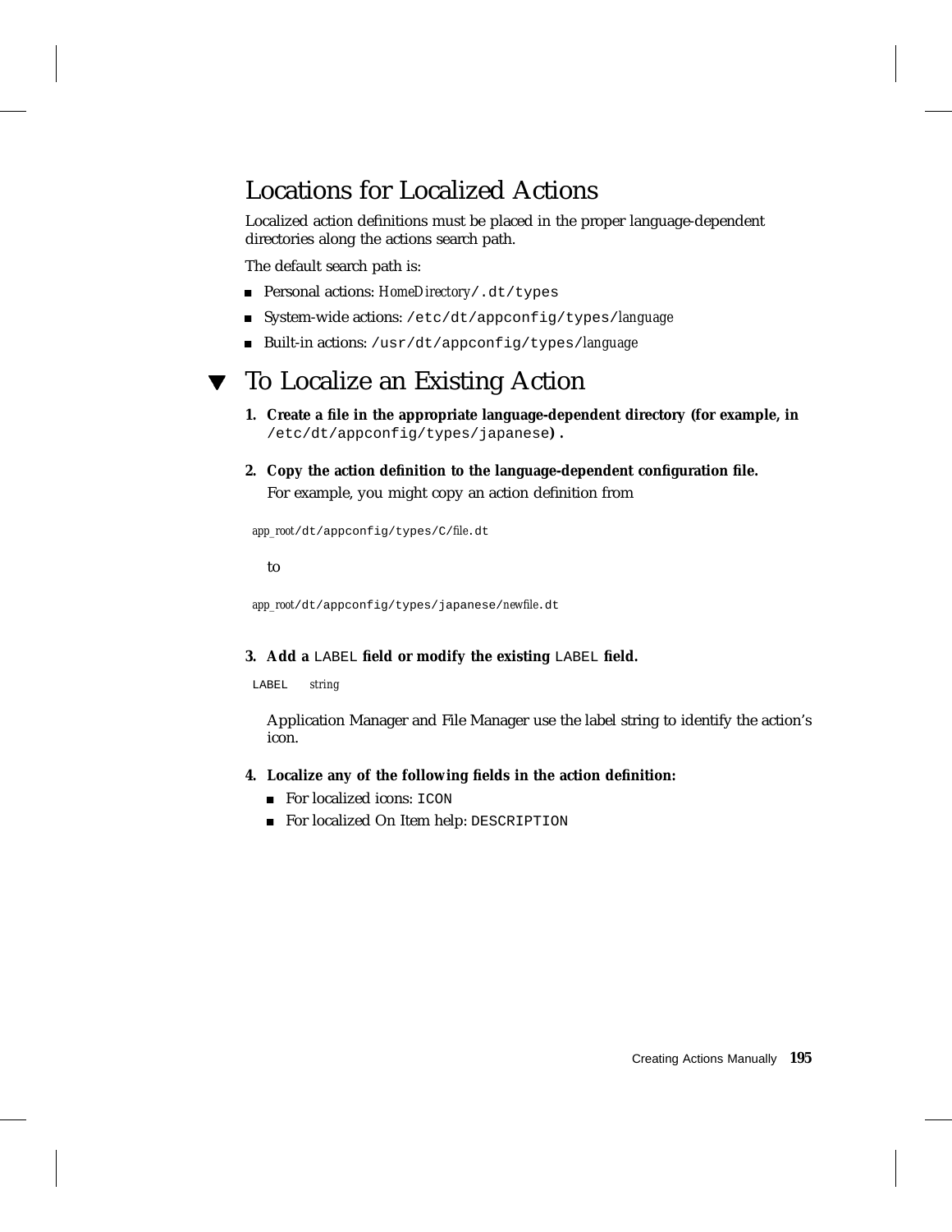## Locations for Localized Actions

Localized action definitions must be placed in the proper language-dependent directories along the actions search path.

The default search path is:

- Personal actions: *HomeDirectory*`/.dt/types`
- System-wide actions: `/etc/dt/appconfig/types/`*language*
- Built-in actions: `/usr/dt/appconfig/types/`*language*

## ▼ To Localize an Existing Action

1. **Create a file in the appropriate language-dependent directory (for example, in** `/etc/dt/appconfig/types/japanese`**).**

2. **Copy the action definition to the language-dependent configuration file.**

   For example, you might copy an action definition from

   *app_root*`/dt/appconfig/types/C/`*file*`.dt`

   to

   *app_root*`/dt/appconfig/types/japanese/`*newfile*`.dt`

3. **Add a** `LABEL` **field or modify the existing** `LABEL` **field.**

   `LABEL` *string*

   Application Manager and File Manager use the label string to identify the action's icon.

4. **Localize any of the following fields in the action definition:**
   - For localized icons: `ICON`
   - For localized On Item help: `DESCRIPTION`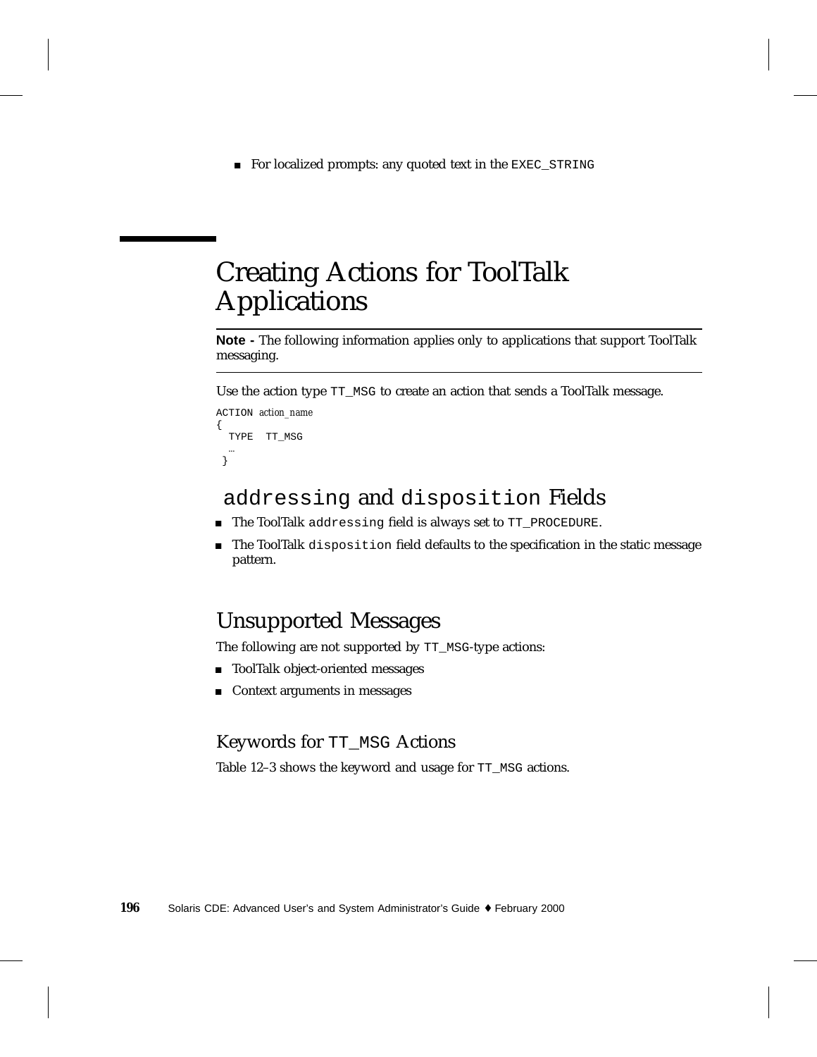- For localized prompts: any quoted text in the `EXEC_STRING`

# Creating Actions for ToolTalk Applications

---

**Note -** The following information applies only to applications that support ToolTalk messaging.

---

Use the action type `TT_MSG` to create an action that sends a ToolTalk message.

```
ACTION action_name
{
  TYPE  TT_MSG
  …
 }
```

## `addressing` and `disposition` Fields

- The ToolTalk `addressing` field is always set to `TT_PROCEDURE`.
- The ToolTalk `disposition` field defaults to the specification in the static message pattern.

## Unsupported Messages

The following are not supported by `TT_MSG`-type actions:

- ToolTalk object-oriented messages
- Context arguments in messages

### Keywords for `TT_MSG` Actions

Table 12–3 shows the keyword and usage for `TT_MSG` actions.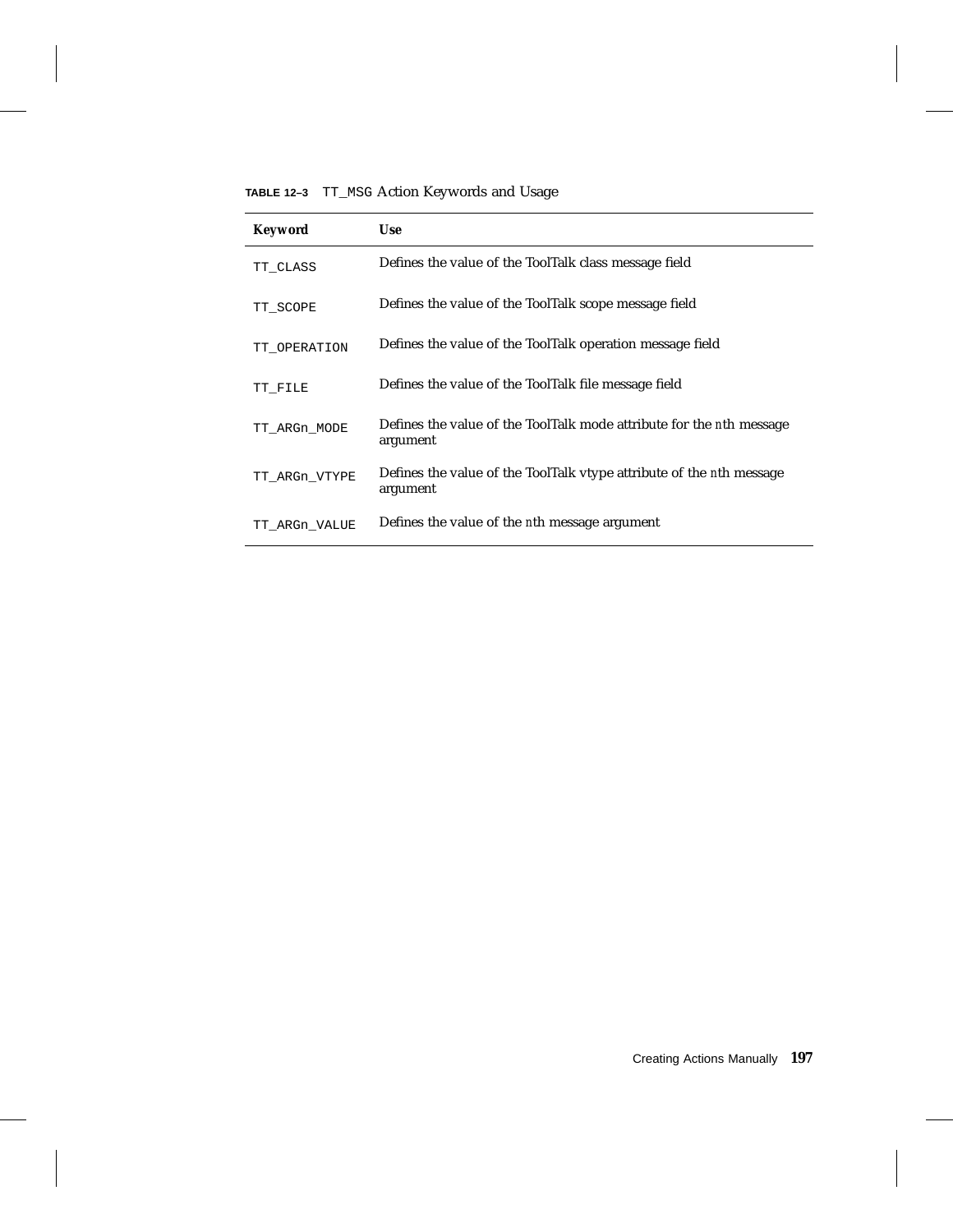**TABLE 12–3** `TT_MSG` Action Keywords and Usage

| Keyword | Use |
|---|---|
| `TT_CLASS` | Defines the value of the ToolTalk class message field |
| `TT_SCOPE` | Defines the value of the ToolTalk scope message field |
| `TT_OPERATION` | Defines the value of the ToolTalk operation message field |
| `TT_FILE` | Defines the value of the ToolTalk file message field |
| `TT_ARGn_MODE` | Defines the value of the ToolTalk mode attribute for the `n`th message argument |
| `TT_ARGn_VTYPE` | Defines the value of the ToolTalk vtype attribute of the `n`th message argument |
| `TT_ARGn_VALUE` | Defines the value of the `n`th message argument |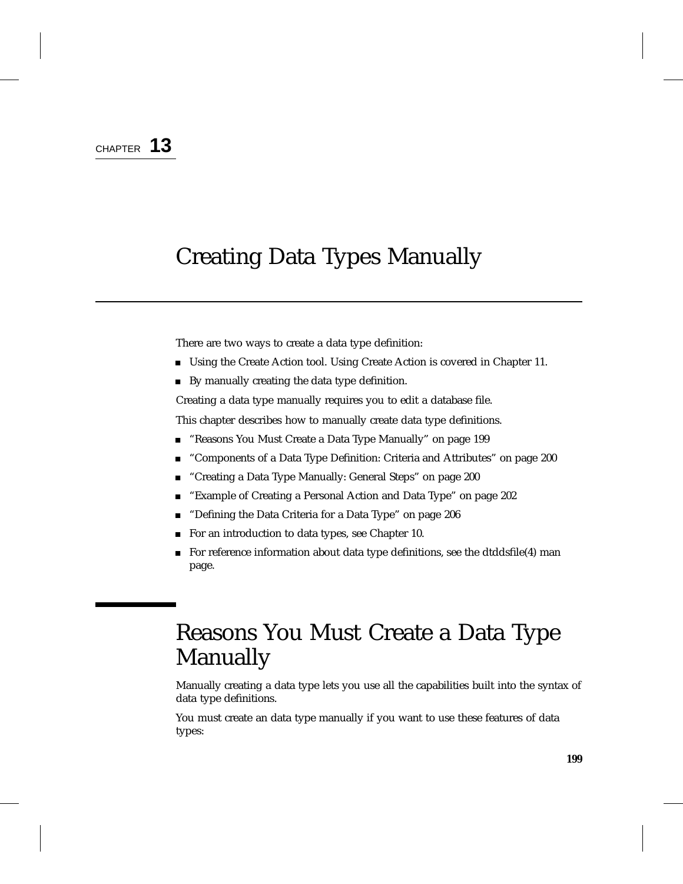CHAPTER **13**

# Creating Data Types Manually

There are two ways to create a data type definition:

- Using the Create Action tool. Using Create Action is covered in Chapter 11.
- By manually creating the data type definition.

Creating a data type manually requires you to edit a database file.

This chapter describes how to manually create data type definitions.

- "Reasons You Must Create a Data Type Manually" on page 199
- "Components of a Data Type Definition: Criteria and Attributes" on page 200
- "Creating a Data Type Manually: General Steps" on page 200
- "Example of Creating a Personal Action and Data Type" on page 202
- "Defining the Data Criteria for a Data Type" on page 206
- For an introduction to data types, see Chapter 10.
- For reference information about data type definitions, see the dtddsfile(4) man page.

## Reasons You Must Create a Data Type Manually

Manually creating a data type lets you use all the capabilities built into the syntax of data type definitions.

You must create an data type manually if you want to use these features of data types: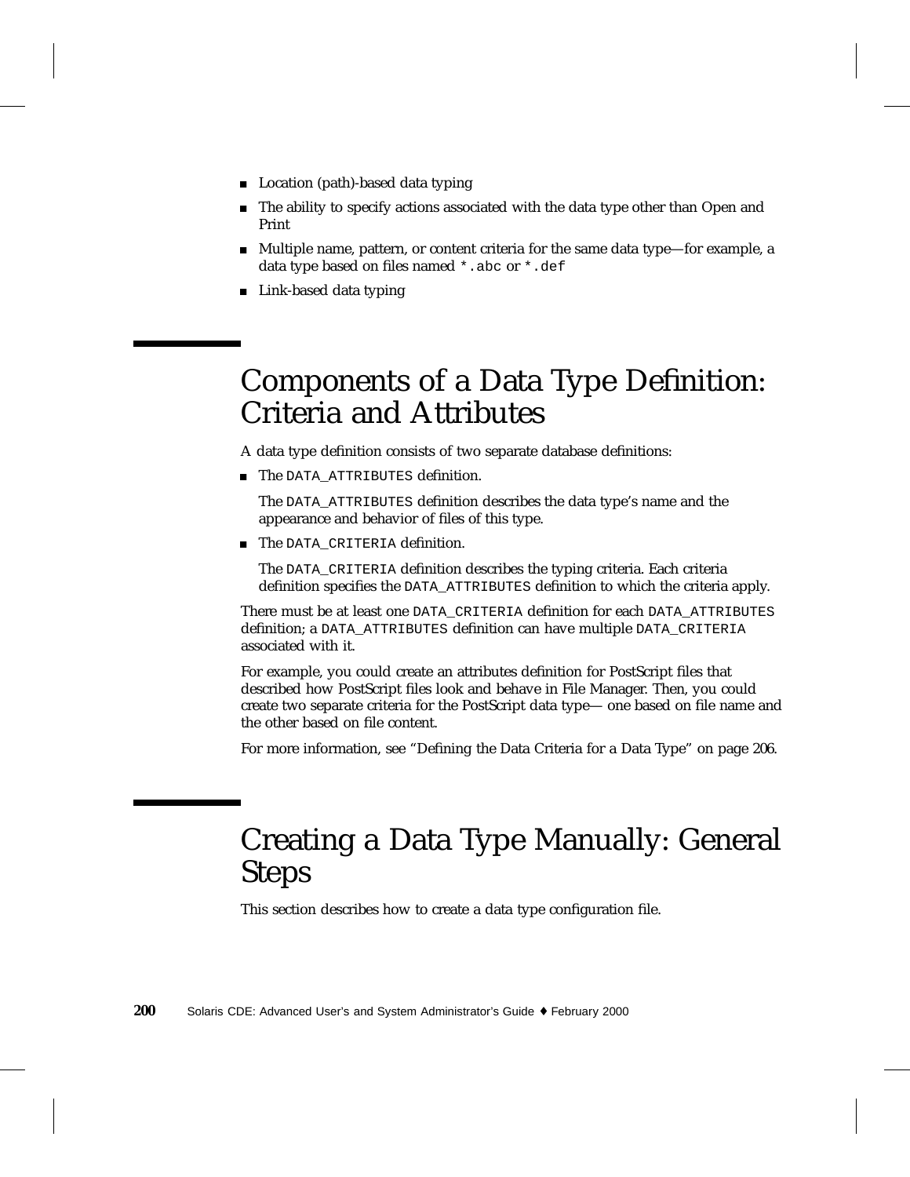- Location (path)-based data typing
- The ability to specify actions associated with the data type other than Open and Print
- Multiple name, pattern, or content criteria for the same data type—for example, a data type based on files named `*.abc` or `*.def`
- Link-based data typing

# Components of a Data Type Definition: Criteria and Attributes

A data type definition consists of two separate database definitions:

- The `DATA_ATTRIBUTES` definition.

  The `DATA_ATTRIBUTES` definition describes the data type's name and the appearance and behavior of files of this type.

- The `DATA_CRITERIA` definition.

  The `DATA_CRITERIA` definition describes the typing criteria. Each criteria definition specifies the `DATA_ATTRIBUTES` definition to which the criteria apply.

There must be at least one `DATA_CRITERIA` definition for each `DATA_ATTRIBUTES` definition; a `DATA_ATTRIBUTES` definition can have multiple `DATA_CRITERIA` associated with it.

For example, you could create an attributes definition for PostScript files that described how PostScript files look and behave in File Manager. Then, you could create two separate criteria for the PostScript data type— one based on file name and the other based on file content.

For more information, see "Defining the Data Criteria for a Data Type" on page 206.

# Creating a Data Type Manually: General Steps

This section describes how to create a data type configuration file.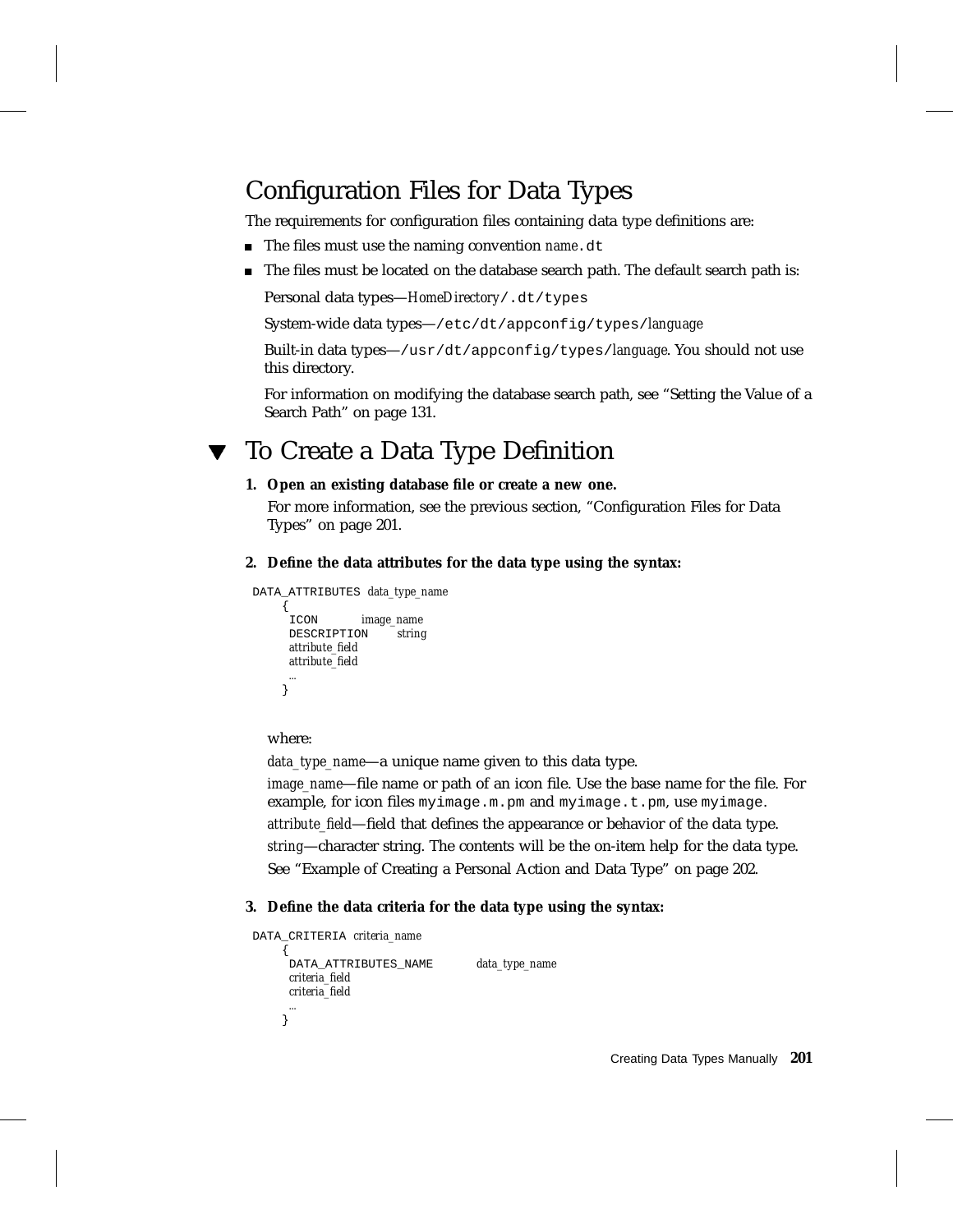## Configuration Files for Data Types

The requirements for configuration files containing data type definitions are:

- The files must use the naming convention *name*`.dt`
- The files must be located on the database search path. The default search path is:

  Personal data types—*HomeDirectory*`/.dt/types`

  System-wide data types—`/etc/dt/appconfig/types/`*language*

  Built-in data types—`/usr/dt/appconfig/types/`*language*. You should not use this directory.

  For information on modifying the database search path, see "Setting the Value of a Search Path" on page 131.

## ▼ To Create a Data Type Definition

1. **Open an existing database file or create a new one.**

   For more information, see the previous section, "Configuration Files for Data Types" on page 201.

2. **Define the data attributes for the data type using the syntax:**

```
DATA_ATTRIBUTES data_type_name
    {
     ICON         image_name
     DESCRIPTION     string
     attribute_field
     attribute_field
     …
    }
```

   where:

   *data_type_name*—a unique name given to this data type.

   *image_name*—file name or path of an icon file. Use the base name for the file. For example, for icon files `myimage.m.pm` and `myimage.t.pm`, use `myimage`.

   *attribute_field*—field that defines the appearance or behavior of the data type.

   *string*—character string. The contents will be the on-item help for the data type.

   See "Example of Creating a Personal Action and Data Type" on page 202.

3. **Define the data criteria for the data type using the syntax:**

```
DATA_CRITERIA criteria_name
    {
     DATA_ATTRIBUTES_NAME        data_type_name
     criteria_field
     criteria_field
     …
    }
```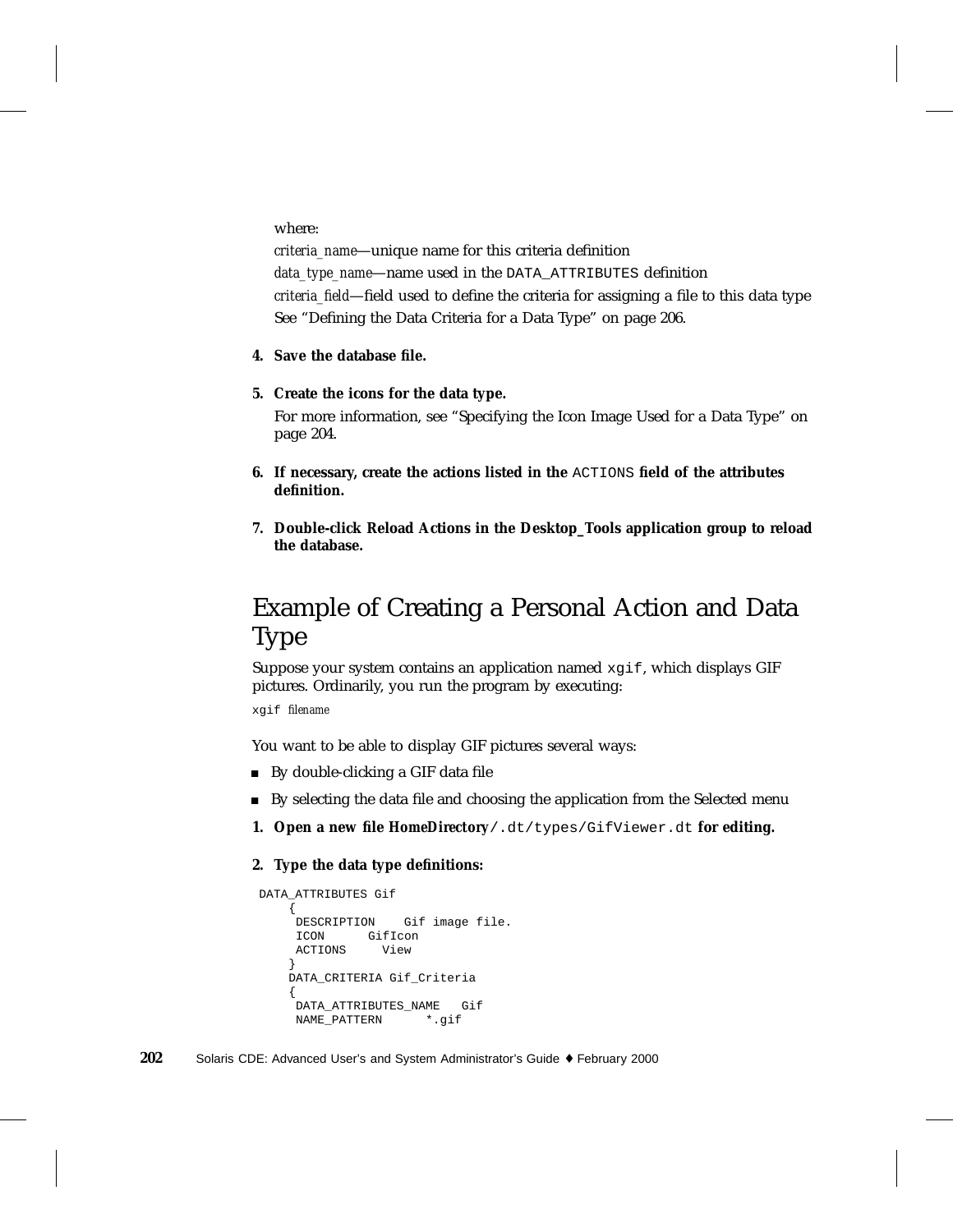where:

*criteria_name*—unique name for this criteria definition

*data_type_name*—name used in the `DATA_ATTRIBUTES` definition

*criteria_field*—field used to define the criteria for assigning a file to this data type

See "Defining the Data Criteria for a Data Type" on page 206.

4. **Save the database file.**

5. **Create the icons for the data type.**

   For more information, see "Specifying the Icon Image Used for a Data Type" on page 204.

6. **If necessary, create the actions listed in the `ACTIONS` field of the attributes definition.**

7. **Double-click Reload Actions in the Desktop_Tools application group to reload the database.**

## Example of Creating a Personal Action and Data Type

Suppose your system contains an application named `xgif`, which displays GIF pictures. Ordinarily, you run the program by executing:

`xgif` *filename*

You want to be able to display GIF pictures several ways:

- By double-clicking a GIF data file
- By selecting the data file and choosing the application from the Selected menu

1. **Open a new file *HomeDirectory*`/.dt/types/GifViewer.dt` for editing.**

2. **Type the data type definitions:**

```
DATA_ATTRIBUTES Gif
    {
     DESCRIPTION    Gif image file.
     ICON      GifIcon
     ACTIONS     View
    }
    DATA_CRITERIA Gif_Criteria
    {
     DATA_ATTRIBUTES_NAME   Gif
     NAME_PATTERN      *.gif
```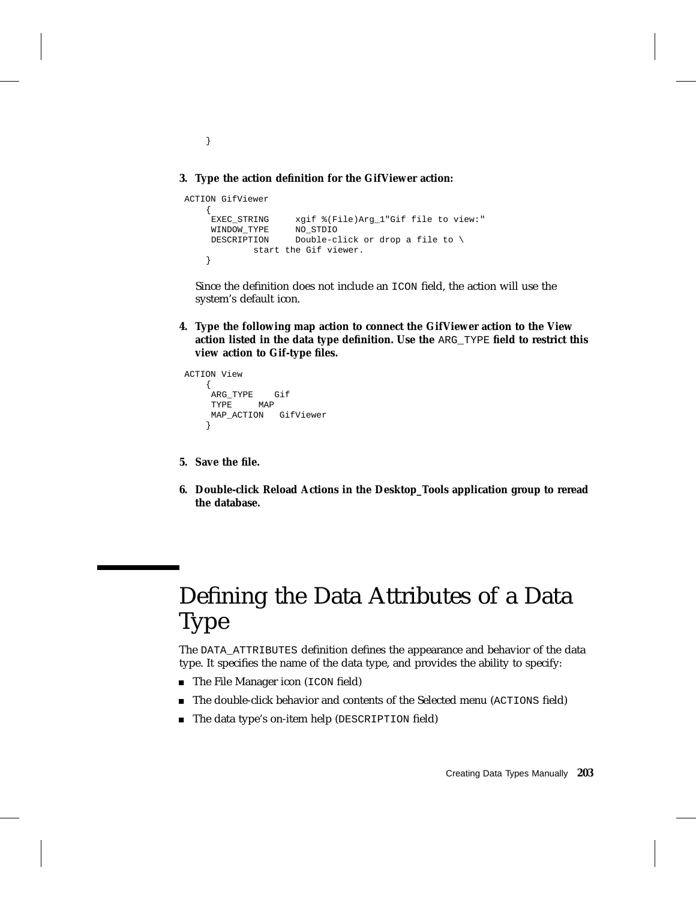```
    }
```

3. **Type the action definition for the GifViewer action:**

```
ACTION GifViewer
    {
     EXEC_STRING     xgif %(File)Arg_1"Gif file to view:"
     WINDOW_TYPE     NO_STDIO
     DESCRIPTION     Double-click or drop a file to \
             start the Gif viewer.
    }
```

   Since the definition does not include an ICON field, the action will use the system's default icon.

4. **Type the following map action to connect the GifViewer action to the View action listed in the data type definition. Use the ARG_TYPE field to restrict this view action to Gif-type files.**

```
ACTION View
    {
     ARG_TYPE    Gif
     TYPE     MAP
     MAP_ACTION   GifViewer
    }
```

5. **Save the file.**

6. **Double-click Reload Actions in the Desktop_Tools application group to reread the database.**

# Defining the Data Attributes of a Data Type

The DATA_ATTRIBUTES definition defines the appearance and behavior of the data type. It specifies the name of the data type, and provides the ability to specify:

- The File Manager icon (ICON field)
- The double-click behavior and contents of the Selected menu (ACTIONS field)
- The data type's on-item help (DESCRIPTION field)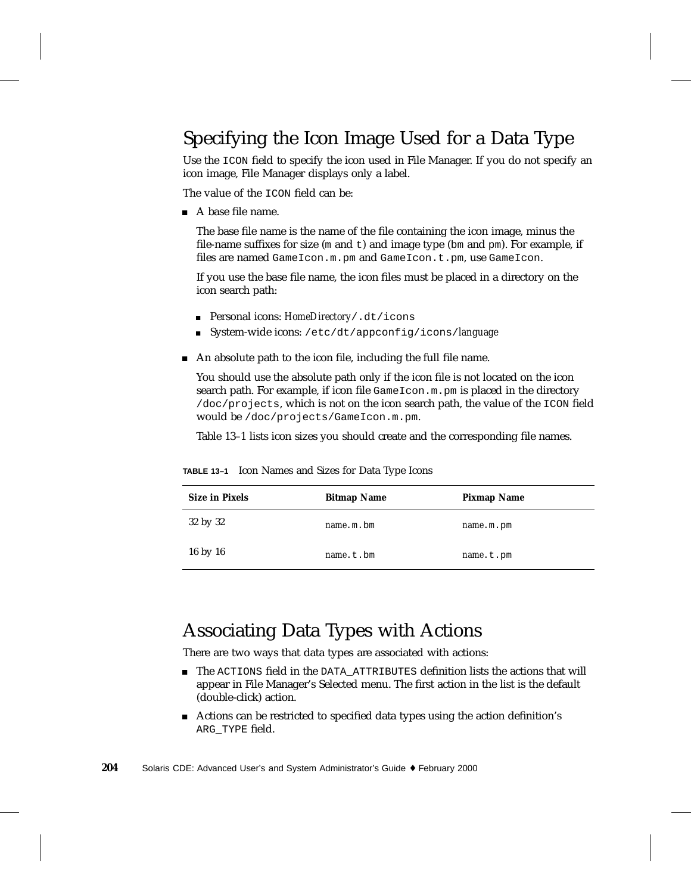## Specifying the Icon Image Used for a Data Type

Use the `ICON` field to specify the icon used in File Manager. If you do not specify an icon image, File Manager displays only a label.

The value of the `ICON` field can be:

- A base file name.

  The base file name is the name of the file containing the icon image, minus the file-name suffixes for size (`m` and `t`) and image type (`bm` and `pm`). For example, if files are named `GameIcon.m.pm` and `GameIcon.t.pm`, use `GameIcon`.

  If you use the base file name, the icon files must be placed in a directory on the icon search path:

  - Personal icons: *HomeDirectory*`/.dt/icons`
  - System-wide icons: `/etc/dt/appconfig/icons/`*language*

- An absolute path to the icon file, including the full file name.

  You should use the absolute path only if the icon file is not located on the icon search path. For example, if icon file `GameIcon.m.pm` is placed in the directory `/doc/projects`, which is not on the icon search path, the value of the `ICON` field would be `/doc/projects/GameIcon.m.pm`.

  Table 13–1 lists icon sizes you should create and the corresponding file names.

**TABLE 13–1** Icon Names and Sizes for Data Type Icons

| Size in Pixels | Bitmap Name | Pixmap Name |
|---|---|---|
| 32 by 32 | *name*`.m.bm` | *name*`.m.pm` |
| 16 by 16 | *name*`.t.bm` | *name*`.t.pm` |

## Associating Data Types with Actions

There are two ways that data types are associated with actions:

- The `ACTIONS` field in the `DATA_ATTRIBUTES` definition lists the actions that will appear in File Manager's Selected menu. The first action in the list is the default (double-click) action.
- Actions can be restricted to specified data types using the action definition's `ARG_TYPE` field.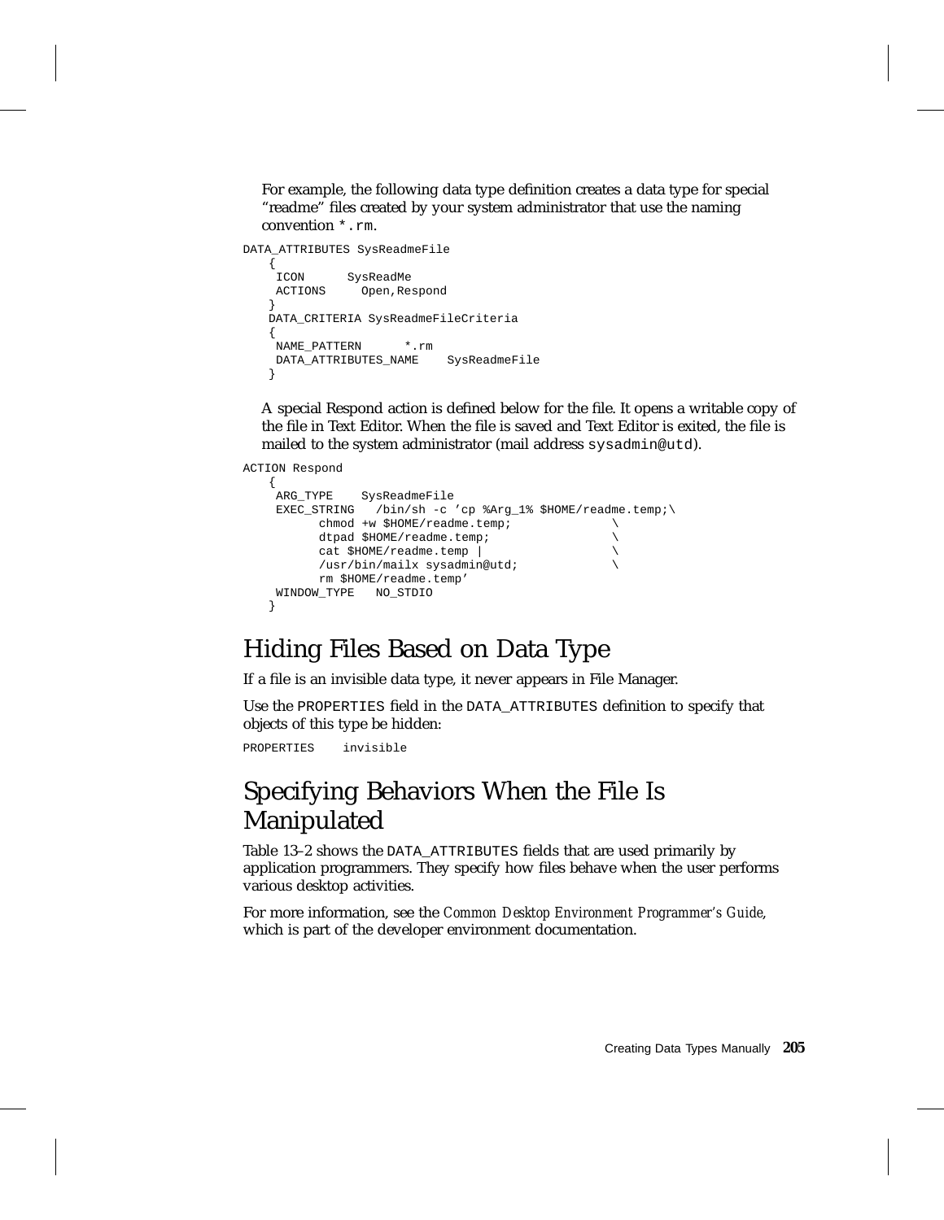For example, the following data type definition creates a data type for special "readme" files created by your system administrator that use the naming convention `*.rm`.

```
DATA_ATTRIBUTES SysReadmeFile
   {
    ICON      SysReadMe
    ACTIONS     Open,Respond
   }
   DATA_CRITERIA SysReadmeFileCriteria
   {
    NAME_PATTERN      *.rm
    DATA_ATTRIBUTES_NAME    SysReadmeFile
   }
```

A special Respond action is defined below for the file. It opens a writable copy of the file in Text Editor. When the file is saved and Text Editor is exited, the file is mailed to the system administrator (mail address `sysadmin@utd`).

```
ACTION Respond
   {
    ARG_TYPE    SysReadmeFile
    EXEC_STRING   /bin/sh -c 'cp %Arg_1% $HOME/readme.temp;\
          chmod +w $HOME/readme.temp;              \
          dtpad $HOME/readme.temp;                 \
          cat $HOME/readme.temp |                  \
          /usr/bin/mailx sysadmin@utd;             \
          rm $HOME/readme.temp'
    WINDOW_TYPE   NO_STDIO
   }
```

## Hiding Files Based on Data Type

If a file is an invisible data type, it never appears in File Manager.

Use the `PROPERTIES` field in the `DATA_ATTRIBUTES` definition to specify that objects of this type be hidden:

```
PROPERTIES    invisible
```

## Specifying Behaviors When the File Is Manipulated

Table 13–2 shows the `DATA_ATTRIBUTES` fields that are used primarily by application programmers. They specify how files behave when the user performs various desktop activities.

For more information, see the *Common Desktop Environment Programmer's Guide*, which is part of the developer environment documentation.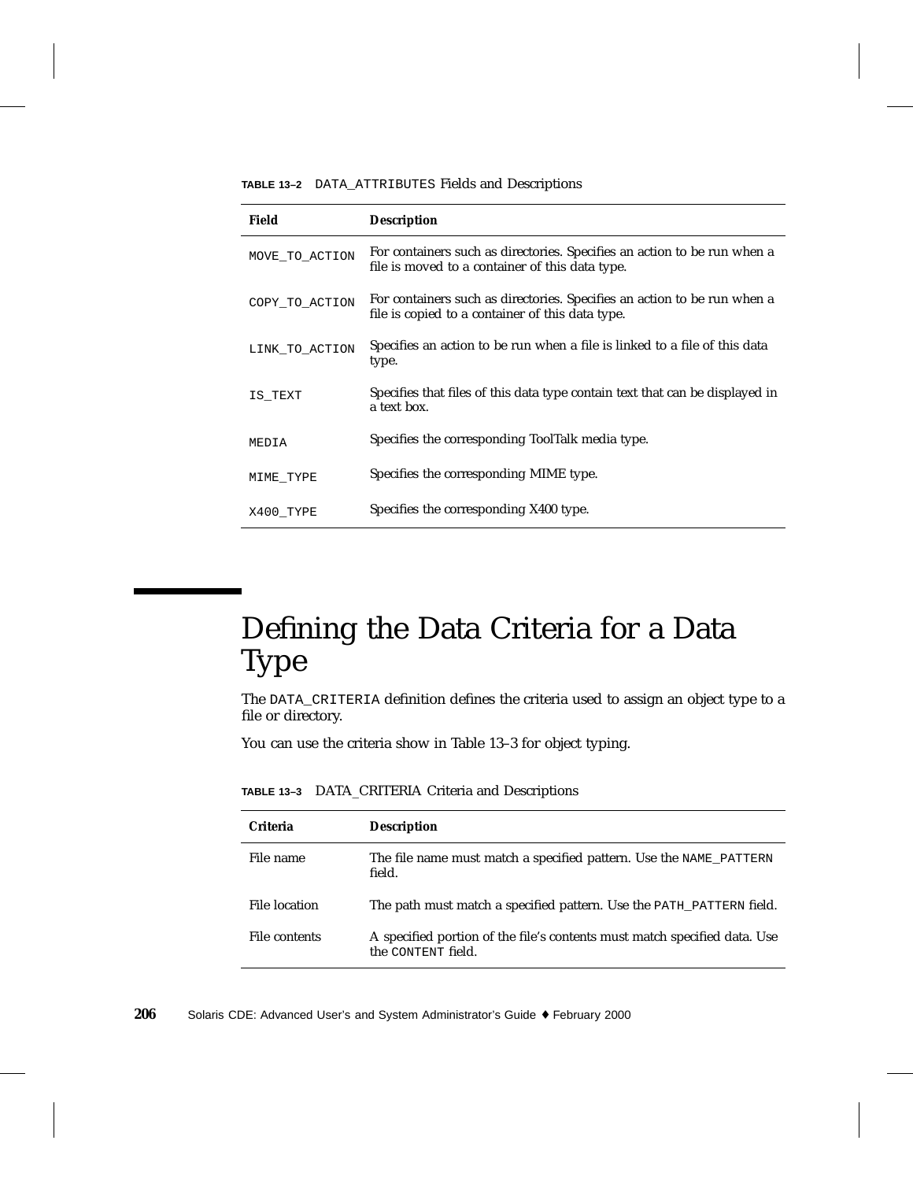**TABLE 13–2** `DATA_ATTRIBUTES` Fields and Descriptions

| Field | Description |
|---|---|
| `MOVE_TO_ACTION` | For containers such as directories. Specifies an action to be run when a file is moved to a container of this data type. |
| `COPY_TO_ACTION` | For containers such as directories. Specifies an action to be run when a file is copied to a container of this data type. |
| `LINK_TO_ACTION` | Specifies an action to be run when a file is linked to a file of this data type. |
| `IS_TEXT` | Specifies that files of this data type contain text that can be displayed in a text box. |
| `MEDIA` | Specifies the corresponding ToolTalk media type. |
| `MIME_TYPE` | Specifies the corresponding MIME type. |
| `X400_TYPE` | Specifies the corresponding X400 type. |

# Defining the Data Criteria for a Data Type

The `DATA_CRITERIA` definition defines the criteria used to assign an object type to a file or directory.

You can use the criteria show in Table 13–3 for object typing.

**TABLE 13–3** DATA_CRITERIA Criteria and Descriptions

| Criteria | Description |
|---|---|
| File name | The file name must match a specified pattern. Use the `NAME_PATTERN` field. |
| File location | The path must match a specified pattern. Use the `PATH_PATTERN` field. |
| File contents | A specified portion of the file's contents must match specified data. Use the `CONTENT` field. |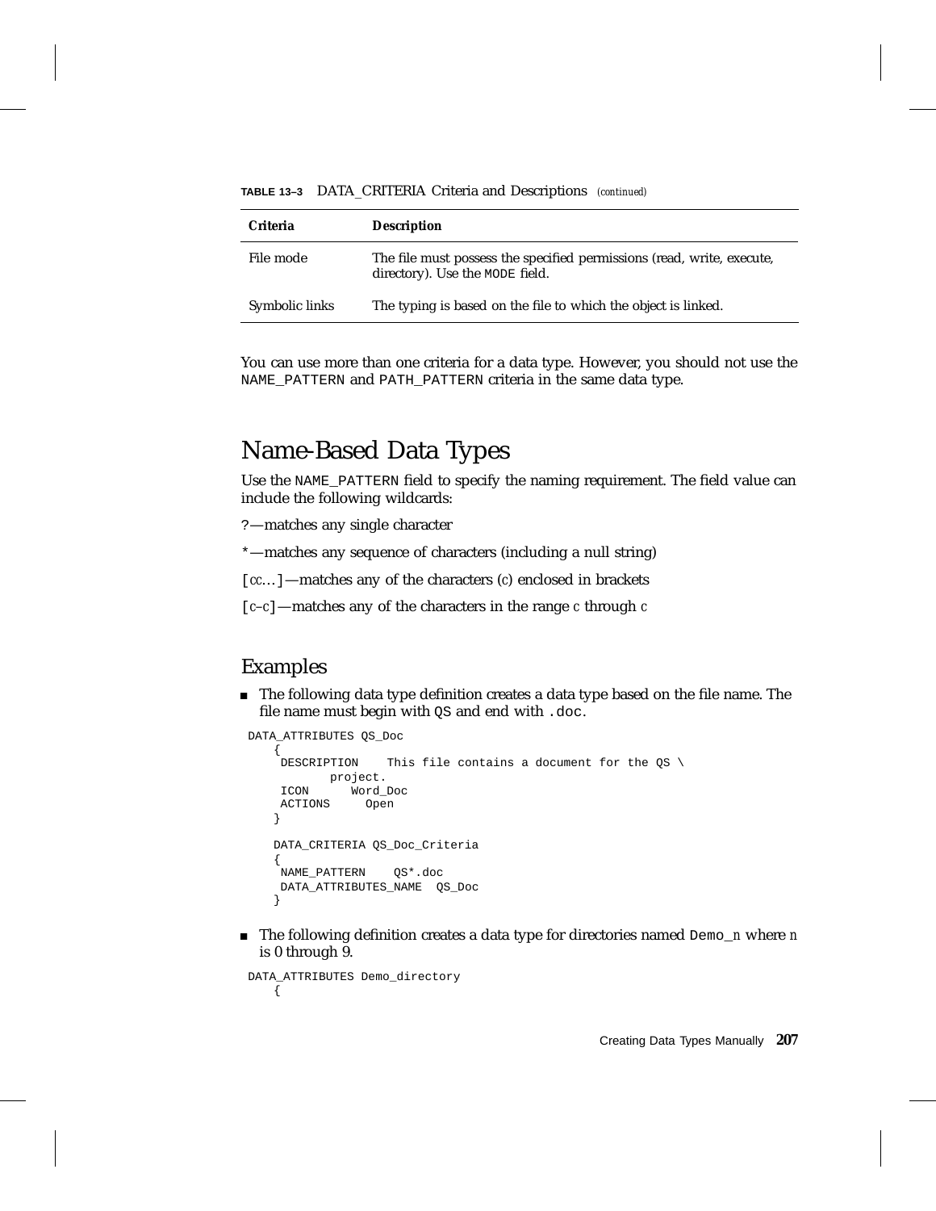**TABLE 13–3** DATA_CRITERIA Criteria and Descriptions *(continued)*

| *Criteria* | *Description* |
|---|---|
| File mode | The file must possess the specified permissions (read, write, execute, directory). Use the `MODE` field. |
| Symbolic links | The typing is based on the file to which the object is linked. |

You can use more than one criteria for a data type. However, you should not use the `NAME_PATTERN` and `PATH_PATTERN` criteria in the same data type.

## Name-Based Data Types

Use the `NAME_PATTERN` field to specify the naming requirement. The field value can include the following wildcards:

`?`—matches any single character

`*`—matches any sequence of characters (including a null string)

`[`*cc*...`]`—matches any of the characters (*c*) enclosed in brackets

`[`*c*–*c*`]`—matches any of the characters in the range *c* through *c*

### Examples

- The following data type definition creates a data type based on the file name. The file name must begin with `QS` and end with `.doc`.

```
DATA_ATTRIBUTES QS_Doc
    {
     DESCRIPTION    This file contains a document for the QS \
            project.
     ICON      Word_Doc
     ACTIONS     Open
    }

    DATA_CRITERIA QS_Doc_Criteria
    {
     NAME_PATTERN    QS*.doc
     DATA_ATTRIBUTES_NAME  QS_Doc
    }
```

- The following definition creates a data type for directories named `Demo_`*n* where *n* is 0 through 9.

```
DATA_ATTRIBUTES Demo_directory
    {
```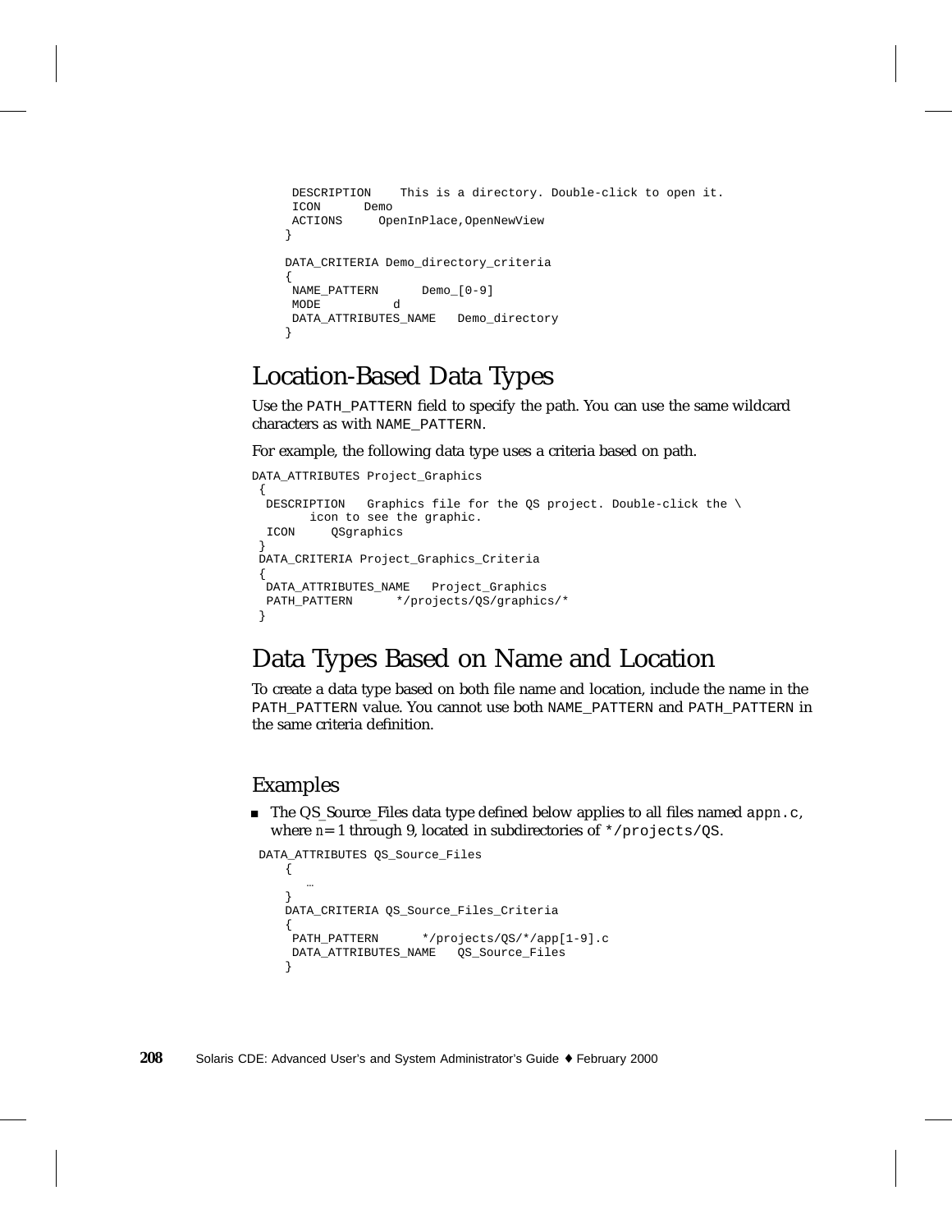```
 DESCRIPTION    This is a directory. Double-click to open it.
 ICON      Demo
 ACTIONS     OpenInPlace,OpenNewView
}

DATA_CRITERIA Demo_directory_criteria
{
 NAME_PATTERN      Demo_[0-9]
 MODE          d
 DATA_ATTRIBUTES_NAME   Demo_directory
}
```

## Location-Based Data Types

Use the `PATH_PATTERN` field to specify the path. You can use the same wildcard characters as with `NAME_PATTERN`.

For example, the following data type uses a criteria based on path.

```
DATA_ATTRIBUTES Project_Graphics
 {
  DESCRIPTION   Graphics file for the QS project. Double-click the \
       icon to see the graphic.
  ICON     QSgraphics
 }
 DATA_CRITERIA Project_Graphics_Criteria
 {
  DATA_ATTRIBUTES_NAME   Project_Graphics
  PATH_PATTERN      */projects/QS/graphics/*
 }
```

## Data Types Based on Name and Location

To create a data type based on both file name and location, include the name in the `PATH_PATTERN` value. You cannot use both `NAME_PATTERN` and `PATH_PATTERN` in the same criteria definition.

### Examples

- The QS_Source_Files data type defined below applies to all files named `app`*n*`.c`, where *n*= 1 through 9, located in subdirectories of `*/projects/QS`.

```
 DATA_ATTRIBUTES QS_Source_Files
    {
      …
    }
    DATA_CRITERIA QS_Source_Files_Criteria
    {
     PATH_PATTERN      */projects/QS/*/app[1-9].c
     DATA_ATTRIBUTES_NAME   QS_Source_Files
    }
```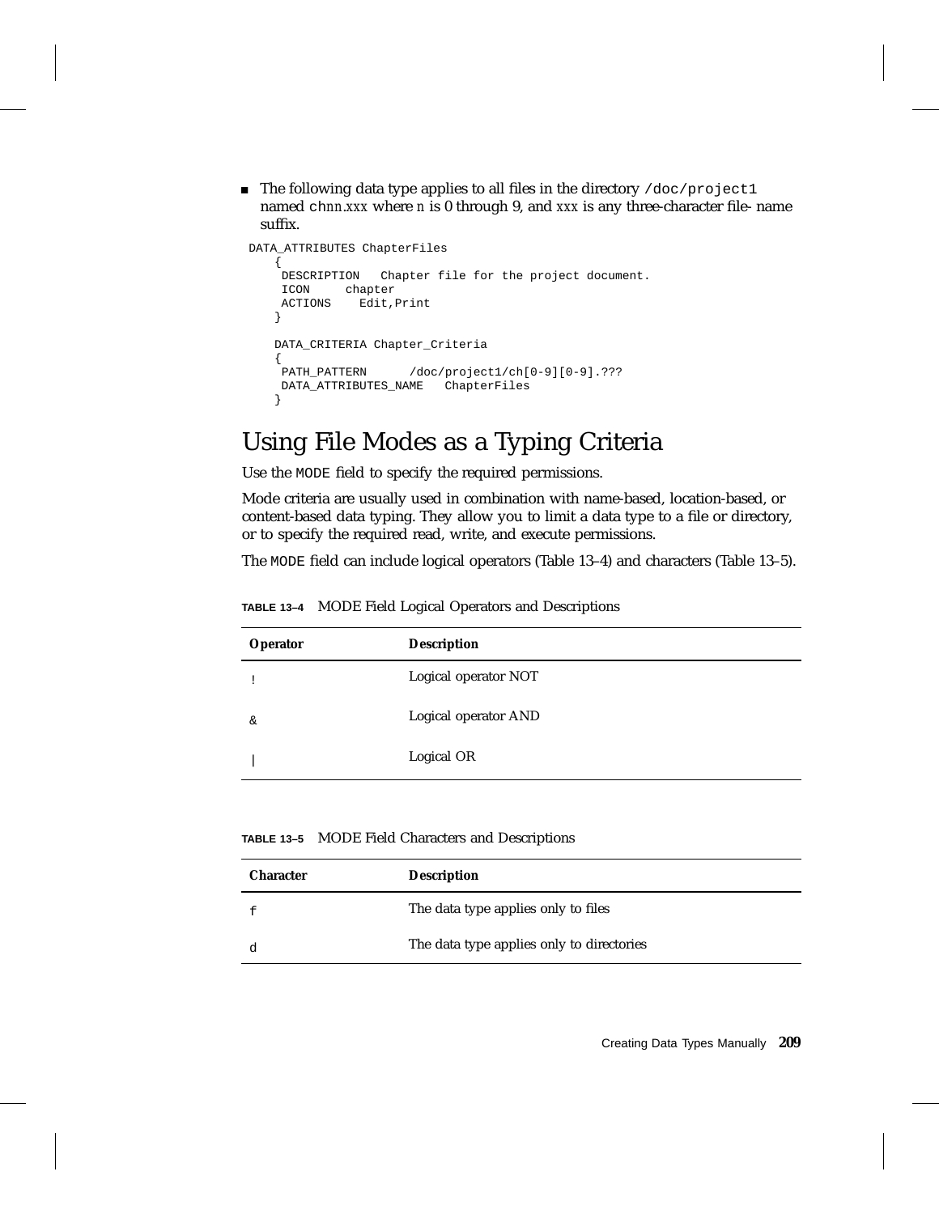- The following data type applies to all files in the directory `/doc/project1` named ch*nn*.*xxx* where *n* is 0 through 9, and *xxx* is any three-character file- name suffix.

```
DATA_ATTRIBUTES ChapterFiles
    {
     DESCRIPTION   Chapter file for the project document.
     ICON     chapter
     ACTIONS    Edit,Print
    }

    DATA_CRITERIA Chapter_Criteria
    {
     PATH_PATTERN      /doc/project1/ch[0-9][0-9].???
     DATA_ATTRIBUTES_NAME   ChapterFiles
    }
```

# Using File Modes as a Typing Criteria

Use the `MODE` field to specify the required permissions.

Mode criteria are usually used in combination with name-based, location-based, or content-based data typing. They allow you to limit a data type to a file or directory, or to specify the required read, write, and execute permissions.

The `MODE` field can include logical operators (Table 13–4) and characters (Table 13–5).

**TABLE 13–4** MODE Field Logical Operators and Descriptions

| Operator | Description |
| --- | --- |
| `!` | Logical operator NOT |
| `&` | Logical operator AND |
| `\|` | Logical OR |

**TABLE 13–5** MODE Field Characters and Descriptions

| Character | Description |
| --- | --- |
| `f` | The data type applies only to files |
| `d` | The data type applies only to directories |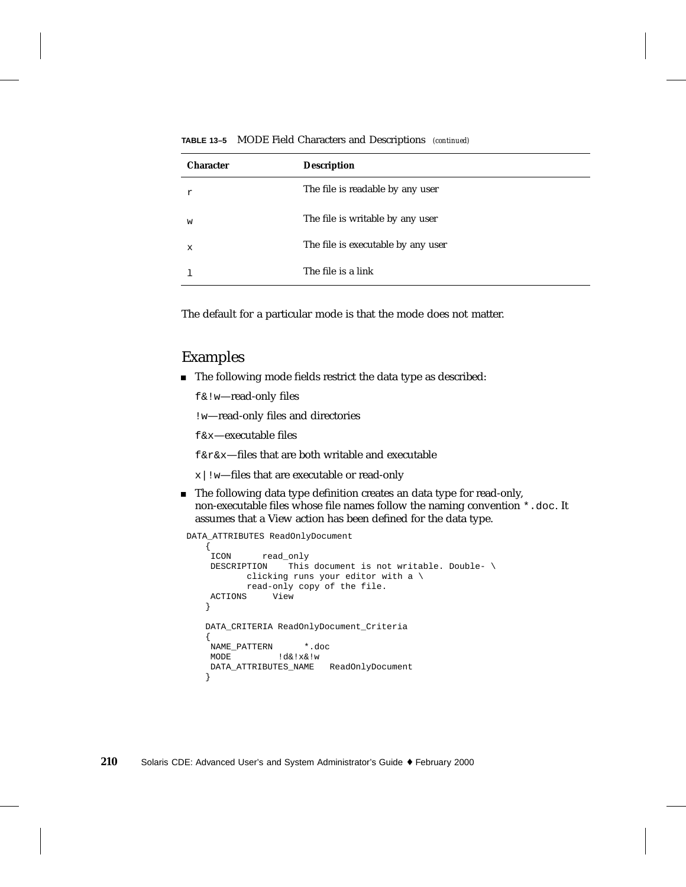**TABLE 13–5** MODE Field Characters and Descriptions *(continued)*

| Character | Description |
|---|---|
| `r` | The file is readable by any user |
| `w` | The file is writable by any user |
| `x` | The file is executable by any user |
| `l` | The file is a link |

The default for a particular mode is that the mode does not matter.

## Examples

- The following mode fields restrict the data type as described:

  `f&!w`—read-only files

  `!w`—read-only files and directories

  `f&x`—executable files

  `f&r&x`—files that are both writable and executable

  `x|!w`—files that are executable or read-only

- The following data type definition creates an data type for read-only, non-executable files whose file names follow the naming convention `*.doc`. It assumes that a View action has been defined for the data type.

```
DATA_ATTRIBUTES ReadOnlyDocument
    {
     ICON      read_only
     DESCRIPTION    This document is not writable. Double- \
            clicking runs your editor with a \
            read-only copy of the file.
     ACTIONS     View
    }

    DATA_CRITERIA ReadOnlyDocument_Criteria
    {
     NAME_PATTERN      *.doc
     MODE         !d&!x&!w
     DATA_ATTRIBUTES_NAME   ReadOnlyDocument
    }
```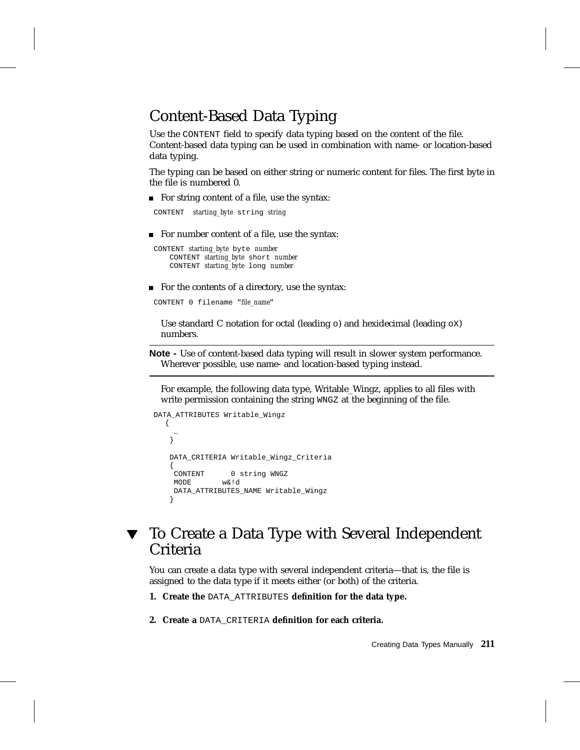## Content-Based Data Typing

Use the `CONTENT` field to specify data typing based on the content of the file. Content-based data typing can be used in combination with name- or location-based data typing.

The typing can be based on either string or numeric content for files. The first byte in the file is numbered 0.

- For string content of a file, use the syntax:

```
CONTENT  starting_byte string string
```

- For number content of a file, use the syntax:

```
CONTENT starting_byte byte number
    CONTENT starting_byte short number
    CONTENT starting_byte long number
```

- For the contents of a directory, use the syntax:

```
CONTENT 0 filename "file_name"
```

Use standard C notation for octal (leading `o`) and hexidecimal (leading `oX`) numbers.

---

**Note -** Use of content-based data typing will result in slower system performance. Wherever possible, use name- and location-based typing instead.

---

For example, the following data type, Writable_Wingz, applies to all files with write permission containing the string `WNGZ` at the beginning of the file.

```
DATA_ATTRIBUTES Writable_Wingz
   {
     …
    }

    DATA_CRITERIA Writable_Wingz_Criteria
    {
     CONTENT      0 string WNGZ
     MODE       w&!d
     DATA_ATTRIBUTES_NAME Writable_Wingz
    }
```

## ▼ To Create a Data Type with Several Independent Criteria

You can create a data type with several independent criteria—that is, the file is assigned to the data type if it meets either (or both) of the criteria.

1. **Create the `DATA_ATTRIBUTES` definition for the data type.**

2. **Create a `DATA_CRITERIA` definition for each criteria.**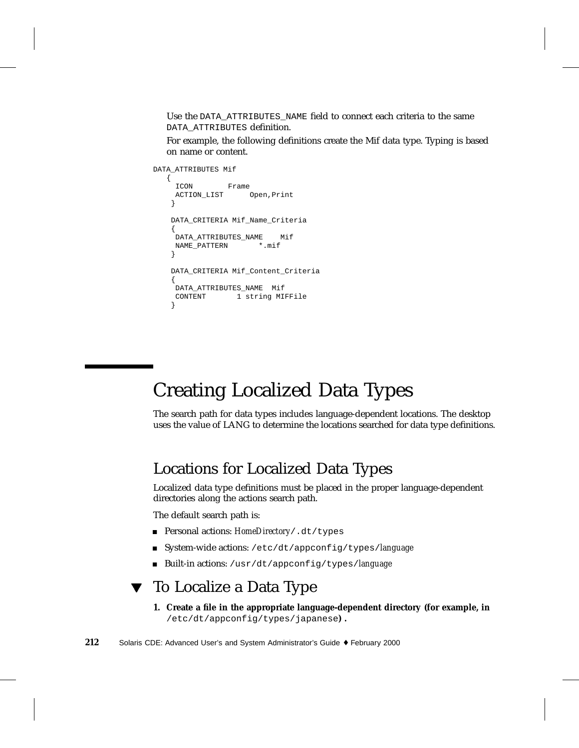Use the `DATA_ATTRIBUTES_NAME` field to connect each criteria to the same `DATA_ATTRIBUTES` definition.

For example, the following definitions create the Mif data type. Typing is based on name or content.

```
DATA_ATTRIBUTES Mif
   {
    ICON        Frame
    ACTION_LIST      Open,Print
   }

   DATA_CRITERIA Mif_Name_Criteria
   {
    DATA_ATTRIBUTES_NAME    Mif
    NAME_PATTERN       *.mif
   }

   DATA_CRITERIA Mif_Content_Criteria
   {
    DATA_ATTRIBUTES_NAME  Mif
    CONTENT       1 string MIFFile
   }
```

# Creating Localized Data Types

The search path for data types includes language-dependent locations. The desktop uses the value of LANG to determine the locations searched for data type definitions.

## Locations for Localized Data Types

Localized data type definitions must be placed in the proper language-dependent directories along the actions search path.

The default search path is:

- Personal actions: *HomeDirectory*`/.dt/types`
- System-wide actions: `/etc/dt/appconfig/types/`*language*
- Built-in actions: `/usr/dt/appconfig/types/`*language*

## ▼ To Localize a Data Type

1. **Create a file in the appropriate language-dependent directory (for example, in** `/etc/dt/appconfig/types/japanese`**).**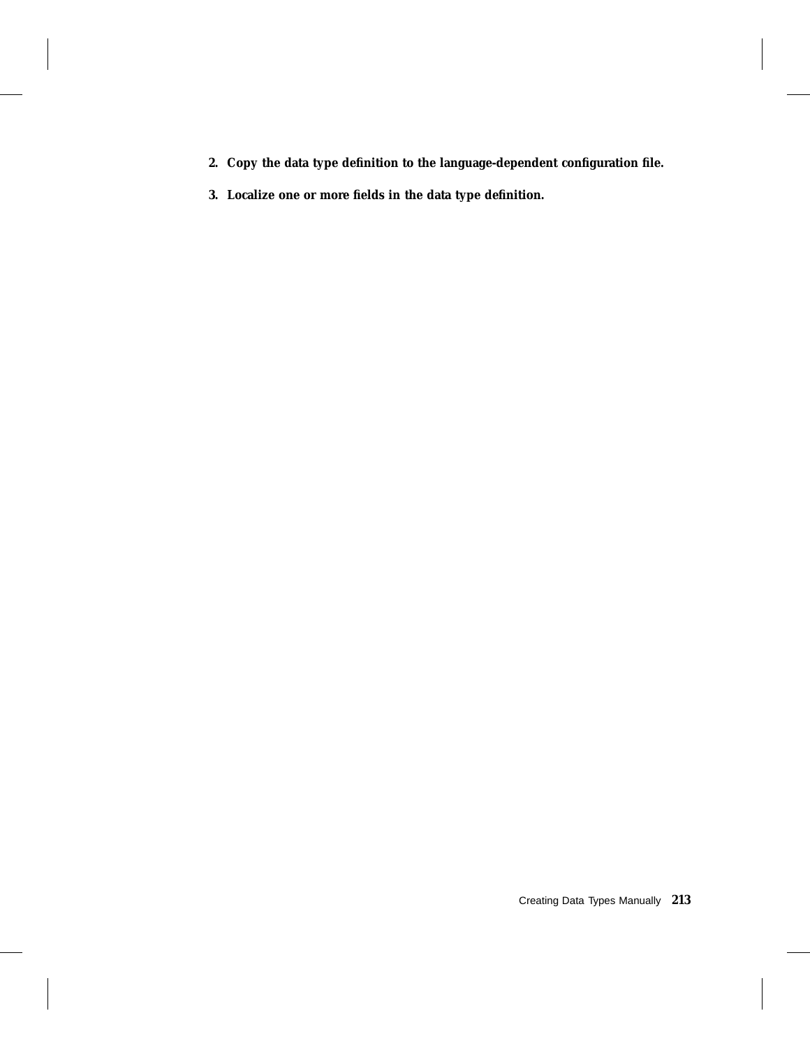2. **Copy the data type definition to the language-dependent configuration file.**

3. **Localize one or more fields in the data type definition.**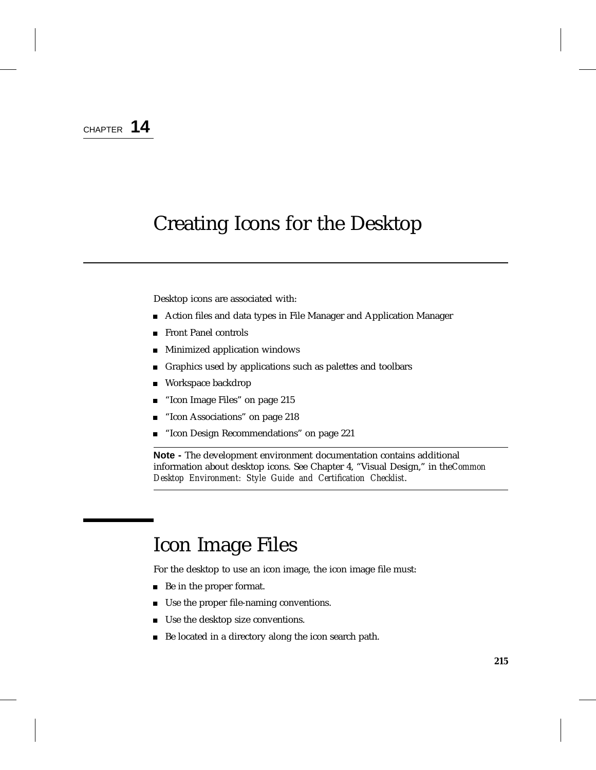CHAPTER **14**

# Creating Icons for the Desktop

Desktop icons are associated with:

- Action files and data types in File Manager and Application Manager
- Front Panel controls
- Minimized application windows
- Graphics used by applications such as palettes and toolbars
- Workspace backdrop
- "Icon Image Files" on page 215
- "Icon Associations" on page 218
- "Icon Design Recommendations" on page 221

---

**Note -** The development environment documentation contains additional information about desktop icons. See Chapter 4, "Visual Design," in the *Common Desktop Environment: Style Guide and Certification Checklist*.

---

## Icon Image Files

For the desktop to use an icon image, the icon image file must:

- Be in the proper format.
- Use the proper file-naming conventions.
- Use the desktop size conventions.
- Be located in a directory along the icon search path.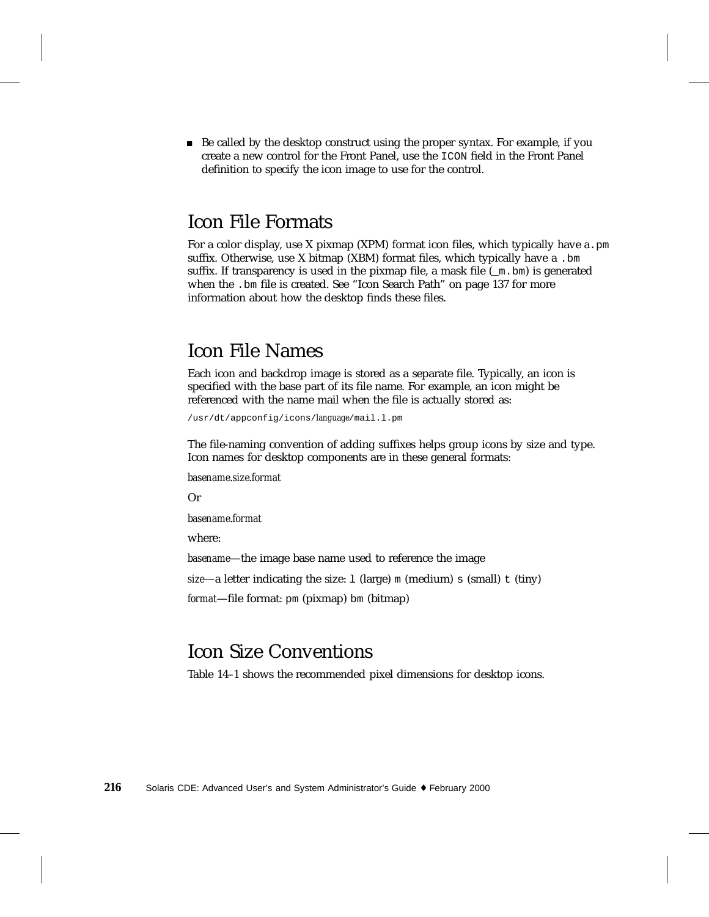- Be called by the desktop construct using the proper syntax. For example, if you create a new control for the Front Panel, use the `ICON` field in the Front Panel definition to specify the icon image to use for the control.

## Icon File Formats

For a color display, use X pixmap (XPM) format icon files, which typically have a `.pm` suffix. Otherwise, use X bitmap (XBM) format files, which typically have a `.bm` suffix. If transparency is used in the pixmap file, a mask file (`_m.bm`) is generated when the `.bm` file is created. See "Icon Search Path" on page 137 for more information about how the desktop finds these files.

## Icon File Names

Each icon and backdrop image is stored as a separate file. Typically, an icon is specified with the base part of its file name. For example, an icon might be referenced with the name mail when the file is actually stored as:

`/usr/dt/appconfig/icons/`*language*`/mail.l.pm`

The file-naming convention of adding suffixes helps group icons by size and type. Icon names for desktop components are in these general formats:

*basename.size.format*

Or

*basename.format*

where:

*basename*—the image base name used to reference the image

*size*—a letter indicating the size: `l` (large) `m` (medium) `s` (small) `t` (tiny)

*format*—file format: `pm` (pixmap) `bm` (bitmap)

## Icon Size Conventions

Table 14–1 shows the recommended pixel dimensions for desktop icons.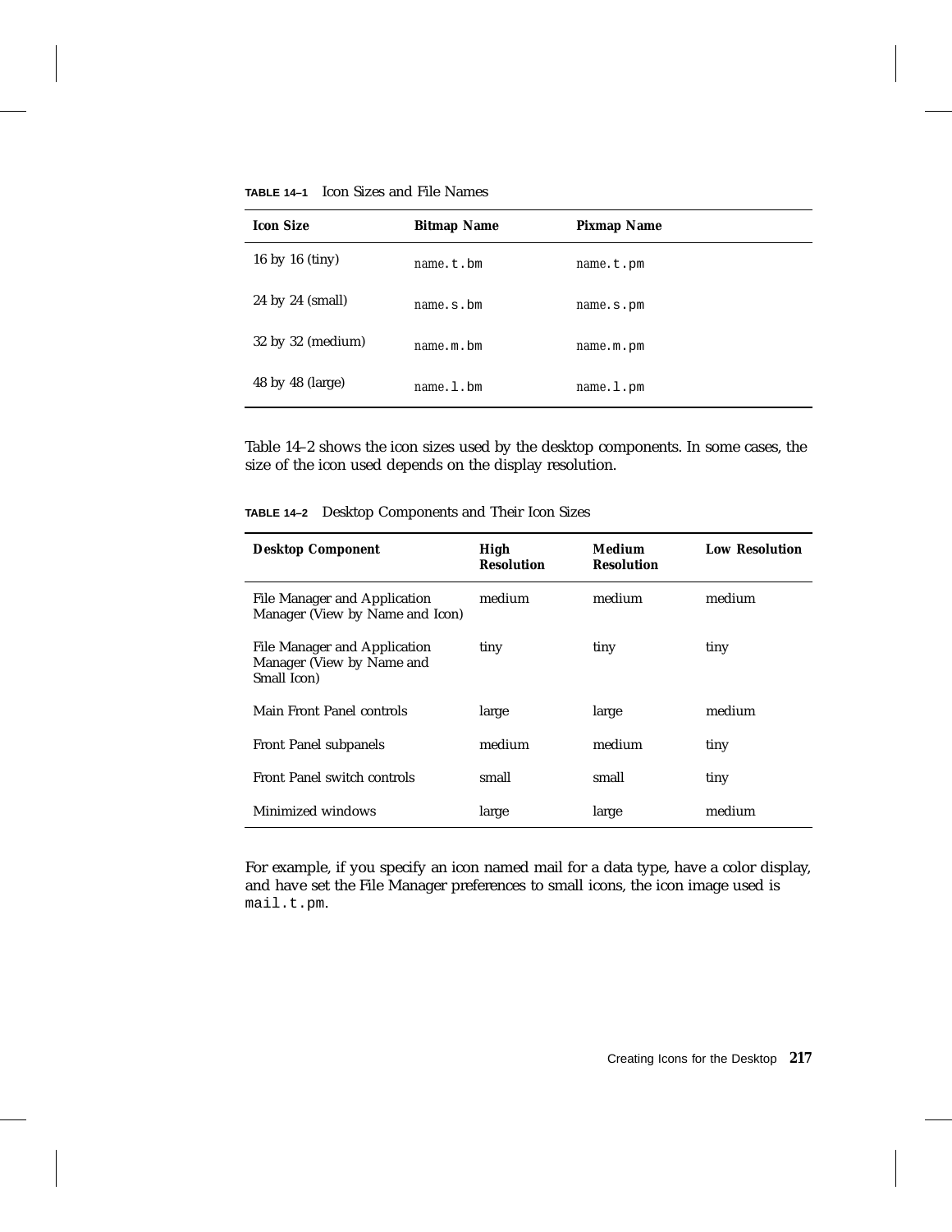**TABLE 14–1** Icon Sizes and File Names

| Icon Size | Bitmap Name | Pixmap Name |
|---|---|---|
| 16 by 16 (tiny) | `name.t.bm` | `name.t.pm` |
| 24 by 24 (small) | `name.s.bm` | `name.s.pm` |
| 32 by 32 (medium) | `name.m.bm` | `name.m.pm` |
| 48 by 48 (large) | `name.l.bm` | `name.l.pm` |

Table 14–2 shows the icon sizes used by the desktop components. In some cases, the size of the icon used depends on the display resolution.

**TABLE 14–2** Desktop Components and Their Icon Sizes

| Desktop Component | High Resolution | Medium Resolution | Low Resolution |
|---|---|---|---|
| File Manager and Application Manager (View by Name and Icon) | medium | medium | medium |
| File Manager and Application Manager (View by Name and Small Icon) | tiny | tiny | tiny |
| Main Front Panel controls | large | large | medium |
| Front Panel subpanels | medium | medium | tiny |
| Front Panel switch controls | small | small | tiny |
| Minimized windows | large | large | medium |

For example, if you specify an icon named mail for a data type, have a color display, and have set the File Manager preferences to small icons, the icon image used is `mail.t.pm`.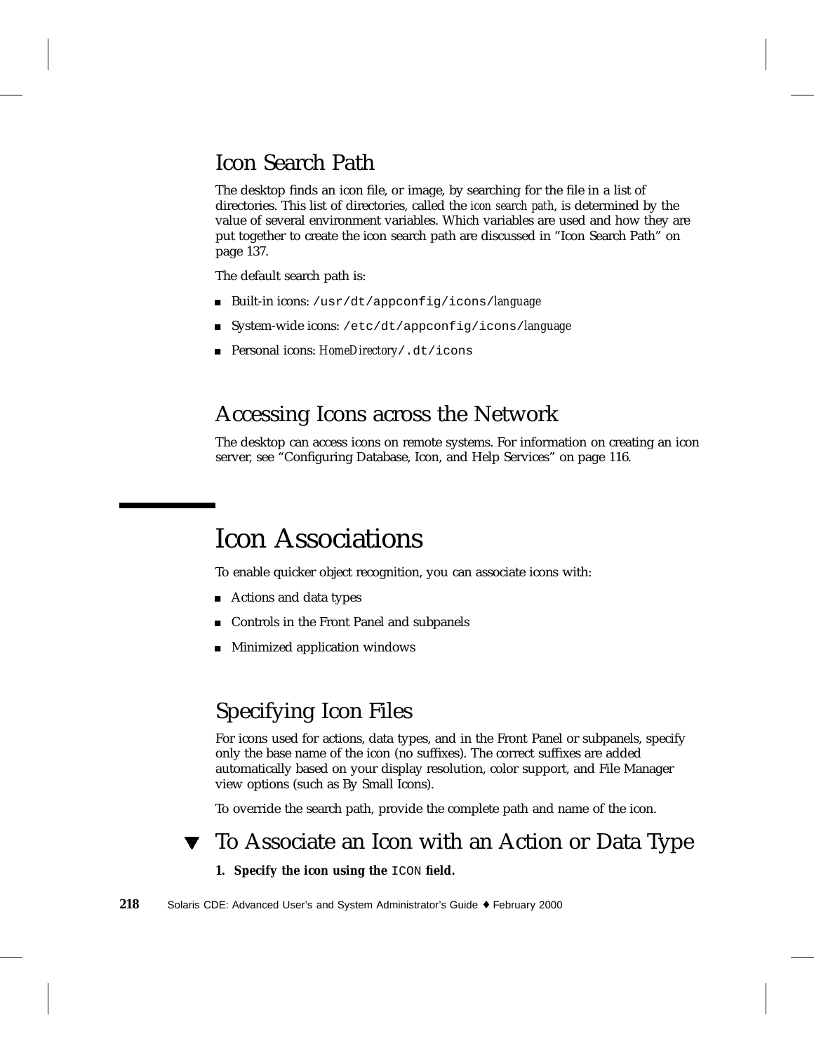## Icon Search Path

The desktop finds an icon file, or image, by searching for the file in a list of directories. This list of directories, called the *icon search path*, is determined by the value of several environment variables. Which variables are used and how they are put together to create the icon search path are discussed in "Icon Search Path" on page 137.

The default search path is:

- Built-in icons: `/usr/dt/appconfig/icons/`*language*
- System-wide icons: `/etc/dt/appconfig/icons/`*language*
- Personal icons: *HomeDirectory*`/.dt/icons`

## Accessing Icons across the Network

The desktop can access icons on remote systems. For information on creating an icon server, see "Configuring Database, Icon, and Help Services" on page 116.

# Icon Associations

To enable quicker object recognition, you can associate icons with:

- Actions and data types
- Controls in the Front Panel and subpanels
- Minimized application windows

## Specifying Icon Files

For icons used for actions, data types, and in the Front Panel or subpanels, specify only the base name of the icon (no suffixes). The correct suffixes are added automatically based on your display resolution, color support, and File Manager view options (such as By Small Icons).

To override the search path, provide the complete path and name of the icon.

### ▼ To Associate an Icon with an Action or Data Type

**1. Specify the icon using the `ICON` field.**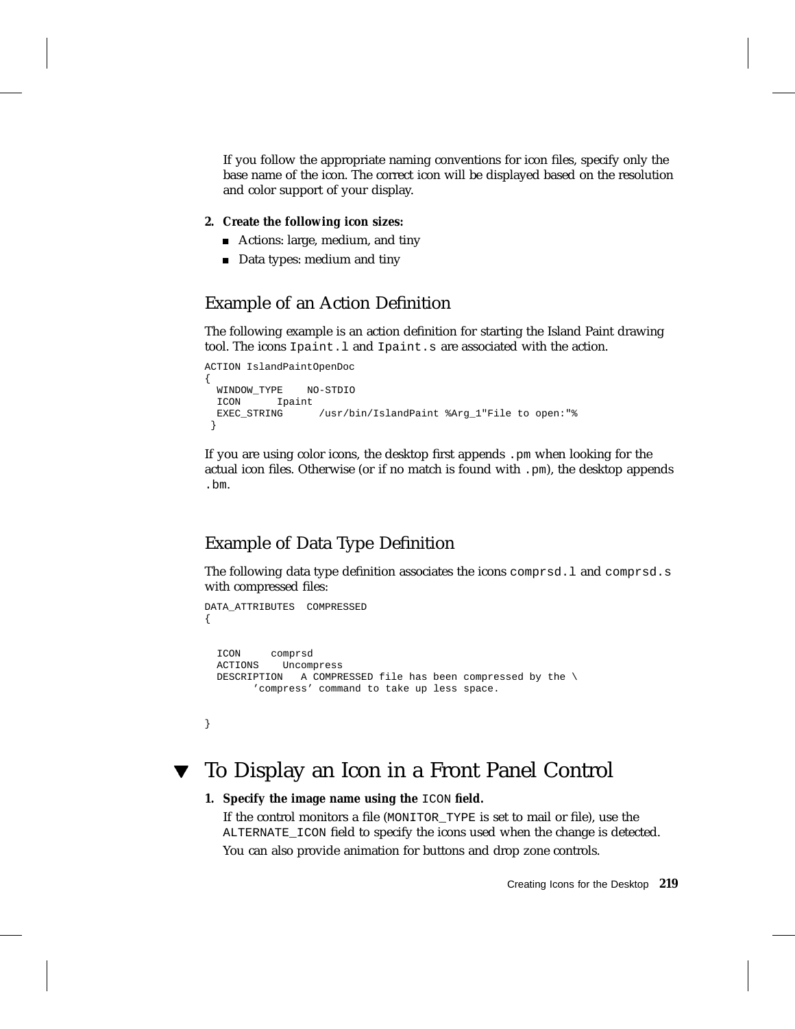If you follow the appropriate naming conventions for icon files, specify only the base name of the icon. The correct icon will be displayed based on the resolution and color support of your display.

2. **Create the following icon sizes:**
   - Actions: large, medium, and tiny
   - Data types: medium and tiny

## Example of an Action Definition

The following example is an action definition for starting the Island Paint drawing tool. The icons `Ipaint.l` and `Ipaint.s` are associated with the action.

```
ACTION IslandPaintOpenDoc
{
  WINDOW_TYPE    NO-STDIO
  ICON      Ipaint
  EXEC_STRING      /usr/bin/IslandPaint %Arg_1"File to open:"%
 }
```

If you are using color icons, the desktop first appends `.pm` when looking for the actual icon files. Otherwise (or if no match is found with `.pm`), the desktop appends `.bm`.

## Example of Data Type Definition

The following data type definition associates the icons `comprsd.l` and `comprsd.s` with compressed files:

```
DATA_ATTRIBUTES  COMPRESSED
{


  ICON     comprsd
  ACTIONS    Uncompress
  DESCRIPTION   A COMPRESSED file has been compressed by the \
        'compress' command to take up less space.


}
```

# ▼ To Display an Icon in a Front Panel Control

1. **Specify the image name using the `ICON` field.**

   If the control monitors a file (`MONITOR_TYPE` is set to mail or file), use the `ALTERNATE_ICON` field to specify the icons used when the change is detected.

   You can also provide animation for buttons and drop zone controls.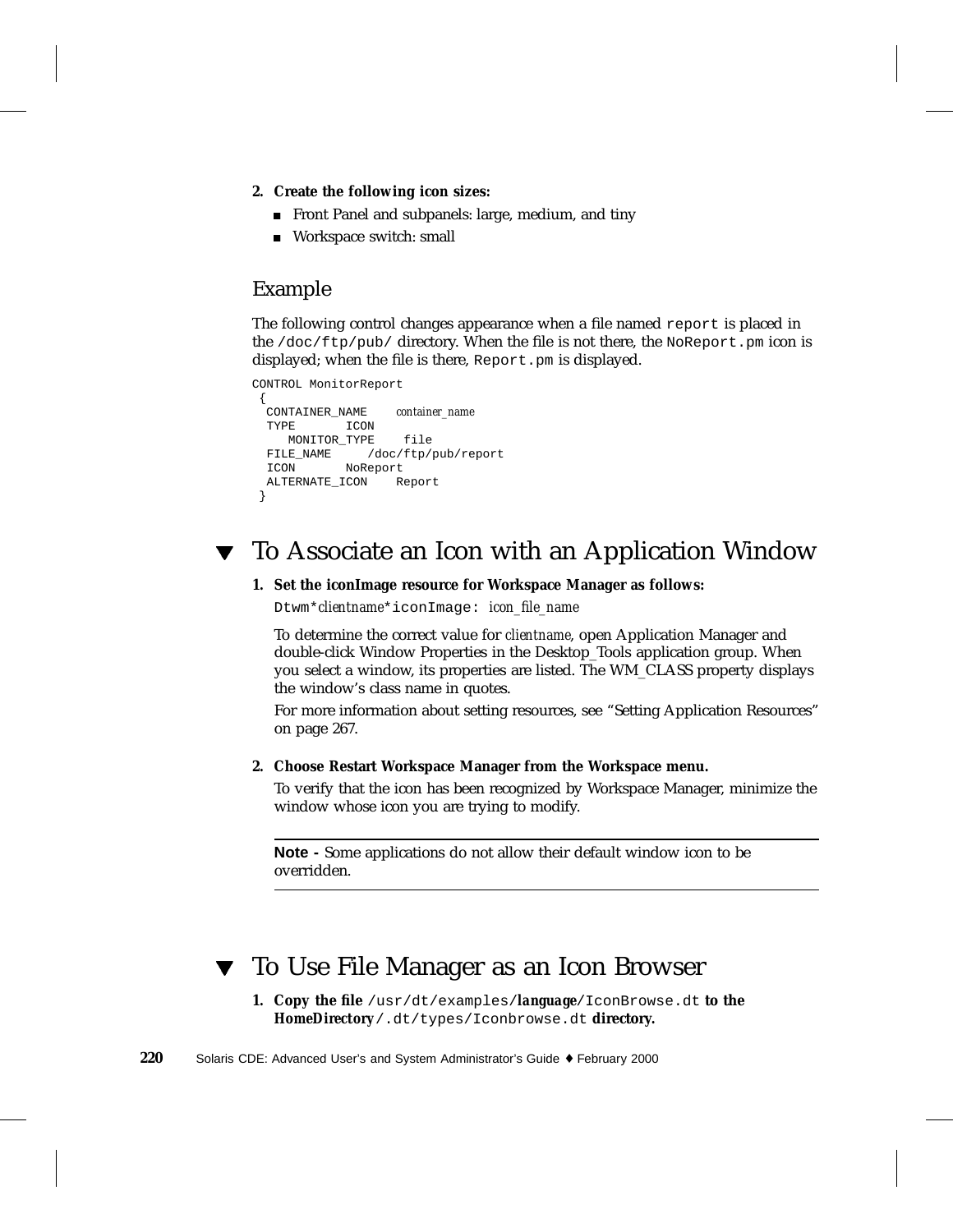2. **Create the following icon sizes:**
   - Front Panel and subpanels: large, medium, and tiny
   - Workspace switch: small

### Example

The following control changes appearance when a file named `report` is placed in the `/doc/ftp/pub/` directory. When the file is not there, the `NoReport.pm` icon is displayed; when the file is there, `Report.pm` is displayed.

```
CONTROL MonitorReport
 {
  CONTAINER_NAME    container_name
  TYPE         ICON
    MONITOR_TYPE    file
  FILE_NAME      /doc/ftp/pub/report
  ICON         NoReport
  ALTERNATE_ICON    Report
 }
```

## ▼ To Associate an Icon with an Application Window

1. **Set the iconImage resource for Workspace Manager as follows:**

   `Dtwm*`*clientname*`*iconImage:` *icon_file_name*

   To determine the correct value for *clientname*, open Application Manager and double-click Window Properties in the Desktop_Tools application group. When you select a window, its properties are listed. The WM_CLASS property displays the window's class name in quotes.

   For more information about setting resources, see "Setting Application Resources" on page 267.

2. **Choose Restart Workspace Manager from the Workspace menu.**

   To verify that the icon has been recognized by Workspace Manager, minimize the window whose icon you are trying to modify.

---

**Note -** Some applications do not allow their default window icon to be overridden.

---

## ▼ To Use File Manager as an Icon Browser

1. **Copy the file** `/usr/dt/examples/`**language**`/IconBrowse.dt` **to the HomeDirectory** `/.dt/types/Iconbrowse.dt` **directory.**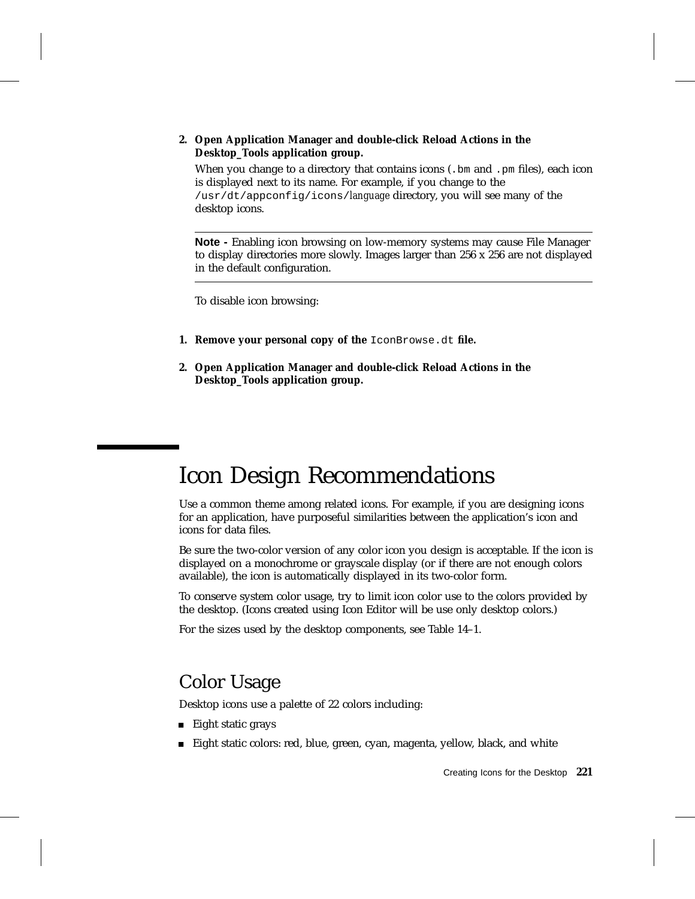2. **Open Application Manager and double-click Reload Actions in the Desktop_Tools application group.**

   When you change to a directory that contains icons (`.bm` and `.pm` files), each icon is displayed next to its name. For example, if you change to the `/usr/dt/appconfig/icons/`*language* directory, you will see many of the desktop icons.

---

**Note -** Enabling icon browsing on low-memory systems may cause File Manager to display directories more slowly. Images larger than 256 x 256 are not displayed in the default configuration.

---

To disable icon browsing:

1. **Remove your personal copy of the** `IconBrowse.dt` **file.**

2. **Open Application Manager and double-click Reload Actions in the Desktop_Tools application group.**

# Icon Design Recommendations

Use a common theme among related icons. For example, if you are designing icons for an application, have purposeful similarities between the application's icon and icons for data files.

Be sure the two-color version of any color icon you design is acceptable. If the icon is displayed on a monochrome or grayscale display (or if there are not enough colors available), the icon is automatically displayed in its two-color form.

To conserve system color usage, try to limit icon color use to the colors provided by the desktop. (Icons created using Icon Editor will be use only desktop colors.)

For the sizes used by the desktop components, see Table 14–1.

## Color Usage

Desktop icons use a palette of 22 colors including:

- Eight static grays
- Eight static colors: red, blue, green, cyan, magenta, yellow, black, and white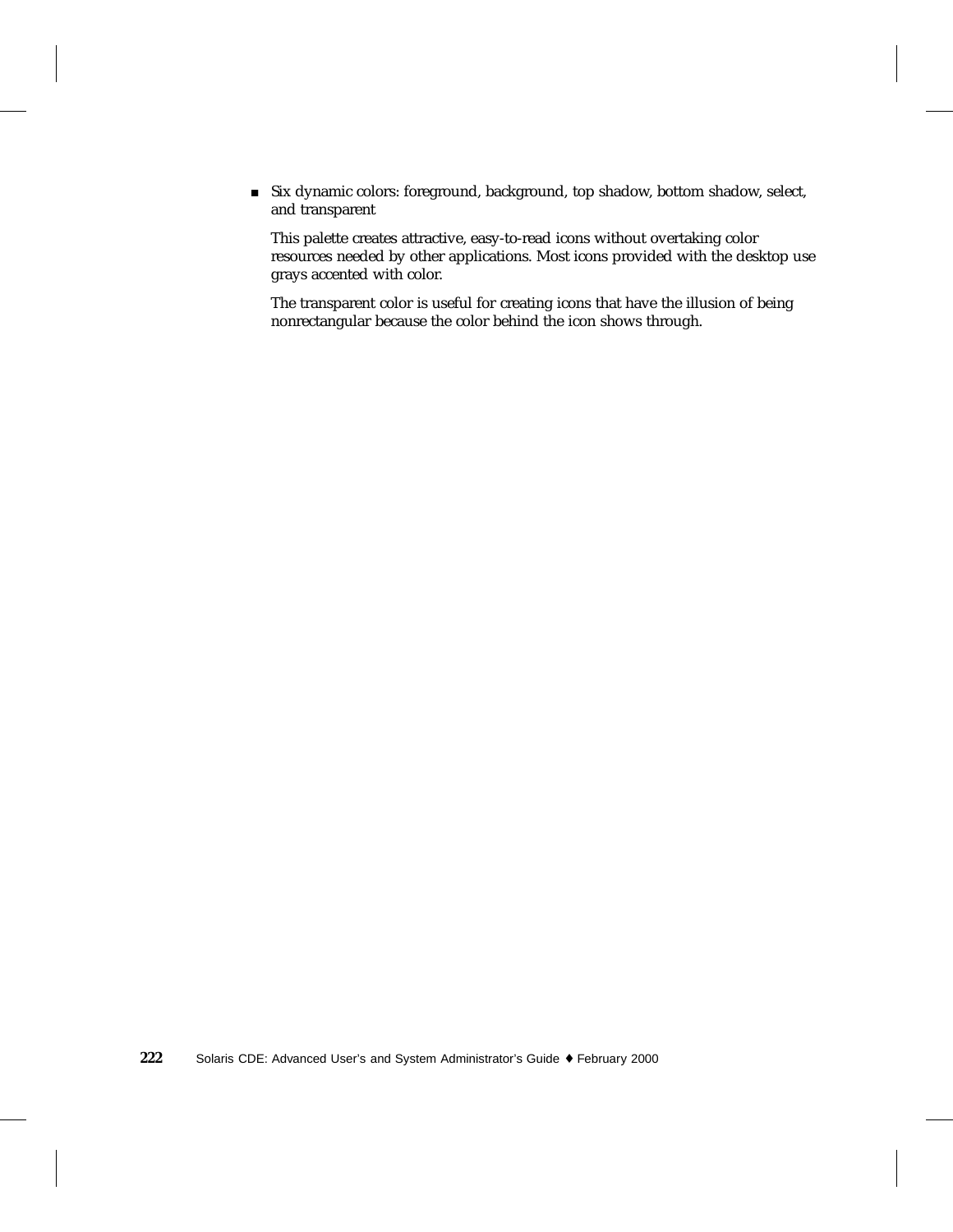- Six dynamic colors: foreground, background, top shadow, bottom shadow, select, and transparent

  This palette creates attractive, easy-to-read icons without overtaking color resources needed by other applications. Most icons provided with the desktop use grays accented with color.

  The transparent color is useful for creating icons that have the illusion of being nonrectangular because the color behind the icon shows through.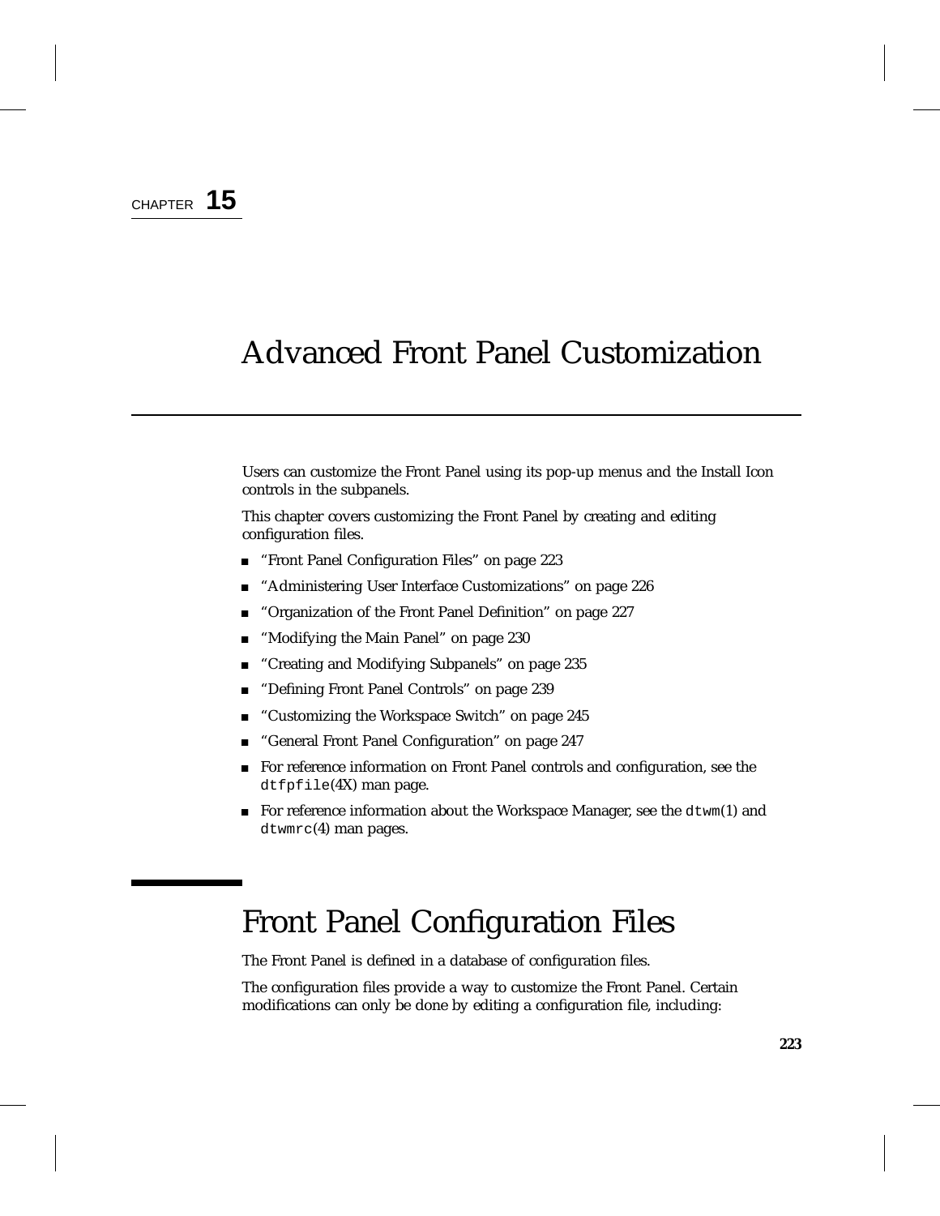CHAPTER **15**

# Advanced Front Panel Customization

Users can customize the Front Panel using its pop-up menus and the Install Icon controls in the subpanels.

This chapter covers customizing the Front Panel by creating and editing configuration files.

- "Front Panel Configuration Files" on page 223
- "Administering User Interface Customizations" on page 226
- "Organization of the Front Panel Definition" on page 227
- "Modifying the Main Panel" on page 230
- "Creating and Modifying Subpanels" on page 235
- "Defining Front Panel Controls" on page 239
- "Customizing the Workspace Switch" on page 245
- "General Front Panel Configuration" on page 247
- For reference information on Front Panel controls and configuration, see the `dtfpfile`(4X) man page.
- For reference information about the Workspace Manager, see the `dtwm`(1) and `dtwmrc`(4) man pages.

## Front Panel Configuration Files

The Front Panel is defined in a database of configuration files.

The configuration files provide a way to customize the Front Panel. Certain modifications can only be done by editing a configuration file, including: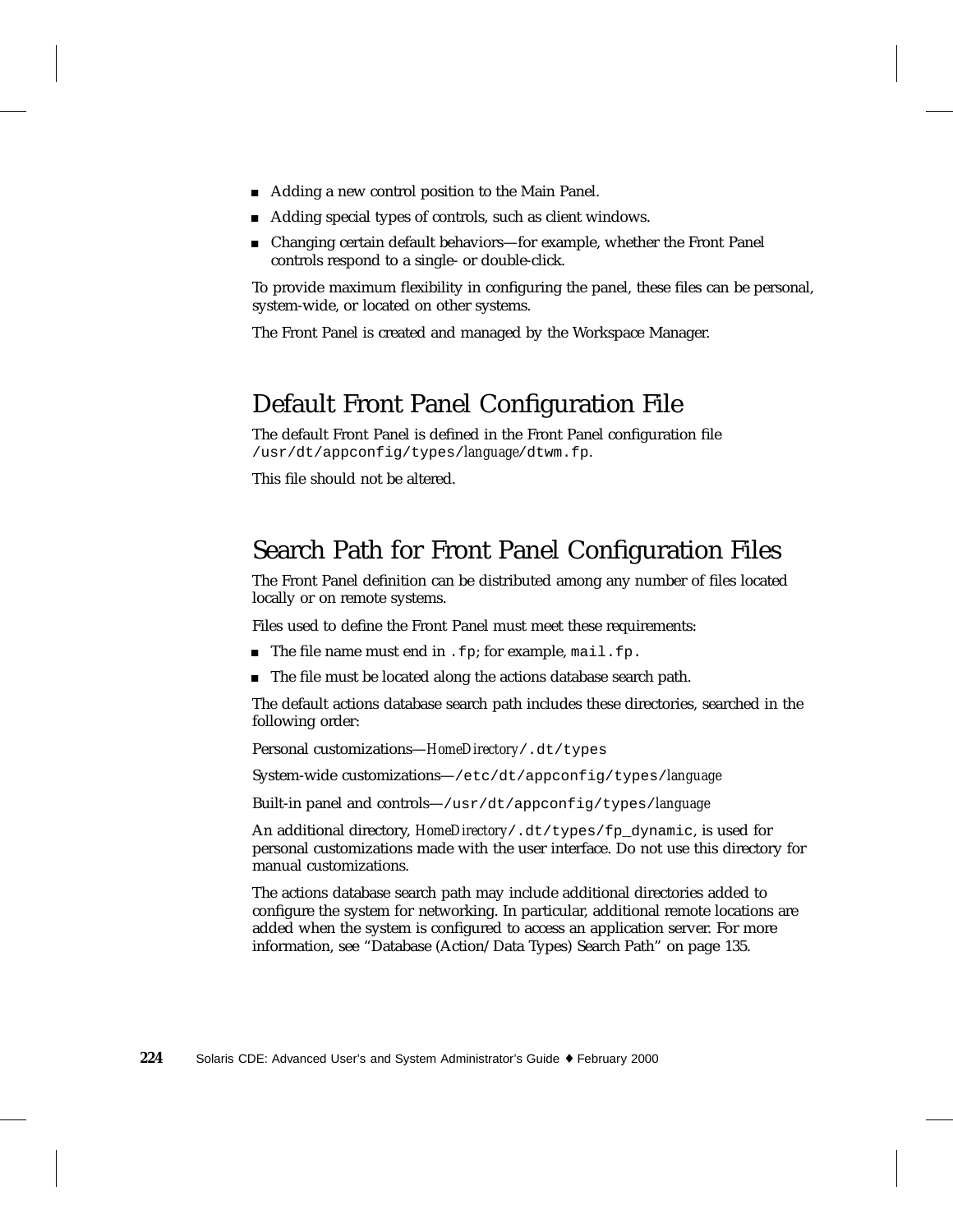- Adding a new control position to the Main Panel.
- Adding special types of controls, such as client windows.
- Changing certain default behaviors—for example, whether the Front Panel controls respond to a single- or double-click.

To provide maximum flexibility in configuring the panel, these files can be personal, system-wide, or located on other systems.

The Front Panel is created and managed by the Workspace Manager.

## Default Front Panel Configuration File

The default Front Panel is defined in the Front Panel configuration file `/usr/dt/appconfig/types/`*language*`/dtwm.fp`.

This file should not be altered.

## Search Path for Front Panel Configuration Files

The Front Panel definition can be distributed among any number of files located locally or on remote systems.

Files used to define the Front Panel must meet these requirements:

- The file name must end in `.fp`; for example, `mail.fp.`
- The file must be located along the actions database search path.

The default actions database search path includes these directories, searched in the following order:

Personal customizations—*HomeDirectory*`/.dt/types`

System-wide customizations—`/etc/dt/appconfig/types/`*language*

Built-in panel and controls—`/usr/dt/appconfig/types/`*language*

An additional directory, *HomeDirectory*`/.dt/types/fp_dynamic`, is used for personal customizations made with the user interface. Do not use this directory for manual customizations.

The actions database search path may include additional directories added to configure the system for networking. In particular, additional remote locations are added when the system is configured to access an application server. For more information, see "Database (Action/Data Types) Search Path" on page 135.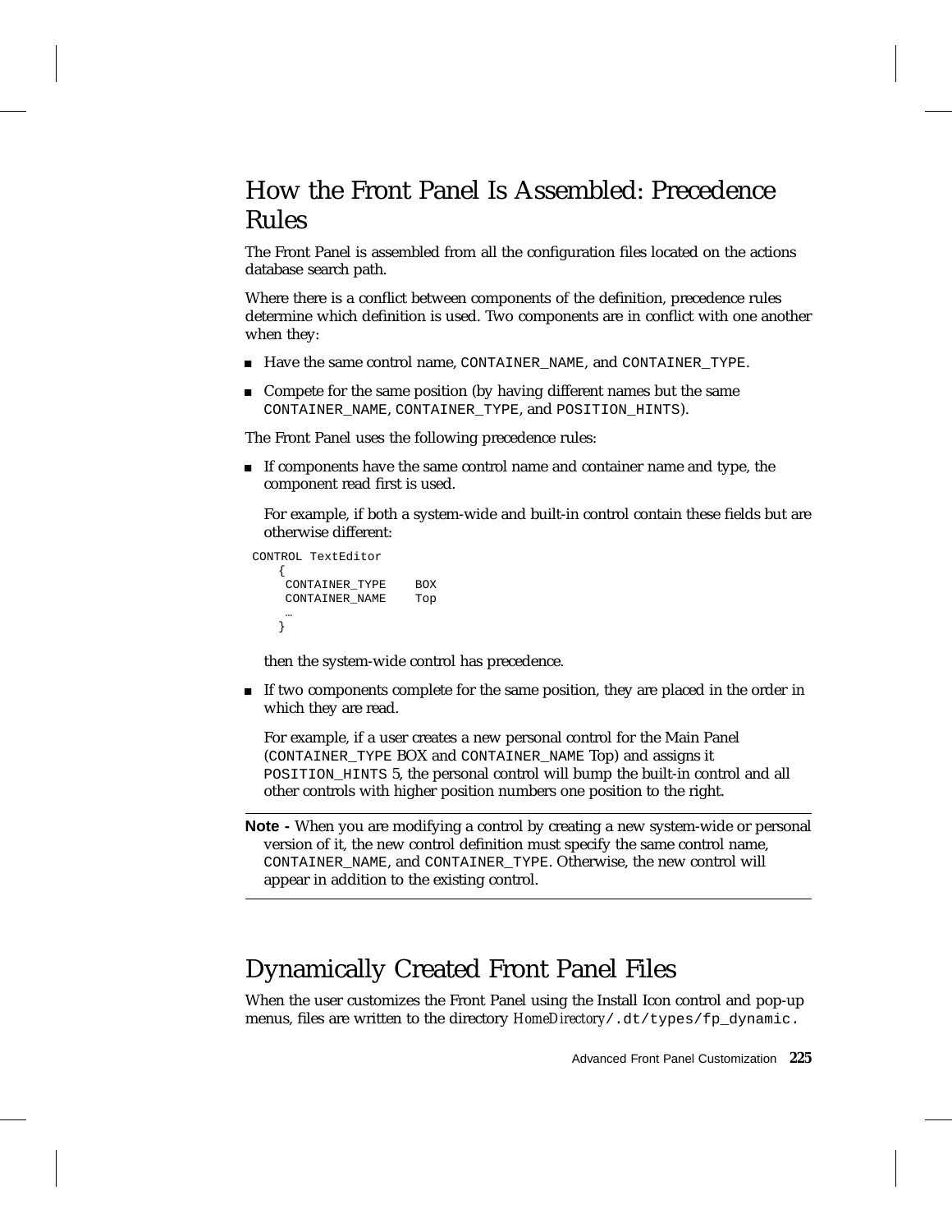## How the Front Panel Is Assembled: Precedence Rules

The Front Panel is assembled from all the configuration files located on the actions database search path.

Where there is a conflict between components of the definition, precedence rules determine which definition is used. Two components are in conflict with one another when they:

- Have the same control name, `CONTAINER_NAME`, and `CONTAINER_TYPE`.
- Compete for the same position (by having different names but the same `CONTAINER_NAME`, `CONTAINER_TYPE`, and `POSITION_HINTS`).

The Front Panel uses the following precedence rules:

- If components have the same control name and container name and type, the component read first is used.

  For example, if both a system-wide and built-in control contain these fields but are otherwise different:

```
CONTROL TextEditor
    {
     CONTAINER_TYPE    BOX
     CONTAINER_NAME    Top
     …
    }
```

  then the system-wide control has precedence.

- If two components complete for the same position, they are placed in the order in which they are read.

  For example, if a user creates a new personal control for the Main Panel (`CONTAINER_TYPE` BOX and `CONTAINER_NAME` Top) and assigns it `POSITION_HINTS` 5, the personal control will bump the built-in control and all other controls with higher position numbers one position to the right.

---

**Note -** When you are modifying a control by creating a new system-wide or personal version of it, the new control definition must specify the same control name, `CONTAINER_NAME`, and `CONTAINER_TYPE`. Otherwise, the new control will appear in addition to the existing control.

---

## Dynamically Created Front Panel Files

When the user customizes the Front Panel using the Install Icon control and pop-up menus, files are written to the directory *HomeDirectory*`/.dt/types/fp_dynamic.`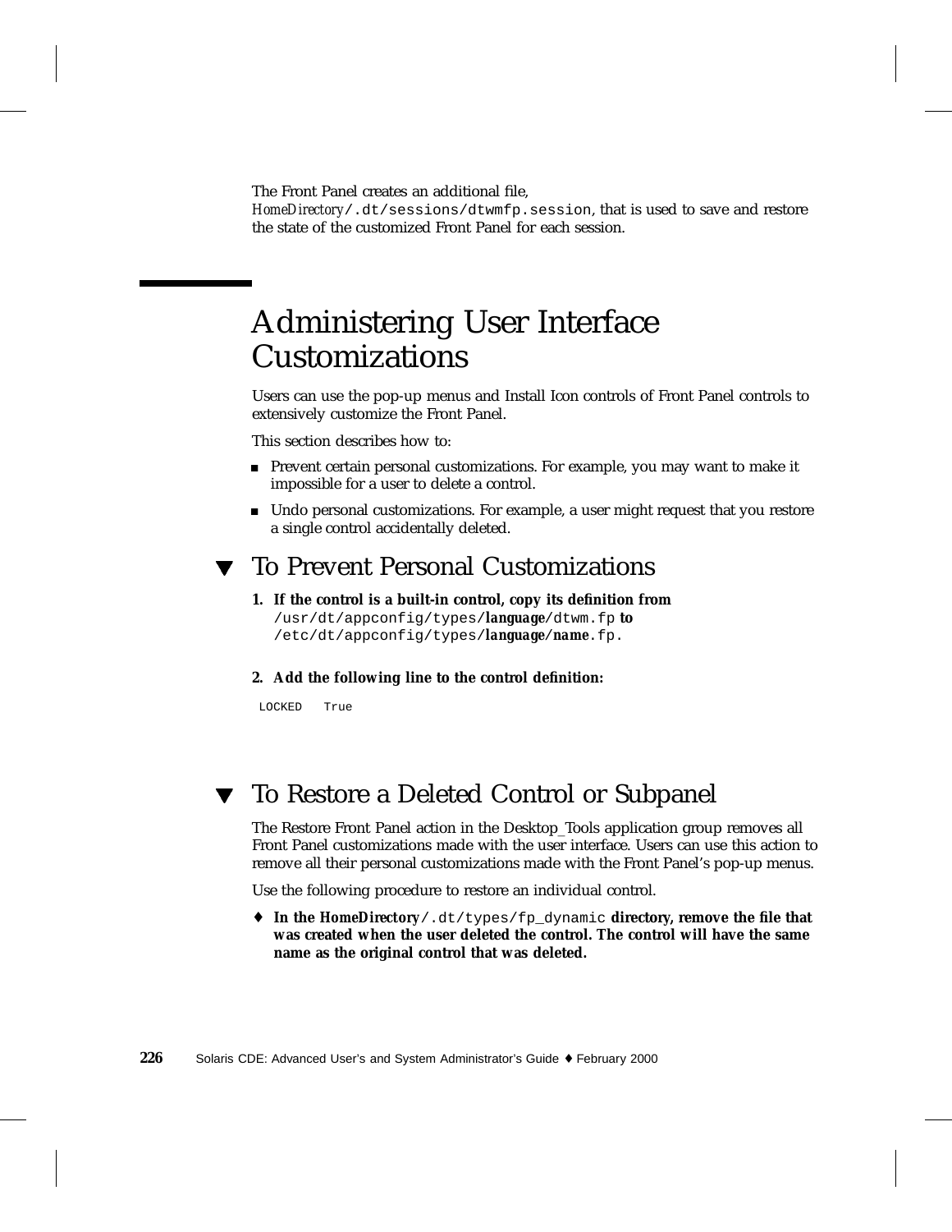The Front Panel creates an additional file, *HomeDirectory*`/.dt/sessions/dtwmfp.session`, that is used to save and restore the state of the customized Front Panel for each session.

# Administering User Interface Customizations

Users can use the pop-up menus and Install Icon controls of Front Panel controls to extensively customize the Front Panel.

This section describes how to:

- Prevent certain personal customizations. For example, you may want to make it impossible for a user to delete a control.
- Undo personal customizations. For example, a user might request that you restore a single control accidentally deleted.

## ▼ To Prevent Personal Customizations

1. **If the control is a built-in control, copy its definition from** `/usr/dt/appconfig/types/`***language***`/dtwm.fp` **to** `/etc/dt/appconfig/types/`***language***`/`***name***`.fp`.

2. **Add the following line to the control definition:**

```
LOCKED   True
```

## ▼ To Restore a Deleted Control or Subpanel

The Restore Front Panel action in the Desktop_Tools application group removes all Front Panel customizations made with the user interface. Users can use this action to remove all their personal customizations made with the Front Panel's pop-up menus.

Use the following procedure to restore an individual control.

♦ **In the** ***HomeDirectory***`/.dt/types/fp_dynamic` **directory, remove the file that was created when the user deleted the control. The control will have the same name as the original control that was deleted.**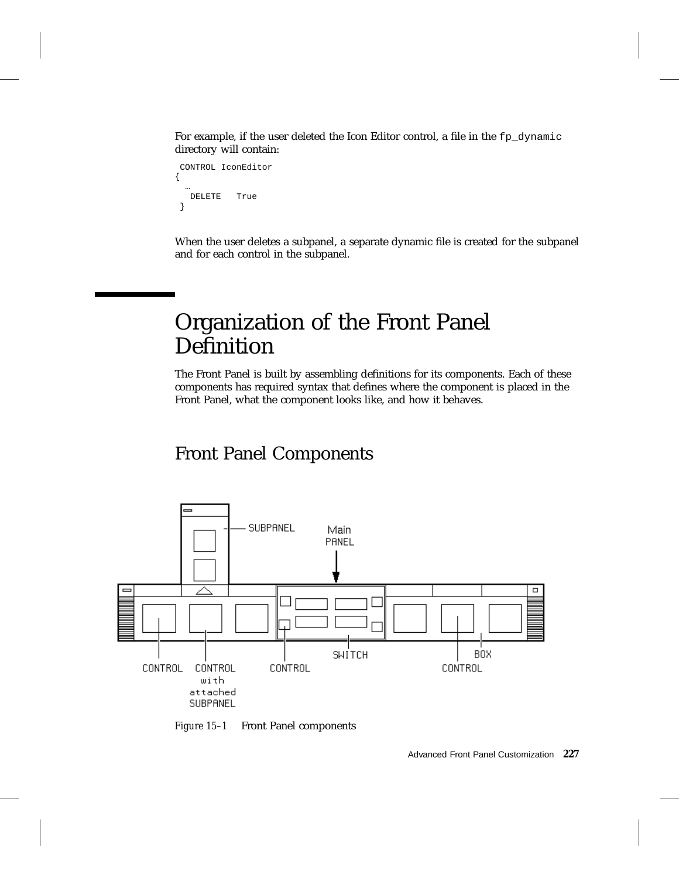For example, if the user deleted the Icon Editor control, a file in the `fp_dynamic` directory will contain:

```
 CONTROL IconEditor
{
  …
   DELETE   True
 }
```

When the user deletes a subpanel, a separate dynamic file is created for the subpanel and for each control in the subpanel.

# Organization of the Front Panel Definition

The Front Panel is built by assembling definitions for its components. Each of these components has required syntax that defines where the component is placed in the Front Panel, what the component looks like, and how it behaves.

## Front Panel Components

*Figure 15–1* Front Panel components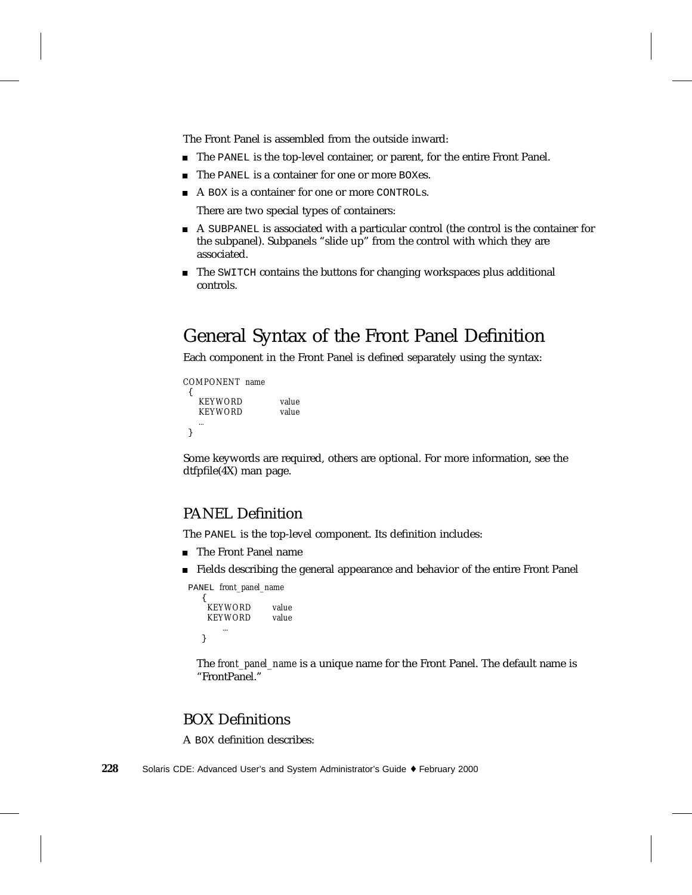The Front Panel is assembled from the outside inward:

- The `PANEL` is the top-level container, or parent, for the entire Front Panel.
- The `PANEL` is a container for one or more `BOX`es.
- A `BOX` is a container for one or more `CONTROL`s.

  There are two special types of containers:

- A `SUBPANEL` is associated with a particular control (the control is the container for the subpanel). Subpanels “slide up” from the control with which they are associated.
- The `SWITCH` contains the buttons for changing workspaces plus additional controls.

## General Syntax of the Front Panel Definition

Each component in the Front Panel is defined separately using the syntax:

```
COMPONENT  name
 {
   KEYWORD          value
   KEYWORD          value
   …
 }
```

Some keywords are required, others are optional. For more information, see the dtfpfile(4X) man page.

### PANEL Definition

The `PANEL` is the top-level component. Its definition includes:

- The Front Panel name
- Fields describing the general appearance and behavior of the entire Front Panel

```
PANEL  front_panel_name
   {
     KEYWORD       value
     KEYWORD       value
         …
   }
```

The *front_panel_name* is a unique name for the Front Panel. The default name is “FrontPanel.”

### BOX Definitions

A `BOX` definition describes: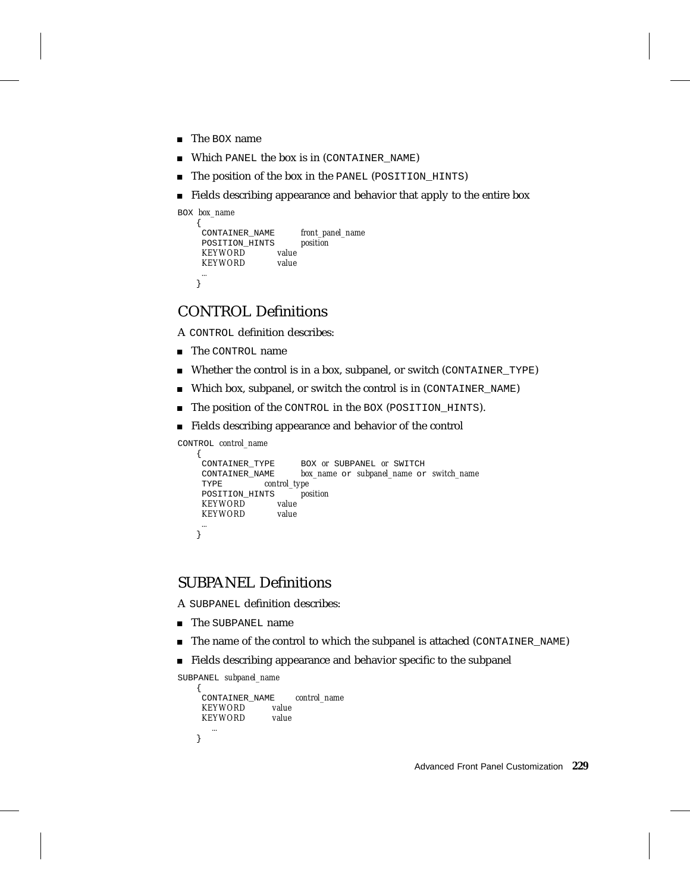- The BOX name
- Which PANEL the box is in (CONTAINER_NAME)
- The position of the box in the PANEL (POSITION_HINTS)
- Fields describing appearance and behavior that apply to the entire box

```
BOX box_name
    {
     CONTAINER_NAME       front_panel_name
     POSITION_HINTS       position
     KEYWORD        value
     KEYWORD        value
     …
    }
```

## CONTROL Definitions

A CONTROL definition describes:

- The CONTROL name
- Whether the control is in a box, subpanel, or switch (CONTAINER_TYPE)
- Which box, subpanel, or switch the control is in (CONTAINER_NAME)
- The position of the CONTROL in the BOX (POSITION_HINTS).
- Fields describing appearance and behavior of the control

```
CONTROL control_name
    {
     CONTAINER_TYPE      BOX or SUBPANEL or SWITCH
     CONTAINER_NAME      box_name or subpanel_name or switch_name
     TYPE          control_type
     POSITION_HINTS      position
     KEYWORD        value
     KEYWORD        value
     …
    }
```

## SUBPANEL Definitions

A SUBPANEL definition describes:

- The SUBPANEL name
- The name of the control to which the subpanel is attached (CONTAINER_NAME)
- Fields describing appearance and behavior specific to the subpanel

```
SUBPANEL subpanel_name
    {
     CONTAINER_NAME      control_name
     KEYWORD        value
     KEYWORD        value
       …
    }
```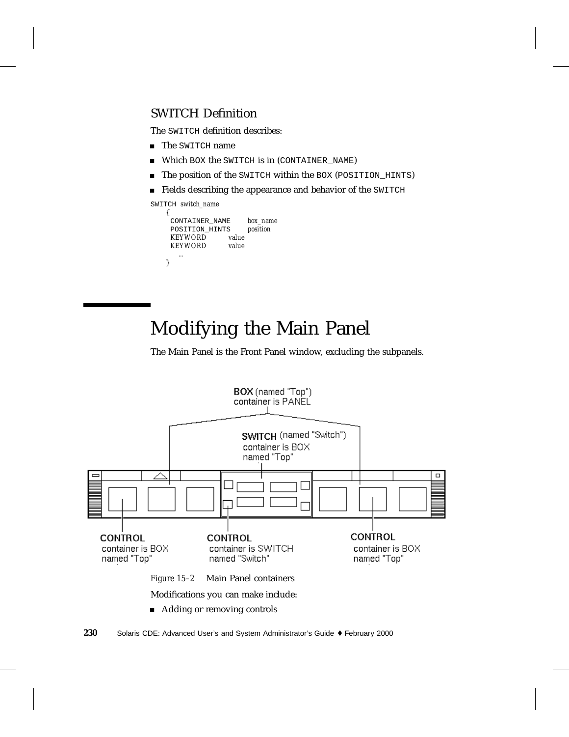### SWITCH Definition

The `SWITCH` definition describes:

- The `SWITCH` name
- Which `BOX` the `SWITCH` is in (`CONTAINER_NAME`)
- The position of the `SWITCH` within the `BOX` (`POSITION_HINTS`)
- Fields describing the appearance and behavior of the `SWITCH`

```
SWITCH switch_name
   {
    CONTAINER_NAME     box_name
    POSITION_HINTS     position
    KEYWORD        value
    KEYWORD        value
      …
   }
```

## Modifying the Main Panel

The Main Panel is the Front Panel window, excluding the subpanels.

*Figure 15–2* Main Panel containers

Modifications you can make include:

- Adding or removing controls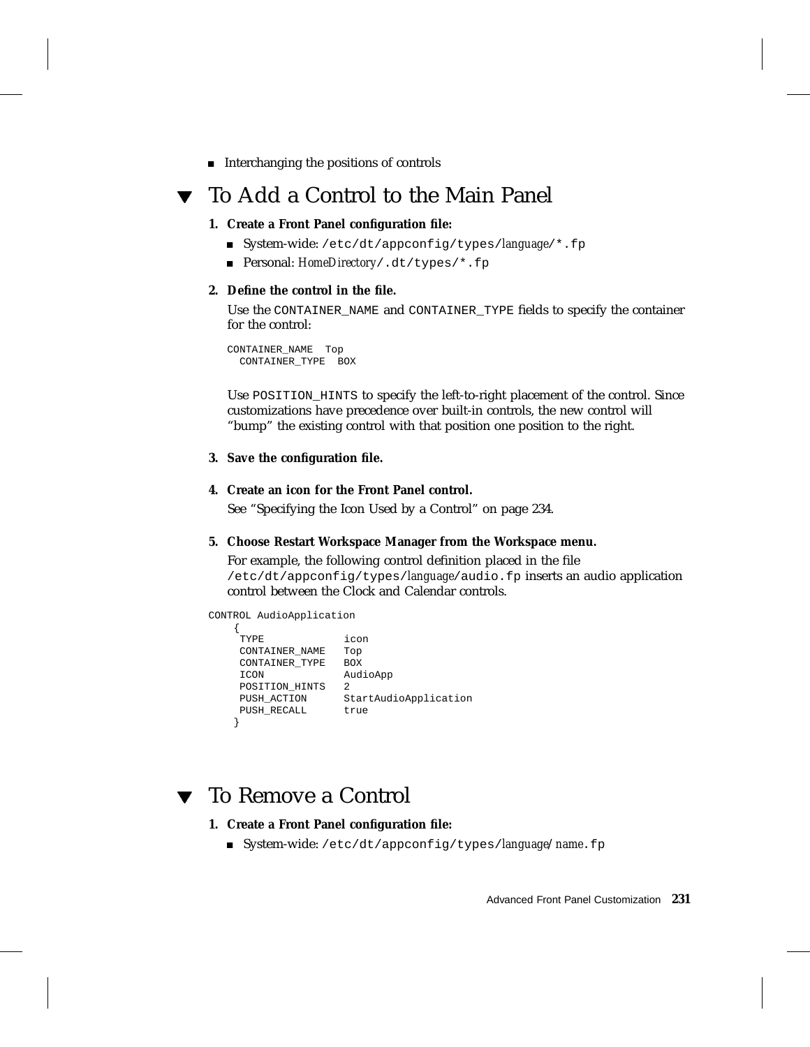- Interchanging the positions of controls

## To Add a Control to the Main Panel

1. **Create a Front Panel configuration file:**
   - System-wide: `/etc/dt/appconfig/types/`*language*`/*.fp`
   - Personal: *HomeDirectory*`/.dt/types/*.fp`

2. **Define the control in the file.**

   Use the `CONTAINER_NAME` and `CONTAINER_TYPE` fields to specify the container for the control:

   ```
   CONTAINER_NAME  Top
     CONTAINER_TYPE  BOX
   ```

   Use `POSITION_HINTS` to specify the left-to-right placement of the control. Since customizations have precedence over built-in controls, the new control will "bump" the existing control with that position one position to the right.

3. **Save the configuration file.**

4. **Create an icon for the Front Panel control.**

   See "Specifying the Icon Used by a Control" on page 234.

5. **Choose Restart Workspace Manager from the Workspace menu.**

   For example, the following control definition placed in the file `/etc/dt/appconfig/types/`*language*`/audio.fp` inserts an audio application control between the Clock and Calendar controls.

```
CONTROL AudioApplication
    {
     TYPE             icon
     CONTAINER_NAME   Top
     CONTAINER_TYPE   BOX
     ICON             AudioApp
     POSITION_HINTS   2
     PUSH_ACTION      StartAudioApplication
     PUSH_RECALL      true
    }
```

## To Remove a Control

1. **Create a Front Panel configuration file:**
   - System-wide: `/etc/dt/appconfig/types/`*language*`/`*name*`.fp`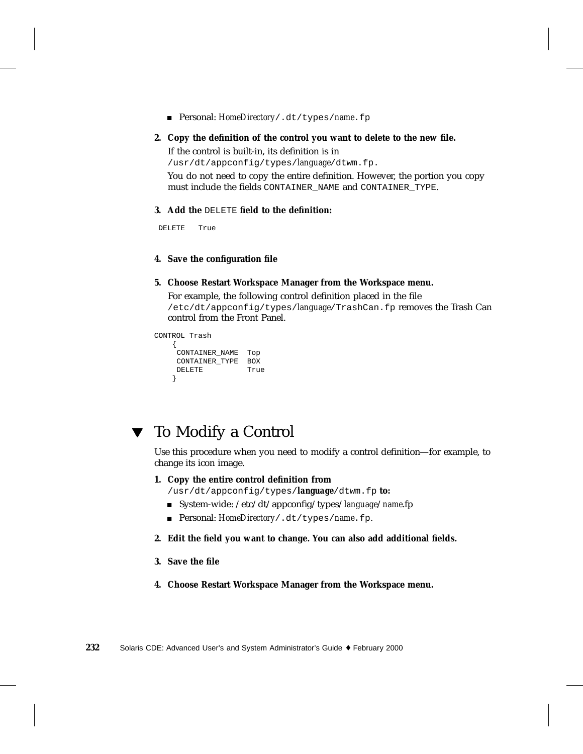- Personal: *HomeDirectory*`/.dt/types/`*name*`.fp`

2. **Copy the definition of the control you want to delete to the new file.**

   If the control is built-in, its definition is in `/usr/dt/appconfig/types/`*language*`/dtwm.fp`.

   You do not need to copy the entire definition. However, the portion you copy must include the fields `CONTAINER_NAME` and `CONTAINER_TYPE`.

3. **Add the `DELETE` field to the definition:**

```
DELETE   True
```

4. **Save the configuration file**

5. **Choose Restart Workspace Manager from the Workspace menu.**

   For example, the following control definition placed in the file `/etc/dt/appconfig/types/`*language*`/TrashCan.fp` removes the Trash Can control from the Front Panel.

```
CONTROL Trash
    {
     CONTAINER_NAME  Top
     CONTAINER_TYPE  BOX
     DELETE          True
    }
```

## To Modify a Control

Use this procedure when you need to modify a control definition—for example, to change its icon image.

1. **Copy the entire control definition from `/usr/dt/appconfig/types/`*language*`/dtwm.fp` to:**
   - System-wide: /etc/dt/appconfig/types/*language*/*name*.fp
   - Personal: *HomeDirectory*`/.dt/types/`*name*`.fp`.

2. **Edit the field you want to change. You can also add additional fields.**

3. **Save the file**

4. **Choose Restart Workspace Manager from the Workspace menu.**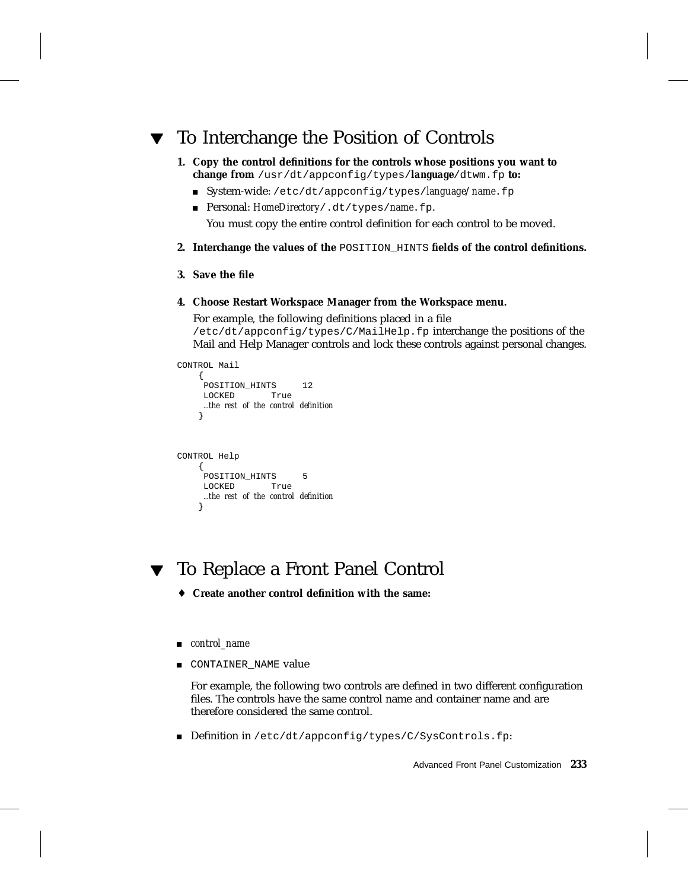## ▼ To Interchange the Position of Controls

1. **Copy the control definitions for the controls whose positions you want to change from** `/usr/dt/appconfig/types/`***language***`/dtwm.fp` **to:**
   - System-wide: `/etc/dt/appconfig/types/`*language*`/`*name*`.fp`
   - Personal: *HomeDirectory*`/.dt/types/`*name*`.fp`.

     You must copy the entire control definition for each control to be moved.

2. **Interchange the values of the** `POSITION_HINTS` **fields of the control definitions.**

3. **Save the file**

4. **Choose Restart Workspace Manager from the Workspace menu.**

   For example, the following definitions placed in a file `/etc/dt/appconfig/types/C/MailHelp.fp` interchange the positions of the Mail and Help Manager controls and lock these controls against personal changes.

```
CONTROL Mail
    {
     POSITION_HINTS     12
     LOCKED       True
     ...the rest of the control definition
    }


CONTROL Help
    {
     POSITION_HINTS     5
     LOCKED       True
     ...the rest of the control definition
    }
```

## ▼ To Replace a Front Panel Control

♦ **Create another control definition with the same:**

- *control_name*
- `CONTAINER_NAME` value

  For example, the following two controls are defined in two different configuration files. The controls have the same control name and container name and are therefore considered the same control.

- Definition in `/etc/dt/appconfig/types/C/SysControls.fp`: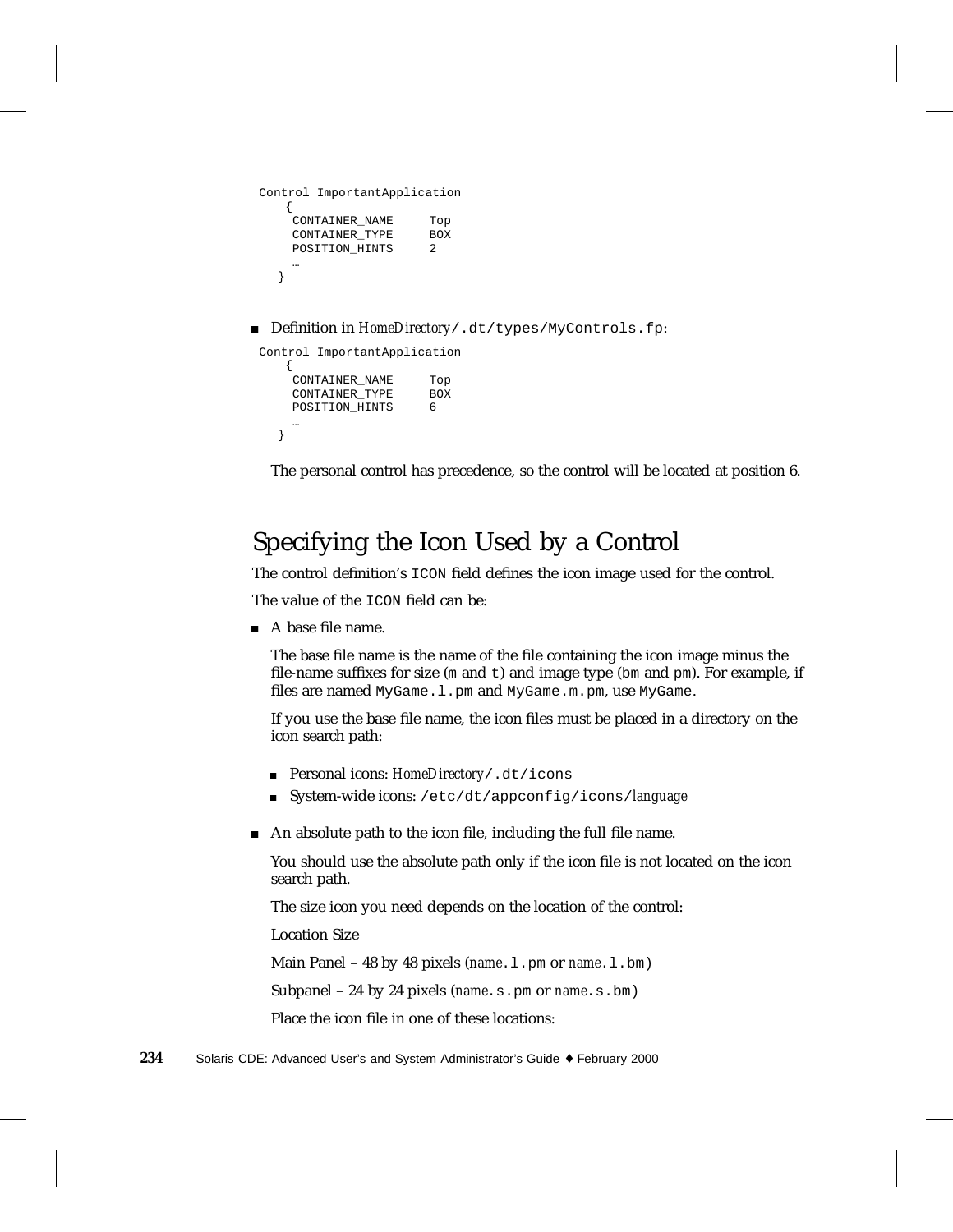```
Control ImportantApplication
   {
    CONTAINER_NAME     Top
    CONTAINER_TYPE     BOX
    POSITION_HINTS     2
    …
  }
```

- Definition in *HomeDirectory*`/.dt/types/MyControls.fp`:

```
Control ImportantApplication
   {
    CONTAINER_NAME     Top
    CONTAINER_TYPE     BOX
    POSITION_HINTS     6
    …
  }
```

  The personal control has precedence, so the control will be located at position 6.

## Specifying the Icon Used by a Control

The control definition's `ICON` field defines the icon image used for the control.

The value of the `ICON` field can be:

- A base file name.

  The base file name is the name of the file containing the icon image minus the file-name suffixes for size (`m` and `t`) and image type (`bm` and `pm`). For example, if files are named `MyGame.l.pm` and `MyGame.m.pm`, use `MyGame`.

  If you use the base file name, the icon files must be placed in a directory on the icon search path:

  - Personal icons: *HomeDirectory*`/.dt/icons`
  - System-wide icons: `/etc/dt/appconfig/icons/`*language*

- An absolute path to the icon file, including the full file name.

  You should use the absolute path only if the icon file is not located on the icon search path.

  The size icon you need depends on the location of the control:

  Location Size

  Main Panel – 48 by 48 pixels (*name*`.l.pm` or *name*`.l.bm`)

  Subpanel – 24 by 24 pixels (*name*`.s.pm` or *name*`.s.bm`)

  Place the icon file in one of these locations: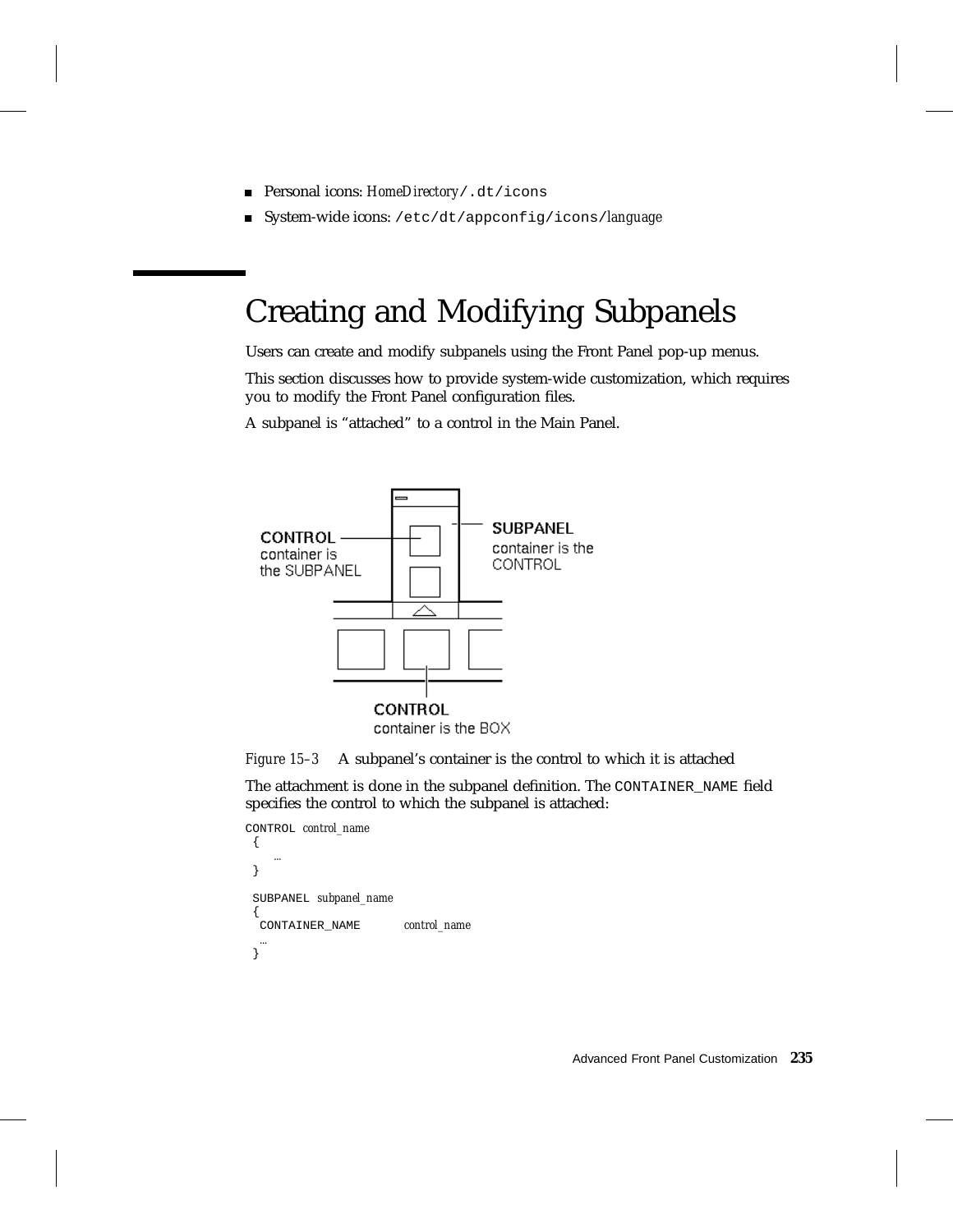- Personal icons: *HomeDirectory*`/.dt/icons`
- System-wide icons: `/etc/dt/appconfig/icons/`*language*

## Creating and Modifying Subpanels

Users can create and modify subpanels using the Front Panel pop-up menus.

This section discusses how to provide system-wide customization, which requires you to modify the Front Panel configuration files.

A subpanel is "attached" to a control in the Main Panel.

*Figure 15–3* A subpanel's container is the control to which it is attached

The attachment is done in the subpanel definition. The `CONTAINER_NAME` field specifies the control to which the subpanel is attached:

```
CONTROL control_name
 {
    …
 }

 SUBPANEL subpanel_name
 {
  CONTAINER_NAME        control_name
  …
 }
```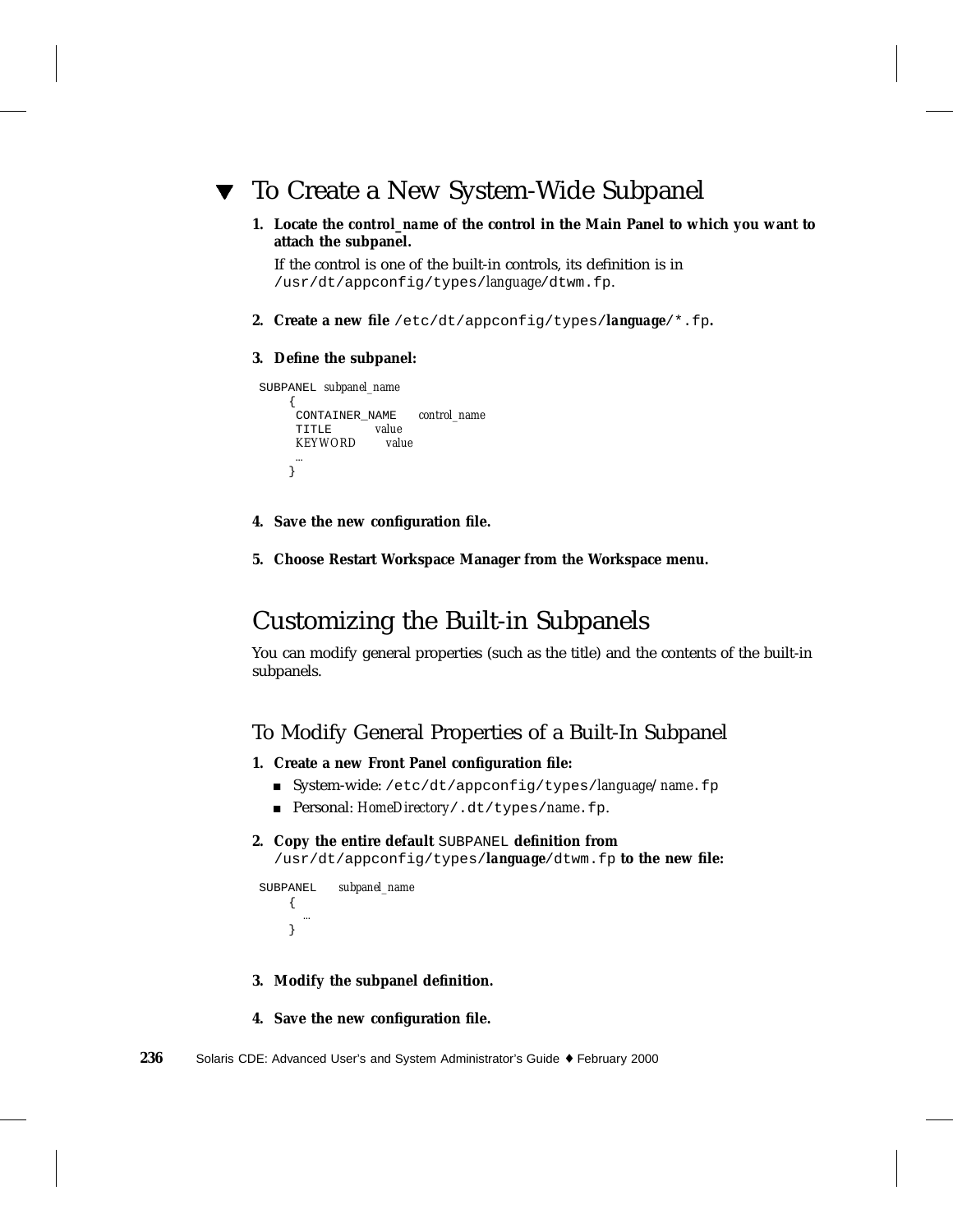## ▼ To Create a New System-Wide Subpanel

1. **Locate the *control_name* of the control in the Main Panel to which you want to attach the subpanel.**

   If the control is one of the built-in controls, its definition is in `/usr/dt/appconfig/types/`*language*`/dtwm.fp`.

2. **Create a new file** `/etc/dt/appconfig/types/`***language***`/*.fp`**.**

3. **Define the subpanel:**

```
SUBPANEL subpanel_name
    {
     CONTAINER_NAME    control_name
     TITLE        value
     KEYWORD       value
     …
    }
```

4. **Save the new configuration file.**

5. **Choose Restart Workspace Manager from the Workspace menu.**

# Customizing the Built-in Subpanels

You can modify general properties (such as the title) and the contents of the built-in subpanels.

## To Modify General Properties of a Built-In Subpanel

1. **Create a new Front Panel configuration file:**
   - System-wide: `/etc/dt/appconfig/types/`*language*`/`*name*`.fp`
   - Personal: *HomeDirectory*`/.dt/types/`*name*`.fp`.

2. **Copy the entire default** `SUBPANEL` **definition from** `/usr/dt/appconfig/types/`***language***`/dtwm.fp` **to the new file:**

```
SUBPANEL    subpanel_name
    {
      …
    }
```

3. **Modify the subpanel definition.**

4. **Save the new configuration file.**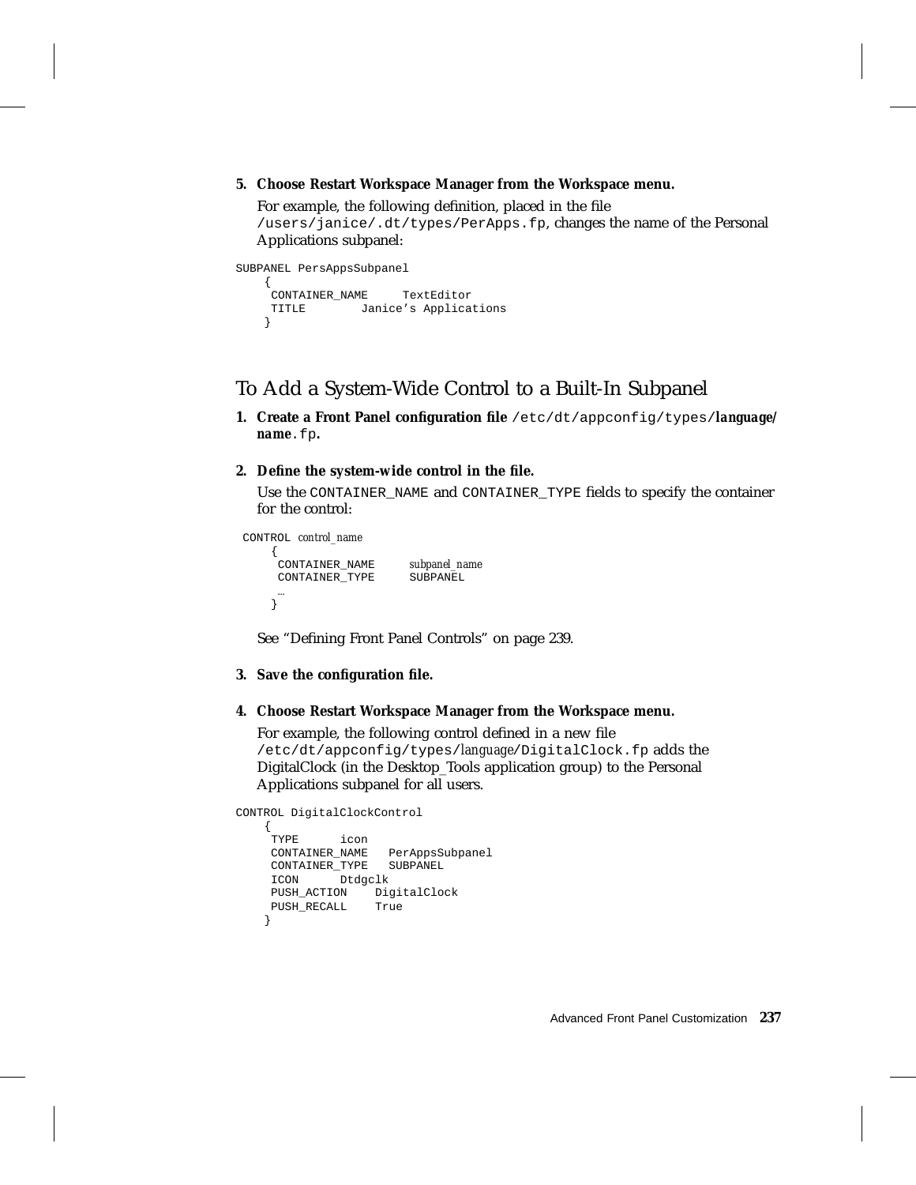5. **Choose Restart Workspace Manager from the Workspace menu.**

   For example, the following definition, placed in the file `/users/janice/.dt/types/PerApps.fp`, changes the name of the Personal Applications subpanel:

```
SUBPANEL PersAppsSubpanel
    {
     CONTAINER_NAME     TextEditor
     TITLE        Janice’s Applications
    }
```

## To Add a System-Wide Control to a Built-In Subpanel

1. **Create a Front Panel configuration file** `/etc/dt/appconfig/types/`***language*****/*****name***`.fp`**.**

2. **Define the system-wide control in the file.**

   Use the `CONTAINER_NAME` and `CONTAINER_TYPE` fields to specify the container for the control:

```
 CONTROL control_name
     {
      CONTAINER_NAME      subpanel_name
      CONTAINER_TYPE      SUBPANEL
      …
     }
```

   See “Defining Front Panel Controls” on page 239.

3. **Save the configuration file.**

4. **Choose Restart Workspace Manager from the Workspace menu.**

   For example, the following control defined in a new file `/etc/dt/appconfig/types/`*language*`/DigitalClock.fp` adds the DigitalClock (in the Desktop_Tools application group) to the Personal Applications subpanel for all users.

```
CONTROL DigitalClockControl
    {
     TYPE      icon
     CONTAINER_NAME   PerAppsSubpanel
     CONTAINER_TYPE   SUBPANEL
     ICON      Dtdgclk
     PUSH_ACTION    DigitalClock
     PUSH_RECALL    True
    }
```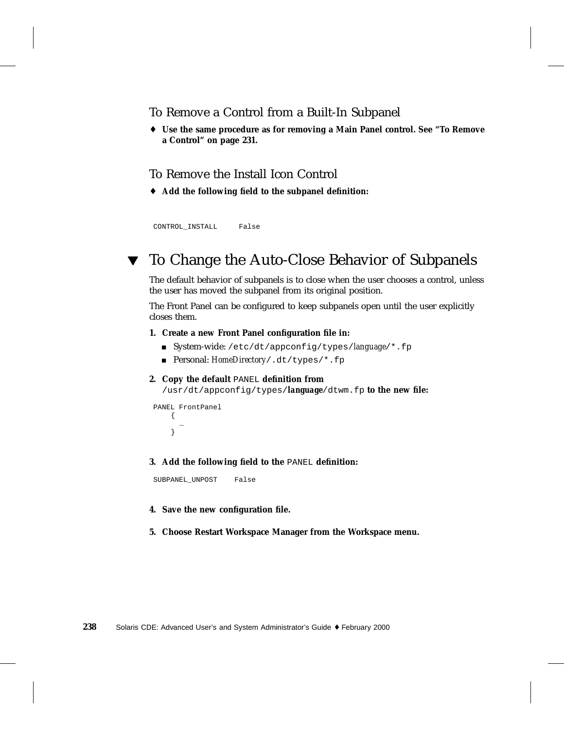### To Remove a Control from a Built-In Subpanel

♦ **Use the same procedure as for removing a Main Panel control. See "To Remove a Control" on page 231.**

### To Remove the Install Icon Control

♦ **Add the following field to the subpanel definition:**

```
CONTROL_INSTALL     False
```

## ▼ To Change the Auto-Close Behavior of Subpanels

The default behavior of subpanels is to close when the user chooses a control, unless the user has moved the subpanel from its original position.

The Front Panel can be configured to keep subpanels open until the user explicitly closes them.

1. **Create a new Front Panel configuration file in:**
   - System-wide: `/etc/dt/appconfig/types/`*language*`/*.fp`
   - Personal: *HomeDirectory*`/.dt/types/*.fp`

2. **Copy the default** `PANEL` **definition from** `/usr/dt/appconfig/types/`***language***`/dtwm.fp` **to the new file:**

```
PANEL FrontPanel
    {
      …
    }
```

3. **Add the following field to the** `PANEL` **definition:**

```
SUBPANEL_UNPOST    False
```

4. **Save the new configuration file.**

5. **Choose Restart Workspace Manager from the Workspace menu.**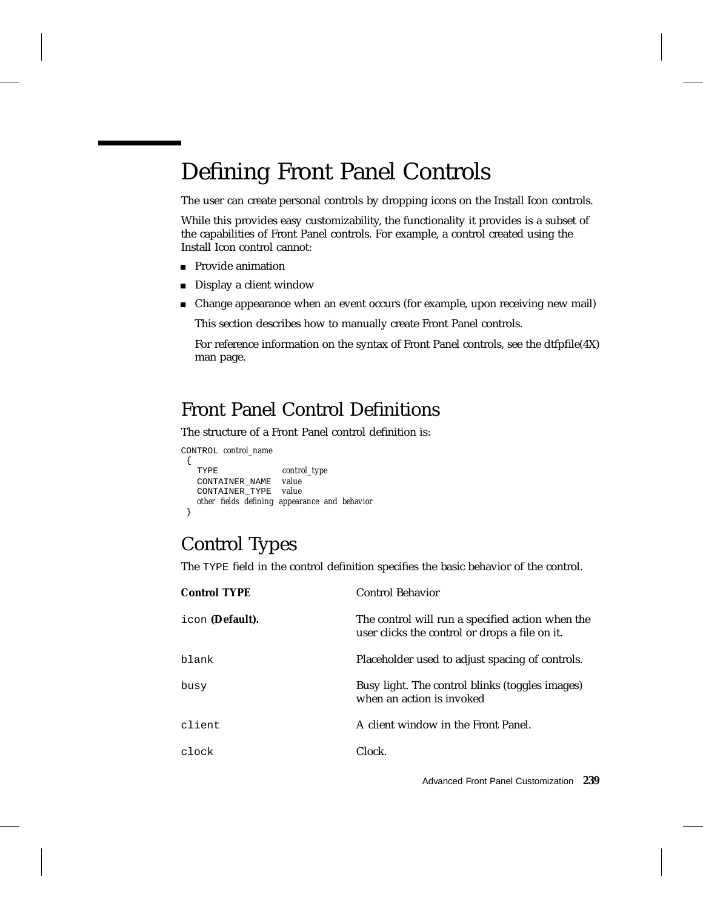# Defining Front Panel Controls

The user can create personal controls by dropping icons on the Install Icon controls.

While this provides easy customizability, the functionality it provides is a subset of the capabilities of Front Panel controls. For example, a control created using the Install Icon control cannot:

- Provide animation
- Display a client window
- Change appearance when an event occurs (for example, upon receiving new mail)

  This section describes how to manually create Front Panel controls.

  For reference information on the syntax of Front Panel controls, see the dtfpfile(4X) man page.

## Front Panel Control Definitions

The structure of a Front Panel control definition is:

```
CONTROL control_name
 {
   TYPE            control_type
   CONTAINER_NAME  value
   CONTAINER_TYPE  value
   other fields defining appearance and behavior
 }
```

## Control Types

The `TYPE` field in the control definition specifies the basic behavior of the control.

| **Control TYPE** | Control Behavior |
|---|---|
| `icon` **(Default).** | The control will run a specified action when the user clicks the control or drops a file on it. |
| `blank` | Placeholder used to adjust spacing of controls. |
| `busy` | Busy light. The control blinks (toggles images) when an action is invoked |
| `client` | A client window in the Front Panel. |
| `clock` | Clock. |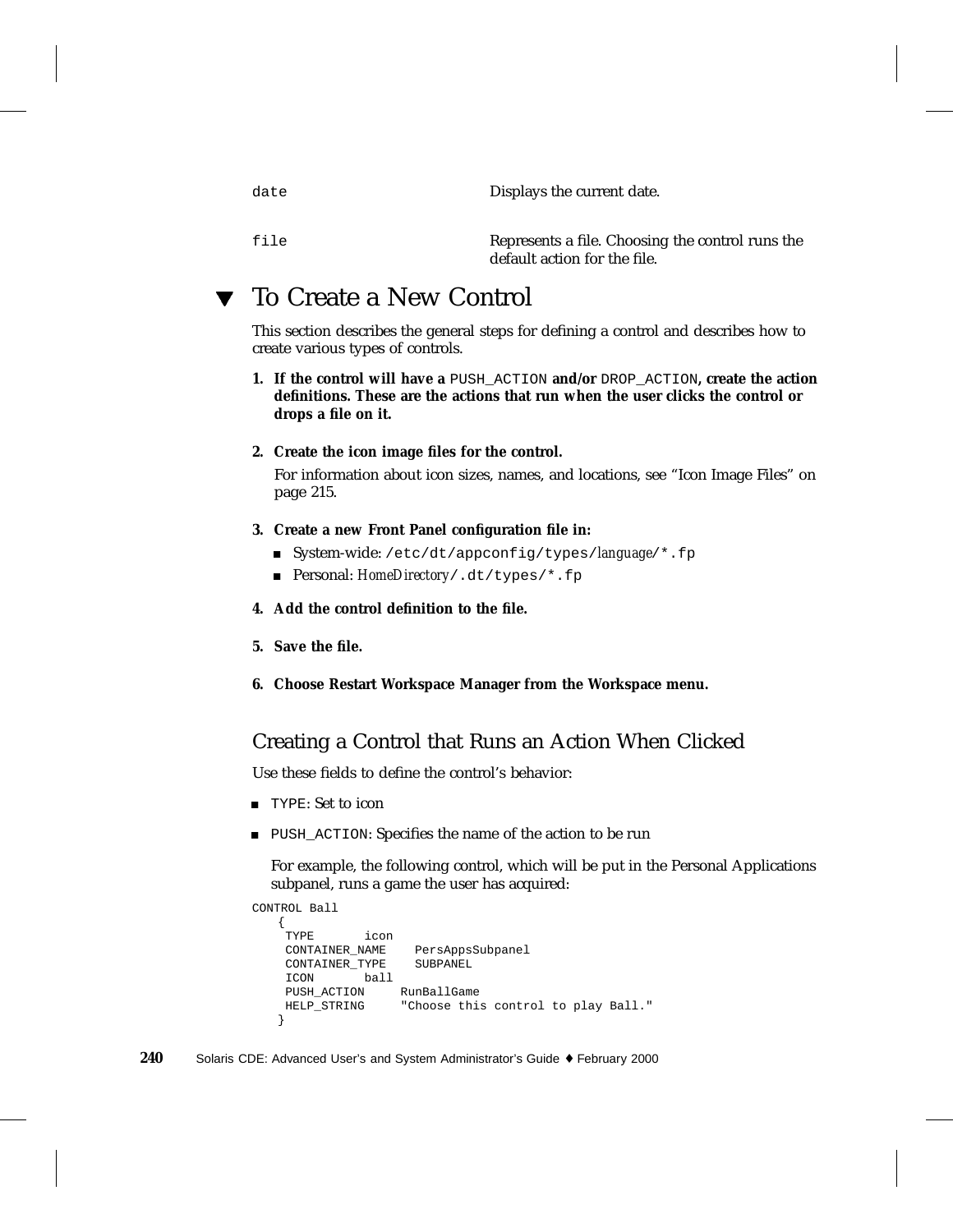| | |
|---|---|
| `date` | Displays the current date. |
| `file` | Represents a file. Choosing the control runs the default action for the file. |

## ▼ To Create a New Control

This section describes the general steps for defining a control and describes how to create various types of controls.

1. **If the control will have a `PUSH_ACTION` and/or `DROP_ACTION`, create the action definitions. These are the actions that run when the user clicks the control or drops a file on it.**

2. **Create the icon image files for the control.**

   For information about icon sizes, names, and locations, see "Icon Image Files" on page 215.

3. **Create a new Front Panel configuration file in:**
   - System-wide: `/etc/dt/appconfig/types/`*language*`/*.fp`
   - Personal: *HomeDirectory*`/.dt/types/*.fp`

4. **Add the control definition to the file.**

5. **Save the file.**

6. **Choose Restart Workspace Manager from the Workspace menu.**

### Creating a Control that Runs an Action When Clicked

Use these fields to define the control's behavior:

- `TYPE`: Set to icon
- `PUSH_ACTION`: Specifies the name of the action to be run

  For example, the following control, which will be put in the Personal Applications subpanel, runs a game the user has acquired:

```
CONTROL Ball
   {
    TYPE       icon
    CONTAINER_NAME    PersAppsSubpanel
    CONTAINER_TYPE    SUBPANEL
    ICON       ball
    PUSH_ACTION     RunBallGame
    HELP_STRING     "Choose this control to play Ball."
   }
```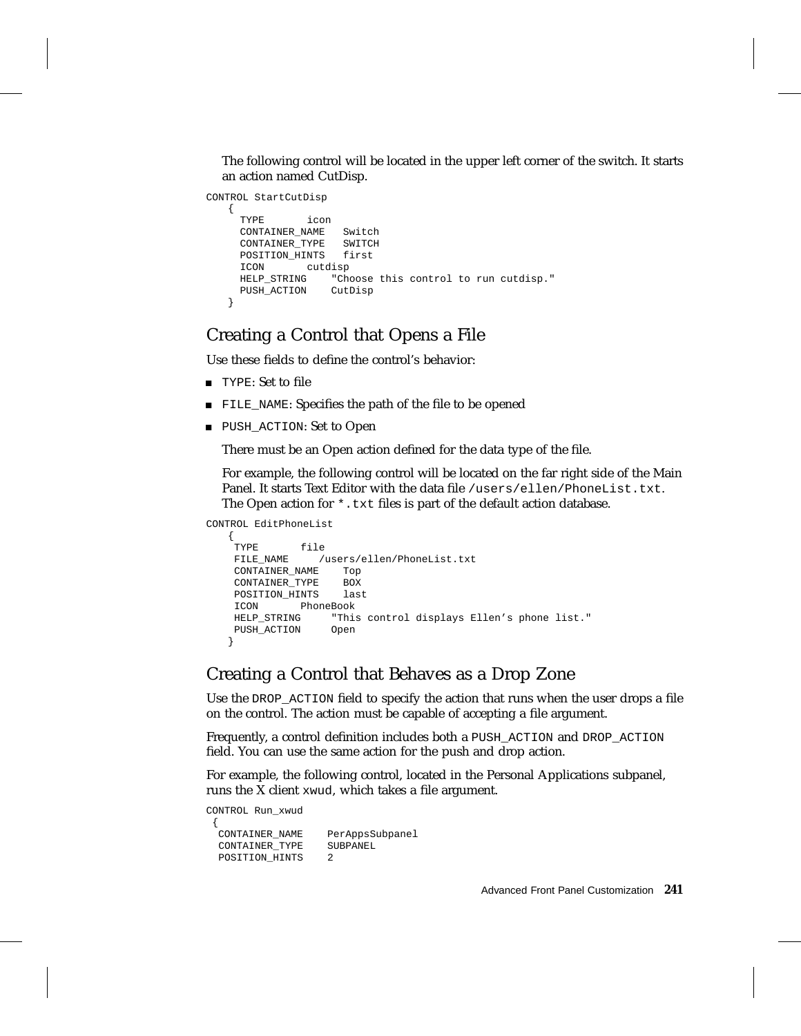The following control will be located in the upper left corner of the switch. It starts an action named CutDisp.

```
CONTROL StartCutDisp
   {
     TYPE       icon
     CONTAINER_NAME   Switch
     CONTAINER_TYPE   SWITCH
     POSITION_HINTS   first
     ICON       cutdisp
     HELP_STRING    "Choose this control to run cutdisp."
     PUSH_ACTION    CutDisp
   }
```

## Creating a Control that Opens a File

Use these fields to define the control's behavior:

- `TYPE`: Set to file
- `FILE_NAME`: Specifies the path of the file to be opened
- `PUSH_ACTION`: Set to Open

  There must be an Open action defined for the data type of the file.

  For example, the following control will be located on the far right side of the Main Panel. It starts Text Editor with the data file `/users/ellen/PhoneList.txt`. The Open action for `*.txt` files is part of the default action database.

```
CONTROL EditPhoneList
   {
    TYPE       file
    FILE_NAME     /users/ellen/PhoneList.txt
    CONTAINER_NAME    Top
    CONTAINER_TYPE    BOX
    POSITION_HINTS    last
    ICON       PhoneBook
    HELP_STRING     "This control displays Ellen's phone list."
    PUSH_ACTION     Open
   }
```

## Creating a Control that Behaves as a Drop Zone

Use the `DROP_ACTION` field to specify the action that runs when the user drops a file on the control. The action must be capable of accepting a file argument.

Frequently, a control definition includes both a `PUSH_ACTION` and `DROP_ACTION` field. You can use the same action for the push and drop action.

For example, the following control, located in the Personal Applications subpanel, runs the X client `xwud`, which takes a file argument.

```
CONTROL Run_xwud
 {
  CONTAINER_NAME    PerAppsSubpanel
  CONTAINER_TYPE    SUBPANEL
  POSITION_HINTS    2
```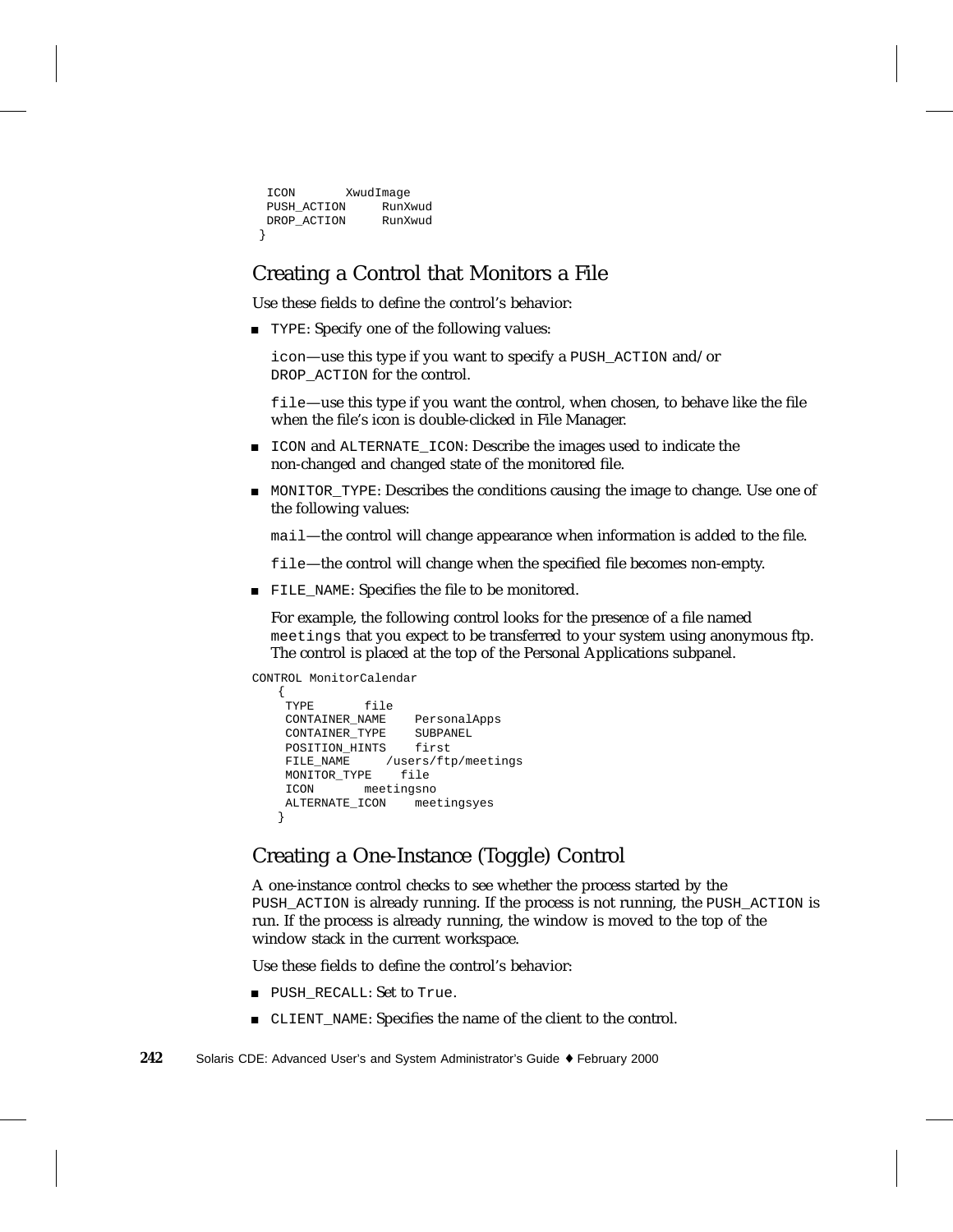```
  ICON       XwudImage
  PUSH_ACTION     RunXwud
  DROP_ACTION     RunXwud
 }
```

## Creating a Control that Monitors a File

Use these fields to define the control's behavior:

- `TYPE`: Specify one of the following values:

  `icon`—use this type if you want to specify a `PUSH_ACTION` and/or `DROP_ACTION` for the control.

  `file`—use this type if you want the control, when chosen, to behave like the file when the file's icon is double-clicked in File Manager.

- `ICON` and `ALTERNATE_ICON`: Describe the images used to indicate the non-changed and changed state of the monitored file.

- `MONITOR_TYPE`: Describes the conditions causing the image to change. Use one of the following values:

  `mail`—the control will change appearance when information is added to the file.

  `file`—the control will change when the specified file becomes non-empty.

- `FILE_NAME`: Specifies the file to be monitored.

  For example, the following control looks for the presence of a file named `meetings` that you expect to be transferred to your system using anonymous ftp. The control is placed at the top of the Personal Applications subpanel.

```
CONTROL MonitorCalendar
   {
    TYPE       file
    CONTAINER_NAME    PersonalApps
    CONTAINER_TYPE    SUBPANEL
    POSITION_HINTS    first
    FILE_NAME     /users/ftp/meetings
    MONITOR_TYPE    file
    ICON       meetingsno
    ALTERNATE_ICON    meetingsyes
   }
```

## Creating a One-Instance (Toggle) Control

A one-instance control checks to see whether the process started by the `PUSH_ACTION` is already running. If the process is not running, the `PUSH_ACTION` is run. If the process is already running, the window is moved to the top of the window stack in the current workspace.

Use these fields to define the control's behavior:

- `PUSH_RECALL`: Set to `True`.
- `CLIENT_NAME`: Specifies the name of the client to the control.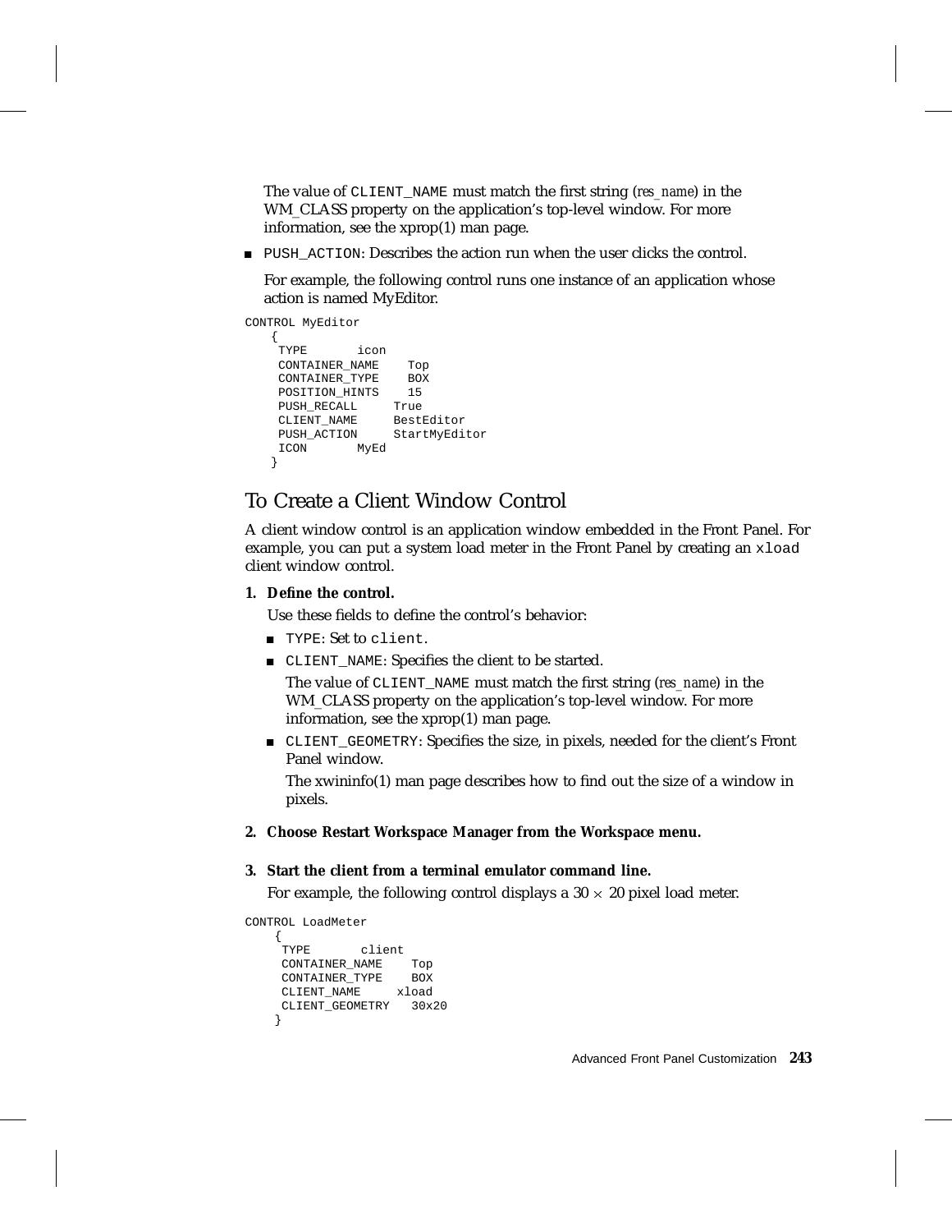The value of `CLIENT_NAME` must match the first string (*res_name*) in the WM_CLASS property on the application's top-level window. For more information, see the xprop(1) man page.

- `PUSH_ACTION`: Describes the action run when the user clicks the control.

  For example, the following control runs one instance of an application whose action is named MyEditor.

```
CONTROL MyEditor
   {
    TYPE       icon
    CONTAINER_NAME    Top
    CONTAINER_TYPE    BOX
    POSITION_HINTS    15
    PUSH_RECALL     True
    CLIENT_NAME     BestEditor
    PUSH_ACTION     StartMyEditor
    ICON       MyEd
   }
```

## To Create a Client Window Control

A client window control is an application window embedded in the Front Panel. For example, you can put a system load meter in the Front Panel by creating an `xload` client window control.

1. **Define the control.**

   Use these fields to define the control's behavior:

   - `TYPE`: Set to `client`.
   - `CLIENT_NAME`: Specifies the client to be started.

     The value of `CLIENT_NAME` must match the first string (*res_name*) in the WM_CLASS property on the application's top-level window. For more information, see the xprop(1) man page.

   - `CLIENT_GEOMETRY`: Specifies the size, in pixels, needed for the client's Front Panel window.

     The xwininfo(1) man page describes how to find out the size of a window in pixels.

2. **Choose Restart Workspace Manager from the Workspace menu.**

3. **Start the client from a terminal emulator command line.**

   For example, the following control displays a 30 × 20 pixel load meter.

```
CONTROL LoadMeter
    {
     TYPE       client
     CONTAINER_NAME    Top
     CONTAINER_TYPE    BOX
     CLIENT_NAME     xload
     CLIENT_GEOMETRY   30x20
    }
```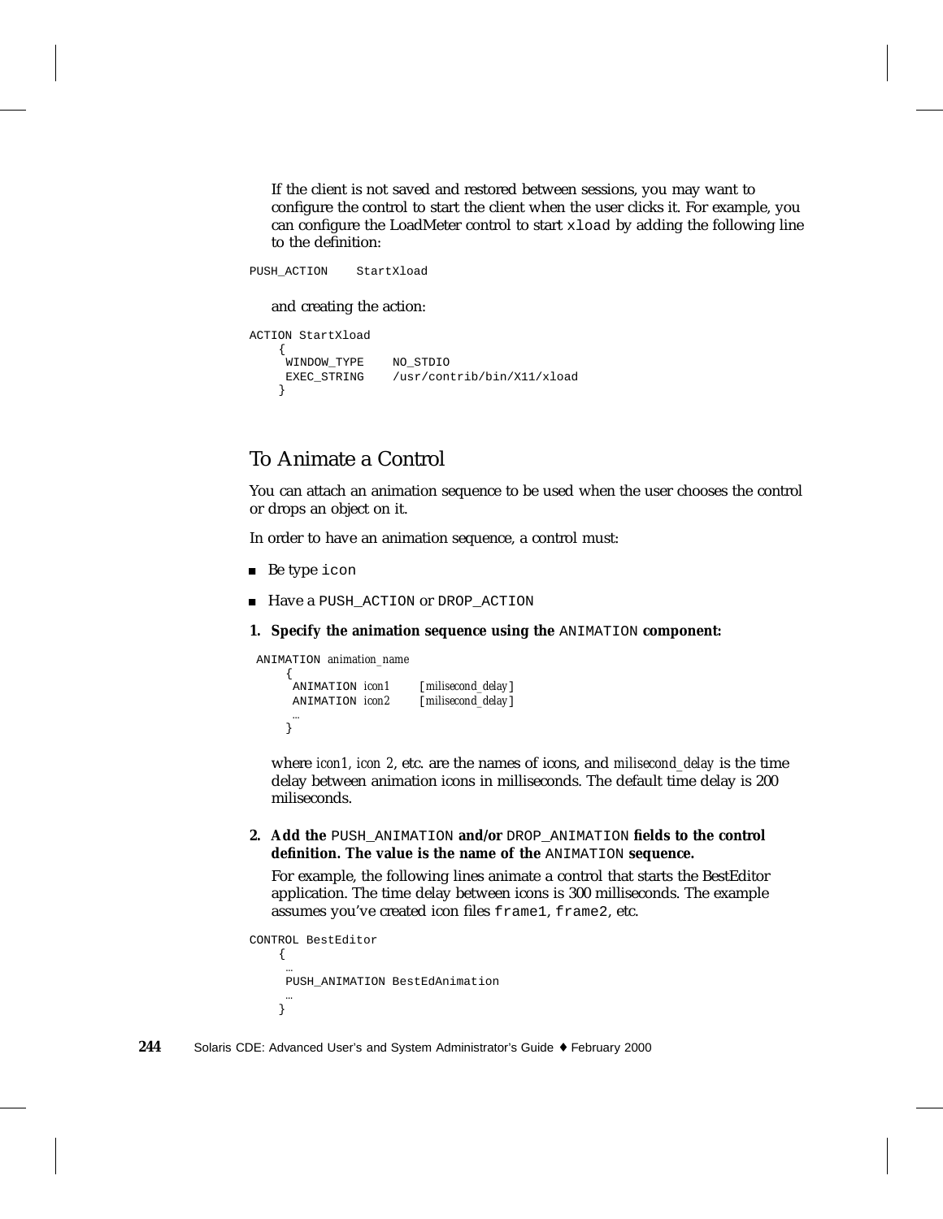If the client is not saved and restored between sessions, you may want to configure the control to start the client when the user clicks it. For example, you can configure the LoadMeter control to start `xload` by adding the following line to the definition:

```
PUSH_ACTION    StartXload
```

and creating the action:

```
ACTION StartXload
    {
     WINDOW_TYPE    NO_STDIO
     EXEC_STRING    /usr/contrib/bin/X11/xload
    }
```

## To Animate a Control

You can attach an animation sequence to be used when the user chooses the control or drops an object on it.

In order to have an animation sequence, a control must:

- Be type `icon`
- Have a `PUSH_ACTION` or `DROP_ACTION`

**1. Specify the animation sequence using the** `ANIMATION` **component:**

```
ANIMATION animation_name
    {
     ANIMATION icon1     [milisecond_delay]
     ANIMATION icon2     [milisecond_delay]
     …
    }
```

where *icon1, icon 2*, etc. are the names of icons, and *milisecond_delay* is the time delay between animation icons in milliseconds. The default time delay is 200 miliseconds.

**2. Add the** `PUSH_ANIMATION` **and/or** `DROP_ANIMATION` **fields to the control definition. The value is the name of the** `ANIMATION` **sequence.**

For example, the following lines animate a control that starts the BestEditor application. The time delay between icons is 300 milliseconds. The example assumes you've created icon files `frame1`, `frame2`, etc.

```
CONTROL BestEditor
    {
     …
     PUSH_ANIMATION BestEdAnimation
     …
    }
```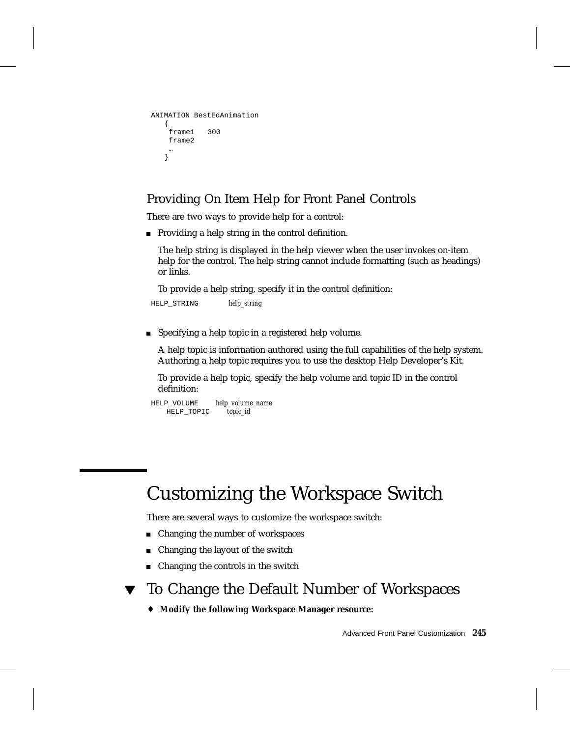```
ANIMATION BestEdAnimation
   {
    frame1   300
    frame2
    …
   }
```

### Providing On Item Help for Front Panel Controls

There are two ways to provide help for a control:

- Providing a help string in the control definition.

  The help string is displayed in the help viewer when the user invokes on-item help for the control. The help string cannot include formatting (such as headings) or links.

  To provide a help string, specify it in the control definition:

```
HELP_STRING         help_string
```

- Specifying a help topic in a registered help volume.

  A help topic is information authored using the full capabilities of the help system. Authoring a help topic requires you to use the desktop Help Developer's Kit.

  To provide a help topic, specify the help volume and topic ID in the control definition:

```
HELP_VOLUME      help_volume_name
    HELP_TOPIC      topic_id
```

## Customizing the Workspace Switch

There are several ways to customize the workspace switch:

- Changing the number of workspaces
- Changing the layout of the switch
- Changing the controls in the switch

### ▼ To Change the Default Number of Workspaces

♦ **Modify the following Workspace Manager resource:**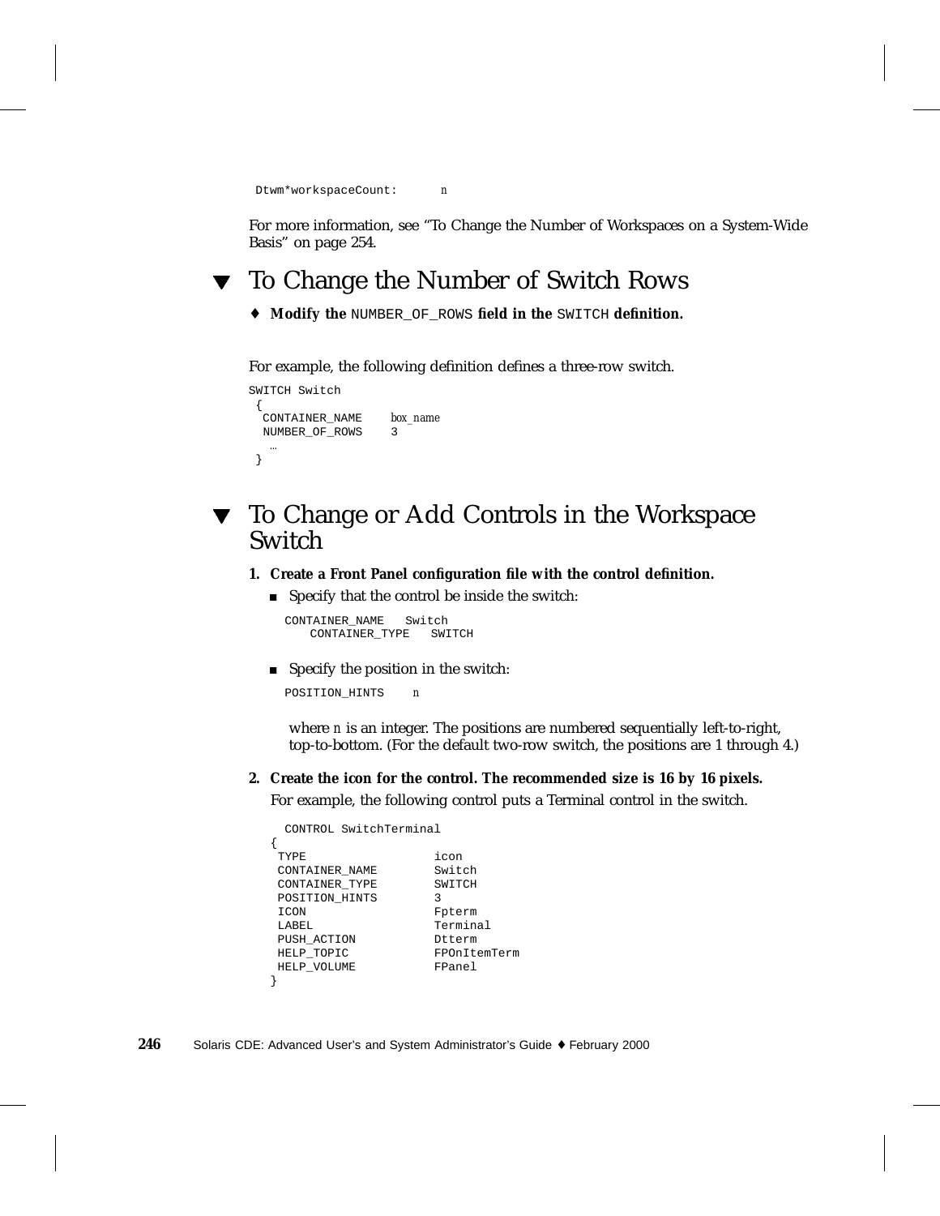```
Dtwm*workspaceCount:      n
```

For more information, see “To Change the Number of Workspaces on a System-Wide Basis” on page 254.

## ▼ To Change the Number of Switch Rows

♦ **Modify the** `NUMBER_OF_ROWS` **field in the** `SWITCH` **definition.**

For example, the following definition defines a three-row switch.

```
SWITCH Switch
 {
  CONTAINER_NAME    box_name
  NUMBER_OF_ROWS    3
   …
 }
```

## ▼ To Change or Add Controls in the Workspace Switch

1. **Create a Front Panel configuration file with the control definition.**
   - Specify that the control be inside the switch:

     ```
     CONTAINER_NAME   Switch
         CONTAINER_TYPE   SWITCH
     ```

   - Specify the position in the switch:

     ```
     POSITION_HINTS    n
     ```

     where *n* is an integer. The positions are numbered sequentially left-to-right, top-to-bottom. (For the default two-row switch, the positions are 1 through 4.)

2. **Create the icon for the control. The recommended size is 16 by 16 pixels.**

   For example, the following control puts a Terminal control in the switch.

   ```
     CONTROL SwitchTerminal
   {
    TYPE                 icon
    CONTAINER_NAME       Switch
    CONTAINER_TYPE       SWITCH
    POSITION_HINTS       3
    ICON                 Fpterm
    LABEL                Terminal
    PUSH_ACTION          Dtterm
    HELP_TOPIC           FPOnItemTerm
    HELP_VOLUME          FPanel
   }
   ```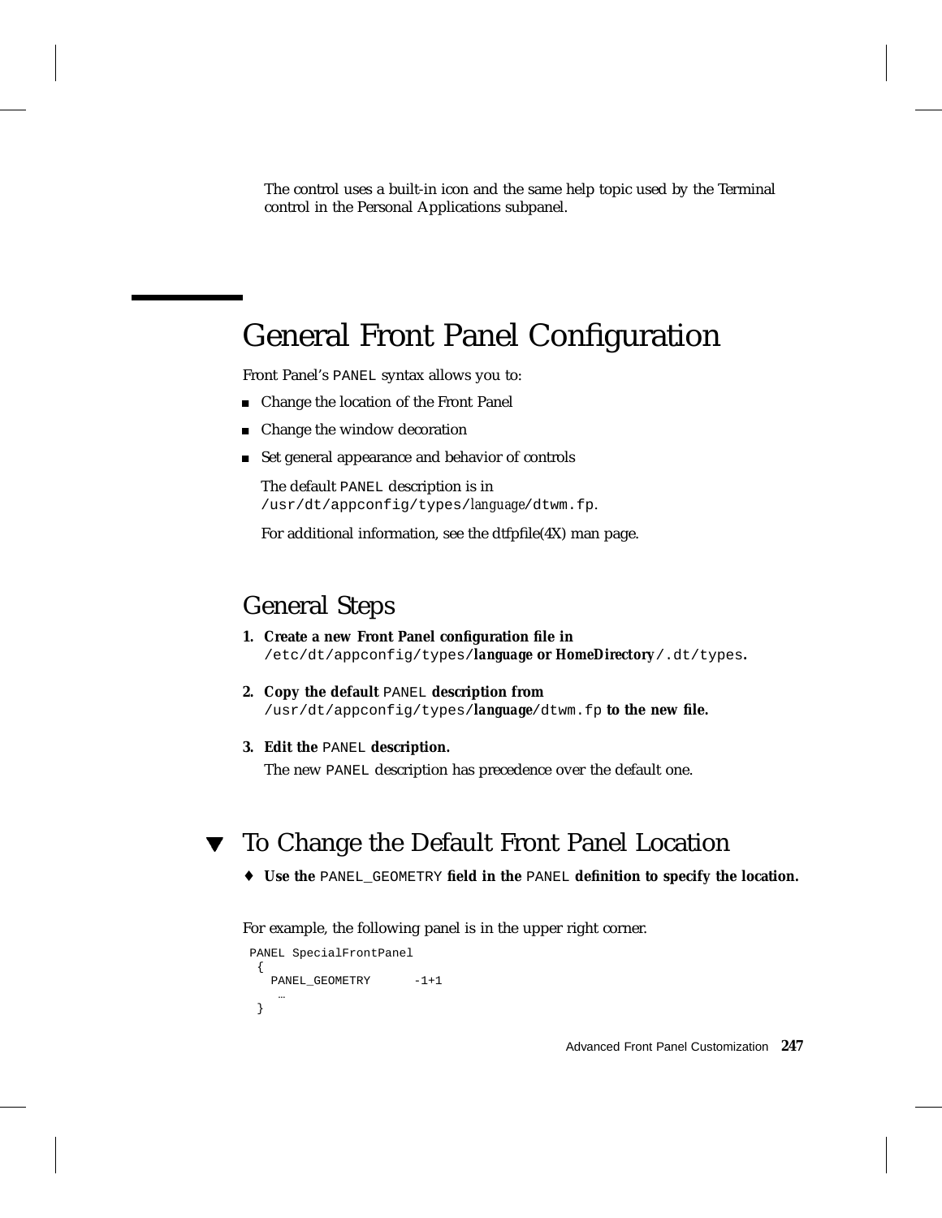The control uses a built-in icon and the same help topic used by the Terminal control in the Personal Applications subpanel.

## General Front Panel Configuration

Front Panel's `PANEL` syntax allows you to:

- Change the location of the Front Panel
- Change the window decoration
- Set general appearance and behavior of controls

  The default `PANEL` description is in `/usr/dt/appconfig/types/`*language*`/dtwm.fp`.

  For additional information, see the dtfpfile(4X) man page.

### General Steps

1. **Create a new Front Panel configuration file in** `/etc/dt/appconfig/types/`***language*** **or** ***HomeDirectory*** `/.dt/types`**.**

2. **Copy the default** `PANEL` **description from** `/usr/dt/appconfig/types/`***language***`/dtwm.fp` **to the new file.**

3. **Edit the** `PANEL` **description.**

   The new `PANEL` description has precedence over the default one.

### ▼ To Change the Default Front Panel Location

♦ **Use the** `PANEL_GEOMETRY` **field in the** `PANEL` **definition to specify the location.**

For example, the following panel is in the upper right corner.

```
PANEL SpecialFrontPanel
 {
   PANEL_GEOMETRY      -1+1
    …
 }
```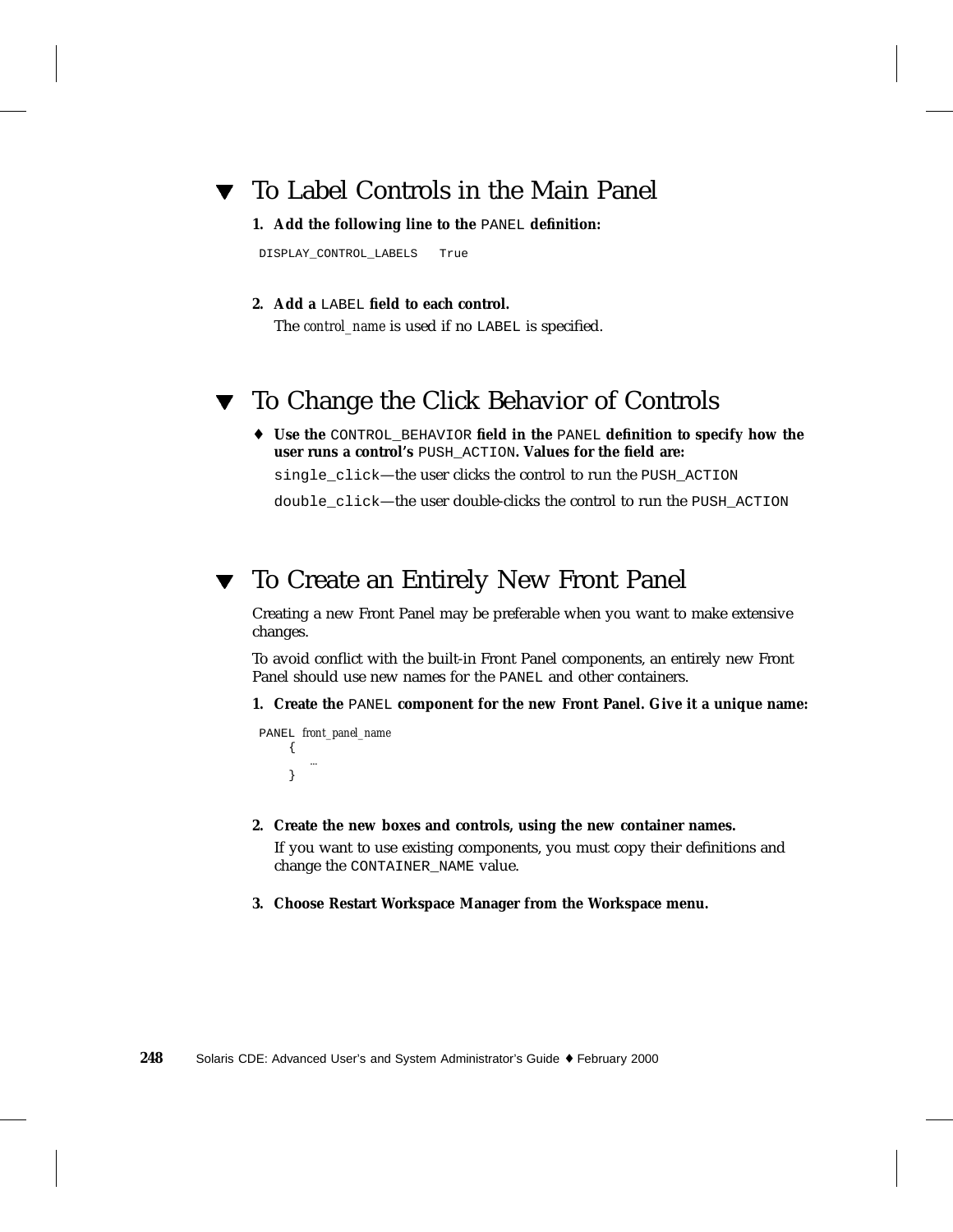## ▼ To Label Controls in the Main Panel

1. **Add the following line to the** `PANEL` **definition:**

```
DISPLAY_CONTROL_LABELS   True
```

2. **Add a** `LABEL` **field to each control.**

   The *control_name* is used if no `LABEL` is specified.

## ▼ To Change the Click Behavior of Controls

♦ **Use the** `CONTROL_BEHAVIOR` **field in the** `PANEL` **definition to specify how the user runs a control's** `PUSH_ACTION`**. Values for the field are:**

`single_click`—the user clicks the control to run the `PUSH_ACTION`

`double_click`—the user double-clicks the control to run the `PUSH_ACTION`

## ▼ To Create an Entirely New Front Panel

Creating a new Front Panel may be preferable when you want to make extensive changes.

To avoid conflict with the built-in Front Panel components, an entirely new Front Panel should use new names for the `PANEL` and other containers.

1. **Create the** `PANEL` **component for the new Front Panel. Give it a unique name:**

```
PANEL front_panel_name
    {
      …
    }
```

2. **Create the new boxes and controls, using the new container names.**

   If you want to use existing components, you must copy their definitions and change the `CONTAINER_NAME` value.

3. **Choose Restart Workspace Manager from the Workspace menu.**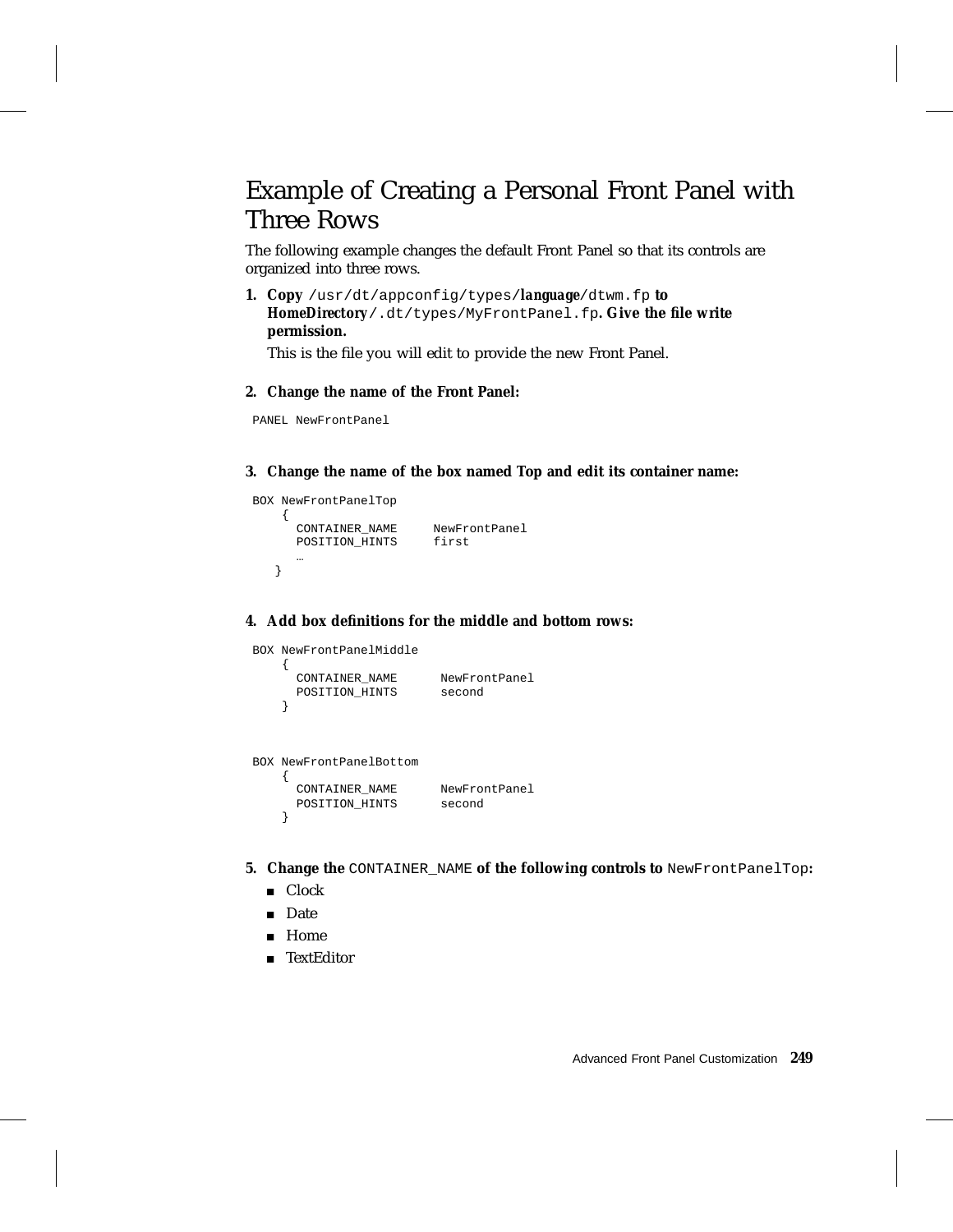## Example of Creating a Personal Front Panel with Three Rows

The following example changes the default Front Panel so that its controls are organized into three rows.

1. **Copy** `/usr/dt/appconfig/types/`***language***`/dtwm.fp` **to** ***HomeDirectory***`/.dt/types/MyFrontPanel.fp`**. Give the file write permission.**

   This is the file you will edit to provide the new Front Panel.

2. **Change the name of the Front Panel:**

```
PANEL NewFrontPanel
```

3. **Change the name of the box named Top and edit its container name:**

```
BOX NewFrontPanelTop
    {
      CONTAINER_NAME     NewFrontPanel
      POSITION_HINTS     first
      …
   }
```

4. **Add box definitions for the middle and bottom rows:**

```
BOX NewFrontPanelMiddle
    {
      CONTAINER_NAME      NewFrontPanel
      POSITION_HINTS      second
    }


BOX NewFrontPanelBottom
    {
      CONTAINER_NAME      NewFrontPanel
      POSITION_HINTS      second
    }
```

5. **Change the** `CONTAINER_NAME` **of the following controls to** `NewFrontPanelTop`**:**
   - Clock
   - Date
   - Home
   - TextEditor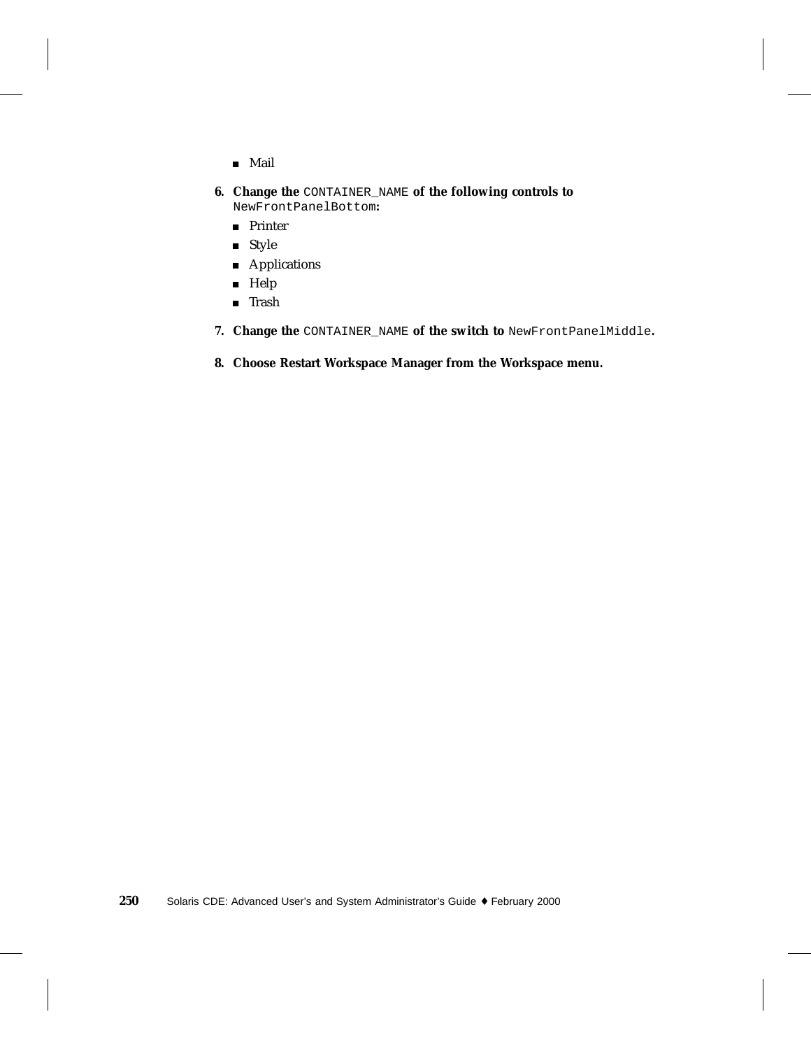- Mail

6. **Change the** `CONTAINER_NAME` **of the following controls to** `NewFrontPanelBottom`**:**
   - Printer
   - Style
   - Applications
   - Help
   - Trash

7. **Change the** `CONTAINER_NAME` **of the switch to** `NewFrontPanelMiddle`**.**

8. **Choose Restart Workspace Manager from the Workspace menu.**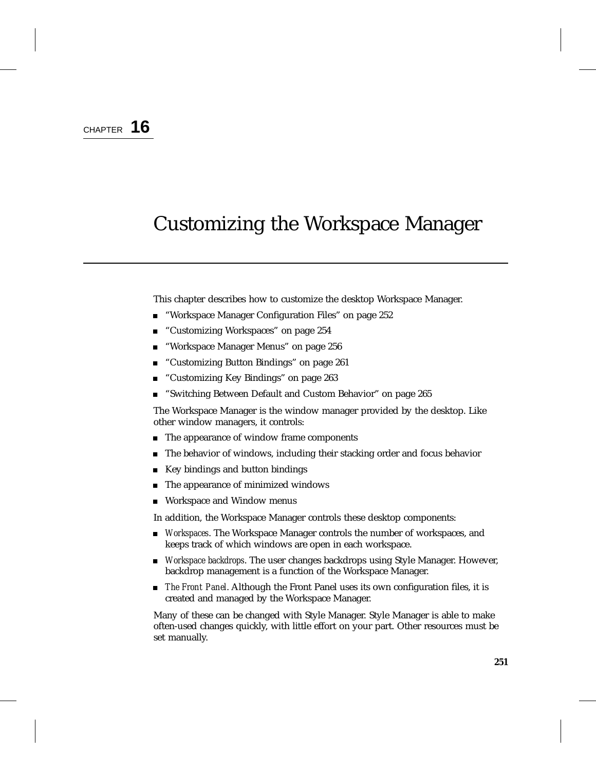CHAPTER **16**

# Customizing the Workspace Manager

This chapter describes how to customize the desktop Workspace Manager.

- "Workspace Manager Configuration Files" on page 252
- "Customizing Workspaces" on page 254
- "Workspace Manager Menus" on page 256
- "Customizing Button Bindings" on page 261
- "Customizing Key Bindings" on page 263
- "Switching Between Default and Custom Behavior" on page 265

The Workspace Manager is the window manager provided by the desktop. Like other window managers, it controls:

- The appearance of window frame components
- The behavior of windows, including their stacking order and focus behavior
- Key bindings and button bindings
- The appearance of minimized windows
- Workspace and Window menus

In addition, the Workspace Manager controls these desktop components:

- *Workspaces*. The Workspace Manager controls the number of workspaces, and keeps track of which windows are open in each workspace.
- *Workspace backdrops*. The user changes backdrops using Style Manager. However, backdrop management is a function of the Workspace Manager.
- *The Front Panel*. Although the Front Panel uses its own configuration files, it is created and managed by the Workspace Manager.

Many of these can be changed with Style Manager. Style Manager is able to make often-used changes quickly, with little effort on your part. Other resources must be set manually.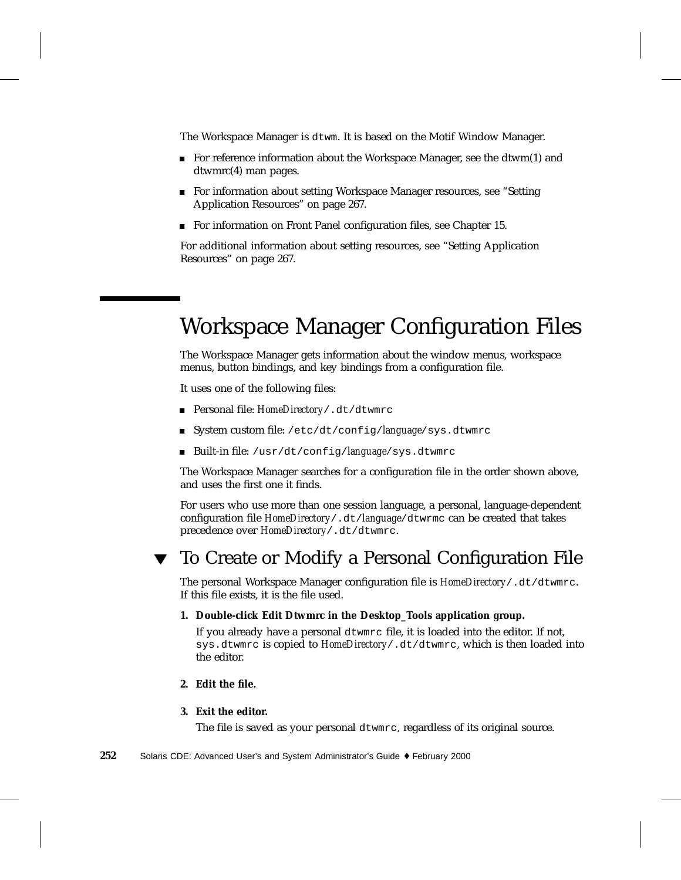The Workspace Manager is `dtwm`. It is based on the Motif Window Manager.

- For reference information about the Workspace Manager, see the dtwm(1) and dtwmrc(4) man pages.
- For information about setting Workspace Manager resources, see "Setting Application Resources" on page 267.
- For information on Front Panel configuration files, see Chapter 15.

For additional information about setting resources, see "Setting Application Resources" on page 267.

# Workspace Manager Configuration Files

The Workspace Manager gets information about the window menus, workspace menus, button bindings, and key bindings from a configuration file.

It uses one of the following files:

- Personal file: *HomeDirectory*`/.dt/dtwmrc`
- System custom file: `/etc/dt/config/`*language*`/sys.dtwmrc`
- Built-in file: `/usr/dt/config/`*language*`/sys.dtwmrc`

The Workspace Manager searches for a configuration file in the order shown above, and uses the first one it finds.

For users who use more than one session language, a personal, language-dependent configuration file *HomeDirectory*`/.dt/`*language*`/dtwrmc` can be created that takes precedence over *HomeDirectory*`/.dt/dtwmrc`.

## ▼ To Create or Modify a Personal Configuration File

The personal Workspace Manager configuration file is *HomeDirectory*`/.dt/dtwmrc`. If this file exists, it is the file used.

1. **Double-click Edit Dtwmrc in the Desktop_Tools application group.**

   If you already have a personal `dtwmrc` file, it is loaded into the editor. If not, `sys.dtwmrc` is copied to *HomeDirectory*`/.dt/dtwmrc`, which is then loaded into the editor.

2. **Edit the file.**

3. **Exit the editor.**

   The file is saved as your personal `dtwmrc`, regardless of its original source.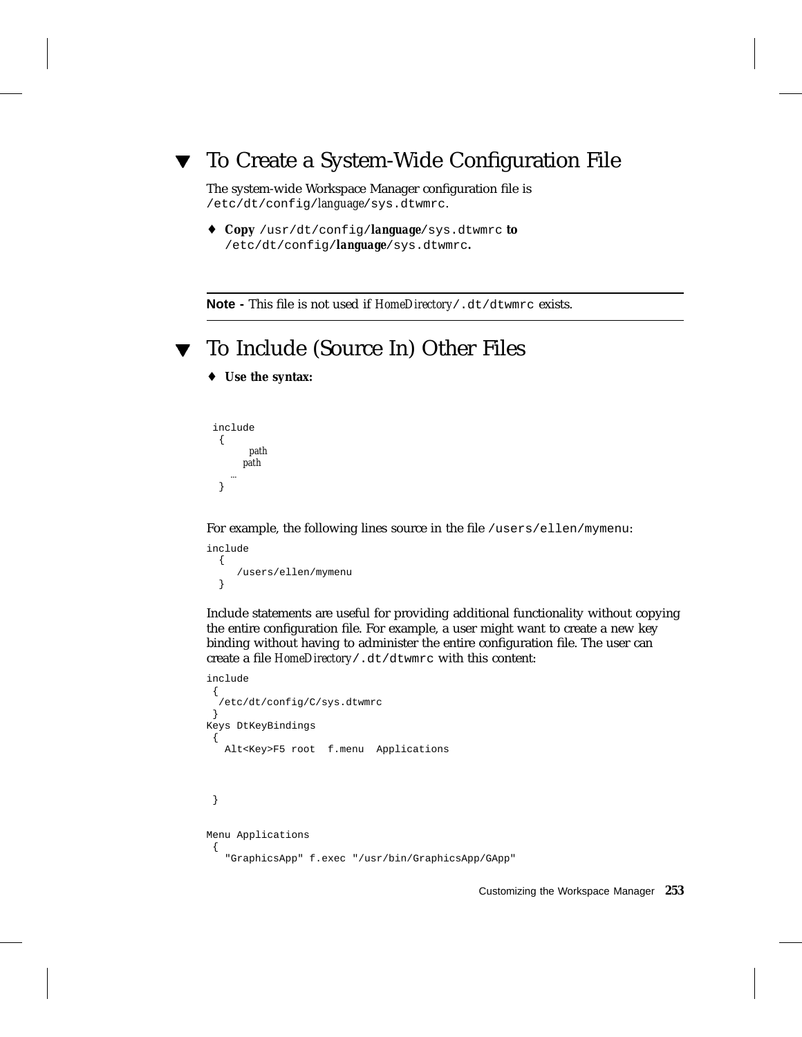## ▼ To Create a System-Wide Configuration File

The system-wide Workspace Manager configuration file is `/etc/dt/config/`*language*`/sys.dtwmrc`.

♦ **Copy** `/usr/dt/config/`***language***`/sys.dtwmrc` **to** `/etc/dt/config/`***language***`/sys.dtwmrc`**.**

---

**Note -** This file is not used if *HomeDirectory*`/.dt/dtwmrc` exists.

---

## ▼ To Include (Source In) Other Files

♦ **Use the syntax:**

```
include
 {
     path
     path
   …
 }
```

For example, the following lines source in the file `/users/ellen/mymenu`:

```
include
  {
     /users/ellen/mymenu
  }
```

Include statements are useful for providing additional functionality without copying the entire configuration file. For example, a user might want to create a new key binding without having to administer the entire configuration file. The user can create a file *HomeDirectory*`/.dt/dtwmrc` with this content:

```
include
 {
  /etc/dt/config/C/sys.dtwmrc
 }
Keys DtKeyBindings
 {
   Alt<Key>F5 root  f.menu  Applications



 }


Menu Applications
 {
   "GraphicsApp" f.exec "/usr/bin/GraphicsApp/GApp"
```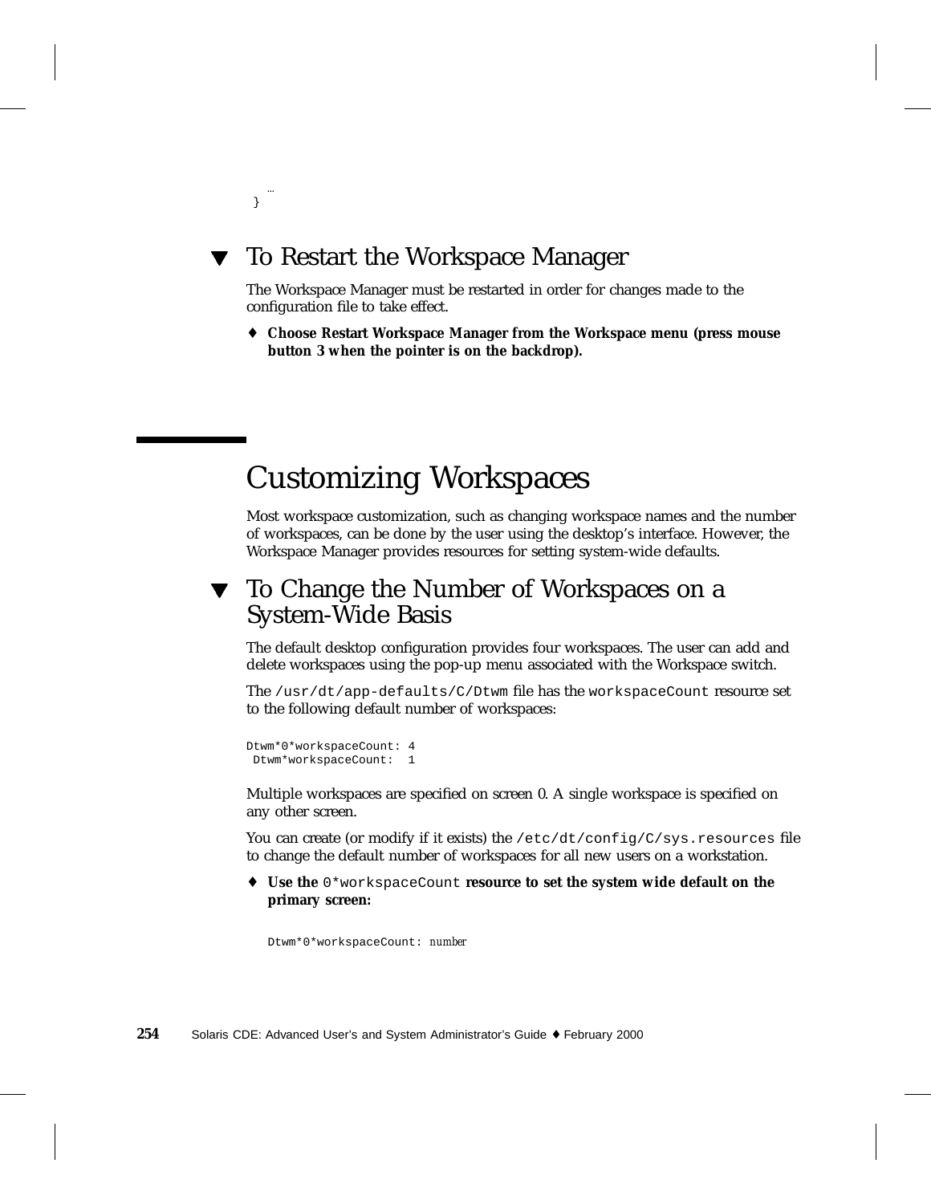```
   …
 }
```

## ▼ To Restart the Workspace Manager

The Workspace Manager must be restarted in order for changes made to the configuration file to take effect.

♦ **Choose Restart Workspace Manager from the Workspace menu (press mouse button 3 when the pointer is on the backdrop).**

# Customizing Workspaces

Most workspace customization, such as changing workspace names and the number of workspaces, can be done by the user using the desktop's interface. However, the Workspace Manager provides resources for setting system-wide defaults.

## ▼ To Change the Number of Workspaces on a System-Wide Basis

The default desktop configuration provides four workspaces. The user can add and delete workspaces using the pop-up menu associated with the Workspace switch.

The `/usr/dt/app-defaults/C/Dtwm` file has the `workspaceCount` resource set to the following default number of workspaces:

```
Dtwm*0*workspaceCount: 4
 Dtwm*workspaceCount:  1
```

Multiple workspaces are specified on screen 0. A single workspace is specified on any other screen.

You can create (or modify if it exists) the `/etc/dt/config/C/sys.resources` file to change the default number of workspaces for all new users on a workstation.

♦ **Use the `0*workspaceCount` resource to set the system wide default on the primary screen:**

```
Dtwm*0*workspaceCount: number
```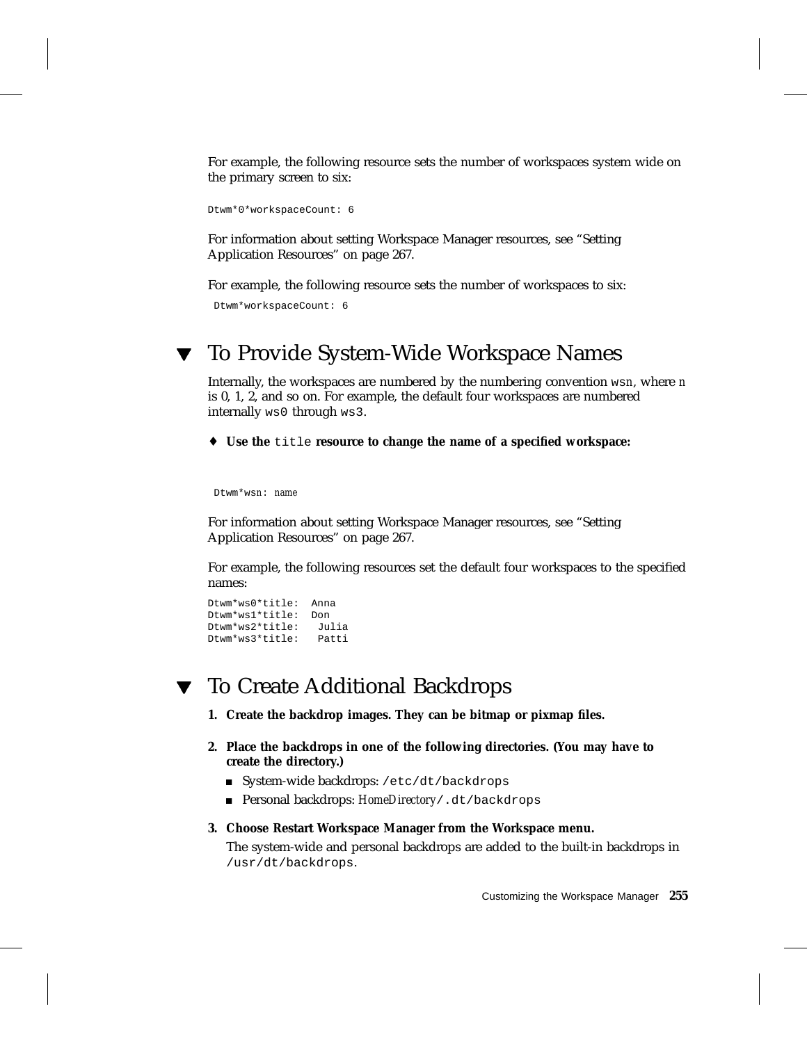For example, the following resource sets the number of workspaces system wide on the primary screen to six:

```
Dtwm*0*workspaceCount: 6
```

For information about setting Workspace Manager resources, see “Setting Application Resources” on page 267.

For example, the following resource sets the number of workspaces to six:

```
Dtwm*workspaceCount: 6
```

## ▼ To Provide System-Wide Workspace Names

Internally, the workspaces are numbered by the numbering convention `wsn`, where *n* is 0, 1, 2, and so on. For example, the default four workspaces are numbered internally `ws0` through `ws3`.

♦ **Use the `title` resource to change the name of a specified workspace:**

```
Dtwm*wsn: name
```

For information about setting Workspace Manager resources, see “Setting Application Resources” on page 267.

For example, the following resources set the default four workspaces to the specified names:

```
Dtwm*ws0*title:  Anna
Dtwm*ws1*title:  Don
Dtwm*ws2*title:   Julia
Dtwm*ws3*title:   Patti
```

## ▼ To Create Additional Backdrops

1. **Create the backdrop images. They can be bitmap or pixmap files.**
2. **Place the backdrops in one of the following directories. (You may have to create the directory.)**
   - System-wide backdrops: `/etc/dt/backdrops`
   - Personal backdrops: *HomeDirectory*`/.dt/backdrops`
3. **Choose Restart Workspace Manager from the Workspace menu.**

   The system-wide and personal backdrops are added to the built-in backdrops in `/usr/dt/backdrops`.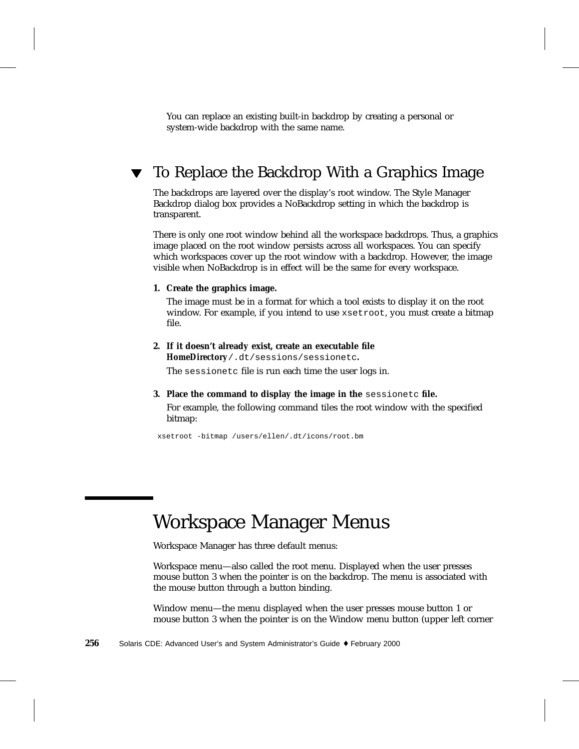You can replace an existing built-in backdrop by creating a personal or system-wide backdrop with the same name.

## ▼ To Replace the Backdrop With a Graphics Image

The backdrops are layered over the display's root window. The Style Manager Backdrop dialog box provides a NoBackdrop setting in which the backdrop is transparent.

There is only one root window behind all the workspace backdrops. Thus, a graphics image placed on the root window persists across all workspaces. You can specify which workspaces cover up the root window with a backdrop. However, the image visible when NoBackdrop is in effect will be the same for every workspace.

1. **Create the graphics image.**

   The image must be in a format for which a tool exists to display it on the root window. For example, if you intend to use `xsetroot`, you must create a bitmap file.

2. **If it doesn't already exist, create an executable file *HomeDirectory*`/.dt/sessions/sessionetc`.**

   The `sessionetc` file is run each time the user logs in.

3. **Place the command to display the image in the `sessionetc` file.**

   For example, the following command tiles the root window with the specified bitmap:

```
xsetroot -bitmap /users/ellen/.dt/icons/root.bm
```

# Workspace Manager Menus

Workspace Manager has three default menus:

Workspace menu—also called the root menu. Displayed when the user presses mouse button 3 when the pointer is on the backdrop. The menu is associated with the mouse button through a button binding.

Window menu—the menu displayed when the user presses mouse button 1 or mouse button 3 when the pointer is on the Window menu button (upper left corner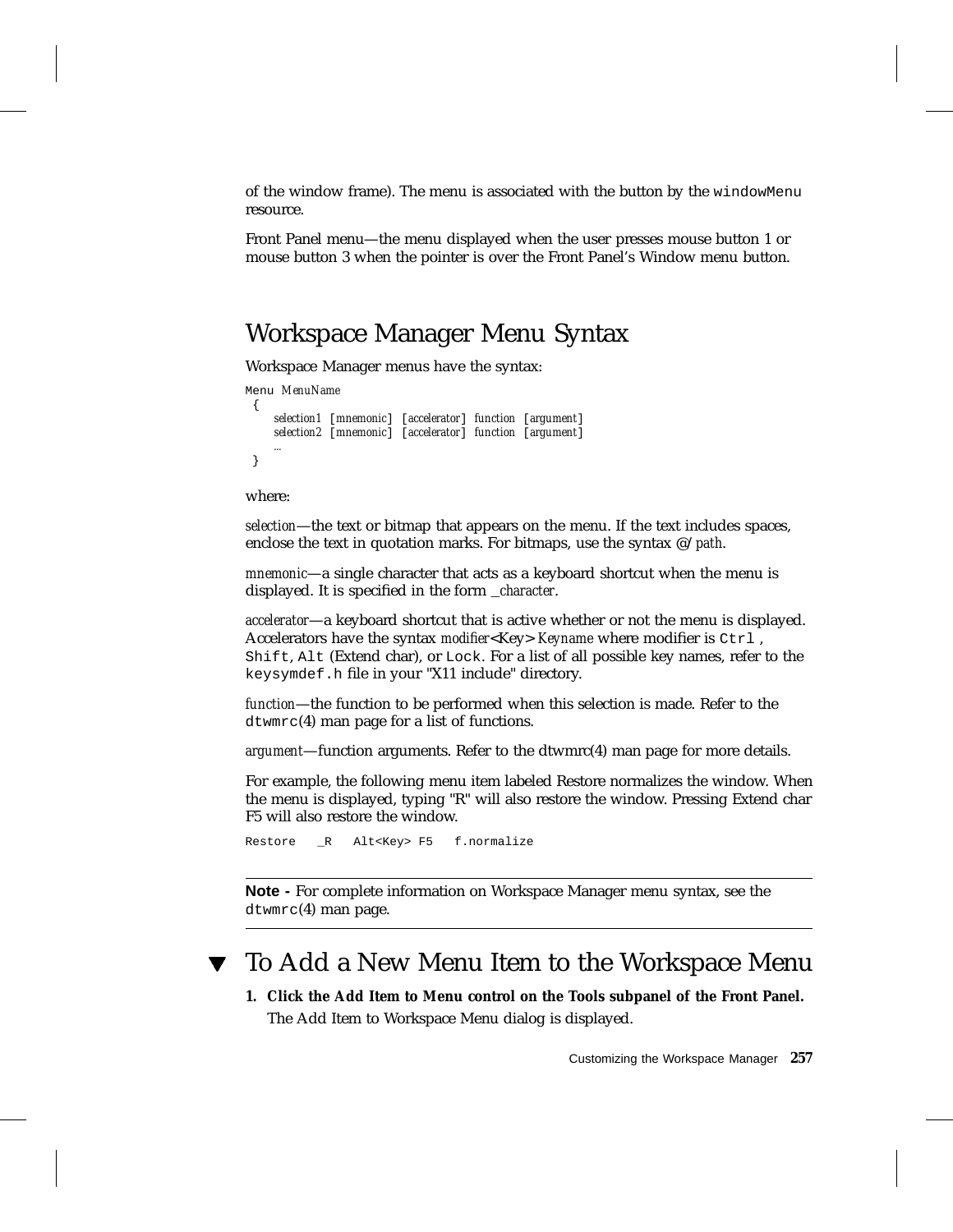of the window frame). The menu is associated with the button by the `windowMenu` resource.

Front Panel menu—the menu displayed when the user presses mouse button 1 or mouse button 3 when the pointer is over the Front Panel's Window menu button.

## Workspace Manager Menu Syntax

Workspace Manager menus have the syntax:

```
Menu MenuName
 {
     selection1 [mnemonic] [accelerator] function [argument]
     selection2 [mnemonic] [accelerator] function [argument]
     …
 }
```

where:

*selection*—the text or bitmap that appears on the menu. If the text includes spaces, enclose the text in quotation marks. For bitmaps, use the syntax @/*path*.

*mnemonic*—a single character that acts as a keyboard shortcut when the menu is displayed. It is specified in the form _*character*.

*accelerator*—a keyboard shortcut that is active whether or not the menu is displayed. Accelerators have the syntax *modifier*<Key> *Keyname* where modifier is `Ctrl`, `Shift`, `Alt` (Extend char), or `Lock`. For a list of all possible key names, refer to the `keysymdef.h` file in your "X11 include" directory.

*function*—the function to be performed when this selection is made. Refer to the `dtwmrc`(4) man page for a list of functions.

*argument*—function arguments. Refer to the dtwmrc(4) man page for more details.

For example, the following menu item labeled Restore normalizes the window. When the menu is displayed, typing "R" will also restore the window. Pressing Extend char F5 will also restore the window.

```
Restore   _R   Alt<Key> F5   f.normalize
```

---

**Note -** For complete information on Workspace Manager menu syntax, see the `dtwmrc`(4) man page.

---

## ▼ To Add a New Menu Item to the Workspace Menu

1. **Click the Add Item to Menu control on the Tools subpanel of the Front Panel.**
   
   The Add Item to Workspace Menu dialog is displayed.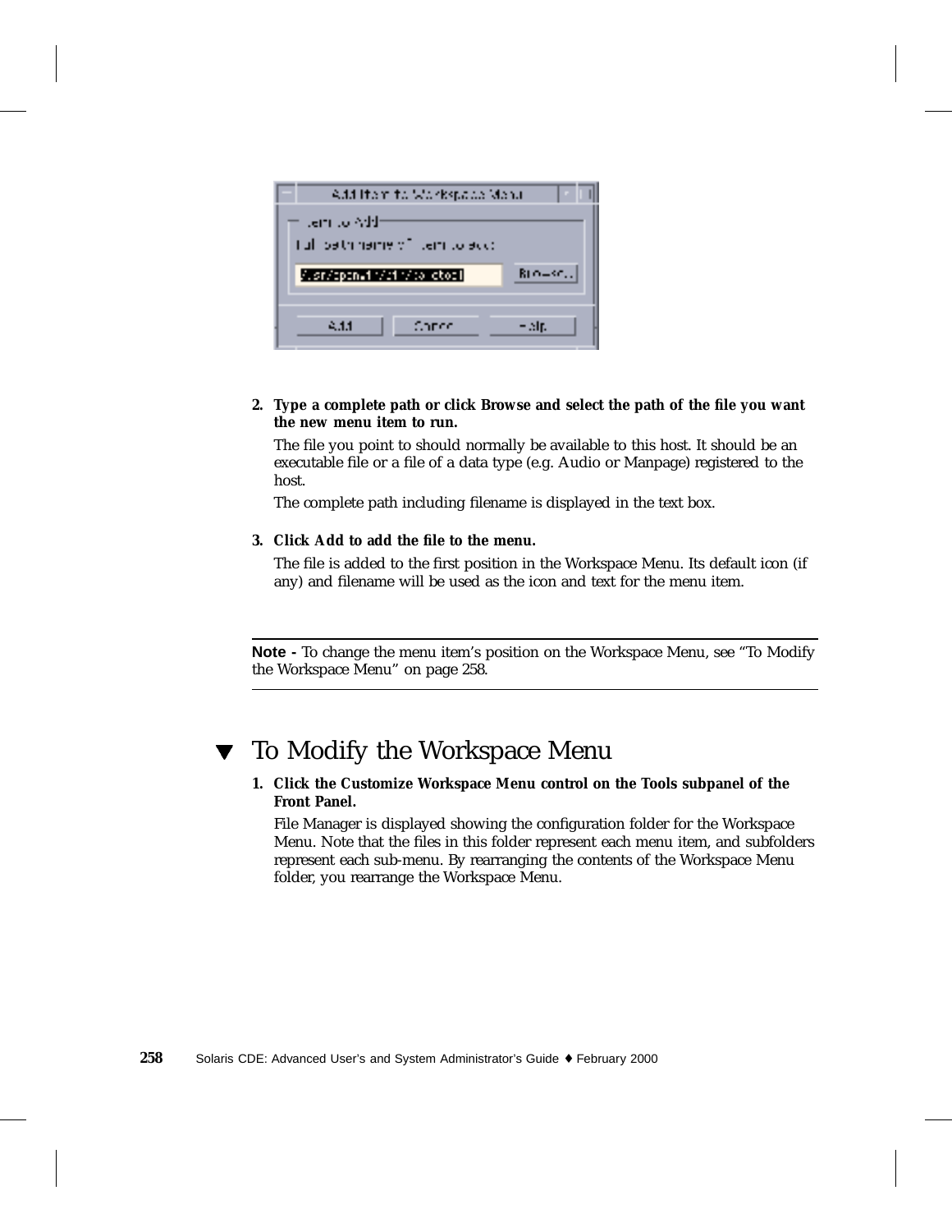2. **Type a complete path or click Browse and select the path of the file you want the new menu item to run.**

   The file you point to should normally be available to this host. It should be an executable file or a file of a data type (e.g. Audio or Manpage) registered to the host.

   The complete path including filename is displayed in the text box.

3. **Click Add to add the file to the menu.**

   The file is added to the first position in the Workspace Menu. Its default icon (if any) and filename will be used as the icon and text for the menu item.

---

**Note -** To change the menu item's position on the Workspace Menu, see "To Modify the Workspace Menu" on page 258.

---

## ▼ To Modify the Workspace Menu

1. **Click the Customize Workspace Menu control on the Tools subpanel of the Front Panel.**

   File Manager is displayed showing the configuration folder for the Workspace Menu. Note that the files in this folder represent each menu item, and subfolders represent each sub-menu. By rearranging the contents of the Workspace Menu folder, you rearrange the Workspace Menu.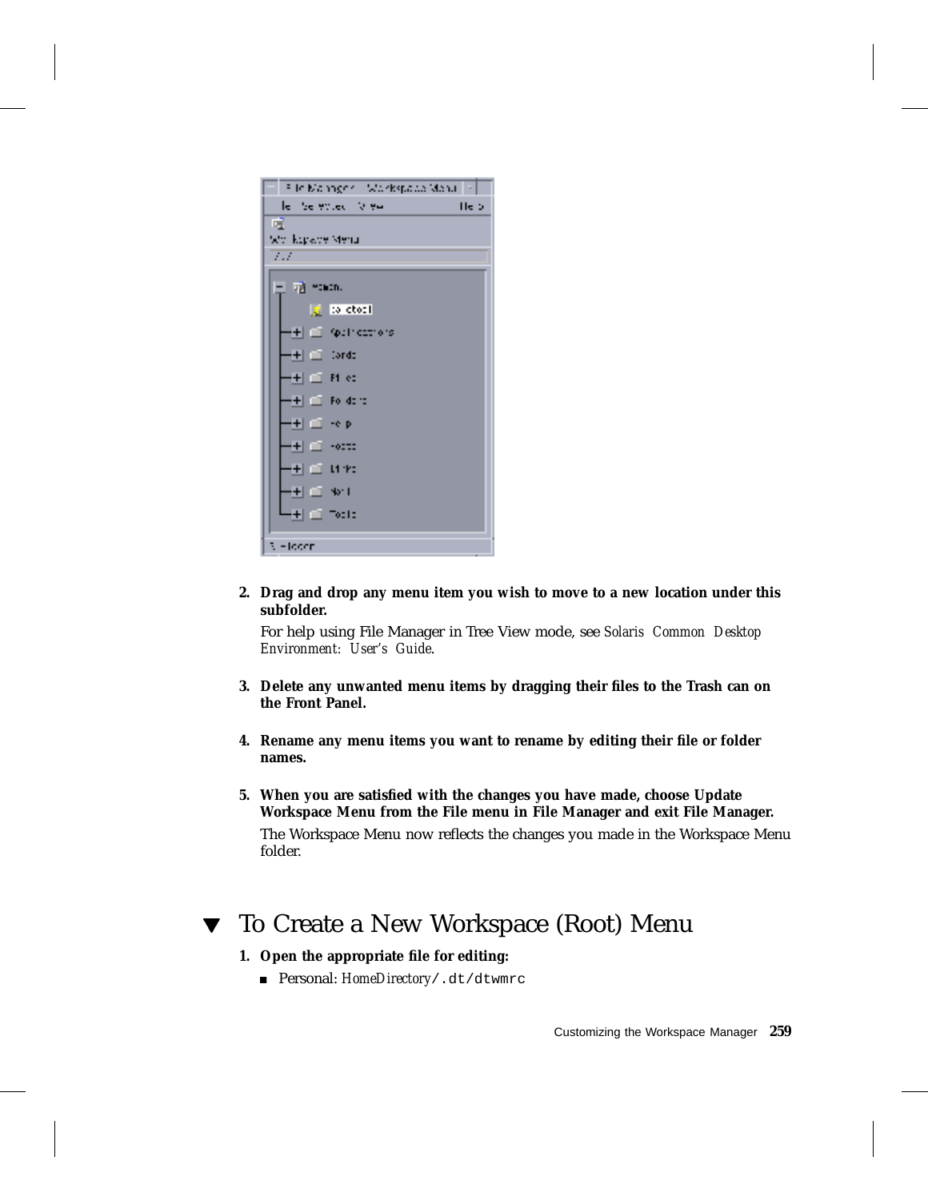2. **Drag and drop any menu item you wish to move to a new location under this subfolder.**

   For help using File Manager in Tree View mode, see *Solaris Common Desktop Environment: User's Guide*.

3. **Delete any unwanted menu items by dragging their files to the Trash can on the Front Panel.**

4. **Rename any menu items you want to rename by editing their file or folder names.**

5. **When you are satisfied with the changes you have made, choose Update Workspace Menu from the File menu in File Manager and exit File Manager.**

   The Workspace Menu now reflects the changes you made in the Workspace Menu folder.

## ▼ To Create a New Workspace (Root) Menu

1. **Open the appropriate file for editing:**

   - Personal: *HomeDirectory*`/.dt/dtwmrc`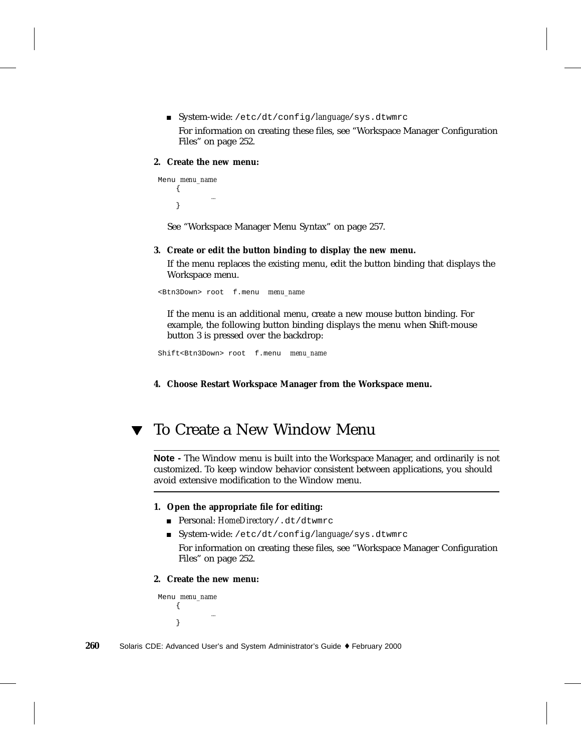- System-wide: `/etc/dt/config/`*language*`/sys.dtwmrc`

  For information on creating these files, see "Workspace Manager Configuration Files" on page 252.

**2. Create the new menu:**

```
Menu menu_name
    {
           …
    }
```

See "Workspace Manager Menu Syntax" on page 257.

**3. Create or edit the button binding to display the new menu.**

If the menu replaces the existing menu, edit the button binding that displays the Workspace menu.

```
<Btn3Down> root  f.menu  menu_name
```

If the menu is an additional menu, create a new mouse button binding. For example, the following button binding displays the menu when Shift-mouse button 3 is pressed over the backdrop:

```
Shift<Btn3Down> root  f.menu  menu_name
```

**4. Choose Restart Workspace Manager from the Workspace menu.**

## ▼ To Create a New Window Menu

**Note -** The Window menu is built into the Workspace Manager, and ordinarily is not customized. To keep window behavior consistent between applications, you should avoid extensive modification to the Window menu.

**1. Open the appropriate file for editing:**

- Personal: *HomeDirectory*`/.dt/dtwmrc`
- System-wide: `/etc/dt/config/`*language*`/sys.dtwmrc`

  For information on creating these files, see "Workspace Manager Configuration Files" on page 252.

**2. Create the new menu:**

```
Menu menu_name
    {
           …
    }
```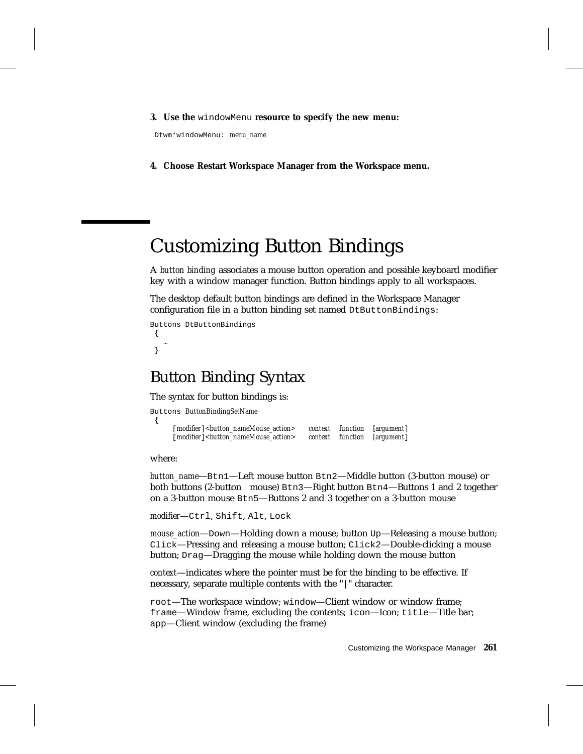**3. Use the `windowMenu` resource to specify the new menu:**

```
Dtwm*windowMenu: menu_name
```

**4. Choose Restart Workspace Manager from the Workspace menu.**

# Customizing Button Bindings

A *button binding* associates a mouse button operation and possible keyboard modifier key with a window manager function. Button bindings apply to all workspaces.

The desktop default button bindings are defined in the Workspace Manager configuration file in a button binding set named `DtButtonBindings`:

```
Buttons DtButtonBindings
 {
   …
 }
```

## Button Binding Syntax

The syntax for button bindings is:

```
Buttons ButtonBindingSetName
 {
     [modifier]<button_nameMouse_action>    context  function   [argument]
     [modifier]<button_nameMouse_action>    context  function   [argument]
```

where:

*button_name*—`Btn1`—Left mouse button `Btn2`—Middle button (3-button mouse) or both buttons (2-button  mouse) `Btn3`—Right button `Btn4`—Buttons 1 and 2 together on a 3-button mouse `Btn5`—Buttons 2 and 3 together on a 3-button mouse

*modifier*—`Ctrl`, `Shift`, `Alt`, `Lock`

*mouse_action*—`Down`—Holding down a mouse; button `Up`—Releasing a mouse button; `Click`—Pressing and releasing a mouse button; `Click2`—Double-clicking a mouse button; `Drag`—Dragging the mouse while holding down the mouse button

*context*—indicates where the pointer must be for the binding to be effective. If necessary, separate multiple contents with the "`|`" character.

`root`—The workspace window; `window`—Client window or window frame; `frame`—Window frame, excluding the contents; `icon`—Icon; `title`—Title bar; `app`—Client window (excluding the frame)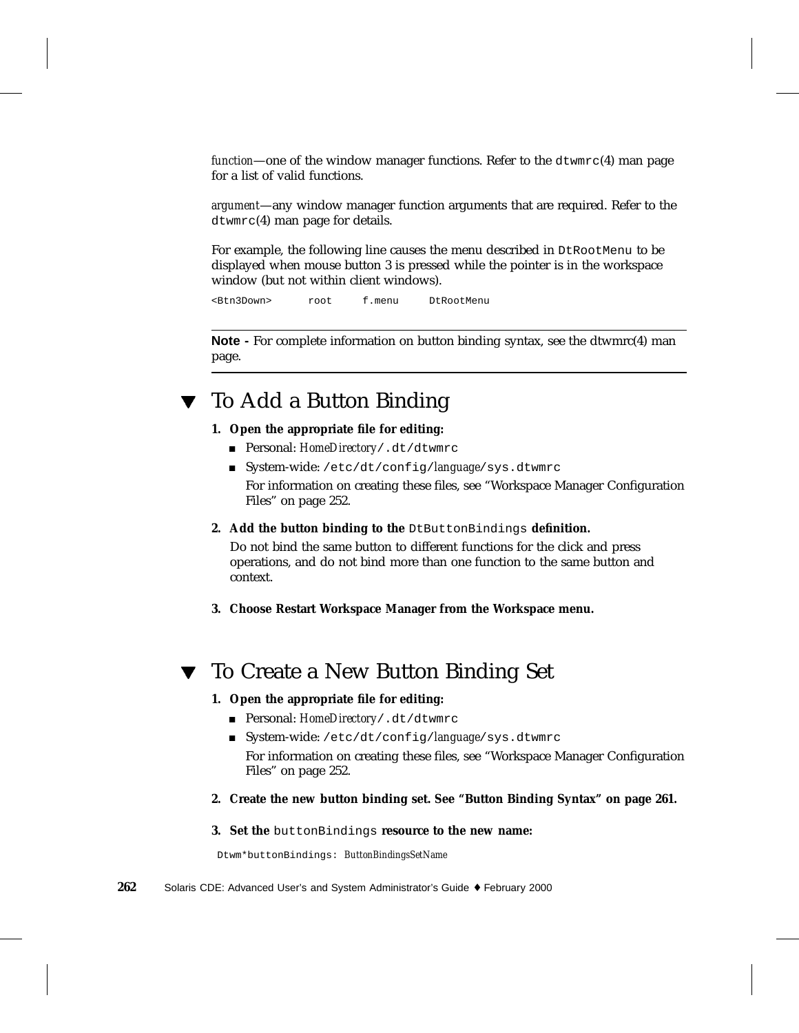*function*—one of the window manager functions. Refer to the `dtwmrc`(4) man page for a list of valid functions.

*argument*—any window manager function arguments that are required. Refer to the `dtwmrc`(4) man page for details.

For example, the following line causes the menu described in `DtRootMenu` to be displayed when mouse button 3 is pressed while the pointer is in the workspace window (but not within client windows).

```
<Btn3Down>      root     f.menu     DtRootMenu
```

---

**Note -** For complete information on button binding syntax, see the dtwmrc(4) man page.

---

## ▼ To Add a Button Binding

1. **Open the appropriate file for editing:**
   - Personal: *HomeDirectory*`/.dt/dtwmrc`
   - System-wide: `/etc/dt/config/`*language*`/sys.dtwmrc`

     For information on creating these files, see "Workspace Manager Configuration Files" on page 252.

2. **Add the button binding to the `DtButtonBindings` definition.**

   Do not bind the same button to different functions for the click and press operations, and do not bind more than one function to the same button and context.

3. **Choose Restart Workspace Manager from the Workspace menu.**

## ▼ To Create a New Button Binding Set

1. **Open the appropriate file for editing:**
   - Personal: *HomeDirectory*`/.dt/dtwmrc`
   - System-wide: `/etc/dt/config/`*language*`/sys.dtwmrc`

     For information on creating these files, see "Workspace Manager Configuration Files" on page 252.

2. **Create the new button binding set. See "Button Binding Syntax" on page 261.**

3. **Set the `buttonBindings` resource to the new name:**

```
Dtwm*buttonBindings: ButtonBindingsSetName
```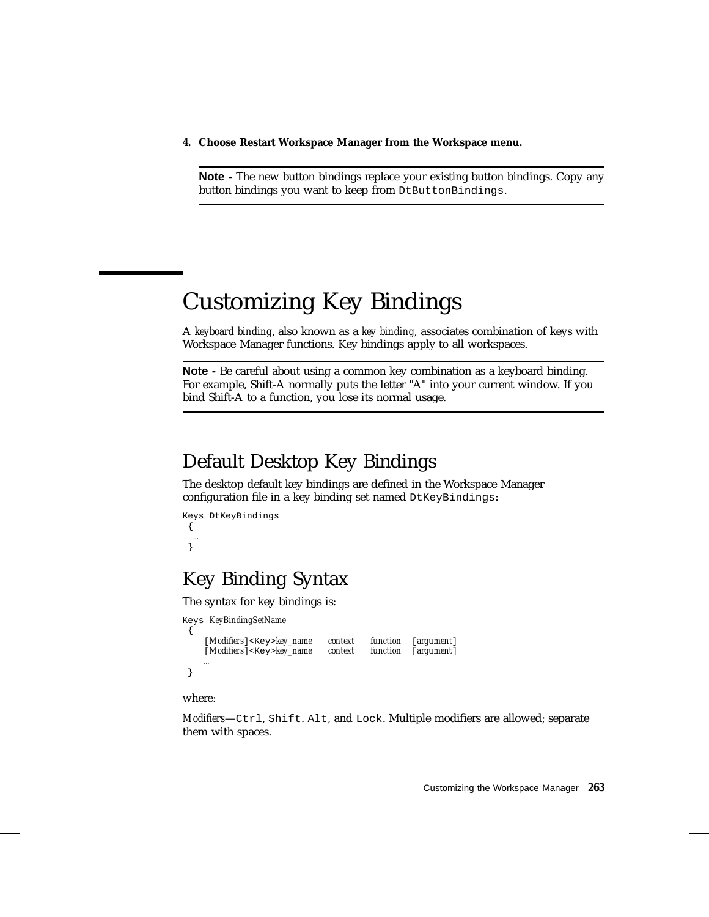**4. Choose Restart Workspace Manager from the Workspace menu.**

> **Note -** The new button bindings replace your existing button bindings. Copy any button bindings you want to keep from `DtButtonBindings`.

# Customizing Key Bindings

A *keyboard binding*, also known as a *key binding*, associates combination of keys with Workspace Manager functions. Key bindings apply to all workspaces.

> **Note -** Be careful about using a common key combination as a keyboard binding. For example, Shift-A normally puts the letter "A" into your current window. If you bind Shift-A to a function, you lose its normal usage.

## Default Desktop Key Bindings

The desktop default key bindings are defined in the Workspace Manager configuration file in a key binding set named `DtKeyBindings`:

```
Keys DtKeyBindings
 {
  …
 }
```

## Key Binding Syntax

The syntax for key bindings is:

```
Keys KeyBindingSetName
 {
    [Modifiers]<Key>key_name    context    function    [argument]
    [Modifiers]<Key>key_name    context    function    [argument]
    …
 }
```

where:

*Modifiers*—`Ctrl`, `Shift`. `Alt`, and `Lock`. Multiple modifiers are allowed; separate them with spaces.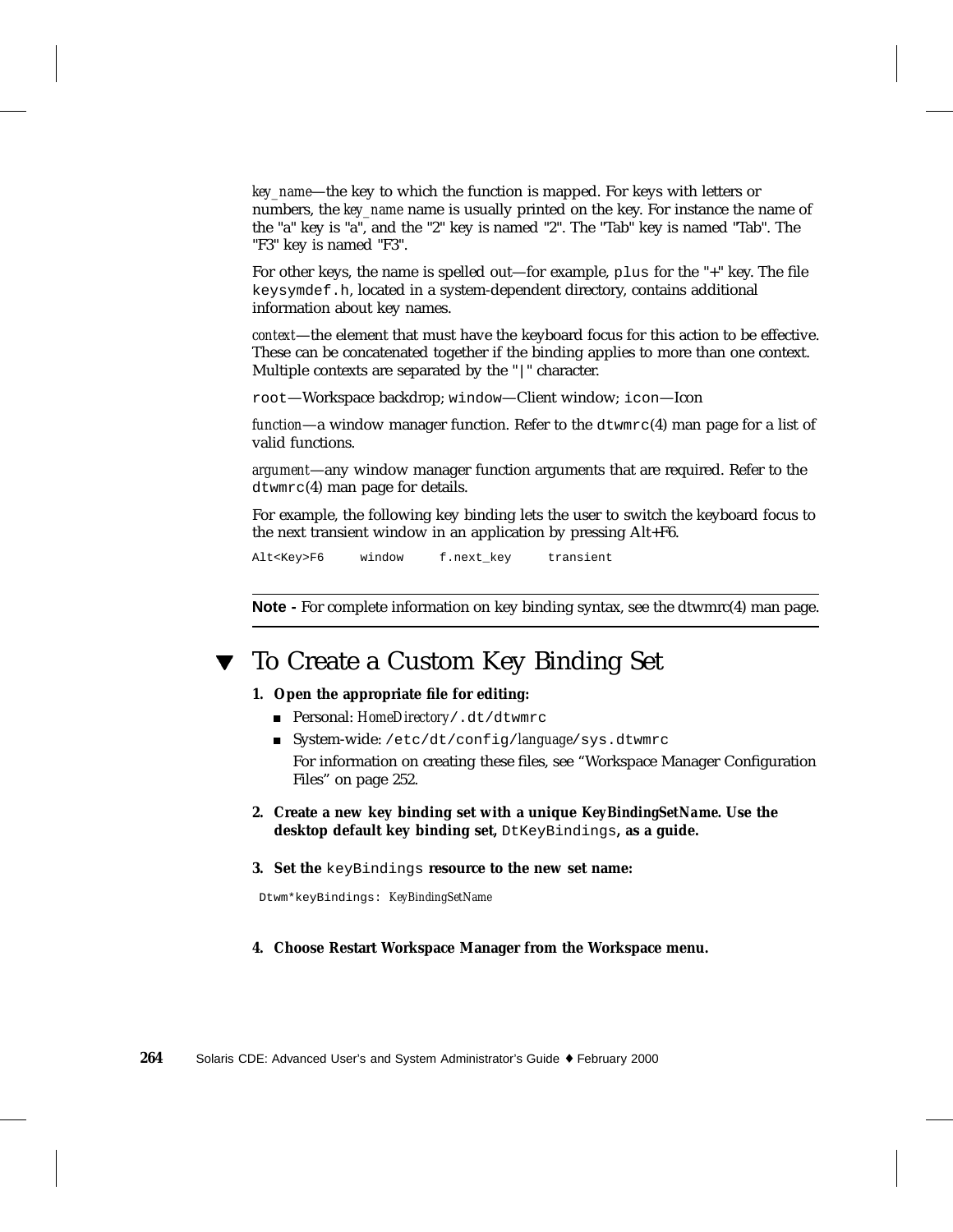*key_name*—the key to which the function is mapped. For keys with letters or numbers, the *key_name* name is usually printed on the key. For instance the name of the "a" key is "a", and the "2" key is named "2". The "Tab" key is named "Tab". The "F3" key is named "F3".

For other keys, the name is spelled out—for example, `plus` for the "+" key. The file `keysymdef.h`, located in a system-dependent directory, contains additional information about key names.

*context*—the element that must have the keyboard focus for this action to be effective. These can be concatenated together if the binding applies to more than one context. Multiple contexts are separated by the "`|`" character.

`root`—Workspace backdrop; `window`—Client window; `icon`—Icon

*function*—a window manager function. Refer to the `dtwmrc`(4) man page for a list of valid functions.

*argument*—any window manager function arguments that are required. Refer to the `dtwmrc`(4) man page for details.

For example, the following key binding lets the user to switch the keyboard focus to the next transient window in an application by pressing Alt+F6.

```
Alt<Key>F6     window     f.next_key     transient
```

---

**Note -** For complete information on key binding syntax, see the dtwmrc(4) man page.

---

## ▼ To Create a Custom Key Binding Set

1. **Open the appropriate file for editing:**
   - Personal: *HomeDirectory*`/.dt/dtwmrc`
   - System-wide: `/etc/dt/config/`*language*`/sys.dtwmrc`

     For information on creating these files, see “Workspace Manager Configuration Files” on page 252.

2. **Create a new key binding set with a unique *KeyBindingSetName*. Use the desktop default key binding set,** `DtKeyBindings`**, as a guide.**

3. **Set the** `keyBindings` **resource to the new set name:**

```
Dtwm*keyBindings: KeyBindingSetName
```

4. **Choose Restart Workspace Manager from the Workspace menu.**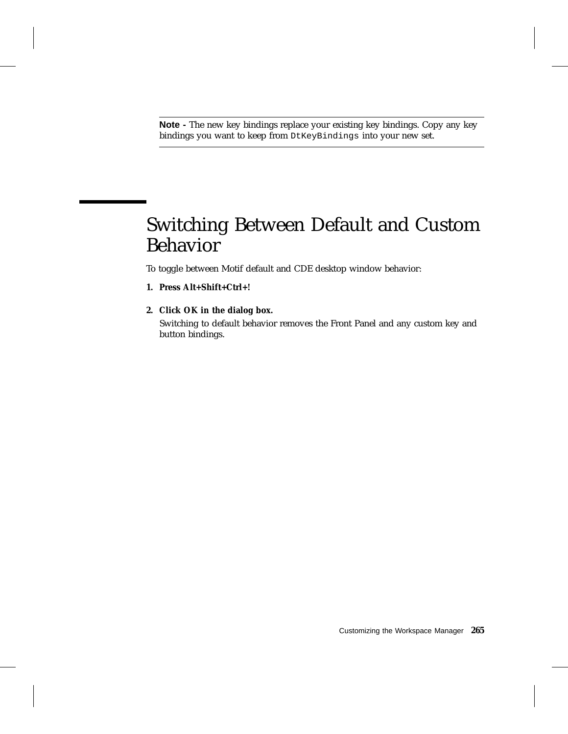**Note -** The new key bindings replace your existing key bindings. Copy any key bindings you want to keep from `DtKeyBindings` into your new set.

## Switching Between Default and Custom Behavior

To toggle between Motif default and CDE desktop window behavior:

1. **Press Alt+Shift+Ctrl+!**

2. **Click OK in the dialog box.**

   Switching to default behavior removes the Front Panel and any custom key and button bindings.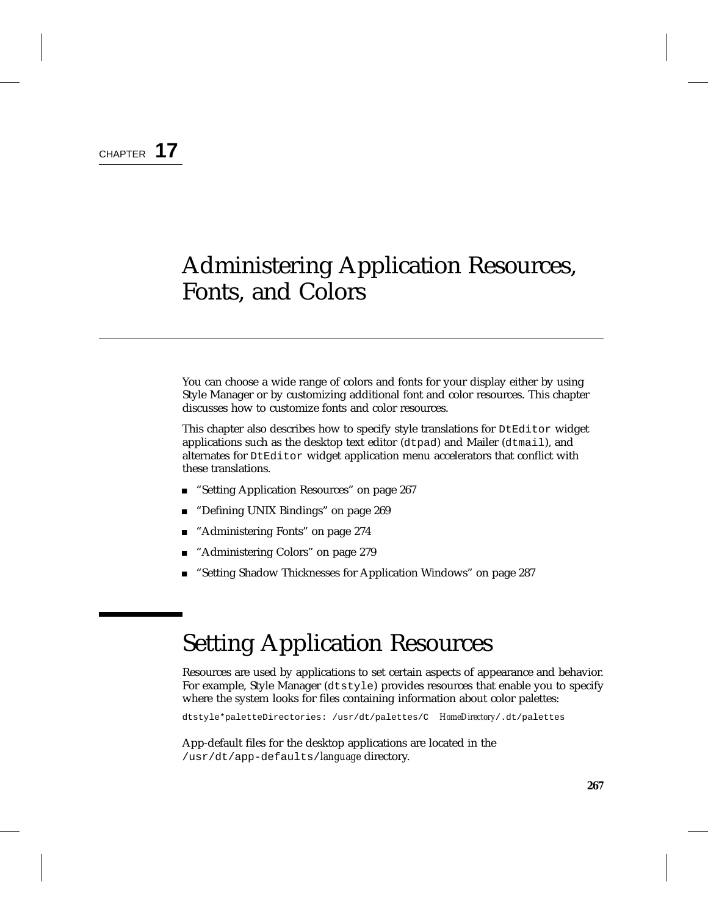CHAPTER **17**

# Administering Application Resources, Fonts, and Colors

You can choose a wide range of colors and fonts for your display either by using Style Manager or by customizing additional font and color resources. This chapter discusses how to customize fonts and color resources.

This chapter also describes how to specify style translations for `DtEditor` widget applications such as the desktop text editor (`dtpad`) and Mailer (`dtmail`), and alternates for `DtEditor` widget application menu accelerators that conflict with these translations.

- "Setting Application Resources" on page 267
- "Defining UNIX Bindings" on page 269
- "Administering Fonts" on page 274
- "Administering Colors" on page 279
- "Setting Shadow Thicknesses for Application Windows" on page 287

# Setting Application Resources

Resources are used by applications to set certain aspects of appearance and behavior. For example, Style Manager (`dtstyle`) provides resources that enable you to specify where the system looks for files containing information about color palettes:

```
dtstyle*paletteDirectories: /usr/dt/palettes/C  HomeDirectory/.dt/palettes
```

App-default files for the desktop applications are located in the `/usr/dt/app-defaults/`*language* directory.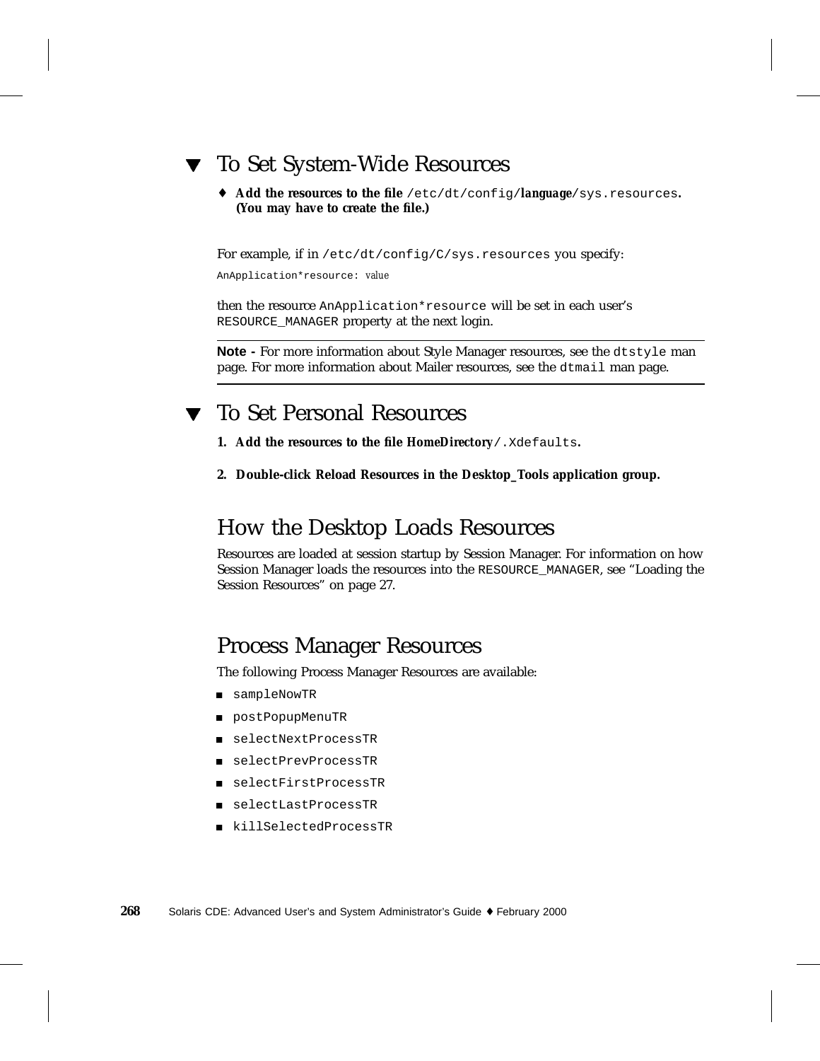## ▼ To Set System-Wide Resources

♦ **Add the resources to the file** `/etc/dt/config/`***language***`/sys.resources`**. (You may have to create the file.)**

For example, if in `/etc/dt/config/C/sys.resources` you specify:

```
AnApplication*resource: value
```

then the resource `AnApplication*resource` will be set in each user's `RESOURCE_MANAGER` property at the next login.

---

**Note -** For more information about Style Manager resources, see the `dtstyle` man page. For more information about Mailer resources, see the `dtmail` man page.

---

## ▼ To Set Personal Resources

1. **Add the resources to the file *HomeDirectory*`/.Xdefaults`.**

2. **Double-click Reload Resources in the Desktop_Tools application group.**

## How the Desktop Loads Resources

Resources are loaded at session startup by Session Manager. For information on how Session Manager loads the resources into the `RESOURCE_MANAGER`, see "Loading the Session Resources" on page 27.

## Process Manager Resources

The following Process Manager Resources are available:

- `sampleNowTR`
- `postPopupMenuTR`
- `selectNextProcessTR`
- `selectPrevProcessTR`
- `selectFirstProcessTR`
- `selectLastProcessTR`
- `killSelectedProcessTR`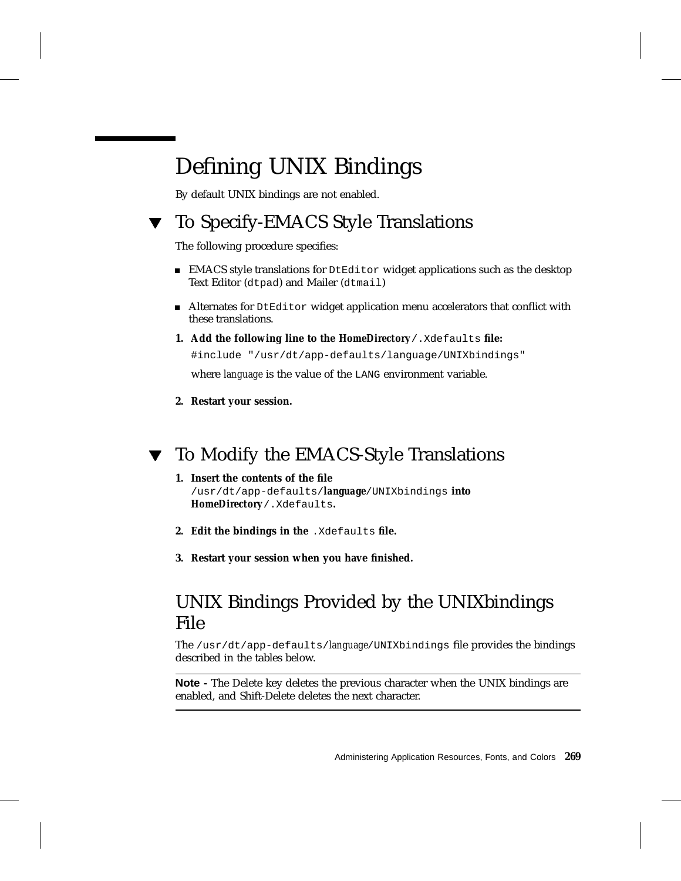# Defining UNIX Bindings

By default UNIX bindings are not enabled.

## ▼ To Specify-EMACS Style Translations

The following procedure specifies:

- EMACS style translations for `DtEditor` widget applications such as the desktop Text Editor (`dtpad`) and Mailer (`dtmail`)
- Alternates for `DtEditor` widget application menu accelerators that conflict with these translations.

1. **Add the following line to the *HomeDirectory*`/.Xdefaults` file:**

   ```
   #include "/usr/dt/app-defaults/language/UNIXbindings"
   ```

   where *language* is the value of the `LANG` environment variable.

2. **Restart your session.**

## ▼ To Modify the EMACS-Style Translations

1. **Insert the contents of the file** `/usr/dt/app-defaults/`***language***`/UNIXbindings` **into *HomeDirectory*`/.Xdefaults`.**
2. **Edit the bindings in the** `.Xdefaults` **file.**
3. **Restart your session when you have finished.**

## UNIX Bindings Provided by the UNIXbindings File

The `/usr/dt/app-defaults/`*language*`/UNIXbindings` file provides the bindings described in the tables below.

---

**Note -** The Delete key deletes the previous character when the UNIX bindings are enabled, and Shift-Delete deletes the next character.

---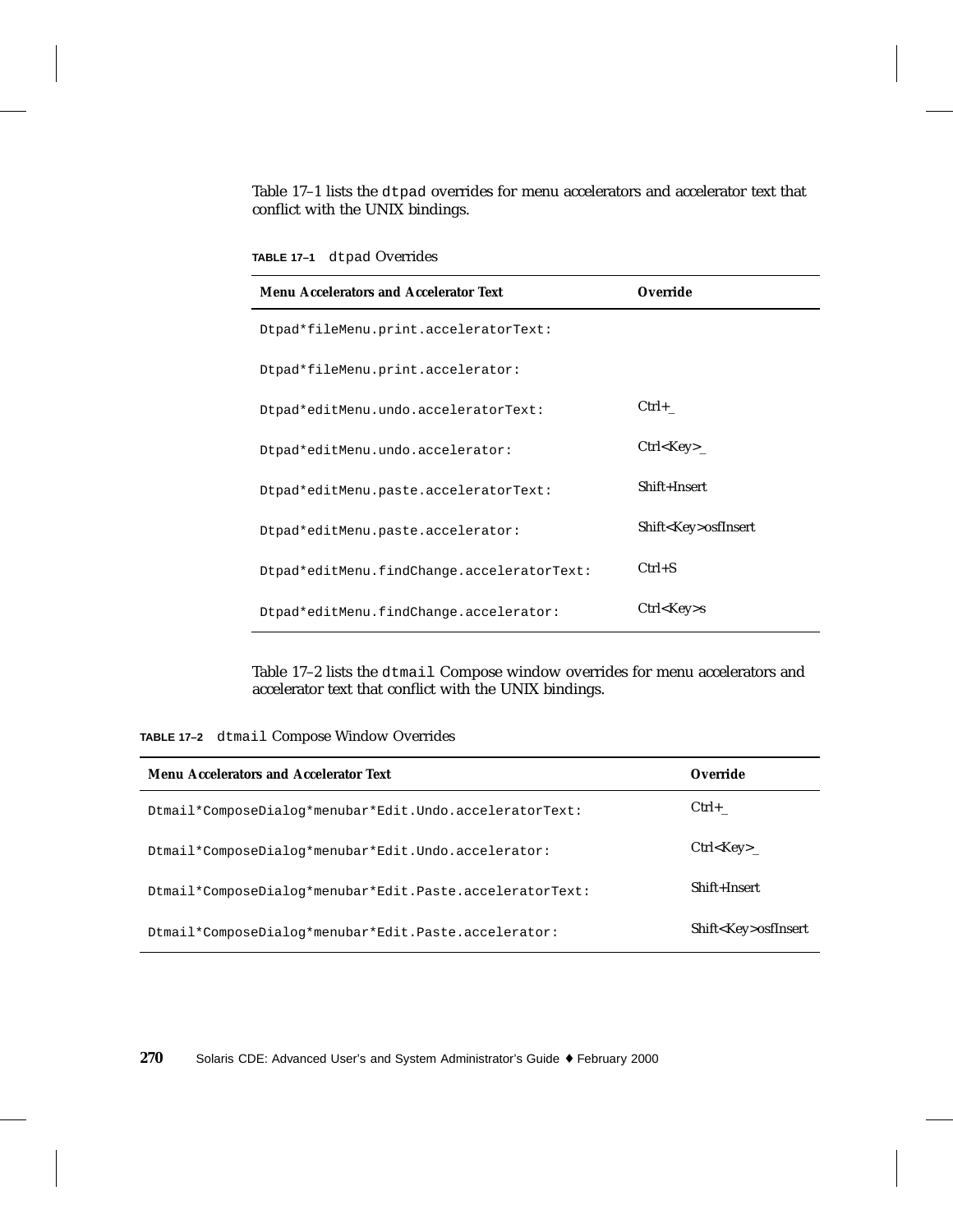Table 17–1 lists the `dtpad` overrides for menu accelerators and accelerator text that conflict with the UNIX bindings.

**TABLE 17–1** `dtpad` Overrides

| Menu Accelerators and Accelerator Text | Override |
| --- | --- |
| `Dtpad*fileMenu.print.acceleratorText:` | |
| `Dtpad*fileMenu.print.accelerator:` | |
| `Dtpad*editMenu.undo.acceleratorText:` | Ctrl+_ |
| `Dtpad*editMenu.undo.accelerator:` | Ctrl<Key>_ |
| `Dtpad*editMenu.paste.acceleratorText:` | Shift+Insert |
| `Dtpad*editMenu.paste.accelerator:` | Shift<Key>osfInsert |
| `Dtpad*editMenu.findChange.acceleratorText:` | Ctrl+S |
| `Dtpad*editMenu.findChange.accelerator:` | Ctrl<Key>s |

Table 17–2 lists the `dtmail` Compose window overrides for menu accelerators and accelerator text that conflict with the UNIX bindings.

**TABLE 17–2** `dtmail` Compose Window Overrides

| Menu Accelerators and Accelerator Text | Override |
| --- | --- |
| `Dtmail*ComposeDialog*menubar*Edit.Undo.acceleratorText:` | Ctrl+_ |
| `Dtmail*ComposeDialog*menubar*Edit.Undo.accelerator:` | Ctrl<Key>_ |
| `Dtmail*ComposeDialog*menubar*Edit.Paste.acceleratorText:` | Shift+Insert |
| `Dtmail*ComposeDialog*menubar*Edit.Paste.accelerator:` | Shift<Key>osfInsert |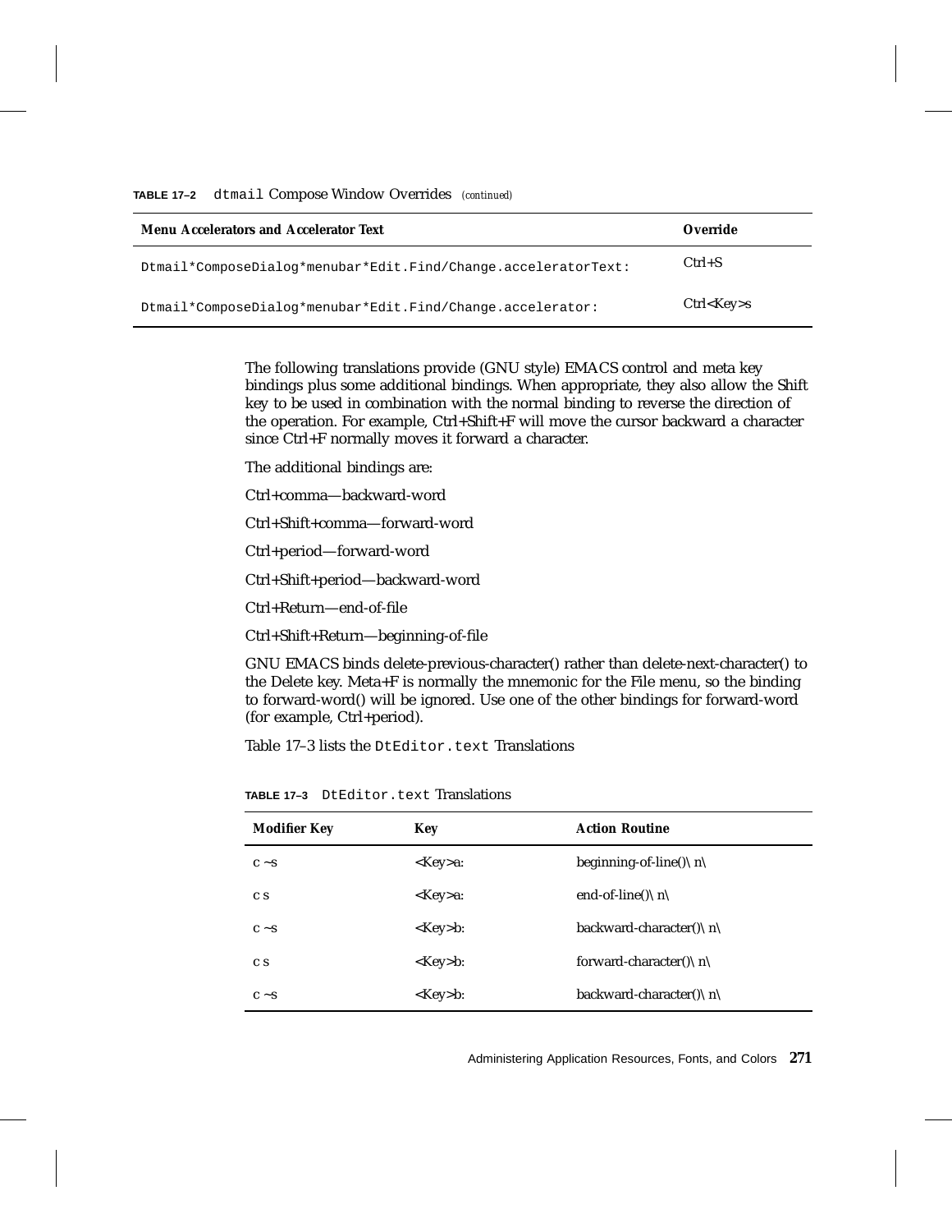**TABLE 17–2** `dtmail` Compose Window Overrides *(continued)*

| Menu Accelerators and Accelerator Text | Override |
|---|---|
| `Dtmail*ComposeDialog*menubar*Edit.Find/Change.acceleratorText:` | Ctrl+S |
| `Dtmail*ComposeDialog*menubar*Edit.Find/Change.accelerator:` | Ctrl<Key>s |

The following translations provide (GNU style) EMACS control and meta key bindings plus some additional bindings. When appropriate, they also allow the Shift key to be used in combination with the normal binding to reverse the direction of the operation. For example, Ctrl+Shift+F will move the cursor backward a character since Ctrl+F normally moves it forward a character.

The additional bindings are:

Ctrl+comma—backward-word

Ctrl+Shift+comma—forward-word

Ctrl+period—forward-word

Ctrl+Shift+period—backward-word

Ctrl+Return—end-of-file

Ctrl+Shift+Return—beginning-of-file

GNU EMACS binds delete-previous-character() rather than delete-next-character() to the Delete key. Meta+F is normally the mnemonic for the File menu, so the binding to forward-word() will be ignored. Use one of the other bindings for forward-word (for example, Ctrl+period).

Table 17–3 lists the `DtEditor.text` Translations

**TABLE 17–3** `DtEditor.text` Translations

| Modifier Key | Key | Action Routine |
|---|---|---|
| c ~s | <Key>a: | beginning-of-line()\ n\ |
| c s | <Key>a: | end-of-line()\ n\ |
| c ~s | <Key>b: | backward-character()\ n\ |
| c s | <Key>b: | forward-character()\ n\ |
| c ~s | <Key>b: | backward-character()\ n\ |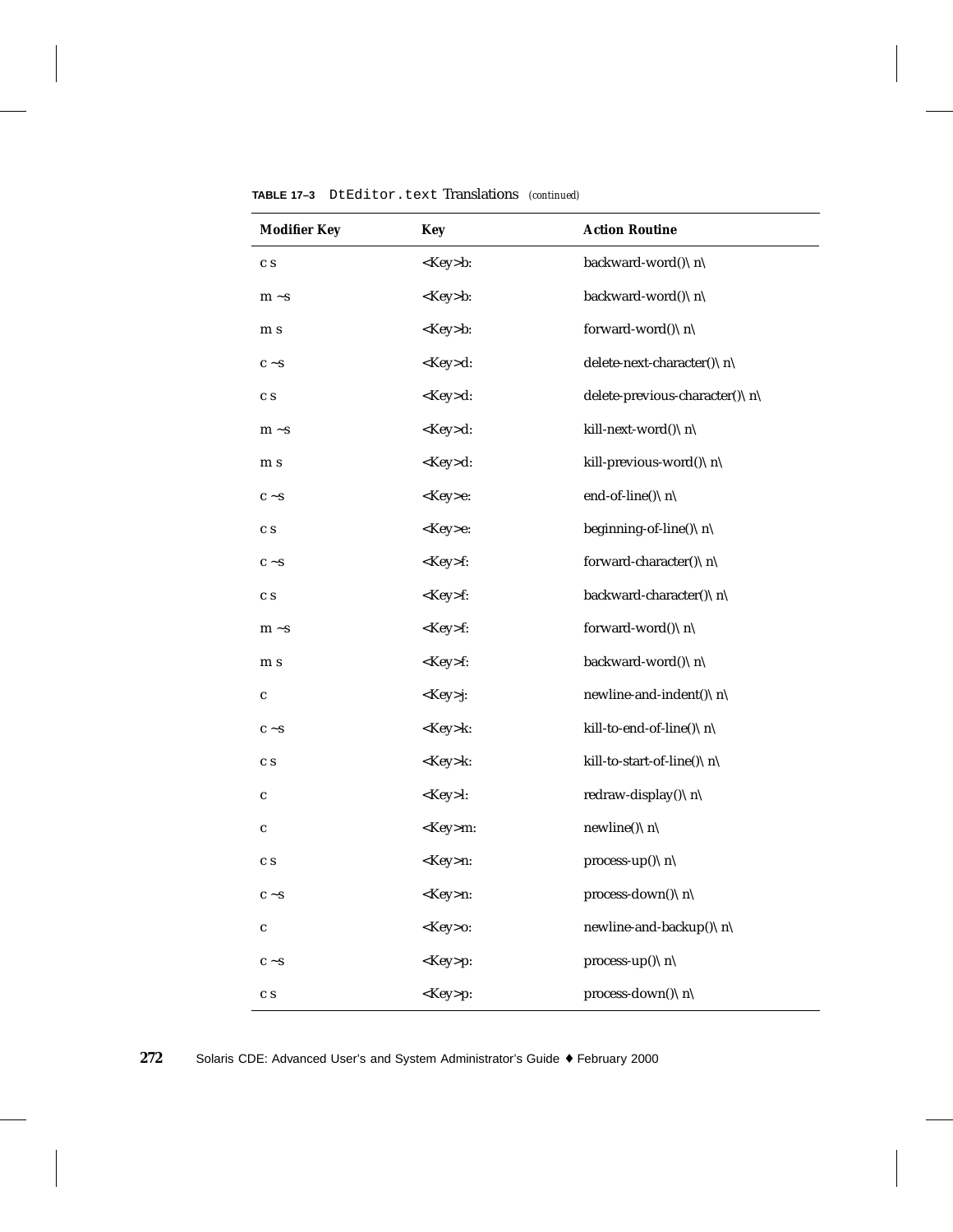**TABLE 17–3** `DtEditor.text` Translations *(continued)*

| Modifier Key | Key | Action Routine |
|---|---|---|
| c s | <Key>b: | backward-word()\n\ |
| m ~s | <Key>b: | backward-word()\n\ |
| m s | <Key>b: | forward-word()\n\ |
| c ~s | <Key>d: | delete-next-character()\n\ |
| c s | <Key>d: | delete-previous-character()\n\ |
| m ~s | <Key>d: | kill-next-word()\n\ |
| m s | <Key>d: | kill-previous-word()\n\ |
| c ~s | <Key>e: | end-of-line()\n\ |
| c s | <Key>e: | beginning-of-line()\n\ |
| c ~s | <Key>f: | forward-character()\n\ |
| c s | <Key>f: | backward-character()\n\ |
| m ~s | <Key>f: | forward-word()\n\ |
| m s | <Key>f: | backward-word()\n\ |
| c | <Key>j: | newline-and-indent()\n\ |
| c ~s | <Key>k: | kill-to-end-of-line()\n\ |
| c s | <Key>k: | kill-to-start-of-line()\n\ |
| c | <Key>l: | redraw-display()\n\ |
| c | <Key>m: | newline()\n\ |
| c s | <Key>n: | process-up()\n\ |
| c ~s | <Key>n: | process-down()\n\ |
| c | <Key>o: | newline-and-backup()\n\ |
| c ~s | <Key>p: | process-up()\n\ |
| c s | <Key>p: | process-down()\n\ |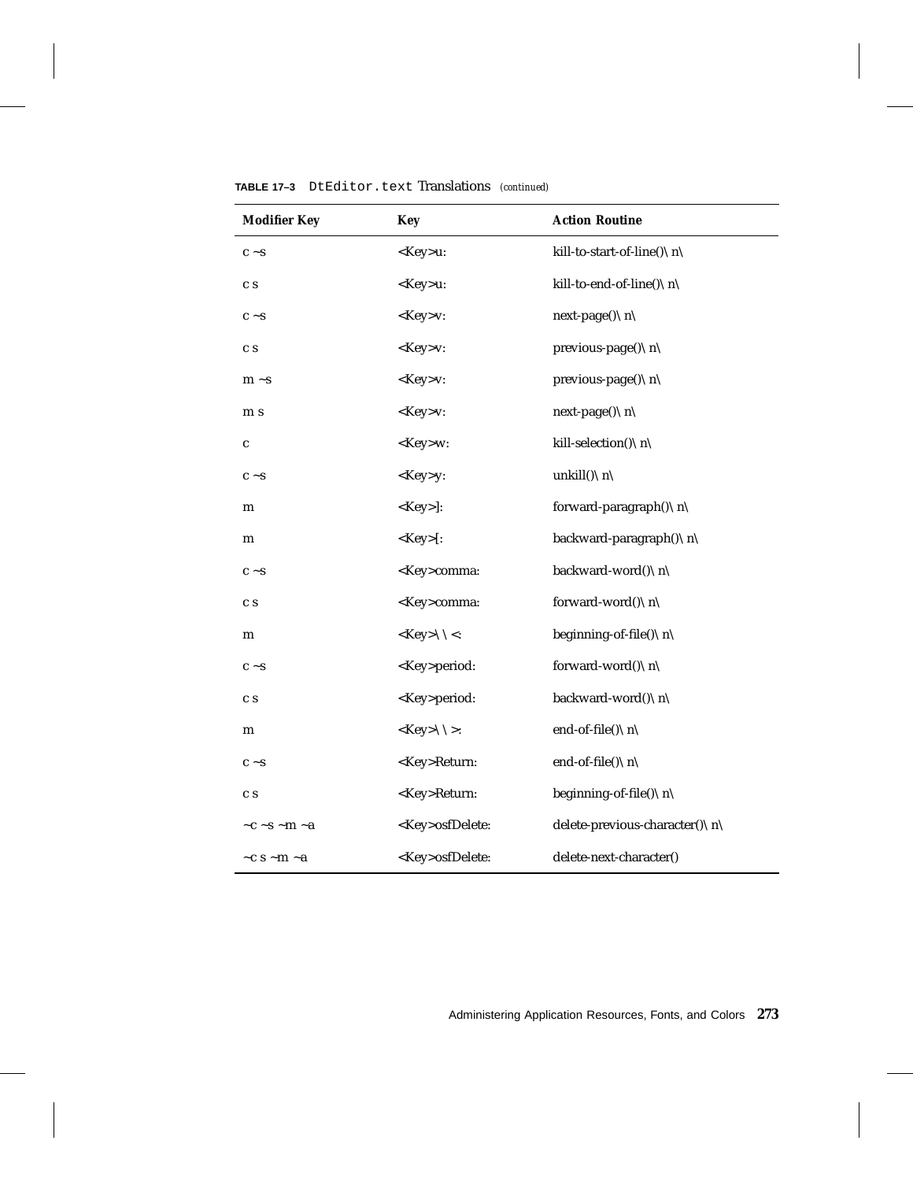**TABLE 17–3** `DtEditor.text` Translations *(continued)*

| Modifier Key | Key | Action Routine |
|---|---|---|
| c ~s | <Key>u: | kill-to-start-of-line()\ n\ |
| c s | <Key>u: | kill-to-end-of-line()\ n\ |
| c ~s | <Key>v: | next-page()\ n\ |
| c s | <Key>v: | previous-page()\ n\ |
| m ~s | <Key>v: | previous-page()\ n\ |
| m s | <Key>v: | next-page()\ n\ |
| c | <Key>w: | kill-selection()\ n\ |
| c ~s | <Key>y: | unkill()\ n\ |
| m | <Key>]: | forward-paragraph()\ n\ |
| m | <Key>[: | backward-paragraph()\ n\ |
| c ~s | <Key>comma: | backward-word()\ n\ |
| c s | <Key>comma: | forward-word()\ n\ |
| m | <Key>\ \ <: | beginning-of-file()\ n\ |
| c ~s | <Key>period: | forward-word()\ n\ |
| c s | <Key>period: | backward-word()\ n\ |
| m | <Key>\ \ >: | end-of-file()\ n\ |
| c ~s | <Key>Return: | end-of-file()\ n\ |
| c s | <Key>Return: | beginning-of-file()\ n\ |
| ~c ~s ~m ~a | <Key>osfDelete: | delete-previous-character()\ n\ |
| ~c s ~m ~a | <Key>osfDelete: | delete-next-character() |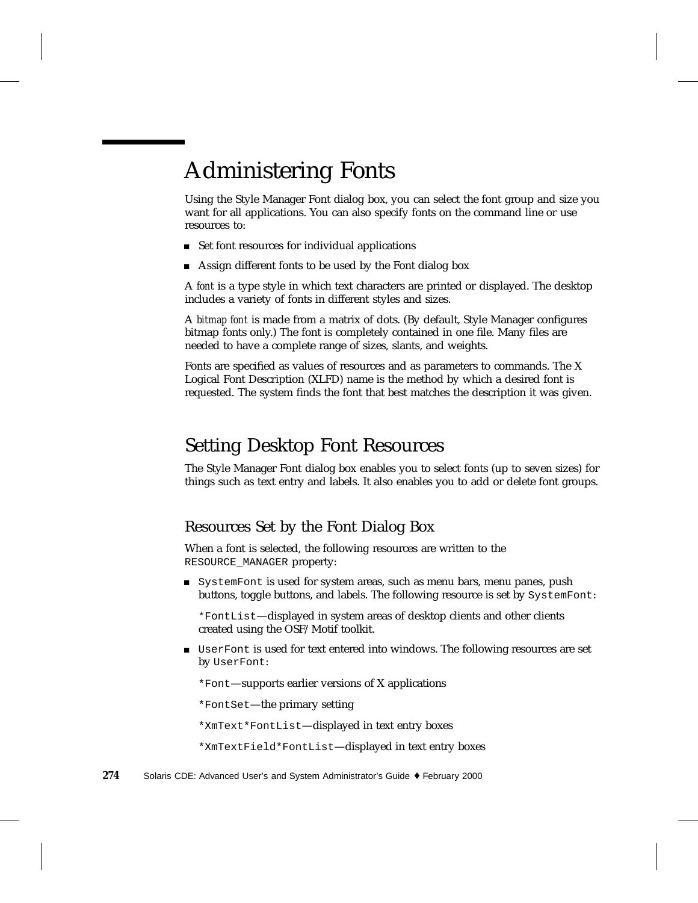# Administering Fonts

Using the Style Manager Font dialog box, you can select the font group and size you want for all applications. You can also specify fonts on the command line or use resources to:

- Set font resources for individual applications
- Assign different fonts to be used by the Font dialog box

A *font* is a type style in which text characters are printed or displayed. The desktop includes a variety of fonts in different styles and sizes.

A *bitmap font* is made from a matrix of dots. (By default, Style Manager configures bitmap fonts only.) The font is completely contained in one file. Many files are needed to have a complete range of sizes, slants, and weights.

Fonts are specified as values of resources and as parameters to commands. The X Logical Font Description (XLFD) name is the method by which a desired font is requested. The system finds the font that best matches the description it was given.

## Setting Desktop Font Resources

The Style Manager Font dialog box enables you to select fonts (up to seven sizes) for things such as text entry and labels. It also enables you to add or delete font groups.

### Resources Set by the Font Dialog Box

When a font is selected, the following resources are written to the `RESOURCE_MANAGER` property:

- `SystemFont` is used for system areas, such as menu bars, menu panes, push buttons, toggle buttons, and labels. The following resource is set by `SystemFont`:

  `*FontList`—displayed in system areas of desktop clients and other clients created using the OSF/Motif toolkit.

- `UserFont` is used for text entered into windows. The following resources are set by `UserFont`:

  `*Font`—supports earlier versions of X applications

  `*FontSet`—the primary setting

  `*XmText*FontList`—displayed in text entry boxes

  `*XmTextField*FontList`—displayed in text entry boxes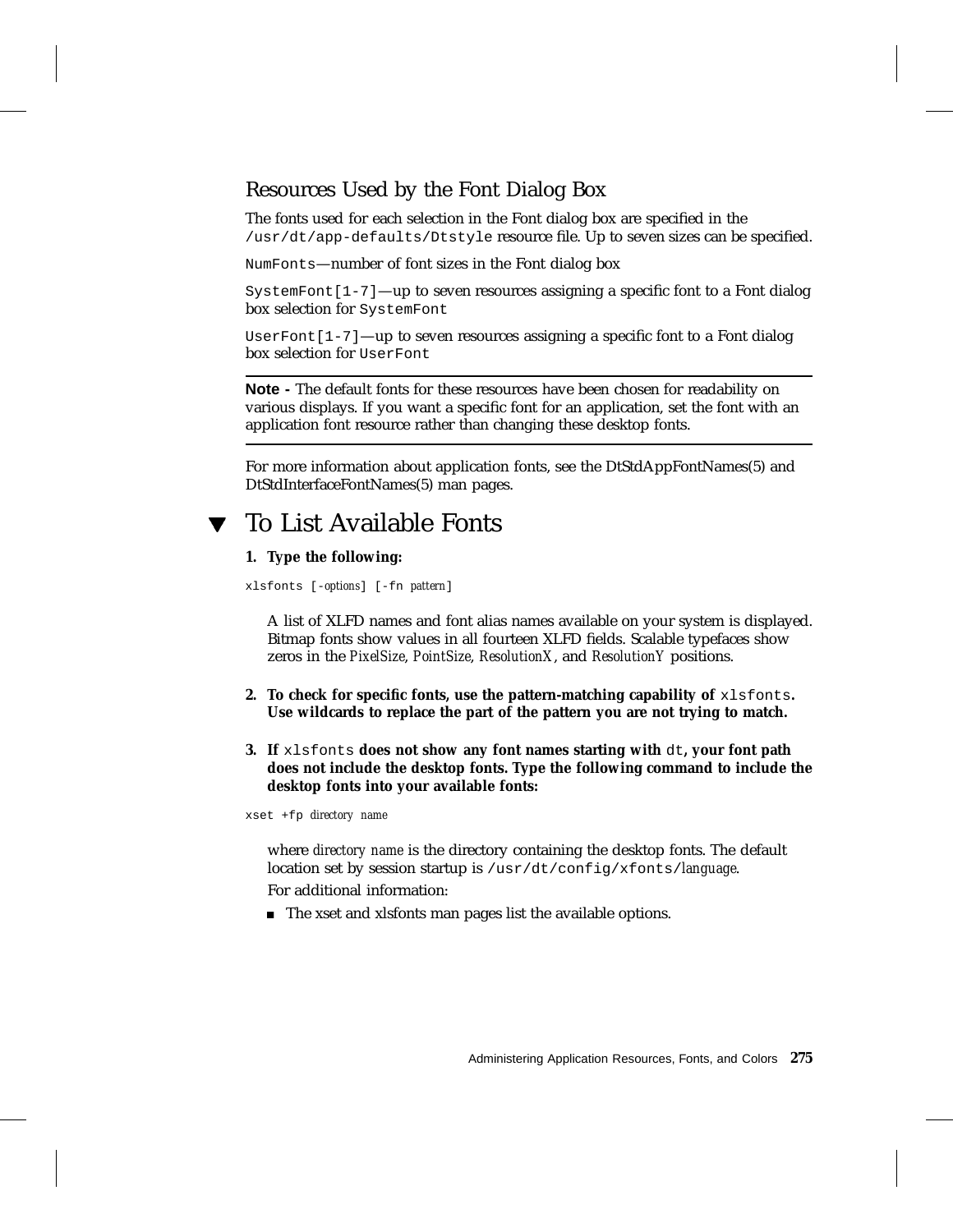## Resources Used by the Font Dialog Box

The fonts used for each selection in the Font dialog box are specified in the `/usr/dt/app-defaults/Dtstyle` resource file. Up to seven sizes can be specified.

`NumFonts`—number of font sizes in the Font dialog box

`SystemFont[1-7]`—up to seven resources assigning a specific font to a Font dialog box selection for `SystemFont`

`UserFont[1-7]`—up to seven resources assigning a specific font to a Font dialog box selection for `UserFont`

---

**Note -** The default fonts for these resources have been chosen for readability on various displays. If you want a specific font for an application, set the font with an application font resource rather than changing these desktop fonts.

---

For more information about application fonts, see the DtStdAppFontNames(5) and DtStdInterfaceFontNames(5) man pages.

# ▼ To List Available Fonts

**1. Type the following:**

```
xlsfonts [-options] [-fn pattern]
```

A list of XLFD names and font alias names available on your system is displayed. Bitmap fonts show values in all fourteen XLFD fields. Scalable typefaces show zeros in the *PixelSize*, *PointSize*, *ResolutionX*, and *ResolutionY* positions.

**2. To check for specific fonts, use the pattern-matching capability of `xlsfonts`. Use wildcards to replace the part of the pattern you are not trying to match.**

**3. If `xlsfonts` does not show any font names starting with `dt`, your font path does not include the desktop fonts. Type the following command to include the desktop fonts into your available fonts:**

```
xset +fp directory name
```

where *directory name* is the directory containing the desktop fonts. The default location set by session startup is `/usr/dt/config/xfonts/`*language*.

For additional information:

- The xset and xlsfonts man pages list the available options.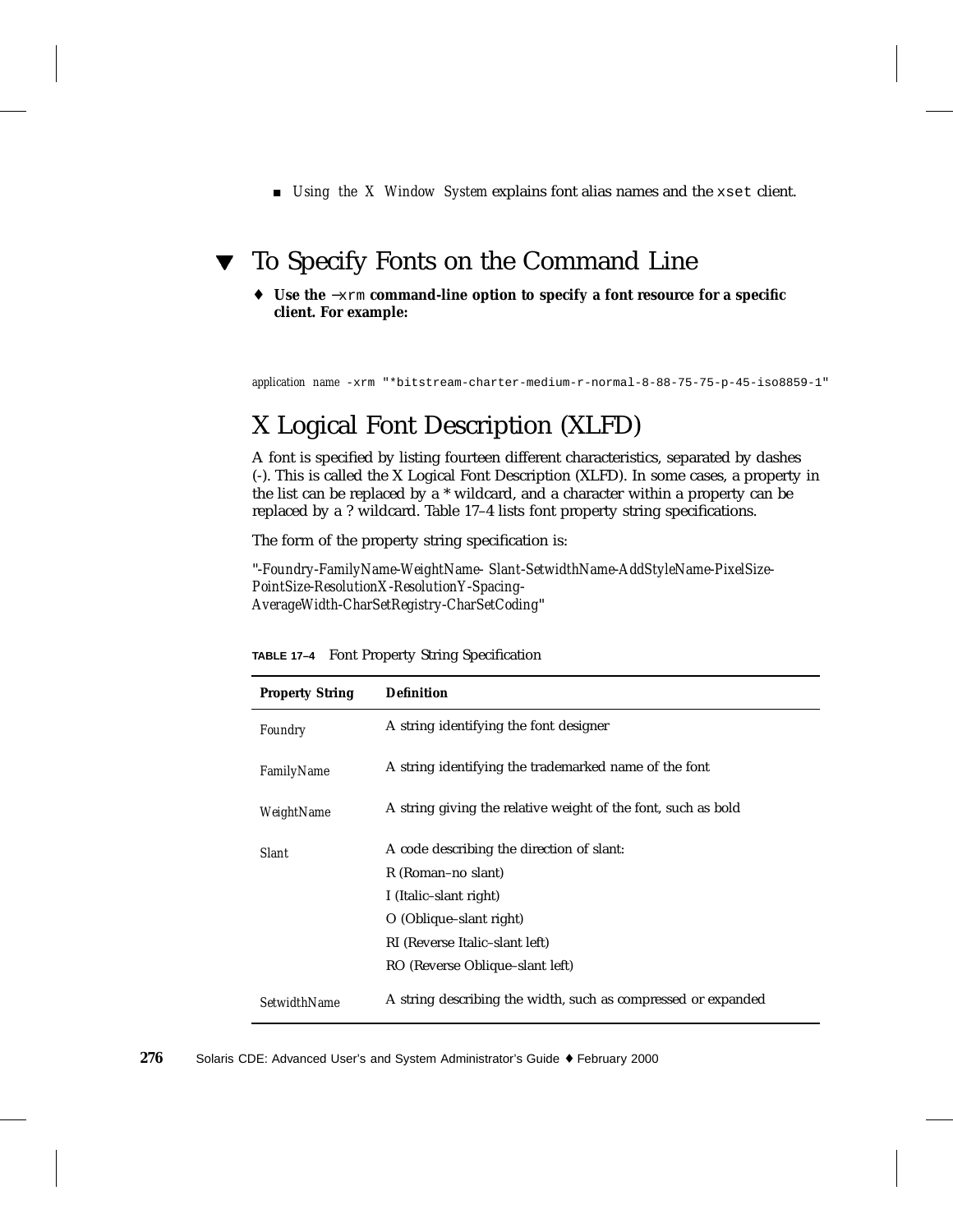- *Using the X Window System* explains font alias names and the `xset` client.

## To Specify Fonts on the Command Line

♦ **Use the `-xrm` command-line option to specify a font resource for a specific client. For example:**

```
application name -xrm "*bitstream-charter-medium-r-normal-8-88-75-75-p-45-iso8859-1"
```

## X Logical Font Description (XLFD)

A font is specified by listing fourteen different characteristics, separated by dashes (-). This is called the X Logical Font Description (XLFD). In some cases, a property in the list can be replaced by a * wildcard, and a character within a property can be replaced by a ? wildcard. Table 17–4 lists font property string specifications.

The form of the property string specification is:

"-*Foundry-FamilyName-WeightName- Slant-SetwidthName-AddStyleName-PixelSize-PointSize-ResolutionX-ResolutionY-Spacing-AverageWidth-CharSetRegistry-CharSetCoding*"

**TABLE 17–4** Font Property String Specification

| **Property String** | **Definition** |
|---|---|
| *Foundry* | A string identifying the font designer |
| *FamilyName* | A string identifying the trademarked name of the font |
| *WeightName* | A string giving the relative weight of the font, such as bold |
| *Slant* | A code describing the direction of slant:<br>R (Roman–no slant)<br>I (Italic–slant right)<br>O (Oblique–slant right)<br>RI (Reverse Italic–slant left)<br>RO (Reverse Oblique–slant left) |
| *SetwidthName* | A string describing the width, such as compressed or expanded |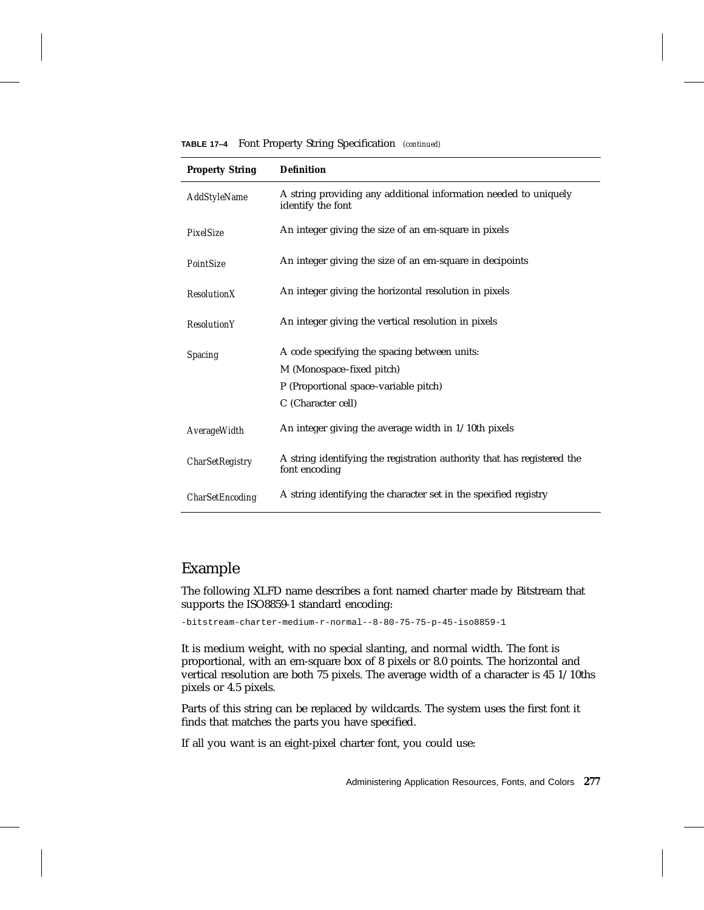**TABLE 17–4** Font Property String Specification *(continued)*

| Property String | Definition |
|---|---|
| *AddStyleName* | A string providing any additional information needed to uniquely identify the font |
| *PixelSize* | An integer giving the size of an em-square in pixels |
| *PointSize* | An integer giving the size of an em-square in decipoints |
| *ResolutionX* | An integer giving the horizontal resolution in pixels |
| *ResolutionY* | An integer giving the vertical resolution in pixels |
| *Spacing* | A code specifying the spacing between units:<br>M (Monospace–fixed pitch)<br>P (Proportional space–variable pitch)<br>C (Character cell) |
| *AverageWidth* | An integer giving the average width in 1/10th pixels |
| *CharSetRegistry* | A string identifying the registration authority that has registered the font encoding |
| *CharSetEncoding* | A string identifying the character set in the specified registry |

## Example

The following XLFD name describes a font named charter made by Bitstream that supports the ISO8859-1 standard encoding:

```
-bitstream-charter-medium-r-normal--8-80-75-75-p-45-iso8859-1
```

It is medium weight, with no special slanting, and normal width. The font is proportional, with an em-square box of 8 pixels or 8.0 points. The horizontal and vertical resolution are both 75 pixels. The average width of a character is 45 1/10ths pixels or 4.5 pixels.

Parts of this string can be replaced by wildcards. The system uses the first font it finds that matches the parts you have specified.

If all you want is an eight-pixel charter font, you could use: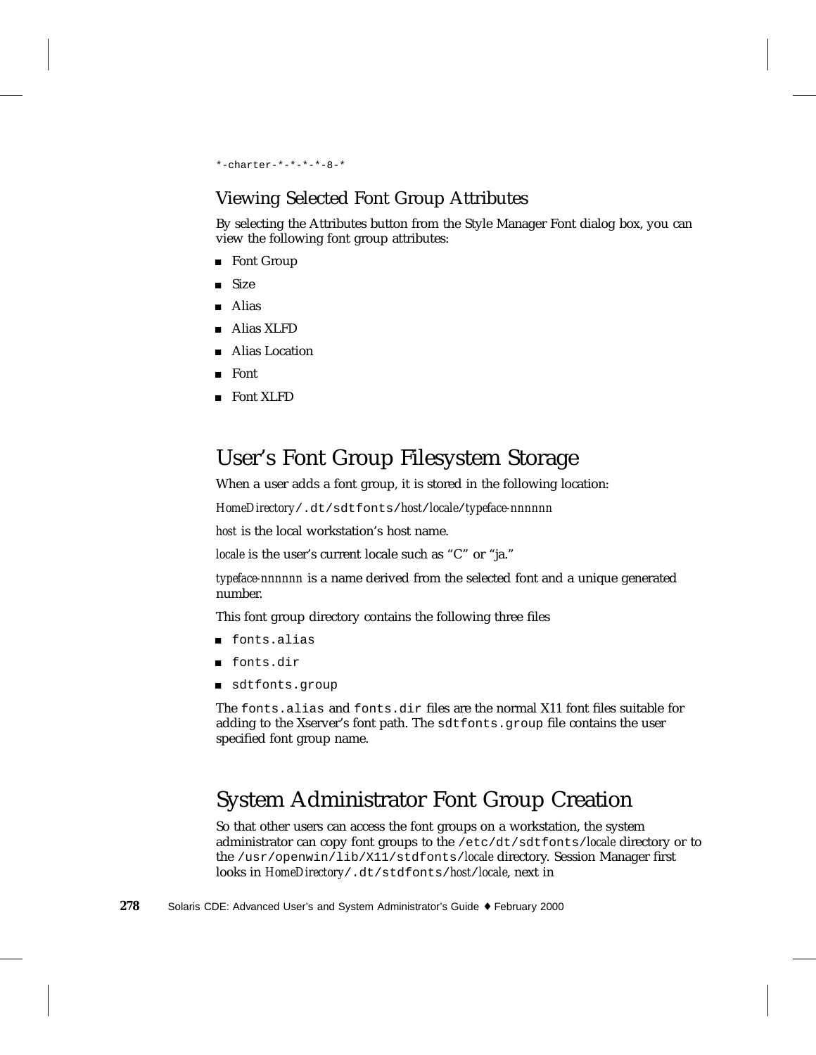```
*-charter-*-*-*-*-8-*
```

### Viewing Selected Font Group Attributes

By selecting the Attributes button from the Style Manager Font dialog box, you can view the following font group attributes:

- Font Group
- Size
- Alias
- Alias XLFD
- Alias Location
- Font
- Font XLFD

## User's Font Group Filesystem Storage

When a user adds a font group, it is stored in the following location:

*HomeDirectory*`/.dt/sdtfonts/`*host*/*locale*/*typeface-nnnnnn*

*host* is the local workstation's host name.

*locale* is the user's current locale such as "C" or "ja."

*typeface-nnnnnn* is a name derived from the selected font and a unique generated number.

This font group directory contains the following three files

- `fonts.alias`
- `fonts.dir`
- `sdtfonts.group`

The `fonts.alias` and `fonts.dir` files are the normal X11 font files suitable for adding to the Xserver's font path. The `sdtfonts.group` file contains the user specified font group name.

## System Administrator Font Group Creation

So that other users can access the font groups on a workstation, the system administrator can copy font groups to the `/etc/dt/sdtfonts/`*locale* directory or to the `/usr/openwin/lib/X11/stdfonts/`*locale* directory. Session Manager first looks in *HomeDirectory*`/.dt/stdfonts/`*host*/*locale*, next in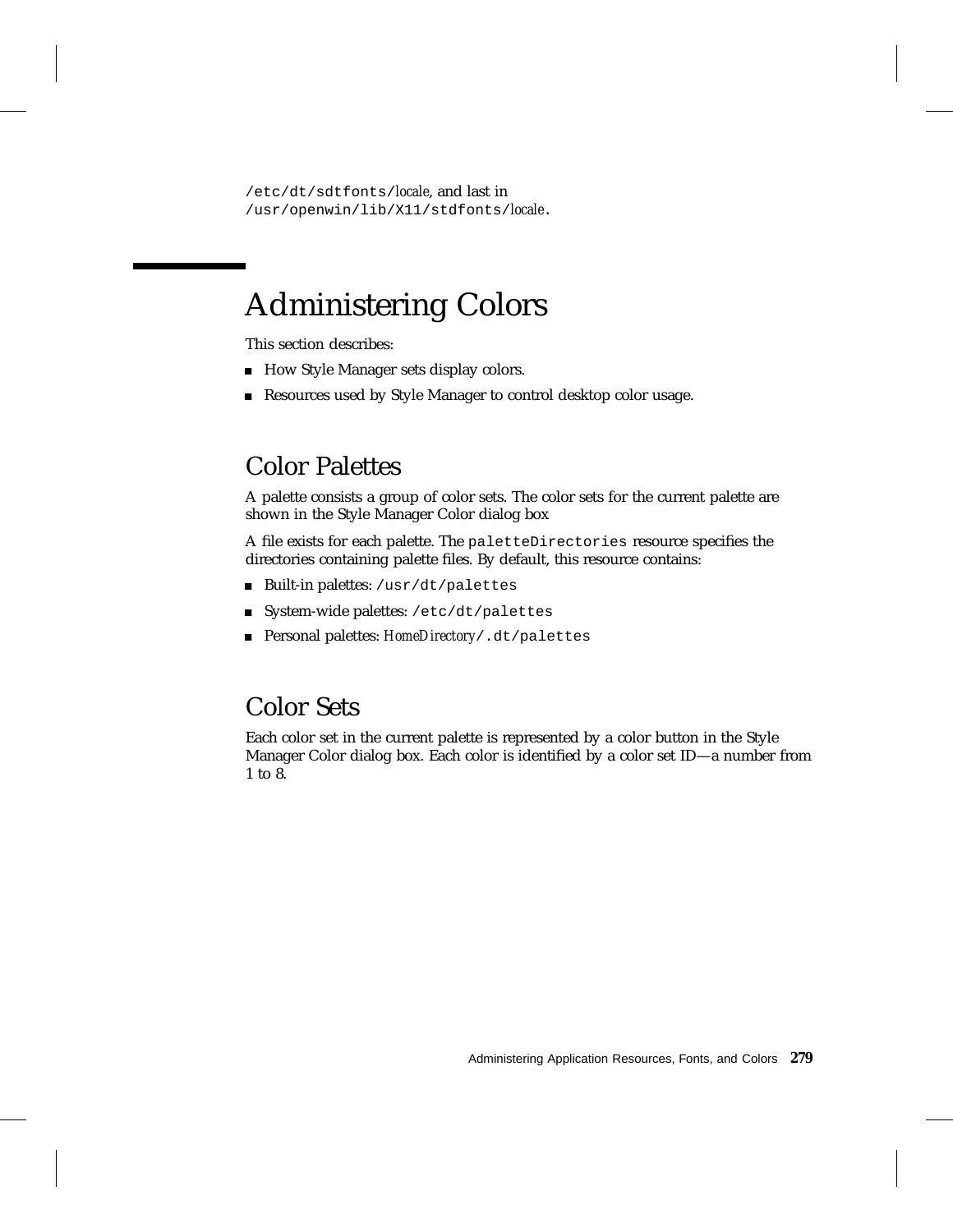`/etc/dt/sdtfonts/`*locale*, and last in `/usr/openwin/lib/X11/stdfonts/`*locale*.

# Administering Colors

This section describes:

- How Style Manager sets display colors.
- Resources used by Style Manager to control desktop color usage.

## Color Palettes

A palette consists a group of color sets. The color sets for the current palette are shown in the Style Manager Color dialog box

A file exists for each palette. The `paletteDirectories` resource specifies the directories containing palette files. By default, this resource contains:

- Built-in palettes: `/usr/dt/palettes`
- System-wide palettes: `/etc/dt/palettes`
- Personal palettes: *HomeDirectory*`/.dt/palettes`

## Color Sets

Each color set in the current palette is represented by a color button in the Style Manager Color dialog box. Each color is identified by a color set ID—a number from 1 to 8.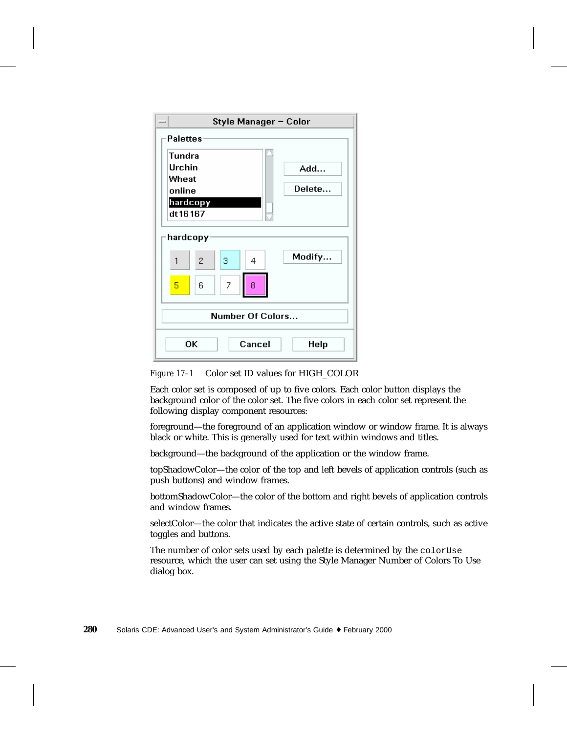*Figure 17–1* Color set ID values for HIGH_COLOR

Each color set is composed of up to five colors. Each color button displays the background color of the color set. The five colors in each color set represent the following display component resources:

foreground—the foreground of an application window or window frame. It is always black or white. This is generally used for text within windows and titles.

background—the background of the application or the window frame.

topShadowColor—the color of the top and left bevels of application controls (such as push buttons) and window frames.

bottomShadowColor—the color of the bottom and right bevels of application controls and window frames.

selectColor—the color that indicates the active state of certain controls, such as active toggles and buttons.

The number of color sets used by each palette is determined by the `colorUse` resource, which the user can set using the Style Manager Number of Colors To Use dialog box.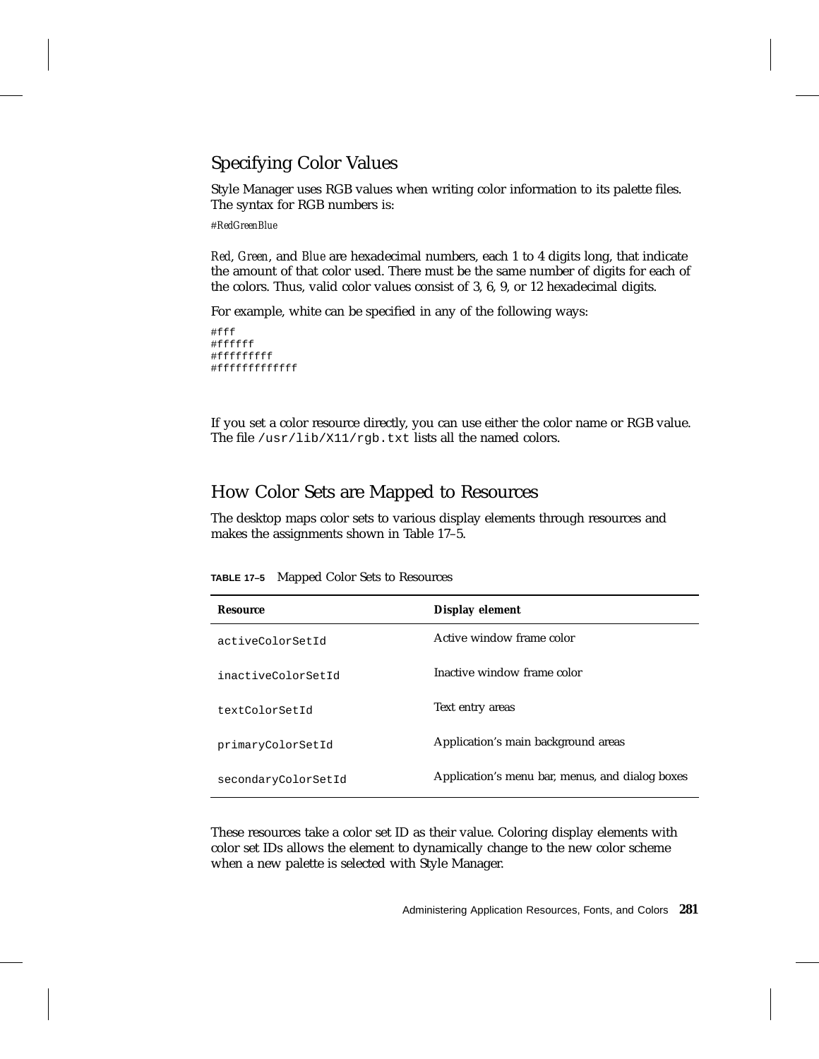## Specifying Color Values

Style Manager uses RGB values when writing color information to its palette files. The syntax for RGB numbers is:

*#RedGreenBlue*

*Red*, *Green*, and *Blue* are hexadecimal numbers, each 1 to 4 digits long, that indicate the amount of that color used. There must be the same number of digits for each of the colors. Thus, valid color values consist of 3, 6, 9, or 12 hexadecimal digits.

For example, white can be specified in any of the following ways:

```
#fff
#ffffff
#fffffffff
#ffffffffffff
```

If you set a color resource directly, you can use either the color name or RGB value. The file `/usr/lib/X11/rgb.txt` lists all the named colors.

## How Color Sets are Mapped to Resources

The desktop maps color sets to various display elements through resources and makes the assignments shown in Table 17–5.

**TABLE 17–5** Mapped Color Sets to Resources

| Resource | Display element |
|---|---|
| `activeColorSetId` | Active window frame color |
| `inactiveColorSetId` | Inactive window frame color |
| `textColorSetId` | Text entry areas |
| `primaryColorSetId` | Application's main background areas |
| `secondaryColorSetId` | Application's menu bar, menus, and dialog boxes |

These resources take a color set ID as their value. Coloring display elements with color set IDs allows the element to dynamically change to the new color scheme when a new palette is selected with Style Manager.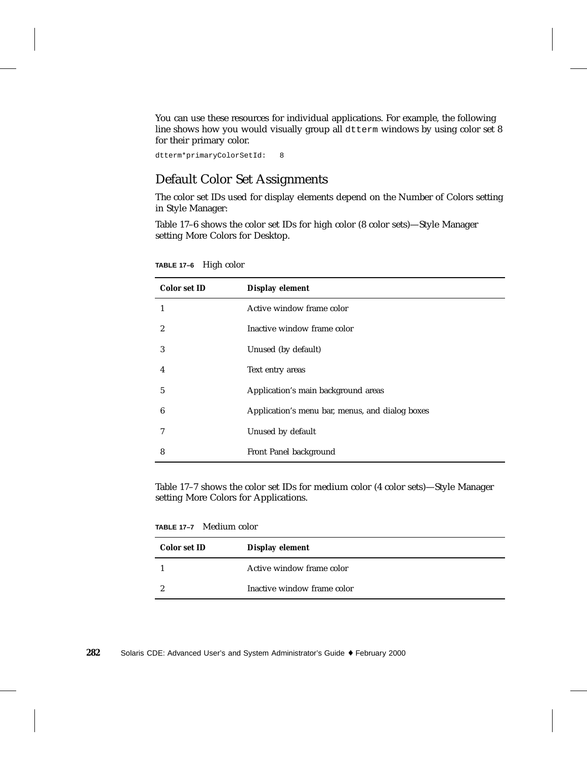You can use these resources for individual applications. For example, the following line shows how you would visually group all `dtterm` windows by using color set 8 for their primary color.

```
dtterm*primaryColorSetId:   8
```

## Default Color Set Assignments

The color set IDs used for display elements depend on the Number of Colors setting in Style Manager:

Table 17–6 shows the color set IDs for high color (8 color sets)—Style Manager setting More Colors for Desktop.

**TABLE 17–6** High color

| Color set ID | Display element |
|---|---|
| 1 | Active window frame color |
| 2 | Inactive window frame color |
| 3 | Unused (by default) |
| 4 | Text entry areas |
| 5 | Application's main background areas |
| 6 | Application's menu bar, menus, and dialog boxes |
| 7 | Unused by default |
| 8 | Front Panel background |

Table 17–7 shows the color set IDs for medium color (4 color sets)—Style Manager setting More Colors for Applications.

**TABLE 17–7** Medium color

| Color set ID | Display element |
|---|---|
| 1 | Active window frame color |
| 2 | Inactive window frame color |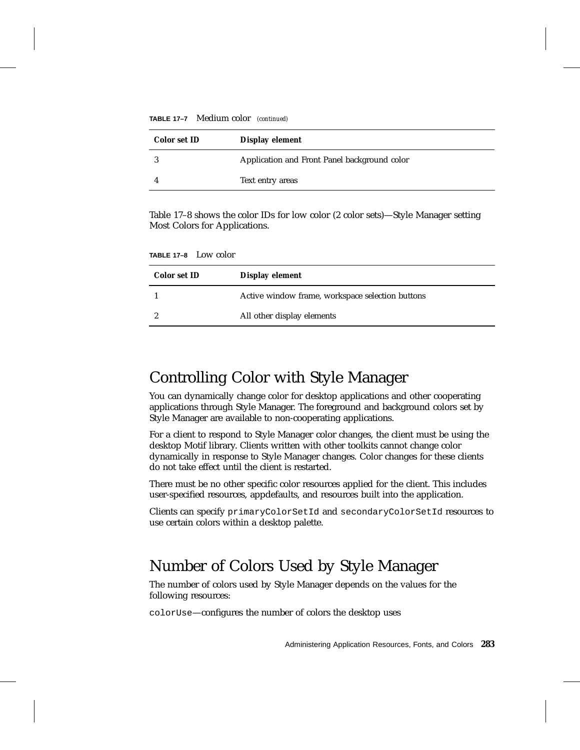**TABLE 17–7** Medium color *(continued)*

| Color set ID | Display element |
| --- | --- |
| 3 | Application and Front Panel background color |
| 4 | Text entry areas |

Table 17–8 shows the color IDs for low color (2 color sets)—Style Manager setting Most Colors for Applications.

**TABLE 17–8** Low color

| Color set ID | Display element |
| --- | --- |
| 1 | Active window frame, workspace selection buttons |
| 2 | All other display elements |

# Controlling Color with Style Manager

You can dynamically change color for desktop applications and other cooperating applications through Style Manager. The foreground and background colors set by Style Manager are available to non-cooperating applications.

For a client to respond to Style Manager color changes, the client must be using the desktop Motif library. Clients written with other toolkits cannot change color dynamically in response to Style Manager changes. Color changes for these clients do not take effect until the client is restarted.

There must be no other specific color resources applied for the client. This includes user-specified resources, appdefaults, and resources built into the application.

Clients can specify `primaryColorSetId` and `secondaryColorSetId` resources to use certain colors within a desktop palette.

# Number of Colors Used by Style Manager

The number of colors used by Style Manager depends on the values for the following resources:

`colorUse`—configures the number of colors the desktop uses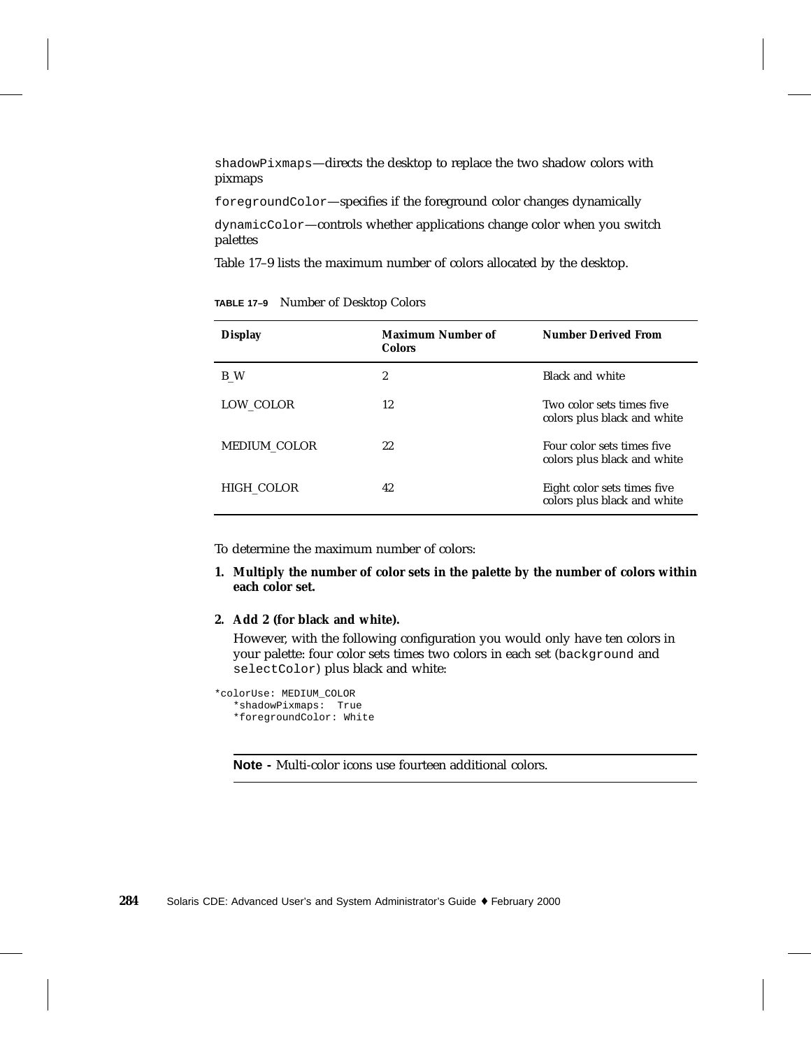`shadowPixmaps`—directs the desktop to replace the two shadow colors with pixmaps

`foregroundColor`—specifies if the foreground color changes dynamically

`dynamicColor`—controls whether applications change color when you switch palettes

Table 17–9 lists the maximum number of colors allocated by the desktop.

**TABLE 17–9** Number of Desktop Colors

| Display | Maximum Number of Colors | Number Derived From |
|---|---|---|
| B_W | 2 | Black and white |
| LOW_COLOR | 12 | Two color sets times five colors plus black and white |
| MEDIUM_COLOR | 22 | Four color sets times five colors plus black and white |
| HIGH_COLOR | 42 | Eight color sets times five colors plus black and white |

To determine the maximum number of colors:

1. **Multiply the number of color sets in the palette by the number of colors within each color set.**

2. **Add 2 (for black and white).**

   However, with the following configuration you would only have ten colors in your palette: four color sets times two colors in each set (`background` and `selectColor`) plus black and white:

```
*colorUse: MEDIUM_COLOR
   *shadowPixmaps:  True
   *foregroundColor: White
```

---

**Note -** Multi-color icons use fourteen additional colors.

---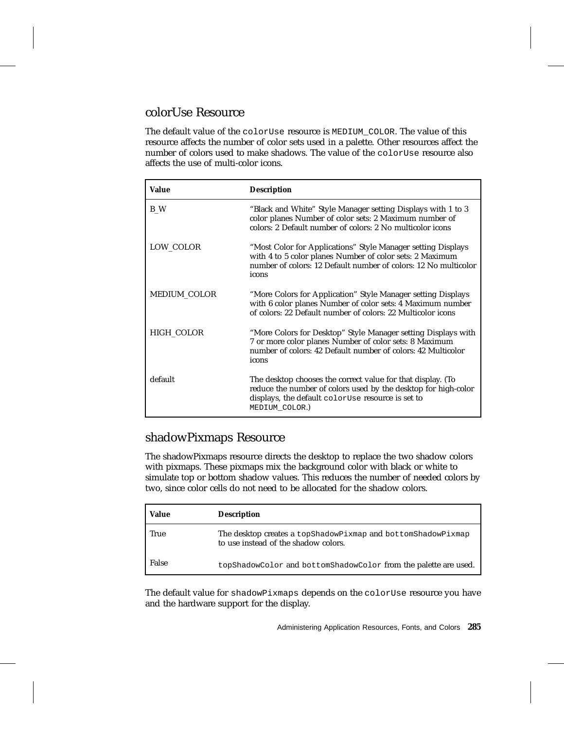## colorUse Resource

The default value of the `colorUse` resource is `MEDIUM_COLOR`. The value of this resource affects the number of color sets used in a palette. Other resources affect the number of colors used to make shadows. The value of the `colorUse` resource also affects the use of multi-color icons.

| Value | Description |
|---|---|
| B_W | “Black and White” Style Manager setting Displays with 1 to 3 color planes Number of color sets: 2 Maximum number of colors: 2 Default number of colors: 2 No multicolor icons |
| LOW_COLOR | “Most Color for Applications” Style Manager setting Displays with 4 to 5 color planes Number of color sets: 2 Maximum number of colors: 12 Default number of colors: 12 No multicolor icons |
| MEDIUM_COLOR | “More Colors for Application” Style Manager setting Displays with 6 color planes Number of color sets: 4 Maximum number of colors: 22 Default number of colors: 22 Multicolor icons |
| HIGH_COLOR | “More Colors for Desktop” Style Manager setting Displays with 7 or more color planes Number of color sets: 8 Maximum number of colors: 42 Default number of colors: 42 Multicolor icons |
| default | The desktop chooses the correct value for that display. (To reduce the number of colors used by the desktop for high-color displays, the default `colorUse` resource is set to `MEDIUM_COLOR`.) |

## shadowPixmaps Resource

The shadowPixmaps resource directs the desktop to replace the two shadow colors with pixmaps. These pixmaps mix the background color with black or white to simulate top or bottom shadow values. This reduces the number of needed colors by two, since color cells do not need to be allocated for the shadow colors.

| Value | Description |
|---|---|
| True | The desktop creates a `topShadowPixmap` and `bottomShadowPixmap` to use instead of the shadow colors. |
| False | `topShadowColor` and `bottomShadowColor` from the palette are used. |

The default value for `shadowPixmaps` depends on the `colorUse` resource you have and the hardware support for the display.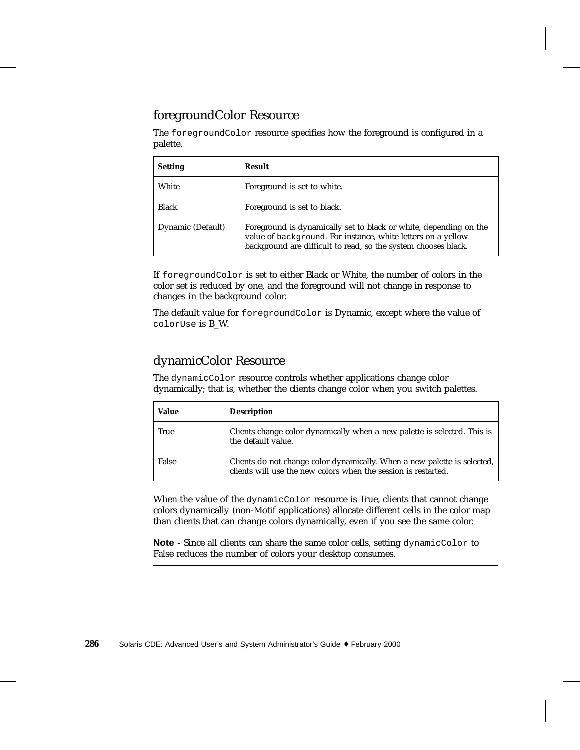## foregroundColor Resource

The `foregroundColor` resource specifies how the foreground is configured in a palette.

| Setting | Result |
|---|---|
| White | Foreground is set to white. |
| Black | Foreground is set to black. |
| Dynamic (Default) | Foreground is dynamically set to black or white, depending on the value of `background`. For instance, white letters on a yellow background are difficult to read, so the system chooses black. |

If `foregroundColor` is set to either Black or White, the number of colors in the color set is reduced by one, and the foreground will not change in response to changes in the background color.

The default value for `foregroundColor` is Dynamic, except where the value of `colorUse` is B_W.

## dynamicColor Resource

The `dynamicColor` resource controls whether applications change color dynamically; that is, whether the clients change color when you switch palettes.

| Value | Description |
|---|---|
| True | Clients change color dynamically when a new palette is selected. This is the default value. |
| False | Clients do not change color dynamically. When a new palette is selected, clients will use the new colors when the session is restarted. |

When the value of the `dynamicColor` resource is True, clients that cannot change colors dynamically (non-Motif applications) allocate different cells in the color map than clients that can change colors dynamically, even if you see the same color.

---

**Note -** Since all clients can share the same color cells, setting `dynamicColor` to False reduces the number of colors your desktop consumes.

---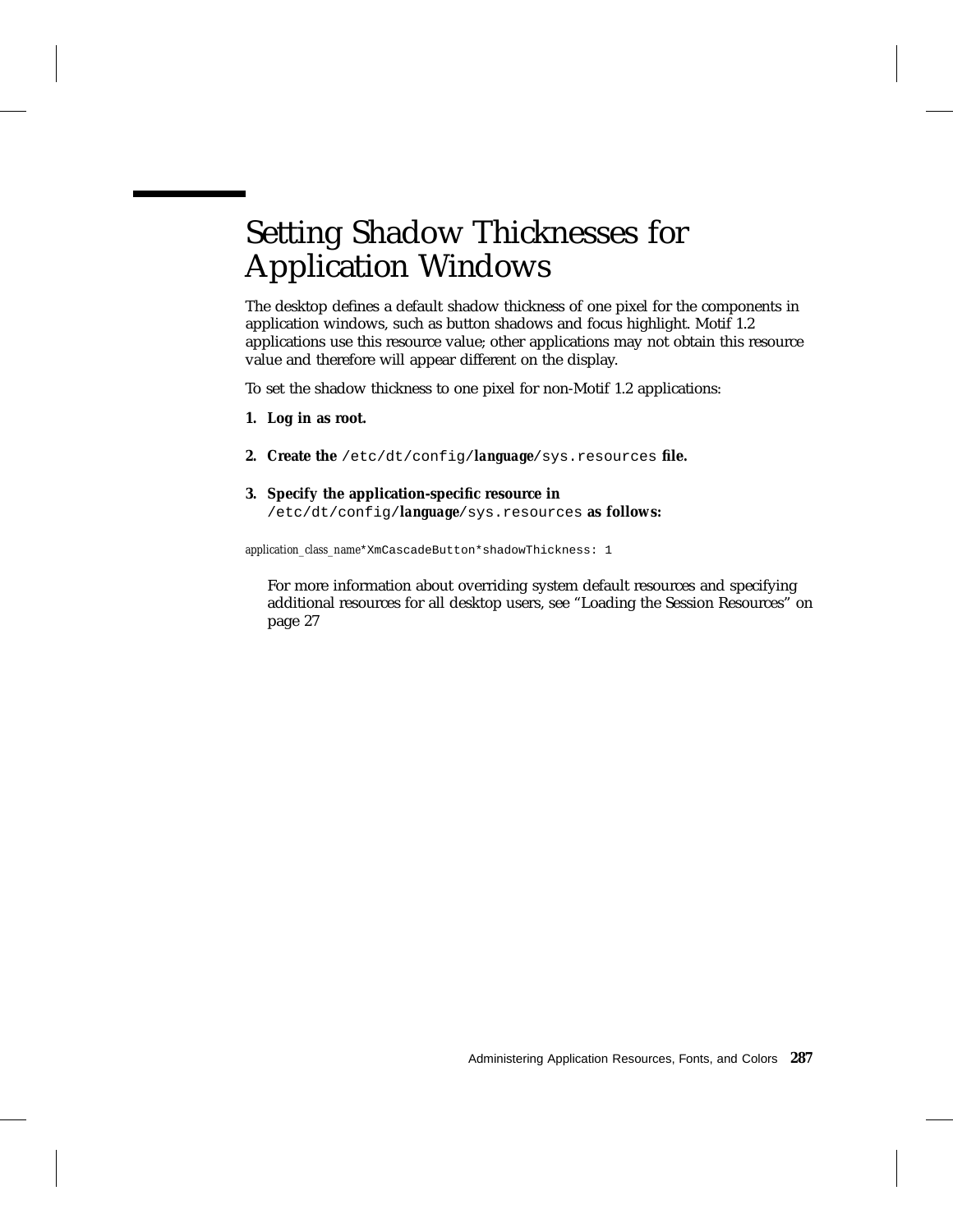# Setting Shadow Thicknesses for Application Windows

The desktop defines a default shadow thickness of one pixel for the components in application windows, such as button shadows and focus highlight. Motif 1.2 applications use this resource value; other applications may not obtain this resource value and therefore will appear different on the display.

To set the shadow thickness to one pixel for non-Motif 1.2 applications:

1. **Log in as root.**

2. **Create the** `/etc/dt/config/`***language***`/sys.resources` **file.**

3. **Specify the application-specific resource in** `/etc/dt/config/`***language***`/sys.resources` **as follows:**

```
application_class_name*XmCascadeButton*shadowThickness: 1
```

   For more information about overriding system default resources and specifying additional resources for all desktop users, see "Loading the Session Resources" on page 27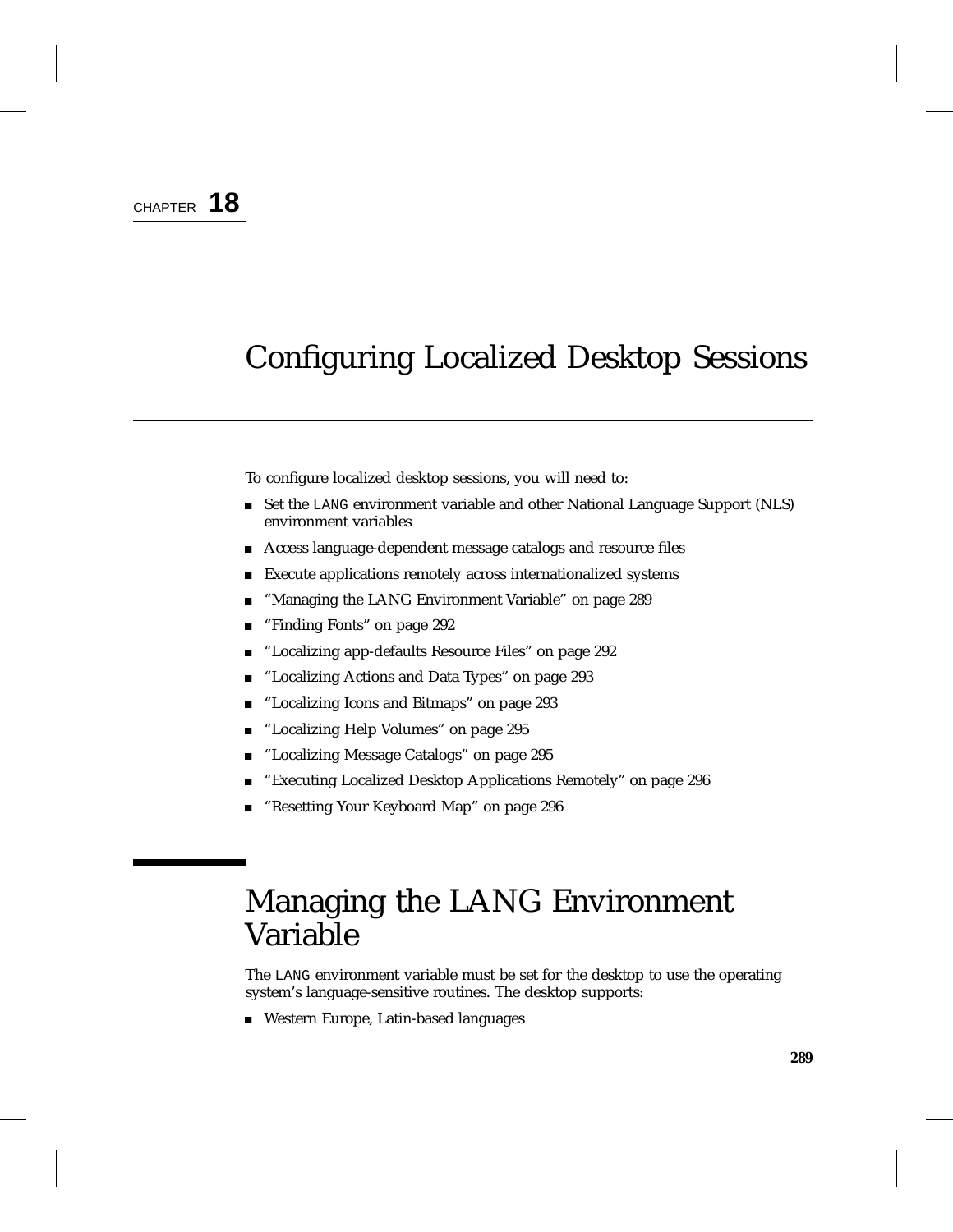CHAPTER **18**

# Configuring Localized Desktop Sessions

To configure localized desktop sessions, you will need to:

- Set the `LANG` environment variable and other National Language Support (NLS) environment variables
- Access language-dependent message catalogs and resource files
- Execute applications remotely across internationalized systems
- "Managing the LANG Environment Variable" on page 289
- "Finding Fonts" on page 292
- "Localizing app-defaults Resource Files" on page 292
- "Localizing Actions and Data Types" on page 293
- "Localizing Icons and Bitmaps" on page 293
- "Localizing Help Volumes" on page 295
- "Localizing Message Catalogs" on page 295
- "Executing Localized Desktop Applications Remotely" on page 296
- "Resetting Your Keyboard Map" on page 296

## Managing the LANG Environment Variable

The `LANG` environment variable must be set for the desktop to use the operating system's language-sensitive routines. The desktop supports:

- Western Europe, Latin-based languages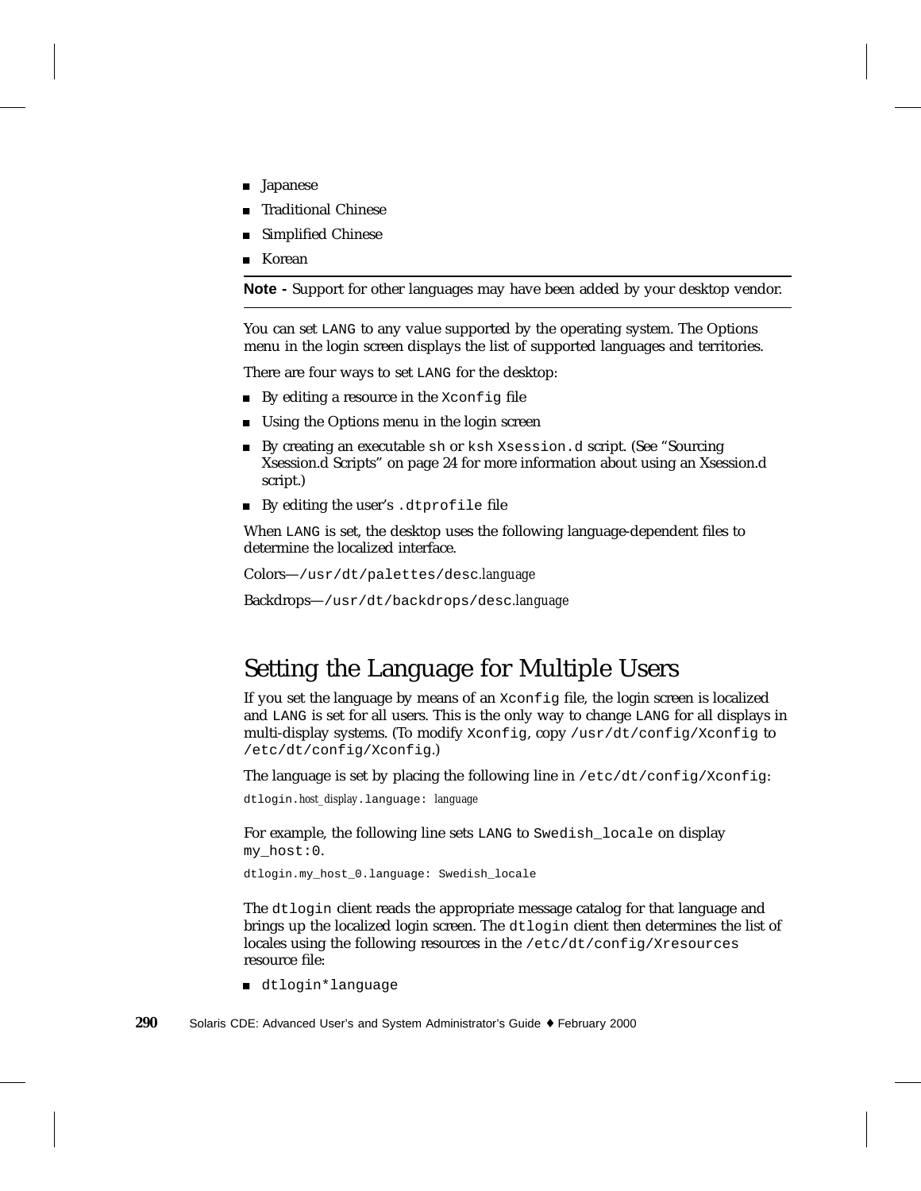- Japanese
- Traditional Chinese
- Simplified Chinese
- Korean

---

**Note -** Support for other languages may have been added by your desktop vendor.

---

You can set `LANG` to any value supported by the operating system. The Options menu in the login screen displays the list of supported languages and territories.

There are four ways to set `LANG` for the desktop:

- By editing a resource in the `Xconfig` file
- Using the Options menu in the login screen
- By creating an executable `sh` or `ksh` `Xsession.d` script. (See "Sourcing Xsession.d Scripts" on page 24 for more information about using an Xsession.d script.)
- By editing the user's `.dtprofile` file

When `LANG` is set, the desktop uses the following language-dependent files to determine the localized interface.

Colors—`/usr/dt/palettes/desc`.*language*

Backdrops—`/usr/dt/backdrops/desc`.*language*

## Setting the Language for Multiple Users

If you set the language by means of an `Xconfig` file, the login screen is localized and `LANG` is set for all users. This is the only way to change `LANG` for all displays in multi-display systems. (To modify `Xconfig`, copy `/usr/dt/config/Xconfig` to `/etc/dt/config/Xconfig`.)

The language is set by placing the following line in `/etc/dt/config/Xconfig`:

```
dtlogin.host_display.language: language
```

For example, the following line sets `LANG` to `Swedish_locale` on display `my_host:0`.

```
dtlogin.my_host_0.language: Swedish_locale
```

The `dtlogin` client reads the appropriate message catalog for that language and brings up the localized login screen. The `dtlogin` client then determines the list of locales using the following resources in the `/etc/dt/config/Xresources` resource file:

- `dtlogin*language`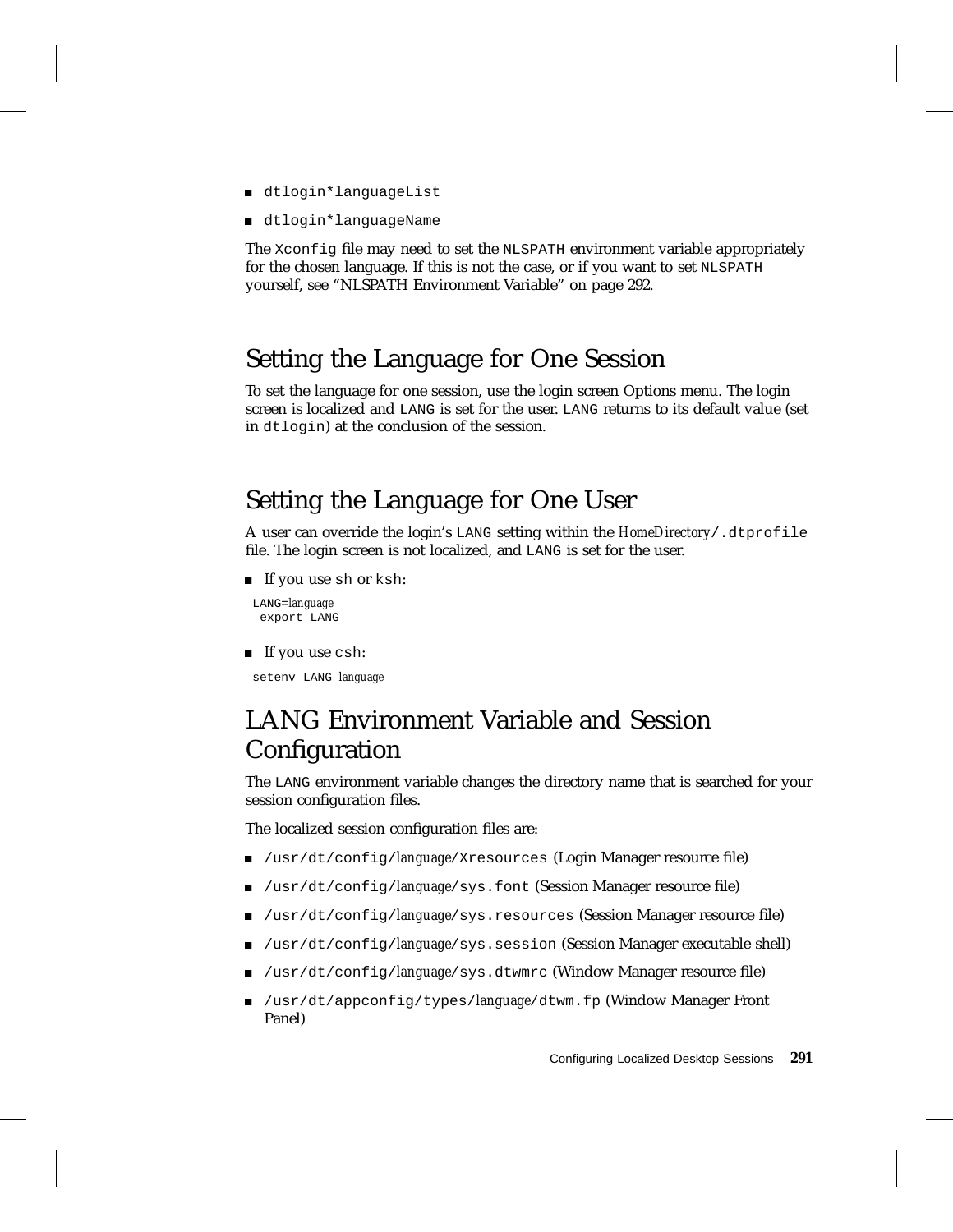- `dtlogin*languageList`
- `dtlogin*languageName`

The `Xconfig` file may need to set the `NLSPATH` environment variable appropriately for the chosen language. If this is not the case, or if you want to set `NLSPATH` yourself, see "NLSPATH Environment Variable" on page 292.

## Setting the Language for One Session

To set the language for one session, use the login screen Options menu. The login screen is localized and `LANG` is set for the user. `LANG` returns to its default value (set in `dtlogin`) at the conclusion of the session.

## Setting the Language for One User

A user can override the login's `LANG` setting within the *HomeDirectory*`/.dtprofile` file. The login screen is not localized, and `LANG` is set for the user.

- If you use `sh` or `ksh`:

```
LANG=language
 export LANG
```

- If you use `csh`:

```
setenv LANG language
```

## LANG Environment Variable and Session Configuration

The `LANG` environment variable changes the directory name that is searched for your session configuration files.

The localized session configuration files are:

- `/usr/dt/config/`*language*`/Xresources` (Login Manager resource file)
- `/usr/dt/config/`*language*`/sys.font` (Session Manager resource file)
- `/usr/dt/config/`*language*`/sys.resources` (Session Manager resource file)
- `/usr/dt/config/`*language*`/sys.session` (Session Manager executable shell)
- `/usr/dt/config/`*language*`/sys.dtwmrc` (Window Manager resource file)
- `/usr/dt/appconfig/types/`*language*`/dtwm.fp` (Window Manager Front Panel)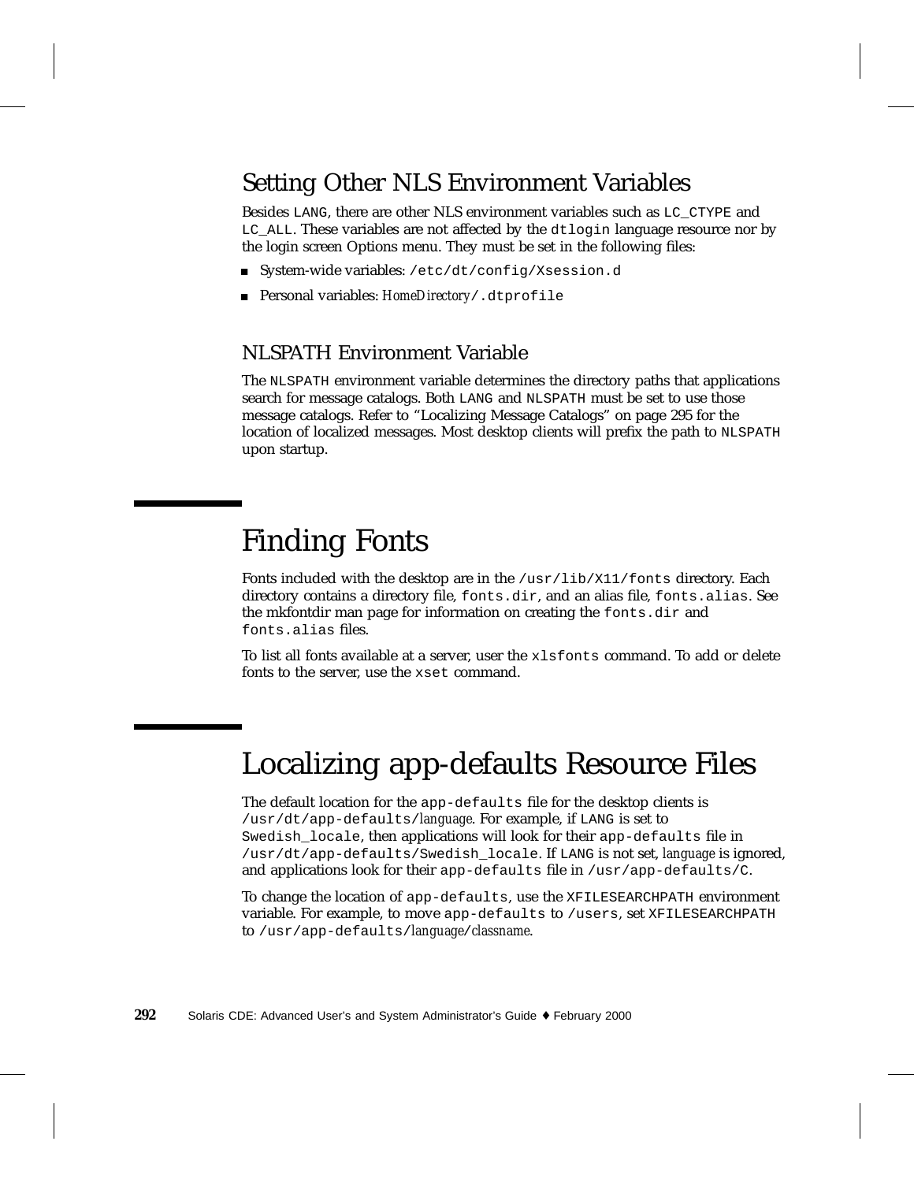### Setting Other NLS Environment Variables

Besides `LANG`, there are other NLS environment variables such as `LC_CTYPE` and `LC_ALL`. These variables are not affected by the `dtlogin` language resource nor by the login screen Options menu. They must be set in the following files:

- System-wide variables: `/etc/dt/config/Xsession.d`
- Personal variables: *HomeDirectory*`/.dtprofile`

#### NLSPATH Environment Variable

The `NLSPATH` environment variable determines the directory paths that applications search for message catalogs. Both `LANG` and `NLSPATH` must be set to use those message catalogs. Refer to "Localizing Message Catalogs" on page 295 for the location of localized messages. Most desktop clients will prefix the path to `NLSPATH` upon startup.

## Finding Fonts

Fonts included with the desktop are in the `/usr/lib/X11/fonts` directory. Each directory contains a directory file, `fonts.dir`, and an alias file, `fonts.alias`. See the mkfontdir man page for information on creating the `fonts.dir` and `fonts.alias` files.

To list all fonts available at a server, user the `xlsfonts` command. To add or delete fonts to the server, use the `xset` command.

## Localizing app-defaults Resource Files

The default location for the `app-defaults` file for the desktop clients is `/usr/dt/app-defaults/`*language*. For example, if `LANG` is set to `Swedish_locale`, then applications will look for their `app-defaults` file in `/usr/dt/app-defaults/Swedish_locale`. If `LANG` is not set, *language* is ignored, and applications look for their `app-defaults` file in `/usr/app-defaults/C`.

To change the location of `app-defaults`, use the `XFILESEARCHPATH` environment variable. For example, to move `app-defaults` to `/users`, set `XFILESEARCHPATH` to `/usr/app-defaults/`*language*`/`*classname*.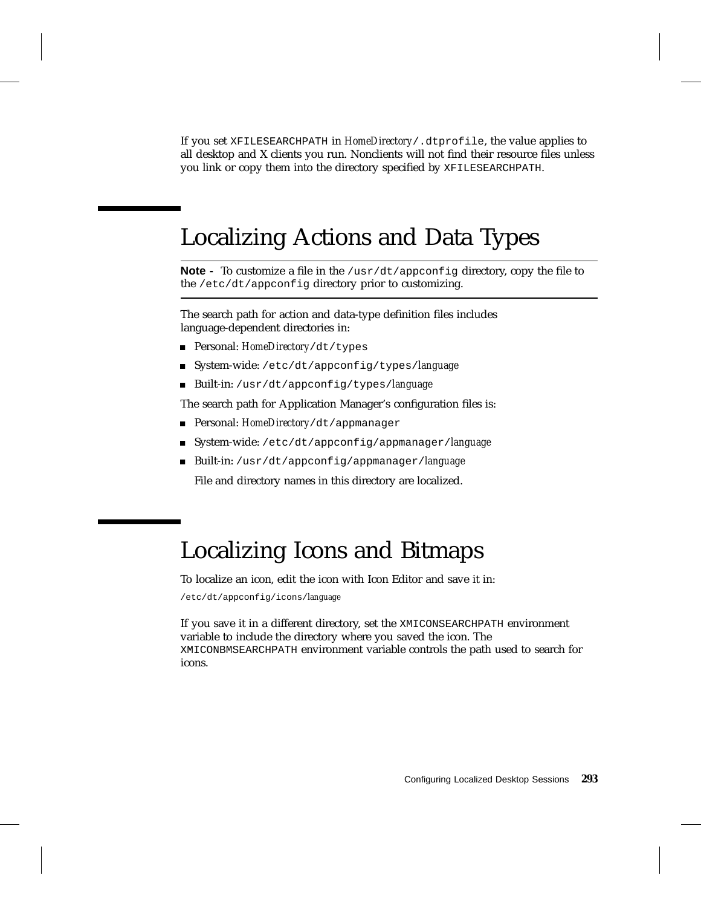If you set `XFILESEARCHPATH` in *HomeDirectory*`/.dtprofile`, the value applies to all desktop and X clients you run. Nonclients will not find their resource files unless you link or copy them into the directory specified by `XFILESEARCHPATH`.

## Localizing Actions and Data Types

**Note -** To customize a file in the `/usr/dt/appconfig` directory, copy the file to the `/etc/dt/appconfig` directory prior to customizing.

The search path for action and data-type definition files includes language-dependent directories in:

- Personal: *HomeDirectory*`/dt/types`
- System-wide: `/etc/dt/appconfig/types/`*language*
- Built-in: `/usr/dt/appconfig/types/`*language*

The search path for Application Manager's configuration files is:

- Personal: *HomeDirectory*`/dt/appmanager`
- System-wide: `/etc/dt/appconfig/appmanager/`*language*
- Built-in: `/usr/dt/appconfig/appmanager/`*language*

  File and directory names in this directory are localized.

## Localizing Icons and Bitmaps

To localize an icon, edit the icon with Icon Editor and save it in:

`/etc/dt/appconfig/icons/`*language*

If you save it in a different directory, set the `XMICONSEARCHPATH` environment variable to include the directory where you saved the icon. The `XMICONBMSEARCHPATH` environment variable controls the path used to search for icons.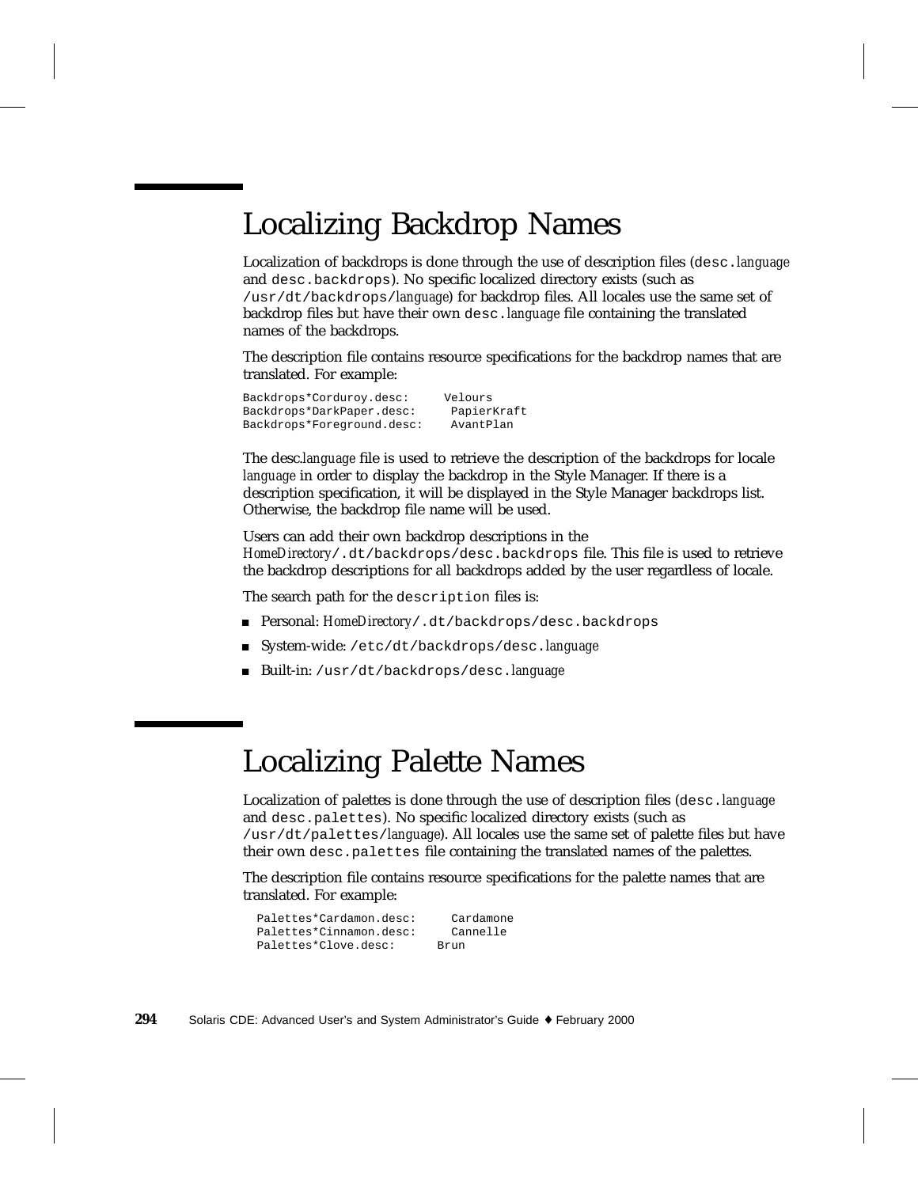# Localizing Backdrop Names

Localization of backdrops is done through the use of description files (`desc.`*language* and `desc.backdrops`). No specific localized directory exists (such as `/usr/dt/backdrops/`*language*) for backdrop files. All locales use the same set of backdrop files but have their own `desc.`*language* file containing the translated names of the backdrops.

The description file contains resource specifications for the backdrop names that are translated. For example:

```
Backdrops*Corduroy.desc:     Velours
Backdrops*DarkPaper.desc:     PapierKraft
Backdrops*Foreground.desc:    AvantPlan
```

The desc.*language* file is used to retrieve the description of the backdrops for locale *language* in order to display the backdrop in the Style Manager. If there is a description specification, it will be displayed in the Style Manager backdrops list. Otherwise, the backdrop file name will be used.

Users can add their own backdrop descriptions in the *HomeDirectory*`/.dt/backdrops/desc.backdrops` file. This file is used to retrieve the backdrop descriptions for all backdrops added by the user regardless of locale.

The search path for the `description` files is:

- Personal: *HomeDirectory*`/.dt/backdrops/desc.backdrops`
- System-wide: `/etc/dt/backdrops/desc.`*language*
- Built-in: `/usr/dt/backdrops/desc.`*language*

# Localizing Palette Names

Localization of palettes is done through the use of description files (`desc.`*language* and `desc.palettes`). No specific localized directory exists (such as `/usr/dt/palettes/`*language*). All locales use the same set of palette files but have their own `desc.palettes` file containing the translated names of the palettes.

The description file contains resource specifications for the palette names that are translated. For example:

```
Palettes*Cardamon.desc:     Cardamone
Palettes*Cinnamon.desc:     Cannelle
Palettes*Clove.desc:      Brun
```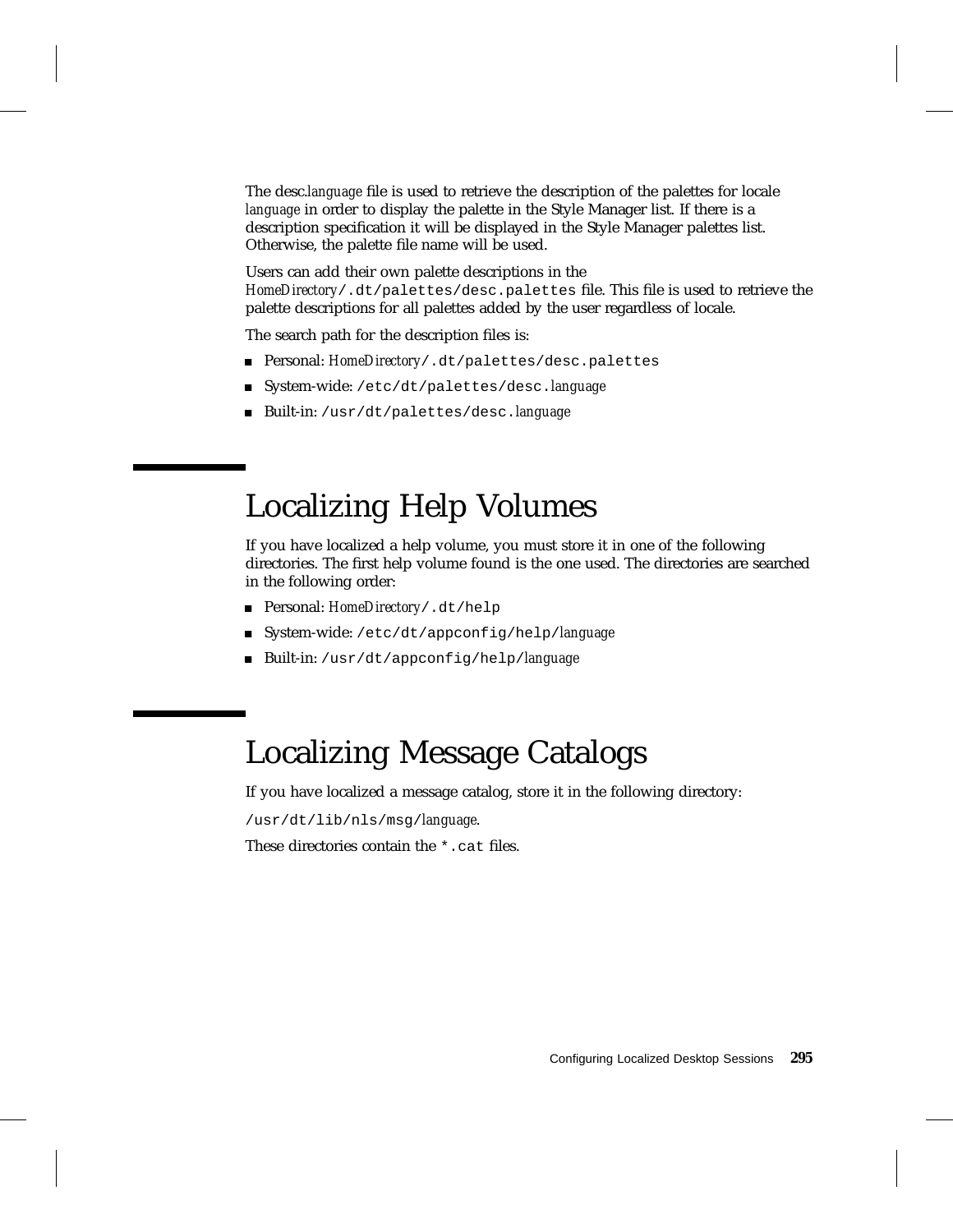The desc.*language* file is used to retrieve the description of the palettes for locale *language* in order to display the palette in the Style Manager list. If there is a description specification it will be displayed in the Style Manager palettes list. Otherwise, the palette file name will be used.

Users can add their own palette descriptions in the *HomeDirectory*`/.dt/palettes/desc.palettes` file. This file is used to retrieve the palette descriptions for all palettes added by the user regardless of locale.

The search path for the description files is:

- Personal: *HomeDirectory*`/.dt/palettes/desc.palettes`
- System-wide: `/etc/dt/palettes/desc.`*language*
- Built-in: `/usr/dt/palettes/desc.`*language*

# Localizing Help Volumes

If you have localized a help volume, you must store it in one of the following directories. The first help volume found is the one used. The directories are searched in the following order:

- Personal: *HomeDirectory*`/.dt/help`
- System-wide: `/etc/dt/appconfig/help/`*language*
- Built-in: `/usr/dt/appconfig/help/`*language*

# Localizing Message Catalogs

If you have localized a message catalog, store it in the following directory:

`/usr/dt/lib/nls/msg/`*language*.

These directories contain the `*.cat` files.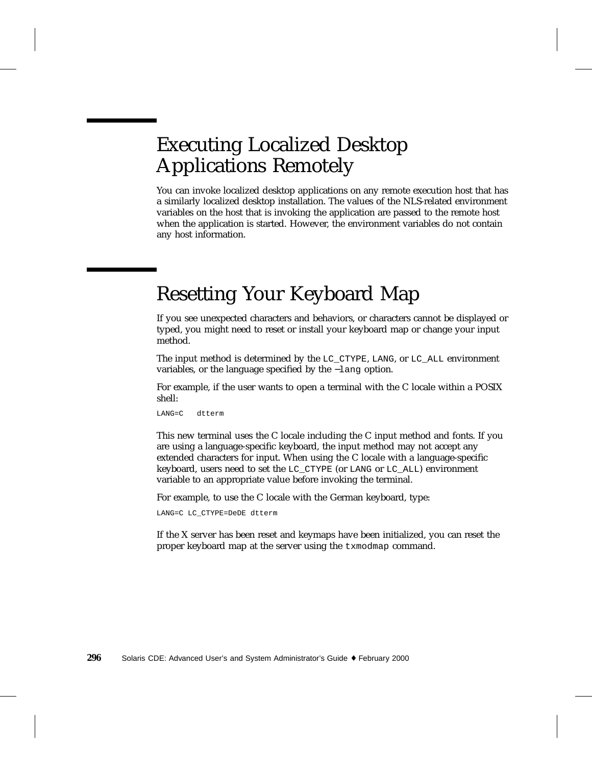## Executing Localized Desktop Applications Remotely

You can invoke localized desktop applications on any remote execution host that has a similarly localized desktop installation. The values of the NLS-related environment variables on the host that is invoking the application are passed to the remote host when the application is started. However, the environment variables do not contain any host information.

## Resetting Your Keyboard Map

If you see unexpected characters and behaviors, or characters cannot be displayed or typed, you might need to reset or install your keyboard map or change your input method.

The input method is determined by the `LC_CTYPE`, `LANG`, or `LC_ALL` environment variables, or the language specified by the `−lang` option.

For example, if the user wants to open a terminal with the C locale within a POSIX shell:

```
LANG=C   dtterm
```

This new terminal uses the C locale including the C input method and fonts. If you are using a language-specific keyboard, the input method may not accept any extended characters for input. When using the C locale with a language-specific keyboard, users need to set the `LC_CTYPE` (or `LANG` or `LC_ALL`) environment variable to an appropriate value before invoking the terminal.

For example, to use the C locale with the German keyboard, type:

```
LANG=C LC_CTYPE=DeDE dtterm
```

If the X server has been reset and keymaps have been initialized, you can reset the proper keyboard map at the server using the `txmodmap` command.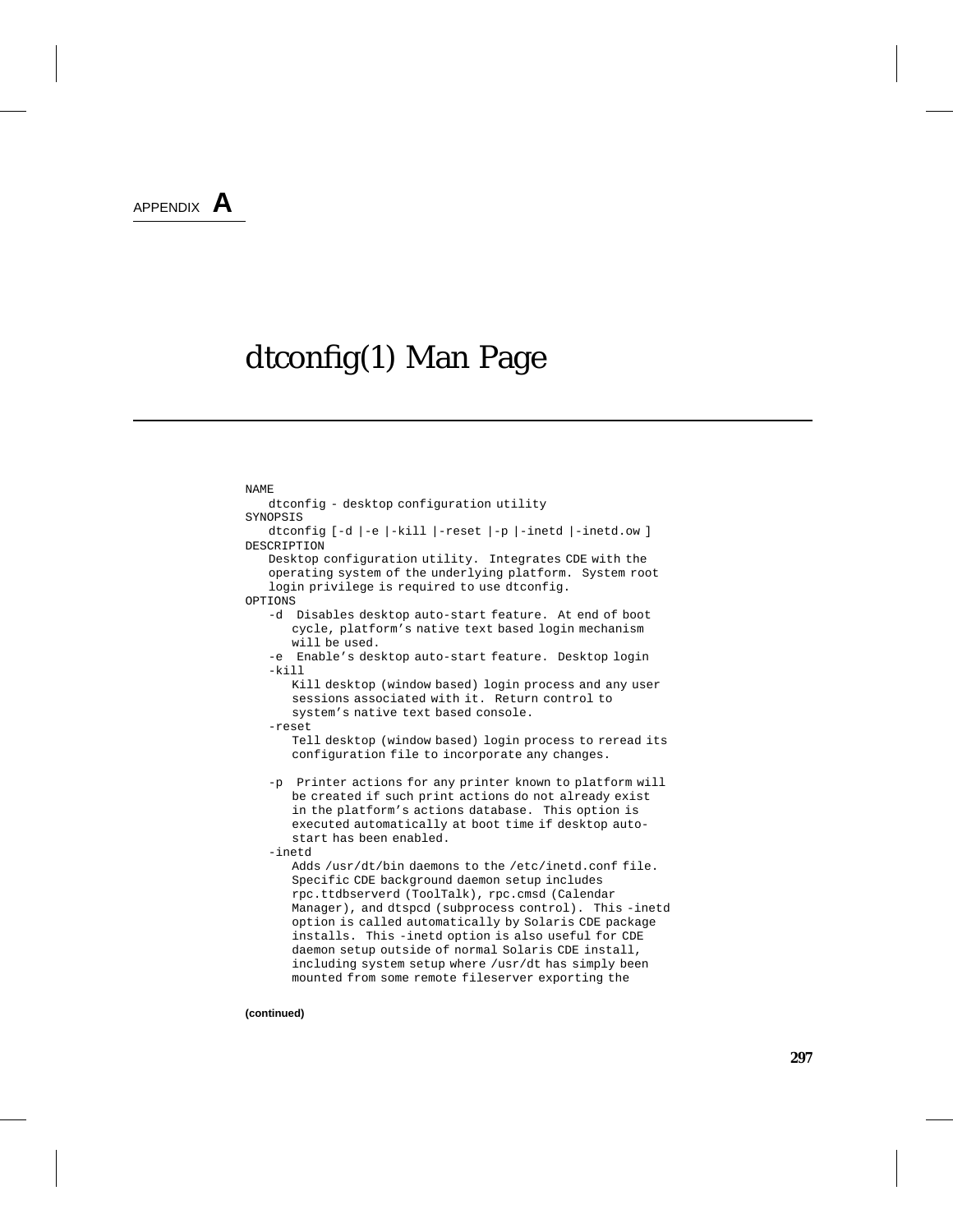APPENDIX **A**

# dtconfig(1) Man Page

```
NAME
    dtconfig - desktop configuration utility
SYNOPSIS
    dtconfig [-d |-e |-kill |-reset |-p |-inetd |-inetd.ow ]
DESCRIPTION
    Desktop configuration utility.  Integrates CDE with the
    operating system of the underlying platform.  System root
    login privilege is required to use dtconfig.
OPTIONS
    -d  Disables desktop auto-start feature.  At end of boot
        cycle, platform's native text based login mechanism
        will be used.
    -e  Enable's desktop auto-start feature.  Desktop login
    -kill
        Kill desktop (window based) login process and any user
        sessions associated with it.  Return control to
        system's native text based console.
    -reset
        Tell desktop (window based) login process to reread its
        configuration file to incorporate any changes.

    -p  Printer actions for any printer known to platform will
        be created if such print actions do not already exist
        in the platform's actions database.  This option is
        executed automatically at boot time if desktop auto-
        start has been enabled.
    -inetd
        Adds /usr/dt/bin daemons to the /etc/inetd.conf file.
        Specific CDE background daemon setup includes
        rpc.ttdbserverd (ToolTalk), rpc.cmsd (Calendar
        Manager), and dtspcd (subprocess control).  This -inetd
        option is called automatically by Solaris CDE package
        installs.  This -inetd option is also useful for CDE
        daemon setup outside of normal Solaris CDE install,
        including system setup where /usr/dt has simply been
        mounted from some remote fileserver exporting the
```

**(continued)**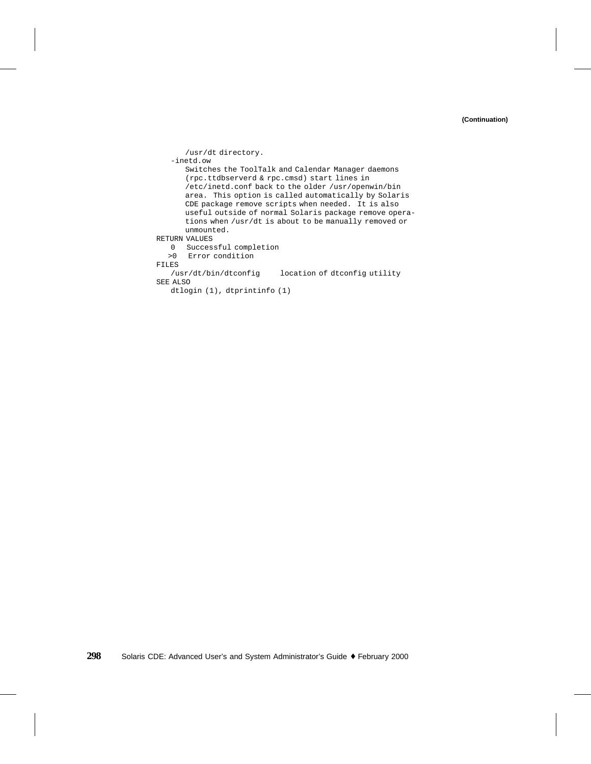(Continuation)

```
      /usr/dt directory.
   -inetd.ow
      Switches the ToolTalk and Calendar Manager daemons
      (rpc.ttdbserverd & rpc.cmsd) start lines in
      /etc/inetd.conf back to the older /usr/openwin/bin
      area.  This option is called automatically by Solaris
      CDE package remove scripts when needed.  It is also
      useful outside of normal Solaris package remove opera-
      tions when /usr/dt is about to be manually removed or
      unmounted.
RETURN VALUES
   0   Successful completion
  >0   Error condition
FILES
   /usr/dt/bin/dtconfig     location of dtconfig utility
SEE ALSO
   dtlogin (1), dtprintinfo (1)
```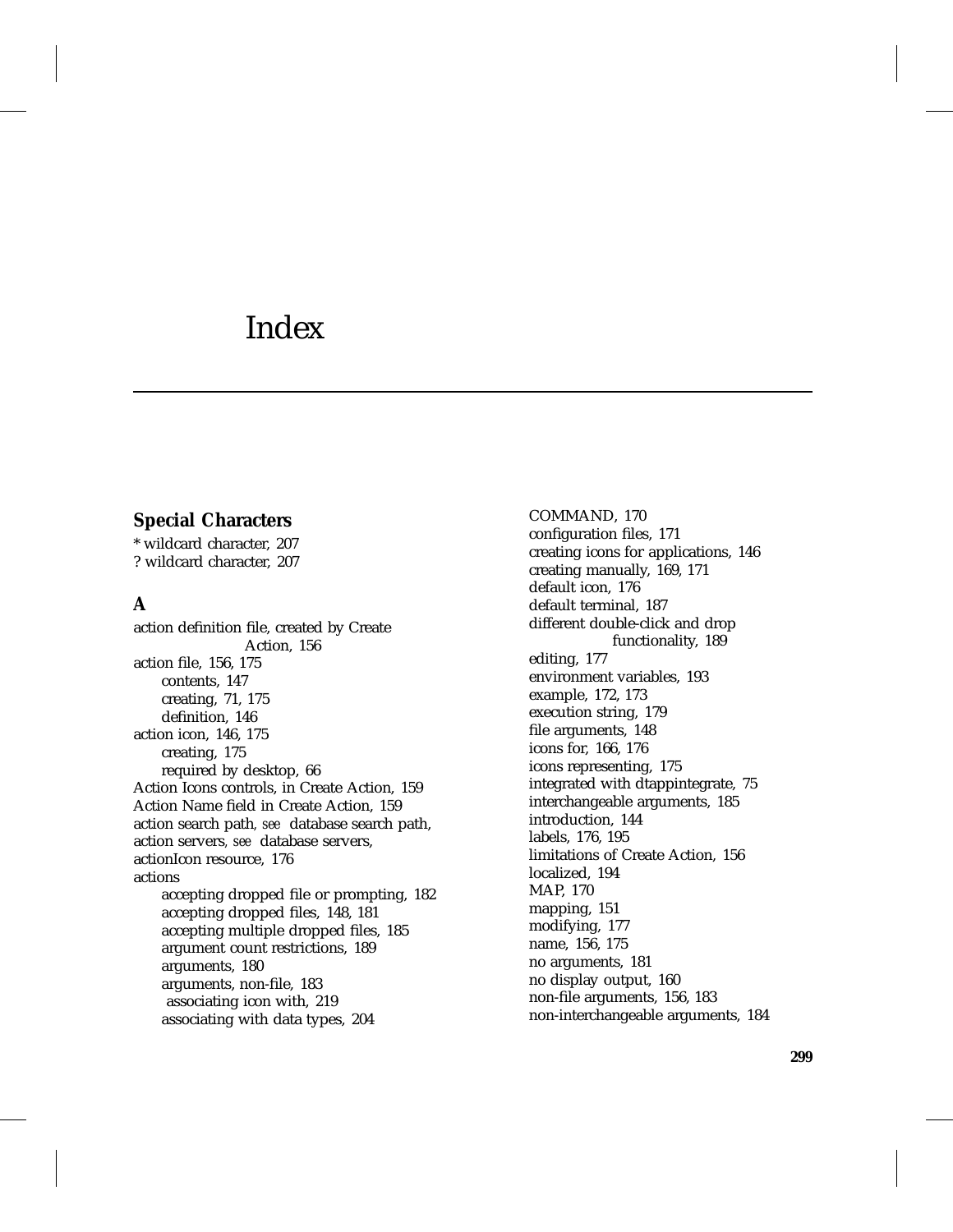# Index

## Special Characters

* wildcard character, 207
? wildcard character, 207

## A

action definition file, created by Create Action, 156
action file, 156, 175
  contents, 147
  creating, 71, 175
  definition, 146
action icon, 146, 175
  creating, 175
  required by desktop, 66
Action Icons controls, in Create Action, 159
Action Name field in Create Action, 159
action search path, *see* database search path,
action servers, *see* database servers,
actionIcon resource, 176
actions
  accepting dropped file or prompting, 182
  accepting dropped files, 148, 181
  accepting multiple dropped files, 185
  argument count restrictions, 189
  arguments, 180
  arguments, non-file, 183
  associating icon with, 219
  associating with data types, 204
  COMMAND, 170
  configuration files, 171
  creating icons for applications, 146
  creating manually, 169, 171
  default icon, 176
  default terminal, 187
  different double-click and drop functionality, 189
  editing, 177
  environment variables, 193
  example, 172, 173
  execution string, 179
  file arguments, 148
  icons for, 166, 176
  icons representing, 175
  integrated with dtappintegrate, 75
  interchangeable arguments, 185
  introduction, 144
  labels, 176, 195
  limitations of Create Action, 156
  localized, 194
  MAP, 170
  mapping, 151
  modifying, 177
  name, 156, 175
  no arguments, 181
  no display output, 160
  non-file arguments, 156, 183
  non-interchangeable arguments, 184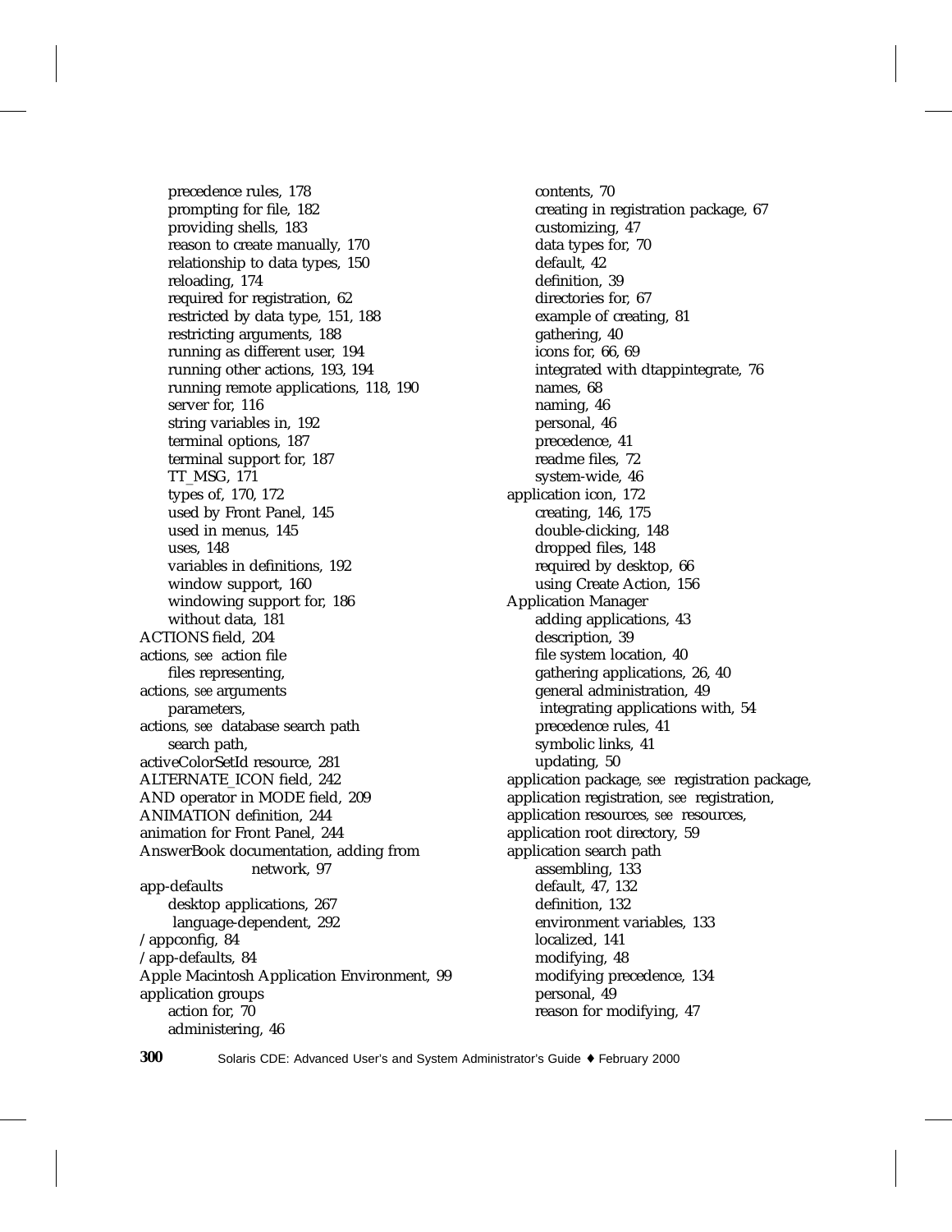- precedence rules, 178
- prompting for file, 182
- providing shells, 183
- reason to create manually, 170
- relationship to data types, 150
- reloading, 174
- required for registration, 62
- restricted by data type, 151, 188
- restricting arguments, 188
- running as different user, 194
- running other actions, 193, 194
- running remote applications, 118, 190
- server for, 116
- string variables in, 192
- terminal options, 187
- terminal support for, 187
- TT_MSG, 171
- types of, 170, 172
- used by Front Panel, 145
- used in menus, 145
- uses, 148
- variables in definitions, 192
- window support, 160
- windowing support for, 186
- without data, 181

ACTIONS field, 204

actions, *see* action file
- files representing,

actions, *see* arguments
- parameters,

actions, *see* database search path
- search path,

activeColorSetId resource, 281

ALTERNATE_ICON field, 242

AND operator in MODE field, 209

ANIMATION definition, 244

animation for Front Panel, 244

AnswerBook documentation, adding from network, 97

app-defaults
- desktop applications, 267
- language-dependent, 292

/appconfig, 84

/app-defaults, 84

Apple Macintosh Application Environment, 99

application groups
- action for, 70
- administering, 46
- contents, 70
- creating in registration package, 67
- customizing, 47
- data types for, 70
- default, 42
- definition, 39
- directories for, 67
- example of creating, 81
- gathering, 40
- icons for, 66, 69
- integrated with dtappintegrate, 76
- names, 68
- naming, 46
- personal, 46
- precedence, 41
- readme files, 72
- system-wide, 46

application icon, 172
- creating, 146, 175
- double-clicking, 148
- dropped files, 148
- required by desktop, 66
- using Create Action, 156

Application Manager
- adding applications, 43
- description, 39
- file system location, 40
- gathering applications, 26, 40
- general administration, 49
- integrating applications with, 54
- precedence rules, 41
- symbolic links, 41
- updating, 50

application package, *see* registration package,

application registration, *see* registration,

application resources, *see* resources,

application root directory, 59

application search path
- assembling, 133
- default, 47, 132
- definition, 132
- environment variables, 133
- localized, 141
- modifying, 48
- modifying precedence, 134
- personal, 49
- reason for modifying, 47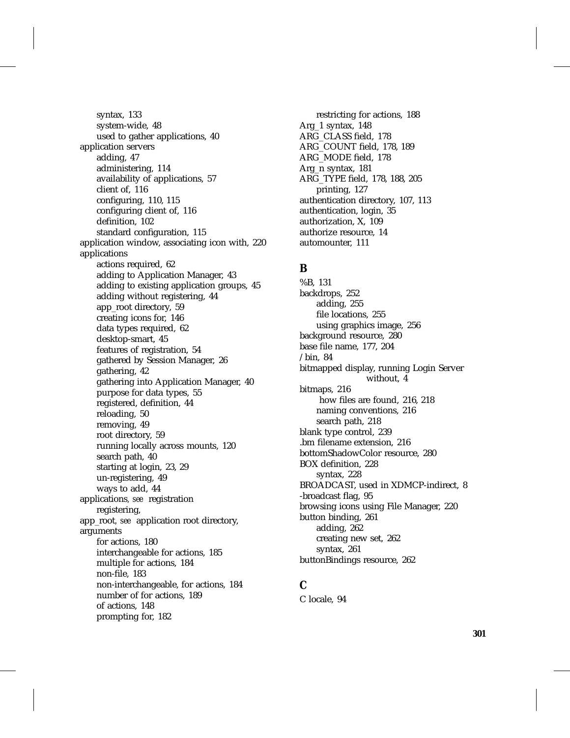syntax, 133
system-wide, 48
used to gather applications, 40

application servers
adding, 47
administering, 114
availability of applications, 57
client of, 116
configuring, 110, 115
configuring client of, 116
definition, 102
standard configuration, 115

application window, associating icon with, 220

applications
actions required, 62
adding to Application Manager, 43
adding to existing application groups, 45
adding without registering, 44
app_root directory, 59
creating icons for, 146
data types required, 62
desktop-smart, 45
features of registration, 54
gathered by Session Manager, 26
gathering, 42
gathering into Application Manager, 40
purpose for data types, 55
registered, definition, 44
reloading, 50
removing, 49
root directory, 59
running locally across mounts, 120
search path, 40
starting at login, 23, 29
un-registering, 49
ways to add, 44

applications, *see* registration
registering,

app_root, *see* application root directory,

arguments
for actions, 180
interchangeable for actions, 185
multiple for actions, 184
non-file, 183
non-interchangeable, for actions, 184
number of for actions, 189
of actions, 148
prompting for, 182
restricting for actions, 188

Arg_1 syntax, 148
ARG_CLASS field, 178
ARG_COUNT field, 178, 189
ARG_MODE field, 178
Arg_n syntax, 181
ARG_TYPE field, 178, 188, 205
printing, 127
authentication directory, 107, 113
authentication, login, 35
authorization, X, 109
authorize resource, 14
automounter, 111

## B

%B, 131
backdrops, 252
adding, 255
file locations, 255
using graphics image, 256
background resource, 280
base file name, 177, 204
/bin, 84
bitmapped display, running Login Server without, 4
bitmaps, 216
how files are found, 216, 218
naming conventions, 216
search path, 218
blank type control, 239
.bm filename extension, 216
bottomShadowColor resource, 280
BOX definition, 228
syntax, 228
BROADCAST, used in XDMCP-indirect, 8
-broadcast flag, 95
browsing icons using File Manager, 220
button binding, 261
adding, 262
creating new set, 262
syntax, 261
buttonBindings resource, 262

## C

C locale, 94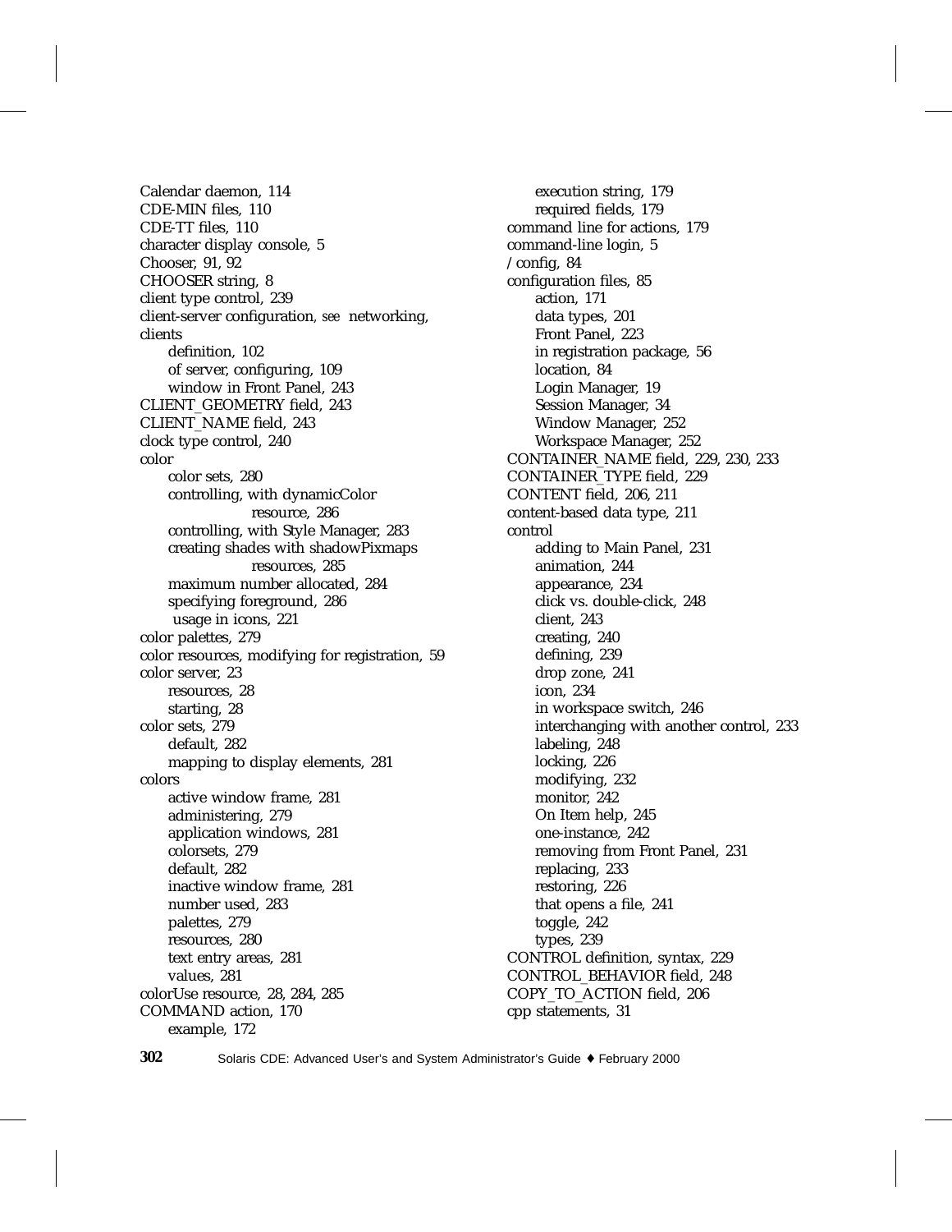Calendar daemon, 114
CDE-MIN files, 110
CDE-TT files, 110
character display console, 5
Chooser, 91, 92
CHOOSER string, 8
client type control, 239
client-server configuration, *see* networking, clients
- definition, 102
- of server, configuring, 109
- window in Front Panel, 243

CLIENT_GEOMETRY field, 243
CLIENT_NAME field, 243
clock type control, 240
color
- color sets, 280
- controlling, with dynamicColor resource, 286
- controlling, with Style Manager, 283
- creating shades with shadowPixmaps resources, 285
- maximum number allocated, 284
- specifying foreground, 286
- usage in icons, 221

color palettes, 279
color resources, modifying for registration, 59
color server, 23
- resources, 28
- starting, 28

color sets, 279
- default, 282
- mapping to display elements, 281

colors
- active window frame, 281
- administering, 279
- application windows, 281
- colorsets, 279
- default, 282
- inactive window frame, 281
- number used, 283
- palettes, 279
- resources, 280
- text entry areas, 281
- values, 281

colorUse resource, 28, 284, 285
COMMAND action, 170
- example, 172
- execution string, 179
- required fields, 179

command line for actions, 179
command-line login, 5
/config, 84
configuration files, 85
- action, 171
- data types, 201
- Front Panel, 223
- in registration package, 56
- location, 84
- Login Manager, 19
- Session Manager, 34
- Window Manager, 252
- Workspace Manager, 252

CONTAINER_NAME field, 229, 230, 233
CONTAINER_TYPE field, 229
CONTENT field, 206, 211
content-based data type, 211
control
- adding to Main Panel, 231
- animation, 244
- appearance, 234
- click vs. double-click, 248
- client, 243
- creating, 240
- defining, 239
- drop zone, 241
- icon, 234
- in workspace switch, 246
- interchanging with another control, 233
- labeling, 248
- locking, 226
- modifying, 232
- monitor, 242
- On Item help, 245
- one-instance, 242
- removing from Front Panel, 231
- replacing, 233
- restoring, 226
- that opens a file, 241
- toggle, 242
- types, 239

CONTROL definition, syntax, 229
CONTROL_BEHAVIOR field, 248
COPY_TO_ACTION field, 206
cpp statements, 31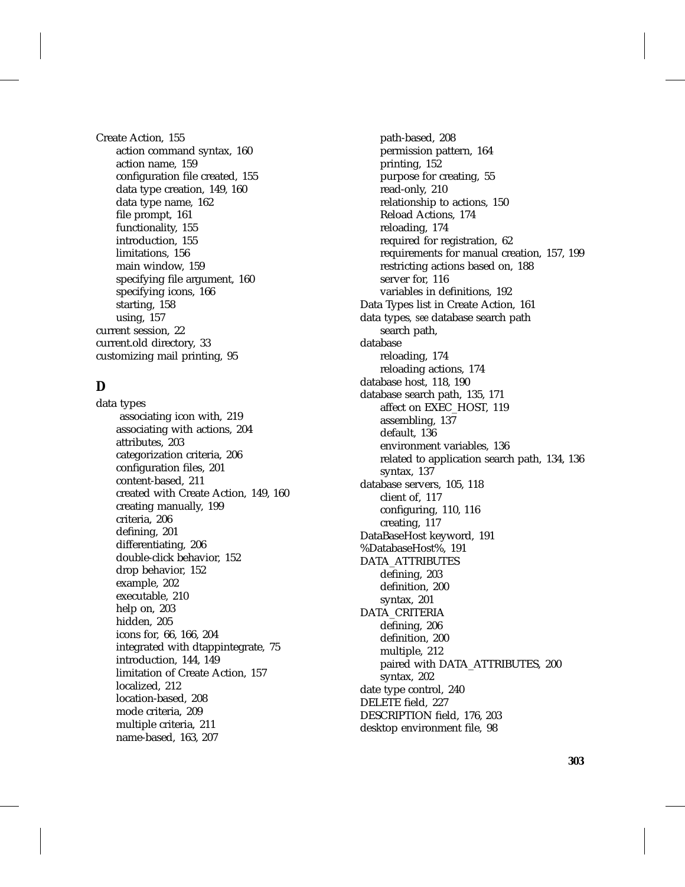Create Action, 155
- action command syntax, 160
- action name, 159
- configuration file created, 155
- data type creation, 149, 160
- data type name, 162
- file prompt, 161
- functionality, 155
- introduction, 155
- limitations, 156
- main window, 159
- specifying file argument, 160
- specifying icons, 166
- starting, 158
- using, 157

current session, 22
current.old directory, 33
customizing mail printing, 95

## D

data types
- associating icon with, 219
- associating with actions, 204
- attributes, 203
- categorization criteria, 206
- configuration files, 201
- content-based, 211
- created with Create Action, 149, 160
- creating manually, 199
- criteria, 206
- defining, 201
- differentiating, 206
- double-click behavior, 152
- drop behavior, 152
- example, 202
- executable, 210
- help on, 203
- hidden, 205
- icons for, 66, 166, 204
- integrated with dtappintegrate, 75
- introduction, 144, 149
- limitation of Create Action, 157
- localized, 212
- location-based, 208
- mode criteria, 209
- multiple criteria, 211
- name-based, 163, 207
- path-based, 208
- permission pattern, 164
- printing, 152
- purpose for creating, 55
- read-only, 210
- relationship to actions, 150
- Reload Actions, 174
- reloading, 174
- required for registration, 62
- requirements for manual creation, 157, 199
- restricting actions based on, 188
- server for, 116
- variables in definitions, 192

Data Types list in Create Action, 161
data types, *see* database search path
- search path,

database
- reloading, 174
- reloading actions, 174

database host, 118, 190
database search path, 135, 171
- affect on EXEC_HOST, 119
- assembling, 137
- default, 136
- environment variables, 136
- related to application search path, 134, 136
- syntax, 137

database servers, 105, 118
- client of, 117
- configuring, 110, 116
- creating, 117

DataBaseHost keyword, 191
%DatabaseHost%, 191
DATA_ATTRIBUTES
- defining, 203
- definition, 200
- syntax, 201

DATA_CRITERIA
- defining, 206
- definition, 200
- multiple, 212
- paired with DATA_ATTRIBUTES, 200
- syntax, 202

date type control, 240
DELETE field, 227
DESCRIPTION field, 176, 203
desktop environment file, 98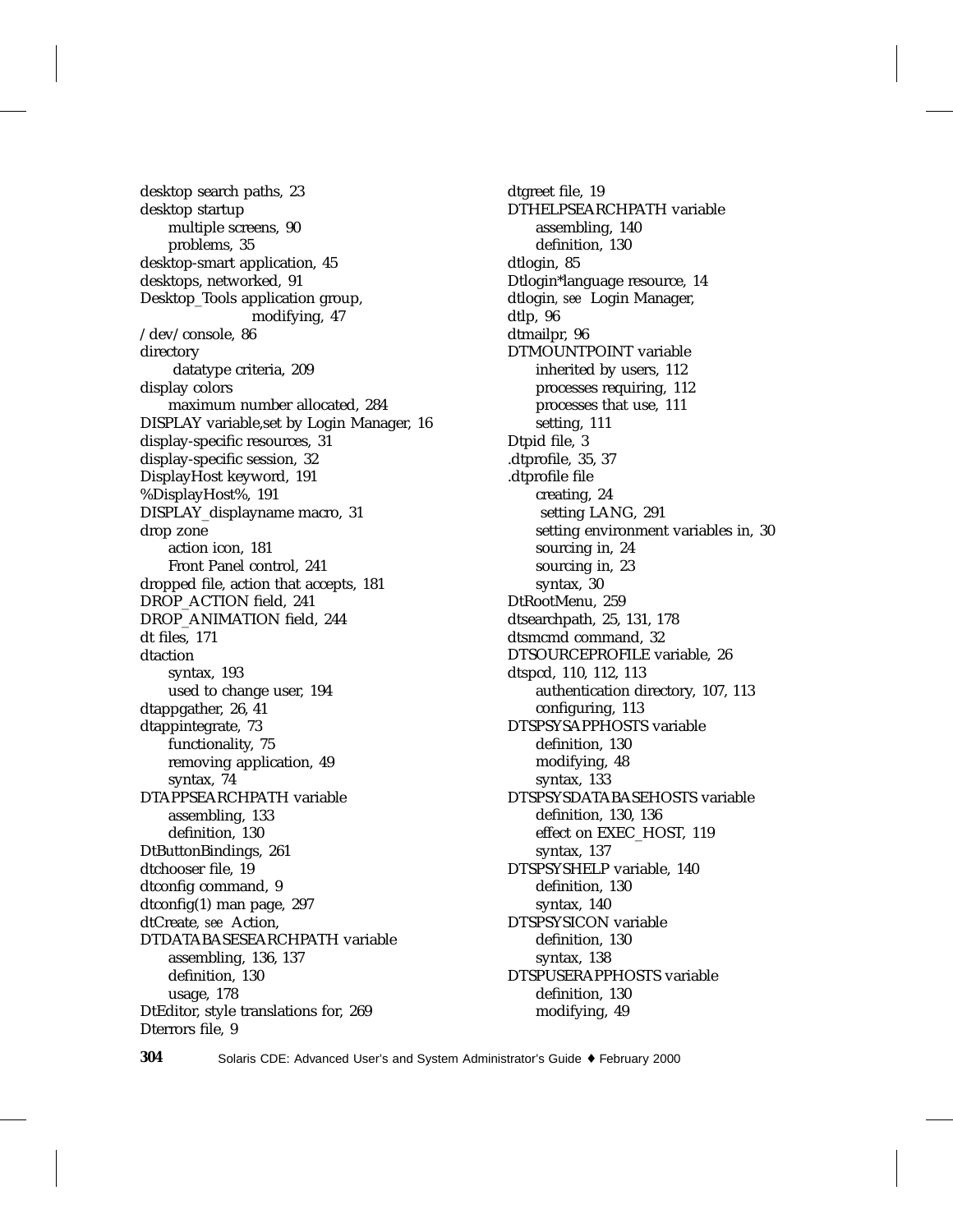desktop search paths, 23
desktop startup
  multiple screens, 90
  problems, 35
desktop-smart application, 45
desktops, networked, 91
Desktop_Tools application group, modifying, 47
/dev/console, 86
directory
  datatype criteria, 209
display colors
  maximum number allocated, 284
DISPLAY variable,set by Login Manager, 16
display-specific resources, 31
display-specific session, 32
DisplayHost keyword, 191
%DisplayHost%, 191
DISPLAY_displayname macro, 31
drop zone
  action icon, 181
  Front Panel control, 241
dropped file, action that accepts, 181
DROP_ACTION field, 241
DROP_ANIMATION field, 244
dt files, 171
dtaction
  syntax, 193
  used to change user, 194
dtappgather, 26, 41
dtappintegrate, 73
  functionality, 75
  removing application, 49
  syntax, 74
DTAPPSEARCHPATH variable
  assembling, 133
  definition, 130
DtButtonBindings, 261
dtchooser file, 19
dtconfig command, 9
dtconfig(1) man page, 297
dtCreate, *see* Action,
DTDATABASESEARCHPATH variable
  assembling, 136, 137
  definition, 130
  usage, 178
DtEditor, style translations for, 269
Dterrors file, 9
dtgreet file, 19
DTHELPSEARCHPATH variable
  assembling, 140
  definition, 130
dtlogin, 85
Dtlogin*language resource, 14
dtlogin, *see* Login Manager,
dtlp, 96
dtmailpr, 96
DTMOUNTPOINT variable
  inherited by users, 112
  processes requiring, 112
  processes that use, 111
  setting, 111
Dtpid file, 3
.dtprofile, 35, 37
.dtprofile file
  creating, 24
  setting LANG, 291
  setting environment variables in, 30
  sourcing in, 24
  sourcing in, 23
  syntax, 30
DtRootMenu, 259
dtsearchpath, 25, 131, 178
dtsmcmd command, 32
DTSOURCEPROFILE variable, 26
dtspcd, 110, 112, 113
  authentication directory, 107, 113
  configuring, 113
DTSPSYSAPPHOSTS variable
  definition, 130
  modifying, 48
  syntax, 133
DTSPSYSDATABASEHOSTS variable
  definition, 130, 136
  effect on EXEC_HOST, 119
  syntax, 137
DTSPSYSHELP variable, 140
  definition, 130
  syntax, 140
DTSPSYSICON variable
  definition, 130
  syntax, 138
DTSPUSERAPPHOSTS variable
  definition, 130
  modifying, 49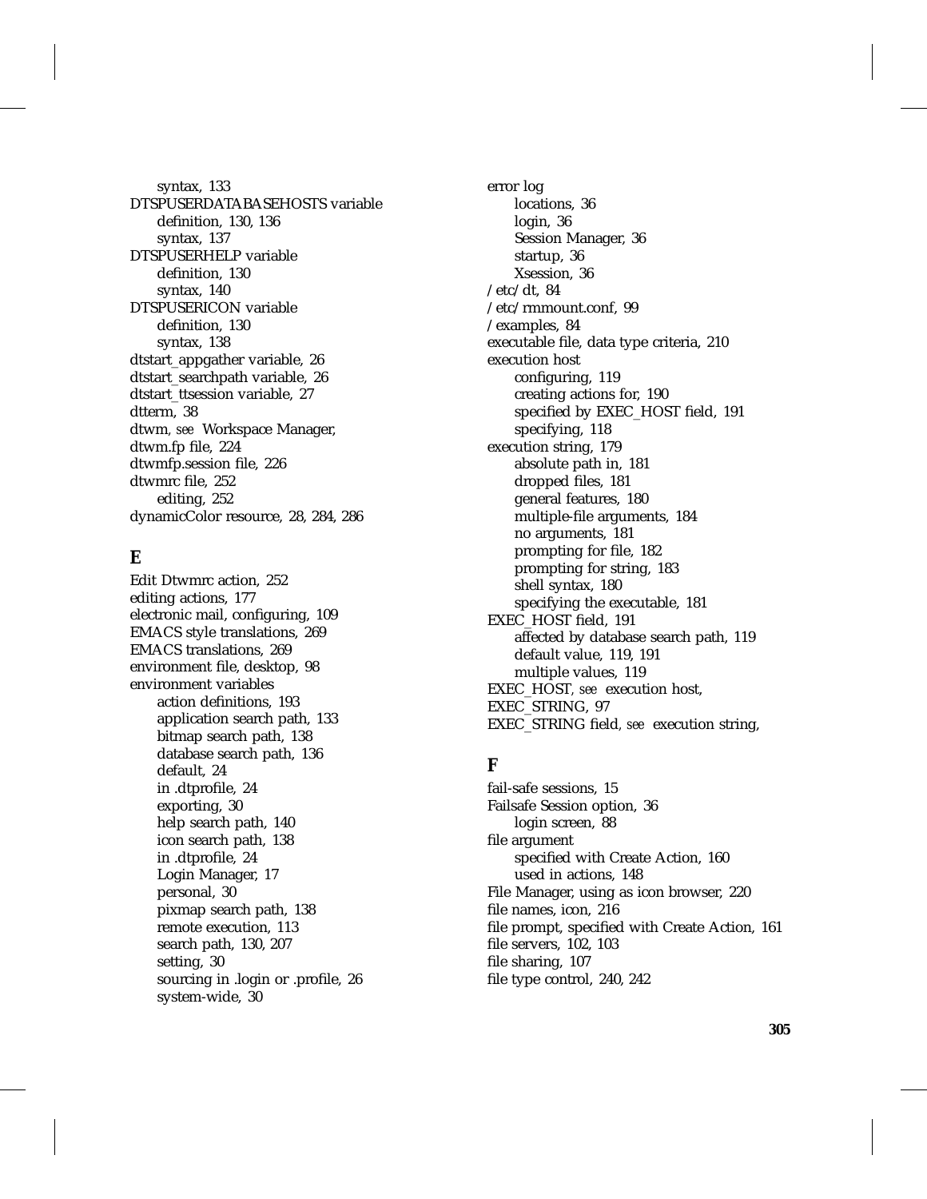- syntax, 133

DTSPUSERDATABASEHOSTS variable
- definition, 130, 136
- syntax, 137

DTSPUSERHELP variable
- definition, 130
- syntax, 140

DTSPUSERICON variable
- definition, 130
- syntax, 138

dtstart_appgather variable, 26
dtstart_searchpath variable, 26
dtstart_ttsession variable, 27
dtterm, 38
dtwm, *see* Workspace Manager,
dtwm.fp file, 224
dtwmfp.session file, 226
dtwmrc file, 252
- editing, 252

dynamicColor resource, 28, 284, 286

## E

Edit Dtwmrc action, 252
editing actions, 177
electronic mail, configuring, 109
EMACS style translations, 269
EMACS translations, 269
environment file, desktop, 98
environment variables
- action definitions, 193
- application search path, 133
- bitmap search path, 138
- database search path, 136
- default, 24
- in .dtprofile, 24
- exporting, 30
- help search path, 140
- icon search path, 138
- in .dtprofile, 24
- Login Manager, 17
- personal, 30
- pixmap search path, 138
- remote execution, 113
- search path, 130, 207
- setting, 30
- sourcing in .login or .profile, 26
- system-wide, 30

error log
- locations, 36
- login, 36
- Session Manager, 36
- startup, 36
- Xsession, 36

/etc/dt, 84
/etc/rmmount.conf, 99
/examples, 84
executable file, data type criteria, 210
execution host
- configuring, 119
- creating actions for, 190
- specified by EXEC_HOST field, 191
- specifying, 118

execution string, 179
- absolute path in, 181
- dropped files, 181
- general features, 180
- multiple-file arguments, 184
- no arguments, 181
- prompting for file, 182
- prompting for string, 183
- shell syntax, 180
- specifying the executable, 181

EXEC_HOST field, 191
- affected by database search path, 119
- default value, 119, 191
- multiple values, 119

EXEC_HOST, *see* execution host,
EXEC_STRING, 97
EXEC_STRING field, *see* execution string,

## F

fail-safe sessions, 15
Failsafe Session option, 36
- login screen, 88

file argument
- specified with Create Action, 160
- used in actions, 148

File Manager, using as icon browser, 220
file names, icon, 216
file prompt, specified with Create Action, 161
file servers, 102, 103
file sharing, 107
file type control, 240, 242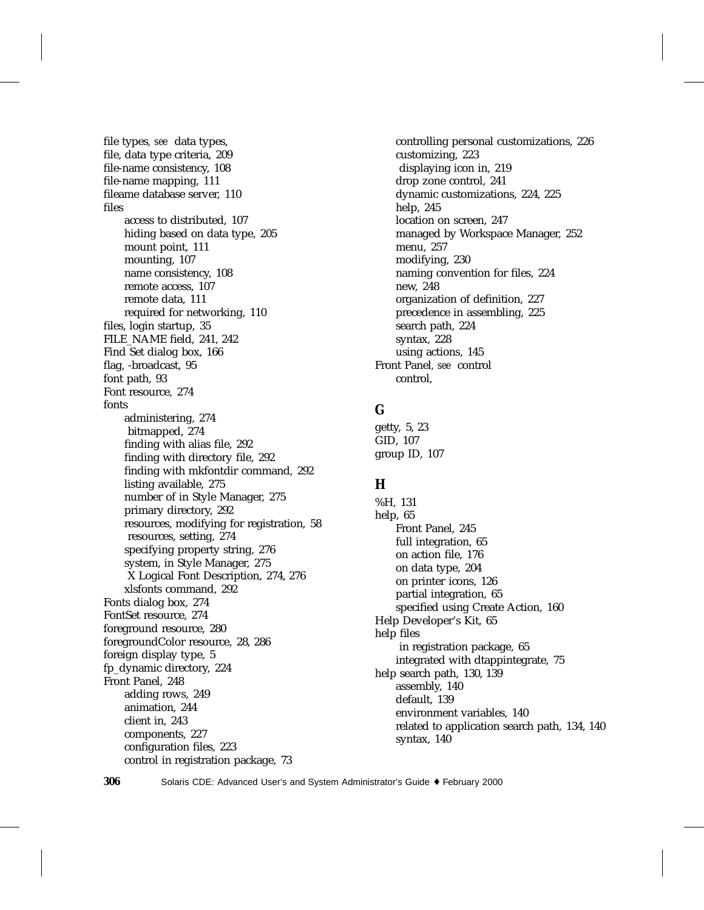file types, *see* data types,
file, data type criteria, 209
file-name consistency, 108
file-name mapping, 111
fileame database server, 110
files
  access to distributed, 107
  hiding based on data type, 205
  mount point, 111
  mounting, 107
  name consistency, 108
  remote access, 107
  remote data, 111
  required for networking, 110
files, login startup, 35
FILE_NAME field, 241, 242
Find Set dialog box, 166
flag, -broadcast, 95
font path, 93
Font resource, 274
fonts
  administering, 274
  bitmapped, 274
  finding with alias file, 292
  finding with directory file, 292
  finding with mkfontdir command, 292
  listing available, 275
  number of in Style Manager, 275
  primary directory, 292
  resources, modifying for registration, 58
  resources, setting, 274
  specifying property string, 276
  system, in Style Manager, 275
  X Logical Font Description, 274, 276
  xlsfonts command, 292
Fonts dialog box, 274
FontSet resource, 274
foreground resource, 280
foregroundColor resource, 28, 286
foreign display type, 5
fp_dynamic directory, 224
Front Panel, 248
  adding rows, 249
  animation, 244
  client in, 243
  components, 227
  configuration files, 223
  control in registration package, 73
  controlling personal customizations, 226
  customizing, 223
  displaying icon in, 219
  drop zone control, 241
  dynamic customizations, 224, 225
  help, 245
  location on screen, 247
  managed by Workspace Manager, 252
  menu, 257
  modifying, 230
  naming convention for files, 224
  new, 248
  organization of definition, 227
  precedence in assembling, 225
  search path, 224
  syntax, 228
  using actions, 145
Front Panel, *see* control
  control,

## G

getty, 5, 23
GID, 107
group ID, 107

## H

%H, 131
help, 65
  Front Panel, 245
  full integration, 65
  on action file, 176
  on data type, 204
  on printer icons, 126
  partial integration, 65
  specified using Create Action, 160
Help Developer's Kit, 65
help files
  in registration package, 65
  integrated with dtappintegrate, 75
help search path, 130, 139
  assembly, 140
  default, 139
  environment variables, 140
  related to application search path, 134, 140
  syntax, 140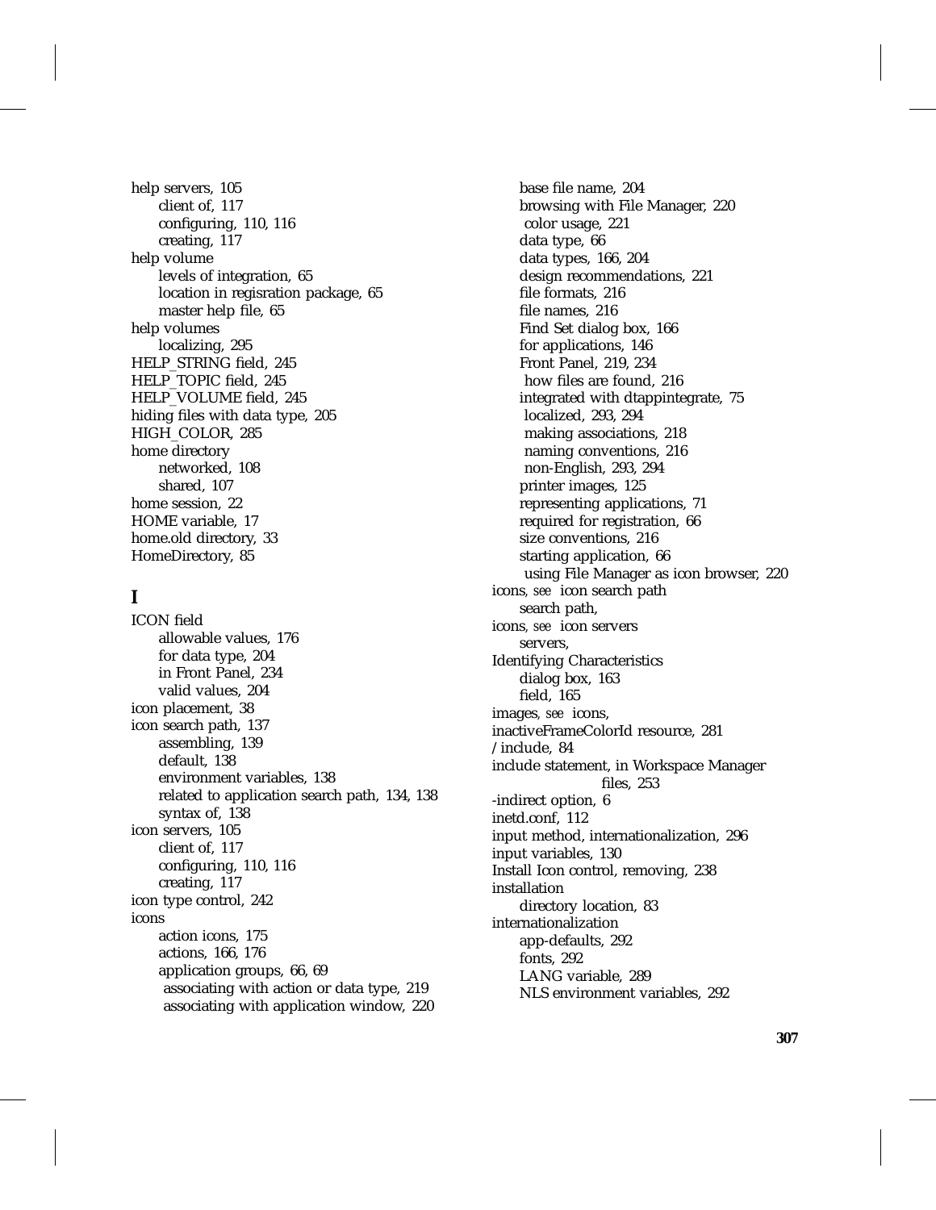help servers, 105
  client of, 117
  configuring, 110, 116
  creating, 117
help volume
  levels of integration, 65
  location in regisration package, 65
  master help file, 65
help volumes
  localizing, 295
HELP_STRING field, 245
HELP_TOPIC field, 245
HELP_VOLUME field, 245
hiding files with data type, 205
HIGH_COLOR, 285
home directory
  networked, 108
  shared, 107
home session, 22
HOME variable, 17
home.old directory, 33
HomeDirectory, 85

## I

ICON field
  allowable values, 176
  for data type, 204
  in Front Panel, 234
  valid values, 204
icon placement, 38
icon search path, 137
  assembling, 139
  default, 138
  environment variables, 138
  related to application search path, 134, 138
  syntax of, 138
icon servers, 105
  client of, 117
  configuring, 110, 116
  creating, 117
icon type control, 242
icons
  action icons, 175
  actions, 166, 176
  application groups, 66, 69
  associating with action or data type, 219
  associating with application window, 220
  base file name, 204
  browsing with File Manager, 220
  color usage, 221
  data type, 66
  data types, 166, 204
  design recommendations, 221
  file formats, 216
  file names, 216
  Find Set dialog box, 166
  for applications, 146
  Front Panel, 219, 234
  how files are found, 216
  integrated with dtappintegrate, 75
  localized, 293, 294
  making associations, 218
  naming conventions, 216
  non-English, 293, 294
  printer images, 125
  representing applications, 71
  required for registration, 66
  size conventions, 216
  starting application, 66
  using File Manager as icon browser, 220
icons, *see* icon search path
  search path,
icons, *see* icon servers
  servers,
Identifying Characteristics
  dialog box, 163
  field, 165
images, *see* icons,
inactiveFrameColorId resource, 281
/include, 84
include statement, in Workspace Manager
    files, 253
-indirect option, 6
inetd.conf, 112
input method, internationalization, 296
input variables, 130
Install Icon control, removing, 238
installation
  directory location, 83
internationalization
  app-defaults, 292
  fonts, 292
  LANG variable, 289
  NLS environment variables, 292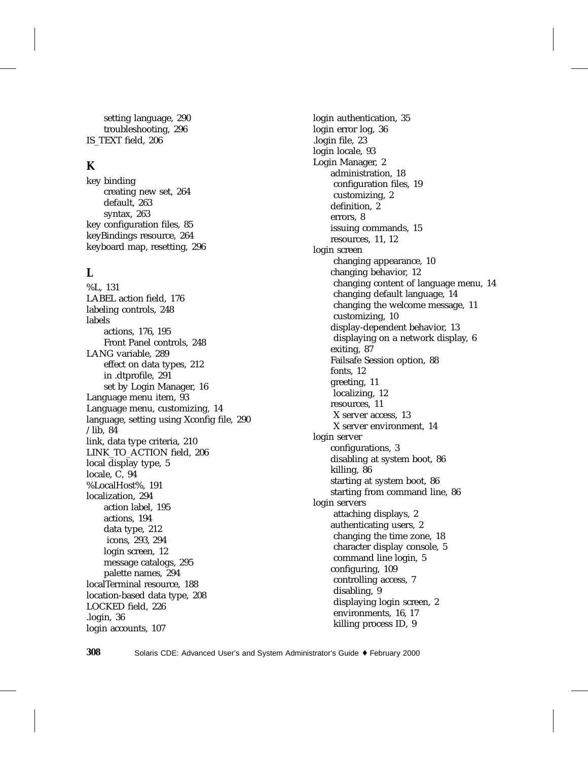setting language, 290
troubleshooting, 296

IS_TEXT field, 206

## K

key binding
- creating new set, 264
- default, 263
- syntax, 263

key configuration files, 85
keyBindings resource, 264
keyboard map, resetting, 296

## L

%L, 131
LABEL action field, 176
labeling controls, 248
labels
- actions, 176, 195
- Front Panel controls, 248

LANG variable, 289
- effect on data types, 212
- in .dtprofile, 291
- set by Login Manager, 16

Language menu item, 93
Language menu, customizing, 14
language, setting using Xconfig file, 290
/lib, 84
link, data type criteria, 210
LINK_TO_ACTION field, 206
local display type, 5
locale, C, 94
%LocalHost%, 191
localization, 294
- action label, 195
- actions, 194
- data type, 212
- icons, 293, 294
- login screen, 12
- message catalogs, 295
- palette names, 294

localTerminal resource, 188
location-based data type, 208
LOCKED field, 226
.login, 36
login accounts, 107
login authentication, 35
login error log, 36
.login file, 23
login locale, 93
Login Manager, 2
- administration, 18
- configuration files, 19
- customizing, 2
- definition, 2
- errors, 8
- issuing commands, 15
- resources, 11, 12

login screen
- changing appearance, 10
- changing behavior, 12
- changing content of language menu, 14
- changing default language, 14
- changing the welcome message, 11
- customizing, 10
- display-dependent behavior, 13
- displaying on a network display, 6
- exiting, 87
- Failsafe Session option, 88
- fonts, 12
- greeting, 11
- localizing, 12
- resources, 11
- X server access, 13
- X server environment, 14

login server
- configurations, 3
- disabling at system boot, 86
- killing, 86
- starting at system boot, 86
- starting from command line, 86

login servers
- attaching displays, 2
- authenticating users, 2
- changing the time zone, 18
- character display console, 5
- command line login, 5
- configuring, 109
- controlling access, 7
- disabling, 9
- displaying login screen, 2
- environments, 16, 17
- killing process ID, 9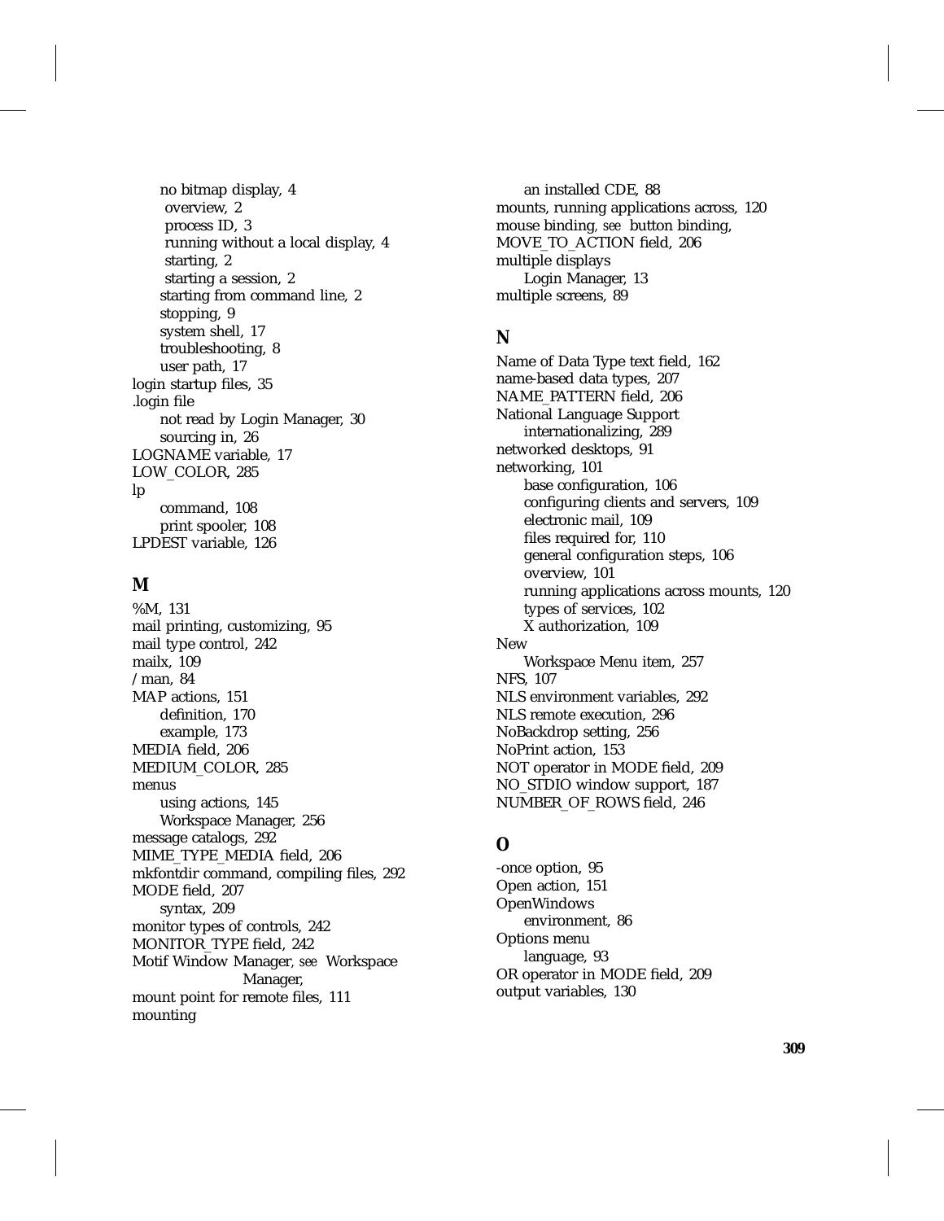no bitmap display, 4
  overview, 2
  process ID, 3
  running without a local display, 4
  starting, 2
  starting a session, 2
  starting from command line, 2
  stopping, 9
  system shell, 17
  troubleshooting, 8
  user path, 17

login startup files, 35

.login file
  not read by Login Manager, 30
  sourcing in, 26

LOGNAME variable, 17

LOW_COLOR, 285

lp
  command, 108
  print spooler, 108

LPDEST variable, 126

## M

%M, 131

mail printing, customizing, 95

mail type control, 242

mailx, 109

/man, 84

MAP actions, 151
  definition, 170
  example, 173

MEDIA field, 206

MEDIUM_COLOR, 285

menus
  using actions, 145
  Workspace Manager, 256

message catalogs, 292

MIME_TYPE_MEDIA field, 206

mkfontdir command, compiling files, 292

MODE field, 207
  syntax, 209

monitor types of controls, 242

MONITOR_TYPE field, 242

Motif Window Manager, *see* Workspace Manager,

mount point for remote files, 111

mounting
  an installed CDE, 88

mounts, running applications across, 120

mouse binding, *see* button binding,

MOVE_TO_ACTION field, 206

multiple displays
  Login Manager, 13

multiple screens, 89

## N

Name of Data Type text field, 162

name-based data types, 207

NAME_PATTERN field, 206

National Language Support
  internationalizing, 289

networked desktops, 91

networking, 101
  base configuration, 106
  configuring clients and servers, 109
  electronic mail, 109
  files required for, 110
  general configuration steps, 106
  overview, 101
  running applications across mounts, 120
  types of services, 102
  X authorization, 109

New
  Workspace Menu item, 257

NFS, 107

NLS environment variables, 292

NLS remote execution, 296

NoBackdrop setting, 256

NoPrint action, 153

NOT operator in MODE field, 209

NO_STDIO window support, 187

NUMBER_OF_ROWS field, 246

## O

-once option, 95

Open action, 151

OpenWindows
  environment, 86

Options menu
  language, 93

OR operator in MODE field, 209

output variables, 130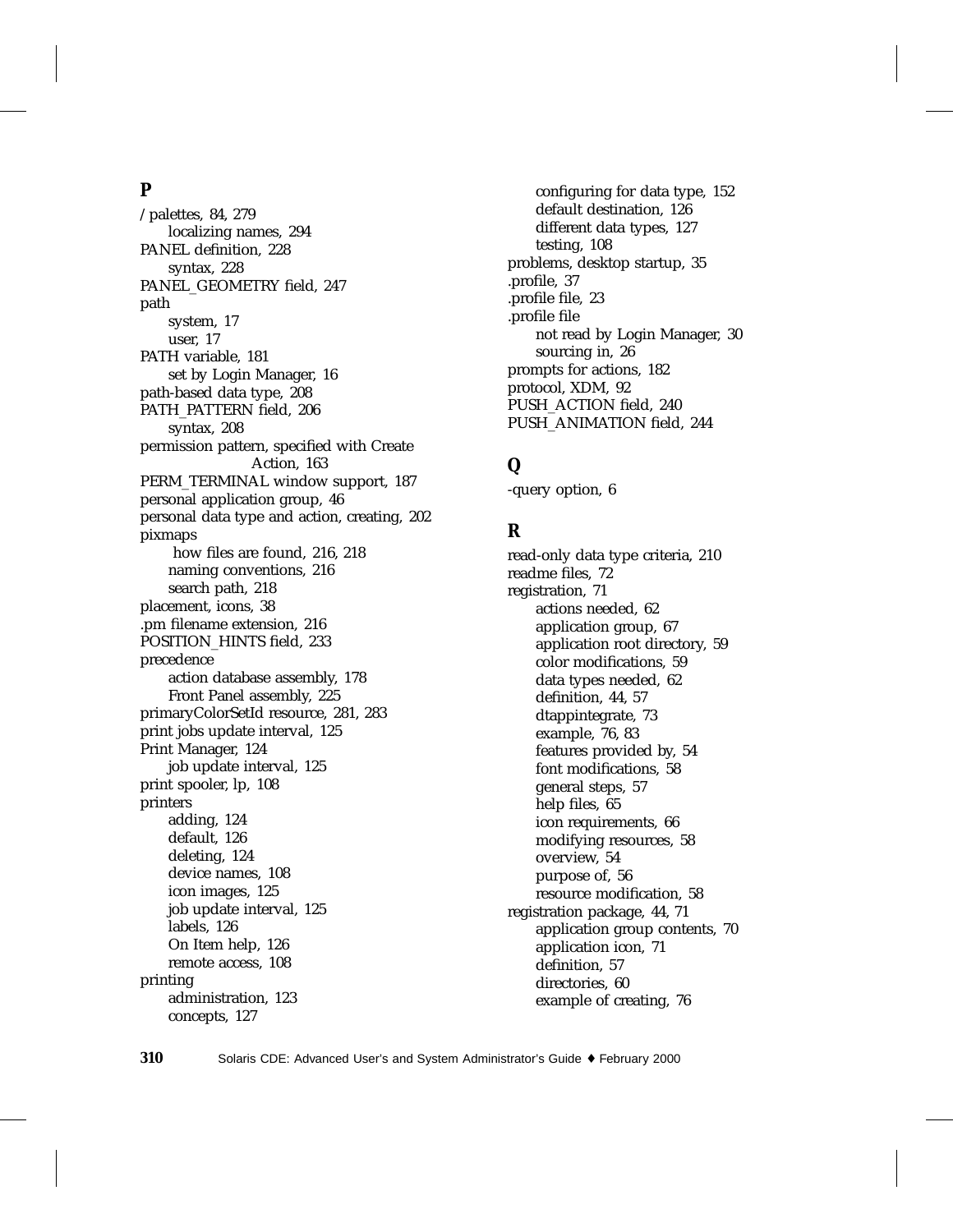## P

/palettes, 84, 279
  localizing names, 294
PANEL definition, 228
  syntax, 228
PANEL_GEOMETRY field, 247
path
  system, 17
  user, 17
PATH variable, 181
  set by Login Manager, 16
path-based data type, 208
PATH_PATTERN field, 206
  syntax, 208
permission pattern, specified with Create Action, 163
PERM_TERMINAL window support, 187
personal application group, 46
personal data type and action, creating, 202
pixmaps
  how files are found, 216, 218
  naming conventions, 216
  search path, 218
placement, icons, 38
.pm filename extension, 216
POSITION_HINTS field, 233
precedence
  action database assembly, 178
  Front Panel assembly, 225
primaryColorSetId resource, 281, 283
print jobs update interval, 125
Print Manager, 124
  job update interval, 125
print spooler, lp, 108
printers
  adding, 124
  default, 126
  deleting, 124
  device names, 108
  icon images, 125
  job update interval, 125
  labels, 126
  On Item help, 126
  remote access, 108
printing
  administration, 123
  concepts, 127
  configuring for data type, 152
  default destination, 126
  different data types, 127
  testing, 108
problems, desktop startup, 35
.profile, 37
.profile file, 23
.profile file
  not read by Login Manager, 30
  sourcing in, 26
prompts for actions, 182
protocol, XDM, 92
PUSH_ACTION field, 240
PUSH_ANIMATION field, 244

## Q

-query option, 6

## R

read-only data type criteria, 210
readme files, 72
registration, 71
  actions needed, 62
  application group, 67
  application root directory, 59
  color modifications, 59
  data types needed, 62
  definition, 44, 57
  dtappintegrate, 73
  example, 76, 83
  features provided by, 54
  font modifications, 58
  general steps, 57
  help files, 65
  icon requirements, 66
  modifying resources, 58
  overview, 54
  purpose of, 56
  resource modification, 58
registration package, 44, 71
  application group contents, 70
  application icon, 71
  definition, 57
  directories, 60
  example of creating, 76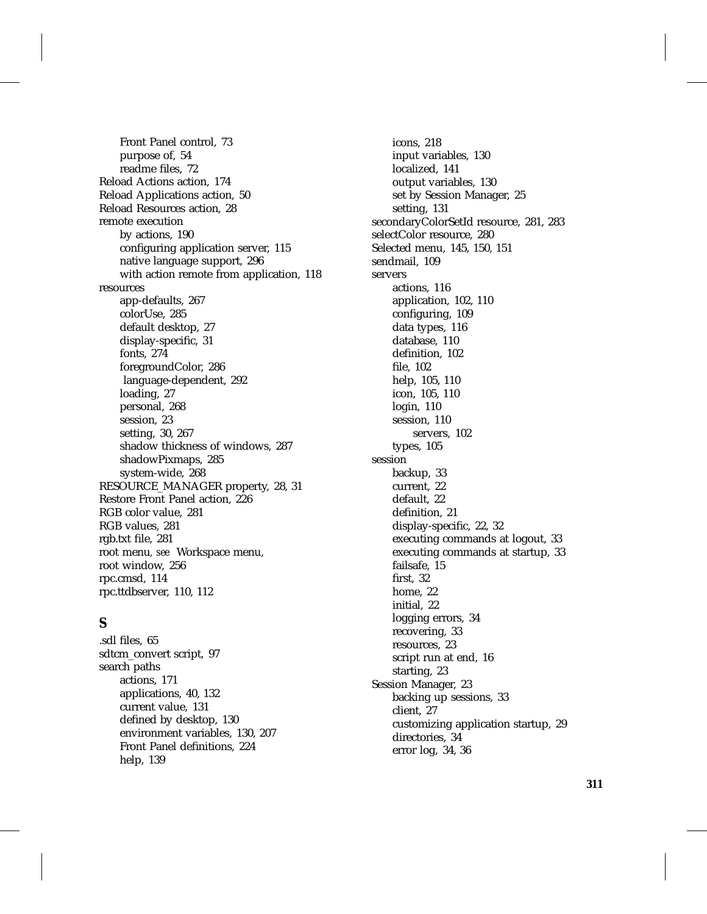- Front Panel control, 73
- purpose of, 54
- readme files, 72

Reload Actions action, 174
Reload Applications action, 50
Reload Resources action, 28
remote execution
- by actions, 190
- configuring application server, 115
- native language support, 296
- with action remote from application, 118

resources
- app-defaults, 267
- colorUse, 285
- default desktop, 27
- display-specific, 31
- fonts, 274
- foregroundColor, 286
- language-dependent, 292
- loading, 27
- personal, 268
- session, 23
- setting, 30, 267
- shadow thickness of windows, 287
- shadowPixmaps, 285
- system-wide, 268

RESOURCE_MANAGER property, 28, 31
Restore Front Panel action, 226
RGB color value, 281
RGB values, 281
rgb.txt file, 281
root menu, *see* Workspace menu,
root window, 256
rpc.cmsd, 114
rpc.ttdbserver, 110, 112

## S

.sdl files, 65
sdtcm_convert script, 97
search paths
- actions, 171
- applications, 40, 132
- current value, 131
- defined by desktop, 130
- environment variables, 130, 207
- Front Panel definitions, 224
- help, 139
- icons, 218
- input variables, 130
- localized, 141
- output variables, 130
- set by Session Manager, 25
- setting, 131

secondaryColorSetId resource, 281, 283
selectColor resource, 280
Selected menu, 145, 150, 151
sendmail, 109
servers
- actions, 116
- application, 102, 110
- configuring, 109
- data types, 116
- database, 110
- definition, 102
- file, 102
- help, 105, 110
- icon, 105, 110
- login, 110
- session, 110
  - servers, 102
- types, 105

session
- backup, 33
- current, 22
- default, 22
- definition, 21
- display-specific, 22, 32
- executing commands at logout, 33
- executing commands at startup, 33
- failsafe, 15
- first, 32
- home, 22
- initial, 22
- logging errors, 34
- recovering, 33
- resources, 23
- script run at end, 16
- starting, 23

Session Manager, 23
- backing up sessions, 33
- client, 27
- customizing application startup, 29
- directories, 34
- error log, 34, 36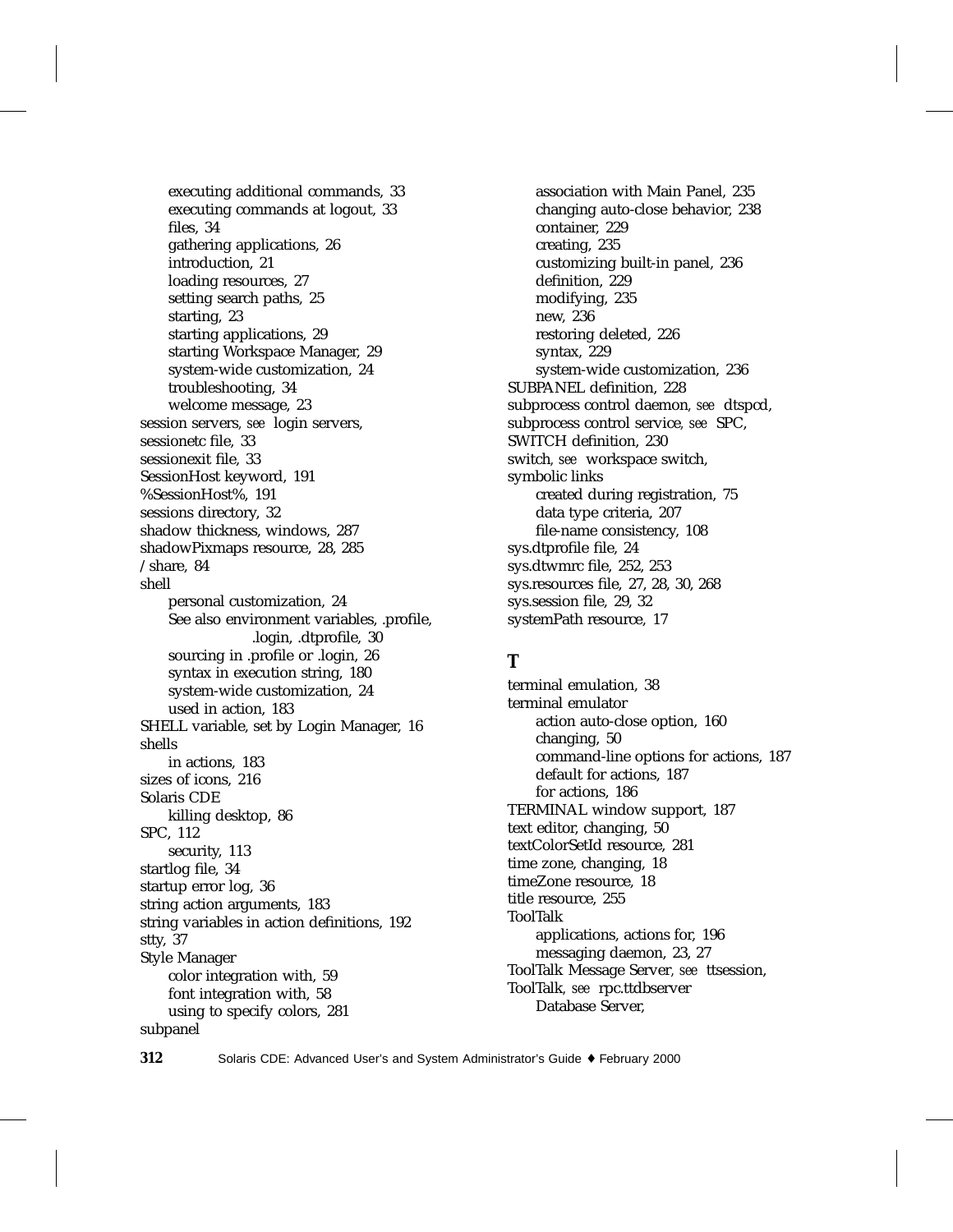executing additional commands, 33
executing commands at logout, 33
files, 34
gathering applications, 26
introduction, 21
loading resources, 27
setting search paths, 25
starting, 23
starting applications, 29
starting Workspace Manager, 29
system-wide customization, 24
troubleshooting, 34
welcome message, 23

session servers, *see* login servers,
sessionetc file, 33
sessionexit file, 33
SessionHost keyword, 191
%SessionHost%, 191
sessions directory, 32
shadow thickness, windows, 287
shadowPixmaps resource, 28, 285
/share, 84
shell
personal customization, 24
See also environment variables, .profile, .login, .dtprofile, 30
sourcing in .profile or .login, 26
syntax in execution string, 180
system-wide customization, 24
used in action, 183

SHELL variable, set by Login Manager, 16
shells
in actions, 183

sizes of icons, 216
Solaris CDE
killing desktop, 86

SPC, 112
security, 113

startlog file, 34
startup error log, 36
string action arguments, 183
string variables in action definitions, 192
stty, 37
Style Manager
color integration with, 59
font integration with, 58
using to specify colors, 281

subpanel
association with Main Panel, 235
changing auto-close behavior, 238
container, 229
creating, 235
customizing built-in panel, 236
definition, 229
modifying, 235
new, 236
restoring deleted, 226
syntax, 229
system-wide customization, 236

SUBPANEL definition, 228
subprocess control daemon, *see* dtspcd,
subprocess control service, *see* SPC,
SWITCH definition, 230
switch, *see* workspace switch,
symbolic links
created during registration, 75
data type criteria, 207
file-name consistency, 108

sys.dtprofile file, 24
sys.dtwmrc file, 252, 253
sys.resources file, 27, 28, 30, 268
sys.session file, 29, 32
systemPath resource, 17

## T

terminal emulation, 38
terminal emulator
action auto-close option, 160
changing, 50
command-line options for actions, 187
default for actions, 187
for actions, 186

TERMINAL window support, 187
text editor, changing, 50
textColorSetId resource, 281
time zone, changing, 18
timeZone resource, 18
title resource, 255
ToolTalk
applications, actions for, 196
messaging daemon, 23, 27

ToolTalk Message Server, *see* ttsession,
ToolTalk, *see* rpc.ttdbserver
Database Server,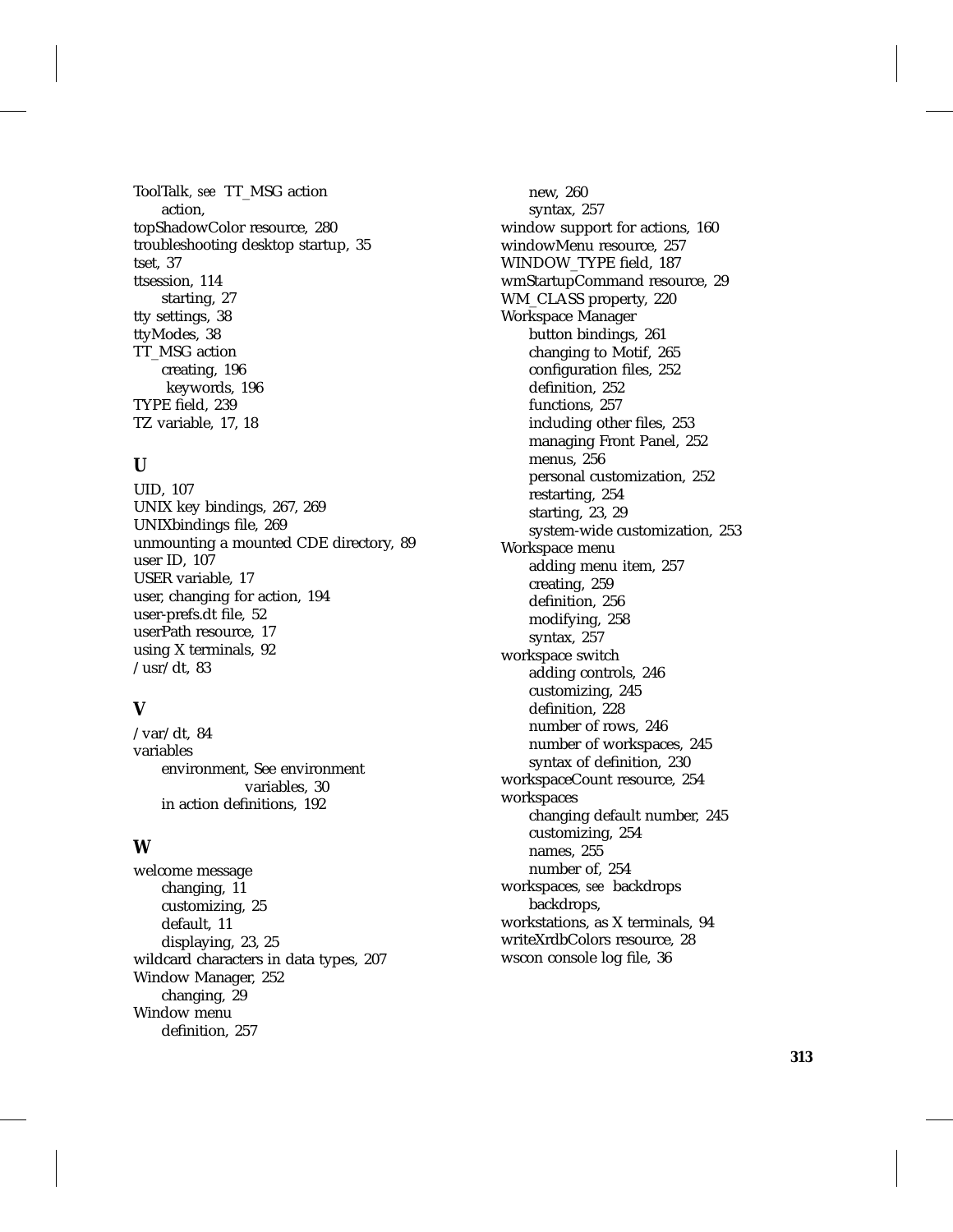ToolTalk, *see* TT_MSG action
    action,
topShadowColor resource, 280
troubleshooting desktop startup, 35
tset, 37
ttsession, 114
    starting, 27
tty settings, 38
ttyModes, 38
TT_MSG action
    creating, 196
    keywords, 196
TYPE field, 239
TZ variable, 17, 18

## U

UID, 107
UNIX key bindings, 267, 269
UNIXbindings file, 269
unmounting a mounted CDE directory, 89
user ID, 107
USER variable, 17
user, changing for action, 194
user-prefs.dt file, 52
userPath resource, 17
using X terminals, 92
/usr/dt, 83

## V

/var/dt, 84
variables
    environment, See environment
        variables, 30
    in action definitions, 192

## W

welcome message
    changing, 11
    customizing, 25
    default, 11
    displaying, 23, 25
wildcard characters in data types, 207
Window Manager, 252
    changing, 29
Window menu
    definition, 257
    new, 260
    syntax, 257
window support for actions, 160
windowMenu resource, 257
WINDOW_TYPE field, 187
wmStartupCommand resource, 29
WM_CLASS property, 220
Workspace Manager
    button bindings, 261
    changing to Motif, 265
    configuration files, 252
    definition, 252
    functions, 257
    including other files, 253
    managing Front Panel, 252
    menus, 256
    personal customization, 252
    restarting, 254
    starting, 23, 29
    system-wide customization, 253
Workspace menu
    adding menu item, 257
    creating, 259
    definition, 256
    modifying, 258
    syntax, 257
workspace switch
    adding controls, 246
    customizing, 245
    definition, 228
    number of rows, 246
    number of workspaces, 245
    syntax of definition, 230
workspaceCount resource, 254
workspaces
    changing default number, 245
    customizing, 254
    names, 255
    number of, 254
workspaces, *see* backdrops
    backdrops,
workstations, as X terminals, 94
writeXrdbColors resource, 28
wscon console log file, 36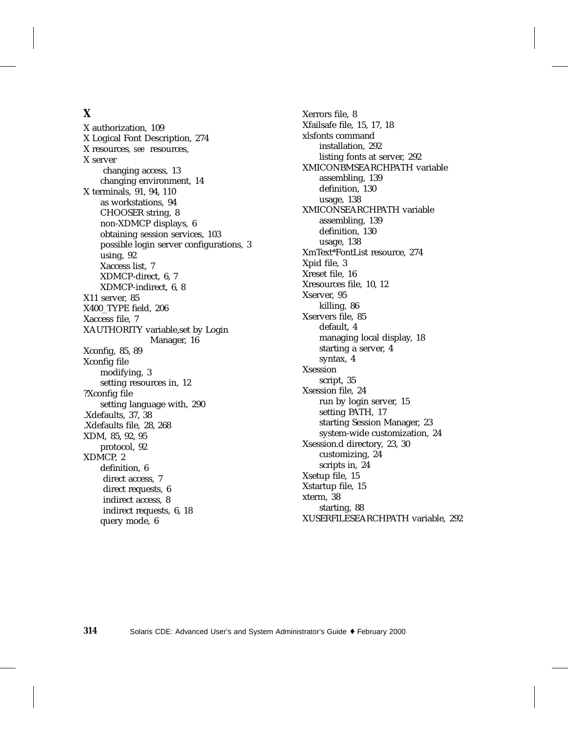## X

X authorization, 109
X Logical Font Description, 274
X resources, *see* resources,
X server
- changing access, 13
- changing environment, 14

X terminals, 91, 94, 110
- as workstations, 94
- CHOOSER string, 8
- non-XDMCP displays, 6
- obtaining session services, 103
- possible login server configurations, 3
- using, 92
- Xaccess list, 7
- XDMCP-direct, 6, 7
- XDMCP-indirect, 6, 8

X11 server, 85
X400_TYPE field, 206
Xaccess file, 7
XAUTHORITY variable,set by Login Manager, 16
Xconfig, 85, 89
Xconfig file
- modifying, 3
- setting resources in, 12

?Xconfig file
- setting language with, 290

.Xdefaults, 37, 38
.Xdefaults file, 28, 268
XDM, 85, 92, 95
- protocol, 92

XDMCP, 2
- definition, 6
- direct access, 7
- direct requests, 6
- indirect access, 8
- indirect requests, 6, 18
- query mode, 6

Xerrors file, 8
Xfailsafe file, 15, 17, 18
xlsfonts command
- installation, 292
- listing fonts at server, 292

XMICONBMSEARCHPATH variable
- assembling, 139
- definition, 130
- usage, 138

XMICONSEARCHPATH variable
- assembling, 139
- definition, 130
- usage, 138

XmText*FontList resource, 274
Xpid file, 3
Xreset file, 16
Xresources file, 10, 12
Xserver, 95
- killing, 86

Xservers file, 85
- default, 4
- managing local display, 18
- starting a server, 4
- syntax, 4

Xsession
- script, 35

Xsession file, 24
- run by login server, 15
- setting PATH, 17
- starting Session Manager, 23
- system-wide customization, 24

Xsession.d directory, 23, 30
- customizing, 24
- scripts in, 24

Xsetup file, 15
Xstartup file, 15
xterm, 38
- starting, 88

XUSERFILESEARCHPATH variable, 292